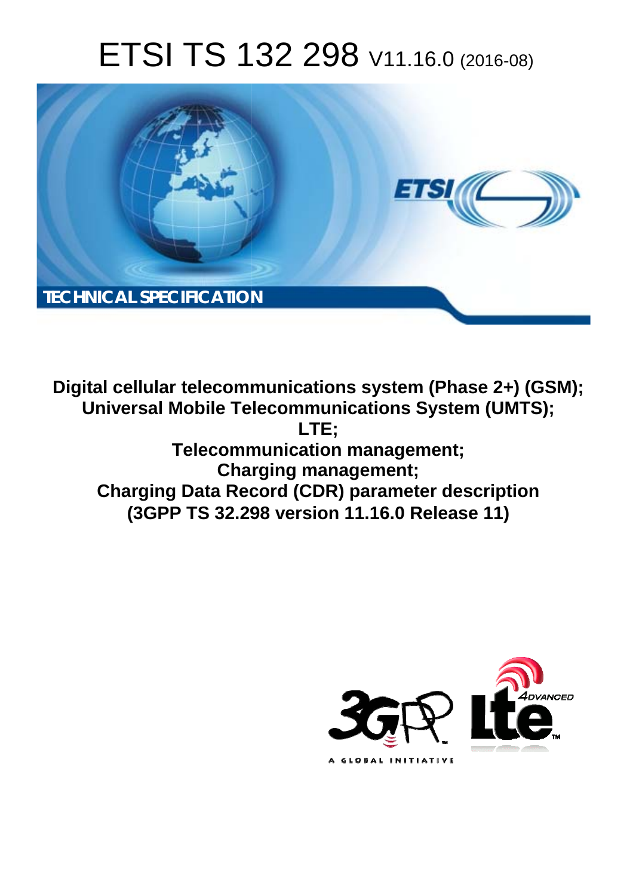# ETSI TS 132 298 V11.16.0 (2016-08)

**TECHNICAL SPECIFICATION**

**Digital cellular telecommunications system (Phase 2+) (GSM); Universal Mobile Telecommunications System (UMTS); LTE; Telecommunication management; Charging management; Charging Data Record (CDR) parameter description (3GPP TS 32.298 version 11.16.0 Release 11)**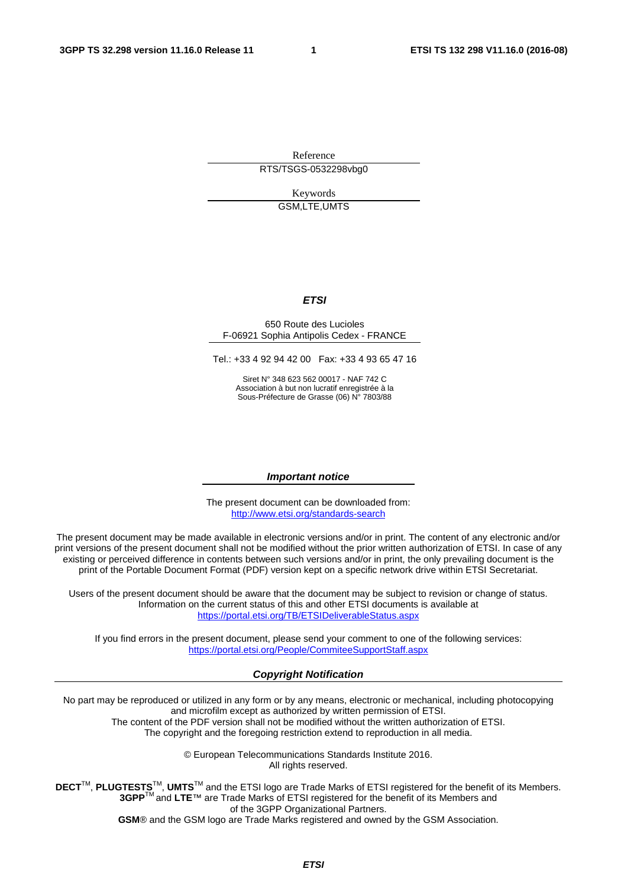Reference

RTS/TSGS-0532298vbg0

Keywords

GSM,LTE,UMTS

***ETSI***

650 Route des Lucioles
F-06921 Sophia Antipolis Cedex - FRANCE

Tel.: +33 4 92 94 42 00 Fax: +33 4 93 65 47 16

Siret N° 348 623 562 00017 - NAF 742 C
Association à but non lucratif enregistrée à la
Sous-Préfecture de Grasse (06) N° 7803/88

***Important notice***

The present document can be downloaded from:
http://www.etsi.org/standards-search

The present document may be made available in electronic versions and/or in print. The content of any electronic and/or print versions of the present document shall not be modified without the prior written authorization of ETSI. In case of any existing or perceived difference in contents between such versions and/or in print, the only prevailing document is the print of the Portable Document Format (PDF) version kept on a specific network drive within ETSI Secretariat.

Users of the present document should be aware that the document may be subject to revision or change of status. Information on the current status of this and other ETSI documents is available at
https://portal.etsi.org/TB/ETSIDeliverableStatus.aspx

If you find errors in the present document, please send your comment to one of the following services:
https://portal.etsi.org/People/CommiteeSupportStaff.aspx

***Copyright Notification***

No part may be reproduced or utilized in any form or by any means, electronic or mechanical, including photocopying and microfilm except as authorized by written permission of ETSI.
The content of the PDF version shall not be modified without the written authorization of ETSI.
The copyright and the foregoing restriction extend to reproduction in all media.

© European Telecommunications Standards Institute 2016.
All rights reserved.

**DECT**™, **PLUGTESTS**™, **UMTS**™ and the ETSI logo are Trade Marks of ETSI registered for the benefit of its Members.
**3GPP**™ and **LTE**™ are Trade Marks of ETSI registered for the benefit of its Members and of the 3GPP Organizational Partners.
**GSM**® and the GSM logo are Trade Marks registered and owned by the GSM Association.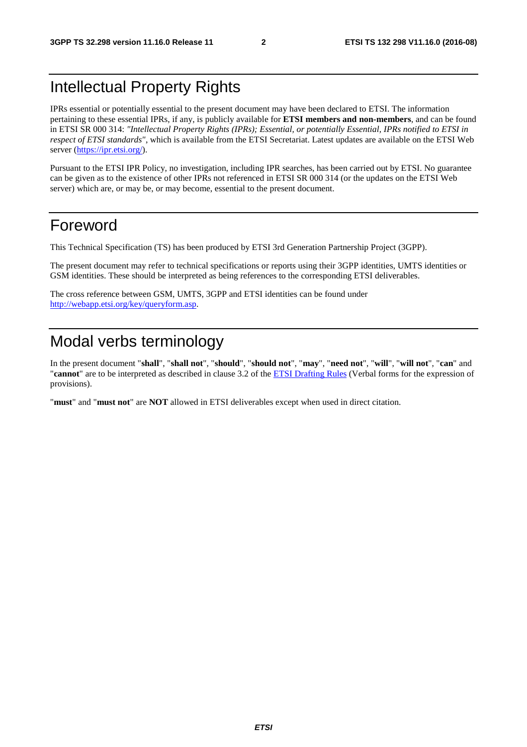# Intellectual Property Rights

IPRs essential or potentially essential to the present document may have been declared to ETSI. The information pertaining to these essential IPRs, if any, is publicly available for **ETSI members and non-members**, and can be found in ETSI SR 000 314: *"Intellectual Property Rights (IPRs); Essential, or potentially Essential, IPRs notified to ETSI in respect of ETSI standards"*, which is available from the ETSI Secretariat. Latest updates are available on the ETSI Web server (https://ipr.etsi.org/).

Pursuant to the ETSI IPR Policy, no investigation, including IPR searches, has been carried out by ETSI. No guarantee can be given as to the existence of other IPRs not referenced in ETSI SR 000 314 (or the updates on the ETSI Web server) which are, or may be, or may become, essential to the present document.

# Foreword

This Technical Specification (TS) has been produced by ETSI 3rd Generation Partnership Project (3GPP).

The present document may refer to technical specifications or reports using their 3GPP identities, UMTS identities or GSM identities. These should be interpreted as being references to the corresponding ETSI deliverables.

The cross reference between GSM, UMTS, 3GPP and ETSI identities can be found under http://webapp.etsi.org/key/queryform.asp.

# Modal verbs terminology

In the present document "**shall**", "**shall not**", "**should**", "**should not**", "**may**", "**need not**", "**will**", "**will not**", "**can**" and "**cannot**" are to be interpreted as described in clause 3.2 of the ETSI Drafting Rules (Verbal forms for the expression of provisions).

"**must**" and "**must not**" are **NOT** allowed in ETSI deliverables except when used in direct citation.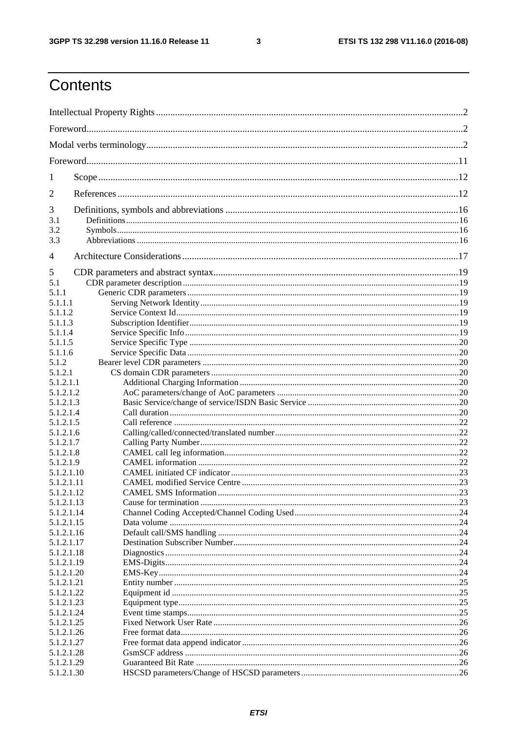# Contents

Intellectual Property Rights ............................................................................................................................2

Foreword.........................................................................................................................................................2

Modal verbs terminology...................................................................................................................................2

Foreword........................................................................................................................................................11

1 Scope ....................................................................................................................................................12

2 References .............................................................................................................................................12

3 Definitions, symbols and abbreviations ................................................................................................16

3.1 Definitions ......................................................................................................................................16

3.2 Symbols .........................................................................................................................................16

3.3 Abbreviations .................................................................................................................................16

4 Architecture Considerations ..................................................................................................................17

5 CDR parameters and abstract syntax.....................................................................................................19

5.1 CDR parameter description ............................................................................................................19

5.1.1 Generic CDR parameters ...........................................................................................................19

5.1.1.1 Serving Network Identity .......................................................................................................19

5.1.1.2 Service Context Id..................................................................................................................19

5.1.1.3 Subscription Identifier............................................................................................................19

5.1.1.4 Service Specific Info ..............................................................................................................19

5.1.1.5 Service Specific Type .............................................................................................................20

5.1.1.6 Service Specific Data .............................................................................................................20

5.1.2 Bearer level CDR parameters .....................................................................................................20

5.1.2.1 CS domain CDR parameters ...................................................................................................20

5.1.2.1.1 Additional Charging Information .......................................................................................20

5.1.2.1.2 AoC parameters/change of AoC parameters .......................................................................20

5.1.2.1.3 Basic Service/change of service/ISDN Basic Service .........................................................20

5.1.2.1.4 Call duration......................................................................................................................20

5.1.2.1.5 Call reference ....................................................................................................................22

5.1.2.1.6 Calling/called/connected/translated number........................................................................22

5.1.2.1.7 Calling Party Number.........................................................................................................22

5.1.2.1.8 CAMEL call leg information..............................................................................................22

5.1.2.1.9 CAMEL information ..........................................................................................................22

5.1.2.1.10 CAMEL initiated CF indicator ...........................................................................................23

5.1.2.1.11 CAMEL modified Service Centre .......................................................................................23

5.1.2.1.12 CAMEL SMS Information .................................................................................................23

5.1.2.1.13 Cause for termination .........................................................................................................23

5.1.2.1.14 Channel Coding Accepted/Channel Coding Used ...............................................................24

5.1.2.1.15 Data volume .......................................................................................................................24

5.1.2.1.16 Default call/SMS handling .................................................................................................24

5.1.2.1.17 Destination Subscriber Number...........................................................................................24

5.1.2.1.18 Diagnostics.........................................................................................................................24

5.1.2.1.19 EMS-Digits.........................................................................................................................24

5.1.2.1.20 EMS-Key............................................................................................................................24

5.1.2.1.21 Entity number .....................................................................................................................25

5.1.2.1.22 Equipment id ......................................................................................................................25

5.1.2.1.23 Equipment type...................................................................................................................25

5.1.2.1.24 Event time stamps...............................................................................................................25

5.1.2.1.25 Fixed Network User Rate ...................................................................................................26

5.1.2.1.26 Free format data..................................................................................................................26

5.1.2.1.27 Free format data append indicator ......................................................................................26

5.1.2.1.28 GsmSCF address ................................................................................................................26

5.1.2.1.29 Guaranteed Bit Rate ...........................................................................................................26

5.1.2.1.30 HSCSD parameters/Change of HSCSD parameters............................................................26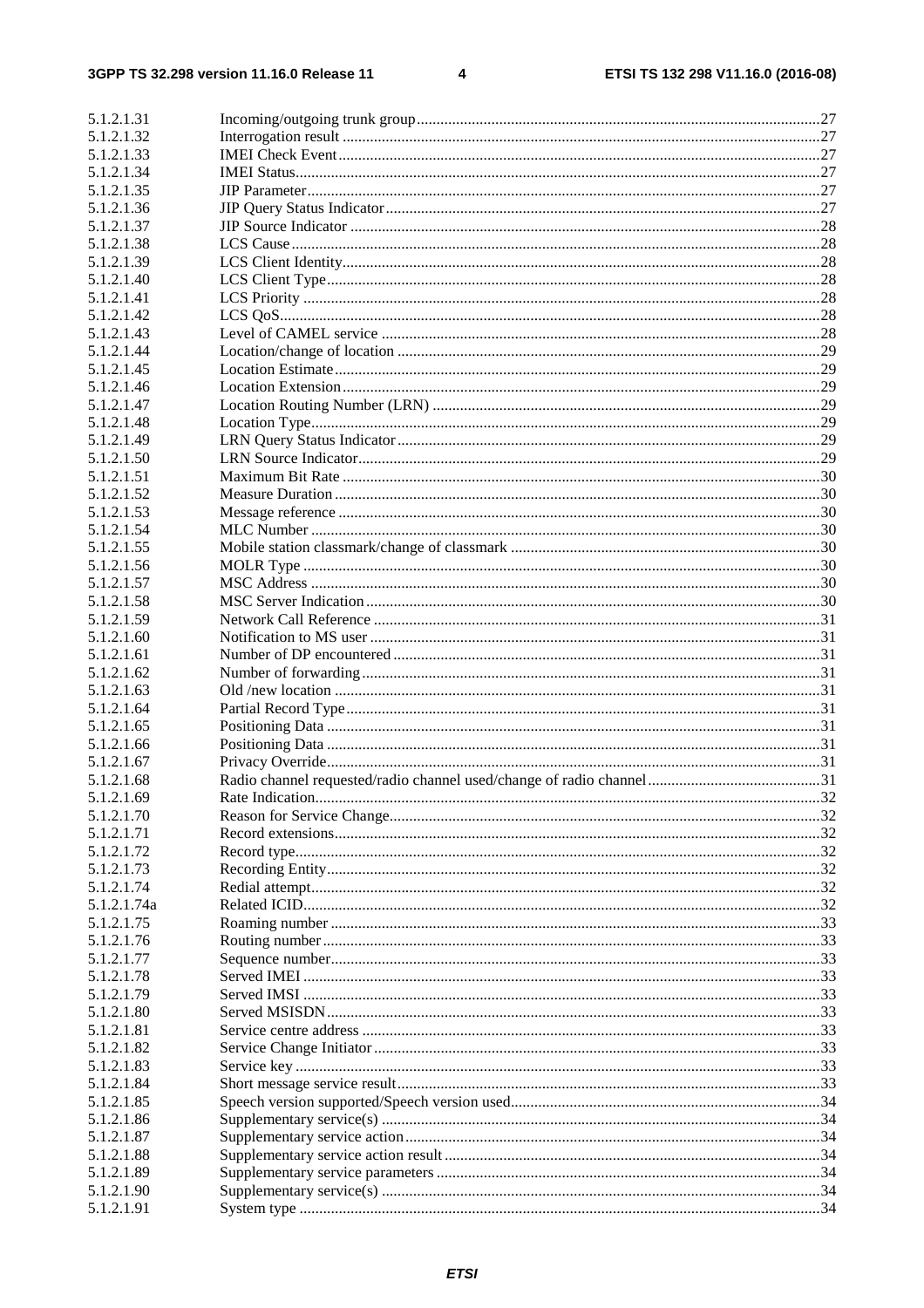5.1.2.1.31 Incoming/outgoing trunk group ..... 27
5.1.2.1.32 Interrogation result ..... 27
5.1.2.1.33 IMEI Check Event ..... 27
5.1.2.1.34 IMEI Status ..... 27
5.1.2.1.35 JIP Parameter ..... 27
5.1.2.1.36 JIP Query Status Indicator ..... 27
5.1.2.1.37 JIP Source Indicator ..... 28
5.1.2.1.38 LCS Cause ..... 28
5.1.2.1.39 LCS Client Identity ..... 28
5.1.2.1.40 LCS Client Type ..... 28
5.1.2.1.41 LCS Priority ..... 28
5.1.2.1.42 LCS QoS ..... 28
5.1.2.1.43 Level of CAMEL service ..... 28
5.1.2.1.44 Location/change of location ..... 29
5.1.2.1.45 Location Estimate ..... 29
5.1.2.1.46 Location Extension ..... 29
5.1.2.1.47 Location Routing Number (LRN) ..... 29
5.1.2.1.48 Location Type ..... 29
5.1.2.1.49 LRN Query Status Indicator ..... 29
5.1.2.1.50 LRN Source Indicator ..... 29
5.1.2.1.51 Maximum Bit Rate ..... 30
5.1.2.1.52 Measure Duration ..... 30
5.1.2.1.53 Message reference ..... 30
5.1.2.1.54 MLC Number ..... 30
5.1.2.1.55 Mobile station classmark/change of classmark ..... 30
5.1.2.1.56 MOLR Type ..... 30
5.1.2.1.57 MSC Address ..... 30
5.1.2.1.58 MSC Server Indication ..... 30
5.1.2.1.59 Network Call Reference ..... 31
5.1.2.1.60 Notification to MS user ..... 31
5.1.2.1.61 Number of DP encountered ..... 31
5.1.2.1.62 Number of forwarding ..... 31
5.1.2.1.63 Old /new location ..... 31
5.1.2.1.64 Partial Record Type ..... 31
5.1.2.1.65 Positioning Data ..... 31
5.1.2.1.66 Positioning Data ..... 31
5.1.2.1.67 Privacy Override ..... 31
5.1.2.1.68 Radio channel requested/radio channel used/change of radio channel ..... 31
5.1.2.1.69 Rate Indication ..... 32
5.1.2.1.70 Reason for Service Change ..... 32
5.1.2.1.71 Record extensions ..... 32
5.1.2.1.72 Record type ..... 32
5.1.2.1.73 Recording Entity ..... 32
5.1.2.1.74 Redial attempt ..... 32
5.1.2.1.74a Related ICID ..... 32
5.1.2.1.75 Roaming number ..... 33
5.1.2.1.76 Routing number ..... 33
5.1.2.1.77 Sequence number ..... 33
5.1.2.1.78 Served IMEI ..... 33
5.1.2.1.79 Served IMSI ..... 33
5.1.2.1.80 Served MSISDN ..... 33
5.1.2.1.81 Service centre address ..... 33
5.1.2.1.82 Service Change Initiator ..... 33
5.1.2.1.83 Service key ..... 33
5.1.2.1.84 Short message service result ..... 33
5.1.2.1.85 Speech version supported/Speech version used ..... 34
5.1.2.1.86 Supplementary service(s) ..... 34
5.1.2.1.87 Supplementary service action ..... 34
5.1.2.1.88 Supplementary service action result ..... 34
5.1.2.1.89 Supplementary service parameters ..... 34
5.1.2.1.90 Supplementary service(s) ..... 34
5.1.2.1.91 System type ..... 34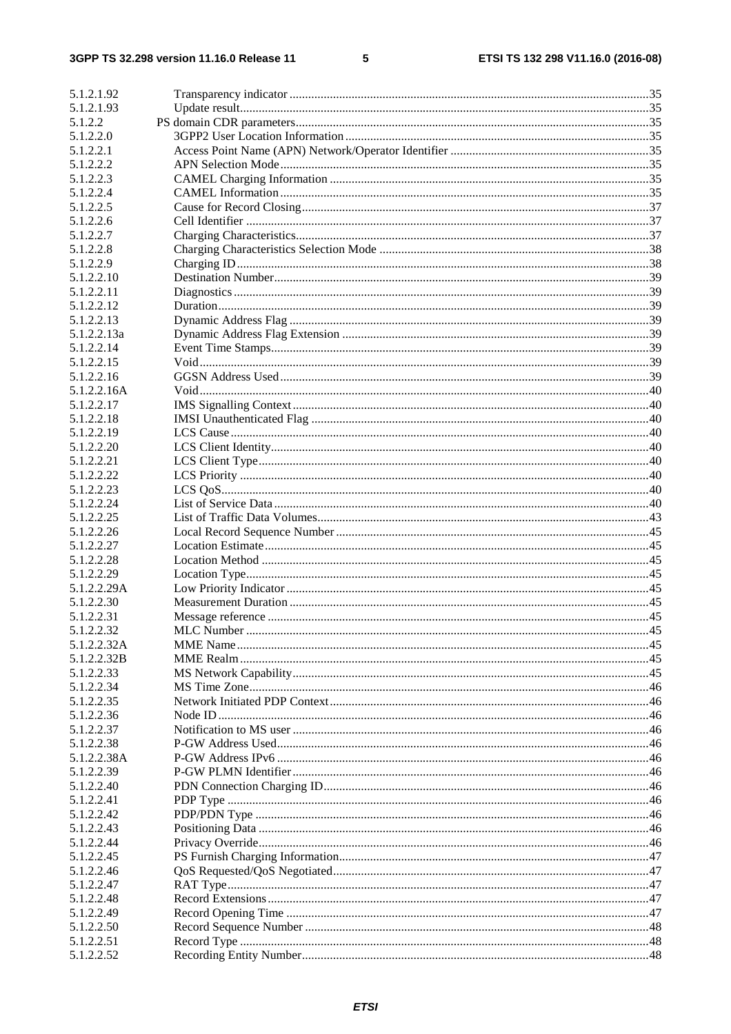5.1.2.1.92 Transparency indicator ....................................................................................................................35
5.1.2.1.93 Update result....................................................................................................................................35
5.1.2.2 PS domain CDR parameters ...................................................................................................................35
5.1.2.2.0 3GPP2 User Location Information ..................................................................................................35
5.1.2.2.1 Access Point Name (APN) Network/Operator Identifier ................................................................35
5.1.2.2.2 APN Selection Mode .......................................................................................................................35
5.1.2.2.3 CAMEL Charging Information .......................................................................................................35
5.1.2.2.4 CAMEL Information .......................................................................................................................35
5.1.2.2.5 Cause for Record Closing................................................................................................................37
5.1.2.2.6 Cell Identifier ..................................................................................................................................37
5.1.2.2.7 Charging Characteristics..................................................................................................................37
5.1.2.2.8 Charging Characteristics Selection Mode .......................................................................................38
5.1.2.2.9 Charging ID .....................................................................................................................................38
5.1.2.2.10 Destination Number.........................................................................................................................39
5.1.2.2.11 Diagnostics ......................................................................................................................................39
5.1.2.2.12 Duration...........................................................................................................................................39
5.1.2.2.13 Dynamic Address Flag ....................................................................................................................39
5.1.2.2.13a Dynamic Address Flag Extension ...................................................................................................39
5.1.2.2.14 Event Time Stamps..........................................................................................................................39
5.1.2.2.15 Void.................................................................................................................................................39
5.1.2.2.16 GGSN Address Used .......................................................................................................................39
5.1.2.2.16A Void.................................................................................................................................................40
5.1.2.2.17 IMS Signalling Context ...................................................................................................................40
5.1.2.2.18 IMSI Unauthenticated Flag .............................................................................................................40
5.1.2.2.19 LCS Cause .......................................................................................................................................40
5.1.2.2.20 LCS Client Identity..........................................................................................................................40
5.1.2.2.21 LCS Client Type..............................................................................................................................40
5.1.2.2.22 LCS Priority ....................................................................................................................................40
5.1.2.2.23 LCS QoS..........................................................................................................................................40
5.1.2.2.24 List of Service Data .........................................................................................................................40
5.1.2.2.25 List of Traffic Data Volumes...........................................................................................................43
5.1.2.2.26 Local Record Sequence Number .....................................................................................................45
5.1.2.2.27 Location Estimate............................................................................................................................45
5.1.2.2.28 Location Method .............................................................................................................................45
5.1.2.2.29 Location Type..................................................................................................................................45
5.1.2.2.29A Low Priority Indicator ....................................................................................................................45
5.1.2.2.30 Measurement Duration ....................................................................................................................45
5.1.2.2.31 Message reference ...........................................................................................................................45
5.1.2.2.32 MLC Number ..................................................................................................................................45
5.1.2.2.32A MME Name .....................................................................................................................................45
5.1.2.2.32B MME Realm ....................................................................................................................................45
5.1.2.2.33 MS Network Capability...................................................................................................................45
5.1.2.2.34 MS Time Zone.................................................................................................................................46
5.1.2.2.35 Network Initiated PDP Context.......................................................................................................46
5.1.2.2.36 Node ID ...........................................................................................................................................46
5.1.2.2.37 Notification to MS user ...................................................................................................................46
5.1.2.2.38 P-GW Address Used........................................................................................................................46
5.1.2.2.38A P-GW Address IPv6 ........................................................................................................................46
5.1.2.2.39 P-GW PLMN Identifier...................................................................................................................46
5.1.2.2.40 PDN Connection Charging ID.........................................................................................................46
5.1.2.2.41 PDP Type ........................................................................................................................................46
5.1.2.2.42 PDP/PDN Type ...............................................................................................................................46
5.1.2.2.43 Positioning Data ..............................................................................................................................46
5.1.2.2.44 Privacy Override..............................................................................................................................46
5.1.2.2.45 PS Furnish Charging Information....................................................................................................47
5.1.2.2.46 QoS Requested/QoS Negotiated......................................................................................................47
5.1.2.2.47 RAT Type........................................................................................................................................47
5.1.2.2.48 Record Extensions ...........................................................................................................................47
5.1.2.2.49 Record Opening Time .....................................................................................................................47
5.1.2.2.50 Record Sequence Number ...............................................................................................................48
5.1.2.2.51 Record Type ....................................................................................................................................48
5.1.2.2.52 Recording Entity Number................................................................................................................48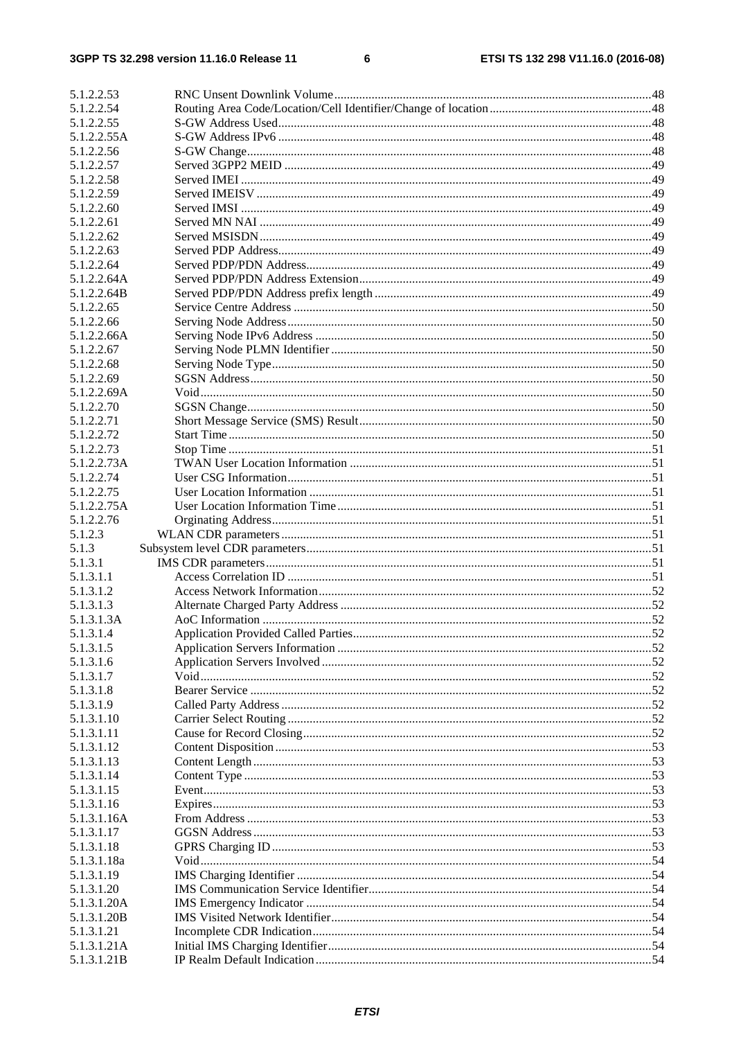| | | |
|---|---|---|
| 5.1.2.2.53 | RNC Unsent Downlink Volume | 48 |
| 5.1.2.2.54 | Routing Area Code/Location/Cell Identifier/Change of location | 48 |
| 5.1.2.2.55 | S-GW Address Used | 48 |
| 5.1.2.2.55A | S-GW Address IPv6 | 48 |
| 5.1.2.2.56 | S-GW Change | 48 |
| 5.1.2.2.57 | Served 3GPP2 MEID | 49 |
| 5.1.2.2.58 | Served IMEI | 49 |
| 5.1.2.2.59 | Served IMEISV | 49 |
| 5.1.2.2.60 | Served IMSI | 49 |
| 5.1.2.2.61 | Served MN NAI | 49 |
| 5.1.2.2.62 | Served MSISDN | 49 |
| 5.1.2.2.63 | Served PDP Address | 49 |
| 5.1.2.2.64 | Served PDP/PDN Address | 49 |
| 5.1.2.2.64A | Served PDP/PDN Address Extension | 49 |
| 5.1.2.2.64B | Served PDP/PDN Address prefix length | 49 |
| 5.1.2.2.65 | Service Centre Address | 50 |
| 5.1.2.2.66 | Serving Node Address | 50 |
| 5.1.2.2.66A | Serving Node IPv6 Address | 50 |
| 5.1.2.2.67 | Serving Node PLMN Identifier | 50 |
| 5.1.2.2.68 | Serving Node Type | 50 |
| 5.1.2.2.69 | SGSN Address | 50 |
| 5.1.2.2.69A | Void | 50 |
| 5.1.2.2.70 | SGSN Change | 50 |
| 5.1.2.2.71 | Short Message Service (SMS) Result | 50 |
| 5.1.2.2.72 | Start Time | 50 |
| 5.1.2.2.73 | Stop Time | 51 |
| 5.1.2.2.73A | TWAN User Location Information | 51 |
| 5.1.2.2.74 | User CSG Information | 51 |
| 5.1.2.2.75 | User Location Information | 51 |
| 5.1.2.2.75A | User Location Information Time | 51 |
| 5.1.2.2.76 | Orginating Address | 51 |
| 5.1.2.3 | WLAN CDR parameters | 51 |
| 5.1.3 | Subsystem level CDR parameters | 51 |
| 5.1.3.1 | IMS CDR parameters | 51 |
| 5.1.3.1.1 | Access Correlation ID | 51 |
| 5.1.3.1.2 | Access Network Information | 52 |
| 5.1.3.1.3 | Alternate Charged Party Address | 52 |
| 5.1.3.1.3A | AoC Information | 52 |
| 5.1.3.1.4 | Application Provided Called Parties | 52 |
| 5.1.3.1.5 | Application Servers Information | 52 |
| 5.1.3.1.6 | Application Servers Involved | 52 |
| 5.1.3.1.7 | Void | 52 |
| 5.1.3.1.8 | Bearer Service | 52 |
| 5.1.3.1.9 | Called Party Address | 52 |
| 5.1.3.1.10 | Carrier Select Routing | 52 |
| 5.1.3.1.11 | Cause for Record Closing | 52 |
| 5.1.3.1.12 | Content Disposition | 53 |
| 5.1.3.1.13 | Content Length | 53 |
| 5.1.3.1.14 | Content Type | 53 |
| 5.1.3.1.15 | Event | 53 |
| 5.1.3.1.16 | Expires | 53 |
| 5.1.3.1.16A | From Address | 53 |
| 5.1.3.1.17 | GGSN Address | 53 |
| 5.1.3.1.18 | GPRS Charging ID | 53 |
| 5.1.3.1.18a | Void | 54 |
| 5.1.3.1.19 | IMS Charging Identifier | 54 |
| 5.1.3.1.20 | IMS Communication Service Identifier | 54 |
| 5.1.3.1.20A | IMS Emergency Indicator | 54 |
| 5.1.3.1.20B | IMS Visited Network Identifier | 54 |
| 5.1.3.1.21 | Incomplete CDR Indication | 54 |
| 5.1.3.1.21A | Initial IMS Charging Identifier | 54 |
| 5.1.3.1.21B | IP Realm Default Indication | 54 |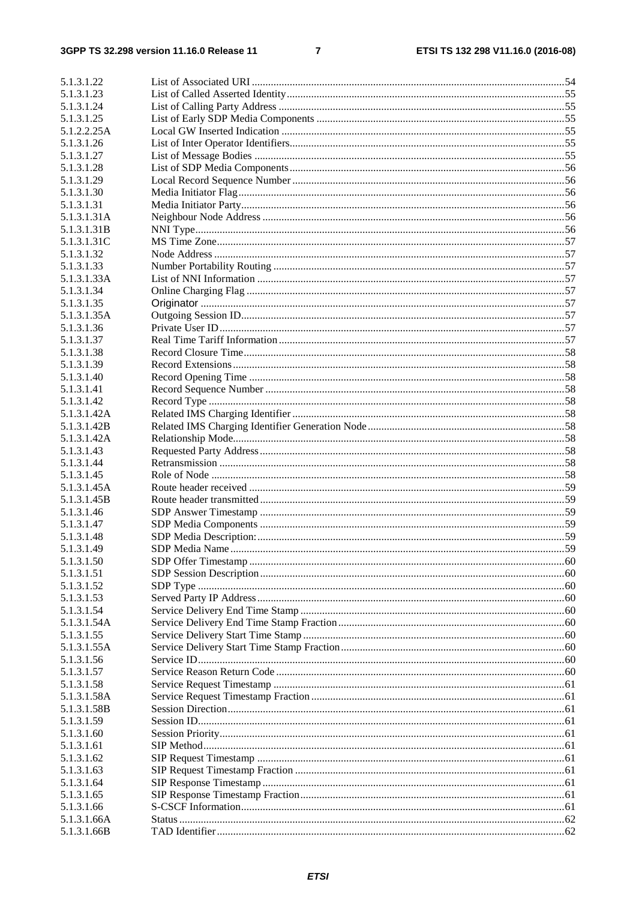5.1.3.1.22 List of Associated URI ... 54
5.1.3.1.23 List of Called Asserted Identity ... 55
5.1.3.1.24 List of Calling Party Address ... 55
5.1.3.1.25 List of Early SDP Media Components ... 55
5.1.2.2.25A Local GW Inserted Indication ... 55
5.1.3.1.26 List of Inter Operator Identifiers ... 55
5.1.3.1.27 List of Message Bodies ... 55
5.1.3.1.28 List of SDP Media Components ... 56
5.1.3.1.29 Local Record Sequence Number ... 56
5.1.3.1.30 Media Initiator Flag ... 56
5.1.3.1.31 Media Initiator Party ... 56
5.1.3.1.31A Neighbour Node Address ... 56
5.1.3.1.31B NNI Type ... 56
5.1.3.1.31C MS Time Zone ... 57
5.1.3.1.32 Node Address ... 57
5.1.3.1.33 Number Portability Routing ... 57
5.1.3.1.33A List of NNI Information ... 57
5.1.3.1.34 Online Charging Flag ... 57
5.1.3.1.35 Originator ... 57
5.1.3.1.35A Outgoing Session ID ... 57
5.1.3.1.36 Private User ID ... 57
5.1.3.1.37 Real Time Tariff Information ... 57
5.1.3.1.38 Record Closure Time ... 58
5.1.3.1.39 Record Extensions ... 58
5.1.3.1.40 Record Opening Time ... 58
5.1.3.1.41 Record Sequence Number ... 58
5.1.3.1.42 Record Type ... 58
5.1.3.1.42A Related IMS Charging Identifier ... 58
5.1.3.1.42B Related IMS Charging Identifier Generation Node ... 58
5.1.3.1.42A Relationship Mode ... 58
5.1.3.1.43 Requested Party Address ... 58
5.1.3.1.44 Retransmission ... 58
5.1.3.1.45 Role of Node ... 58
5.1.3.1.45A Route header received ... 59
5.1.3.1.45B Route header transmitted ... 59
5.1.3.1.46 SDP Answer Timestamp ... 59
5.1.3.1.47 SDP Media Components ... 59
5.1.3.1.48 SDP Media Description: ... 59
5.1.3.1.49 SDP Media Name ... 59
5.1.3.1.50 SDP Offer Timestamp ... 60
5.1.3.1.51 SDP Session Description ... 60
5.1.3.1.52 SDP Type ... 60
5.1.3.1.53 Served Party IP Address ... 60
5.1.3.1.54 Service Delivery End Time Stamp ... 60
5.1.3.1.54A Service Delivery End Time Stamp Fraction ... 60
5.1.3.1.55 Service Delivery Start Time Stamp ... 60
5.1.3.1.55A Service Delivery Start Time Stamp Fraction ... 60
5.1.3.1.56 Service ID ... 60
5.1.3.1.57 Service Reason Return Code ... 60
5.1.3.1.58 Service Request Timestamp ... 61
5.1.3.1.58A Service Request Timestamp Fraction ... 61
5.1.3.1.58B Session Direction ... 61
5.1.3.1.59 Session ID ... 61
5.1.3.1.60 Session Priority ... 61
5.1.3.1.61 SIP Method ... 61
5.1.3.1.62 SIP Request Timestamp ... 61
5.1.3.1.63 SIP Request Timestamp Fraction ... 61
5.1.3.1.64 SIP Response Timestamp ... 61
5.1.3.1.65 SIP Response Timestamp Fraction ... 61
5.1.3.1.66 S-CSCF Information ... 61
5.1.3.1.66A Status ... 62
5.1.3.1.66B TAD Identifier ... 62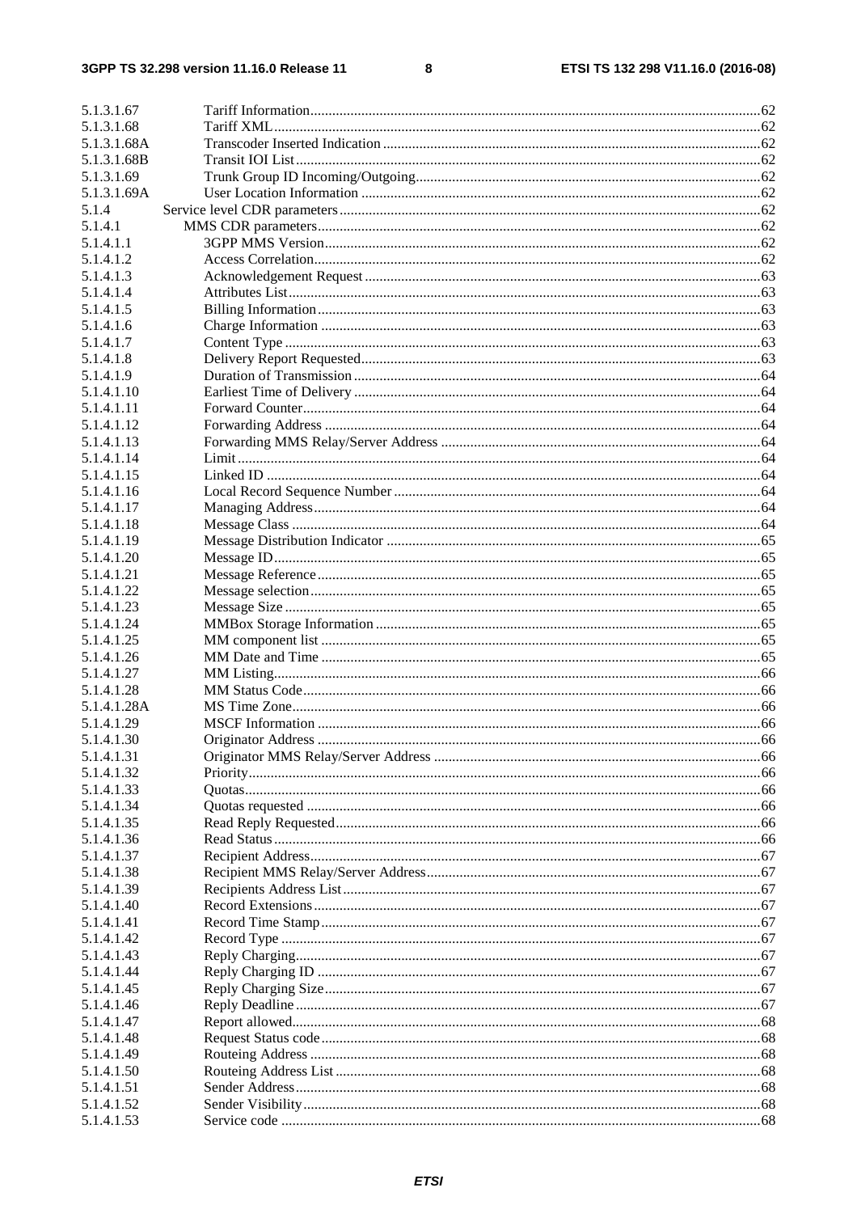5.1.3.1.67 Tariff Information ........................................................................................................................ 62
5.1.3.1.68 Tariff XML ................................................................................................................................. 62
5.1.3.1.68A Transcoder Inserted Indication .................................................................................................. 62
5.1.3.1.68B Transit IOI List ........................................................................................................................... 62
5.1.3.1.69 Trunk Group ID Incoming/Outgoing .......................................................................................... 62
5.1.3.1.69A User Location Information ......................................................................................................... 62
5.1.4 Service level CDR parameters ............................................................................................................... 62
5.1.4.1 MMS CDR parameters ...................................................................................................................... 62
5.1.4.1.1 3GPP MMS Version ................................................................................................................... 62
5.1.4.1.2 Access Correlation ...................................................................................................................... 62
5.1.4.1.3 Acknowledgement Request ........................................................................................................ 63
5.1.4.1.4 Attributes List ............................................................................................................................. 63
5.1.4.1.5 Billing Information ..................................................................................................................... 63
5.1.4.1.6 Charge Information .................................................................................................................... 63
5.1.4.1.7 Content Type .............................................................................................................................. 63
5.1.4.1.8 Delivery Report Requested ......................................................................................................... 63
5.1.4.1.9 Duration of Transmission ........................................................................................................... 64
5.1.4.1.10 Earliest Time of Delivery ........................................................................................................... 64
5.1.4.1.11 Forward Counter ......................................................................................................................... 64
5.1.4.1.12 Forwarding Address ................................................................................................................... 64
5.1.4.1.13 Forwarding MMS Relay/Server Address .................................................................................... 64
5.1.4.1.14 Limit ........................................................................................................................................... 64
5.1.4.1.15 Linked ID ................................................................................................................................... 64
5.1.4.1.16 Local Record Sequence Number ................................................................................................ 64
5.1.4.1.17 Managing Address ...................................................................................................................... 64
5.1.4.1.18 Message Class ............................................................................................................................ 64
5.1.4.1.19 Message Distribution Indicator .................................................................................................. 65
5.1.4.1.20 Message ID ................................................................................................................................. 65
5.1.4.1.21 Message Reference ..................................................................................................................... 65
5.1.4.1.22 Message selection ....................................................................................................................... 65
5.1.4.1.23 Message Size .............................................................................................................................. 65
5.1.4.1.24 MMBox Storage Information ..................................................................................................... 65
5.1.4.1.25 MM component list .................................................................................................................... 65
5.1.4.1.26 MM Date and Time .................................................................................................................... 65
5.1.4.1.27 MM Listing ................................................................................................................................. 66
5.1.4.1.28 MM Status Code ......................................................................................................................... 66
5.1.4.1.28A MS Time Zone ............................................................................................................................ 66
5.1.4.1.29 MSCF Information ..................................................................................................................... 66
5.1.4.1.30 Originator Address ..................................................................................................................... 66
5.1.4.1.31 Originator MMS Relay/Server Address ..................................................................................... 66
5.1.4.1.32 Priority ........................................................................................................................................ 66
5.1.4.1.33 Quotas ......................................................................................................................................... 66
5.1.4.1.34 Quotas requested ........................................................................................................................ 66
5.1.4.1.35 Read Reply Requested ................................................................................................................ 66
5.1.4.1.36 Read Status ................................................................................................................................. 66
5.1.4.1.37 Recipient Address ....................................................................................................................... 67
5.1.4.1.38 Recipient MMS Relay/Server Address ....................................................................................... 67
5.1.4.1.39 Recipients Address List .............................................................................................................. 67
5.1.4.1.40 Record Extensions ...................................................................................................................... 67
5.1.4.1.41 Record Time Stamp .................................................................................................................... 67
5.1.4.1.42 Record Type ............................................................................................................................... 67
5.1.4.1.43 Reply Charging ........................................................................................................................... 67
5.1.4.1.44 Reply Charging ID ..................................................................................................................... 67
5.1.4.1.45 Reply Charging Size ................................................................................................................... 67
5.1.4.1.46 Reply Deadline ........................................................................................................................... 67
5.1.4.1.47 Report allowed ............................................................................................................................ 68
5.1.4.1.48 Request Status code .................................................................................................................... 68
5.1.4.1.49 Routeing Address ....................................................................................................................... 68
5.1.4.1.50 Routeing Address List ................................................................................................................ 68
5.1.4.1.51 Sender Address ........................................................................................................................... 68
5.1.4.1.52 Sender Visibility ......................................................................................................................... 68
5.1.4.1.53 Service code ............................................................................................................................... 68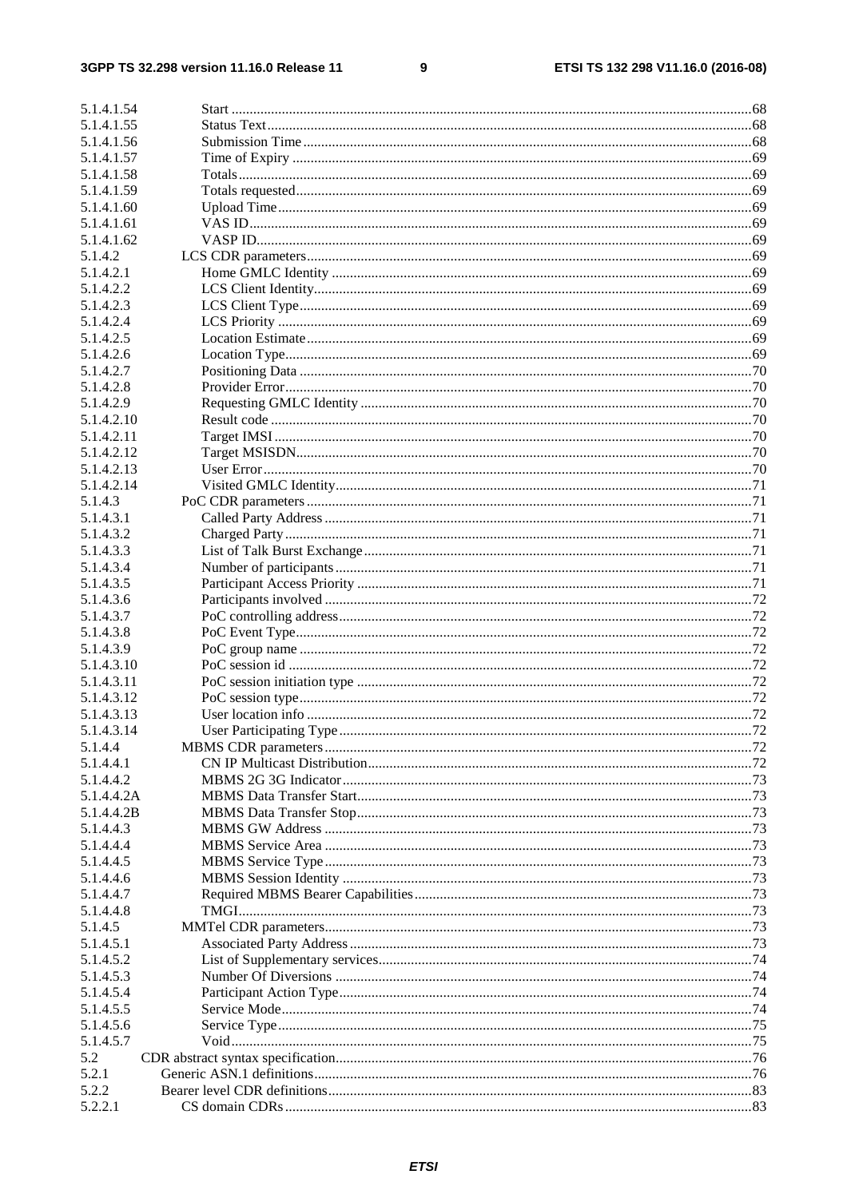| | | |
|---|---|---|
| 5.1.4.1.54 | Start | 68 |
| 5.1.4.1.55 | Status Text | 68 |
| 5.1.4.1.56 | Submission Time | 68 |
| 5.1.4.1.57 | Time of Expiry | 69 |
| 5.1.4.1.58 | Totals | 69 |
| 5.1.4.1.59 | Totals requested | 69 |
| 5.1.4.1.60 | Upload Time | 69 |
| 5.1.4.1.61 | VAS ID | 69 |
| 5.1.4.1.62 | VASP ID | 69 |
| 5.1.4.2 | LCS CDR parameters | 69 |
| 5.1.4.2.1 | Home GMLC Identity | 69 |
| 5.1.4.2.2 | LCS Client Identity | 69 |
| 5.1.4.2.3 | LCS Client Type | 69 |
| 5.1.4.2.4 | LCS Priority | 69 |
| 5.1.4.2.5 | Location Estimate | 69 |
| 5.1.4.2.6 | Location Type | 69 |
| 5.1.4.2.7 | Positioning Data | 70 |
| 5.1.4.2.8 | Provider Error | 70 |
| 5.1.4.2.9 | Requesting GMLC Identity | 70 |
| 5.1.4.2.10 | Result code | 70 |
| 5.1.4.2.11 | Target IMSI | 70 |
| 5.1.4.2.12 | Target MSISDN | 70 |
| 5.1.4.2.13 | User Error | 70 |
| 5.1.4.2.14 | Visited GMLC Identity | 71 |
| 5.1.4.3 | PoC CDR parameters | 71 |
| 5.1.4.3.1 | Called Party Address | 71 |
| 5.1.4.3.2 | Charged Party | 71 |
| 5.1.4.3.3 | List of Talk Burst Exchange | 71 |
| 5.1.4.3.4 | Number of participants | 71 |
| 5.1.4.3.5 | Participant Access Priority | 71 |
| 5.1.4.3.6 | Participants involved | 72 |
| 5.1.4.3.7 | PoC controlling address | 72 |
| 5.1.4.3.8 | PoC Event Type | 72 |
| 5.1.4.3.9 | PoC group name | 72 |
| 5.1.4.3.10 | PoC session id | 72 |
| 5.1.4.3.11 | PoC session initiation type | 72 |
| 5.1.4.3.12 | PoC session type | 72 |
| 5.1.4.3.13 | User location info | 72 |
| 5.1.4.3.14 | User Participating Type | 72 |
| 5.1.4.4 | MBMS CDR parameters | 72 |
| 5.1.4.4.1 | CN IP Multicast Distribution | 72 |
| 5.1.4.4.2 | MBMS 2G 3G Indicator | 73 |
| 5.1.4.4.2A | MBMS Data Transfer Start | 73 |
| 5.1.4.4.2B | MBMS Data Transfer Stop | 73 |
| 5.1.4.4.3 | MBMS GW Address | 73 |
| 5.1.4.4.4 | MBMS Service Area | 73 |
| 5.1.4.4.5 | MBMS Service Type | 73 |
| 5.1.4.4.6 | MBMS Session Identity | 73 |
| 5.1.4.4.7 | Required MBMS Bearer Capabilities | 73 |
| 5.1.4.4.8 | TMGI | 73 |
| 5.1.4.5 | MMTel CDR parameters | 73 |
| 5.1.4.5.1 | Associated Party Address | 73 |
| 5.1.4.5.2 | List of Supplementary services | 74 |
| 5.1.4.5.3 | Number Of Diversions | 74 |
| 5.1.4.5.4 | Participant Action Type | 74 |
| 5.1.4.5.5 | Service Mode | 74 |
| 5.1.4.5.6 | Service Type | 75 |
| 5.1.4.5.7 | Void | 75 |
| 5.2 | CDR abstract syntax specification | 76 |
| 5.2.1 | Generic ASN.1 definitions | 76 |
| 5.2.2 | Bearer level CDR definitions | 83 |
| 5.2.2.1 | CS domain CDRs | 83 |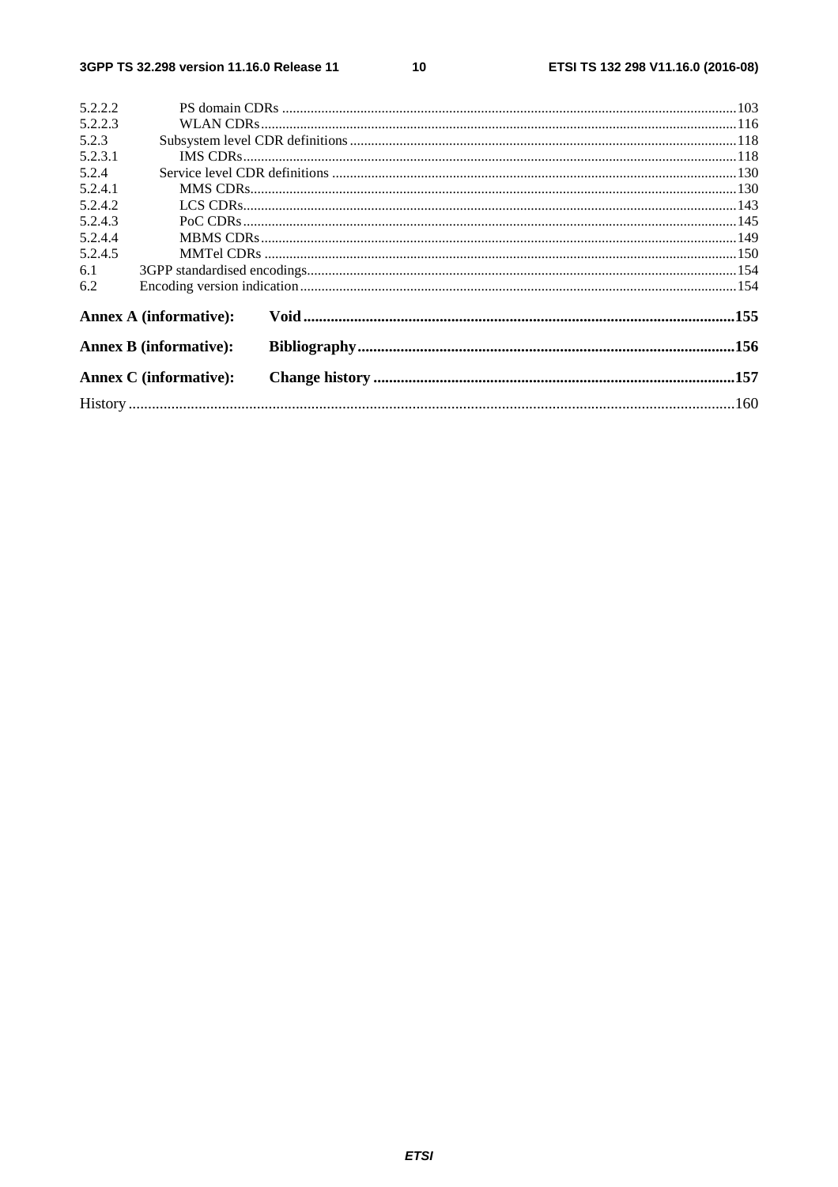5.2.2.2 PS domain CDRs ....................................................................................................................................103
5.2.2.3 WLAN CDRs.........................................................................................................................................116
5.2.3 Subsystem level CDR definitions ...........................................................................................................118
5.2.3.1 IMS CDRs.............................................................................................................................................118
5.2.4 Service level CDR definitions ................................................................................................................130
5.2.4.1 MMS CDRs...........................................................................................................................................130
5.2.4.2 LCS CDRs.............................................................................................................................................143
5.2.4.3 PoC CDRs.............................................................................................................................................145
5.2.4.4 MBMS CDRs........................................................................................................................................149
5.2.4.5 MMTel CDRs ........................................................................................................................................150
6.1 3GPP standardised encodings........................................................................................................................154
6.2 Encoding version indication...........................................................................................................................154

**Annex A (informative): Void ...............................................................................................................155**

**Annex B (informative): Bibliography..................................................................................................156**

**Annex C (informative): Change history ..............................................................................................157**

History ..............................................................................................................................................................160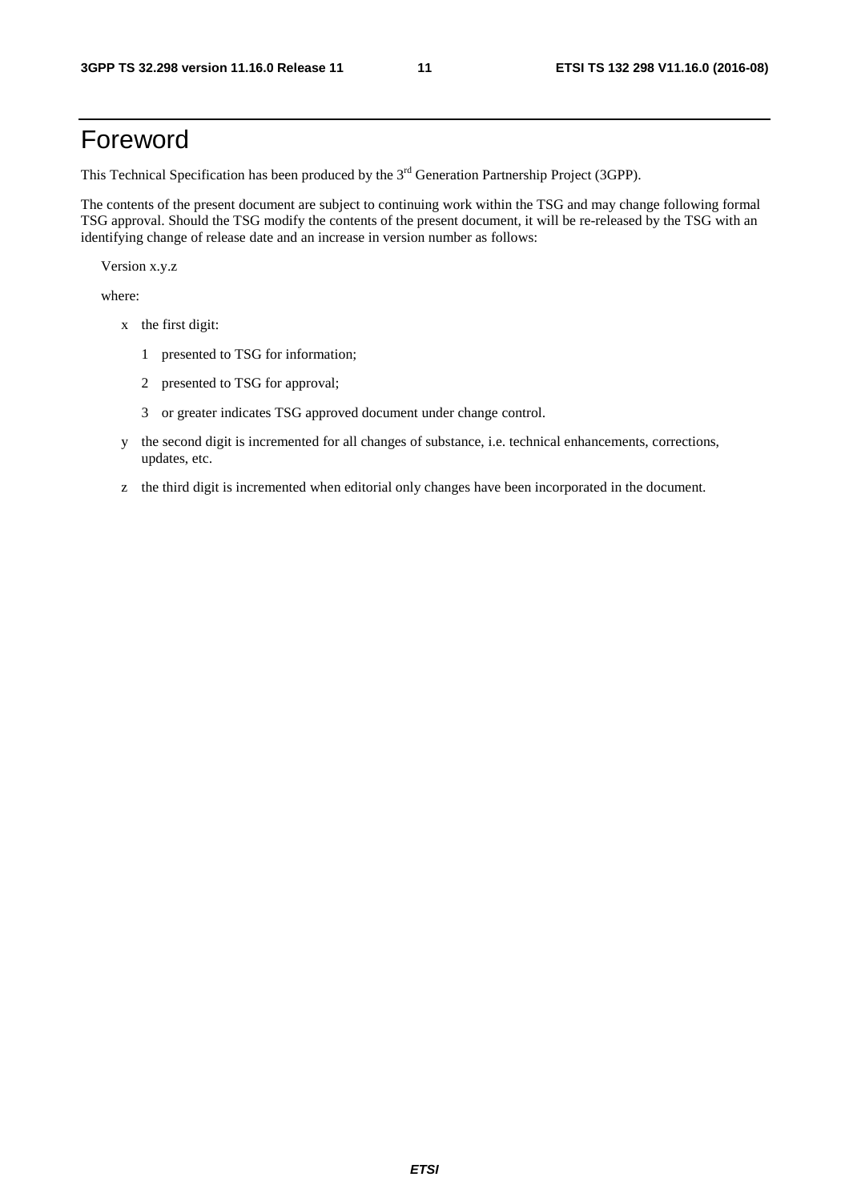# Foreword

This Technical Specification has been produced by the 3rd Generation Partnership Project (3GPP).

The contents of the present document are subject to continuing work within the TSG and may change following formal TSG approval. Should the TSG modify the contents of the present document, it will be re-released by the TSG with an identifying change of release date and an increase in version number as follows:

Version x.y.z

where:

- x the first digit:
  - 1 presented to TSG for information;
  - 2 presented to TSG for approval;
  - 3 or greater indicates TSG approved document under change control.
- y the second digit is incremented for all changes of substance, i.e. technical enhancements, corrections, updates, etc.
- z the third digit is incremented when editorial only changes have been incorporated in the document.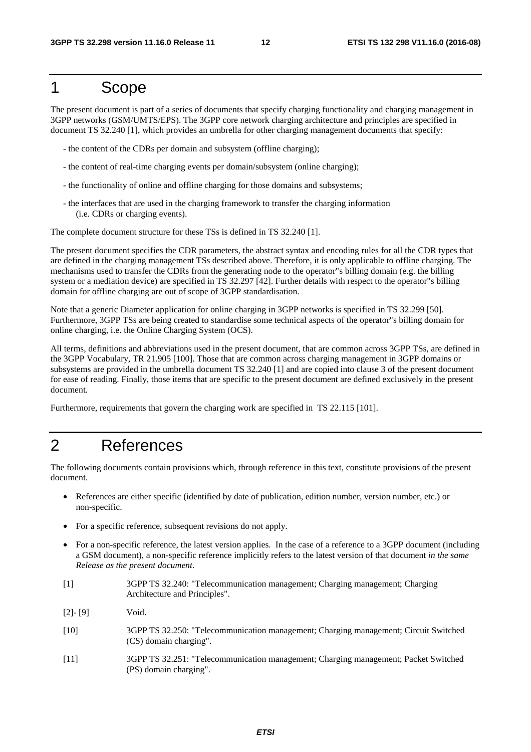# 1 Scope

The present document is part of a series of documents that specify charging functionality and charging management in 3GPP networks (GSM/UMTS/EPS). The 3GPP core network charging architecture and principles are specified in document TS 32.240 [1], which provides an umbrella for other charging management documents that specify:

- the content of the CDRs per domain and subsystem (offline charging);
- the content of real-time charging events per domain/subsystem (online charging);
- the functionality of online and offline charging for those domains and subsystems;
- the interfaces that are used in the charging framework to transfer the charging information (i.e. CDRs or charging events).

The complete document structure for these TSs is defined in TS 32.240 [1].

The present document specifies the CDR parameters, the abstract syntax and encoding rules for all the CDR types that are defined in the charging management TSs described above. Therefore, it is only applicable to offline charging. The mechanisms used to transfer the CDRs from the generating node to the operator"s billing domain (e.g. the billing system or a mediation device) are specified in TS 32.297 [42]. Further details with respect to the operator"s billing domain for offline charging are out of scope of 3GPP standardisation.

Note that a generic Diameter application for online charging in 3GPP networks is specified in TS 32.299 [50]. Furthermore, 3GPP TSs are being created to standardise some technical aspects of the operator"s billing domain for online charging, i.e. the Online Charging System (OCS).

All terms, definitions and abbreviations used in the present document, that are common across 3GPP TSs, are defined in the 3GPP Vocabulary, TR 21.905 [100]. Those that are common across charging management in 3GPP domains or subsystems are provided in the umbrella document TS 32.240 [1] and are copied into clause 3 of the present document for ease of reading. Finally, those items that are specific to the present document are defined exclusively in the present document.

Furthermore, requirements that govern the charging work are specified in TS 22.115 [101].

# 2 References

The following documents contain provisions which, through reference in this text, constitute provisions of the present document.

- References are either specific (identified by date of publication, edition number, version number, etc.) or non-specific.
- For a specific reference, subsequent revisions do not apply.
- For a non-specific reference, the latest version applies. In the case of a reference to a 3GPP document (including a GSM document), a non-specific reference implicitly refers to the latest version of that document *in the same Release as the present document*.

[1] 3GPP TS 32.240: "Telecommunication management; Charging management; Charging Architecture and Principles".

[2]- [9] Void.

[10] 3GPP TS 32.250: "Telecommunication management; Charging management; Circuit Switched (CS) domain charging".

[11] 3GPP TS 32.251: "Telecommunication management; Charging management; Packet Switched (PS) domain charging".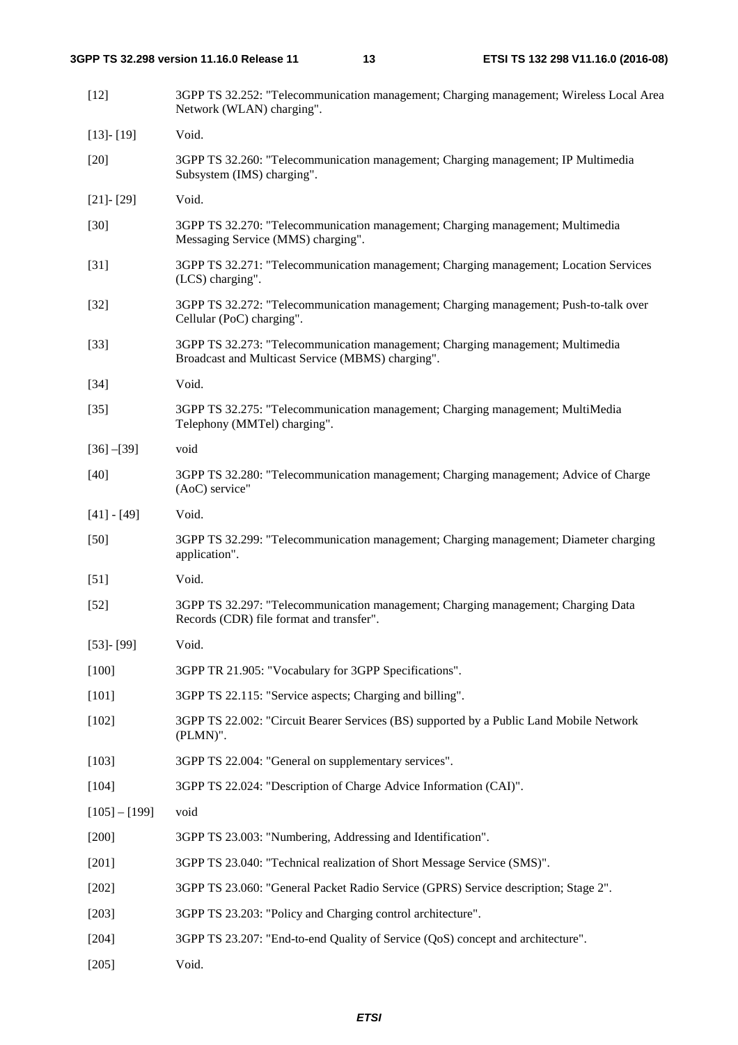[12] 3GPP TS 32.252: "Telecommunication management; Charging management; Wireless Local Area Network (WLAN) charging".

[13]- [19] Void.

[20] 3GPP TS 32.260: "Telecommunication management; Charging management; IP Multimedia Subsystem (IMS) charging".

[21]- [29] Void.

[30] 3GPP TS 32.270: "Telecommunication management; Charging management; Multimedia Messaging Service (MMS) charging".

[31] 3GPP TS 32.271: "Telecommunication management; Charging management; Location Services (LCS) charging".

[32] 3GPP TS 32.272: "Telecommunication management; Charging management; Push-to-talk over Cellular (PoC) charging".

[33] 3GPP TS 32.273: "Telecommunication management; Charging management; Multimedia Broadcast and Multicast Service (MBMS) charging".

[34] Void.

[35] 3GPP TS 32.275: "Telecommunication management; Charging management; MultiMedia Telephony (MMTel) charging".

[36] –[39] void

[40] 3GPP TS 32.280: "Telecommunication management; Charging management; Advice of Charge (AoC) service"

[41] - [49] Void.

[50] 3GPP TS 32.299: "Telecommunication management; Charging management; Diameter charging application".

[51] Void.

[52] 3GPP TS 32.297: "Telecommunication management; Charging management; Charging Data Records (CDR) file format and transfer".

[53]- [99] Void.

[100] 3GPP TR 21.905: "Vocabulary for 3GPP Specifications".

[101] 3GPP TS 22.115: "Service aspects; Charging and billing".

[102] 3GPP TS 22.002: "Circuit Bearer Services (BS) supported by a Public Land Mobile Network (PLMN)".

[103] 3GPP TS 22.004: "General on supplementary services".

[104] 3GPP TS 22.024: "Description of Charge Advice Information (CAI)".

[105] – [199] void

[200] 3GPP TS 23.003: "Numbering, Addressing and Identification".

[201] 3GPP TS 23.040: "Technical realization of Short Message Service (SMS)".

[202] 3GPP TS 23.060: "General Packet Radio Service (GPRS) Service description; Stage 2".

[203] 3GPP TS 23.203: "Policy and Charging control architecture".

[204] 3GPP TS 23.207: "End-to-end Quality of Service (QoS) concept and architecture".

[205] Void.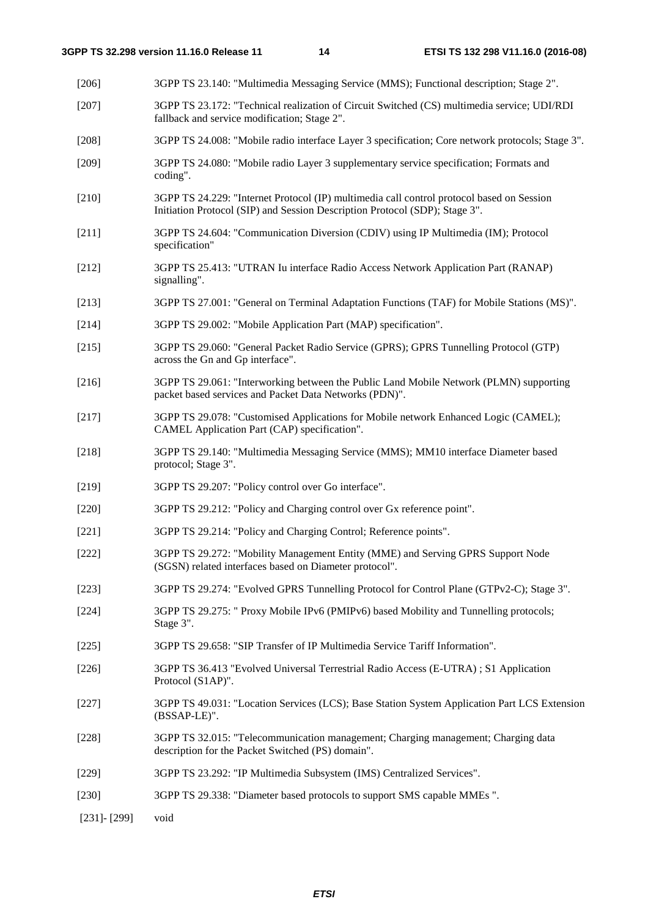[206] 3GPP TS 23.140: "Multimedia Messaging Service (MMS); Functional description; Stage 2".

[207] 3GPP TS 23.172: "Technical realization of Circuit Switched (CS) multimedia service; UDI/RDI fallback and service modification; Stage 2".

[208] 3GPP TS 24.008: "Mobile radio interface Layer 3 specification; Core network protocols; Stage 3".

[209] 3GPP TS 24.080: "Mobile radio Layer 3 supplementary service specification; Formats and coding".

[210] 3GPP TS 24.229: "Internet Protocol (IP) multimedia call control protocol based on Session Initiation Protocol (SIP) and Session Description Protocol (SDP); Stage 3".

[211] 3GPP TS 24.604: "Communication Diversion (CDIV) using IP Multimedia (IM); Protocol specification"

[212] 3GPP TS 25.413: "UTRAN Iu interface Radio Access Network Application Part (RANAP) signalling".

[213] 3GPP TS 27.001: "General on Terminal Adaptation Functions (TAF) for Mobile Stations (MS)".

[214] 3GPP TS 29.002: "Mobile Application Part (MAP) specification".

[215] 3GPP TS 29.060: "General Packet Radio Service (GPRS); GPRS Tunnelling Protocol (GTP) across the Gn and Gp interface".

[216] 3GPP TS 29.061: "Interworking between the Public Land Mobile Network (PLMN) supporting packet based services and Packet Data Networks (PDN)".

[217] 3GPP TS 29.078: "Customised Applications for Mobile network Enhanced Logic (CAMEL); CAMEL Application Part (CAP) specification".

[218] 3GPP TS 29.140: "Multimedia Messaging Service (MMS); MM10 interface Diameter based protocol; Stage 3".

[219] 3GPP TS 29.207: "Policy control over Go interface".

[220] 3GPP TS 29.212: "Policy and Charging control over Gx reference point".

[221] 3GPP TS 29.214: "Policy and Charging Control; Reference points".

[222] 3GPP TS 29.272: "Mobility Management Entity (MME) and Serving GPRS Support Node (SGSN) related interfaces based on Diameter protocol".

[223] 3GPP TS 29.274: "Evolved GPRS Tunnelling Protocol for Control Plane (GTPv2-C); Stage 3".

[224] 3GPP TS 29.275: " Proxy Mobile IPv6 (PMIPv6) based Mobility and Tunnelling protocols; Stage 3".

[225] 3GPP TS 29.658: "SIP Transfer of IP Multimedia Service Tariff Information".

[226] 3GPP TS 36.413 "Evolved Universal Terrestrial Radio Access (E-UTRA) ; S1 Application Protocol (S1AP)".

[227] 3GPP TS 49.031: "Location Services (LCS); Base Station System Application Part LCS Extension (BSSAP-LE)".

[228] 3GPP TS 32.015: "Telecommunication management; Charging management; Charging data description for the Packet Switched (PS) domain".

[229] 3GPP TS 23.292: "IP Multimedia Subsystem (IMS) Centralized Services".

[230] 3GPP TS 29.338: "Diameter based protocols to support SMS capable MMEs ".

[231]- [299] void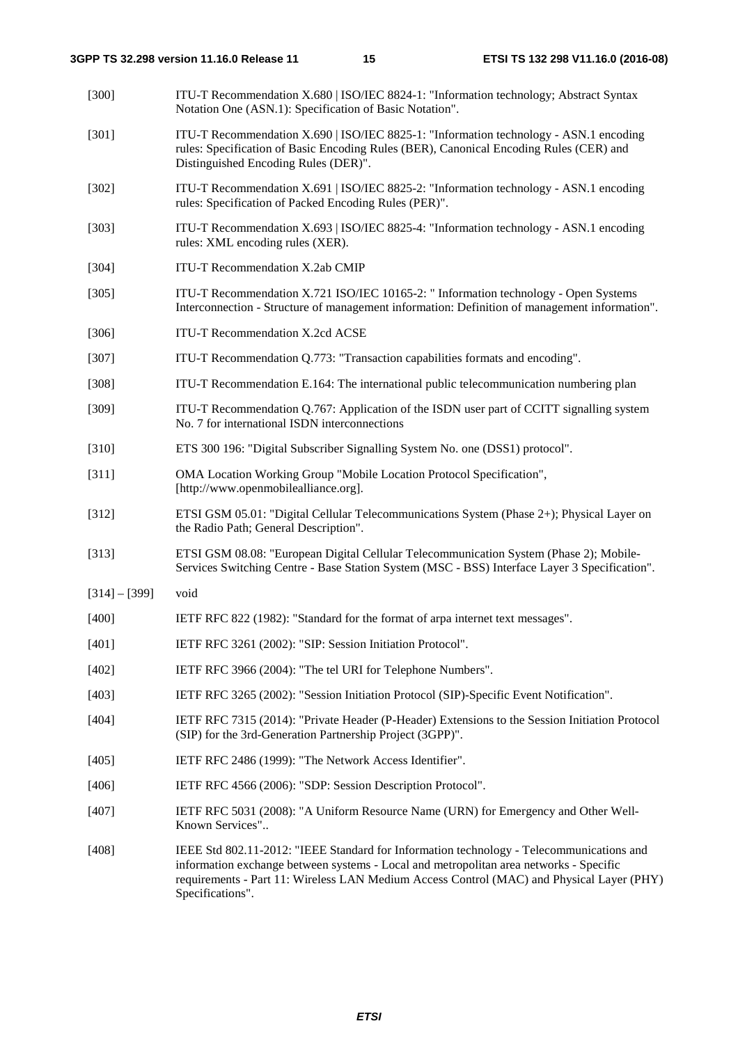[300] ITU-T Recommendation X.680 | ISO/IEC 8824-1: "Information technology; Abstract Syntax Notation One (ASN.1): Specification of Basic Notation".

[301] ITU-T Recommendation X.690 | ISO/IEC 8825-1: "Information technology - ASN.1 encoding rules: Specification of Basic Encoding Rules (BER), Canonical Encoding Rules (CER) and Distinguished Encoding Rules (DER)".

[302] ITU-T Recommendation X.691 | ISO/IEC 8825-2: "Information technology - ASN.1 encoding rules: Specification of Packed Encoding Rules (PER)".

[303] ITU-T Recommendation X.693 | ISO/IEC 8825-4: "Information technology - ASN.1 encoding rules: XML encoding rules (XER).

[304] ITU-T Recommendation X.2ab CMIP

[305] ITU-T Recommendation X.721 ISO/IEC 10165-2: " Information technology - Open Systems Interconnection - Structure of management information: Definition of management information".

[306] ITU-T Recommendation X.2cd ACSE

[307] ITU-T Recommendation Q.773: "Transaction capabilities formats and encoding".

[308] ITU-T Recommendation E.164: The international public telecommunication numbering plan

[309] ITU-T Recommendation Q.767: Application of the ISDN user part of CCITT signalling system No. 7 for international ISDN interconnections

[310] ETS 300 196: "Digital Subscriber Signalling System No. one (DSS1) protocol".

[311] OMA Location Working Group "Mobile Location Protocol Specification", [http://www.openmobilealliance.org].

[312] ETSI GSM 05.01: "Digital Cellular Telecommunications System (Phase 2+); Physical Layer on the Radio Path; General Description".

[313] ETSI GSM 08.08: "European Digital Cellular Telecommunication System (Phase 2); Mobile-Services Switching Centre - Base Station System (MSC - BSS) Interface Layer 3 Specification".

[314] – [399] void

[400] IETF RFC 822 (1982): "Standard for the format of arpa internet text messages".

[401] IETF RFC 3261 (2002): "SIP: Session Initiation Protocol".

[402] IETF RFC 3966 (2004): "The tel URI for Telephone Numbers".

[403] IETF RFC 3265 (2002): "Session Initiation Protocol (SIP)-Specific Event Notification".

[404] IETF RFC 7315 (2014): "Private Header (P-Header) Extensions to the Session Initiation Protocol (SIP) for the 3rd-Generation Partnership Project (3GPP)".

[405] IETF RFC 2486 (1999): "The Network Access Identifier".

[406] IETF RFC 4566 (2006): "SDP: Session Description Protocol".

[407] IETF RFC 5031 (2008): "A Uniform Resource Name (URN) for Emergency and Other Well-Known Services"..

[408] IEEE Std 802.11-2012: "IEEE Standard for Information technology - Telecommunications and information exchange between systems - Local and metropolitan area networks - Specific requirements - Part 11: Wireless LAN Medium Access Control (MAC) and Physical Layer (PHY) Specifications".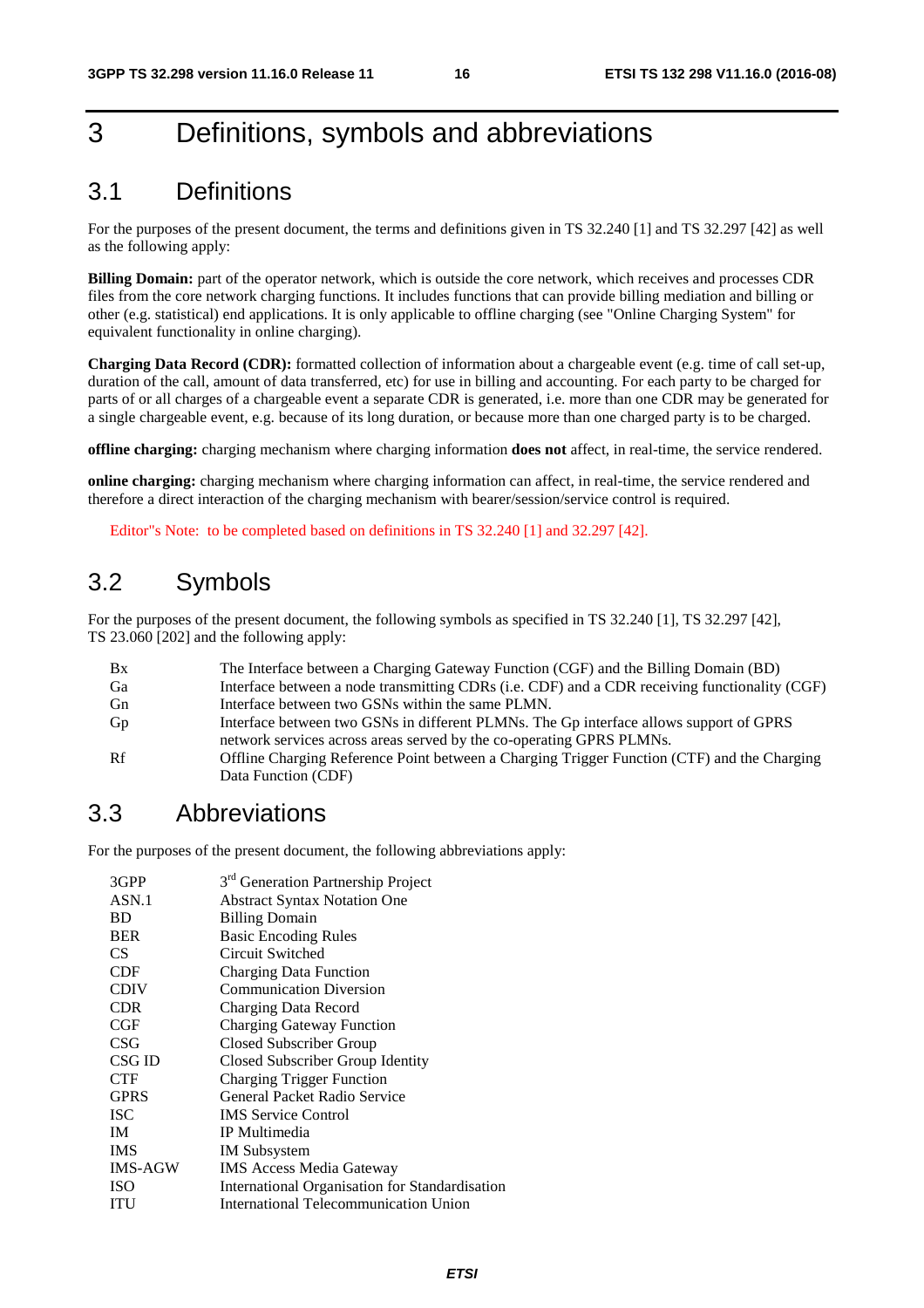# 3 Definitions, symbols and abbreviations

## 3.1 Definitions

For the purposes of the present document, the terms and definitions given in TS 32.240 [1] and TS 32.297 [42] as well as the following apply:

**Billing Domain:** part of the operator network, which is outside the core network, which receives and processes CDR files from the core network charging functions. It includes functions that can provide billing mediation and billing or other (e.g. statistical) end applications. It is only applicable to offline charging (see "Online Charging System" for equivalent functionality in online charging).

**Charging Data Record (CDR):** formatted collection of information about a chargeable event (e.g. time of call set-up, duration of the call, amount of data transferred, etc) for use in billing and accounting. For each party to be charged for parts of or all charges of a chargeable event a separate CDR is generated, i.e. more than one CDR may be generated for a single chargeable event, e.g. because of its long duration, or because more than one charged party is to be charged.

**offline charging:** charging mechanism where charging information **does not** affect, in real-time, the service rendered.

**online charging:** charging mechanism where charging information can affect, in real-time, the service rendered and therefore a direct interaction of the charging mechanism with bearer/session/service control is required.

Editor"s Note: to be completed based on definitions in TS 32.240 [1] and 32.297 [42].

## 3.2 Symbols

For the purposes of the present document, the following symbols as specified in TS 32.240 [1], TS 32.297 [42], TS 23.060 [202] and the following apply:

| | |
|---|---|
| Bx | The Interface between a Charging Gateway Function (CGF) and the Billing Domain (BD) |
| Ga | Interface between a node transmitting CDRs (i.e. CDF) and a CDR receiving functionality (CGF) |
| Gn | Interface between two GSNs within the same PLMN. |
| Gp | Interface between two GSNs in different PLMNs. The Gp interface allows support of GPRS network services across areas served by the co-operating GPRS PLMNs. |
| Rf | Offline Charging Reference Point between a Charging Trigger Function (CTF) and the Charging Data Function (CDF) |

## 3.3 Abbreviations

For the purposes of the present document, the following abbreviations apply:

| | |
|---|---|
| 3GPP | 3rd Generation Partnership Project |
| ASN.1 | Abstract Syntax Notation One |
| BD | Billing Domain |
| BER | Basic Encoding Rules |
| CS | Circuit Switched |
| CDF | Charging Data Function |
| CDIV | Communication Diversion |
| CDR | Charging Data Record |
| CGF | Charging Gateway Function |
| CSG | Closed Subscriber Group |
| CSG ID | Closed Subscriber Group Identity |
| CTF | Charging Trigger Function |
| GPRS | General Packet Radio Service |
| ISC | IMS Service Control |
| IM | IP Multimedia |
| IMS | IM Subsystem |
| IMS-AGW | IMS Access Media Gateway |
| ISO | International Organisation for Standardisation |
| ITU | International Telecommunication Union |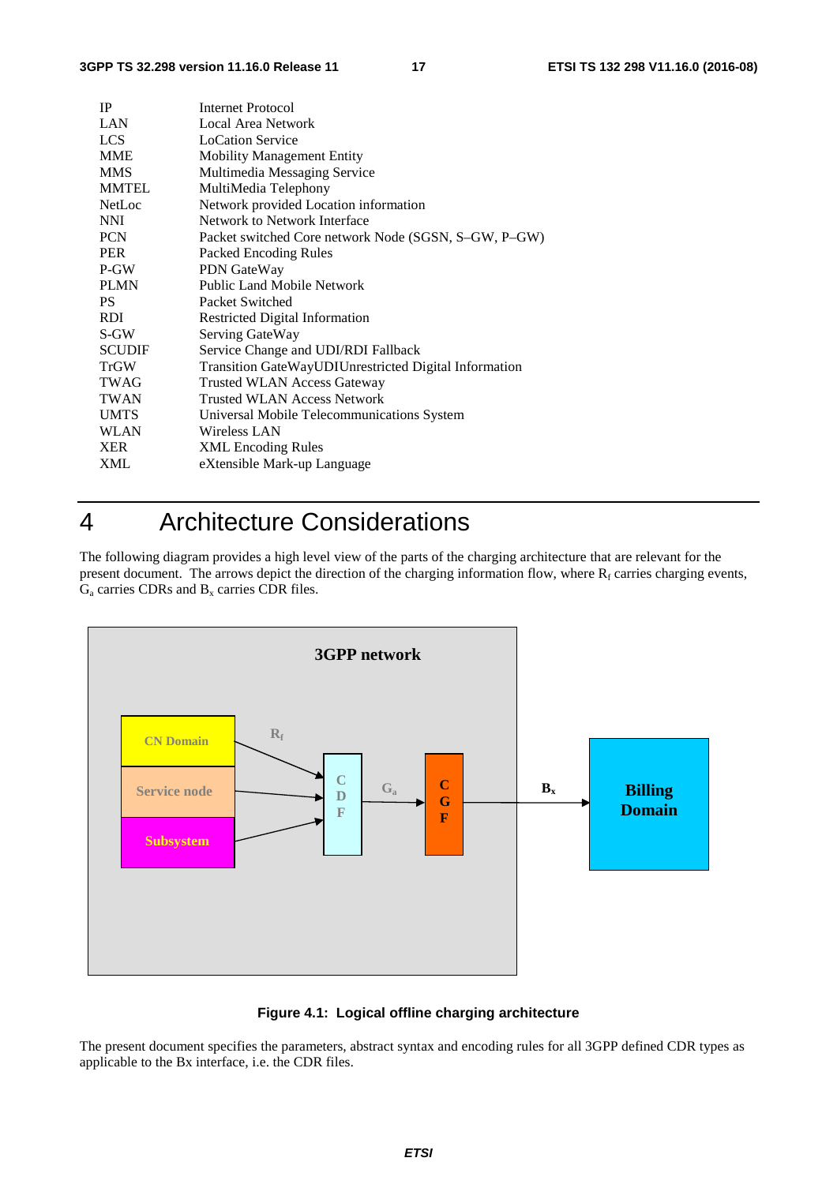| | |
|---|---|
| IP | Internet Protocol |
| LAN | Local Area Network |
| LCS | LoCation Service |
| MME | Mobility Management Entity |
| MMS | Multimedia Messaging Service |
| MMTEL | MultiMedia Telephony |
| NetLoc | Network provided Location information |
| NNI | Network to Network Interface |
| PCN | Packet switched Core network Node (SGSN, S–GW, P–GW) |
| PER | Packed Encoding Rules |
| P-GW | PDN GateWay |
| PLMN | Public Land Mobile Network |
| PS | Packet Switched |
| RDI | Restricted Digital Information |
| S-GW | Serving GateWay |
| SCUDIF | Service Change and UDI/RDI Fallback |
| TrGW | Transition GateWayUDIUnrestricted Digital Information |
| TWAG | Trusted WLAN Access Gateway |
| TWAN | Trusted WLAN Access Network |
| UMTS | Universal Mobile Telecommunications System |
| WLAN | Wireless LAN |
| XER | XML Encoding Rules |
| XML | eXtensible Mark-up Language |

# 4 Architecture Considerations

The following diagram provides a high level view of the parts of the charging architecture that are relevant for the present document. The arrows depict the direction of the charging information flow, where $R_f$ carries charging events, $G_a$ carries CDRs and $B_x$ carries CDR files.

**Figure 4.1: Logical offline charging architecture**

The present document specifies the parameters, abstract syntax and encoding rules for all 3GPP defined CDR types as applicable to the Bx interface, i.e. the CDR files.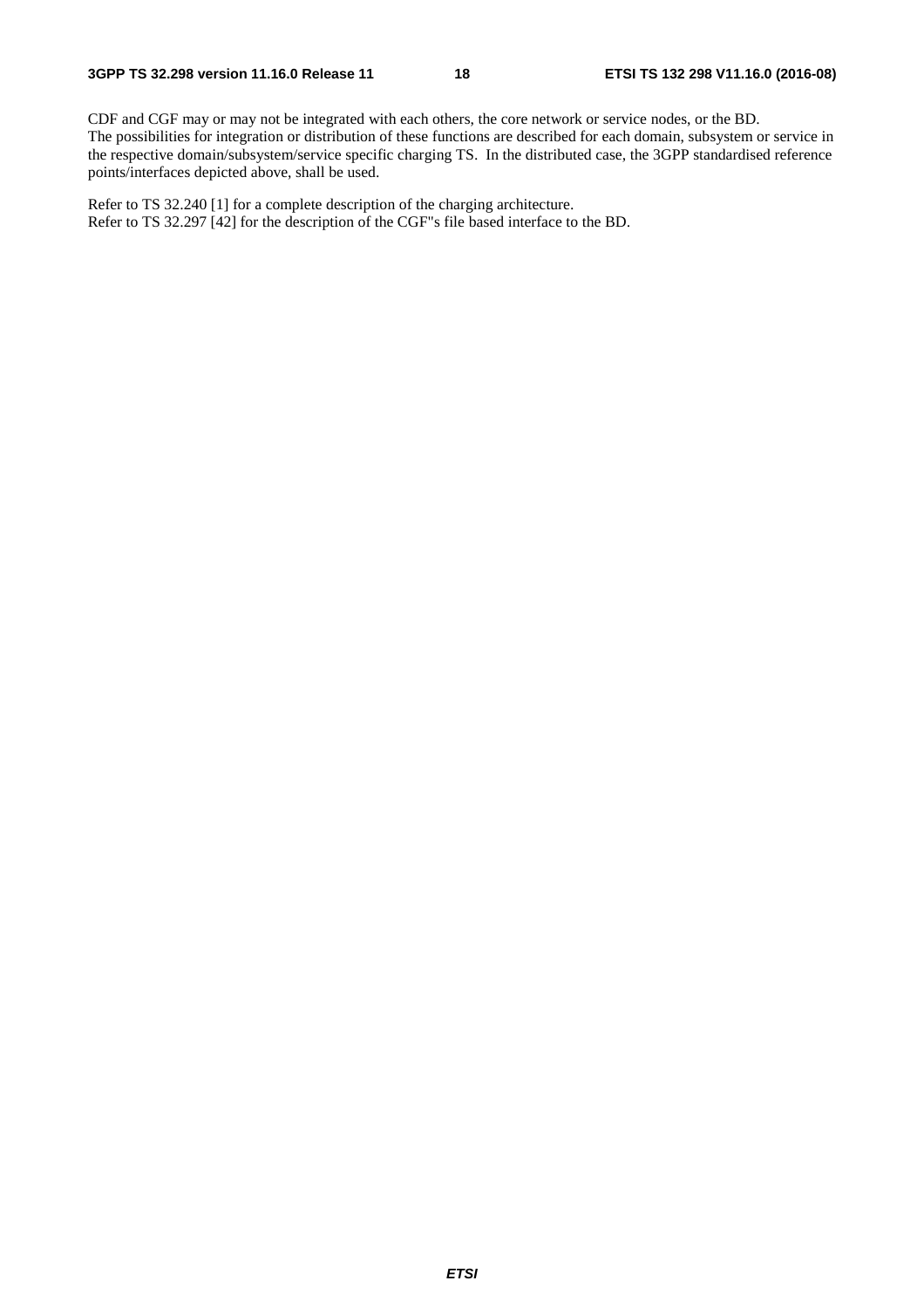CDF and CGF may or may not be integrated with each others, the core network or service nodes, or the BD.
The possibilities for integration or distribution of these functions are described for each domain, subsystem or service in the respective domain/subsystem/service specific charging TS. In the distributed case, the 3GPP standardised reference points/interfaces depicted above, shall be used.

Refer to TS 32.240 [1] for a complete description of the charging architecture.
Refer to TS 32.297 [42] for the description of the CGF"s file based interface to the BD.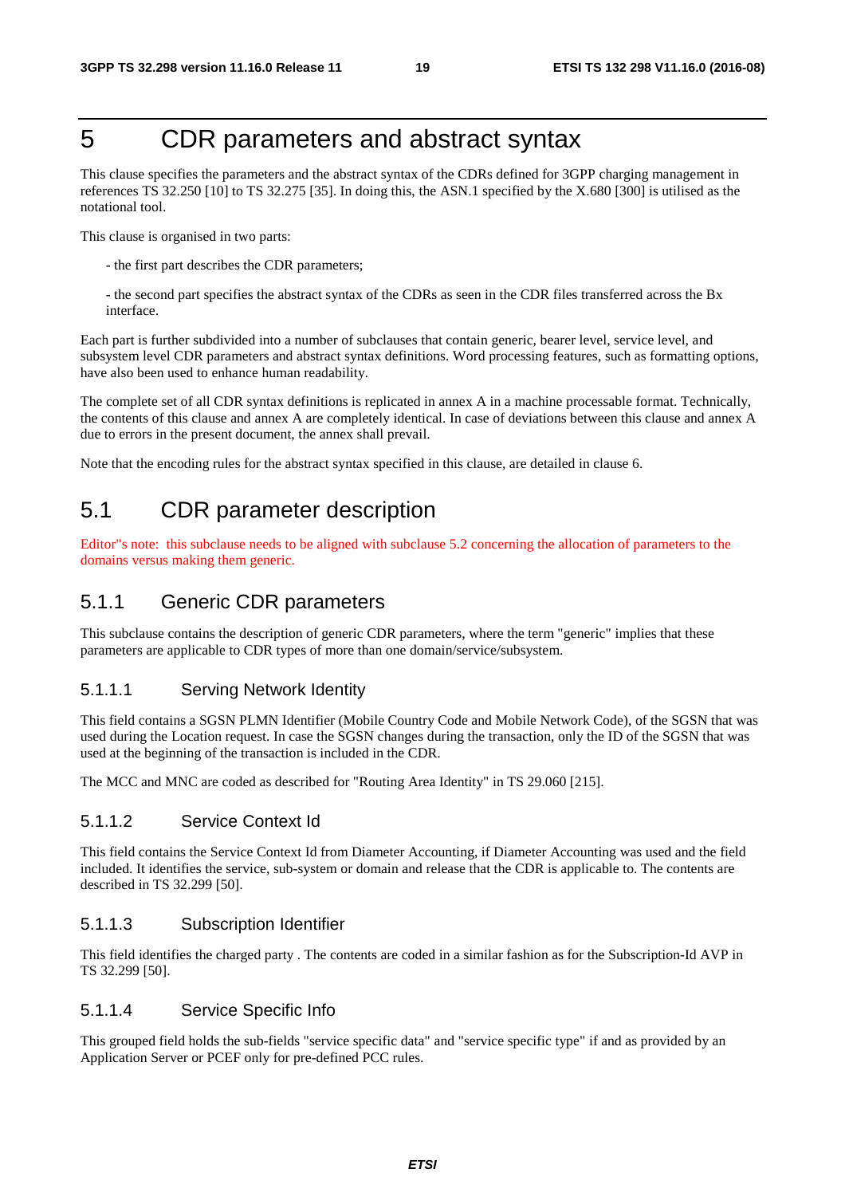# 5 CDR parameters and abstract syntax

This clause specifies the parameters and the abstract syntax of the CDRs defined for 3GPP charging management in references TS 32.250 [10] to TS 32.275 [35]. In doing this, the ASN.1 specified by the X.680 [300] is utilised as the notational tool.

This clause is organised in two parts:

- the first part describes the CDR parameters;

- the second part specifies the abstract syntax of the CDRs as seen in the CDR files transferred across the Bx interface.

Each part is further subdivided into a number of subclauses that contain generic, bearer level, service level, and subsystem level CDR parameters and abstract syntax definitions. Word processing features, such as formatting options, have also been used to enhance human readability.

The complete set of all CDR syntax definitions is replicated in annex A in a machine processable format. Technically, the contents of this clause and annex A are completely identical. In case of deviations between this clause and annex A due to errors in the present document, the annex shall prevail.

Note that the encoding rules for the abstract syntax specified in this clause, are detailed in clause 6.

## 5.1 CDR parameter description

Editor"s note: this subclause needs to be aligned with subclause 5.2 concerning the allocation of parameters to the domains versus making them generic.

### 5.1.1 Generic CDR parameters

This subclause contains the description of generic CDR parameters, where the term "generic" implies that these parameters are applicable to CDR types of more than one domain/service/subsystem.

#### 5.1.1.1 Serving Network Identity

This field contains a SGSN PLMN Identifier (Mobile Country Code and Mobile Network Code), of the SGSN that was used during the Location request. In case the SGSN changes during the transaction, only the ID of the SGSN that was used at the beginning of the transaction is included in the CDR.

The MCC and MNC are coded as described for "Routing Area Identity" in TS 29.060 [215].

#### 5.1.1.2 Service Context Id

This field contains the Service Context Id from Diameter Accounting, if Diameter Accounting was used and the field included. It identifies the service, sub-system or domain and release that the CDR is applicable to. The contents are described in TS 32.299 [50].

#### 5.1.1.3 Subscription Identifier

This field identifies the charged party . The contents are coded in a similar fashion as for the Subscription-Id AVP in TS 32.299 [50].

#### 5.1.1.4 Service Specific Info

This grouped field holds the sub-fields "service specific data" and "service specific type" if and as provided by an Application Server or PCEF only for pre-defined PCC rules.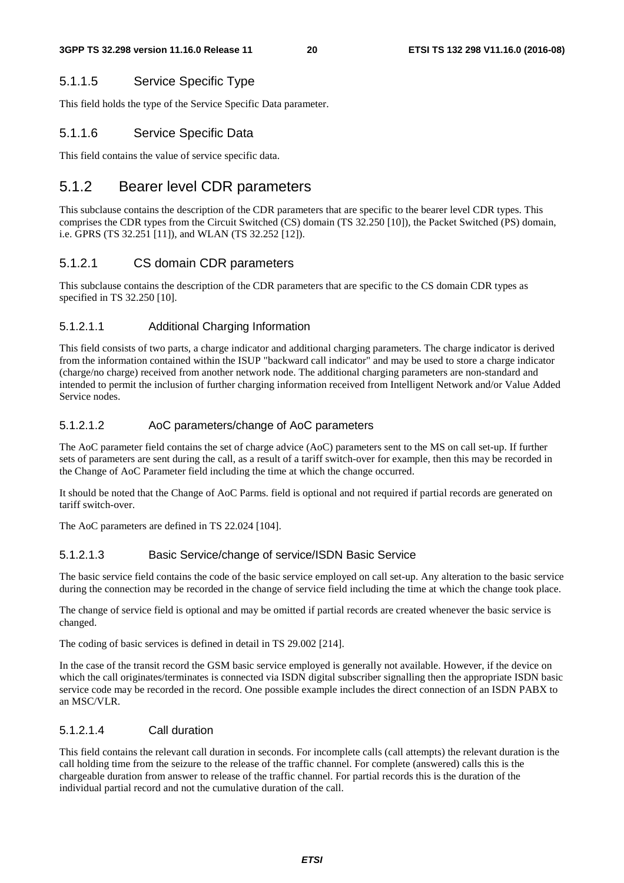#### 5.1.1.5 Service Specific Type

This field holds the type of the Service Specific Data parameter.

#### 5.1.1.6 Service Specific Data

This field contains the value of service specific data.

## 5.1.2 Bearer level CDR parameters

This subclause contains the description of the CDR parameters that are specific to the bearer level CDR types. This comprises the CDR types from the Circuit Switched (CS) domain (TS 32.250 [10]), the Packet Switched (PS) domain, i.e. GPRS (TS 32.251 [11]), and WLAN (TS 32.252 [12]).

### 5.1.2.1 CS domain CDR parameters

This subclause contains the description of the CDR parameters that are specific to the CS domain CDR types as specified in TS 32.250 [10].

#### 5.1.2.1.1 Additional Charging Information

This field consists of two parts, a charge indicator and additional charging parameters. The charge indicator is derived from the information contained within the ISUP "backward call indicator" and may be used to store a charge indicator (charge/no charge) received from another network node. The additional charging parameters are non-standard and intended to permit the inclusion of further charging information received from Intelligent Network and/or Value Added Service nodes.

#### 5.1.2.1.2 AoC parameters/change of AoC parameters

The AoC parameter field contains the set of charge advice (AoC) parameters sent to the MS on call set-up. If further sets of parameters are sent during the call, as a result of a tariff switch-over for example, then this may be recorded in the Change of AoC Parameter field including the time at which the change occurred.

It should be noted that the Change of AoC Parms. field is optional and not required if partial records are generated on tariff switch-over.

The AoC parameters are defined in TS 22.024 [104].

#### 5.1.2.1.3 Basic Service/change of service/ISDN Basic Service

The basic service field contains the code of the basic service employed on call set-up. Any alteration to the basic service during the connection may be recorded in the change of service field including the time at which the change took place.

The change of service field is optional and may be omitted if partial records are created whenever the basic service is changed.

The coding of basic services is defined in detail in TS 29.002 [214].

In the case of the transit record the GSM basic service employed is generally not available. However, if the device on which the call originates/terminates is connected via ISDN digital subscriber signalling then the appropriate ISDN basic service code may be recorded in the record. One possible example includes the direct connection of an ISDN PABX to an MSC/VLR.

#### 5.1.2.1.4 Call duration

This field contains the relevant call duration in seconds. For incomplete calls (call attempts) the relevant duration is the call holding time from the seizure to the release of the traffic channel. For complete (answered) calls this is the chargeable duration from answer to release of the traffic channel. For partial records this is the duration of the individual partial record and not the cumulative duration of the call.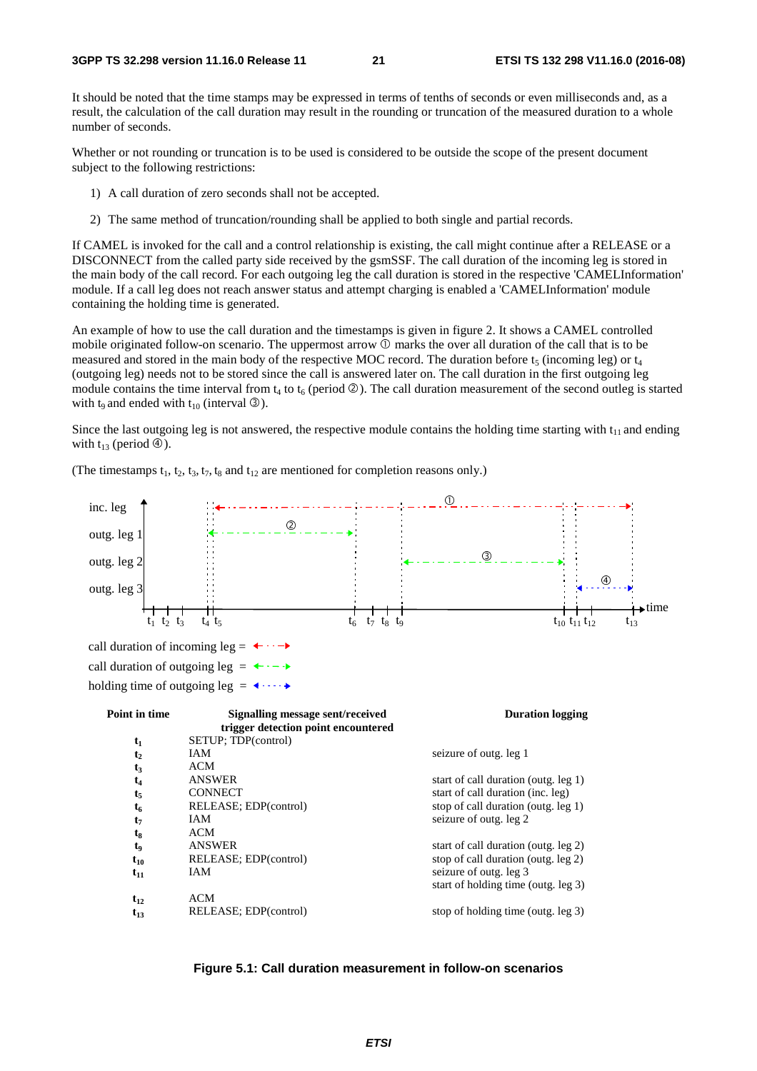It should be noted that the time stamps may be expressed in terms of tenths of seconds or even milliseconds and, as a result, the calculation of the call duration may result in the rounding or truncation of the measured duration to a whole number of seconds.

Whether or not rounding or truncation is to be used is considered to be outside the scope of the present document subject to the following restrictions:

1) A call duration of zero seconds shall not be accepted.

2) The same method of truncation/rounding shall be applied to both single and partial records.

If CAMEL is invoked for the call and a control relationship is existing, the call might continue after a RELEASE or a DISCONNECT from the called party side received by the gsmSSF. The call duration of the incoming leg is stored in the main body of the call record. For each outgoing leg the call duration is stored in the respective 'CAMELInformation' module. If a call leg does not reach answer status and attempt charging is enabled a 'CAMELInformation' module containing the holding time is generated.

An example of how to use the call duration and the timestamps is given in figure 2. It shows a CAMEL controlled mobile originated follow-on scenario. The uppermost arrow ① marks the over all duration of the call that is to be measured and stored in the main body of the respective MOC record. The duration before $t_5$ (incoming leg) or $t_4$ (outgoing leg) needs not to be stored since the call is answered later on. The call duration in the first outgoing leg module contains the time interval from $t_4$ to $t_6$ (period ②). The call duration measurement of the second outleg is started with $t_9$ and ended with $t_{10}$ (interval ③).

Since the last outgoing leg is not answered, the respective module contains the holding time starting with $t_{11}$ and ending with $t_{13}$ (period ④).

(The timestamps $t_1$, $t_2$, $t_3$, $t_7$, $t_8$ and $t_{12}$ are mentioned for completion reasons only.)

| Point in time | Signalling message sent/received trigger detection point encountered | Duration logging |
|---|---|---|
| $t_1$ | SETUP; TDP(control) | |
| $t_2$ | IAM | seizure of outg. leg 1 |
| $t_3$ | ACM | |
| $t_4$ | ANSWER | start of call duration (outg. leg 1) |
| $t_5$ | CONNECT | start of call duration (inc. leg) |
| $t_6$ | RELEASE; EDP(control) | stop of call duration (outg. leg 1) |
| $t_7$ | IAM | seizure of outg. leg 2 |
| $t_8$ | ACM | |
| $t_9$ | ANSWER | start of call duration (outg. leg 2) |
| $t_{10}$ | RELEASE; EDP(control) | stop of call duration (outg. leg 2) |
| $t_{11}$ | IAM | seizure of outg. leg 3<br>start of holding time (outg. leg 3) |
| $t_{12}$ | ACM | |
| $t_{13}$ | RELEASE; EDP(control) | stop of holding time (outg. leg 3) |

**Figure 5.1: Call duration measurement in follow-on scenarios**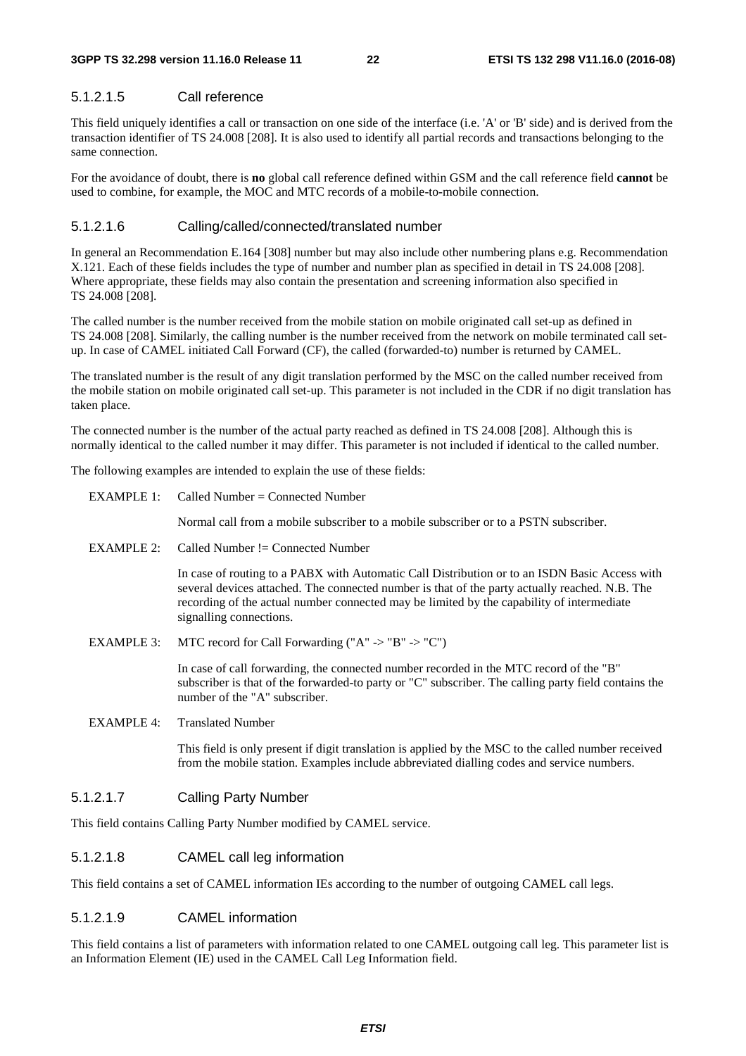#### 5.1.2.1.5 Call reference

This field uniquely identifies a call or transaction on one side of the interface (i.e. 'A' or 'B' side) and is derived from the transaction identifier of TS 24.008 [208]. It is also used to identify all partial records and transactions belonging to the same connection.

For the avoidance of doubt, there is **no** global call reference defined within GSM and the call reference field **cannot** be used to combine, for example, the MOC and MTC records of a mobile-to-mobile connection.

#### 5.1.2.1.6 Calling/called/connected/translated number

In general an Recommendation E.164 [308] number but may also include other numbering plans e.g. Recommendation X.121. Each of these fields includes the type of number and number plan as specified in detail in TS 24.008 [208]. Where appropriate, these fields may also contain the presentation and screening information also specified in TS 24.008 [208].

The called number is the number received from the mobile station on mobile originated call set-up as defined in TS 24.008 [208]. Similarly, the calling number is the number received from the network on mobile terminated call set-up. In case of CAMEL initiated Call Forward (CF), the called (forwarded-to) number is returned by CAMEL.

The translated number is the result of any digit translation performed by the MSC on the called number received from the mobile station on mobile originated call set-up. This parameter is not included in the CDR if no digit translation has taken place.

The connected number is the number of the actual party reached as defined in TS 24.008 [208]. Although this is normally identical to the called number it may differ. This parameter is not included if identical to the called number.

The following examples are intended to explain the use of these fields:

EXAMPLE 1: Called Number = Connected Number

Normal call from a mobile subscriber to a mobile subscriber or to a PSTN subscriber.

EXAMPLE 2: Called Number != Connected Number

In case of routing to a PABX with Automatic Call Distribution or to an ISDN Basic Access with several devices attached. The connected number is that of the party actually reached. N.B. The recording of the actual number connected may be limited by the capability of intermediate signalling connections.

EXAMPLE 3: MTC record for Call Forwarding ("A" -> "B" -> "C")

In case of call forwarding, the connected number recorded in the MTC record of the "B" subscriber is that of the forwarded-to party or "C" subscriber. The calling party field contains the number of the "A" subscriber.

EXAMPLE 4: Translated Number

This field is only present if digit translation is applied by the MSC to the called number received from the mobile station. Examples include abbreviated dialling codes and service numbers.

#### 5.1.2.1.7 Calling Party Number

This field contains Calling Party Number modified by CAMEL service.

#### 5.1.2.1.8 CAMEL call leg information

This field contains a set of CAMEL information IEs according to the number of outgoing CAMEL call legs.

#### 5.1.2.1.9 CAMEL information

This field contains a list of parameters with information related to one CAMEL outgoing call leg. This parameter list is an Information Element (IE) used in the CAMEL Call Leg Information field.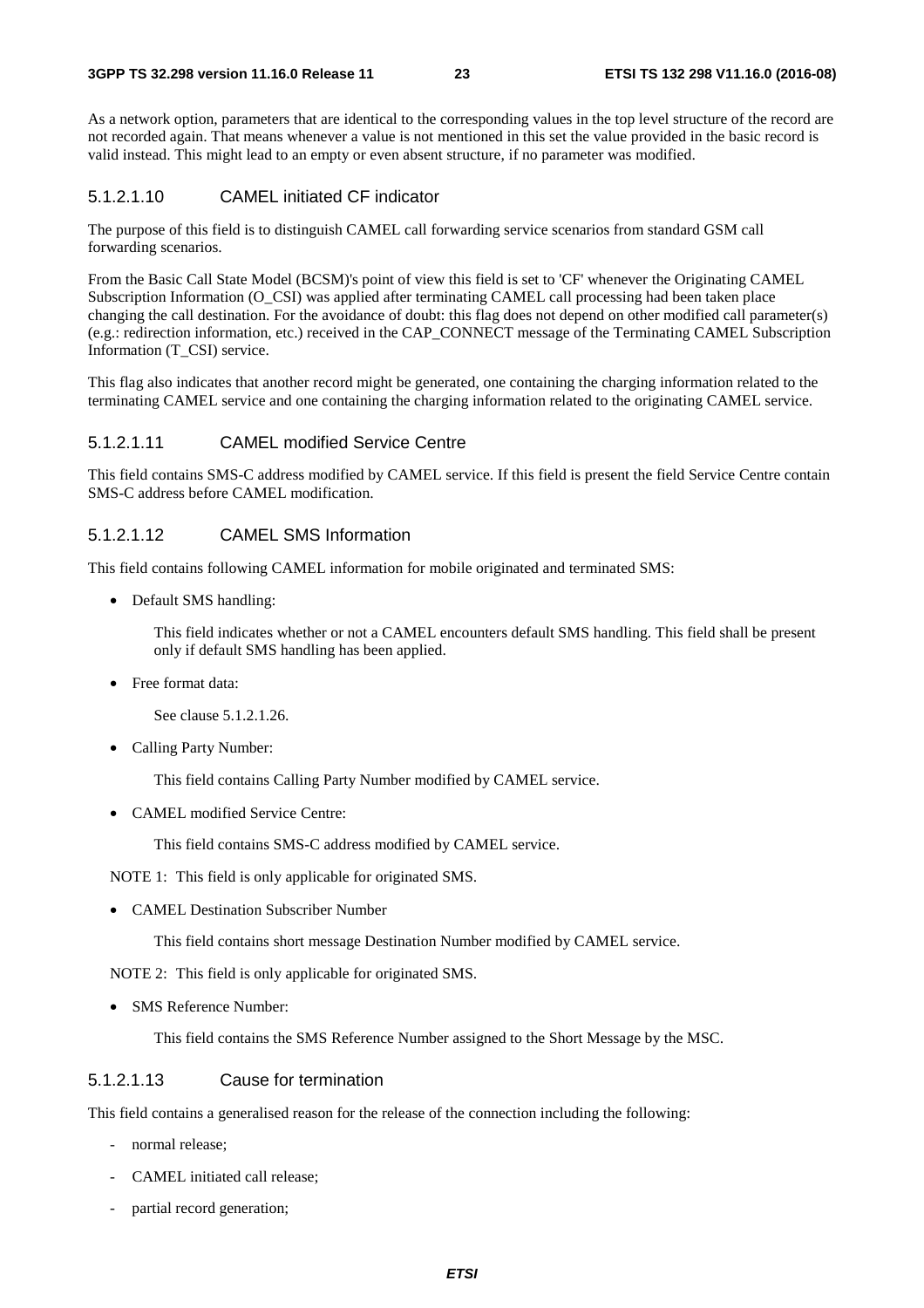As a network option, parameters that are identical to the corresponding values in the top level structure of the record are not recorded again. That means whenever a value is not mentioned in this set the value provided in the basic record is valid instead. This might lead to an empty or even absent structure, if no parameter was modified.

#### 5.1.2.1.10 CAMEL initiated CF indicator

The purpose of this field is to distinguish CAMEL call forwarding service scenarios from standard GSM call forwarding scenarios.

From the Basic Call State Model (BCSM)'s point of view this field is set to 'CF' whenever the Originating CAMEL Subscription Information (O_CSI) was applied after terminating CAMEL call processing had been taken place changing the call destination. For the avoidance of doubt: this flag does not depend on other modified call parameter(s) (e.g.: redirection information, etc.) received in the CAP_CONNECT message of the Terminating CAMEL Subscription Information (T_CSI) service.

This flag also indicates that another record might be generated, one containing the charging information related to the terminating CAMEL service and one containing the charging information related to the originating CAMEL service.

#### 5.1.2.1.11 CAMEL modified Service Centre

This field contains SMS-C address modified by CAMEL service. If this field is present the field Service Centre contain SMS-C address before CAMEL modification.

#### 5.1.2.1.12 CAMEL SMS Information

This field contains following CAMEL information for mobile originated and terminated SMS:

- Default SMS handling:

  This field indicates whether or not a CAMEL encounters default SMS handling. This field shall be present only if default SMS handling has been applied.

- Free format data:

  See clause 5.1.2.1.26.

- Calling Party Number:

  This field contains Calling Party Number modified by CAMEL service.

- CAMEL modified Service Centre:

  This field contains SMS-C address modified by CAMEL service.

NOTE 1: This field is only applicable for originated SMS.

- CAMEL Destination Subscriber Number

  This field contains short message Destination Number modified by CAMEL service.

NOTE 2: This field is only applicable for originated SMS.

- SMS Reference Number:

  This field contains the SMS Reference Number assigned to the Short Message by the MSC.

#### 5.1.2.1.13 Cause for termination

This field contains a generalised reason for the release of the connection including the following:

- normal release;
- CAMEL initiated call release;
- partial record generation;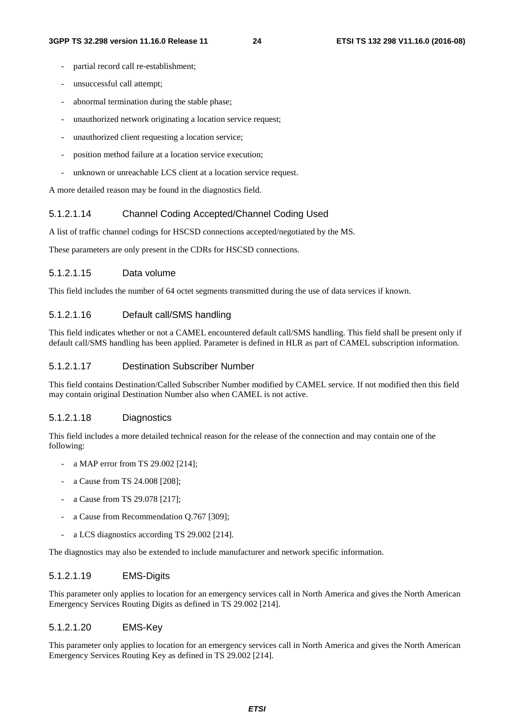- partial record call re-establishment;
- unsuccessful call attempt;
- abnormal termination during the stable phase;
- unauthorized network originating a location service request;
- unauthorized client requesting a location service;
- position method failure at a location service execution;
- unknown or unreachable LCS client at a location service request.

A more detailed reason may be found in the diagnostics field.

#### 5.1.2.1.14 Channel Coding Accepted/Channel Coding Used

A list of traffic channel codings for HSCSD connections accepted/negotiated by the MS.

These parameters are only present in the CDRs for HSCSD connections.

#### 5.1.2.1.15 Data volume

This field includes the number of 64 octet segments transmitted during the use of data services if known.

#### 5.1.2.1.16 Default call/SMS handling

This field indicates whether or not a CAMEL encountered default call/SMS handling. This field shall be present only if default call/SMS handling has been applied. Parameter is defined in HLR as part of CAMEL subscription information.

#### 5.1.2.1.17 Destination Subscriber Number

This field contains Destination/Called Subscriber Number modified by CAMEL service. If not modified then this field may contain original Destination Number also when CAMEL is not active.

#### 5.1.2.1.18 Diagnostics

This field includes a more detailed technical reason for the release of the connection and may contain one of the following:

- a MAP error from TS 29.002 [214];
- a Cause from TS 24.008 [208];
- a Cause from TS 29.078 [217];
- a Cause from Recommendation Q.767 [309];
- a LCS diagnostics according TS 29.002 [214].

The diagnostics may also be extended to include manufacturer and network specific information.

#### 5.1.2.1.19 EMS-Digits

This parameter only applies to location for an emergency services call in North America and gives the North American Emergency Services Routing Digits as defined in TS 29.002 [214].

#### 5.1.2.1.20 EMS-Key

This parameter only applies to location for an emergency services call in North America and gives the North American Emergency Services Routing Key as defined in TS 29.002 [214].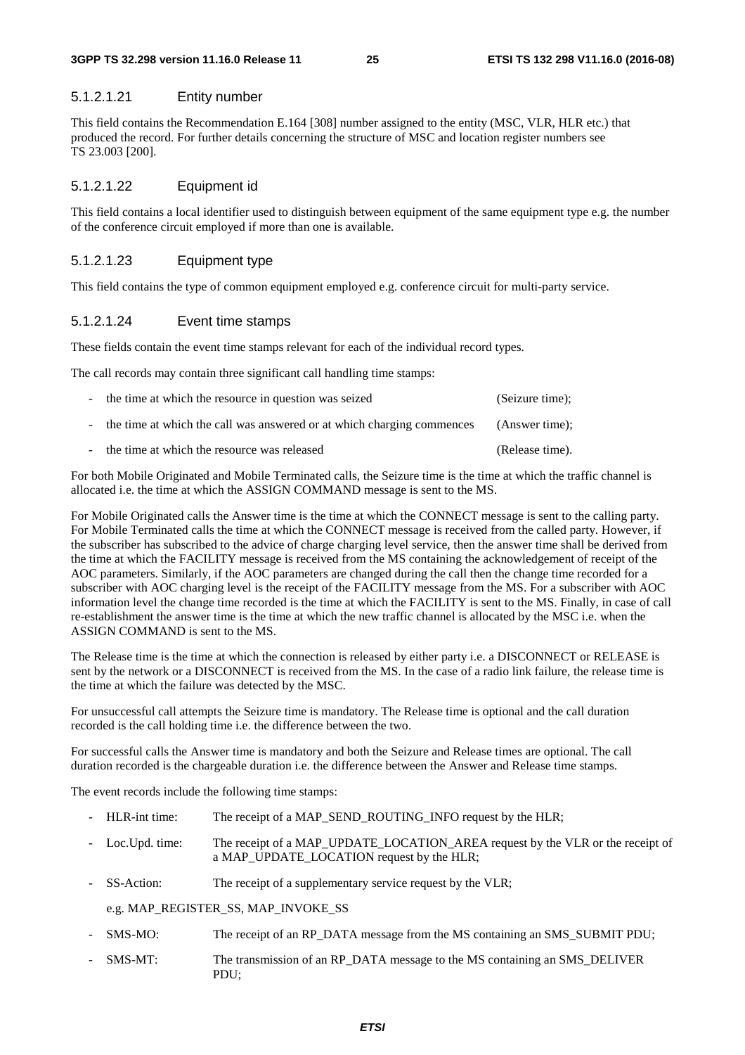#### 5.1.2.1.21 Entity number

This field contains the Recommendation E.164 [308] number assigned to the entity (MSC, VLR, HLR etc.) that produced the record. For further details concerning the structure of MSC and location register numbers see TS 23.003 [200].

#### 5.1.2.1.22 Equipment id

This field contains a local identifier used to distinguish between equipment of the same equipment type e.g. the number of the conference circuit employed if more than one is available.

#### 5.1.2.1.23 Equipment type

This field contains the type of common equipment employed e.g. conference circuit for multi-party service.

#### 5.1.2.1.24 Event time stamps

These fields contain the event time stamps relevant for each of the individual record types.

The call records may contain three significant call handling time stamps:

- the time at which the resource in question was seized (Seizure time);
- the time at which the call was answered or at which charging commences (Answer time);
- the time at which the resource was released (Release time).

For both Mobile Originated and Mobile Terminated calls, the Seizure time is the time at which the traffic channel is allocated i.e. the time at which the ASSIGN COMMAND message is sent to the MS.

For Mobile Originated calls the Answer time is the time at which the CONNECT message is sent to the calling party. For Mobile Terminated calls the time at which the CONNECT message is received from the called party. However, if the subscriber has subscribed to the advice of charge charging level service, then the answer time shall be derived from the time at which the FACILITY message is received from the MS containing the acknowledgement of receipt of the AOC parameters. Similarly, if the AOC parameters are changed during the call then the change time recorded for a subscriber with AOC charging level is the receipt of the FACILITY message from the MS. For a subscriber with AOC information level the change time recorded is the time at which the FACILITY is sent to the MS. Finally, in case of call re-establishment the answer time is the time at which the new traffic channel is allocated by the MSC i.e. when the ASSIGN COMMAND is sent to the MS.

The Release time is the time at which the connection is released by either party i.e. a DISCONNECT or RELEASE is sent by the network or a DISCONNECT is received from the MS. In the case of a radio link failure, the release time is the time at which the failure was detected by the MSC.

For unsuccessful call attempts the Seizure time is mandatory. The Release time is optional and the call duration recorded is the call holding time i.e. the difference between the two.

For successful calls the Answer time is mandatory and both the Seizure and Release times are optional. The call duration recorded is the chargeable duration i.e. the difference between the Answer and Release time stamps.

The event records include the following time stamps:

- HLR-int time: The receipt of a MAP_SEND_ROUTING_INFO request by the HLR;
- Loc.Upd. time: The receipt of a MAP_UPDATE_LOCATION_AREA request by the VLR or the receipt of a MAP_UPDATE_LOCATION request by the HLR;
- SS-Action: The receipt of a supplementary service request by the VLR;

  e.g. MAP_REGISTER_SS, MAP_INVOKE_SS
- SMS-MO: The receipt of an RP_DATA message from the MS containing an SMS_SUBMIT PDU;
- SMS-MT: The transmission of an RP_DATA message to the MS containing an SMS_DELIVER PDU;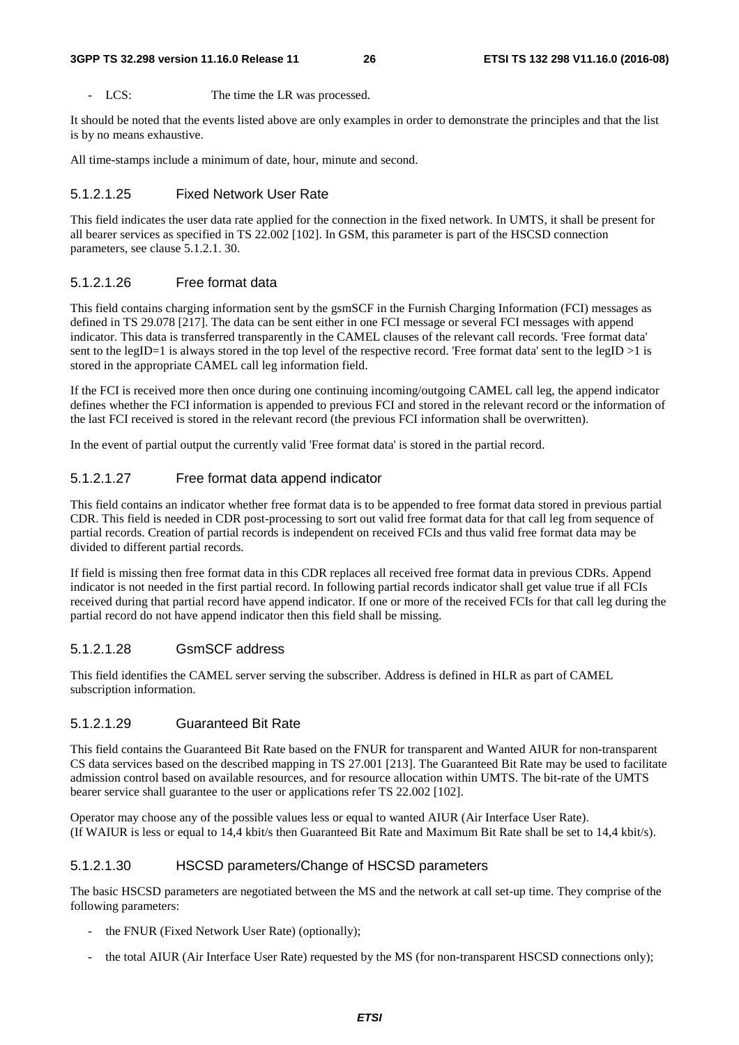- LCS: The time the LR was processed.

It should be noted that the events listed above are only examples in order to demonstrate the principles and that the list is by no means exhaustive.

All time-stamps include a minimum of date, hour, minute and second.

#### 5.1.2.1.25 Fixed Network User Rate

This field indicates the user data rate applied for the connection in the fixed network. In UMTS, it shall be present for all bearer services as specified in TS 22.002 [102]. In GSM, this parameter is part of the HSCSD connection parameters, see clause 5.1.2.1. 30.

#### 5.1.2.1.26 Free format data

This field contains charging information sent by the gsmSCF in the Furnish Charging Information (FCI) messages as defined in TS 29.078 [217]. The data can be sent either in one FCI message or several FCI messages with append indicator. This data is transferred transparently in the CAMEL clauses of the relevant call records. 'Free format data' sent to the legID=1 is always stored in the top level of the respective record. 'Free format data' sent to the legID >1 is stored in the appropriate CAMEL call leg information field.

If the FCI is received more then once during one continuing incoming/outgoing CAMEL call leg, the append indicator defines whether the FCI information is appended to previous FCI and stored in the relevant record or the information of the last FCI received is stored in the relevant record (the previous FCI information shall be overwritten).

In the event of partial output the currently valid 'Free format data' is stored in the partial record.

#### 5.1.2.1.27 Free format data append indicator

This field contains an indicator whether free format data is to be appended to free format data stored in previous partial CDR. This field is needed in CDR post-processing to sort out valid free format data for that call leg from sequence of partial records. Creation of partial records is independent on received FCIs and thus valid free format data may be divided to different partial records.

If field is missing then free format data in this CDR replaces all received free format data in previous CDRs. Append indicator is not needed in the first partial record. In following partial records indicator shall get value true if all FCIs received during that partial record have append indicator. If one or more of the received FCIs for that call leg during the partial record do not have append indicator then this field shall be missing.

#### 5.1.2.1.28 GsmSCF address

This field identifies the CAMEL server serving the subscriber. Address is defined in HLR as part of CAMEL subscription information.

#### 5.1.2.1.29 Guaranteed Bit Rate

This field contains the Guaranteed Bit Rate based on the FNUR for transparent and Wanted AIUR for non-transparent CS data services based on the described mapping in TS 27.001 [213]. The Guaranteed Bit Rate may be used to facilitate admission control based on available resources, and for resource allocation within UMTS. The bit-rate of the UMTS bearer service shall guarantee to the user or applications refer TS 22.002 [102].

Operator may choose any of the possible values less or equal to wanted AIUR (Air Interface User Rate). (If WAIUR is less or equal to 14,4 kbit/s then Guaranteed Bit Rate and Maximum Bit Rate shall be set to 14,4 kbit/s).

#### 5.1.2.1.30 HSCSD parameters/Change of HSCSD parameters

The basic HSCSD parameters are negotiated between the MS and the network at call set-up time. They comprise of the following parameters:

- the FNUR (Fixed Network User Rate) (optionally);
- the total AIUR (Air Interface User Rate) requested by the MS (for non-transparent HSCSD connections only);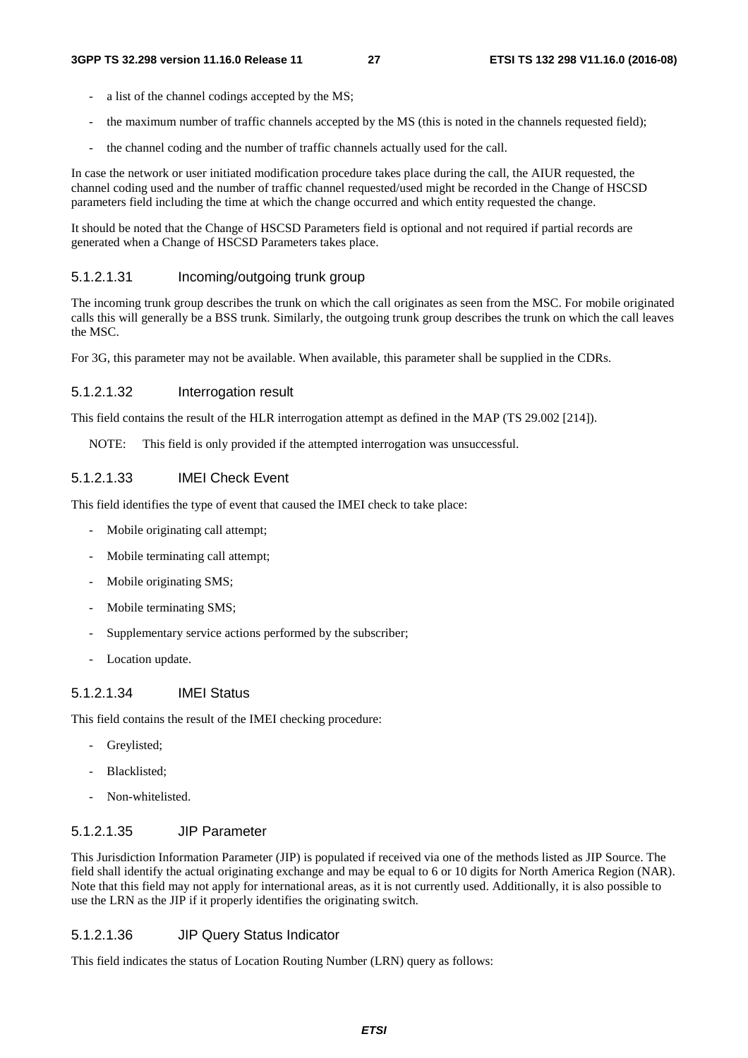- a list of the channel codings accepted by the MS;
- the maximum number of traffic channels accepted by the MS (this is noted in the channels requested field);
- the channel coding and the number of traffic channels actually used for the call.

In case the network or user initiated modification procedure takes place during the call, the AIUR requested, the channel coding used and the number of traffic channel requested/used might be recorded in the Change of HSCSD parameters field including the time at which the change occurred and which entity requested the change.

It should be noted that the Change of HSCSD Parameters field is optional and not required if partial records are generated when a Change of HSCSD Parameters takes place.

#### 5.1.2.1.31 Incoming/outgoing trunk group

The incoming trunk group describes the trunk on which the call originates as seen from the MSC. For mobile originated calls this will generally be a BSS trunk. Similarly, the outgoing trunk group describes the trunk on which the call leaves the MSC.

For 3G, this parameter may not be available. When available, this parameter shall be supplied in the CDRs.

#### 5.1.2.1.32 Interrogation result

This field contains the result of the HLR interrogation attempt as defined in the MAP (TS 29.002 [214]).

NOTE: This field is only provided if the attempted interrogation was unsuccessful.

#### 5.1.2.1.33 IMEI Check Event

This field identifies the type of event that caused the IMEI check to take place:

- Mobile originating call attempt;
- Mobile terminating call attempt;
- Mobile originating SMS;
- Mobile terminating SMS;
- Supplementary service actions performed by the subscriber;
- Location update.

#### 5.1.2.1.34 IMEI Status

This field contains the result of the IMEI checking procedure:

- Greylisted;
- Blacklisted;
- Non-whitelisted.

#### 5.1.2.1.35 JIP Parameter

This Jurisdiction Information Parameter (JIP) is populated if received via one of the methods listed as JIP Source. The field shall identify the actual originating exchange and may be equal to 6 or 10 digits for North America Region (NAR). Note that this field may not apply for international areas, as it is not currently used. Additionally, it is also possible to use the LRN as the JIP if it properly identifies the originating switch.

#### 5.1.2.1.36 JIP Query Status Indicator

This field indicates the status of Location Routing Number (LRN) query as follows: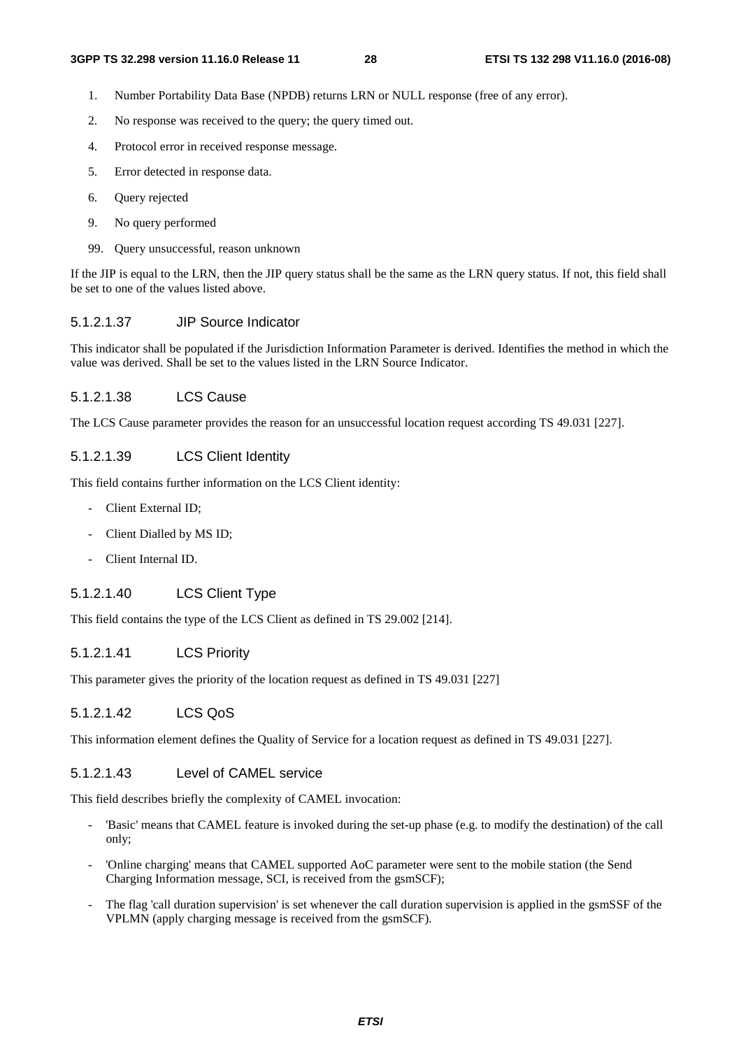1. Number Portability Data Base (NPDB) returns LRN or NULL response (free of any error).
2. No response was received to the query; the query timed out.
4. Protocol error in received response message.
5. Error detected in response data.
6. Query rejected
9. No query performed
99. Query unsuccessful, reason unknown

If the JIP is equal to the LRN, then the JIP query status shall be the same as the LRN query status. If not, this field shall be set to one of the values listed above.

#### 5.1.2.1.37 JIP Source Indicator

This indicator shall be populated if the Jurisdiction Information Parameter is derived. Identifies the method in which the value was derived. Shall be set to the values listed in the LRN Source Indicator.

#### 5.1.2.1.38 LCS Cause

The LCS Cause parameter provides the reason for an unsuccessful location request according TS 49.031 [227].

#### 5.1.2.1.39 LCS Client Identity

This field contains further information on the LCS Client identity:

- Client External ID;
- Client Dialled by MS ID;
- Client Internal ID.

#### 5.1.2.1.40 LCS Client Type

This field contains the type of the LCS Client as defined in TS 29.002 [214].

#### 5.1.2.1.41 LCS Priority

This parameter gives the priority of the location request as defined in TS 49.031 [227]

#### 5.1.2.1.42 LCS QoS

This information element defines the Quality of Service for a location request as defined in TS 49.031 [227].

#### 5.1.2.1.43 Level of CAMEL service

This field describes briefly the complexity of CAMEL invocation:

- 'Basic' means that CAMEL feature is invoked during the set-up phase (e.g. to modify the destination) of the call only;
- 'Online charging' means that CAMEL supported AoC parameter were sent to the mobile station (the Send Charging Information message, SCI, is received from the gsmSCF);
- The flag 'call duration supervision' is set whenever the call duration supervision is applied in the gsmSSF of the VPLMN (apply charging message is received from the gsmSCF).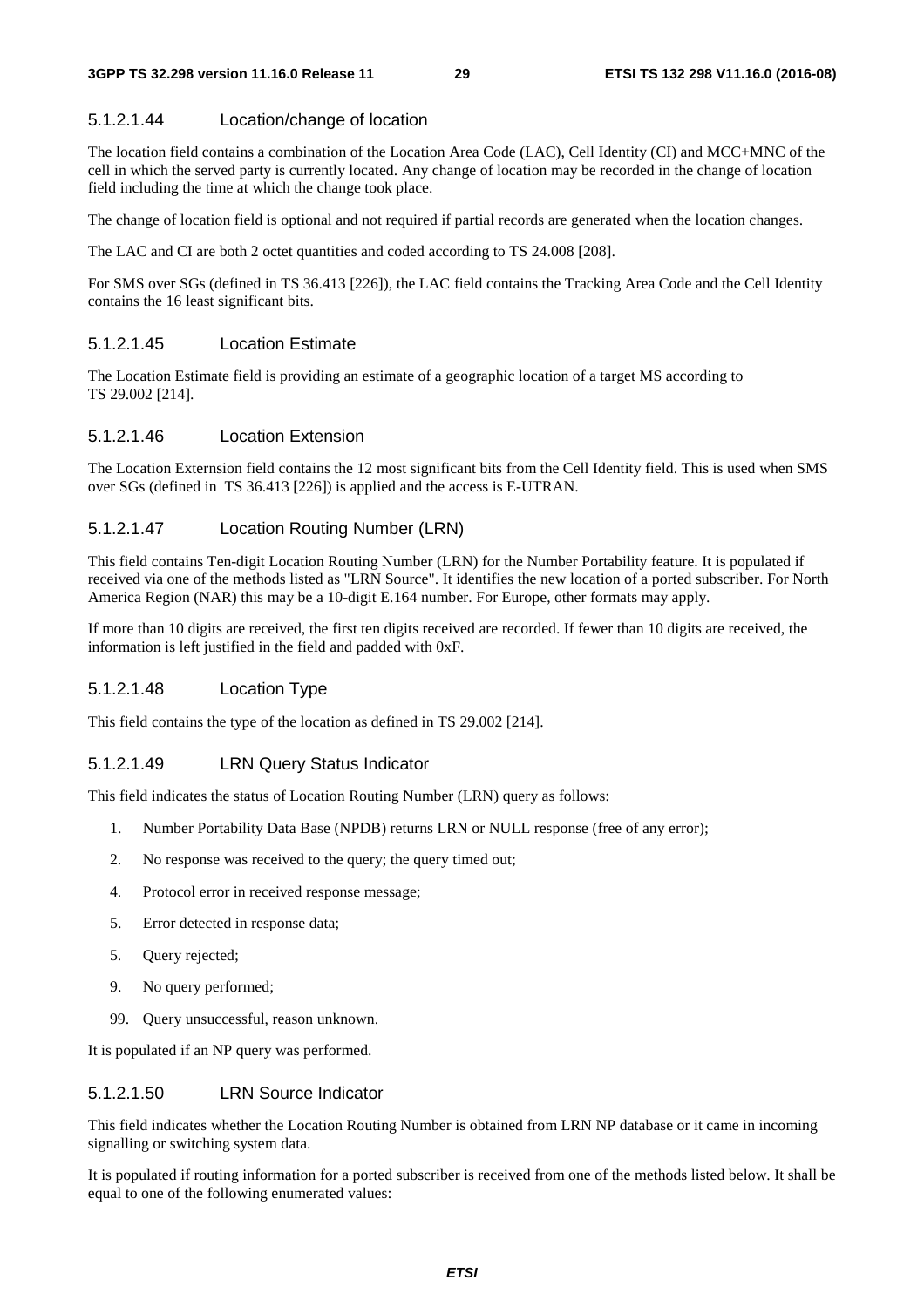#### 5.1.2.1.44 Location/change of location

The location field contains a combination of the Location Area Code (LAC), Cell Identity (CI) and MCC+MNC of the cell in which the served party is currently located. Any change of location may be recorded in the change of location field including the time at which the change took place.

The change of location field is optional and not required if partial records are generated when the location changes.

The LAC and CI are both 2 octet quantities and coded according to TS 24.008 [208].

For SMS over SGs (defined in TS 36.413 [226]), the LAC field contains the Tracking Area Code and the Cell Identity contains the 16 least significant bits.

#### 5.1.2.1.45 Location Estimate

The Location Estimate field is providing an estimate of a geographic location of a target MS according to TS 29.002 [214].

#### 5.1.2.1.46 Location Extension

The Location Externsion field contains the 12 most significant bits from the Cell Identity field. This is used when SMS over SGs (defined in TS 36.413 [226]) is applied and the access is E-UTRAN.

#### 5.1.2.1.47 Location Routing Number (LRN)

This field contains Ten-digit Location Routing Number (LRN) for the Number Portability feature. It is populated if received via one of the methods listed as "LRN Source". It identifies the new location of a ported subscriber. For North America Region (NAR) this may be a 10-digit E.164 number. For Europe, other formats may apply.

If more than 10 digits are received, the first ten digits received are recorded. If fewer than 10 digits are received, the information is left justified in the field and padded with 0xF.

#### 5.1.2.1.48 Location Type

This field contains the type of the location as defined in TS 29.002 [214].

#### 5.1.2.1.49 LRN Query Status Indicator

This field indicates the status of Location Routing Number (LRN) query as follows:

1. Number Portability Data Base (NPDB) returns LRN or NULL response (free of any error);
2. No response was received to the query; the query timed out;
4. Protocol error in received response message;
5. Error detected in response data;
5. Query rejected;
9. No query performed;
99. Query unsuccessful, reason unknown.

It is populated if an NP query was performed.

#### 5.1.2.1.50 LRN Source Indicator

This field indicates whether the Location Routing Number is obtained from LRN NP database or it came in incoming signalling or switching system data.

It is populated if routing information for a ported subscriber is received from one of the methods listed below. It shall be equal to one of the following enumerated values: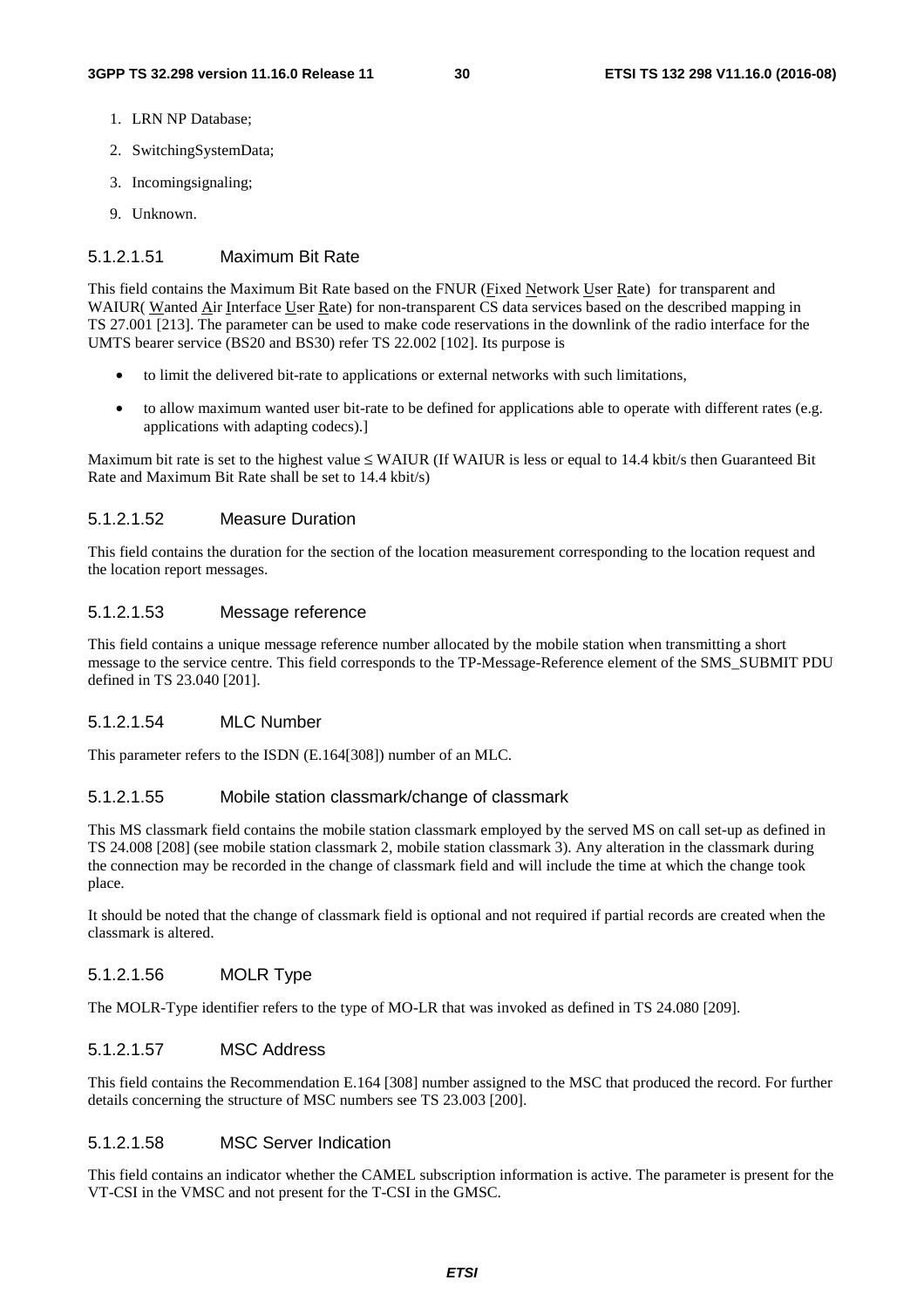1. LRN NP Database;
2. SwitchingSystemData;
3. Incomingsignaling;
9. Unknown.

#### 5.1.2.1.51 Maximum Bit Rate

This field contains the Maximum Bit Rate based on the FNUR (Fixed Network User Rate) for transparent and WAIUR( Wanted Air Interface User Rate) for non-transparent CS data services based on the described mapping in TS 27.001 [213]. The parameter can be used to make code reservations in the downlink of the radio interface for the UMTS bearer service (BS20 and BS30) refer TS 22.002 [102]. Its purpose is

- to limit the delivered bit-rate to applications or external networks with such limitations,
- to allow maximum wanted user bit-rate to be defined for applications able to operate with different rates (e.g. applications with adapting codecs).]

Maximum bit rate is set to the highest value ≤ WAIUR (If WAIUR is less or equal to 14.4 kbit/s then Guaranteed Bit Rate and Maximum Bit Rate shall be set to 14.4 kbit/s)

#### 5.1.2.1.52 Measure Duration

This field contains the duration for the section of the location measurement corresponding to the location request and the location report messages.

#### 5.1.2.1.53 Message reference

This field contains a unique message reference number allocated by the mobile station when transmitting a short message to the service centre. This field corresponds to the TP-Message-Reference element of the SMS_SUBMIT PDU defined in TS 23.040 [201].

#### 5.1.2.1.54 MLC Number

This parameter refers to the ISDN (E.164[308]) number of an MLC.

#### 5.1.2.1.55 Mobile station classmark/change of classmark

This MS classmark field contains the mobile station classmark employed by the served MS on call set-up as defined in TS 24.008 [208] (see mobile station classmark 2, mobile station classmark 3). Any alteration in the classmark during the connection may be recorded in the change of classmark field and will include the time at which the change took place.

It should be noted that the change of classmark field is optional and not required if partial records are created when the classmark is altered.

#### 5.1.2.1.56 MOLR Type

The MOLR-Type identifier refers to the type of MO-LR that was invoked as defined in TS 24.080 [209].

#### 5.1.2.1.57 MSC Address

This field contains the Recommendation E.164 [308] number assigned to the MSC that produced the record. For further details concerning the structure of MSC numbers see TS 23.003 [200].

#### 5.1.2.1.58 MSC Server Indication

This field contains an indicator whether the CAMEL subscription information is active. The parameter is present for the VT-CSI in the VMSC and not present for the T-CSI in the GMSC.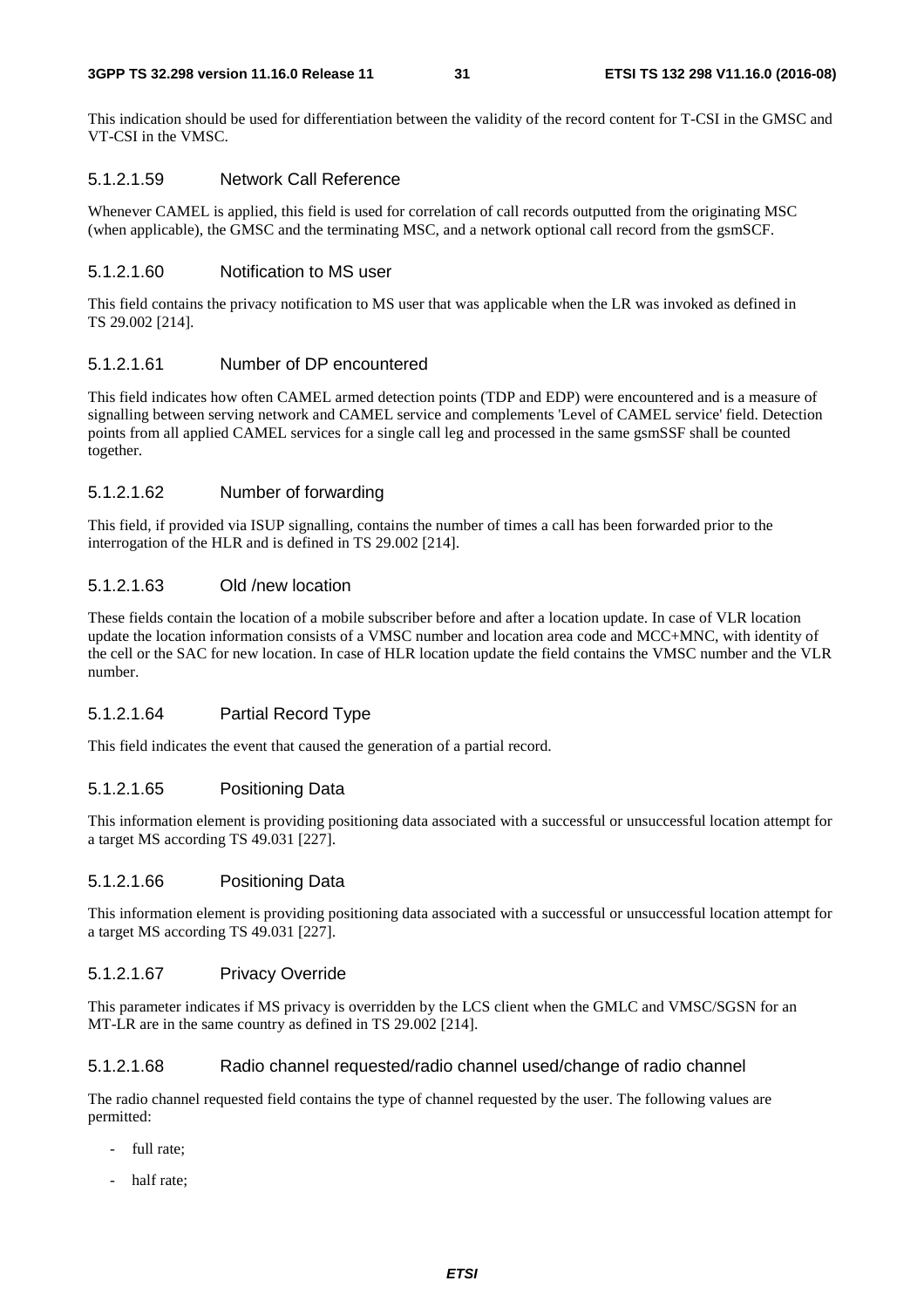This indication should be used for differentiation between the validity of the record content for T-CSI in the GMSC and VT-CSI in the VMSC.

#### 5.1.2.1.59 Network Call Reference

Whenever CAMEL is applied, this field is used for correlation of call records outputted from the originating MSC (when applicable), the GMSC and the terminating MSC, and a network optional call record from the gsmSCF.

#### 5.1.2.1.60 Notification to MS user

This field contains the privacy notification to MS user that was applicable when the LR was invoked as defined in TS 29.002 [214].

#### 5.1.2.1.61 Number of DP encountered

This field indicates how often CAMEL armed detection points (TDP and EDP) were encountered and is a measure of signalling between serving network and CAMEL service and complements 'Level of CAMEL service' field. Detection points from all applied CAMEL services for a single call leg and processed in the same gsmSSF shall be counted together.

#### 5.1.2.1.62 Number of forwarding

This field, if provided via ISUP signalling, contains the number of times a call has been forwarded prior to the interrogation of the HLR and is defined in TS 29.002 [214].

#### 5.1.2.1.63 Old /new location

These fields contain the location of a mobile subscriber before and after a location update. In case of VLR location update the location information consists of a VMSC number and location area code and MCC+MNC, with identity of the cell or the SAC for new location. In case of HLR location update the field contains the VMSC number and the VLR number.

#### 5.1.2.1.64 Partial Record Type

This field indicates the event that caused the generation of a partial record.

#### 5.1.2.1.65 Positioning Data

This information element is providing positioning data associated with a successful or unsuccessful location attempt for a target MS according TS 49.031 [227].

#### 5.1.2.1.66 Positioning Data

This information element is providing positioning data associated with a successful or unsuccessful location attempt for a target MS according TS 49.031 [227].

#### 5.1.2.1.67 Privacy Override

This parameter indicates if MS privacy is overridden by the LCS client when the GMLC and VMSC/SGSN for an MT-LR are in the same country as defined in TS 29.002 [214].

#### 5.1.2.1.68 Radio channel requested/radio channel used/change of radio channel

The radio channel requested field contains the type of channel requested by the user. The following values are permitted:

- full rate;
- half rate;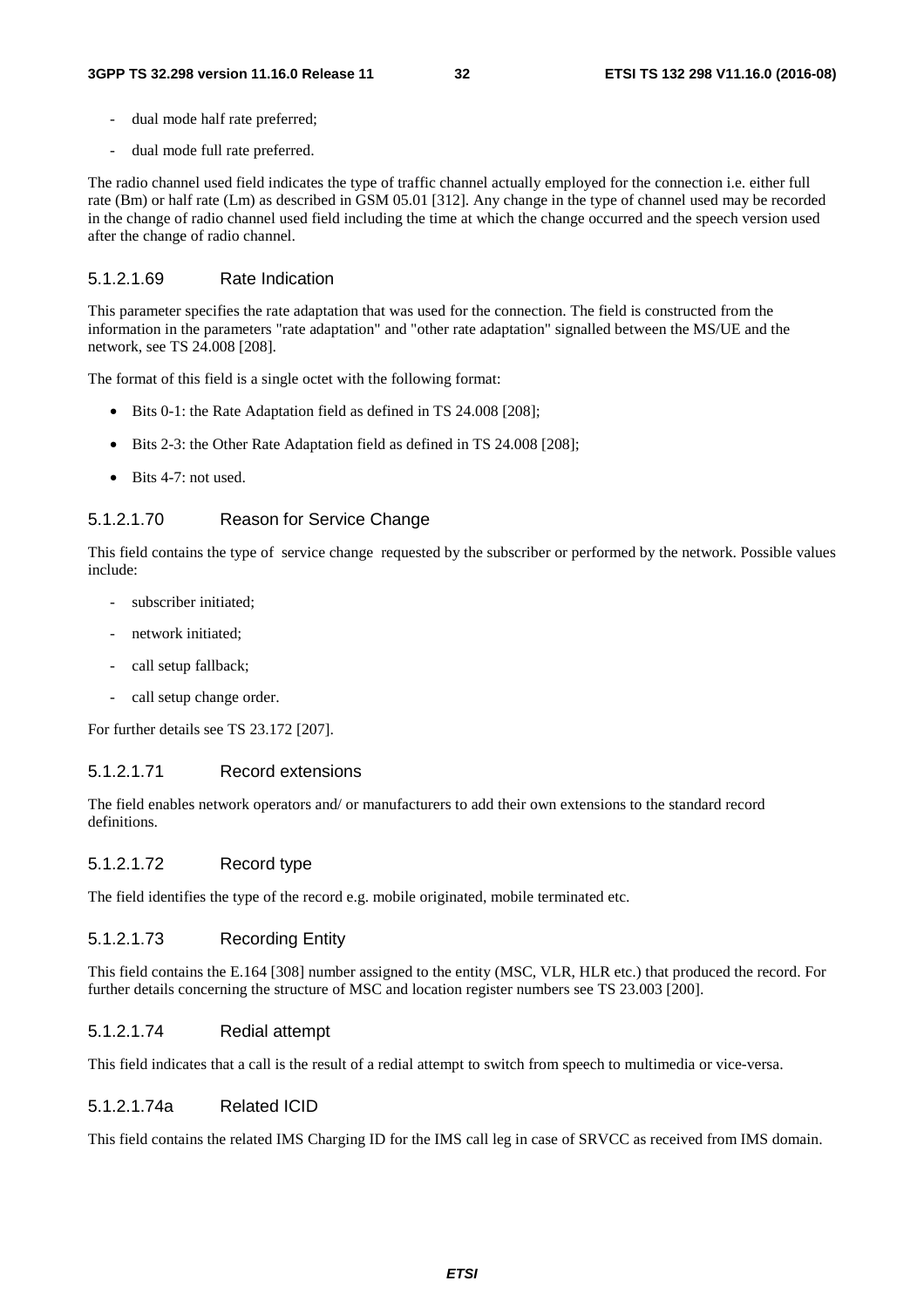- dual mode half rate preferred;
- dual mode full rate preferred.

The radio channel used field indicates the type of traffic channel actually employed for the connection i.e. either full rate (Bm) or half rate (Lm) as described in GSM 05.01 [312]. Any change in the type of channel used may be recorded in the change of radio channel used field including the time at which the change occurred and the speech version used after the change of radio channel.

#### 5.1.2.1.69 Rate Indication

This parameter specifies the rate adaptation that was used for the connection. The field is constructed from the information in the parameters "rate adaptation" and "other rate adaptation" signalled between the MS/UE and the network, see TS 24.008 [208].

The format of this field is a single octet with the following format:

- Bits 0-1: the Rate Adaptation field as defined in TS 24.008 [208];
- Bits 2-3: the Other Rate Adaptation field as defined in TS 24.008 [208];
- Bits 4-7: not used.

#### 5.1.2.1.70 Reason for Service Change

This field contains the type of service change requested by the subscriber or performed by the network. Possible values include:

- subscriber initiated;
- network initiated;
- call setup fallback;
- call setup change order.

For further details see TS 23.172 [207].

#### 5.1.2.1.71 Record extensions

The field enables network operators and/ or manufacturers to add their own extensions to the standard record definitions.

#### 5.1.2.1.72 Record type

The field identifies the type of the record e.g. mobile originated, mobile terminated etc.

#### 5.1.2.1.73 Recording Entity

This field contains the E.164 [308] number assigned to the entity (MSC, VLR, HLR etc.) that produced the record. For further details concerning the structure of MSC and location register numbers see TS 23.003 [200].

#### 5.1.2.1.74 Redial attempt

This field indicates that a call is the result of a redial attempt to switch from speech to multimedia or vice-versa.

#### 5.1.2.1.74a Related ICID

This field contains the related IMS Charging ID for the IMS call leg in case of SRVCC as received from IMS domain.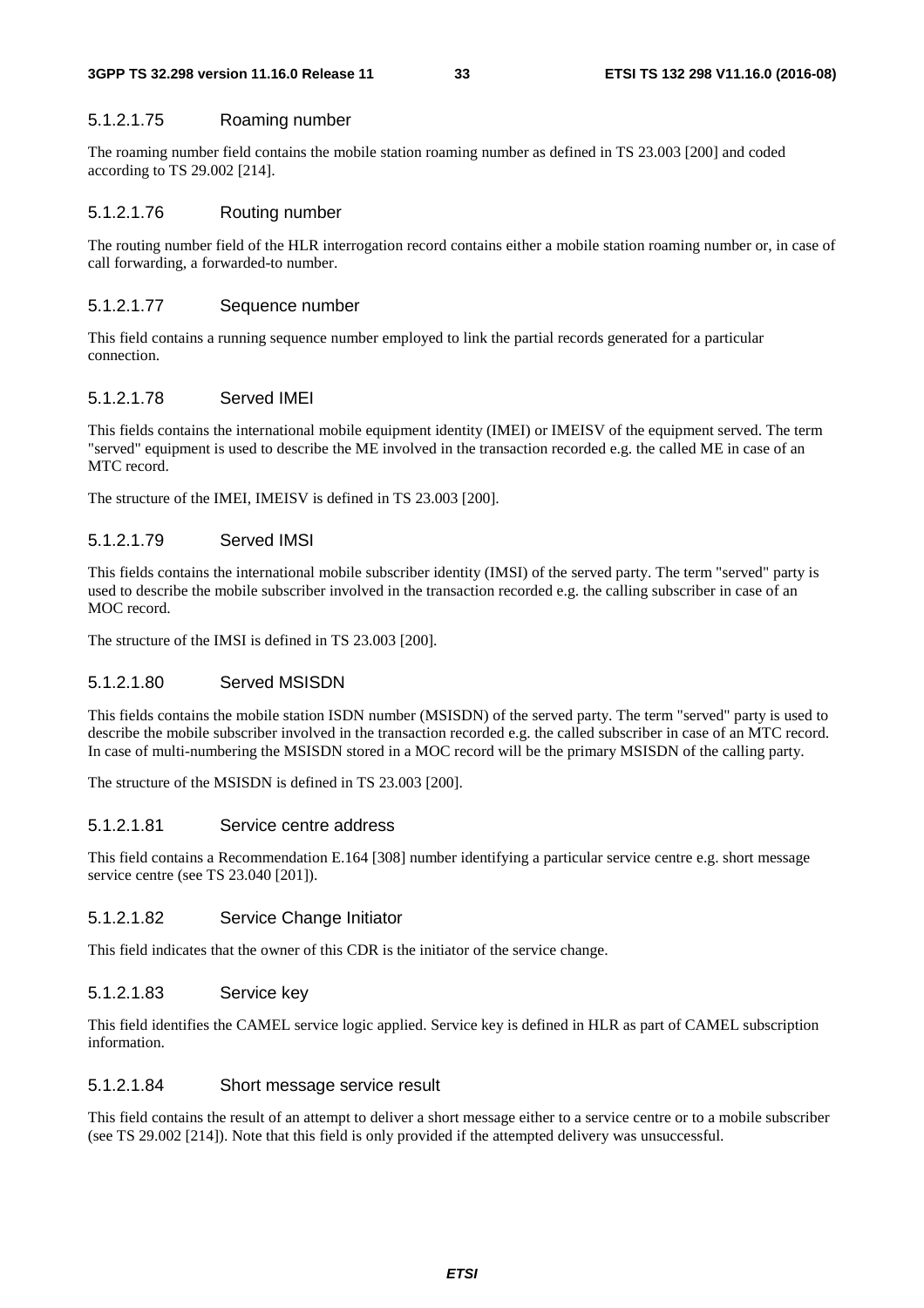#### 5.1.2.1.75 Roaming number

The roaming number field contains the mobile station roaming number as defined in TS 23.003 [200] and coded according to TS 29.002 [214].

#### 5.1.2.1.76 Routing number

The routing number field of the HLR interrogation record contains either a mobile station roaming number or, in case of call forwarding, a forwarded-to number.

#### 5.1.2.1.77 Sequence number

This field contains a running sequence number employed to link the partial records generated for a particular connection.

#### 5.1.2.1.78 Served IMEI

This fields contains the international mobile equipment identity (IMEI) or IMEISV of the equipment served. The term "served" equipment is used to describe the ME involved in the transaction recorded e.g. the called ME in case of an MTC record.

The structure of the IMEI, IMEISV is defined in TS 23.003 [200].

#### 5.1.2.1.79 Served IMSI

This fields contains the international mobile subscriber identity (IMSI) of the served party. The term "served" party is used to describe the mobile subscriber involved in the transaction recorded e.g. the calling subscriber in case of an MOC record.

The structure of the IMSI is defined in TS 23.003 [200].

#### 5.1.2.1.80 Served MSISDN

This fields contains the mobile station ISDN number (MSISDN) of the served party. The term "served" party is used to describe the mobile subscriber involved in the transaction recorded e.g. the called subscriber in case of an MTC record. In case of multi-numbering the MSISDN stored in a MOC record will be the primary MSISDN of the calling party.

The structure of the MSISDN is defined in TS 23.003 [200].

#### 5.1.2.1.81 Service centre address

This field contains a Recommendation E.164 [308] number identifying a particular service centre e.g. short message service centre (see TS 23.040 [201]).

#### 5.1.2.1.82 Service Change Initiator

This field indicates that the owner of this CDR is the initiator of the service change.

#### 5.1.2.1.83 Service key

This field identifies the CAMEL service logic applied. Service key is defined in HLR as part of CAMEL subscription information.

#### 5.1.2.1.84 Short message service result

This field contains the result of an attempt to deliver a short message either to a service centre or to a mobile subscriber (see TS 29.002 [214]). Note that this field is only provided if the attempted delivery was unsuccessful.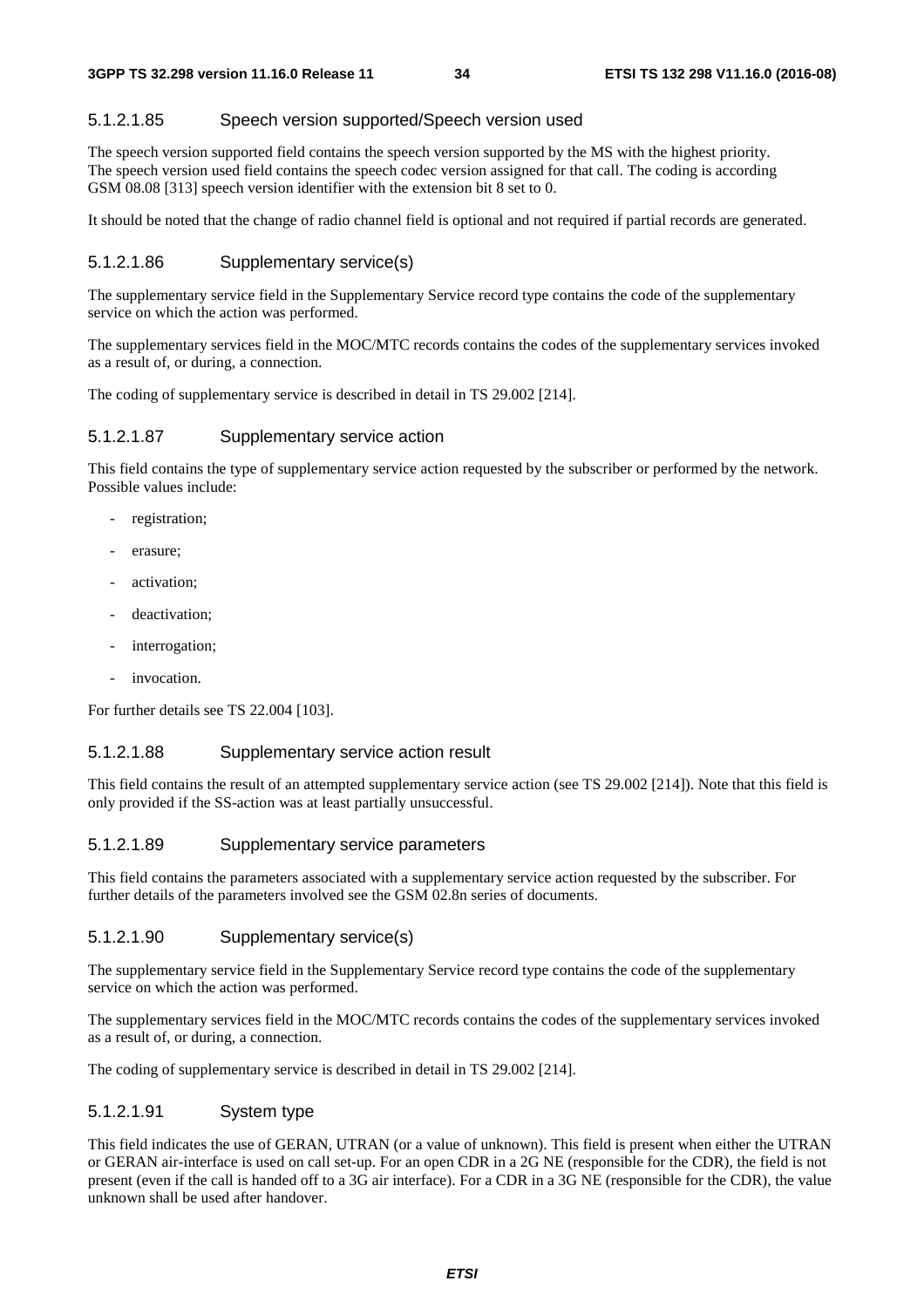#### 5.1.2.1.85 Speech version supported/Speech version used

The speech version supported field contains the speech version supported by the MS with the highest priority. The speech version used field contains the speech codec version assigned for that call. The coding is according GSM 08.08 [313] speech version identifier with the extension bit 8 set to 0.

It should be noted that the change of radio channel field is optional and not required if partial records are generated.

#### 5.1.2.1.86 Supplementary service(s)

The supplementary service field in the Supplementary Service record type contains the code of the supplementary service on which the action was performed.

The supplementary services field in the MOC/MTC records contains the codes of the supplementary services invoked as a result of, or during, a connection.

The coding of supplementary service is described in detail in TS 29.002 [214].

#### 5.1.2.1.87 Supplementary service action

This field contains the type of supplementary service action requested by the subscriber or performed by the network. Possible values include:

- registration;
- erasure;
- activation;
- deactivation;
- interrogation;
- invocation.

For further details see TS 22.004 [103].

#### 5.1.2.1.88 Supplementary service action result

This field contains the result of an attempted supplementary service action (see TS 29.002 [214]). Note that this field is only provided if the SS-action was at least partially unsuccessful.

#### 5.1.2.1.89 Supplementary service parameters

This field contains the parameters associated with a supplementary service action requested by the subscriber. For further details of the parameters involved see the GSM 02.8n series of documents.

#### 5.1.2.1.90 Supplementary service(s)

The supplementary service field in the Supplementary Service record type contains the code of the supplementary service on which the action was performed.

The supplementary services field in the MOC/MTC records contains the codes of the supplementary services invoked as a result of, or during, a connection.

The coding of supplementary service is described in detail in TS 29.002 [214].

#### 5.1.2.1.91 System type

This field indicates the use of GERAN, UTRAN (or a value of unknown). This field is present when either the UTRAN or GERAN air-interface is used on call set-up. For an open CDR in a 2G NE (responsible for the CDR), the field is not present (even if the call is handed off to a 3G air interface). For a CDR in a 3G NE (responsible for the CDR), the value unknown shall be used after handover.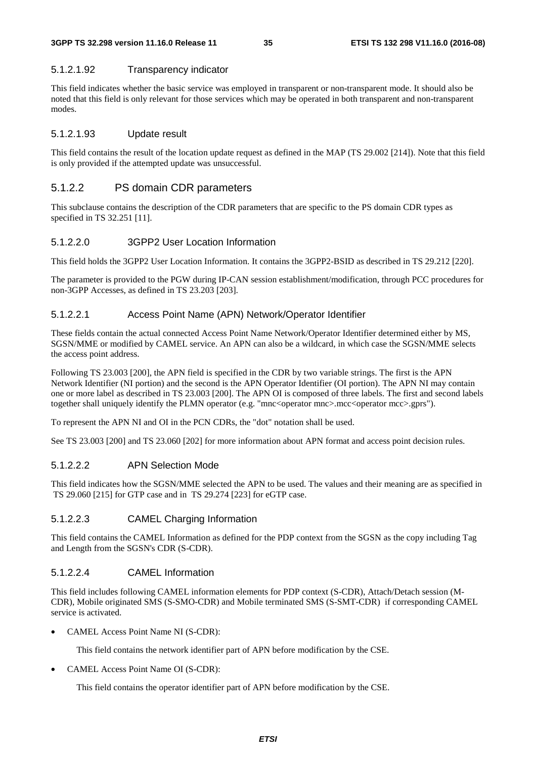#### 5.1.2.1.92 Transparency indicator

This field indicates whether the basic service was employed in transparent or non-transparent mode. It should also be noted that this field is only relevant for those services which may be operated in both transparent and non-transparent modes.

#### 5.1.2.1.93 Update result

This field contains the result of the location update request as defined in the MAP (TS 29.002 [214]). Note that this field is only provided if the attempted update was unsuccessful.

### 5.1.2.2 PS domain CDR parameters

This subclause contains the description of the CDR parameters that are specific to the PS domain CDR types as specified in TS 32.251 [11].

#### 5.1.2.2.0 3GPP2 User Location Information

This field holds the 3GPP2 User Location Information. It contains the 3GPP2-BSID as described in TS 29.212 [220].

The parameter is provided to the PGW during IP-CAN session establishment/modification, through PCC procedures for non-3GPP Accesses, as defined in TS 23.203 [203].

#### 5.1.2.2.1 Access Point Name (APN) Network/Operator Identifier

These fields contain the actual connected Access Point Name Network/Operator Identifier determined either by MS, SGSN/MME or modified by CAMEL service. An APN can also be a wildcard, in which case the SGSN/MME selects the access point address.

Following TS 23.003 [200], the APN field is specified in the CDR by two variable strings. The first is the APN Network Identifier (NI portion) and the second is the APN Operator Identifier (OI portion). The APN NI may contain one or more label as described in TS 23.003 [200]. The APN OI is composed of three labels. The first and second labels together shall uniquely identify the PLMN operator (e.g. "mnc<operator mnc>.mcc<operator mcc>.gprs").

To represent the APN NI and OI in the PCN CDRs, the "dot" notation shall be used.

See TS 23.003 [200] and TS 23.060 [202] for more information about APN format and access point decision rules.

#### 5.1.2.2.2 APN Selection Mode

This field indicates how the SGSN/MME selected the APN to be used. The values and their meaning are as specified in TS 29.060 [215] for GTP case and in TS 29.274 [223] for eGTP case.

#### 5.1.2.2.3 CAMEL Charging Information

This field contains the CAMEL Information as defined for the PDP context from the SGSN as the copy including Tag and Length from the SGSN's CDR (S-CDR).

#### 5.1.2.2.4 CAMEL Information

This field includes following CAMEL information elements for PDP context (S-CDR), Attach/Detach session (M-CDR), Mobile originated SMS (S-SMO-CDR) and Mobile terminated SMS (S-SMT-CDR) if corresponding CAMEL service is activated.

- CAMEL Access Point Name NI (S-CDR):

  This field contains the network identifier part of APN before modification by the CSE.

- CAMEL Access Point Name OI (S-CDR):

  This field contains the operator identifier part of APN before modification by the CSE.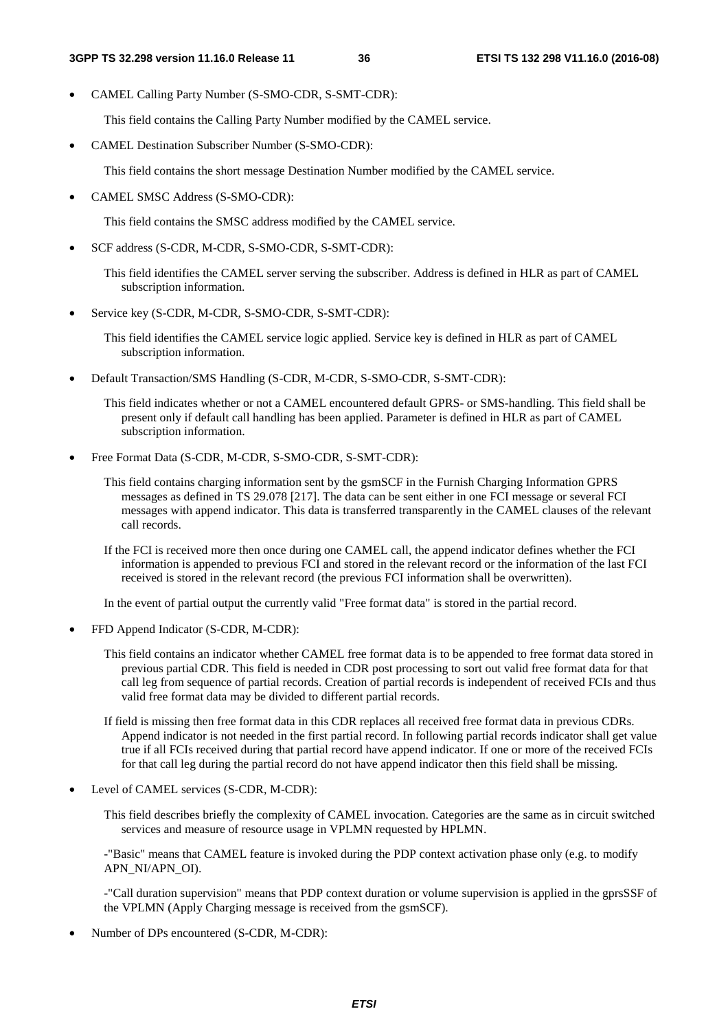- CAMEL Calling Party Number (S-SMO-CDR, S-SMT-CDR):

  This field contains the Calling Party Number modified by the CAMEL service.

- CAMEL Destination Subscriber Number (S-SMO-CDR):

  This field contains the short message Destination Number modified by the CAMEL service.

- CAMEL SMSC Address (S-SMO-CDR):

  This field contains the SMSC address modified by the CAMEL service.

- SCF address (S-CDR, M-CDR, S-SMO-CDR, S-SMT-CDR):

  This field identifies the CAMEL server serving the subscriber. Address is defined in HLR as part of CAMEL subscription information.

- Service key (S-CDR, M-CDR, S-SMO-CDR, S-SMT-CDR):

  This field identifies the CAMEL service logic applied. Service key is defined in HLR as part of CAMEL subscription information.

- Default Transaction/SMS Handling (S-CDR, M-CDR, S-SMO-CDR, S-SMT-CDR):

  This field indicates whether or not a CAMEL encountered default GPRS- or SMS-handling. This field shall be present only if default call handling has been applied. Parameter is defined in HLR as part of CAMEL subscription information.

- Free Format Data (S-CDR, M-CDR, S-SMO-CDR, S-SMT-CDR):

  This field contains charging information sent by the gsmSCF in the Furnish Charging Information GPRS messages as defined in TS 29.078 [217]. The data can be sent either in one FCI message or several FCI messages with append indicator. This data is transferred transparently in the CAMEL clauses of the relevant call records.

  If the FCI is received more then once during one CAMEL call, the append indicator defines whether the FCI information is appended to previous FCI and stored in the relevant record or the information of the last FCI received is stored in the relevant record (the previous FCI information shall be overwritten).

  In the event of partial output the currently valid "Free format data" is stored in the partial record.

- FFD Append Indicator (S-CDR, M-CDR):

  This field contains an indicator whether CAMEL free format data is to be appended to free format data stored in previous partial CDR. This field is needed in CDR post processing to sort out valid free format data for that call leg from sequence of partial records. Creation of partial records is independent of received FCIs and thus valid free format data may be divided to different partial records.

  If field is missing then free format data in this CDR replaces all received free format data in previous CDRs. Append indicator is not needed in the first partial record. In following partial records indicator shall get value true if all FCIs received during that partial record have append indicator. If one or more of the received FCIs for that call leg during the partial record do not have append indicator then this field shall be missing.

- Level of CAMEL services (S-CDR, M-CDR):

  This field describes briefly the complexity of CAMEL invocation. Categories are the same as in circuit switched services and measure of resource usage in VPLMN requested by HPLMN.

  -"Basic" means that CAMEL feature is invoked during the PDP context activation phase only (e.g. to modify APN_NI/APN_OI).

  -"Call duration supervision" means that PDP context duration or volume supervision is applied in the gprsSSF of the VPLMN (Apply Charging message is received from the gsmSCF).

- Number of DPs encountered (S-CDR, M-CDR):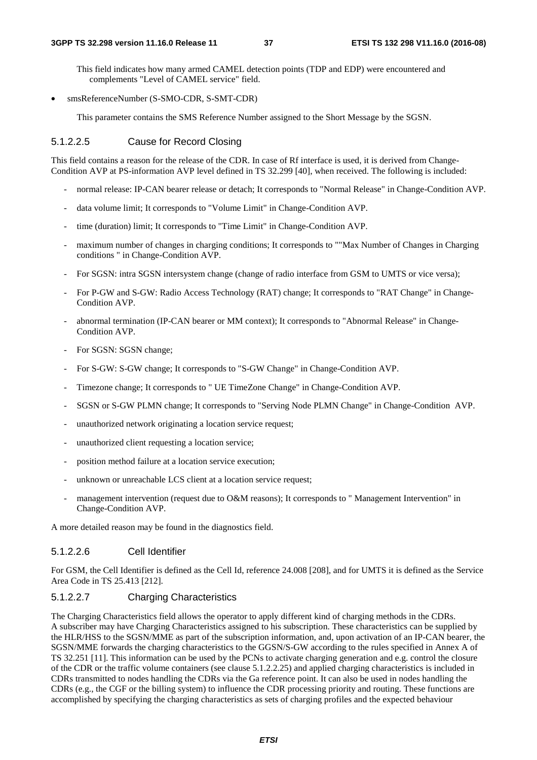This field indicates how many armed CAMEL detection points (TDP and EDP) were encountered and complements "Level of CAMEL service" field.

- smsReferenceNumber (S-SMO-CDR, S-SMT-CDR)

  This parameter contains the SMS Reference Number assigned to the Short Message by the SGSN.

#### 5.1.2.2.5 Cause for Record Closing

This field contains a reason for the release of the CDR. In case of Rf interface is used, it is derived from Change-Condition AVP at PS-information AVP level defined in TS 32.299 [40], when received. The following is included:

- normal release: IP-CAN bearer release or detach; It corresponds to "Normal Release" in Change-Condition AVP.
- data volume limit; It corresponds to "Volume Limit" in Change-Condition AVP.
- time (duration) limit; It corresponds to "Time Limit" in Change-Condition AVP.
- maximum number of changes in charging conditions; It corresponds to ""Max Number of Changes in Charging conditions " in Change-Condition AVP.
- For SGSN: intra SGSN intersystem change (change of radio interface from GSM to UMTS or vice versa);
- For P-GW and S-GW: Radio Access Technology (RAT) change; It corresponds to "RAT Change" in Change-Condition AVP.
- abnormal termination (IP-CAN bearer or MM context); It corresponds to "Abnormal Release" in Change-Condition AVP.
- For SGSN: SGSN change;
- For S-GW: S-GW change; It corresponds to "S-GW Change" in Change-Condition AVP.
- Timezone change; It corresponds to " UE TimeZone Change" in Change-Condition AVP.
- SGSN or S-GW PLMN change; It corresponds to "Serving Node PLMN Change" in Change-Condition AVP.
- unauthorized network originating a location service request;
- unauthorized client requesting a location service;
- position method failure at a location service execution;
- unknown or unreachable LCS client at a location service request;
- management intervention (request due to O&M reasons); It corresponds to " Management Intervention" in Change-Condition AVP.

A more detailed reason may be found in the diagnostics field.

#### 5.1.2.2.6 Cell Identifier

For GSM, the Cell Identifier is defined as the Cell Id, reference 24.008 [208], and for UMTS it is defined as the Service Area Code in TS 25.413 [212].

#### 5.1.2.2.7 Charging Characteristics

The Charging Characteristics field allows the operator to apply different kind of charging methods in the CDRs. A subscriber may have Charging Characteristics assigned to his subscription. These characteristics can be supplied by the HLR/HSS to the SGSN/MME as part of the subscription information, and, upon activation of an IP-CAN bearer, the SGSN/MME forwards the charging characteristics to the GGSN/S-GW according to the rules specified in Annex A of TS 32.251 [11]. This information can be used by the PCNs to activate charging generation and e.g. control the closure of the CDR or the traffic volume containers (see clause 5.1.2.2.25) and applied charging characteristics is included in CDRs transmitted to nodes handling the CDRs via the Ga reference point. It can also be used in nodes handling the CDRs (e.g., the CGF or the billing system) to influence the CDR processing priority and routing. These functions are accomplished by specifying the charging characteristics as sets of charging profiles and the expected behaviour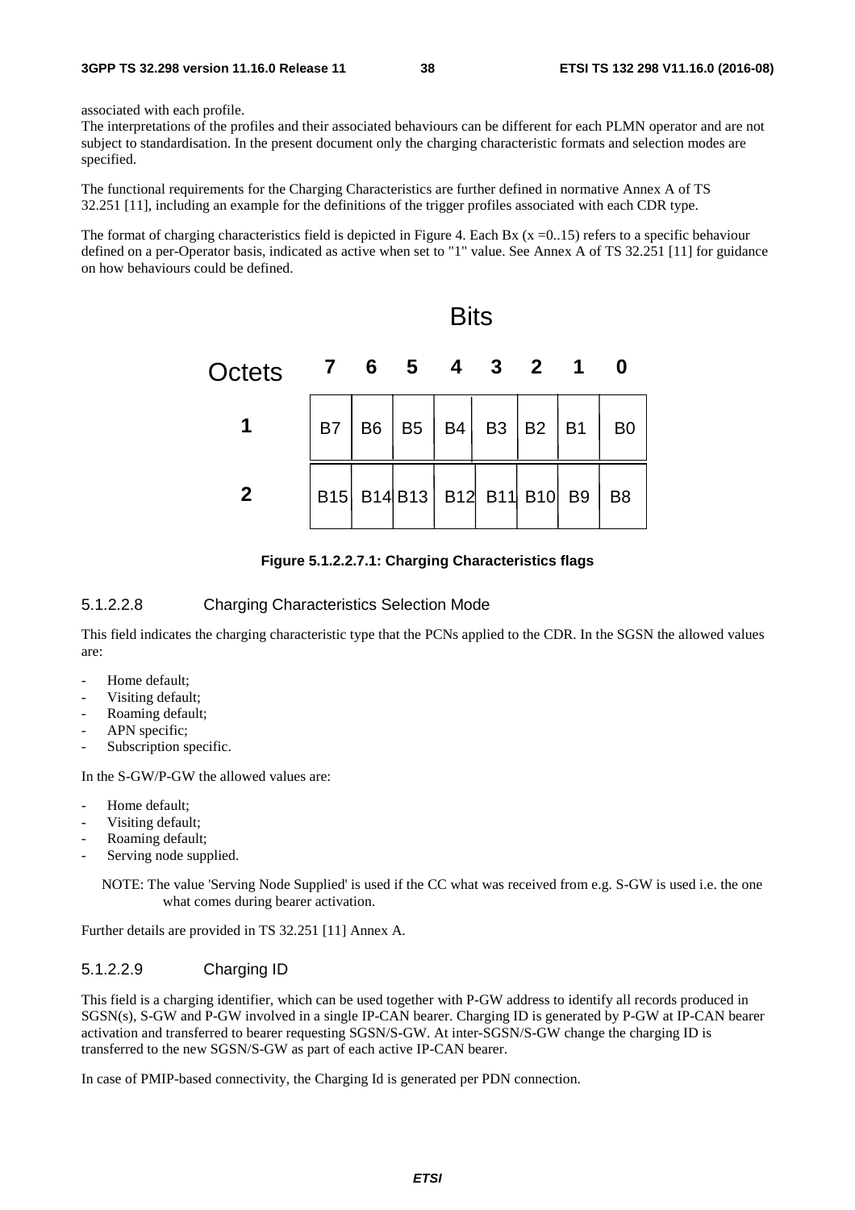associated with each profile.
The interpretations of the profiles and their associated behaviours can be different for each PLMN operator and are not subject to standardisation. In the present document only the charging characteristic formats and selection modes are specified.

The functional requirements for the Charging Characteristics are further defined in normative Annex A of TS 32.251 [11], including an example for the definitions of the trigger profiles associated with each CDR type.

The format of charging characteristics field is depicted in Figure 4. Each Bx (x =0..15) refers to a specific behaviour defined on a per-Operator basis, indicated as active when set to "1" value. See Annex A of TS 32.251 [11] for guidance on how behaviours could be defined.

| Octets | Bits 7 | 6 | 5 | 4 | 3 | 2 | 1 | 0 |
|---|---|---|---|---|---|---|---|---|
| 1 | B7 | B6 | B5 | B4 | B3 | B2 | B1 | B0 |
| 2 | B15 | B14 | B13 | B12 | B11 | B10 | B9 | B8 |

**Figure 5.1.2.2.7.1: Charging Characteristics flags**

### 5.1.2.2.8 Charging Characteristics Selection Mode

This field indicates the charging characteristic type that the PCNs applied to the CDR. In the SGSN the allowed values are:

- Home default;
- Visiting default;
- Roaming default;
- APN specific;
- Subscription specific.

In the S-GW/P-GW the allowed values are:

- Home default;
- Visiting default;
- Roaming default;
- Serving node supplied.

NOTE: The value 'Serving Node Supplied' is used if the CC what was received from e.g. S-GW is used i.e. the one what comes during bearer activation.

Further details are provided in TS 32.251 [11] Annex A.

### 5.1.2.2.9 Charging ID

This field is a charging identifier, which can be used together with P-GW address to identify all records produced in SGSN(s), S-GW and P-GW involved in a single IP-CAN bearer. Charging ID is generated by P-GW at IP-CAN bearer activation and transferred to bearer requesting SGSN/S-GW. At inter-SGSN/S-GW change the charging ID is transferred to the new SGSN/S-GW as part of each active IP-CAN bearer.

In case of PMIP-based connectivity, the Charging Id is generated per PDN connection.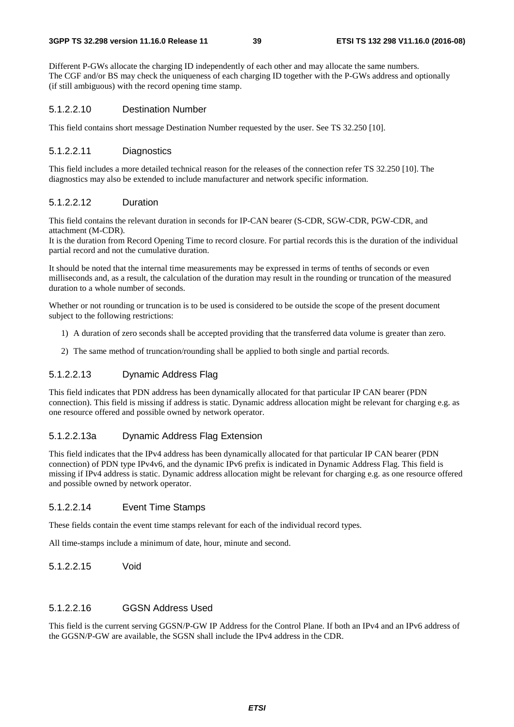Different P-GWs allocate the charging ID independently of each other and may allocate the same numbers.
The CGF and/or BS may check the uniqueness of each charging ID together with the P-GWs address and optionally (if still ambiguous) with the record opening time stamp.

#### 5.1.2.2.10 Destination Number

This field contains short message Destination Number requested by the user. See TS 32.250 [10].

#### 5.1.2.2.11 Diagnostics

This field includes a more detailed technical reason for the releases of the connection refer TS 32.250 [10]. The diagnostics may also be extended to include manufacturer and network specific information.

#### 5.1.2.2.12 Duration

This field contains the relevant duration in seconds for IP-CAN bearer (S-CDR, SGW-CDR, PGW-CDR, and attachment (M-CDR).
It is the duration from Record Opening Time to record closure. For partial records this is the duration of the individual partial record and not the cumulative duration.

It should be noted that the internal time measurements may be expressed in terms of tenths of seconds or even milliseconds and, as a result, the calculation of the duration may result in the rounding or truncation of the measured duration to a whole number of seconds.

Whether or not rounding or truncation is to be used is considered to be outside the scope of the present document subject to the following restrictions:

1) A duration of zero seconds shall be accepted providing that the transferred data volume is greater than zero.

2) The same method of truncation/rounding shall be applied to both single and partial records.

#### 5.1.2.2.13 Dynamic Address Flag

This field indicates that PDN address has been dynamically allocated for that particular IP CAN bearer (PDN connection). This field is missing if address is static. Dynamic address allocation might be relevant for charging e.g. as one resource offered and possible owned by network operator.

#### 5.1.2.2.13a Dynamic Address Flag Extension

This field indicates that the IPv4 address has been dynamically allocated for that particular IP CAN bearer (PDN connection) of PDN type IPv4v6, and the dynamic IPv6 prefix is indicated in Dynamic Address Flag. This field is missing if IPv4 address is static. Dynamic address allocation might be relevant for charging e.g. as one resource offered and possible owned by network operator.

#### 5.1.2.2.14 Event Time Stamps

These fields contain the event time stamps relevant for each of the individual record types.

All time-stamps include a minimum of date, hour, minute and second.

#### 5.1.2.2.15 Void

#### 5.1.2.2.16 GGSN Address Used

This field is the current serving GGSN/P-GW IP Address for the Control Plane. If both an IPv4 and an IPv6 address of the GGSN/P-GW are available, the SGSN shall include the IPv4 address in the CDR.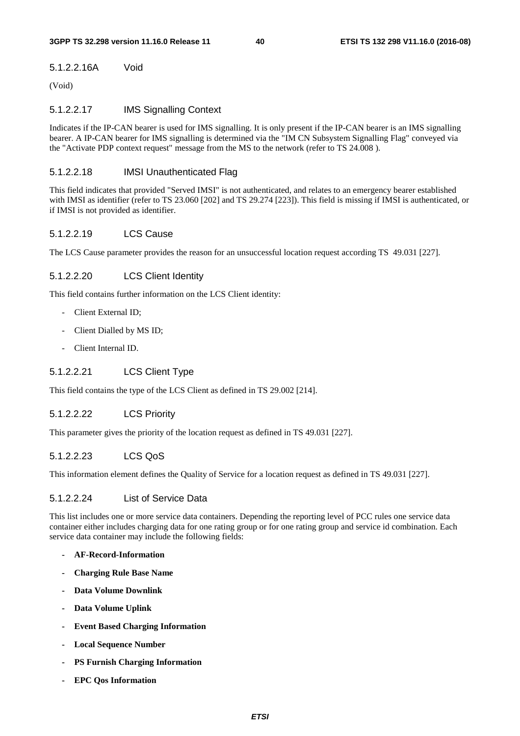#### 5.1.2.2.16A Void

(Void)

#### 5.1.2.2.17 IMS Signalling Context

Indicates if the IP-CAN bearer is used for IMS signalling. It is only present if the IP-CAN bearer is an IMS signalling bearer. A IP-CAN bearer for IMS signalling is determined via the "IM CN Subsystem Signalling Flag" conveyed via the "Activate PDP context request" message from the MS to the network (refer to TS 24.008 ).

#### 5.1.2.2.18 IMSI Unauthenticated Flag

This field indicates that provided "Served IMSI" is not authenticated, and relates to an emergency bearer established with IMSI as identifier (refer to TS 23.060 [202] and TS 29.274 [223]). This field is missing if IMSI is authenticated, or if IMSI is not provided as identifier.

#### 5.1.2.2.19 LCS Cause

The LCS Cause parameter provides the reason for an unsuccessful location request according TS 49.031 [227].

#### 5.1.2.2.20 LCS Client Identity

This field contains further information on the LCS Client identity:

- Client External ID;
- Client Dialled by MS ID;
- Client Internal ID.

#### 5.1.2.2.21 LCS Client Type

This field contains the type of the LCS Client as defined in TS 29.002 [214].

#### 5.1.2.2.22 LCS Priority

This parameter gives the priority of the location request as defined in TS 49.031 [227].

#### 5.1.2.2.23 LCS QoS

This information element defines the Quality of Service for a location request as defined in TS 49.031 [227].

#### 5.1.2.2.24 List of Service Data

This list includes one or more service data containers. Depending the reporting level of PCC rules one service data container either includes charging data for one rating group or for one rating group and service id combination. Each service data container may include the following fields:

- **AF-Record-Information**
- **Charging Rule Base Name**
- **Data Volume Downlink**
- **Data Volume Uplink**
- **Event Based Charging Information**
- **Local Sequence Number**
- **PS Furnish Charging Information**
- **EPC Qos Information**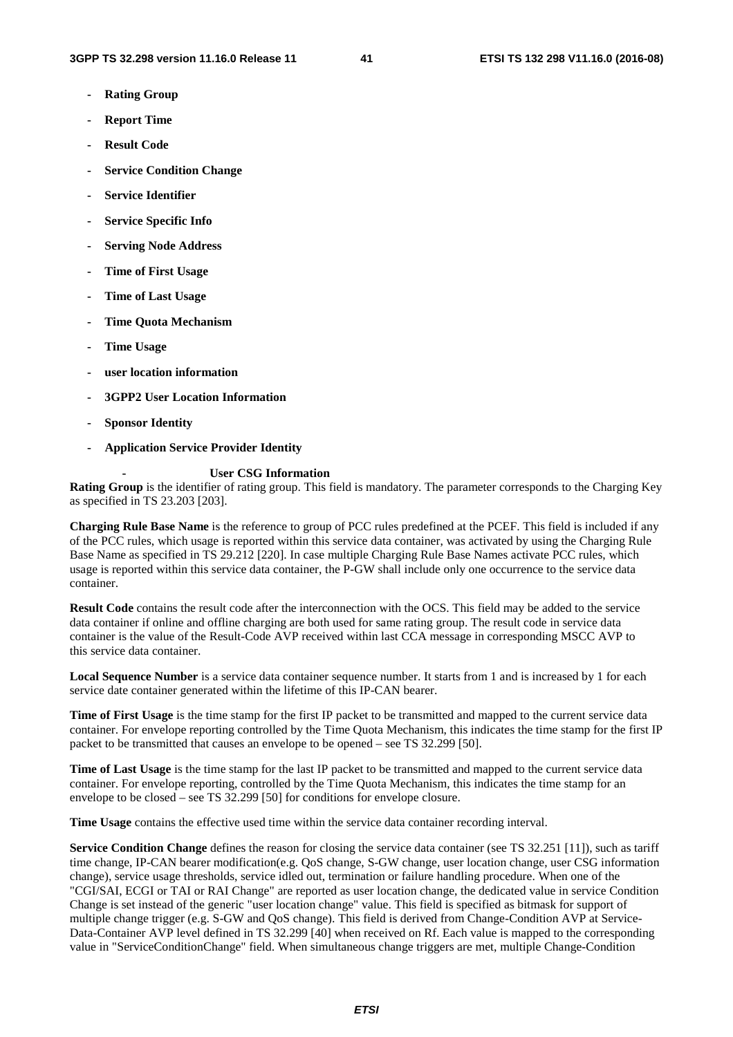- **Rating Group**
- **Report Time**
- **Result Code**
- **Service Condition Change**
- **Service Identifier**
- **Service Specific Info**
- **Serving Node Address**
- **Time of First Usage**
- **Time of Last Usage**
- **Time Quota Mechanism**
- **Time Usage**
- **user location information**
- **3GPP2 User Location Information**
- **Sponsor Identity**
- **Application Service Provider Identity**
- **User CSG Information**

**Rating Group** is the identifier of rating group. This field is mandatory. The parameter corresponds to the Charging Key as specified in TS 23.203 [203].

**Charging Rule Base Name** is the reference to group of PCC rules predefined at the PCEF. This field is included if any of the PCC rules, which usage is reported within this service data container, was activated by using the Charging Rule Base Name as specified in TS 29.212 [220]. In case multiple Charging Rule Base Names activate PCC rules, which usage is reported within this service data container, the P-GW shall include only one occurrence to the service data container.

**Result Code** contains the result code after the interconnection with the OCS. This field may be added to the service data container if online and offline charging are both used for same rating group. The result code in service data container is the value of the Result-Code AVP received within last CCA message in corresponding MSCC AVP to this service data container.

**Local Sequence Number** is a service data container sequence number. It starts from 1 and is increased by 1 for each service date container generated within the lifetime of this IP-CAN bearer.

**Time of First Usage** is the time stamp for the first IP packet to be transmitted and mapped to the current service data container. For envelope reporting controlled by the Time Quota Mechanism, this indicates the time stamp for the first IP packet to be transmitted that causes an envelope to be opened – see TS 32.299 [50].

**Time of Last Usage** is the time stamp for the last IP packet to be transmitted and mapped to the current service data container. For envelope reporting, controlled by the Time Quota Mechanism, this indicates the time stamp for an envelope to be closed – see TS 32.299 [50] for conditions for envelope closure.

**Time Usage** contains the effective used time within the service data container recording interval.

**Service Condition Change** defines the reason for closing the service data container (see TS 32.251 [11]), such as tariff time change, IP-CAN bearer modification(e.g. QoS change, S-GW change, user location change, user CSG information change), service usage thresholds, service idled out, termination or failure handling procedure. When one of the "CGI/SAI, ECGI or TAI or RAI Change" are reported as user location change, the dedicated value in service Condition Change is set instead of the generic "user location change" value. This field is specified as bitmask for support of multiple change trigger (e.g. S-GW and QoS change). This field is derived from Change-Condition AVP at Service-Data-Container AVP level defined in TS 32.299 [40] when received on Rf. Each value is mapped to the corresponding value in "ServiceConditionChange" field. When simultaneous change triggers are met, multiple Change-Condition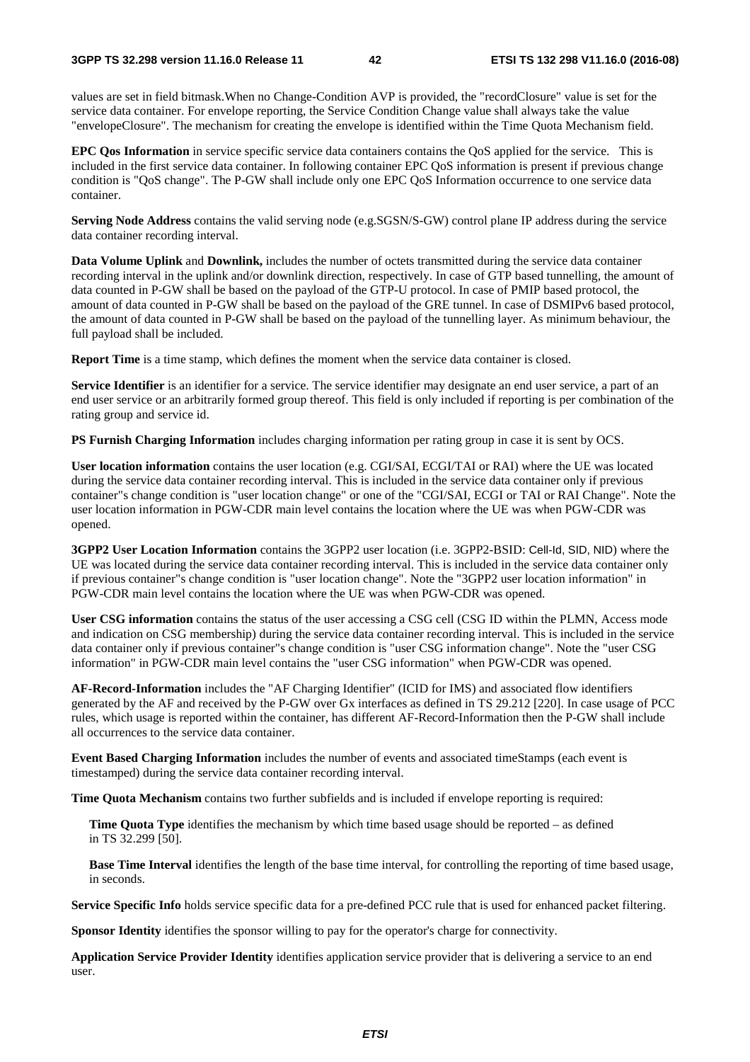values are set in field bitmask.When no Change-Condition AVP is provided, the "recordClosure" value is set for the service data container. For envelope reporting, the Service Condition Change value shall always take the value "envelopeClosure". The mechanism for creating the envelope is identified within the Time Quota Mechanism field.

**EPC Qos Information** in service specific service data containers contains the QoS applied for the service. This is included in the first service data container. In following container EPC QoS information is present if previous change condition is "QoS change". The P-GW shall include only one EPC QoS Information occurrence to one service data container.

**Serving Node Address** contains the valid serving node (e.g.SGSN/S-GW) control plane IP address during the service data container recording interval.

**Data Volume Uplink** and **Downlink,** includes the number of octets transmitted during the service data container recording interval in the uplink and/or downlink direction, respectively. In case of GTP based tunnelling, the amount of data counted in P-GW shall be based on the payload of the GTP-U protocol. In case of PMIP based protocol, the amount of data counted in P-GW shall be based on the payload of the GRE tunnel. In case of DSMIPv6 based protocol, the amount of data counted in P-GW shall be based on the payload of the tunnelling layer. As minimum behaviour, the full payload shall be included.

**Report Time** is a time stamp, which defines the moment when the service data container is closed.

**Service Identifier** is an identifier for a service. The service identifier may designate an end user service, a part of an end user service or an arbitrarily formed group thereof. This field is only included if reporting is per combination of the rating group and service id.

**PS Furnish Charging Information** includes charging information per rating group in case it is sent by OCS.

**User location information** contains the user location (e.g. CGI/SAI, ECGI/TAI or RAI) where the UE was located during the service data container recording interval. This is included in the service data container only if previous container"s change condition is "user location change" or one of the "CGI/SAI, ECGI or TAI or RAI Change". Note the user location information in PGW-CDR main level contains the location where the UE was when PGW-CDR was opened.

**3GPP2 User Location Information** contains the 3GPP2 user location (i.e. 3GPP2-BSID: Cell-Id, SID, NID) where the UE was located during the service data container recording interval. This is included in the service data container only if previous container"s change condition is "user location change". Note the "3GPP2 user location information" in PGW-CDR main level contains the location where the UE was when PGW-CDR was opened.

**User CSG information** contains the status of the user accessing a CSG cell (CSG ID within the PLMN, Access mode and indication on CSG membership) during the service data container recording interval. This is included in the service data container only if previous container"s change condition is "user CSG information change". Note the "user CSG information" in PGW-CDR main level contains the "user CSG information" when PGW-CDR was opened.

**AF-Record-Information** includes the "AF Charging Identifier" (ICID for IMS) and associated flow identifiers generated by the AF and received by the P-GW over Gx interfaces as defined in TS 29.212 [220]. In case usage of PCC rules, which usage is reported within the container, has different AF-Record-Information then the P-GW shall include all occurrences to the service data container.

**Event Based Charging Information** includes the number of events and associated timeStamps (each event is timestamped) during the service data container recording interval.

**Time Quota Mechanism** contains two further subfields and is included if envelope reporting is required:

> **Time Quota Type** identifies the mechanism by which time based usage should be reported – as defined in TS 32.299 [50].
>
> **Base Time Interval** identifies the length of the base time interval, for controlling the reporting of time based usage, in seconds.

**Service Specific Info** holds service specific data for a pre-defined PCC rule that is used for enhanced packet filtering.

**Sponsor Identity** identifies the sponsor willing to pay for the operator's charge for connectivity.

**Application Service Provider Identity** identifies application service provider that is delivering a service to an end user.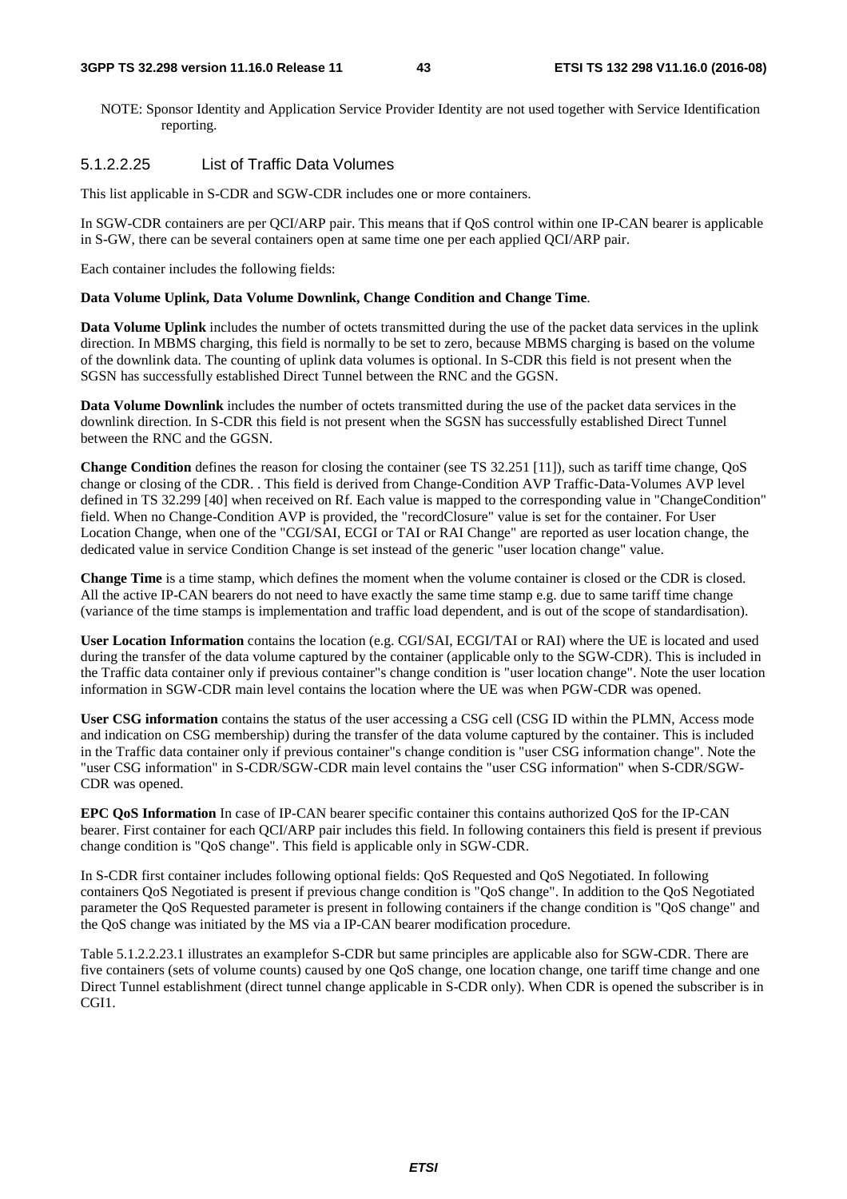NOTE: Sponsor Identity and Application Service Provider Identity are not used together with Service Identification reporting.

#### 5.1.2.2.25 List of Traffic Data Volumes

This list applicable in S-CDR and SGW-CDR includes one or more containers.

In SGW-CDR containers are per QCI/ARP pair. This means that if QoS control within one IP-CAN bearer is applicable in S-GW, there can be several containers open at same time one per each applied QCI/ARP pair.

Each container includes the following fields:

**Data Volume Uplink, Data Volume Downlink, Change Condition and Change Time**.

**Data Volume Uplink** includes the number of octets transmitted during the use of the packet data services in the uplink direction. In MBMS charging, this field is normally to be set to zero, because MBMS charging is based on the volume of the downlink data. The counting of uplink data volumes is optional. In S-CDR this field is not present when the SGSN has successfully established Direct Tunnel between the RNC and the GGSN.

**Data Volume Downlink** includes the number of octets transmitted during the use of the packet data services in the downlink direction. In S-CDR this field is not present when the SGSN has successfully established Direct Tunnel between the RNC and the GGSN.

**Change Condition** defines the reason for closing the container (see TS 32.251 [11]), such as tariff time change, QoS change or closing of the CDR. . This field is derived from Change-Condition AVP Traffic-Data-Volumes AVP level defined in TS 32.299 [40] when received on Rf. Each value is mapped to the corresponding value in "ChangeCondition" field. When no Change-Condition AVP is provided, the "recordClosure" value is set for the container. For User Location Change, when one of the "CGI/SAI, ECGI or TAI or RAI Change" are reported as user location change, the dedicated value in service Condition Change is set instead of the generic "user location change" value.

**Change Time** is a time stamp, which defines the moment when the volume container is closed or the CDR is closed. All the active IP-CAN bearers do not need to have exactly the same time stamp e.g. due to same tariff time change (variance of the time stamps is implementation and traffic load dependent, and is out of the scope of standardisation).

**User Location Information** contains the location (e.g. CGI/SAI, ECGI/TAI or RAI) where the UE is located and used during the transfer of the data volume captured by the container (applicable only to the SGW-CDR). This is included in the Traffic data container only if previous container"s change condition is "user location change". Note the user location information in SGW-CDR main level contains the location where the UE was when PGW-CDR was opened.

**User CSG information** contains the status of the user accessing a CSG cell (CSG ID within the PLMN, Access mode and indication on CSG membership) during the transfer of the data volume captured by the container. This is included in the Traffic data container only if previous container"s change condition is "user CSG information change". Note the "user CSG information" in S-CDR/SGW-CDR main level contains the "user CSG information" when S-CDR/SGW-CDR was opened.

**EPC QoS Information** In case of IP-CAN bearer specific container this contains authorized QoS for the IP-CAN bearer. First container for each QCI/ARP pair includes this field. In following containers this field is present if previous change condition is "QoS change". This field is applicable only in SGW-CDR.

In S-CDR first container includes following optional fields: QoS Requested and QoS Negotiated. In following containers QoS Negotiated is present if previous change condition is "QoS change". In addition to the QoS Negotiated parameter the QoS Requested parameter is present in following containers if the change condition is "QoS change" and the QoS change was initiated by the MS via a IP-CAN bearer modification procedure.

Table 5.1.2.2.23.1 illustrates an examplefor S-CDR but same principles are applicable also for SGW-CDR. There are five containers (sets of volume counts) caused by one QoS change, one location change, one tariff time change and one Direct Tunnel establishment (direct tunnel change applicable in S-CDR only). When CDR is opened the subscriber is in CGI1.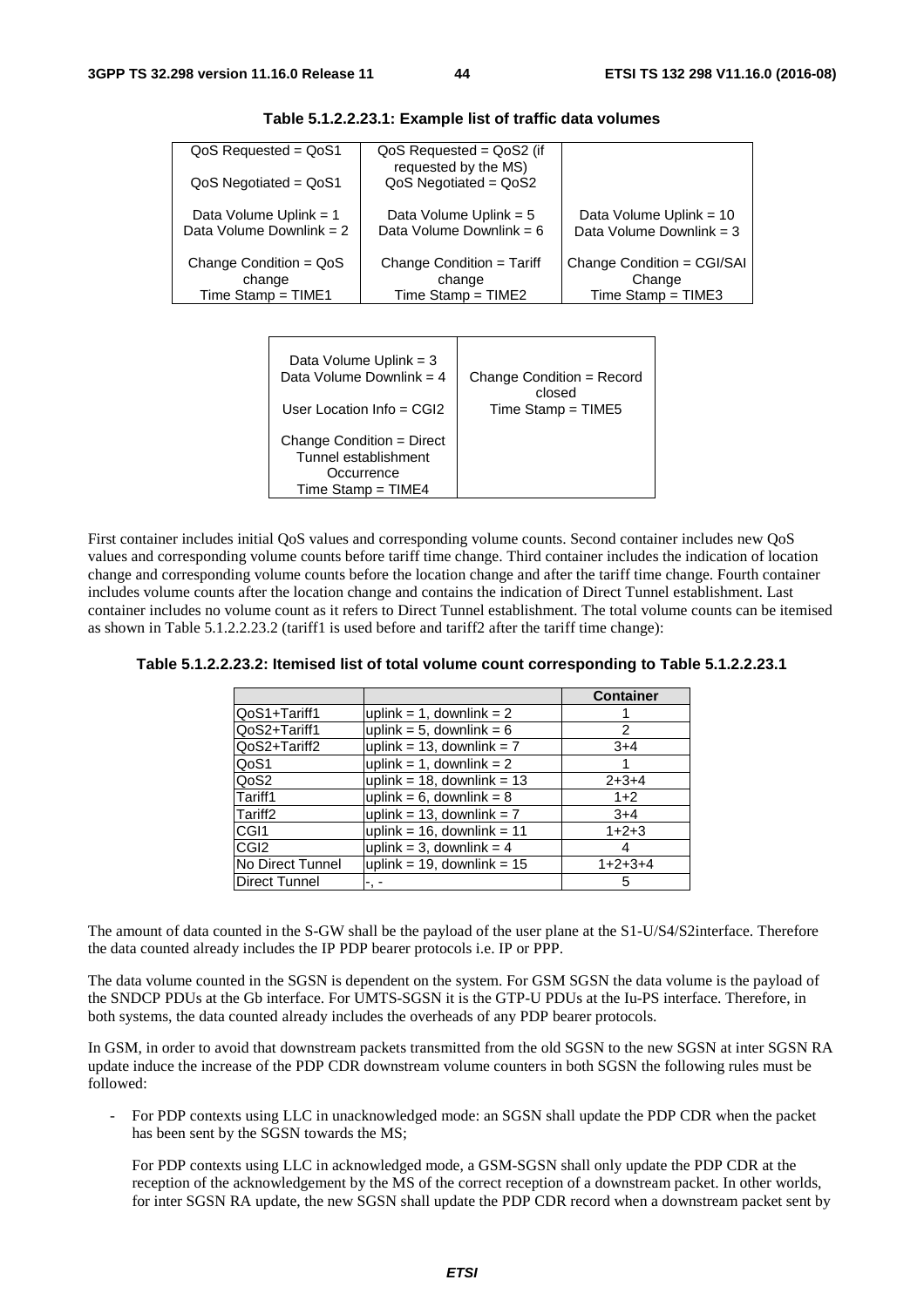**Table 5.1.2.2.23.1: Example list of traffic data volumes**

| | | |
|---|---|---|
| QoS Requested = QoS1<br><br>QoS Negotiated = QoS1<br><br>Data Volume Uplink = 1<br>Data Volume Downlink = 2<br><br>Change Condition = QoS change<br>Time Stamp = TIME1 | QoS Requested = QoS2 (if requested by the MS)<br>QoS Negotiated = QoS2<br><br>Data Volume Uplink = 5<br>Data Volume Downlink = 6<br><br>Change Condition = Tariff change<br>Time Stamp = TIME2 | Data Volume Uplink = 10<br>Data Volume Downlink = 3<br><br>Change Condition = CGI/SAI Change<br>Time Stamp = TIME3 |
| Data Volume Uplink = 3<br>Data Volume Downlink = 4<br><br>User Location Info = CGI2<br><br>Change Condition = Direct Tunnel establishment Occurrence<br>Time Stamp = TIME4 | Change Condition = Record closed<br>Time Stamp = TIME5 | |

First container includes initial QoS values and corresponding volume counts. Second container includes new QoS values and corresponding volume counts before tariff time change. Third container includes the indication of location change and corresponding volume counts before the location change and after the tariff time change. Fourth container includes volume counts after the location change and contains the indication of Direct Tunnel establishment. Last container includes no volume count as it refers to Direct Tunnel establishment. The total volume counts can be itemised as shown in Table 5.1.2.2.23.2 (tariff1 is used before and tariff2 after the tariff time change):

**Table 5.1.2.2.23.2: Itemised list of total volume count corresponding to Table 5.1.2.2.23.1**

| | | Container |
|---|---|---|
| QoS1+Tariff1 | uplink = 1, downlink = 2 | 1 |
| QoS2+Tariff1 | uplink = 5, downlink = 6 | 2 |
| QoS2+Tariff2 | uplink = 13, downlink = 7 | 3+4 |
| QoS1 | uplink = 1, downlink = 2 | 1 |
| QoS2 | uplink = 18, downlink = 13 | 2+3+4 |
| Tariff1 | uplink = 6, downlink = 8 | 1+2 |
| Tariff2 | uplink = 13, downlink = 7 | 3+4 |
| CGI1 | uplink = 16, downlink = 11 | 1+2+3 |
| CGI2 | uplink = 3, downlink = 4 | 4 |
| No Direct Tunnel | uplink = 19, downlink = 15 | 1+2+3+4 |
| Direct Tunnel | -, - | 5 |

The amount of data counted in the S-GW shall be the payload of the user plane at the S1-U/S4/S2interface. Therefore the data counted already includes the IP PDP bearer protocols i.e. IP or PPP.

The data volume counted in the SGSN is dependent on the system. For GSM SGSN the data volume is the payload of the SNDCP PDUs at the Gb interface. For UMTS-SGSN it is the GTP-U PDUs at the Iu-PS interface. Therefore, in both systems, the data counted already includes the overheads of any PDP bearer protocols.

In GSM, in order to avoid that downstream packets transmitted from the old SGSN to the new SGSN at inter SGSN RA update induce the increase of the PDP CDR downstream volume counters in both SGSN the following rules must be followed:

- For PDP contexts using LLC in unacknowledged mode: an SGSN shall update the PDP CDR when the packet has been sent by the SGSN towards the MS;

  For PDP contexts using LLC in acknowledged mode, a GSM-SGSN shall only update the PDP CDR at the reception of the acknowledgement by the MS of the correct reception of a downstream packet. In other worlds, for inter SGSN RA update, the new SGSN shall update the PDP CDR record when a downstream packet sent by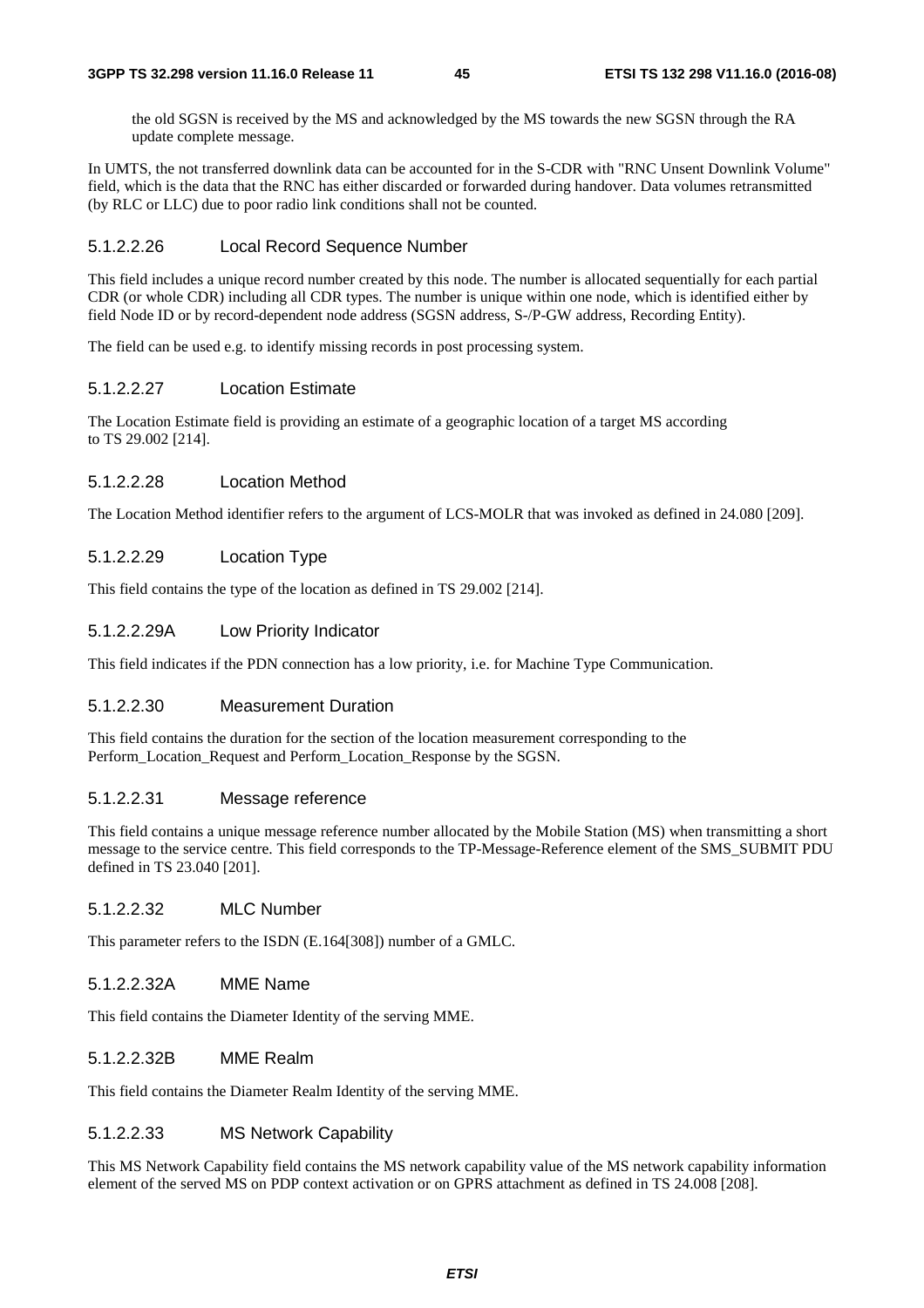the old SGSN is received by the MS and acknowledged by the MS towards the new SGSN through the RA update complete message.

In UMTS, the not transferred downlink data can be accounted for in the S-CDR with "RNC Unsent Downlink Volume" field, which is the data that the RNC has either discarded or forwarded during handover. Data volumes retransmitted (by RLC or LLC) due to poor radio link conditions shall not be counted.

#### 5.1.2.2.26 Local Record Sequence Number

This field includes a unique record number created by this node. The number is allocated sequentially for each partial CDR (or whole CDR) including all CDR types. The number is unique within one node, which is identified either by field Node ID or by record-dependent node address (SGSN address, S-/P-GW address, Recording Entity).

The field can be used e.g. to identify missing records in post processing system.

#### 5.1.2.2.27 Location Estimate

The Location Estimate field is providing an estimate of a geographic location of a target MS according to TS 29.002 [214].

#### 5.1.2.2.28 Location Method

The Location Method identifier refers to the argument of LCS-MOLR that was invoked as defined in 24.080 [209].

#### 5.1.2.2.29 Location Type

This field contains the type of the location as defined in TS 29.002 [214].

#### 5.1.2.2.29A Low Priority Indicator

This field indicates if the PDN connection has a low priority, i.e. for Machine Type Communication.

#### 5.1.2.2.30 Measurement Duration

This field contains the duration for the section of the location measurement corresponding to the Perform_Location_Request and Perform_Location_Response by the SGSN.

#### 5.1.2.2.31 Message reference

This field contains a unique message reference number allocated by the Mobile Station (MS) when transmitting a short message to the service centre. This field corresponds to the TP-Message-Reference element of the SMS_SUBMIT PDU defined in TS 23.040 [201].

#### 5.1.2.2.32 MLC Number

This parameter refers to the ISDN (E.164[308]) number of a GMLC.

#### 5.1.2.2.32A MME Name

This field contains the Diameter Identity of the serving MME.

#### 5.1.2.2.32B MME Realm

This field contains the Diameter Realm Identity of the serving MME.

#### 5.1.2.2.33 MS Network Capability

This MS Network Capability field contains the MS network capability value of the MS network capability information element of the served MS on PDP context activation or on GPRS attachment as defined in TS 24.008 [208].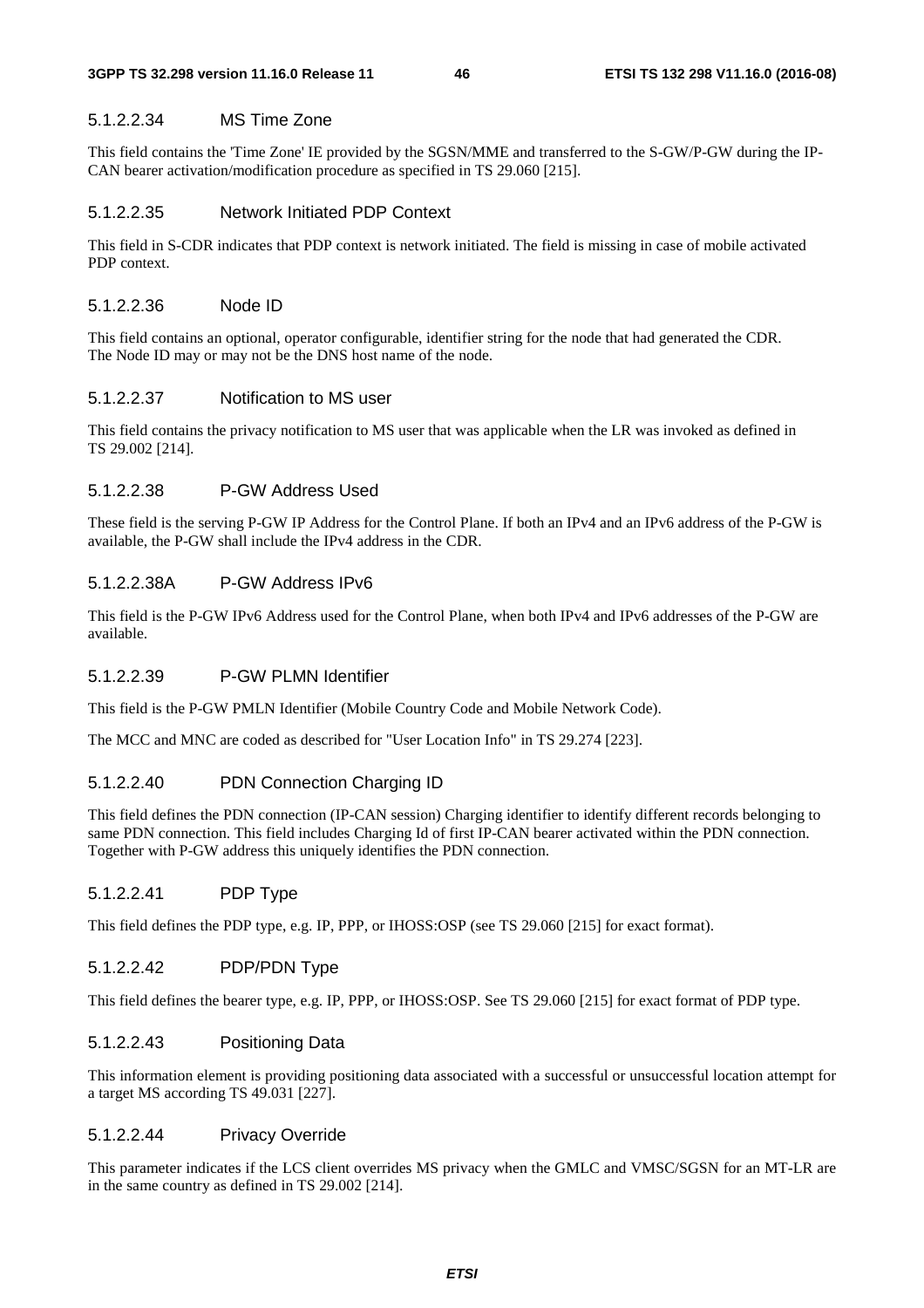#### 5.1.2.2.34 MS Time Zone

This field contains the 'Time Zone' IE provided by the SGSN/MME and transferred to the S-GW/P-GW during the IP-CAN bearer activation/modification procedure as specified in TS 29.060 [215].

#### 5.1.2.2.35 Network Initiated PDP Context

This field in S-CDR indicates that PDP context is network initiated. The field is missing in case of mobile activated PDP context.

#### 5.1.2.2.36 Node ID

This field contains an optional, operator configurable, identifier string for the node that had generated the CDR. The Node ID may or may not be the DNS host name of the node.

#### 5.1.2.2.37 Notification to MS user

This field contains the privacy notification to MS user that was applicable when the LR was invoked as defined in TS 29.002 [214].

#### 5.1.2.2.38 P-GW Address Used

These field is the serving P-GW IP Address for the Control Plane. If both an IPv4 and an IPv6 address of the P-GW is available, the P-GW shall include the IPv4 address in the CDR.

#### 5.1.2.2.38A P-GW Address IPv6

This field is the P-GW IPv6 Address used for the Control Plane, when both IPv4 and IPv6 addresses of the P-GW are available.

#### 5.1.2.2.39 P-GW PLMN Identifier

This field is the P-GW PMLN Identifier (Mobile Country Code and Mobile Network Code).

The MCC and MNC are coded as described for "User Location Info" in TS 29.274 [223].

#### 5.1.2.2.40 PDN Connection Charging ID

This field defines the PDN connection (IP-CAN session) Charging identifier to identify different records belonging to same PDN connection. This field includes Charging Id of first IP-CAN bearer activated within the PDN connection. Together with P-GW address this uniquely identifies the PDN connection.

#### 5.1.2.2.41 PDP Type

This field defines the PDP type, e.g. IP, PPP, or IHOSS:OSP (see TS 29.060 [215] for exact format).

#### 5.1.2.2.42 PDP/PDN Type

This field defines the bearer type, e.g. IP, PPP, or IHOSS:OSP. See TS 29.060 [215] for exact format of PDP type.

#### 5.1.2.2.43 Positioning Data

This information element is providing positioning data associated with a successful or unsuccessful location attempt for a target MS according TS 49.031 [227].

#### 5.1.2.2.44 Privacy Override

This parameter indicates if the LCS client overrides MS privacy when the GMLC and VMSC/SGSN for an MT-LR are in the same country as defined in TS 29.002 [214].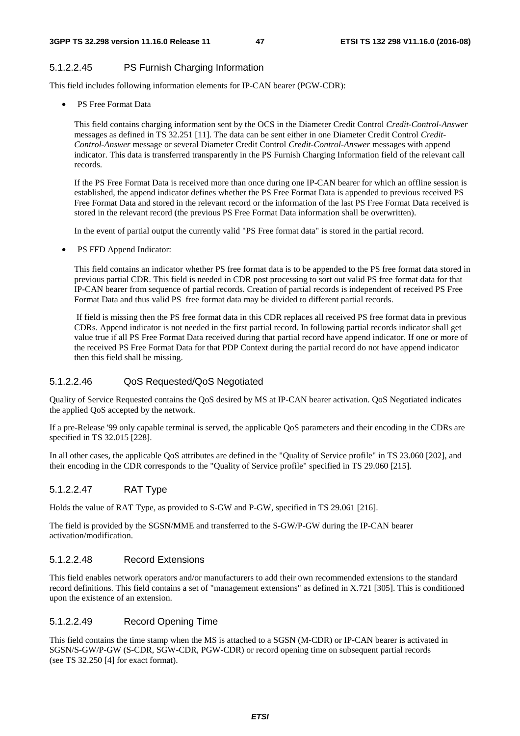#### 5.1.2.2.45 PS Furnish Charging Information

This field includes following information elements for IP-CAN bearer (PGW-CDR):

- PS Free Format Data

  This field contains charging information sent by the OCS in the Diameter Credit Control *Credit-Control-Answer* messages as defined in TS 32.251 [11]. The data can be sent either in one Diameter Credit Control *Credit-Control-Answer* message or several Diameter Credit Control *Credit-Control-Answer* messages with append indicator. This data is transferred transparently in the PS Furnish Charging Information field of the relevant call records.

  If the PS Free Format Data is received more than once during one IP-CAN bearer for which an offline session is established, the append indicator defines whether the PS Free Format Data is appended to previous received PS Free Format Data and stored in the relevant record or the information of the last PS Free Format Data received is stored in the relevant record (the previous PS Free Format Data information shall be overwritten).

  In the event of partial output the currently valid "PS Free format data" is stored in the partial record.

- PS FFD Append Indicator:

  This field contains an indicator whether PS free format data is to be appended to the PS free format data stored in previous partial CDR. This field is needed in CDR post processing to sort out valid PS free format data for that IP-CAN bearer from sequence of partial records. Creation of partial records is independent of received PS Free Format Data and thus valid PS free format data may be divided to different partial records.

  If field is missing then the PS free format data in this CDR replaces all received PS free format data in previous CDRs. Append indicator is not needed in the first partial record. In following partial records indicator shall get value true if all PS Free Format Data received during that partial record have append indicator. If one or more of the received PS Free Format Data for that PDP Context during the partial record do not have append indicator then this field shall be missing.

#### 5.1.2.2.46 QoS Requested/QoS Negotiated

Quality of Service Requested contains the QoS desired by MS at IP-CAN bearer activation. QoS Negotiated indicates the applied QoS accepted by the network.

If a pre-Release '99 only capable terminal is served, the applicable QoS parameters and their encoding in the CDRs are specified in TS 32.015 [228].

In all other cases, the applicable QoS attributes are defined in the "Quality of Service profile" in TS 23.060 [202], and their encoding in the CDR corresponds to the "Quality of Service profile" specified in TS 29.060 [215].

#### 5.1.2.2.47 RAT Type

Holds the value of RAT Type, as provided to S-GW and P-GW, specified in TS 29.061 [216].

The field is provided by the SGSN/MME and transferred to the S-GW/P-GW during the IP-CAN bearer activation/modification.

#### 5.1.2.2.48 Record Extensions

This field enables network operators and/or manufacturers to add their own recommended extensions to the standard record definitions. This field contains a set of "management extensions" as defined in X.721 [305]. This is conditioned upon the existence of an extension.

#### 5.1.2.2.49 Record Opening Time

This field contains the time stamp when the MS is attached to a SGSN (M-CDR) or IP-CAN bearer is activated in SGSN/S-GW/P-GW (S-CDR, SGW-CDR, PGW-CDR) or record opening time on subsequent partial records (see TS 32.250 [4] for exact format).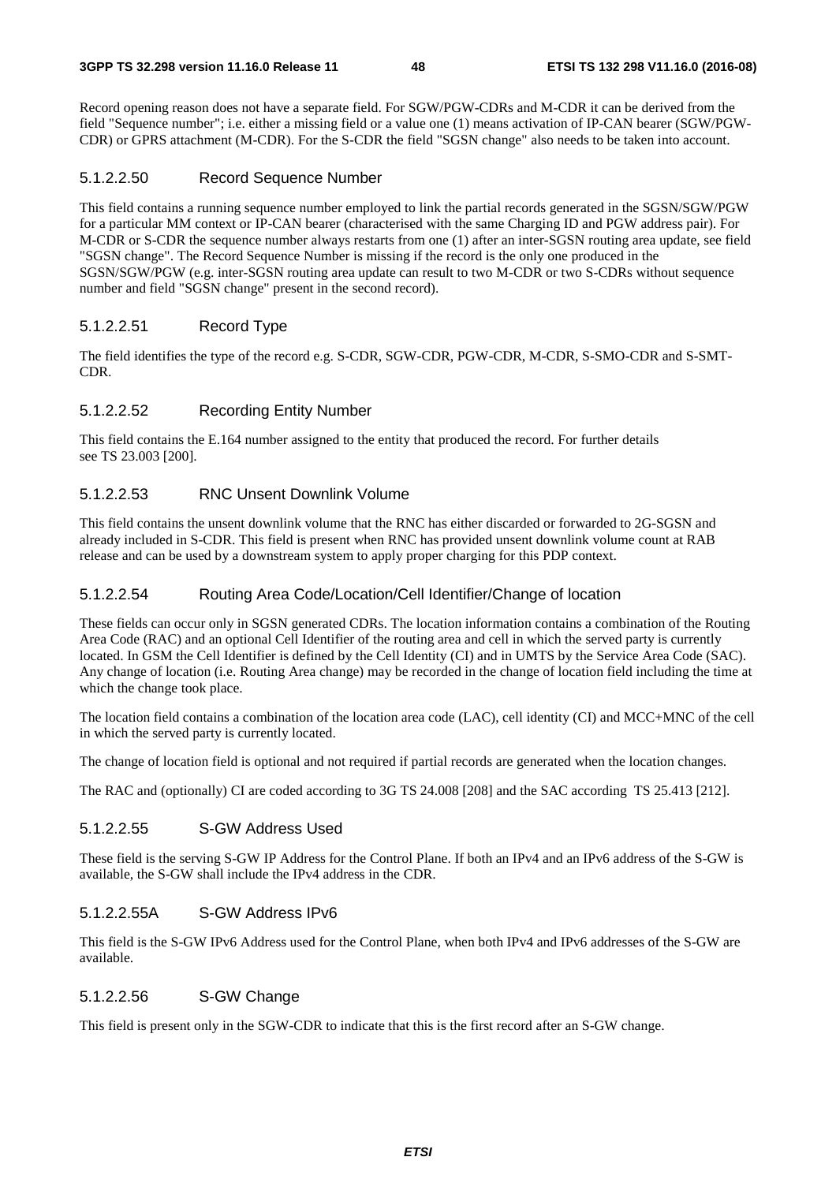Record opening reason does not have a separate field. For SGW/PGW-CDRs and M-CDR it can be derived from the field "Sequence number"; i.e. either a missing field or a value one (1) means activation of IP-CAN bearer (SGW/PGW-CDR) or GPRS attachment (M-CDR). For the S-CDR the field "SGSN change" also needs to be taken into account.

#### 5.1.2.2.50 Record Sequence Number

This field contains a running sequence number employed to link the partial records generated in the SGSN/SGW/PGW for a particular MM context or IP-CAN bearer (characterised with the same Charging ID and PGW address pair). For M-CDR or S-CDR the sequence number always restarts from one (1) after an inter-SGSN routing area update, see field "SGSN change". The Record Sequence Number is missing if the record is the only one produced in the SGSN/SGW/PGW (e.g. inter-SGSN routing area update can result to two M-CDR or two S-CDRs without sequence number and field "SGSN change" present in the second record).

#### 5.1.2.2.51 Record Type

The field identifies the type of the record e.g. S-CDR, SGW-CDR, PGW-CDR, M-CDR, S-SMO-CDR and S-SMT-CDR.

#### 5.1.2.2.52 Recording Entity Number

This field contains the E.164 number assigned to the entity that produced the record. For further details see TS 23.003 [200].

#### 5.1.2.2.53 RNC Unsent Downlink Volume

This field contains the unsent downlink volume that the RNC has either discarded or forwarded to 2G-SGSN and already included in S-CDR. This field is present when RNC has provided unsent downlink volume count at RAB release and can be used by a downstream system to apply proper charging for this PDP context.

#### 5.1.2.2.54 Routing Area Code/Location/Cell Identifier/Change of location

These fields can occur only in SGSN generated CDRs. The location information contains a combination of the Routing Area Code (RAC) and an optional Cell Identifier of the routing area and cell in which the served party is currently located. In GSM the Cell Identifier is defined by the Cell Identity (CI) and in UMTS by the Service Area Code (SAC). Any change of location (i.e. Routing Area change) may be recorded in the change of location field including the time at which the change took place.

The location field contains a combination of the location area code (LAC), cell identity (CI) and MCC+MNC of the cell in which the served party is currently located.

The change of location field is optional and not required if partial records are generated when the location changes.

The RAC and (optionally) CI are coded according to 3G TS 24.008 [208] and the SAC according TS 25.413 [212].

#### 5.1.2.2.55 S-GW Address Used

These field is the serving S-GW IP Address for the Control Plane. If both an IPv4 and an IPv6 address of the S-GW is available, the S-GW shall include the IPv4 address in the CDR.

#### 5.1.2.2.55A S-GW Address IPv6

This field is the S-GW IPv6 Address used for the Control Plane, when both IPv4 and IPv6 addresses of the S-GW are available.

#### 5.1.2.2.56 S-GW Change

This field is present only in the SGW-CDR to indicate that this is the first record after an S-GW change.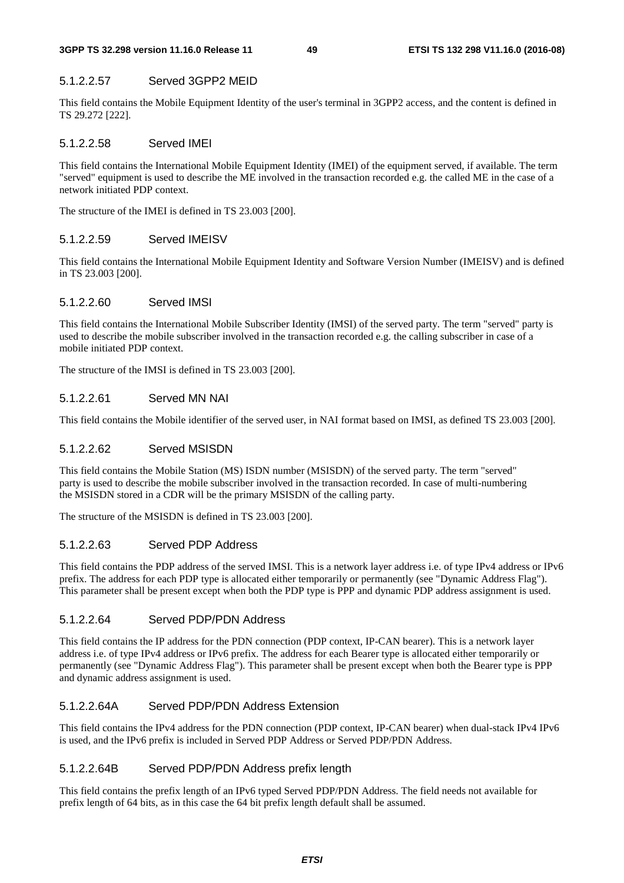#### 5.1.2.2.57 Served 3GPP2 MEID

This field contains the Mobile Equipment Identity of the user's terminal in 3GPP2 access, and the content is defined in TS 29.272 [222].

#### 5.1.2.2.58 Served IMEI

This field contains the International Mobile Equipment Identity (IMEI) of the equipment served, if available. The term "served" equipment is used to describe the ME involved in the transaction recorded e.g. the called ME in the case of a network initiated PDP context.

The structure of the IMEI is defined in TS 23.003 [200].

#### 5.1.2.2.59 Served IMEISV

This field contains the International Mobile Equipment Identity and Software Version Number (IMEISV) and is defined in TS 23.003 [200].

#### 5.1.2.2.60 Served IMSI

This field contains the International Mobile Subscriber Identity (IMSI) of the served party. The term "served" party is used to describe the mobile subscriber involved in the transaction recorded e.g. the calling subscriber in case of a mobile initiated PDP context.

The structure of the IMSI is defined in TS 23.003 [200].

#### 5.1.2.2.61 Served MN NAI

This field contains the Mobile identifier of the served user, in NAI format based on IMSI, as defined TS 23.003 [200].

#### 5.1.2.2.62 Served MSISDN

This field contains the Mobile Station (MS) ISDN number (MSISDN) of the served party. The term "served" party is used to describe the mobile subscriber involved in the transaction recorded. In case of multi-numbering the MSISDN stored in a CDR will be the primary MSISDN of the calling party.

The structure of the MSISDN is defined in TS 23.003 [200].

#### 5.1.2.2.63 Served PDP Address

This field contains the PDP address of the served IMSI. This is a network layer address i.e. of type IPv4 address or IPv6 prefix. The address for each PDP type is allocated either temporarily or permanently (see "Dynamic Address Flag"). This parameter shall be present except when both the PDP type is PPP and dynamic PDP address assignment is used.

#### 5.1.2.2.64 Served PDP/PDN Address

This field contains the IP address for the PDN connection (PDP context, IP-CAN bearer). This is a network layer address i.e. of type IPv4 address or IPv6 prefix. The address for each Bearer type is allocated either temporarily or permanently (see "Dynamic Address Flag"). This parameter shall be present except when both the Bearer type is PPP and dynamic address assignment is used.

#### 5.1.2.2.64A Served PDP/PDN Address Extension

This field contains the IPv4 address for the PDN connection (PDP context, IP-CAN bearer) when dual-stack IPv4 IPv6 is used, and the IPv6 prefix is included in Served PDP Address or Served PDP/PDN Address.

#### 5.1.2.2.64B Served PDP/PDN Address prefix length

This field contains the prefix length of an IPv6 typed Served PDP/PDN Address. The field needs not available for prefix length of 64 bits, as in this case the 64 bit prefix length default shall be assumed.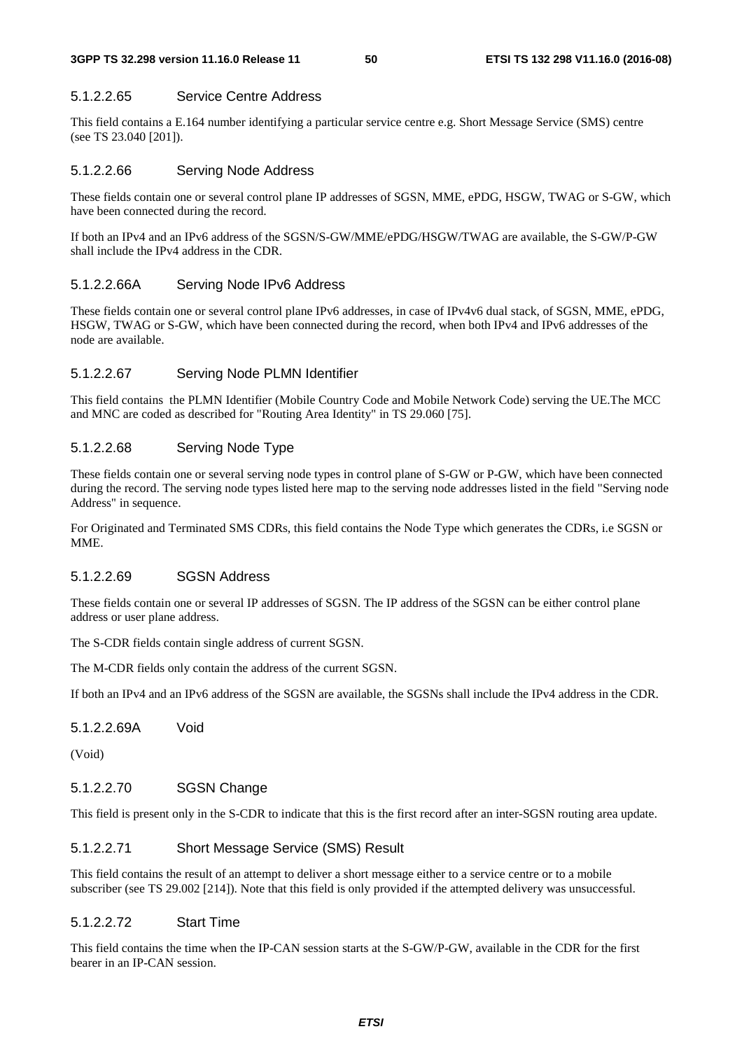#### 5.1.2.2.65 Service Centre Address

This field contains a E.164 number identifying a particular service centre e.g. Short Message Service (SMS) centre (see TS 23.040 [201]).

#### 5.1.2.2.66 Serving Node Address

These fields contain one or several control plane IP addresses of SGSN, MME, ePDG, HSGW, TWAG or S-GW, which have been connected during the record.

If both an IPv4 and an IPv6 address of the SGSN/S-GW/MME/ePDG/HSGW/TWAG are available, the S-GW/P-GW shall include the IPv4 address in the CDR.

#### 5.1.2.2.66A Serving Node IPv6 Address

These fields contain one or several control plane IPv6 addresses, in case of IPv4v6 dual stack, of SGSN, MME, ePDG, HSGW, TWAG or S-GW, which have been connected during the record, when both IPv4 and IPv6 addresses of the node are available.

#### 5.1.2.2.67 Serving Node PLMN Identifier

This field contains  the PLMN Identifier (Mobile Country Code and Mobile Network Code) serving the UE.The MCC and MNC are coded as described for "Routing Area Identity" in TS 29.060 [75].

#### 5.1.2.2.68 Serving Node Type

These fields contain one or several serving node types in control plane of S-GW or P-GW, which have been connected during the record. The serving node types listed here map to the serving node addresses listed in the field "Serving node Address" in sequence.

For Originated and Terminated SMS CDRs, this field contains the Node Type which generates the CDRs, i.e SGSN or MME.

#### 5.1.2.2.69 SGSN Address

These fields contain one or several IP addresses of SGSN. The IP address of the SGSN can be either control plane address or user plane address.

The S-CDR fields contain single address of current SGSN.

The M-CDR fields only contain the address of the current SGSN.

If both an IPv4 and an IPv6 address of the SGSN are available, the SGSNs shall include the IPv4 address in the CDR.

#### 5.1.2.2.69A Void

(Void)

#### 5.1.2.2.70 SGSN Change

This field is present only in the S-CDR to indicate that this is the first record after an inter-SGSN routing area update.

#### 5.1.2.2.71 Short Message Service (SMS) Result

This field contains the result of an attempt to deliver a short message either to a service centre or to a mobile subscriber (see TS 29.002 [214]). Note that this field is only provided if the attempted delivery was unsuccessful.

#### 5.1.2.2.72 Start Time

This field contains the time when the IP-CAN session starts at the S-GW/P-GW, available in the CDR for the first bearer in an IP-CAN session.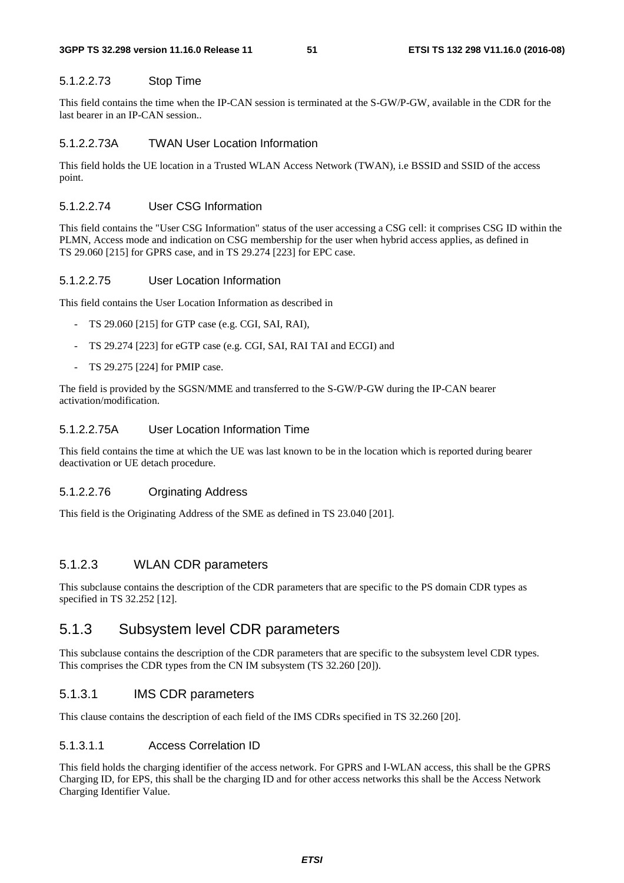#### 5.1.2.2.73 Stop Time

This field contains the time when the IP-CAN session is terminated at the S-GW/P-GW, available in the CDR for the last bearer in an IP-CAN session..

#### 5.1.2.2.73A TWAN User Location Information

This field holds the UE location in a Trusted WLAN Access Network (TWAN), i.e BSSID and SSID of the access point.

#### 5.1.2.2.74 User CSG Information

This field contains the "User CSG Information" status of the user accessing a CSG cell: it comprises CSG ID within the PLMN, Access mode and indication on CSG membership for the user when hybrid access applies, as defined in TS 29.060 [215] for GPRS case, and in TS 29.274 [223] for EPC case.

#### 5.1.2.2.75 User Location Information

This field contains the User Location Information as described in

- TS 29.060 [215] for GTP case (e.g. CGI, SAI, RAI),
- TS 29.274 [223] for eGTP case (e.g. CGI, SAI, RAI TAI and ECGI) and
- TS 29.275 [224] for PMIP case.

The field is provided by the SGSN/MME and transferred to the S-GW/P-GW during the IP-CAN bearer activation/modification.

#### 5.1.2.2.75A User Location Information Time

This field contains the time at which the UE was last known to be in the location which is reported during bearer deactivation or UE detach procedure.

#### 5.1.2.2.76 Orginating Address

This field is the Originating Address of the SME as defined in TS 23.040 [201].

### 5.1.2.3 WLAN CDR parameters

This subclause contains the description of the CDR parameters that are specific to the PS domain CDR types as specified in TS 32.252 [12].

## 5.1.3 Subsystem level CDR parameters

This subclause contains the description of the CDR parameters that are specific to the subsystem level CDR types. This comprises the CDR types from the CN IM subsystem (TS 32.260 [20]).

### 5.1.3.1 IMS CDR parameters

This clause contains the description of each field of the IMS CDRs specified in TS 32.260 [20].

#### 5.1.3.1.1 Access Correlation ID

This field holds the charging identifier of the access network. For GPRS and I-WLAN access, this shall be the GPRS Charging ID, for EPS, this shall be the charging ID and for other access networks this shall be the Access Network Charging Identifier Value.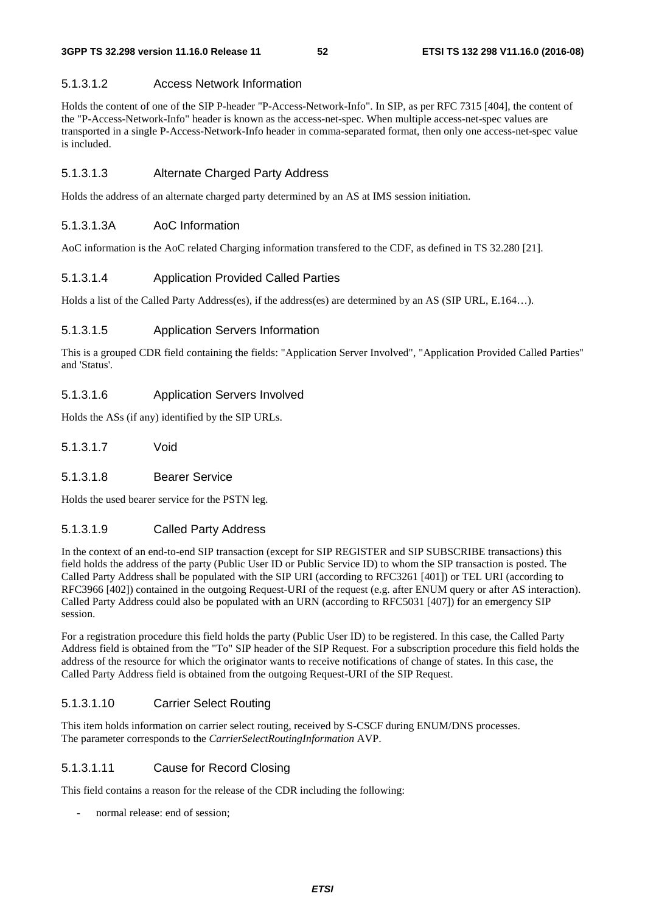#### 5.1.3.1.2 Access Network Information

Holds the content of one of the SIP P-header "P-Access-Network-Info". In SIP, as per RFC 7315 [404], the content of the "P-Access-Network-Info" header is known as the access-net-spec. When multiple access-net-spec values are transported in a single P-Access-Network-Info header in comma-separated format, then only one access-net-spec value is included.

#### 5.1.3.1.3 Alternate Charged Party Address

Holds the address of an alternate charged party determined by an AS at IMS session initiation.

#### 5.1.3.1.3A AoC Information

AoC information is the AoC related Charging information transfered to the CDF, as defined in TS 32.280 [21].

#### 5.1.3.1.4 Application Provided Called Parties

Holds a list of the Called Party Address(es), if the address(es) are determined by an AS (SIP URL, E.164…).

#### 5.1.3.1.5 Application Servers Information

This is a grouped CDR field containing the fields: "Application Server Involved", "Application Provided Called Parties" and 'Status'.

#### 5.1.3.1.6 Application Servers Involved

Holds the ASs (if any) identified by the SIP URLs.

#### 5.1.3.1.7 Void

#### 5.1.3.1.8 Bearer Service

Holds the used bearer service for the PSTN leg.

#### 5.1.3.1.9 Called Party Address

In the context of an end-to-end SIP transaction (except for SIP REGISTER and SIP SUBSCRIBE transactions) this field holds the address of the party (Public User ID or Public Service ID) to whom the SIP transaction is posted. The Called Party Address shall be populated with the SIP URI (according to RFC3261 [401]) or TEL URI (according to RFC3966 [402]) contained in the outgoing Request-URI of the request (e.g. after ENUM query or after AS interaction). Called Party Address could also be populated with an URN (according to RFC5031 [407]) for an emergency SIP session.

For a registration procedure this field holds the party (Public User ID) to be registered. In this case, the Called Party Address field is obtained from the "To" SIP header of the SIP Request. For a subscription procedure this field holds the address of the resource for which the originator wants to receive notifications of change of states. In this case, the Called Party Address field is obtained from the outgoing Request-URI of the SIP Request.

#### 5.1.3.1.10 Carrier Select Routing

This item holds information on carrier select routing, received by S-CSCF during ENUM/DNS processes.
The parameter corresponds to the *CarrierSelectRoutingInformation* AVP.

#### 5.1.3.1.11 Cause for Record Closing

This field contains a reason for the release of the CDR including the following:

- normal release: end of session;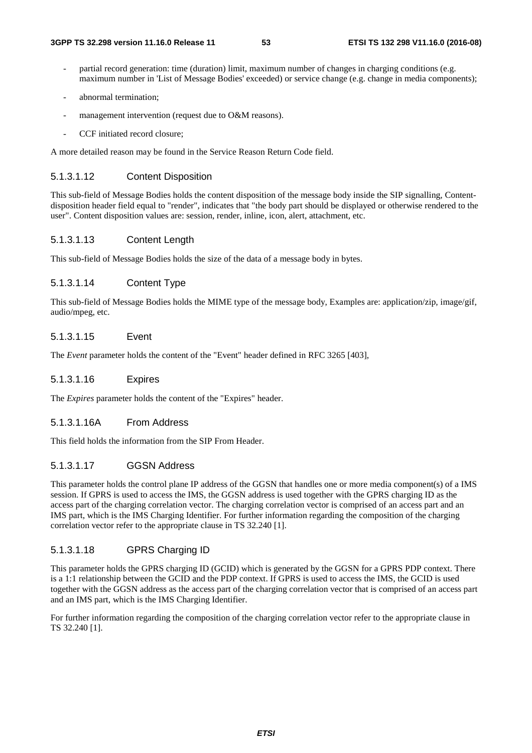- partial record generation: time (duration) limit, maximum number of changes in charging conditions (e.g. maximum number in 'List of Message Bodies' exceeded) or service change (e.g. change in media components);
- abnormal termination;
- management intervention (request due to O&M reasons).
- CCF initiated record closure;

A more detailed reason may be found in the Service Reason Return Code field.

#### 5.1.3.1.12 Content Disposition

This sub-field of Message Bodies holds the content disposition of the message body inside the SIP signalling, Content-disposition header field equal to "render", indicates that "the body part should be displayed or otherwise rendered to the user". Content disposition values are: session, render, inline, icon, alert, attachment, etc.

#### 5.1.3.1.13 Content Length

This sub-field of Message Bodies holds the size of the data of a message body in bytes.

#### 5.1.3.1.14 Content Type

This sub-field of Message Bodies holds the MIME type of the message body, Examples are: application/zip, image/gif, audio/mpeg, etc.

#### 5.1.3.1.15 Event

The *Event* parameter holds the content of the "Event" header defined in RFC 3265 [403],

#### 5.1.3.1.16 Expires

The *Expires* parameter holds the content of the "Expires" header.

#### 5.1.3.1.16A From Address

This field holds the information from the SIP From Header.

#### 5.1.3.1.17 GGSN Address

This parameter holds the control plane IP address of the GGSN that handles one or more media component(s) of a IMS session. If GPRS is used to access the IMS, the GGSN address is used together with the GPRS charging ID as the access part of the charging correlation vector. The charging correlation vector is comprised of an access part and an IMS part, which is the IMS Charging Identifier. For further information regarding the composition of the charging correlation vector refer to the appropriate clause in TS 32.240 [1].

#### 5.1.3.1.18 GPRS Charging ID

This parameter holds the GPRS charging ID (GCID) which is generated by the GGSN for a GPRS PDP context. There is a 1:1 relationship between the GCID and the PDP context. If GPRS is used to access the IMS, the GCID is used together with the GGSN address as the access part of the charging correlation vector that is comprised of an access part and an IMS part, which is the IMS Charging Identifier.

For further information regarding the composition of the charging correlation vector refer to the appropriate clause in TS 32.240 [1].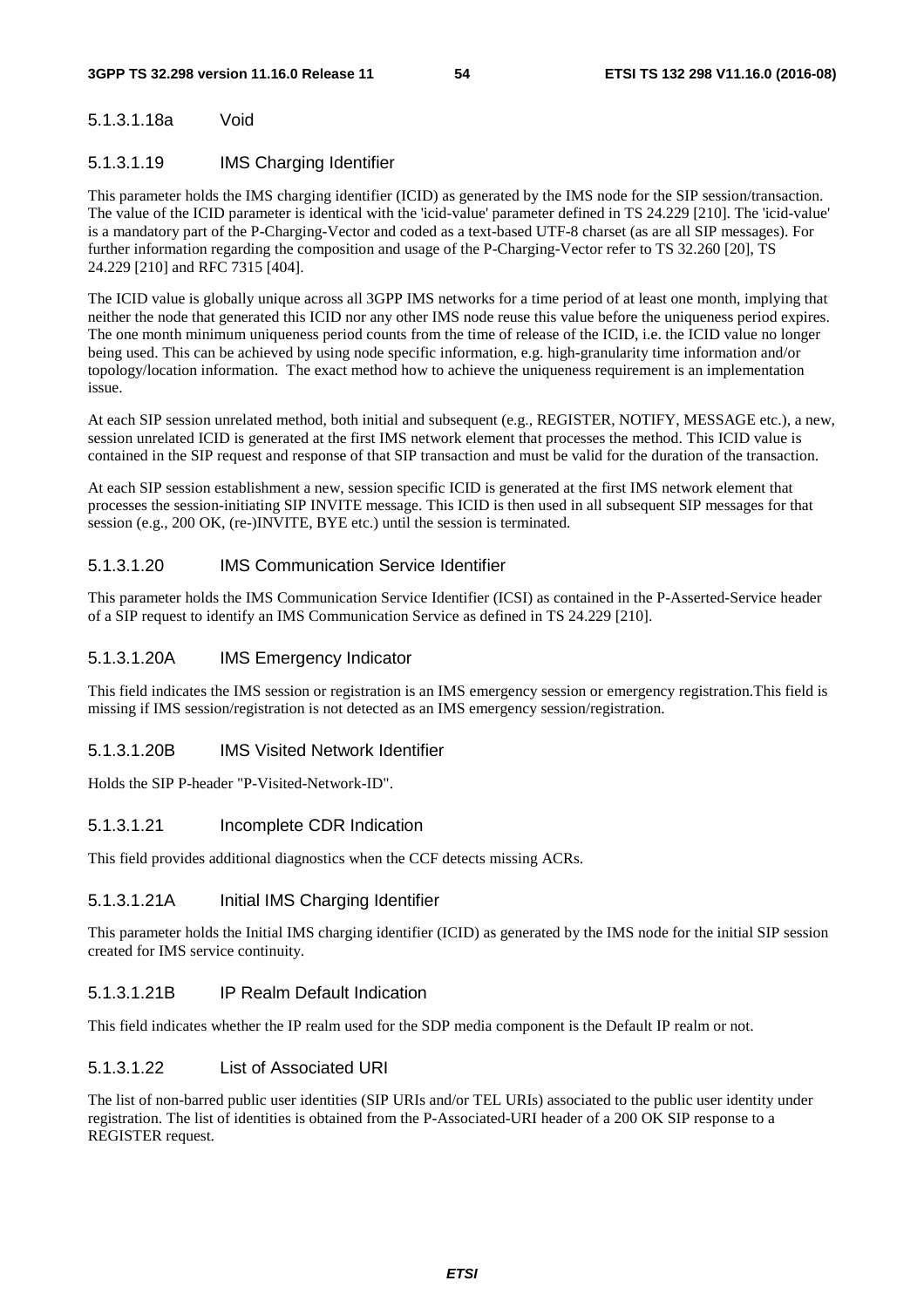#### 5.1.3.1.18a Void

#### 5.1.3.1.19 IMS Charging Identifier

This parameter holds the IMS charging identifier (ICID) as generated by the IMS node for the SIP session/transaction. The value of the ICID parameter is identical with the 'icid-value' parameter defined in TS 24.229 [210]. The 'icid-value' is a mandatory part of the P-Charging-Vector and coded as a text-based UTF-8 charset (as are all SIP messages). For further information regarding the composition and usage of the P-Charging-Vector refer to TS 32.260 [20], TS 24.229 [210] and RFC 7315 [404].

The ICID value is globally unique across all 3GPP IMS networks for a time period of at least one month, implying that neither the node that generated this ICID nor any other IMS node reuse this value before the uniqueness period expires. The one month minimum uniqueness period counts from the time of release of the ICID, i.e. the ICID value no longer being used. This can be achieved by using node specific information, e.g. high-granularity time information and/or topology/location information. The exact method how to achieve the uniqueness requirement is an implementation issue.

At each SIP session unrelated method, both initial and subsequent (e.g., REGISTER, NOTIFY, MESSAGE etc.), a new, session unrelated ICID is generated at the first IMS network element that processes the method. This ICID value is contained in the SIP request and response of that SIP transaction and must be valid for the duration of the transaction.

At each SIP session establishment a new, session specific ICID is generated at the first IMS network element that processes the session-initiating SIP INVITE message. This ICID is then used in all subsequent SIP messages for that session (e.g., 200 OK, (re-)INVITE, BYE etc.) until the session is terminated.

#### 5.1.3.1.20 IMS Communication Service Identifier

This parameter holds the IMS Communication Service Identifier (ICSI) as contained in the P-Asserted-Service header of a SIP request to identify an IMS Communication Service as defined in TS 24.229 [210].

#### 5.1.3.1.20A IMS Emergency Indicator

This field indicates the IMS session or registration is an IMS emergency session or emergency registration.This field is missing if IMS session/registration is not detected as an IMS emergency session/registration.

#### 5.1.3.1.20B IMS Visited Network Identifier

Holds the SIP P-header "P-Visited-Network-ID".

#### 5.1.3.1.21 Incomplete CDR Indication

This field provides additional diagnostics when the CCF detects missing ACRs.

#### 5.1.3.1.21A Initial IMS Charging Identifier

This parameter holds the Initial IMS charging identifier (ICID) as generated by the IMS node for the initial SIP session created for IMS service continuity.

#### 5.1.3.1.21B IP Realm Default Indication

This field indicates whether the IP realm used for the SDP media component is the Default IP realm or not.

#### 5.1.3.1.22 List of Associated URI

The list of non-barred public user identities (SIP URIs and/or TEL URIs) associated to the public user identity under registration. The list of identities is obtained from the P-Associated-URI header of a 200 OK SIP response to a REGISTER request.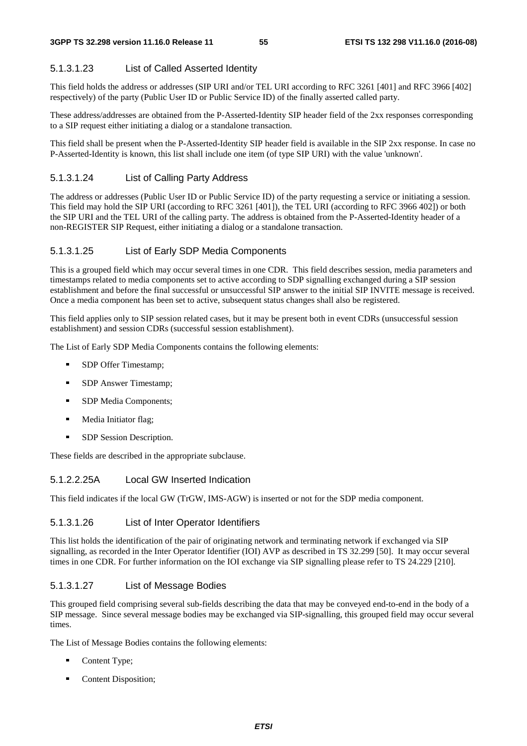#### 5.1.3.1.23 List of Called Asserted Identity

This field holds the address or addresses (SIP URI and/or TEL URI according to RFC 3261 [401] and RFC 3966 [402] respectively) of the party (Public User ID or Public Service ID) of the finally asserted called party.

These address/addresses are obtained from the P-Asserted-Identity SIP header field of the 2xx responses corresponding to a SIP request either initiating a dialog or a standalone transaction.

This field shall be present when the P-Asserted-Identity SIP header field is available in the SIP 2xx response. In case no P-Asserted-Identity is known, this list shall include one item (of type SIP URI) with the value 'unknown'.

#### 5.1.3.1.24 List of Calling Party Address

The address or addresses (Public User ID or Public Service ID) of the party requesting a service or initiating a session. This field may hold the SIP URI (according to RFC 3261 [401]), the TEL URI (according to RFC 3966 402]) or both the SIP URI and the TEL URI of the calling party. The address is obtained from the P-Asserted-Identity header of a non-REGISTER SIP Request, either initiating a dialog or a standalone transaction.

#### 5.1.3.1.25 List of Early SDP Media Components

This is a grouped field which may occur several times in one CDR. This field describes session, media parameters and timestamps related to media components set to active according to SDP signalling exchanged during a SIP session establishment and before the final successful or unsuccessful SIP answer to the initial SIP INVITE message is received. Once a media component has been set to active, subsequent status changes shall also be registered.

This field applies only to SIP session related cases, but it may be present both in event CDRs (unsuccessful session establishment) and session CDRs (successful session establishment).

The List of Early SDP Media Components contains the following elements:

- SDP Offer Timestamp;
- SDP Answer Timestamp;
- SDP Media Components;
- Media Initiator flag;
- SDP Session Description.

These fields are described in the appropriate subclause.

#### 5.1.2.2.25A Local GW Inserted Indication

This field indicates if the local GW (TrGW, IMS-AGW) is inserted or not for the SDP media component.

#### 5.1.3.1.26 List of Inter Operator Identifiers

This list holds the identification of the pair of originating network and terminating network if exchanged via SIP signalling, as recorded in the Inter Operator Identifier (IOI) AVP as described in TS 32.299 [50]. It may occur several times in one CDR. For further information on the IOI exchange via SIP signalling please refer to TS 24.229 [210].

#### 5.1.3.1.27 List of Message Bodies

This grouped field comprising several sub-fields describing the data that may be conveyed end-to-end in the body of a SIP message. Since several message bodies may be exchanged via SIP-signalling, this grouped field may occur several times.

The List of Message Bodies contains the following elements:

- Content Type;
- Content Disposition;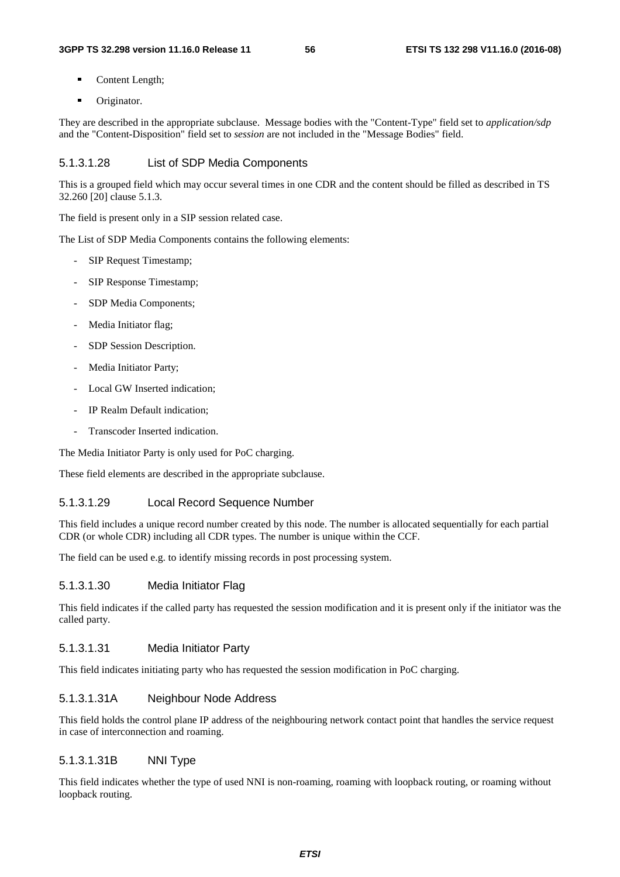- Content Length;
- Originator.

They are described in the appropriate subclause. Message bodies with the "Content-Type" field set to *application/sdp* and the "Content-Disposition" field set to *session* are not included in the "Message Bodies" field.

#### 5.1.3.1.28 List of SDP Media Components

This is a grouped field which may occur several times in one CDR and the content should be filled as described in TS 32.260 [20] clause 5.1.3.

The field is present only in a SIP session related case.

The List of SDP Media Components contains the following elements:

- SIP Request Timestamp;
- SIP Response Timestamp;
- SDP Media Components;
- Media Initiator flag;
- SDP Session Description.
- Media Initiator Party;
- Local GW Inserted indication;
- IP Realm Default indication;
- Transcoder Inserted indication.

The Media Initiator Party is only used for PoC charging.

These field elements are described in the appropriate subclause.

#### 5.1.3.1.29 Local Record Sequence Number

This field includes a unique record number created by this node. The number is allocated sequentially for each partial CDR (or whole CDR) including all CDR types. The number is unique within the CCF.

The field can be used e.g. to identify missing records in post processing system.

#### 5.1.3.1.30 Media Initiator Flag

This field indicates if the called party has requested the session modification and it is present only if the initiator was the called party.

#### 5.1.3.1.31 Media Initiator Party

This field indicates initiating party who has requested the session modification in PoC charging.

#### 5.1.3.1.31A Neighbour Node Address

This field holds the control plane IP address of the neighbouring network contact point that handles the service request in case of interconnection and roaming.

#### 5.1.3.1.31B NNI Type

This field indicates whether the type of used NNI is non-roaming, roaming with loopback routing, or roaming without loopback routing.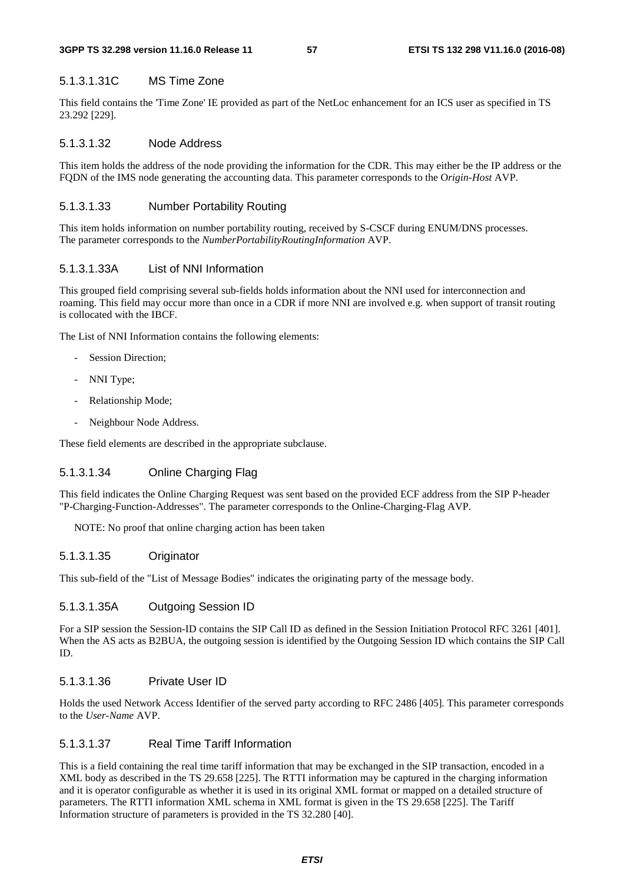#### 5.1.3.1.31C MS Time Zone

This field contains the 'Time Zone' IE provided as part of the NetLoc enhancement for an ICS user as specified in TS 23.292 [229].

#### 5.1.3.1.32 Node Address

This item holds the address of the node providing the information for the CDR. This may either be the IP address or the FQDN of the IMS node generating the accounting data. This parameter corresponds to the O*rigin-Host* AVP.

#### 5.1.3.1.33 Number Portability Routing

This item holds information on number portability routing, received by S-CSCF during ENUM/DNS processes. The parameter corresponds to the *NumberPortabilityRoutingInformation* AVP.

#### 5.1.3.1.33A List of NNI Information

This grouped field comprising several sub-fields holds information about the NNI used for interconnection and roaming. This field may occur more than once in a CDR if more NNI are involved e.g. when support of transit routing is collocated with the IBCF.

The List of NNI Information contains the following elements:

- Session Direction;
- NNI Type;
- Relationship Mode;
- Neighbour Node Address.

These field elements are described in the appropriate subclause.

#### 5.1.3.1.34 Online Charging Flag

This field indicates the Online Charging Request was sent based on the provided ECF address from the SIP P-header "P-Charging-Function-Addresses". The parameter corresponds to the Online-Charging-Flag AVP.

NOTE: No proof that online charging action has been taken

#### 5.1.3.1.35 Originator

This sub-field of the "List of Message Bodies" indicates the originating party of the message body.

#### 5.1.3.1.35A Outgoing Session ID

For a SIP session the Session-ID contains the SIP Call ID as defined in the Session Initiation Protocol RFC 3261 [401]. When the AS acts as B2BUA, the outgoing session is identified by the Outgoing Session ID which contains the SIP Call ID.

#### 5.1.3.1.36 Private User ID

Holds the used Network Access Identifier of the served party according to RFC 2486 [405]. This parameter corresponds to the *User-Name* AVP.

#### 5.1.3.1.37 Real Time Tariff Information

This is a field containing the real time tariff information that may be exchanged in the SIP transaction, encoded in a XML body as described in the TS 29.658 [225]. The RTTI information may be captured in the charging information and it is operator configurable as whether it is used in its original XML format or mapped on a detailed structure of parameters. The RTTI information XML schema in XML format is given in the TS 29.658 [225]. The Tariff Information structure of parameters is provided in the TS 32.280 [40].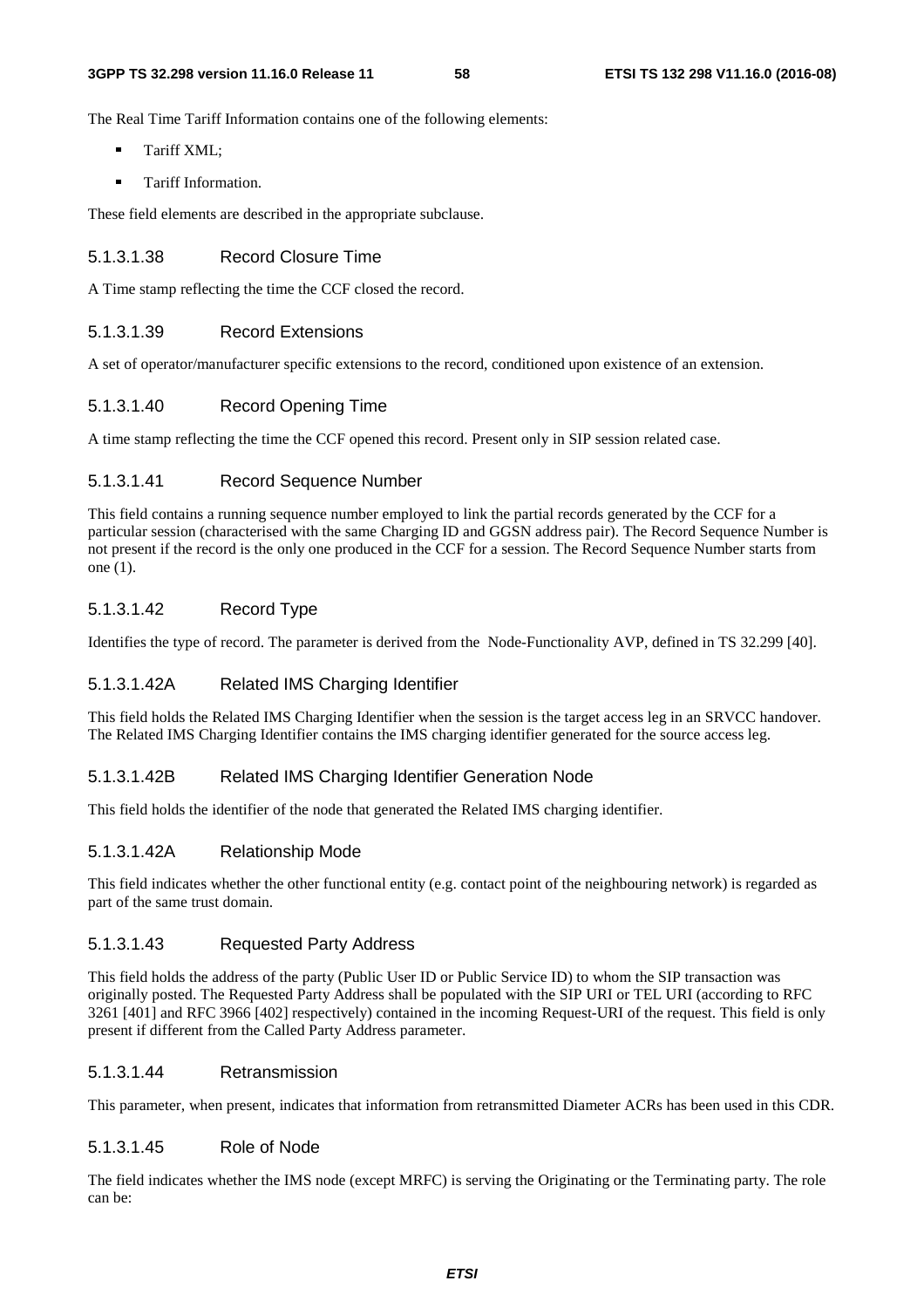The Real Time Tariff Information contains one of the following elements:

- Tariff XML;
- Tariff Information.

These field elements are described in the appropriate subclause.

#### 5.1.3.1.38 Record Closure Time

A Time stamp reflecting the time the CCF closed the record.

#### 5.1.3.1.39 Record Extensions

A set of operator/manufacturer specific extensions to the record, conditioned upon existence of an extension.

#### 5.1.3.1.40 Record Opening Time

A time stamp reflecting the time the CCF opened this record. Present only in SIP session related case.

#### 5.1.3.1.41 Record Sequence Number

This field contains a running sequence number employed to link the partial records generated by the CCF for a particular session (characterised with the same Charging ID and GGSN address pair). The Record Sequence Number is not present if the record is the only one produced in the CCF for a session. The Record Sequence Number starts from one (1).

#### 5.1.3.1.42 Record Type

Identifies the type of record. The parameter is derived from the Node-Functionality AVP, defined in TS 32.299 [40].

#### 5.1.3.1.42A Related IMS Charging Identifier

This field holds the Related IMS Charging Identifier when the session is the target access leg in an SRVCC handover. The Related IMS Charging Identifier contains the IMS charging identifier generated for the source access leg.

#### 5.1.3.1.42B Related IMS Charging Identifier Generation Node

This field holds the identifier of the node that generated the Related IMS charging identifier.

#### 5.1.3.1.42A Relationship Mode

This field indicates whether the other functional entity (e.g. contact point of the neighbouring network) is regarded as part of the same trust domain.

#### 5.1.3.1.43 Requested Party Address

This field holds the address of the party (Public User ID or Public Service ID) to whom the SIP transaction was originally posted. The Requested Party Address shall be populated with the SIP URI or TEL URI (according to RFC 3261 [401] and RFC 3966 [402] respectively) contained in the incoming Request-URI of the request. This field is only present if different from the Called Party Address parameter.

#### 5.1.3.1.44 Retransmission

This parameter, when present, indicates that information from retransmitted Diameter ACRs has been used in this CDR.

#### 5.1.3.1.45 Role of Node

The field indicates whether the IMS node (except MRFC) is serving the Originating or the Terminating party. The role can be: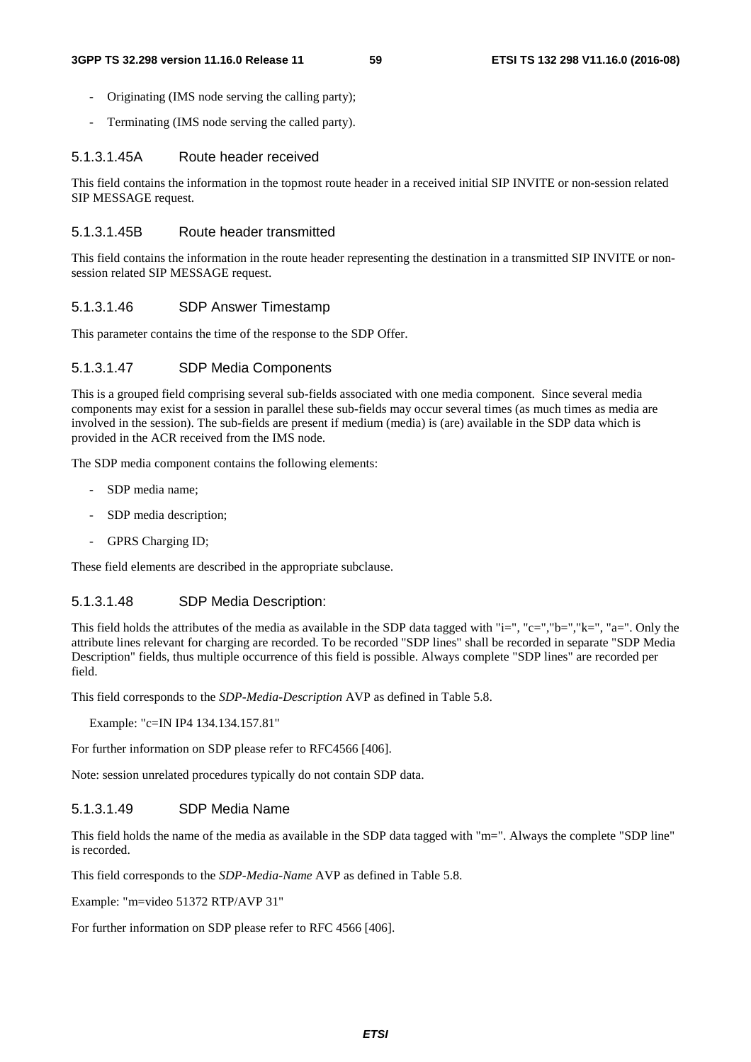- Originating (IMS node serving the calling party);
- Terminating (IMS node serving the called party).

#### 5.1.3.1.45A Route header received

This field contains the information in the topmost route header in a received initial SIP INVITE or non-session related SIP MESSAGE request.

#### 5.1.3.1.45B Route header transmitted

This field contains the information in the route header representing the destination in a transmitted SIP INVITE or non-session related SIP MESSAGE request.

#### 5.1.3.1.46 SDP Answer Timestamp

This parameter contains the time of the response to the SDP Offer.

#### 5.1.3.1.47 SDP Media Components

This is a grouped field comprising several sub-fields associated with one media component. Since several media components may exist for a session in parallel these sub-fields may occur several times (as much times as media are involved in the session). The sub-fields are present if medium (media) is (are) available in the SDP data which is provided in the ACR received from the IMS node.

The SDP media component contains the following elements:

- SDP media name;
- SDP media description;
- GPRS Charging ID;

These field elements are described in the appropriate subclause.

#### 5.1.3.1.48 SDP Media Description:

This field holds the attributes of the media as available in the SDP data tagged with "i=", "c=","b=","k=", "a=". Only the attribute lines relevant for charging are recorded. To be recorded "SDP lines" shall be recorded in separate "SDP Media Description" fields, thus multiple occurrence of this field is possible. Always complete "SDP lines" are recorded per field.

This field corresponds to the *SDP-Media-Description* AVP as defined in Table 5.8.

Example: "c=IN IP4 134.134.157.81"

For further information on SDP please refer to RFC4566 [406].

Note: session unrelated procedures typically do not contain SDP data.

#### 5.1.3.1.49 SDP Media Name

This field holds the name of the media as available in the SDP data tagged with "m=". Always the complete "SDP line" is recorded.

This field corresponds to the *SDP-Media-Name* AVP as defined in Table 5.8.

Example: "m=video 51372 RTP/AVP 31"

For further information on SDP please refer to RFC 4566 [406].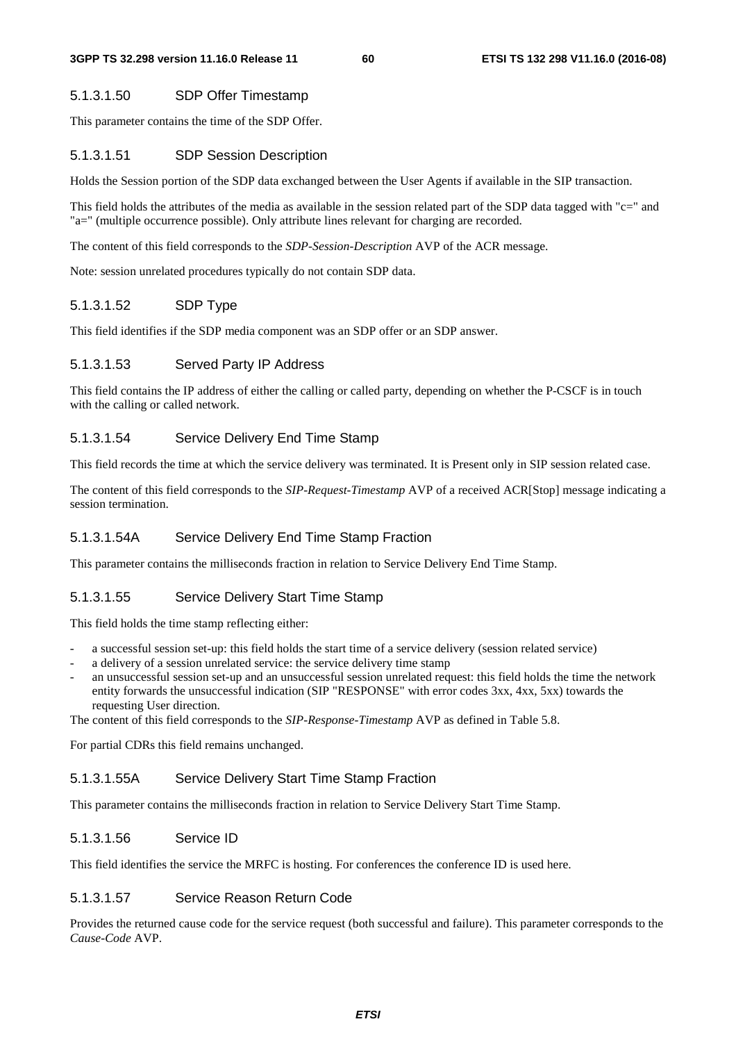#### 5.1.3.1.50 SDP Offer Timestamp

This parameter contains the time of the SDP Offer.

#### 5.1.3.1.51 SDP Session Description

Holds the Session portion of the SDP data exchanged between the User Agents if available in the SIP transaction.

This field holds the attributes of the media as available in the session related part of the SDP data tagged with "c=" and "a=" (multiple occurrence possible). Only attribute lines relevant for charging are recorded.

The content of this field corresponds to the *SDP-Session-Description* AVP of the ACR message.

Note: session unrelated procedures typically do not contain SDP data.

#### 5.1.3.1.52 SDP Type

This field identifies if the SDP media component was an SDP offer or an SDP answer.

#### 5.1.3.1.53 Served Party IP Address

This field contains the IP address of either the calling or called party, depending on whether the P-CSCF is in touch with the calling or called network.

#### 5.1.3.1.54 Service Delivery End Time Stamp

This field records the time at which the service delivery was terminated. It is Present only in SIP session related case.

The content of this field corresponds to the *SIP-Request-Timestamp* AVP of a received ACR[Stop] message indicating a session termination.

#### 5.1.3.1.54A Service Delivery End Time Stamp Fraction

This parameter contains the milliseconds fraction in relation to Service Delivery End Time Stamp.

#### 5.1.3.1.55 Service Delivery Start Time Stamp

This field holds the time stamp reflecting either:

- a successful session set-up: this field holds the start time of a service delivery (session related service)
- a delivery of a session unrelated service: the service delivery time stamp
- an unsuccessful session set-up and an unsuccessful session unrelated request: this field holds the time the network entity forwards the unsuccessful indication (SIP "RESPONSE" with error codes 3xx, 4xx, 5xx) towards the requesting User direction.

The content of this field corresponds to the *SIP-Response-Timestamp* AVP as defined in Table 5.8.

For partial CDRs this field remains unchanged.

#### 5.1.3.1.55A Service Delivery Start Time Stamp Fraction

This parameter contains the milliseconds fraction in relation to Service Delivery Start Time Stamp.

#### 5.1.3.1.56 Service ID

This field identifies the service the MRFC is hosting. For conferences the conference ID is used here.

#### 5.1.3.1.57 Service Reason Return Code

Provides the returned cause code for the service request (both successful and failure). This parameter corresponds to the *Cause-Code* AVP.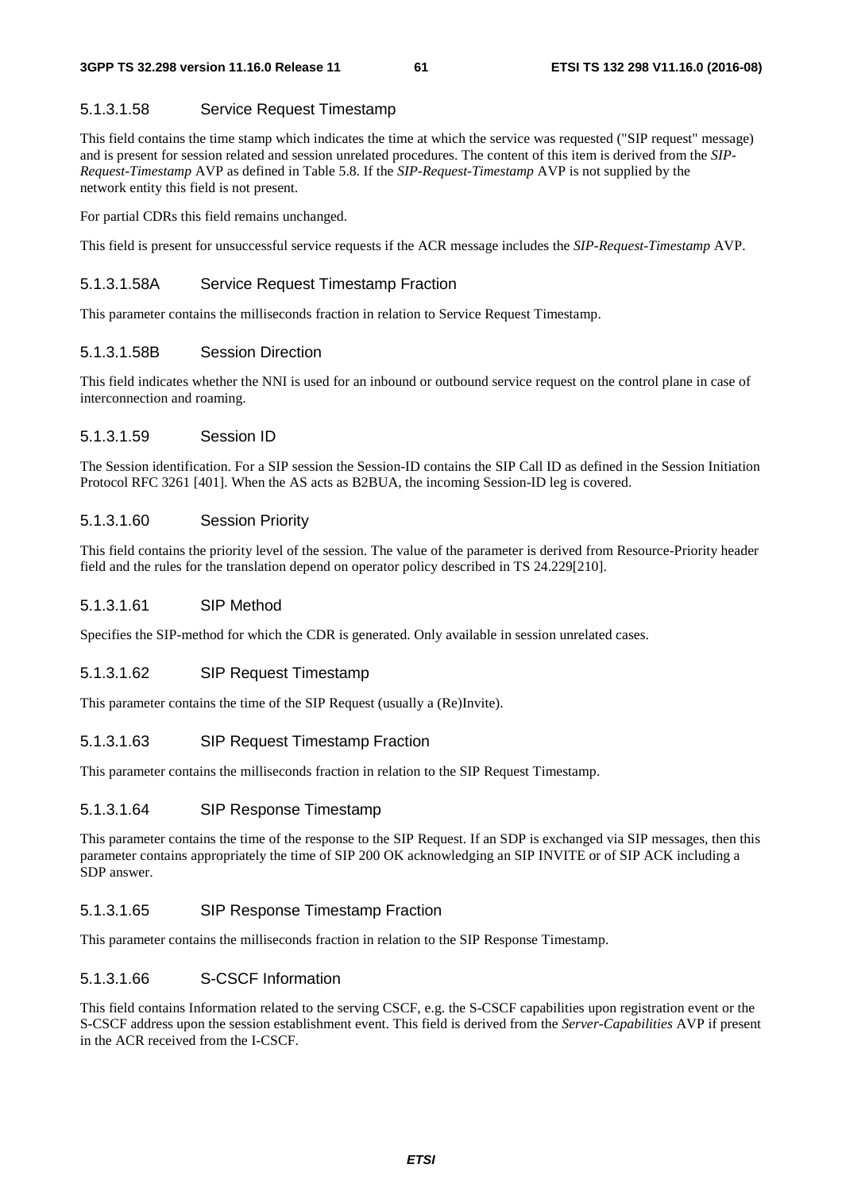#### 5.1.3.1.58 Service Request Timestamp

This field contains the time stamp which indicates the time at which the service was requested ("SIP request" message) and is present for session related and session unrelated procedures. The content of this item is derived from the *SIP-Request-Timestamp* AVP as defined in Table 5.8. If the *SIP-Request-Timestamp* AVP is not supplied by the network entity this field is not present.

For partial CDRs this field remains unchanged.

This field is present for unsuccessful service requests if the ACR message includes the *SIP-Request-Timestamp* AVP.

#### 5.1.3.1.58A Service Request Timestamp Fraction

This parameter contains the milliseconds fraction in relation to Service Request Timestamp.

#### 5.1.3.1.58B Session Direction

This field indicates whether the NNI is used for an inbound or outbound service request on the control plane in case of interconnection and roaming.

#### 5.1.3.1.59 Session ID

The Session identification. For a SIP session the Session-ID contains the SIP Call ID as defined in the Session Initiation Protocol RFC 3261 [401]. When the AS acts as B2BUA, the incoming Session-ID leg is covered.

#### 5.1.3.1.60 Session Priority

This field contains the priority level of the session. The value of the parameter is derived from Resource-Priority header field and the rules for the translation depend on operator policy described in TS 24.229[210].

#### 5.1.3.1.61 SIP Method

Specifies the SIP-method for which the CDR is generated. Only available in session unrelated cases.

#### 5.1.3.1.62 SIP Request Timestamp

This parameter contains the time of the SIP Request (usually a (Re)Invite).

#### 5.1.3.1.63 SIP Request Timestamp Fraction

This parameter contains the milliseconds fraction in relation to the SIP Request Timestamp.

#### 5.1.3.1.64 SIP Response Timestamp

This parameter contains the time of the response to the SIP Request. If an SDP is exchanged via SIP messages, then this parameter contains appropriately the time of SIP 200 OK acknowledging an SIP INVITE or of SIP ACK including a SDP answer.

#### 5.1.3.1.65 SIP Response Timestamp Fraction

This parameter contains the milliseconds fraction in relation to the SIP Response Timestamp.

#### 5.1.3.1.66 S-CSCF Information

This field contains Information related to the serving CSCF, e.g. the S-CSCF capabilities upon registration event or the S-CSCF address upon the session establishment event. This field is derived from the *Server-Capabilities* AVP if present in the ACR received from the I-CSCF.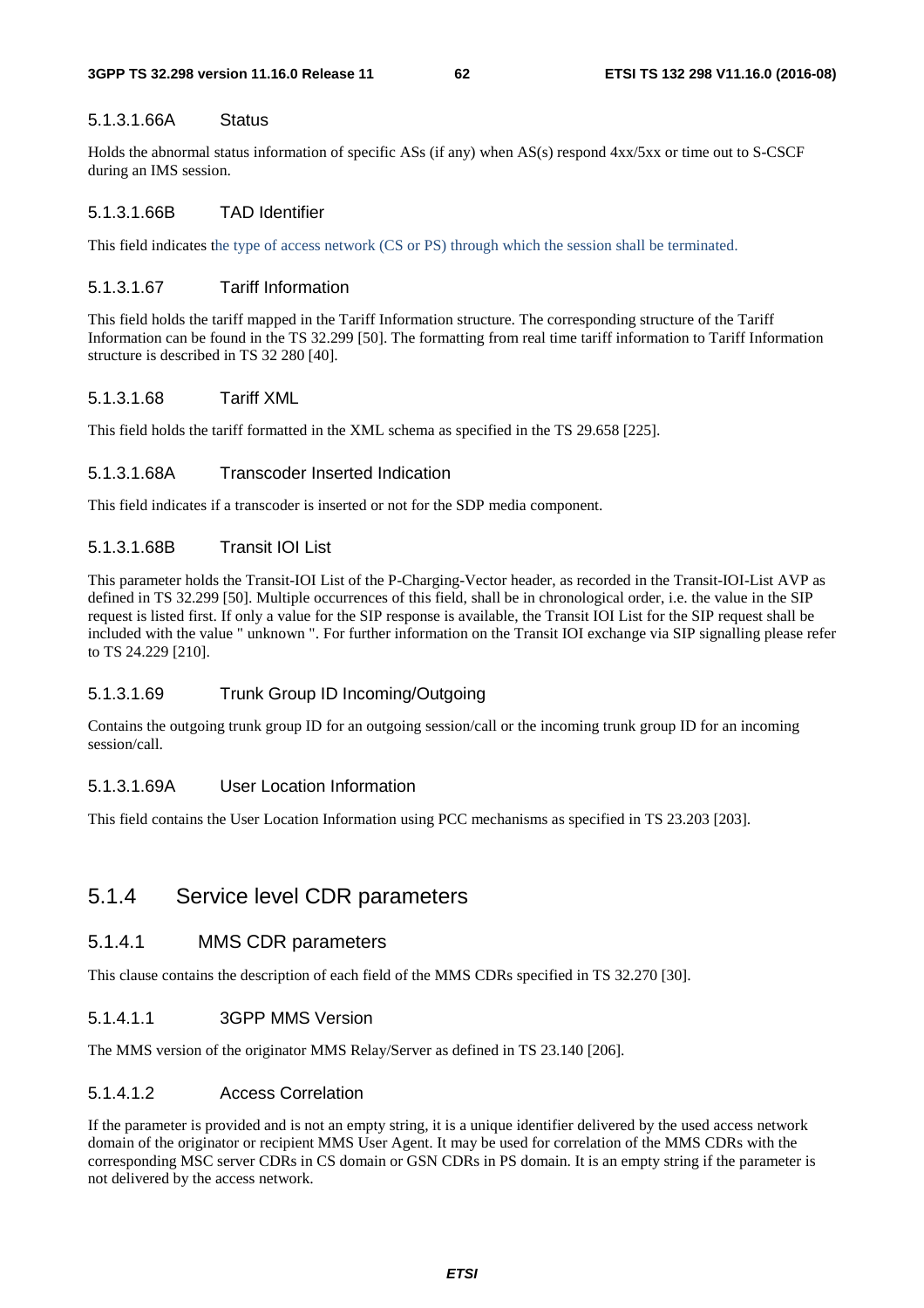#### 5.1.3.1.66A Status

Holds the abnormal status information of specific ASs (if any) when AS(s) respond 4xx/5xx or time out to S-CSCF during an IMS session.

#### 5.1.3.1.66B TAD Identifier

This field indicates the type of access network (CS or PS) through which the session shall be terminated.

#### 5.1.3.1.67 Tariff Information

This field holds the tariff mapped in the Tariff Information structure. The corresponding structure of the Tariff Information can be found in the TS 32.299 [50]. The formatting from real time tariff information to Tariff Information structure is described in TS 32 280 [40].

#### 5.1.3.1.68 Tariff XML

This field holds the tariff formatted in the XML schema as specified in the TS 29.658 [225].

#### 5.1.3.1.68A Transcoder Inserted Indication

This field indicates if a transcoder is inserted or not for the SDP media component.

#### 5.1.3.1.68B Transit IOI List

This parameter holds the Transit-IOI List of the P-Charging-Vector header, as recorded in the Transit-IOI-List AVP as defined in TS 32.299 [50]. Multiple occurrences of this field, shall be in chronological order, i.e. the value in the SIP request is listed first. If only a value for the SIP response is available, the Transit IOI List for the SIP request shall be included with the value " unknown ". For further information on the Transit IOI exchange via SIP signalling please refer to TS 24.229 [210].

#### 5.1.3.1.69 Trunk Group ID Incoming/Outgoing

Contains the outgoing trunk group ID for an outgoing session/call or the incoming trunk group ID for an incoming session/call.

#### 5.1.3.1.69A User Location Information

This field contains the User Location Information using PCC mechanisms as specified in TS 23.203 [203].

## 5.1.4 Service level CDR parameters

### 5.1.4.1 MMS CDR parameters

This clause contains the description of each field of the MMS CDRs specified in TS 32.270 [30].

#### 5.1.4.1.1 3GPP MMS Version

The MMS version of the originator MMS Relay/Server as defined in TS 23.140 [206].

#### 5.1.4.1.2 Access Correlation

If the parameter is provided and is not an empty string, it is a unique identifier delivered by the used access network domain of the originator or recipient MMS User Agent. It may be used for correlation of the MMS CDRs with the corresponding MSC server CDRs in CS domain or GSN CDRs in PS domain. It is an empty string if the parameter is not delivered by the access network.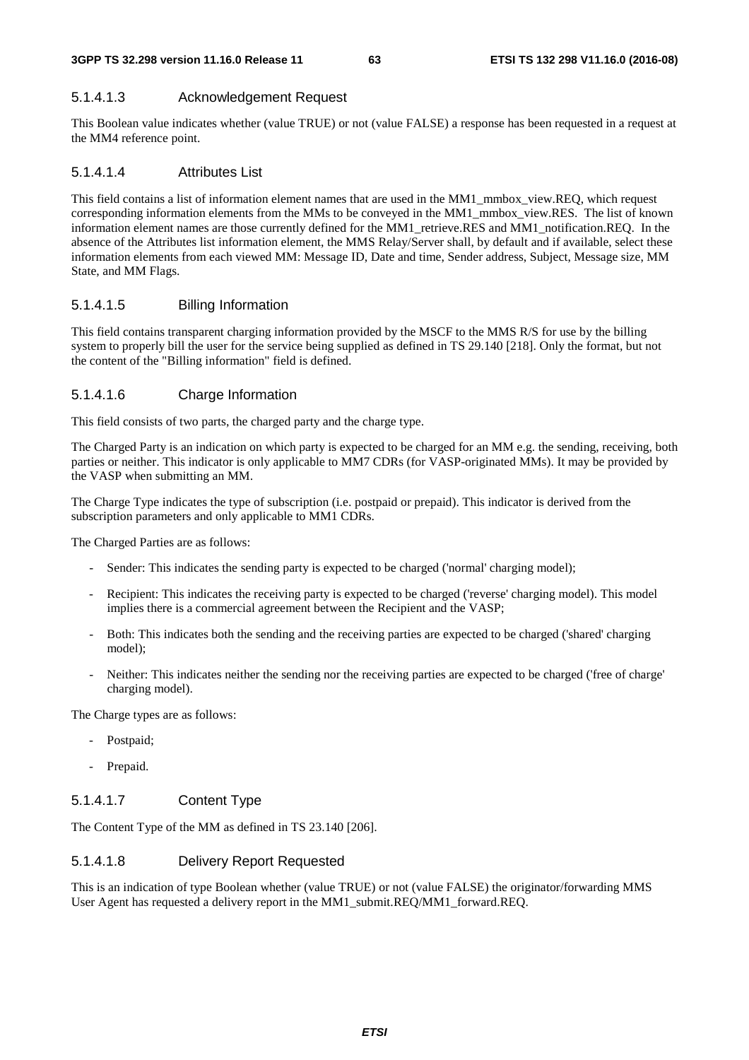#### 5.1.4.1.3 Acknowledgement Request

This Boolean value indicates whether (value TRUE) or not (value FALSE) a response has been requested in a request at the MM4 reference point.

#### 5.1.4.1.4 Attributes List

This field contains a list of information element names that are used in the MM1_mmbox_view.REQ, which request corresponding information elements from the MMs to be conveyed in the MM1_mmbox_view.RES. The list of known information element names are those currently defined for the MM1_retrieve.RES and MM1_notification.REQ. In the absence of the Attributes list information element, the MMS Relay/Server shall, by default and if available, select these information elements from each viewed MM: Message ID, Date and time, Sender address, Subject, Message size, MM State, and MM Flags.

#### 5.1.4.1.5 Billing Information

This field contains transparent charging information provided by the MSCF to the MMS R/S for use by the billing system to properly bill the user for the service being supplied as defined in TS 29.140 [218]. Only the format, but not the content of the "Billing information" field is defined.

#### 5.1.4.1.6 Charge Information

This field consists of two parts, the charged party and the charge type.

The Charged Party is an indication on which party is expected to be charged for an MM e.g. the sending, receiving, both parties or neither. This indicator is only applicable to MM7 CDRs (for VASP-originated MMs). It may be provided by the VASP when submitting an MM.

The Charge Type indicates the type of subscription (i.e. postpaid or prepaid). This indicator is derived from the subscription parameters and only applicable to MM1 CDRs.

The Charged Parties are as follows:

- Sender: This indicates the sending party is expected to be charged ('normal' charging model);
- Recipient: This indicates the receiving party is expected to be charged ('reverse' charging model). This model implies there is a commercial agreement between the Recipient and the VASP;
- Both: This indicates both the sending and the receiving parties are expected to be charged ('shared' charging model);
- Neither: This indicates neither the sending nor the receiving parties are expected to be charged ('free of charge' charging model).

The Charge types are as follows:

- Postpaid;
- Prepaid.

#### 5.1.4.1.7 Content Type

The Content Type of the MM as defined in TS 23.140 [206].

#### 5.1.4.1.8 Delivery Report Requested

This is an indication of type Boolean whether (value TRUE) or not (value FALSE) the originator/forwarding MMS User Agent has requested a delivery report in the MM1_submit.REQ/MM1_forward.REQ.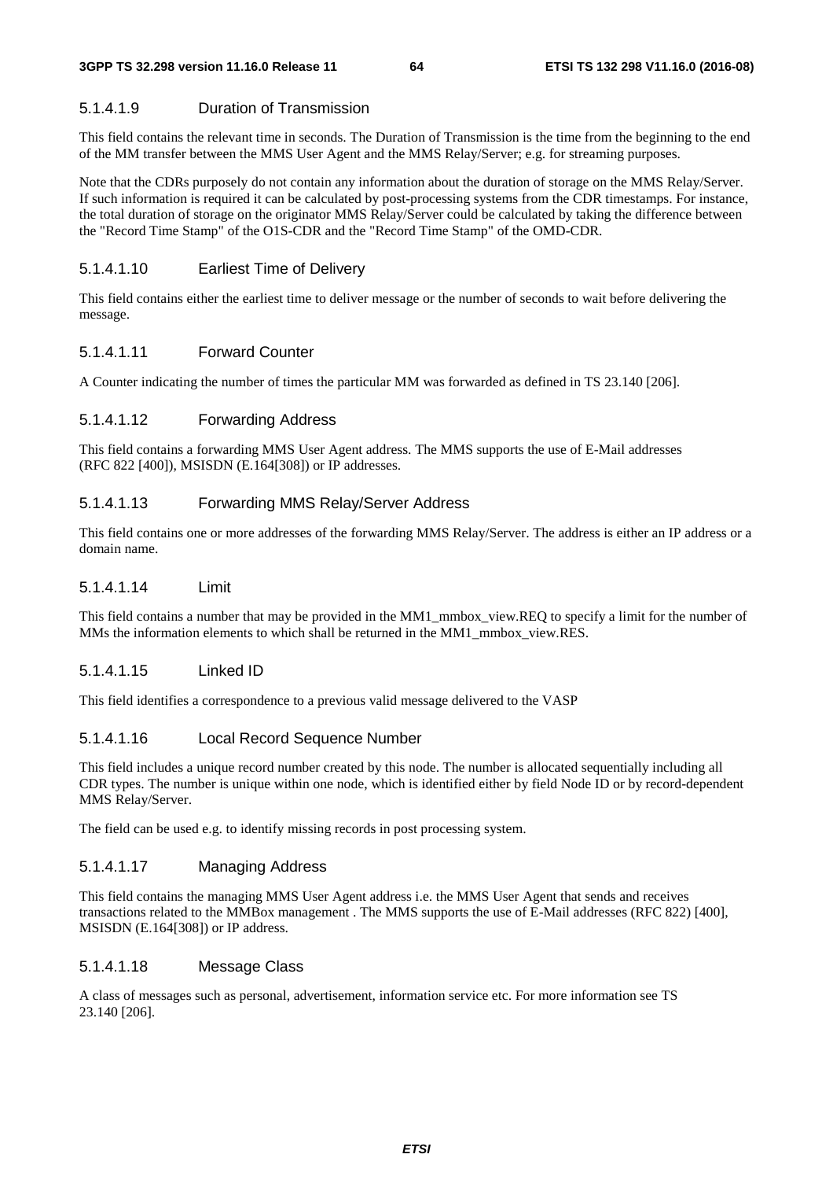#### 5.1.4.1.9 Duration of Transmission

This field contains the relevant time in seconds. The Duration of Transmission is the time from the beginning to the end of the MM transfer between the MMS User Agent and the MMS Relay/Server; e.g. for streaming purposes.

Note that the CDRs purposely do not contain any information about the duration of storage on the MMS Relay/Server. If such information is required it can be calculated by post-processing systems from the CDR timestamps. For instance, the total duration of storage on the originator MMS Relay/Server could be calculated by taking the difference between the "Record Time Stamp" of the O1S-CDR and the "Record Time Stamp" of the OMD-CDR.

#### 5.1.4.1.10 Earliest Time of Delivery

This field contains either the earliest time to deliver message or the number of seconds to wait before delivering the message.

#### 5.1.4.1.11 Forward Counter

A Counter indicating the number of times the particular MM was forwarded as defined in TS 23.140 [206].

#### 5.1.4.1.12 Forwarding Address

This field contains a forwarding MMS User Agent address. The MMS supports the use of E-Mail addresses (RFC 822 [400]), MSISDN (E.164[308]) or IP addresses.

#### 5.1.4.1.13 Forwarding MMS Relay/Server Address

This field contains one or more addresses of the forwarding MMS Relay/Server. The address is either an IP address or a domain name.

#### 5.1.4.1.14 Limit

This field contains a number that may be provided in the MM1_mmbox_view.REQ to specify a limit for the number of MMs the information elements to which shall be returned in the MM1_mmbox_view.RES.

#### 5.1.4.1.15 Linked ID

This field identifies a correspondence to a previous valid message delivered to the VASP

#### 5.1.4.1.16 Local Record Sequence Number

This field includes a unique record number created by this node. The number is allocated sequentially including all CDR types. The number is unique within one node, which is identified either by field Node ID or by record-dependent MMS Relay/Server.

The field can be used e.g. to identify missing records in post processing system.

#### 5.1.4.1.17 Managing Address

This field contains the managing MMS User Agent address i.e. the MMS User Agent that sends and receives transactions related to the MMBox management . The MMS supports the use of E-Mail addresses (RFC 822) [400], MSISDN (E.164[308]) or IP address.

#### 5.1.4.1.18 Message Class

A class of messages such as personal, advertisement, information service etc. For more information see TS 23.140 [206].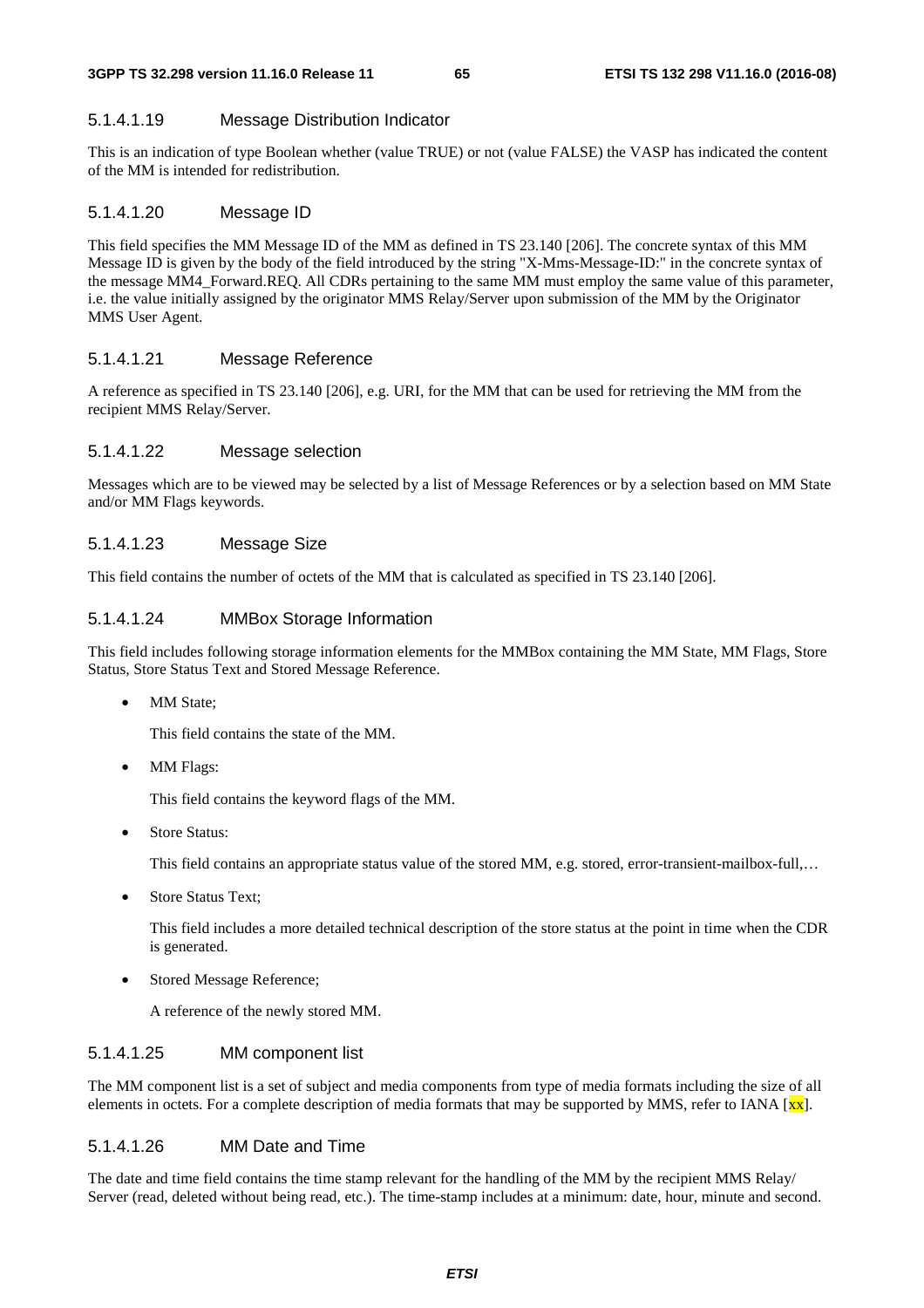#### 5.1.4.1.19 Message Distribution Indicator

This is an indication of type Boolean whether (value TRUE) or not (value FALSE) the VASP has indicated the content of the MM is intended for redistribution.

#### 5.1.4.1.20 Message ID

This field specifies the MM Message ID of the MM as defined in TS 23.140 [206]. The concrete syntax of this MM Message ID is given by the body of the field introduced by the string "X-Mms-Message-ID:" in the concrete syntax of the message MM4_Forward.REQ. All CDRs pertaining to the same MM must employ the same value of this parameter, i.e. the value initially assigned by the originator MMS Relay/Server upon submission of the MM by the Originator MMS User Agent.

#### 5.1.4.1.21 Message Reference

A reference as specified in TS 23.140 [206], e.g. URI, for the MM that can be used for retrieving the MM from the recipient MMS Relay/Server.

#### 5.1.4.1.22 Message selection

Messages which are to be viewed may be selected by a list of Message References or by a selection based on MM State and/or MM Flags keywords.

#### 5.1.4.1.23 Message Size

This field contains the number of octets of the MM that is calculated as specified in TS 23.140 [206].

#### 5.1.4.1.24 MMBox Storage Information

This field includes following storage information elements for the MMBox containing the MM State, MM Flags, Store Status, Store Status Text and Stored Message Reference.

- MM State;

  This field contains the state of the MM.

- MM Flags:

  This field contains the keyword flags of the MM.

- Store Status:

  This field contains an appropriate status value of the stored MM, e.g. stored, error-transient-mailbox-full,…

- Store Status Text;

  This field includes a more detailed technical description of the store status at the point in time when the CDR is generated.

- Stored Message Reference;

  A reference of the newly stored MM.

#### 5.1.4.1.25 MM component list

The MM component list is a set of subject and media components from type of media formats including the size of all elements in octets. For a complete description of media formats that may be supported by MMS, refer to IANA [xx].

#### 5.1.4.1.26 MM Date and Time

The date and time field contains the time stamp relevant for the handling of the MM by the recipient MMS Relay/ Server (read, deleted without being read, etc.). The time-stamp includes at a minimum: date, hour, minute and second.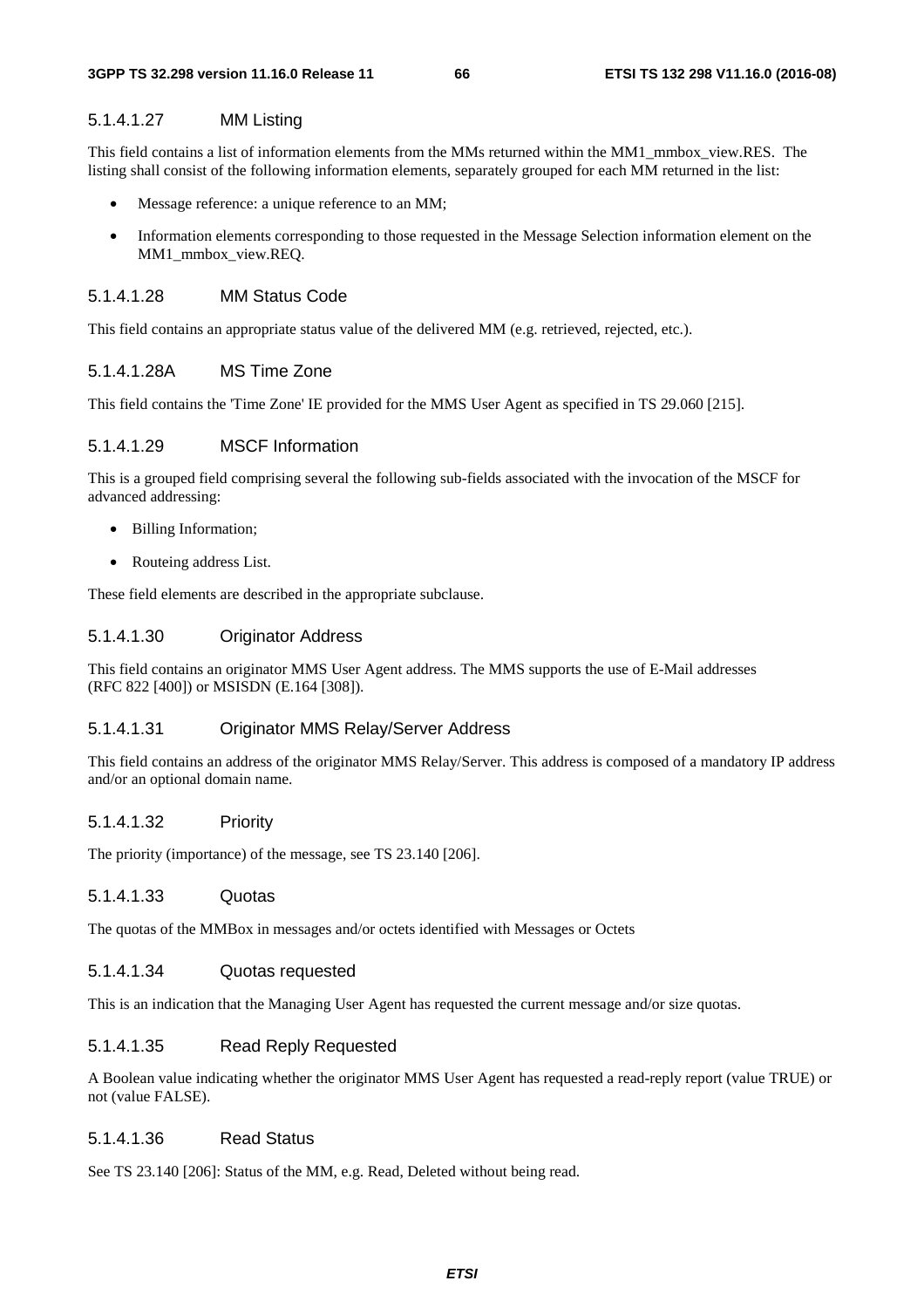#### 5.1.4.1.27 MM Listing

This field contains a list of information elements from the MMs returned within the MM1_mmbox_view.RES. The listing shall consist of the following information elements, separately grouped for each MM returned in the list:

- Message reference: a unique reference to an MM;
- Information elements corresponding to those requested in the Message Selection information element on the MM1_mmbox_view.REQ.

#### 5.1.4.1.28 MM Status Code

This field contains an appropriate status value of the delivered MM (e.g. retrieved, rejected, etc.).

#### 5.1.4.1.28A MS Time Zone

This field contains the 'Time Zone' IE provided for the MMS User Agent as specified in TS 29.060 [215].

#### 5.1.4.1.29 MSCF Information

This is a grouped field comprising several the following sub-fields associated with the invocation of the MSCF for advanced addressing:

- Billing Information;
- Routeing address List.

These field elements are described in the appropriate subclause.

#### 5.1.4.1.30 Originator Address

This field contains an originator MMS User Agent address. The MMS supports the use of E-Mail addresses (RFC 822 [400]) or MSISDN (E.164 [308]).

#### 5.1.4.1.31 Originator MMS Relay/Server Address

This field contains an address of the originator MMS Relay/Server. This address is composed of a mandatory IP address and/or an optional domain name.

#### 5.1.4.1.32 Priority

The priority (importance) of the message, see TS 23.140 [206].

#### 5.1.4.1.33 Quotas

The quotas of the MMBox in messages and/or octets identified with Messages or Octets

#### 5.1.4.1.34 Quotas requested

This is an indication that the Managing User Agent has requested the current message and/or size quotas.

#### 5.1.4.1.35 Read Reply Requested

A Boolean value indicating whether the originator MMS User Agent has requested a read-reply report (value TRUE) or not (value FALSE).

#### 5.1.4.1.36 Read Status

See TS 23.140 [206]: Status of the MM, e.g. Read, Deleted without being read.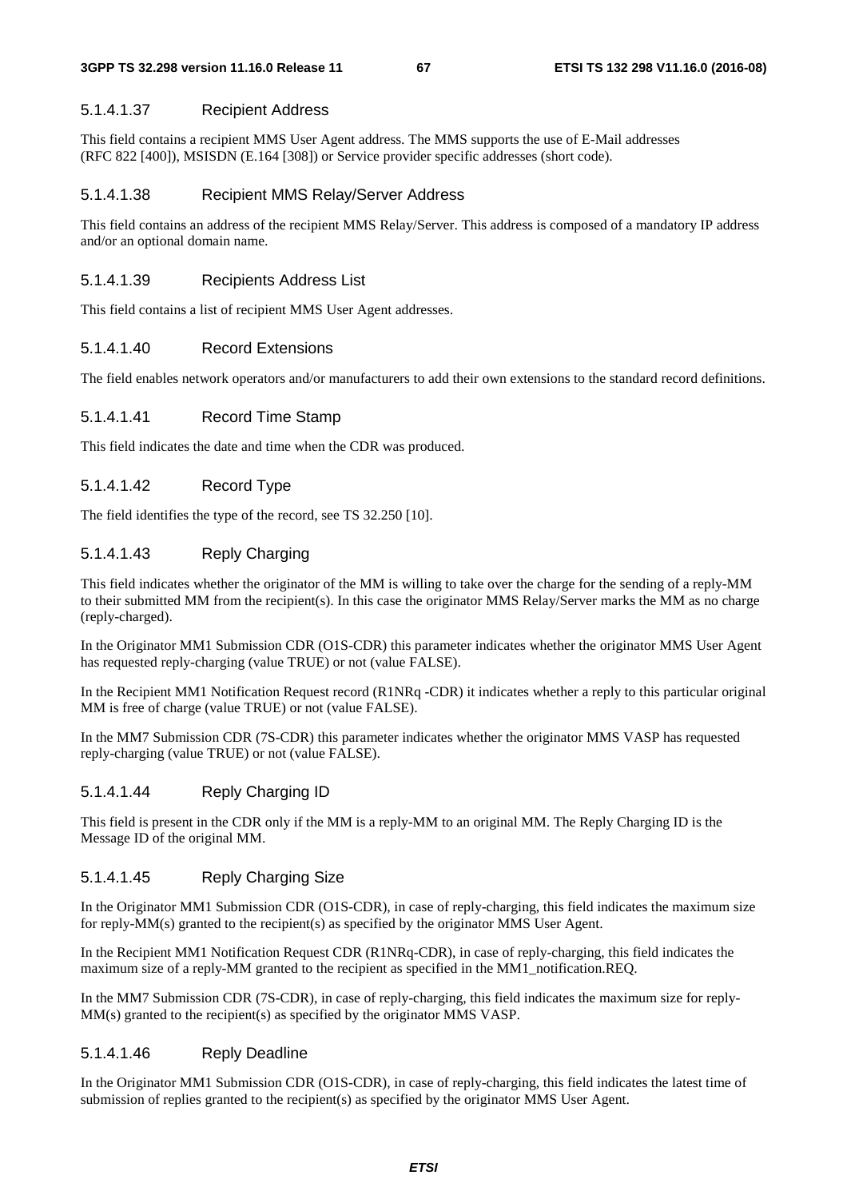#### 5.1.4.1.37 Recipient Address

This field contains a recipient MMS User Agent address. The MMS supports the use of E-Mail addresses (RFC 822 [400]), MSISDN (E.164 [308]) or Service provider specific addresses (short code).

#### 5.1.4.1.38 Recipient MMS Relay/Server Address

This field contains an address of the recipient MMS Relay/Server. This address is composed of a mandatory IP address and/or an optional domain name.

#### 5.1.4.1.39 Recipients Address List

This field contains a list of recipient MMS User Agent addresses.

#### 5.1.4.1.40 Record Extensions

The field enables network operators and/or manufacturers to add their own extensions to the standard record definitions.

#### 5.1.4.1.41 Record Time Stamp

This field indicates the date and time when the CDR was produced.

#### 5.1.4.1.42 Record Type

The field identifies the type of the record, see TS 32.250 [10].

#### 5.1.4.1.43 Reply Charging

This field indicates whether the originator of the MM is willing to take over the charge for the sending of a reply-MM to their submitted MM from the recipient(s). In this case the originator MMS Relay/Server marks the MM as no charge (reply-charged).

In the Originator MM1 Submission CDR (O1S-CDR) this parameter indicates whether the originator MMS User Agent has requested reply-charging (value TRUE) or not (value FALSE).

In the Recipient MM1 Notification Request record (R1NRq -CDR) it indicates whether a reply to this particular original MM is free of charge (value TRUE) or not (value FALSE).

In the MM7 Submission CDR (7S-CDR) this parameter indicates whether the originator MMS VASP has requested reply-charging (value TRUE) or not (value FALSE).

#### 5.1.4.1.44 Reply Charging ID

This field is present in the CDR only if the MM is a reply-MM to an original MM. The Reply Charging ID is the Message ID of the original MM.

#### 5.1.4.1.45 Reply Charging Size

In the Originator MM1 Submission CDR (O1S-CDR), in case of reply-charging, this field indicates the maximum size for reply-MM(s) granted to the recipient(s) as specified by the originator MMS User Agent.

In the Recipient MM1 Notification Request CDR (R1NRq-CDR), in case of reply-charging, this field indicates the maximum size of a reply-MM granted to the recipient as specified in the MM1_notification.REQ.

In the MM7 Submission CDR (7S-CDR), in case of reply-charging, this field indicates the maximum size for reply-MM(s) granted to the recipient(s) as specified by the originator MMS VASP.

#### 5.1.4.1.46 Reply Deadline

In the Originator MM1 Submission CDR (O1S-CDR), in case of reply-charging, this field indicates the latest time of submission of replies granted to the recipient(s) as specified by the originator MMS User Agent.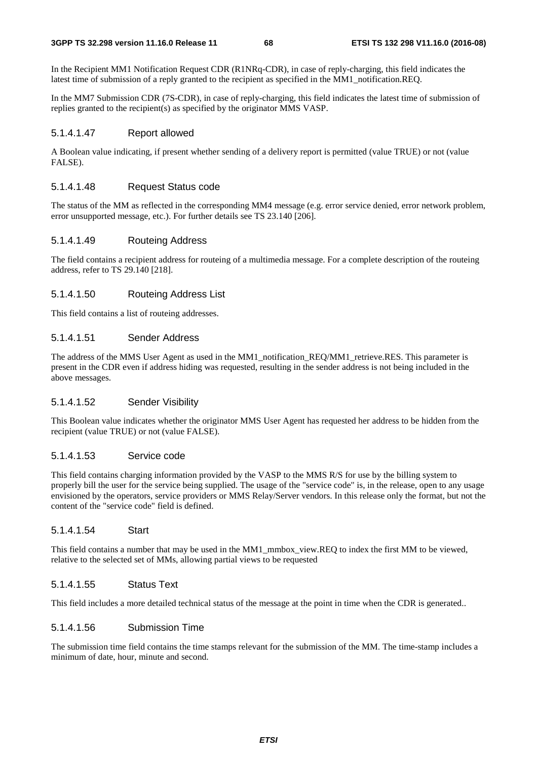In the Recipient MM1 Notification Request CDR (R1NRq-CDR), in case of reply-charging, this field indicates the latest time of submission of a reply granted to the recipient as specified in the MM1_notification.REQ.

In the MM7 Submission CDR (7S-CDR), in case of reply-charging, this field indicates the latest time of submission of replies granted to the recipient(s) as specified by the originator MMS VASP.

##### 5.1.4.1.47 Report allowed

A Boolean value indicating, if present whether sending of a delivery report is permitted (value TRUE) or not (value FALSE).

##### 5.1.4.1.48 Request Status code

The status of the MM as reflected in the corresponding MM4 message (e.g. error service denied, error network problem, error unsupported message, etc.). For further details see TS 23.140 [206].

##### 5.1.4.1.49 Routeing Address

The field contains a recipient address for routeing of a multimedia message. For a complete description of the routeing address, refer to TS 29.140 [218].

##### 5.1.4.1.50 Routeing Address List

This field contains a list of routeing addresses.

##### 5.1.4.1.51 Sender Address

The address of the MMS User Agent as used in the MM1_notification_REQ/MM1_retrieve.RES. This parameter is present in the CDR even if address hiding was requested, resulting in the sender address is not being included in the above messages.

##### 5.1.4.1.52 Sender Visibility

This Boolean value indicates whether the originator MMS User Agent has requested her address to be hidden from the recipient (value TRUE) or not (value FALSE).

##### 5.1.4.1.53 Service code

This field contains charging information provided by the VASP to the MMS R/S for use by the billing system to properly bill the user for the service being supplied. The usage of the "service code" is, in the release, open to any usage envisioned by the operators, service providers or MMS Relay/Server vendors. In this release only the format, but not the content of the "service code" field is defined.

##### 5.1.4.1.54 Start

This field contains a number that may be used in the MM1_mmbox_view.REQ to index the first MM to be viewed, relative to the selected set of MMs, allowing partial views to be requested

##### 5.1.4.1.55 Status Text

This field includes a more detailed technical status of the message at the point in time when the CDR is generated..

##### 5.1.4.1.56 Submission Time

The submission time field contains the time stamps relevant for the submission of the MM. The time-stamp includes a minimum of date, hour, minute and second.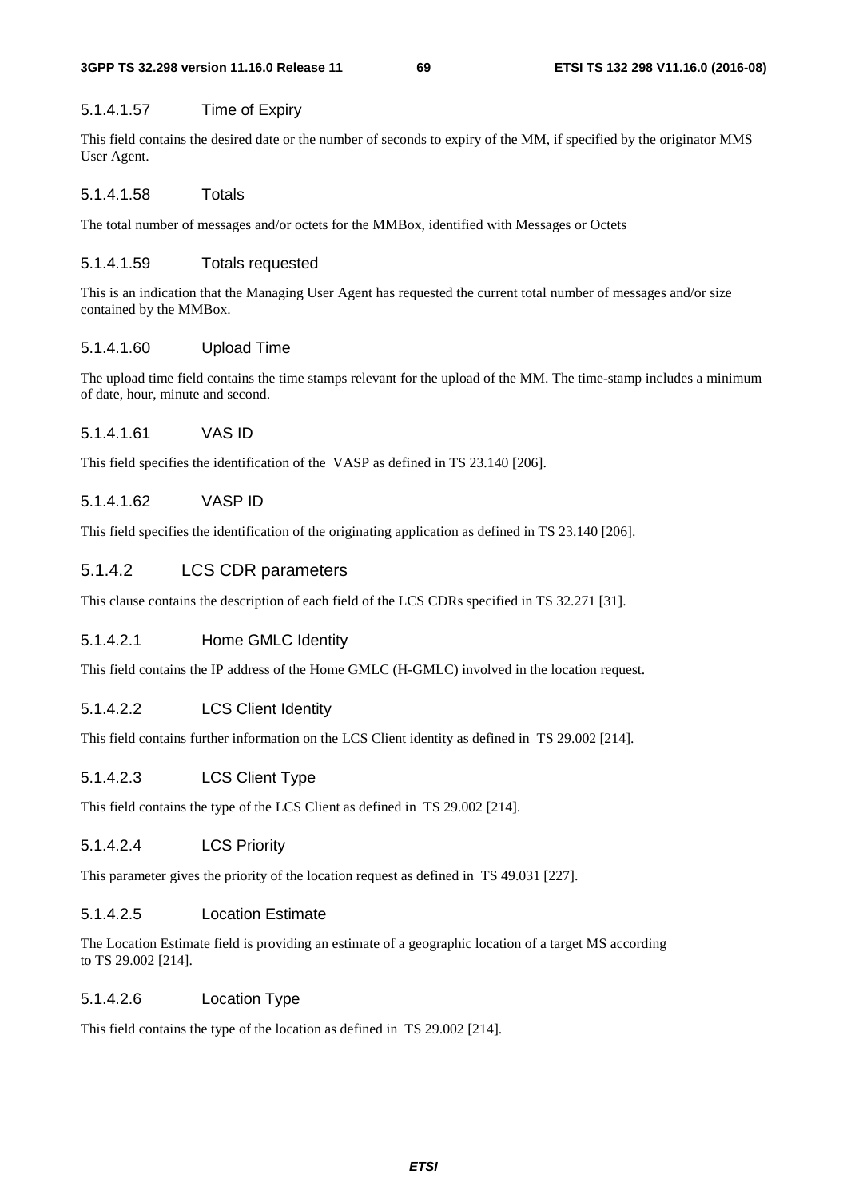##### 5.1.4.1.57 Time of Expiry

This field contains the desired date or the number of seconds to expiry of the MM, if specified by the originator MMS User Agent.

##### 5.1.4.1.58 Totals

The total number of messages and/or octets for the MMBox, identified with Messages or Octets

##### 5.1.4.1.59 Totals requested

This is an indication that the Managing User Agent has requested the current total number of messages and/or size contained by the MMBox.

##### 5.1.4.1.60 Upload Time

The upload time field contains the time stamps relevant for the upload of the MM. The time-stamp includes a minimum of date, hour, minute and second.

##### 5.1.4.1.61 VAS ID

This field specifies the identification of the VASP as defined in TS 23.140 [206].

##### 5.1.4.1.62 VASP ID

This field specifies the identification of the originating application as defined in TS 23.140 [206].

#### 5.1.4.2 LCS CDR parameters

This clause contains the description of each field of the LCS CDRs specified in TS 32.271 [31].

##### 5.1.4.2.1 Home GMLC Identity

This field contains the IP address of the Home GMLC (H-GMLC) involved in the location request.

##### 5.1.4.2.2 LCS Client Identity

This field contains further information on the LCS Client identity as defined in TS 29.002 [214].

##### 5.1.4.2.3 LCS Client Type

This field contains the type of the LCS Client as defined in TS 29.002 [214].

##### 5.1.4.2.4 LCS Priority

This parameter gives the priority of the location request as defined in TS 49.031 [227].

##### 5.1.4.2.5 Location Estimate

The Location Estimate field is providing an estimate of a geographic location of a target MS according to TS 29.002 [214].

##### 5.1.4.2.6 Location Type

This field contains the type of the location as defined in TS 29.002 [214].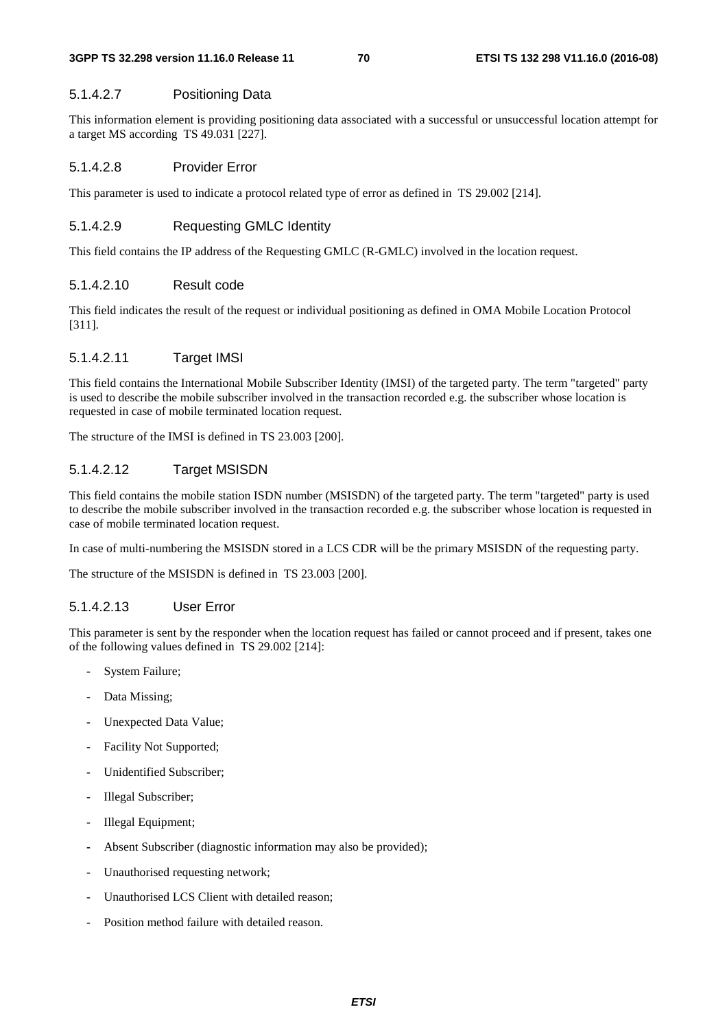#### 5.1.4.2.7 Positioning Data

This information element is providing positioning data associated with a successful or unsuccessful location attempt for a target MS according TS 49.031 [227].

#### 5.1.4.2.8 Provider Error

This parameter is used to indicate a protocol related type of error as defined in TS 29.002 [214].

#### 5.1.4.2.9 Requesting GMLC Identity

This field contains the IP address of the Requesting GMLC (R-GMLC) involved in the location request.

#### 5.1.4.2.10 Result code

This field indicates the result of the request or individual positioning as defined in OMA Mobile Location Protocol [311].

#### 5.1.4.2.11 Target IMSI

This field contains the International Mobile Subscriber Identity (IMSI) of the targeted party. The term "targeted" party is used to describe the mobile subscriber involved in the transaction recorded e.g. the subscriber whose location is requested in case of mobile terminated location request.

The structure of the IMSI is defined in TS 23.003 [200].

#### 5.1.4.2.12 Target MSISDN

This field contains the mobile station ISDN number (MSISDN) of the targeted party. The term "targeted" party is used to describe the mobile subscriber involved in the transaction recorded e.g. the subscriber whose location is requested in case of mobile terminated location request.

In case of multi-numbering the MSISDN stored in a LCS CDR will be the primary MSISDN of the requesting party.

The structure of the MSISDN is defined in TS 23.003 [200].

#### 5.1.4.2.13 User Error

This parameter is sent by the responder when the location request has failed or cannot proceed and if present, takes one of the following values defined in TS 29.002 [214]:

- System Failure;
- Data Missing;
- Unexpected Data Value;
- Facility Not Supported;
- Unidentified Subscriber;
- Illegal Subscriber;
- Illegal Equipment;
- Absent Subscriber (diagnostic information may also be provided);
- Unauthorised requesting network;
- Unauthorised LCS Client with detailed reason;
- Position method failure with detailed reason.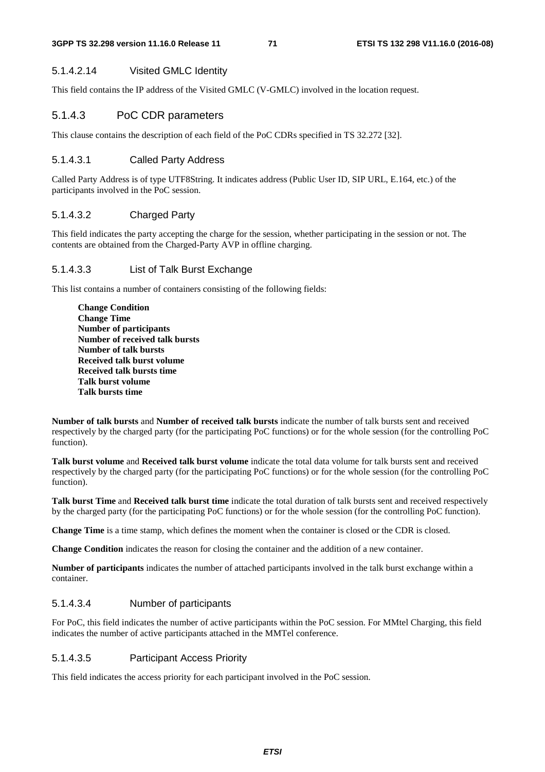#### 5.1.4.2.14 Visited GMLC Identity

This field contains the IP address of the Visited GMLC (V-GMLC) involved in the location request.

### 5.1.4.3 PoC CDR parameters

This clause contains the description of each field of the PoC CDRs specified in TS 32.272 [32].

#### 5.1.4.3.1 Called Party Address

Called Party Address is of type UTF8String. It indicates address (Public User ID, SIP URL, E.164, etc.) of the participants involved in the PoC session.

#### 5.1.4.3.2 Charged Party

This field indicates the party accepting the charge for the session, whether participating in the session or not. The contents are obtained from the Charged-Party AVP in offline charging.

#### 5.1.4.3.3 List of Talk Burst Exchange

This list contains a number of containers consisting of the following fields:

**Change Condition**
**Change Time**
**Number of participants**
**Number of received talk bursts**
**Number of talk bursts**
**Received talk burst volume**
**Received talk bursts time**
**Talk burst volume**
**Talk bursts time**

**Number of talk bursts** and **Number of received talk bursts** indicate the number of talk bursts sent and received respectively by the charged party (for the participating PoC functions) or for the whole session (for the controlling PoC function).

**Talk burst volume** and **Received talk burst volume** indicate the total data volume for talk bursts sent and received respectively by the charged party (for the participating PoC functions) or for the whole session (for the controlling PoC function).

**Talk burst Time** and **Received talk burst time** indicate the total duration of talk bursts sent and received respectively by the charged party (for the participating PoC functions) or for the whole session (for the controlling PoC function).

**Change Time** is a time stamp, which defines the moment when the container is closed or the CDR is closed.

**Change Condition** indicates the reason for closing the container and the addition of a new container.

**Number of participants** indicates the number of attached participants involved in the talk burst exchange within a container.

#### 5.1.4.3.4 Number of participants

For PoC, this field indicates the number of active participants within the PoC session. For MMtel Charging, this field indicates the number of active participants attached in the MMTel conference.

#### 5.1.4.3.5 Participant Access Priority

This field indicates the access priority for each participant involved in the PoC session.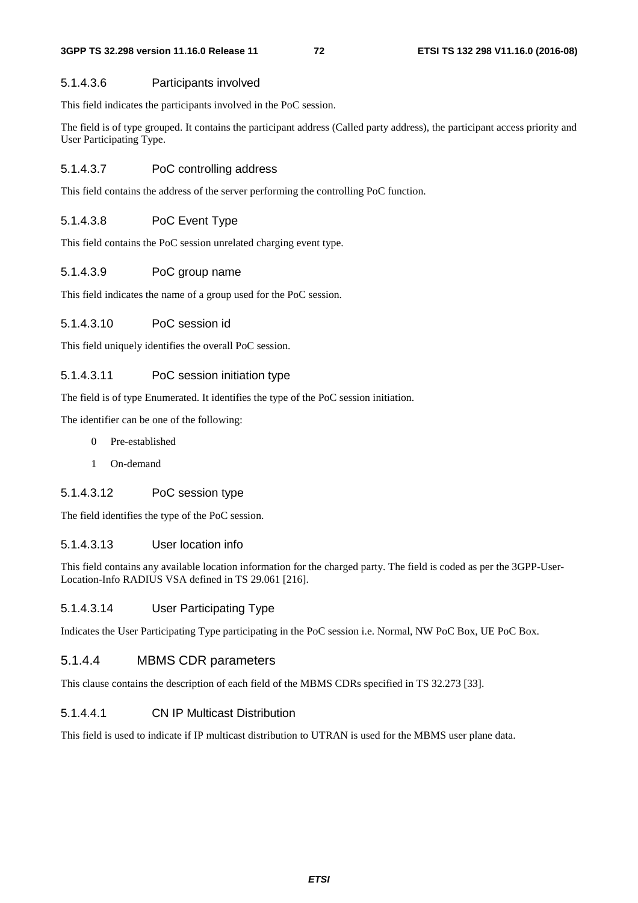##### 5.1.4.3.6 Participants involved

This field indicates the participants involved in the PoC session.

The field is of type grouped. It contains the participant address (Called party address), the participant access priority and User Participating Type.

##### 5.1.4.3.7 PoC controlling address

This field contains the address of the server performing the controlling PoC function.

##### 5.1.4.3.8 PoC Event Type

This field contains the PoC session unrelated charging event type.

##### 5.1.4.3.9 PoC group name

This field indicates the name of a group used for the PoC session.

##### 5.1.4.3.10 PoC session id

This field uniquely identifies the overall PoC session.

##### 5.1.4.3.11 PoC session initiation type

The field is of type Enumerated. It identifies the type of the PoC session initiation.

The identifier can be one of the following:

0 Pre-established

1 On-demand

##### 5.1.4.3.12 PoC session type

The field identifies the type of the PoC session.

##### 5.1.4.3.13 User location info

This field contains any available location information for the charged party. The field is coded as per the 3GPP-User-Location-Info RADIUS VSA defined in TS 29.061 [216].

##### 5.1.4.3.14 User Participating Type

Indicates the User Participating Type participating in the PoC session i.e. Normal, NW PoC Box, UE PoC Box.

#### 5.1.4.4 MBMS CDR parameters

This clause contains the description of each field of the MBMS CDRs specified in TS 32.273 [33].

##### 5.1.4.4.1 CN IP Multicast Distribution

This field is used to indicate if IP multicast distribution to UTRAN is used for the MBMS user plane data.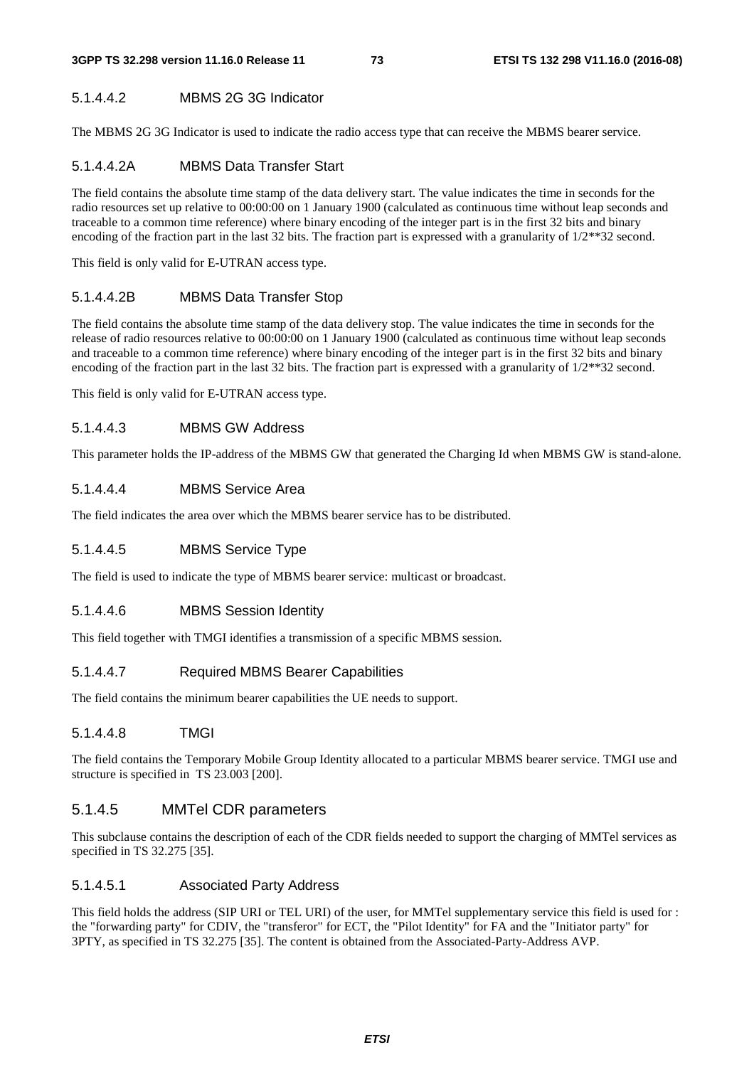#### 5.1.4.4.2 MBMS 2G 3G Indicator

The MBMS 2G 3G Indicator is used to indicate the radio access type that can receive the MBMS bearer service.

#### 5.1.4.4.2A MBMS Data Transfer Start

The field contains the absolute time stamp of the data delivery start. The value indicates the time in seconds for the radio resources set up relative to 00:00:00 on 1 January 1900 (calculated as continuous time without leap seconds and traceable to a common time reference) where binary encoding of the integer part is in the first 32 bits and binary encoding of the fraction part in the last 32 bits. The fraction part is expressed with a granularity of 1/2**32 second.

This field is only valid for E-UTRAN access type.

#### 5.1.4.4.2B MBMS Data Transfer Stop

The field contains the absolute time stamp of the data delivery stop. The value indicates the time in seconds for the release of radio resources relative to 00:00:00 on 1 January 1900 (calculated as continuous time without leap seconds and traceable to a common time reference) where binary encoding of the integer part is in the first 32 bits and binary encoding of the fraction part in the last 32 bits. The fraction part is expressed with a granularity of 1/2**32 second.

This field is only valid for E-UTRAN access type.

#### 5.1.4.4.3 MBMS GW Address

This parameter holds the IP-address of the MBMS GW that generated the Charging Id when MBMS GW is stand-alone.

#### 5.1.4.4.4 MBMS Service Area

The field indicates the area over which the MBMS bearer service has to be distributed.

#### 5.1.4.4.5 MBMS Service Type

The field is used to indicate the type of MBMS bearer service: multicast or broadcast.

#### 5.1.4.4.6 MBMS Session Identity

This field together with TMGI identifies a transmission of a specific MBMS session.

#### 5.1.4.4.7 Required MBMS Bearer Capabilities

The field contains the minimum bearer capabilities the UE needs to support.

#### 5.1.4.4.8 TMGI

The field contains the Temporary Mobile Group Identity allocated to a particular MBMS bearer service. TMGI use and structure is specified in TS 23.003 [200].

### 5.1.4.5 MMTel CDR parameters

This subclause contains the description of each of the CDR fields needed to support the charging of MMTel services as specified in TS 32.275 [35].

#### 5.1.4.5.1 Associated Party Address

This field holds the address (SIP URI or TEL URI) of the user, for MMTel supplementary service this field is used for : the "forwarding party" for CDIV, the "transferor" for ECT, the "Pilot Identity" for FA and the "Initiator party" for 3PTY, as specified in TS 32.275 [35]. The content is obtained from the Associated-Party-Address AVP.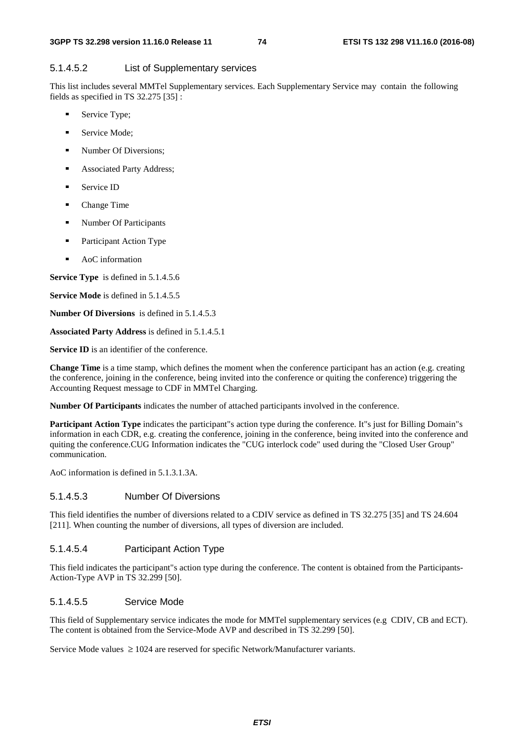#### 5.1.4.5.2 List of Supplementary services

This list includes several MMTel Supplementary services. Each Supplementary Service may contain the following fields as specified in TS 32.275 [35] :

- Service Type;
- Service Mode;
- Number Of Diversions;
- Associated Party Address;
- Service ID
- Change Time
- Number Of Participants
- Participant Action Type
- AoC information

**Service Type** is defined in 5.1.4.5.6

**Service Mode** is defined in 5.1.4.5.5

**Number Of Diversions** is defined in 5.1.4.5.3

**Associated Party Address** is defined in 5.1.4.5.1

**Service ID** is an identifier of the conference.

**Change Time** is a time stamp, which defines the moment when the conference participant has an action (e.g. creating the conference, joining in the conference, being invited into the conference or quiting the conference) triggering the Accounting Request message to CDF in MMTel Charging.

**Number Of Participants** indicates the number of attached participants involved in the conference.

**Participant Action Type** indicates the participant"s action type during the conference. It"s just for Billing Domain"s information in each CDR, e.g. creating the conference, joining in the conference, being invited into the conference and quiting the conference.CUG Information indicates the "CUG interlock code" used during the "Closed User Group" communication.

AoC information is defined in 5.1.3.1.3A.

#### 5.1.4.5.3 Number Of Diversions

This field identifies the number of diversions related to a CDIV service as defined in TS 32.275 [35] and TS 24.604 [211]. When counting the number of diversions, all types of diversion are included.

#### 5.1.4.5.4 Participant Action Type

This field indicates the participant"s action type during the conference. The content is obtained from the Participants-Action-Type AVP in TS 32.299 [50].

#### 5.1.4.5.5 Service Mode

This field of Supplementary service indicates the mode for MMTel supplementary services (e.g CDIV, CB and ECT). The content is obtained from the Service-Mode AVP and described in TS 32.299 [50].

Service Mode values $\geq 1024$ are reserved for specific Network/Manufacturer variants.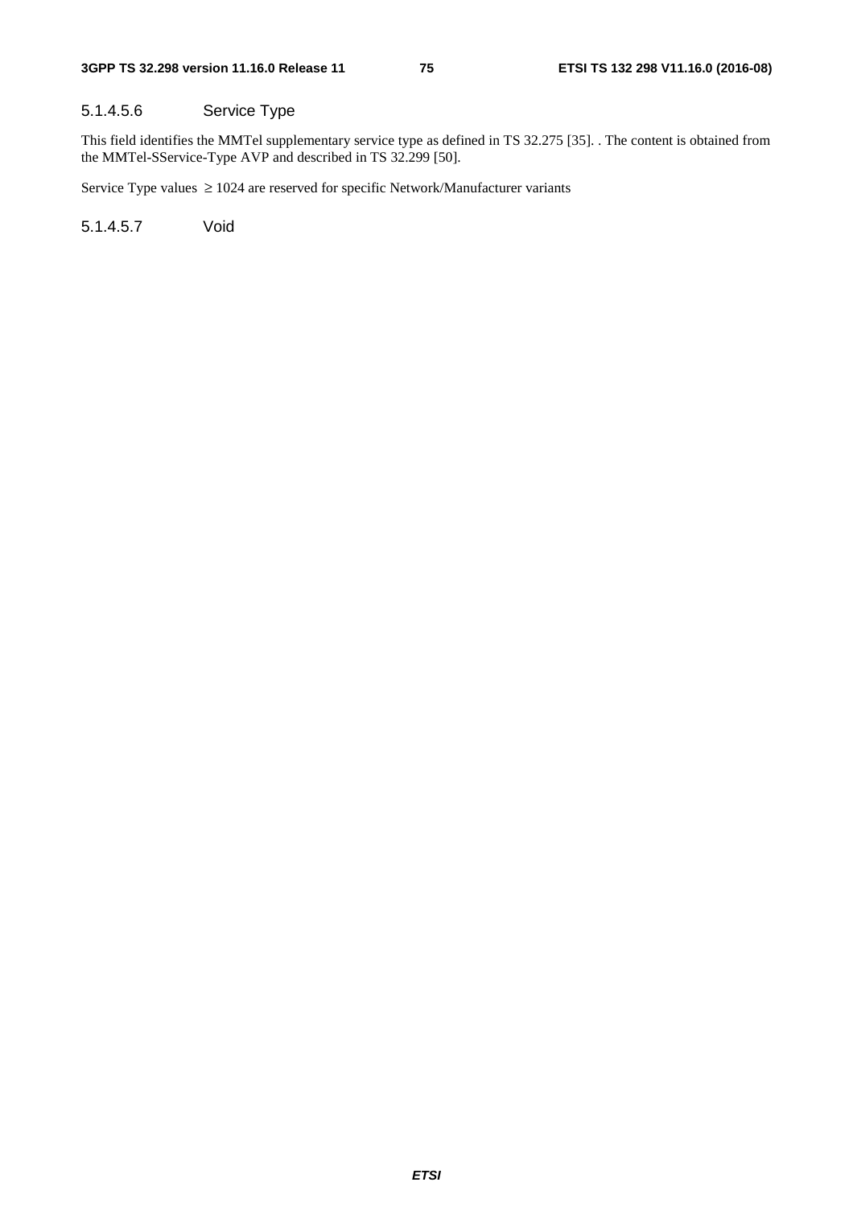#### 5.1.4.5.6 Service Type

This field identifies the MMTel supplementary service type as defined in TS 32.275 [35]. . The content is obtained from the MMTel-SService-Type AVP and described in TS 32.299 [50].

Service Type values $\geq 1024$ are reserved for specific Network/Manufacturer variants

#### 5.1.4.5.7 Void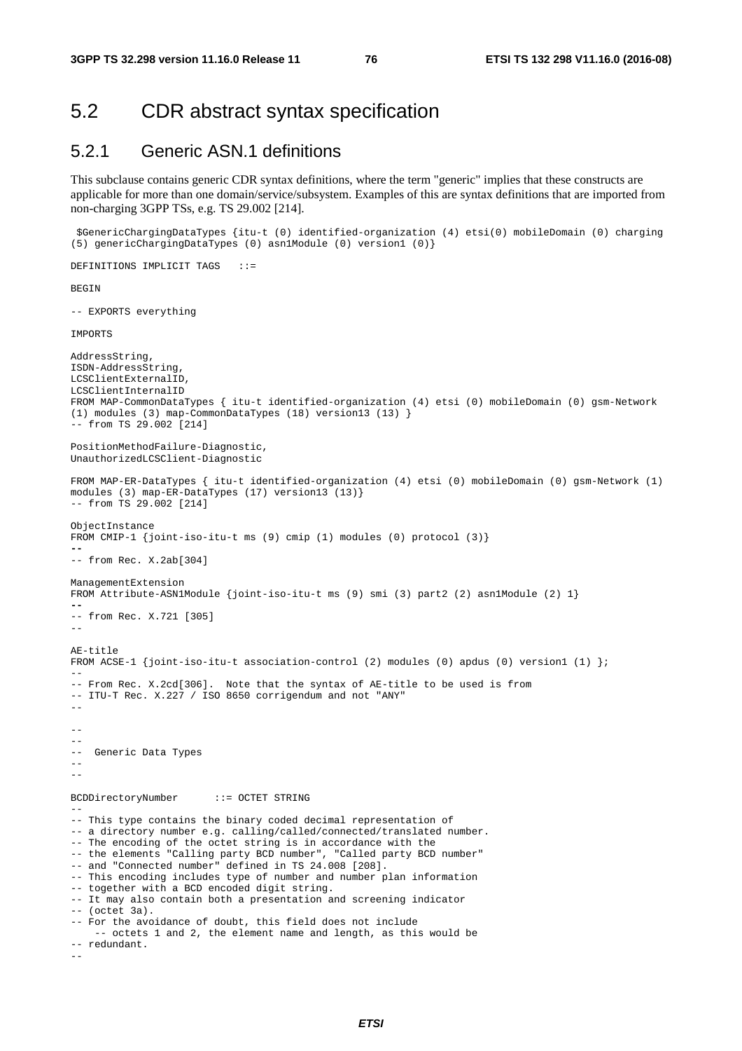## 5.2 CDR abstract syntax specification

### 5.2.1 Generic ASN.1 definitions

This subclause contains generic CDR syntax definitions, where the term "generic" implies that these constructs are applicable for more than one domain/service/subsystem. Examples of this are syntax definitions that are imported from non-charging 3GPP TSs, e.g. TS 29.002 [214].

```
 $GenericChargingDataTypes {itu-t (0) identified-organization (4) etsi(0) mobileDomain (0) charging
(5) genericChargingDataTypes (0) asn1Module (0) version1 (0)}

DEFINITIONS IMPLICIT TAGS   ::=

BEGIN

-- EXPORTS everything

IMPORTS

AddressString,
ISDN-AddressString,
LCSClientExternalID,
LCSClientInternalID
FROM MAP-CommonDataTypes { itu-t identified-organization (4) etsi (0) mobileDomain (0) gsm-Network
(1) modules (3) map-CommonDataTypes (18) version13 (13) }
-- from TS 29.002 [214]

PositionMethodFailure-Diagnostic,
UnauthorizedLCSClient-Diagnostic

FROM MAP-ER-DataTypes { itu-t identified-organization (4) etsi (0) mobileDomain (0) gsm-Network (1)
modules (3) map-ER-DataTypes (17) version13 (13)}
-- from TS 29.002 [214]

ObjectInstance
FROM CMIP-1 {joint-iso-itu-t ms (9) cmip (1) modules (0) protocol (3)}
--
-- from Rec. X.2ab[304]

ManagementExtension
FROM Attribute-ASN1Module {joint-iso-itu-t ms (9) smi (3) part2 (2) asn1Module (2) 1}
--
-- from Rec. X.721 [305]
--

AE-title
FROM ACSE-1 {joint-iso-itu-t association-control (2) modules (0) apdus (0) version1 (1) };
--
-- From Rec. X.2cd[306].  Note that the syntax of AE-title to be used is from
-- ITU-T Rec. X.227 / ISO 8650 corrigendum and not "ANY"
--

--
--
--  Generic Data Types
--
--

BCDDirectoryNumber      ::= OCTET STRING
--
-- This type contains the binary coded decimal representation of
-- a directory number e.g. calling/called/connected/translated number.
-- The encoding of the octet string is in accordance with the
-- the elements "Calling party BCD number", "Called party BCD number"
-- and "Connected number" defined in TS 24.008 [208].
-- This encoding includes type of number and number plan information
-- together with a BCD encoded digit string.
-- It may also contain both a presentation and screening indicator
-- (octet 3a).
-- For the avoidance of doubt, this field does not include
    -- octets 1 and 2, the element name and length, as this would be
-- redundant.
--
```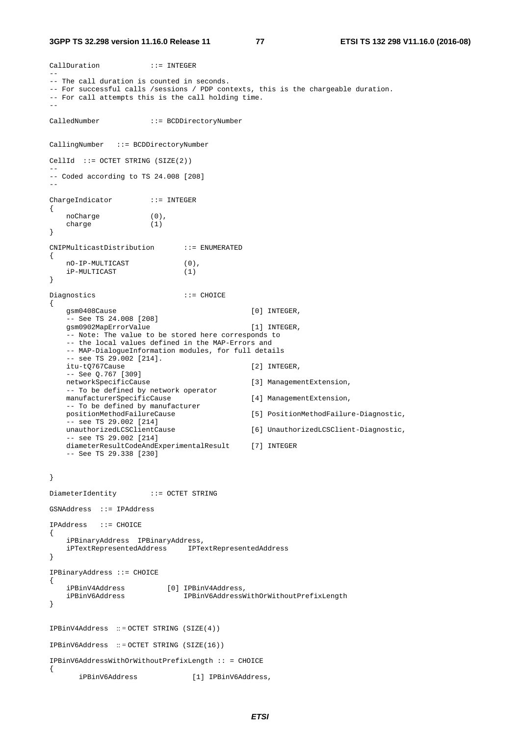```
CallDuration            ::= INTEGER
--
-- The call duration is counted in seconds.
-- For successful calls /sessions / PDP contexts, this is the chargeable duration.
-- For call attempts this is the call holding time.
--

CalledNumber            ::= BCDDirectoryNumber


CallingNumber   ::= BCDDirectoryNumber

CellId  ::= OCTET STRING (SIZE(2))
--
-- Coded according to TS 24.008 [208]
--

ChargeIndicator         ::= INTEGER
{
    noCharge            (0),
    charge              (1)
}

CNIPMulticastDistribution       ::= ENUMERATED
{
    nO-IP-MULTICAST             (0),
    iP-MULTICAST                (1)
}

Diagnostics                     ::= CHOICE
{
    gsm0408Cause                                [0] INTEGER,
    -- See TS 24.008 [208]
    gsm0902MapErrorValue                        [1] INTEGER,
    -- Note: The value to be stored here corresponds to
    -- the local values defined in the MAP-Errors and
    -- MAP-DialogueInformation modules, for full details
    -- see TS 29.002 [214].
    itu-tQ767Cause                              [2] INTEGER,
    -- See Q.767 [309]
    networkSpecificCause                        [3] ManagementExtension,
    -- To be defined by network operator
    manufacturerSpecificCause                   [4] ManagementExtension,
    -- To be defined by manufacturer
    positionMethodFailureCause                  [5] PositionMethodFailure-Diagnostic,
    -- see TS 29.002 [214]
    unauthorizedLCSClientCause                  [6] UnauthorizedLCSClient-Diagnostic,
    -- see TS 29.002 [214]
    diameterResultCodeAndExperimentalResult     [7] INTEGER
    -- See TS 29.338 [230]


}

DiameterIdentity        ::= OCTET STRING

GSNAddress  ::= IPAddress

IPAddress   ::= CHOICE
{
    iPBinaryAddress  IPBinaryAddress,
    iPTextRepresentedAddress     IPTextRepresentedAddress
}

IPBinaryAddress ::= CHOICE
{
    iPBinV4Address          [0] IPBinV4Address,
    iPBinV6Address              IPBinV6AddressWithOrWithoutPrefixLength
}


IPBinV4Address  ::= OCTET STRING (SIZE(4))

IPBinV6Address  ::= OCTET STRING (SIZE(16))

IPBinV6AddressWithOrWithoutPrefixLength :: = CHOICE
{
      iPBinV6Address             [1] IPBinV6Address,
```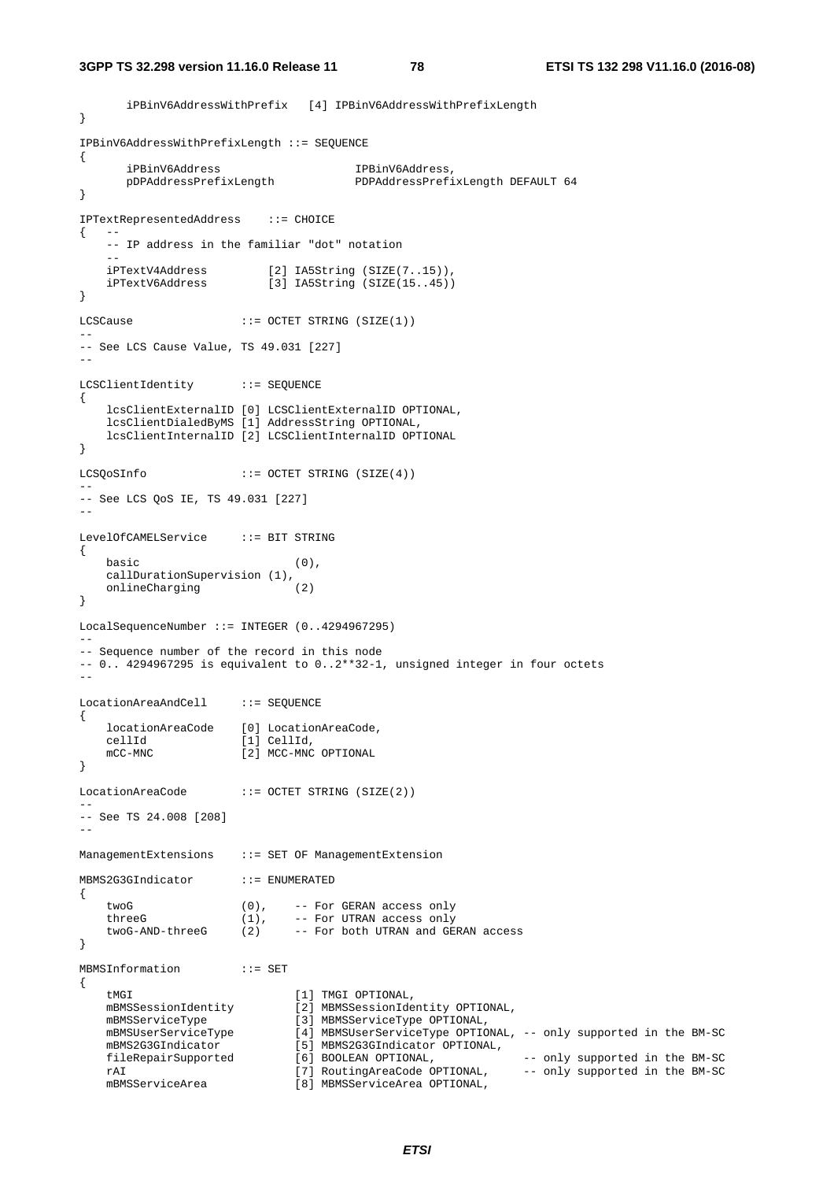```
        iPBinV6AddressWithPrefix   [4] IPBinV6AddressWithPrefixLength
}

IPBinV6AddressWithPrefixLength ::= SEQUENCE
{
        iPBinV6Address                   IPBinV6Address,
        pDPAddressPrefixLength           PDPAddressPrefixLength DEFAULT 64
}

IPTextRepresentedAddress    ::= CHOICE
{   --
    -- IP address in the familiar "dot" notation
    --
    iPTextV4Address         [2] IA5String (SIZE(7..15)),
    iPTextV6Address         [3] IA5String (SIZE(15..45))
}

LCSCause                ::= OCTET STRING (SIZE(1))
--
-- See LCS Cause Value, TS 49.031 [227]
--

LCSClientIdentity       ::= SEQUENCE
{
    lcsClientExternalID [0] LCSClientExternalID OPTIONAL,
    lcsClientDialedByMS [1] AddressString OPTIONAL,
    lcsClientInternalID [2] LCSClientInternalID OPTIONAL
}

LCSQoSInfo              ::= OCTET STRING (SIZE(4))
--
-- See LCS QoS IE, TS 49.031 [227]
--

LevelOfCAMELService     ::= BIT STRING
{
    basic                       (0),
    callDurationSupervision (1),
    onlineCharging              (2)
}

LocalSequenceNumber ::= INTEGER (0..4294967295)
--
-- Sequence number of the record in this node
-- 0.. 4294967295 is equivalent to 0..2**32-1, unsigned integer in four octets
--

LocationAreaAndCell     ::= SEQUENCE
{
    locationAreaCode    [0] LocationAreaCode,
    cellId              [1] CellId,
    mCC-MNC             [2] MCC-MNC OPTIONAL
}

LocationAreaCode        ::= OCTET STRING (SIZE(2))
--
-- See TS 24.008 [208]
--

ManagementExtensions    ::= SET OF ManagementExtension

MBMS2G3GIndicator       ::= ENUMERATED
{
    twoG                (0),    -- For GERAN access only
    threeG              (1),    -- For UTRAN access only
    twoG-AND-threeG     (2)     -- For both UTRAN and GERAN access
}

MBMSInformation         ::= SET
{
    tMGI                        [1] TMGI OPTIONAL,
    mBMSSessionIdentity         [2] MBMSSessionIdentity OPTIONAL,
    mBMSServiceType             [3] MBMSServiceType OPTIONAL,
    mBMSUserServiceType         [4] MBMSUserServiceType OPTIONAL, -- only supported in the BM-SC
    mBMS2G3GIndicator           [5] MBMS2G3GIndicator OPTIONAL,
    fileRepairSupported         [6] BOOLEAN OPTIONAL,             -- only supported in the BM-SC
    rAI                         [7] RoutingAreaCode OPTIONAL,     -- only supported in the BM-SC
    mBMSServiceArea             [8] MBMSServiceArea OPTIONAL,
```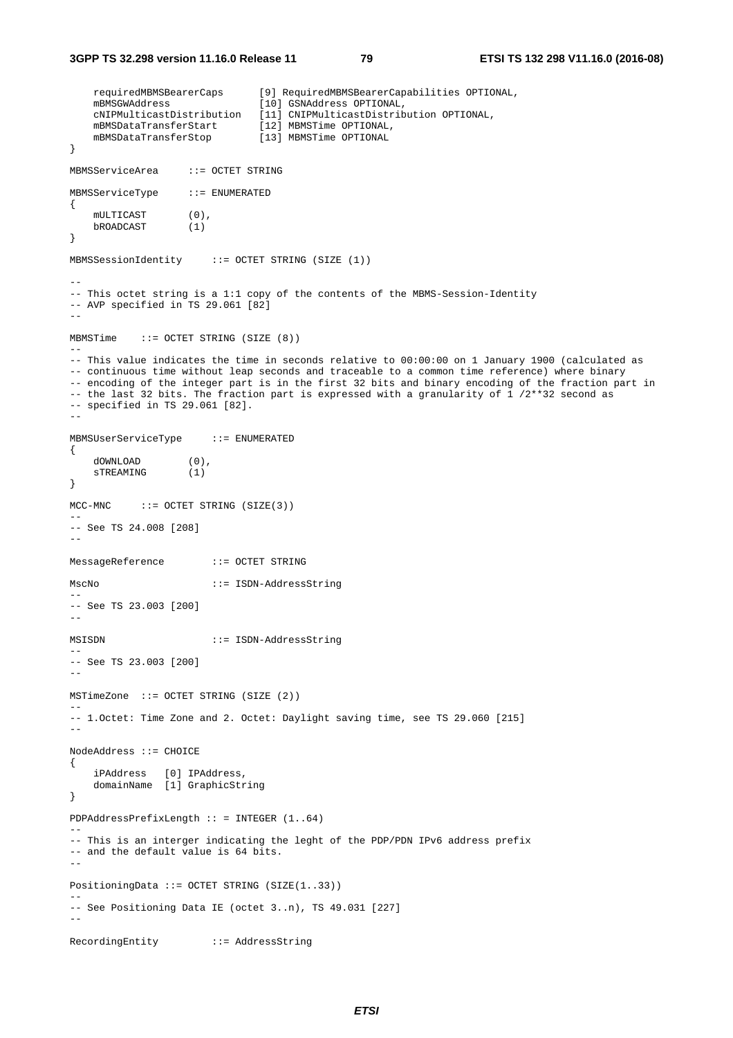```
    requiredMBMSBearerCaps      [9] RequiredMBMSBearerCapabilities OPTIONAL,
    mBMSGWAddress               [10] GSNAddress OPTIONAL,
    cNIPMulticastDistribution   [11] CNIPMulticastDistribution OPTIONAL,
    mBMSDataTransferStart       [12] MBMSTime OPTIONAL,
    mBMSDataTransferStop        [13] MBMSTime OPTIONAL
}

MBMSServiceArea     ::= OCTET STRING

MBMSServiceType     ::= ENUMERATED
{
    mULTICAST       (0),
    bROADCAST       (1)
}

MBMSSessionIdentity     ::= OCTET STRING (SIZE (1))

--
-- This octet string is a 1:1 copy of the contents of the MBMS-Session-Identity
-- AVP specified in TS 29.061 [82]
--

MBMSTime    ::= OCTET STRING (SIZE (8))
--
-- This value indicates the time in seconds relative to 00:00:00 on 1 January 1900 (calculated as
-- continuous time without leap seconds and traceable to a common time reference) where binary
-- encoding of the integer part is in the first 32 bits and binary encoding of the fraction part in
-- the last 32 bits. The fraction part is expressed with a granularity of 1 /2**32 second as
-- specified in TS 29.061 [82].
--

MBMSUserServiceType     ::= ENUMERATED
{
    dOWNLOAD        (0),
    sTREAMING       (1)
}

MCC-MNC     ::= OCTET STRING (SIZE(3))
--
-- See TS 24.008 [208]
--

MessageReference        ::= OCTET STRING

MscNo                   ::= ISDN-AddressString
--
-- See TS 23.003 [200]
--

MSISDN                  ::= ISDN-AddressString
--
-- See TS 23.003 [200]
--

MSTimeZone  ::= OCTET STRING (SIZE (2))
--
-- 1.Octet: Time Zone and 2. Octet: Daylight saving time, see TS 29.060 [215]
--

NodeAddress ::= CHOICE
{
    iPAddress   [0] IPAddress,
    domainName  [1] GraphicString
}

PDPAddressPrefixLength :: = INTEGER (1..64)
--
-- This is an interger indicating the leght of the PDP/PDN IPv6 address prefix
-- and the default value is 64 bits.
--

PositioningData ::= OCTET STRING (SIZE(1..33))
--
-- See Positioning Data IE (octet 3..n), TS 49.031 [227]
--

RecordingEntity         ::= AddressString
```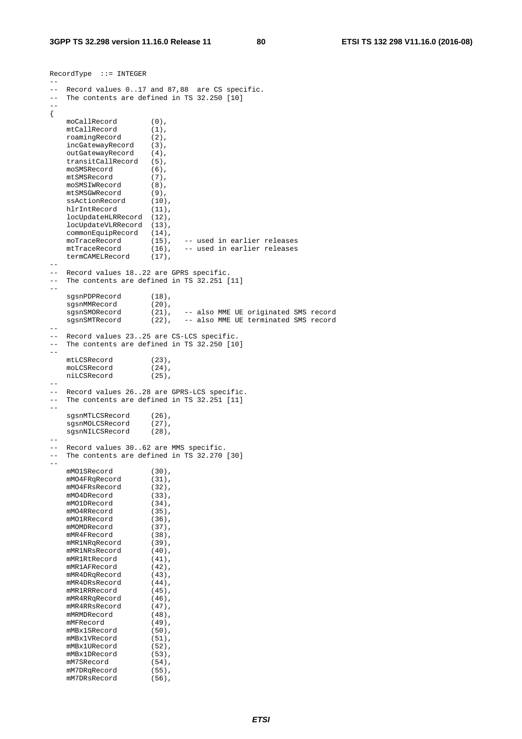```
RecordType  ::= INTEGER
--
--  Record values 0..17 and 87,88  are CS specific.
--  The contents are defined in TS 32.250 [10]
--
{
    moCallRecord        (0),
    mtCallRecord        (1),
    roamingRecord       (2),
    incGatewayRecord    (3),
    outGatewayRecord    (4),
    transitCallRecord   (5),
    moSMSRecord         (6),
    mtSMSRecord         (7),
    moSMSIWRecord       (8),
    mtSMSGWRecord       (9),
    ssActionRecord      (10),
    hlrIntRecord        (11),
    locUpdateHLRRecord  (12),
    locUpdateVLRRecord  (13),
    commonEquipRecord   (14),
    moTraceRecord       (15),   -- used in earlier releases
    mtTraceRecord       (16),   -- used in earlier releases
    termCAMELRecord     (17),
--
--  Record values 18..22 are GPRS specific.
--  The contents are defined in TS 32.251 [11]
--
    sgsnPDPRecord       (18),
    sgsnMMRecord        (20),
    sgsnSMORecord       (21),   -- also MME UE originated SMS record
    sgsnSMTRecord       (22),   -- also MME UE terminated SMS record
--
--  Record values 23..25 are CS-LCS specific.
--  The contents are defined in TS 32.250 [10]
--
    mtLCSRecord         (23),
    moLCSRecord         (24),
    niLCSRecord         (25),
--
--  Record values 26..28 are GPRS-LCS specific.
--  The contents are defined in TS 32.251 [11]
--
    sgsnMTLCSRecord     (26),
    sgsnMOLCSRecord     (27),
    sgsnNILCSRecord     (28),
--
--  Record values 30..62 are MMS specific.
--  The contents are defined in TS 32.270 [30]
--
    mMO1SRecord         (30),
    mMO4FRqRecord       (31),
    mMO4FRsRecord       (32),
    mMO4DRecord         (33),
    mMO1DRecord         (34),
    mMO4RRecord         (35),
    mMO1RRecord         (36),
    mMOMDRecord         (37),
    mMR4FRecord         (38),
    mMR1NRqRecord       (39),
    mMR1NRsRecord       (40),
    mMR1RtRecord        (41),
    mMR1AFRecord        (42),
    mMR4DRqRecord       (43),
    mMR4DRsRecord       (44),
    mMR1RRRecord        (45),
    mMR4RRqRecord       (46),
    mMR4RRsRecord       (47),
    mMRMDRecord         (48),
    mMFRecord           (49),
    mMBx1SRecord        (50),
    mMBx1VRecord        (51),
    mMBx1URecord        (52),
    mMBx1DRecord        (53),
    mM7SRecord          (54),
    mM7DRqRecord        (55),
    mM7DRsRecord        (56),
```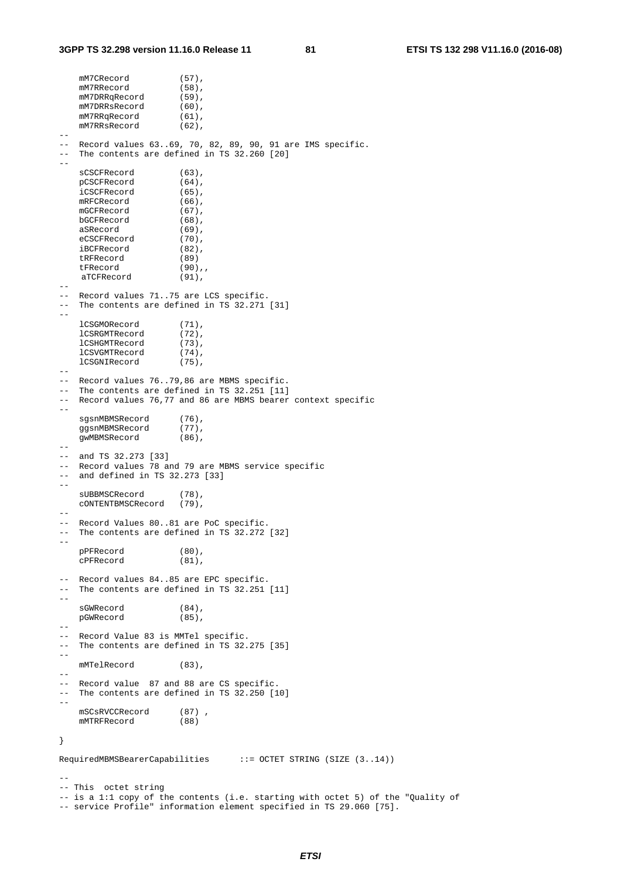```
    mM7CRecord          (57),
    mM7RRecord          (58),
    mM7DRRqRecord       (59),
    mM7DRRsRecord       (60),
    mM7RRqRecord        (61),
    mM7RRsRecord        (62),
--
--  Record values 63..69, 70, 82, 89, 90, 91 are IMS specific.
--  The contents are defined in TS 32.260 [20]
--
    sCSCFRecord         (63),
    pCSCFRecord         (64),
    iCSCFRecord         (65),
    mRFCRecord          (66),
    mGCFRecord          (67),
    bGCFRecord          (68),
    aSRecord            (69),
    eCSCFRecord         (70),
    iBCFRecord          (82),
    tRFRecord           (89)
    tFRecord            (90),,
     aTCFRecord         (91),
--
--  Record values 71..75 are LCS specific.
--  The contents are defined in TS 32.271 [31]
--
    lCSGMORecord        (71),
    lCSRGMTRecord       (72),
    lCSHGMTRecord       (73),
    lCSVGMTRecord       (74),
    lCSGNIRecord        (75),
--
--  Record values 76..79,86 are MBMS specific.
--  The contents are defined in TS 32.251 [11]
--  Record values 76,77 and 86 are MBMS bearer context specific
--
    sgsnMBMSRecord      (76),
    ggsnMBMSRecord      (77),
    gwMBMSRecord        (86),
--
--  and TS 32.273 [33]
--  Record values 78 and 79 are MBMS service specific
--  and defined in TS 32.273 [33]
--
    sUBBMSCRecord       (78),
    cONTENTBMSCRecord   (79),
--
--  Record Values 80..81 are PoC specific.
--  The contents are defined in TS 32.272 [32]
--
    pPFRecord           (80),
    cPFRecord           (81),

--  Record values 84..85 are EPC specific.
--  The contents are defined in TS 32.251 [11]
--
    sGWRecord           (84),
    pGWRecord           (85),
--
--  Record Value 83 is MMTel specific.
--  The contents are defined in TS 32.275 [35]
--
    mMTelRecord         (83),
--
--  Record value  87 and 88 are CS specific.
--  The contents are defined in TS 32.250 [10]
--
    mSCsRVCCRecord      (87) ,
    mMTRFRecord         (88)

}

RequiredMBMSBearerCapabilities      ::= OCTET STRING (SIZE (3..14))

--
-- This  octet string
-- is a 1:1 copy of the contents (i.e. starting with octet 5) of the "Quality of
-- service Profile" information element specified in TS 29.060 [75].
```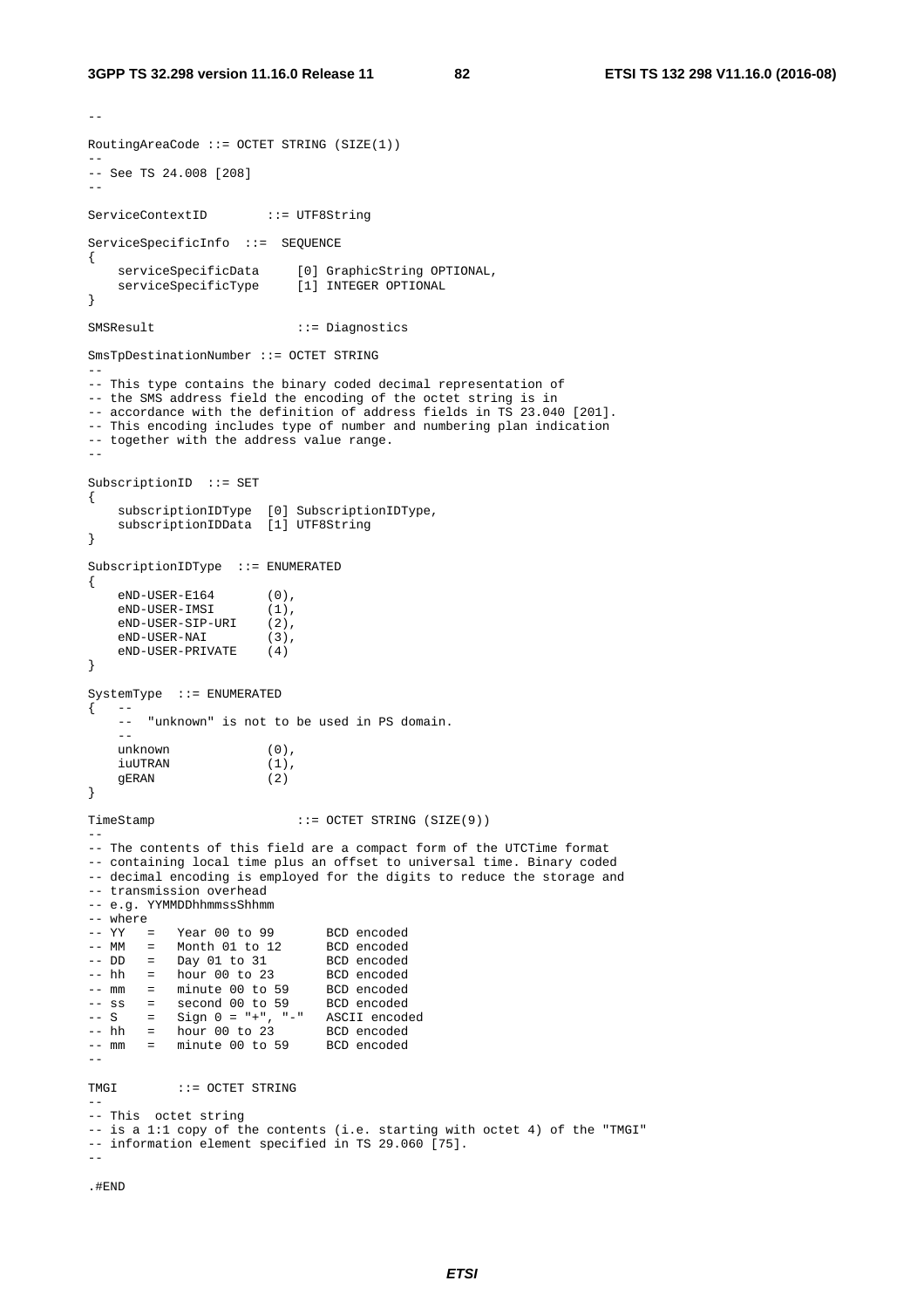```
--
RoutingAreaCode ::= OCTET STRING (SIZE(1))
--
-- See TS 24.008 [208]
--

ServiceContextID        ::= UTF8String

ServiceSpecificInfo  ::=  SEQUENCE
{
    serviceSpecificData     [0] GraphicString OPTIONAL,
    serviceSpecificType     [1] INTEGER OPTIONAL
}

SMSResult                   ::= Diagnostics

SmsTpDestinationNumber ::= OCTET STRING
--
-- This type contains the binary coded decimal representation of
-- the SMS address field the encoding of the octet string is in
-- accordance with the definition of address fields in TS 23.040 [201].
-- This encoding includes type of number and numbering plan indication
-- together with the address value range.
--

SubscriptionID  ::= SET
{
    subscriptionIDType  [0] SubscriptionIDType,
    subscriptionIDData  [1] UTF8String
}

SubscriptionIDType  ::= ENUMERATED
{
    eND-USER-E164       (0),
    eND-USER-IMSI       (1),
    eND-USER-SIP-URI    (2),
    eND-USER-NAI        (3),
    eND-USER-PRIVATE    (4)
}

SystemType  ::= ENUMERATED
{   --
    --  "unknown" is not to be used in PS domain.
    --
    unknown             (0),
    iuUTRAN             (1),
    gERAN               (2)
}

TimeStamp                   ::= OCTET STRING (SIZE(9))
--
-- The contents of this field are a compact form of the UTCTime format
-- containing local time plus an offset to universal time. Binary coded
-- decimal encoding is employed for the digits to reduce the storage and
-- transmission overhead
-- e.g. YYMMDDhhmmssShhmm
-- where
-- YY   =   Year 00 to 99       BCD encoded
-- MM   =   Month 01 to 12      BCD encoded
-- DD   =   Day 01 to 31        BCD encoded
-- hh   =   hour 00 to 23       BCD encoded
-- mm   =   minute 00 to 59     BCD encoded
-- ss   =   second 00 to 59     BCD encoded
-- S    =   Sign 0 = "+", "-"   ASCII encoded
-- hh   =   hour 00 to 23       BCD encoded
-- mm   =   minute 00 to 59     BCD encoded
--

TMGI        ::= OCTET STRING
--
-- This  octet string
-- is a 1:1 copy of the contents (i.e. starting with octet 4) of the "TMGI"
-- information element specified in TS 29.060 [75].
--

.#END
```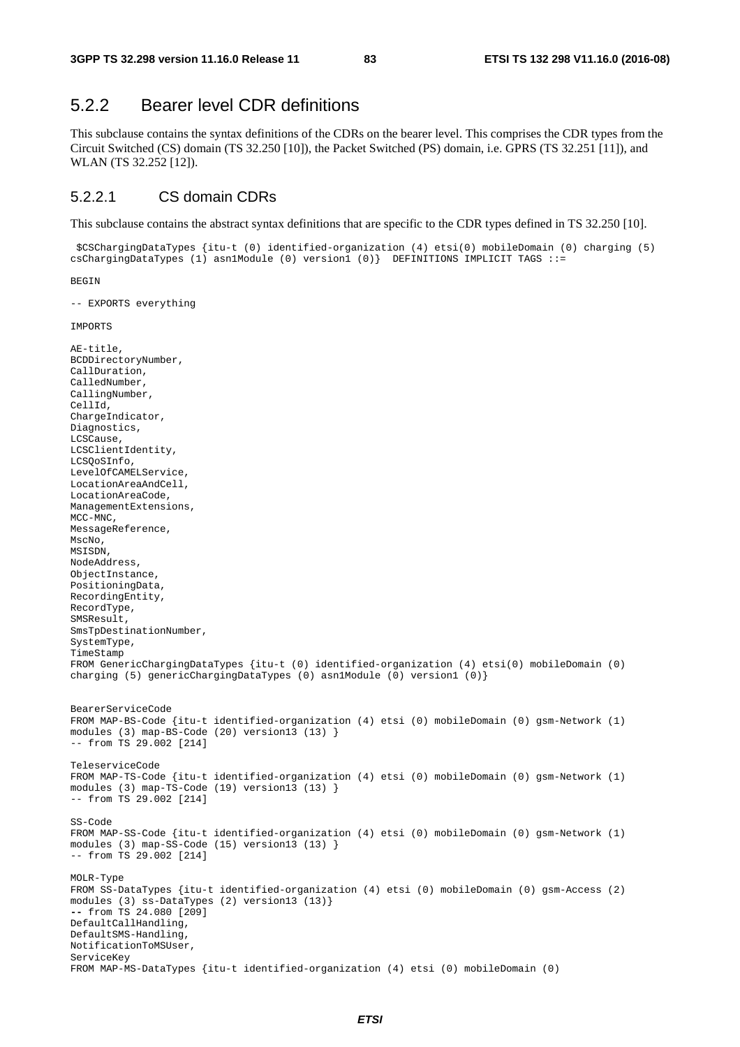## 5.2.2 Bearer level CDR definitions

This subclause contains the syntax definitions of the CDRs on the bearer level. This comprises the CDR types from the Circuit Switched (CS) domain (TS 32.250 [10]), the Packet Switched (PS) domain, i.e. GPRS (TS 32.251 [11]), and WLAN (TS 32.252 [12]).

### 5.2.2.1 CS domain CDRs

This subclause contains the abstract syntax definitions that are specific to the CDR types defined in TS 32.250 [10].

```
 $CSChargingDataTypes {itu-t (0) identified-organization (4) etsi(0) mobileDomain (0) charging (5) 
csChargingDataTypes (1) asn1Module (0) version1 (0)}  DEFINITIONS IMPLICIT TAGS ::=

BEGIN

-- EXPORTS everything

IMPORTS

AE-title,
BCDDirectoryNumber,
CallDuration,
CalledNumber,
CallingNumber,
CellId,
ChargeIndicator,
Diagnostics,
LCSCause,
LCSClientIdentity,
LCSQoSInfo,
LevelOfCAMELService,
LocationAreaAndCell,
LocationAreaCode,
ManagementExtensions,
MCC-MNC,
MessageReference,
MscNo,
MSISDN,
NodeAddress,
ObjectInstance,
PositioningData,
RecordingEntity,
RecordType,
SMSResult,
SmsTpDestinationNumber,
SystemType,
TimeStamp
FROM GenericChargingDataTypes {itu-t (0) identified-organization (4) etsi(0) mobileDomain (0) 
charging (5) genericChargingDataTypes (0) asn1Module (0) version1 (0)}


BearerServiceCode
FROM MAP-BS-Code {itu-t identified-organization (4) etsi (0) mobileDomain (0) gsm-Network (1) 
modules (3) map-BS-Code (20) version13 (13) }
-- from TS 29.002 [214]

TeleserviceCode
FROM MAP-TS-Code {itu-t identified-organization (4) etsi (0) mobileDomain (0) gsm-Network (1) 
modules (3) map-TS-Code (19) version13 (13) }
-- from TS 29.002 [214]

SS-Code
FROM MAP-SS-Code {itu-t identified-organization (4) etsi (0) mobileDomain (0) gsm-Network (1) 
modules (3) map-SS-Code (15) version13 (13) }
-- from TS 29.002 [214]

MOLR-Type
FROM SS-DataTypes {itu-t identified-organization (4) etsi (0) mobileDomain (0) gsm-Access (2) 
modules (3) ss-DataTypes (2) version13 (13)}
-- from TS 24.080 [209]
DefaultCallHandling,
DefaultSMS-Handling,
NotificationToMSUser,
ServiceKey
FROM MAP-MS-DataTypes {itu-t identified-organization (4) etsi (0) mobileDomain (0)
```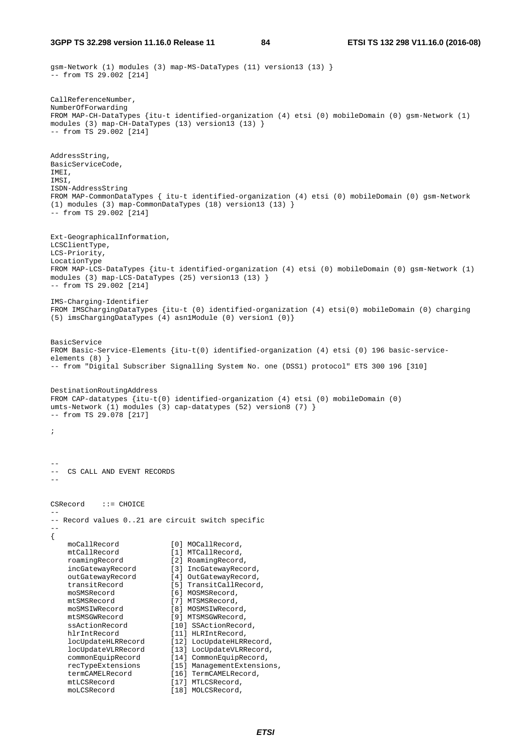```
gsm-Network (1) modules (3) map-MS-DataTypes (11) version13 (13) }
-- from TS 29.002 [214]


CallReferenceNumber,
NumberOfForwarding
FROM MAP-CH-DataTypes {itu-t identified-organization (4) etsi (0) mobileDomain (0) gsm-Network (1)
modules (3) map-CH-DataTypes (13) version13 (13) }
-- from TS 29.002 [214]


AddressString,
BasicServiceCode,
IMEI,
IMSI,
ISDN-AddressString
FROM MAP-CommonDataTypes { itu-t identified-organization (4) etsi (0) mobileDomain (0) gsm-Network
(1) modules (3) map-CommonDataTypes (18) version13 (13) }
-- from TS 29.002 [214]


Ext-GeographicalInformation,
LCSClientType,
LCS-Priority,
LocationType
FROM MAP-LCS-DataTypes {itu-t identified-organization (4) etsi (0) mobileDomain (0) gsm-Network (1)
modules (3) map-LCS-DataTypes (25) version13 (13) }
-- from TS 29.002 [214]

IMS-Charging-Identifier
FROM IMSChargingDataTypes {itu-t (0) identified-organization (4) etsi(0) mobileDomain (0) charging
(5) imsChargingDataTypes (4) asn1Module (0) version1 (0)}


BasicService
FROM Basic-Service-Elements {itu-t(0) identified-organization (4) etsi (0) 196 basic-service-
elements (8) }
-- from "Digital Subscriber Signalling System No. one (DSS1) protocol" ETS 300 196 [310]


DestinationRoutingAddress
FROM CAP-datatypes {itu-t(0) identified-organization (4) etsi (0) mobileDomain (0)
umts-Network (1) modules (3) cap-datatypes (52) version8 (7) }
-- from TS 29.078 [217]

;



--
--  CS CALL AND EVENT RECORDS
--


CSRecord    ::= CHOICE
--
-- Record values 0..21 are circuit switch specific
--
{
    moCallRecord            [0] MOCallRecord,
    mtCallRecord            [1] MTCallRecord,
    roamingRecord           [2] RoamingRecord,
    incGatewayRecord        [3] IncGatewayRecord,
    outGatewayRecord        [4] OutGatewayRecord,
    transitRecord           [5] TransitCallRecord,
    moSMSRecord             [6] MOSMSRecord,
    mtSMSRecord             [7] MTSMSRecord,
    moSMSIWRecord           [8] MOSMSIWRecord,
    mtSMSGWRecord           [9] MTSMSGWRecord,
    ssActionRecord          [10] SSActionRecord,
    hlrIntRecord            [11] HLRIntRecord,
    locUpdateHLRRecord      [12] LocUpdateHLRRecord,
    locUpdateVLRRecord      [13] LocUpdateVLRRecord,
    commonEquipRecord       [14] CommonEquipRecord,
    recTypeExtensions       [15] ManagementExtensions,
    termCAMELRecord         [16] TermCAMELRecord,
    mtLCSRecord             [17] MTLCSRecord,
    moLCSRecord             [18] MOLCSRecord,
```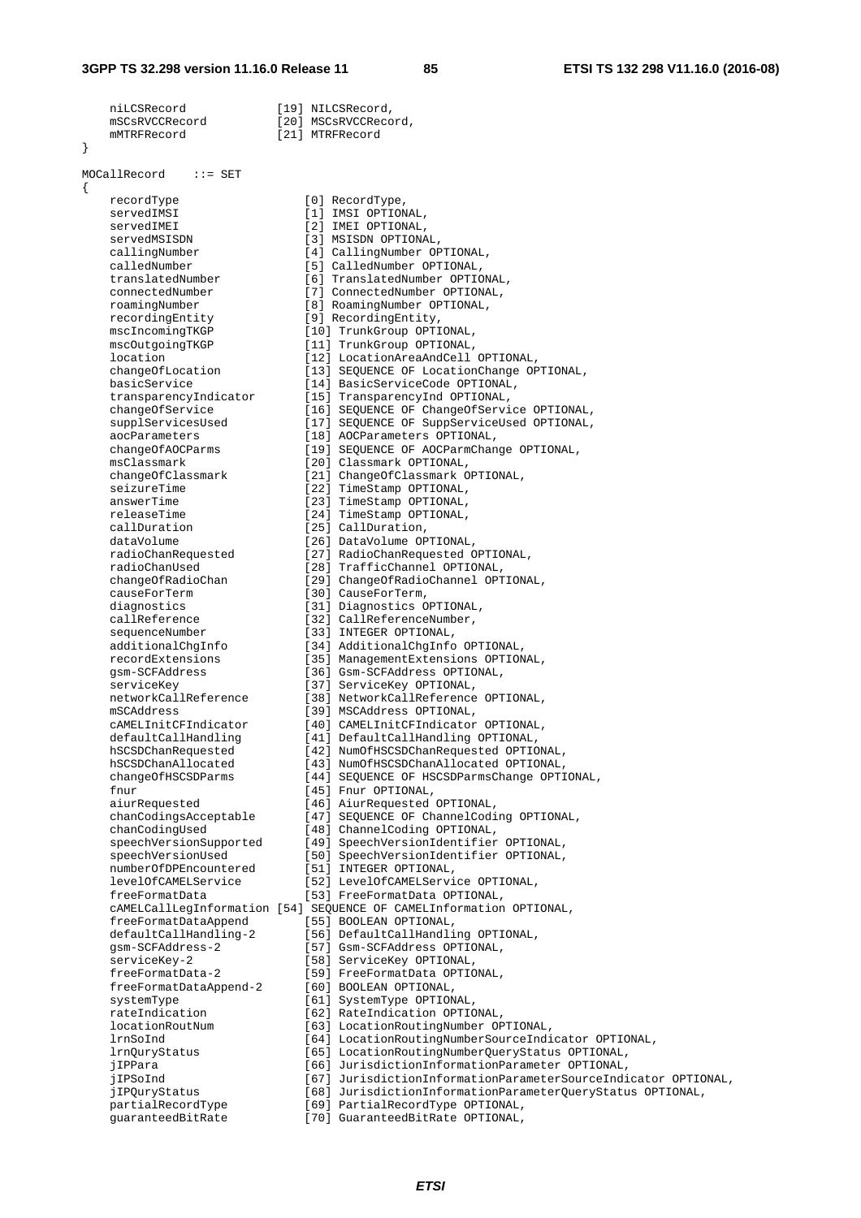```
    niLCSRecord             [19] NILCSRecord,
    mSCsRVCCRecord          [20] MSCsRVCCRecord,
    mMTRFRecord             [21] MTRFRecord
}

MOCallRecord    ::= SET
{
    recordType                  [0] RecordType,
    servedIMSI                  [1] IMSI OPTIONAL,
    servedIMEI                  [2] IMEI OPTIONAL,
    servedMSISDN                [3] MSISDN OPTIONAL,
    callingNumber               [4] CallingNumber OPTIONAL,
    calledNumber                [5] CalledNumber OPTIONAL,
    translatedNumber            [6] TranslatedNumber OPTIONAL,
    connectedNumber             [7] ConnectedNumber OPTIONAL,
    roamingNumber               [8] RoamingNumber OPTIONAL,
    recordingEntity             [9] RecordingEntity,
    mscIncomingTKGP             [10] TrunkGroup OPTIONAL,
    mscOutgoingTKGP             [11] TrunkGroup OPTIONAL,
    location                    [12] LocationAreaAndCell OPTIONAL,
    changeOfLocation            [13] SEQUENCE OF LocationChange OPTIONAL,
    basicService                [14] BasicServiceCode OPTIONAL,
    transparencyIndicator       [15] TransparencyInd OPTIONAL,
    changeOfService             [16] SEQUENCE OF ChangeOfService OPTIONAL,
    supplServicesUsed           [17] SEQUENCE OF SuppServiceUsed OPTIONAL,
    aocParameters               [18] AOCParameters OPTIONAL,
    changeOfAOCParms            [19] SEQUENCE OF AOCParmChange OPTIONAL,
    msClassmark                 [20] Classmark OPTIONAL,
    changeOfClassmark           [21] ChangeOfClassmark OPTIONAL,
    seizureTime                 [22] TimeStamp OPTIONAL,
    answerTime                  [23] TimeStamp OPTIONAL,
    releaseTime                 [24] TimeStamp OPTIONAL,
    callDuration                [25] CallDuration,
    dataVolume                  [26] DataVolume OPTIONAL,
    radioChanRequested          [27] RadioChanRequested OPTIONAL,
    radioChanUsed               [28] TrafficChannel OPTIONAL,
    changeOfRadioChan           [29] ChangeOfRadioChannel OPTIONAL,
    causeForTerm                [30] CauseForTerm,
    diagnostics                 [31] Diagnostics OPTIONAL,
    callReference               [32] CallReferenceNumber,
    sequenceNumber              [33] INTEGER OPTIONAL,
    additionalChgInfo           [34] AdditionalChgInfo OPTIONAL,
    recordExtensions            [35] ManagementExtensions OPTIONAL,
    gsm-SCFAddress              [36] Gsm-SCFAddress OPTIONAL,
    serviceKey                  [37] ServiceKey OPTIONAL,
    networkCallReference        [38] NetworkCallReference OPTIONAL,
    mSCAddress                  [39] MSCAddress OPTIONAL,
    cAMELInitCFIndicator        [40] CAMELInitCFIndicator OPTIONAL,
    defaultCallHandling         [41] DefaultCallHandling OPTIONAL,
    hSCSDChanRequested          [42] NumOfHSCSDChanRequested OPTIONAL,
    hSCSDChanAllocated          [43] NumOfHSCSDChanAllocated OPTIONAL,
    changeOfHSCSDParms          [44] SEQUENCE OF HSCSDParmsChange OPTIONAL,
    fnur                        [45] Fnur OPTIONAL,
    aiurRequested               [46] AiurRequested OPTIONAL,
    chanCodingsAcceptable       [47] SEQUENCE OF ChannelCoding OPTIONAL,
    chanCodingUsed              [48] ChannelCoding OPTIONAL,
    speechVersionSupported      [49] SpeechVersionIdentifier OPTIONAL,
    speechVersionUsed           [50] SpeechVersionIdentifier OPTIONAL,
    numberOfDPEncountered       [51] INTEGER OPTIONAL,
    levelOfCAMELService         [52] LevelOfCAMELService OPTIONAL,
    freeFormatData              [53] FreeFormatData OPTIONAL,
    cAMELCallLegInformation [54] SEQUENCE OF CAMELInformation OPTIONAL,
    freeFormatDataAppend        [55] BOOLEAN OPTIONAL,
    defaultCallHandling-2       [56] DefaultCallHandling OPTIONAL,
    gsm-SCFAddress-2            [57] Gsm-SCFAddress OPTIONAL,
    serviceKey-2                [58] ServiceKey OPTIONAL,
    freeFormatData-2            [59] FreeFormatData OPTIONAL,
    freeFormatDataAppend-2      [60] BOOLEAN OPTIONAL,
    systemType                  [61] SystemType OPTIONAL,
    rateIndication              [62] RateIndication OPTIONAL,
    locationRoutNum             [63] LocationRoutingNumber OPTIONAL,
    lrnSoInd                    [64] LocationRoutingNumberSourceIndicator OPTIONAL,
    lrnQuryStatus               [65] LocationRoutingNumberQueryStatus OPTIONAL,
    jIPPara                     [66] JurisdictionInformationParameter OPTIONAL,
    jIPSoInd                    [67] JurisdictionInformationParameterSourceIndicator OPTIONAL,
    jIPQuryStatus               [68] JurisdictionInformationParameterQueryStatus OPTIONAL,
    partialRecordType           [69] PartialRecordType OPTIONAL,
    guaranteedBitRate           [70] GuaranteedBitRate OPTIONAL,
```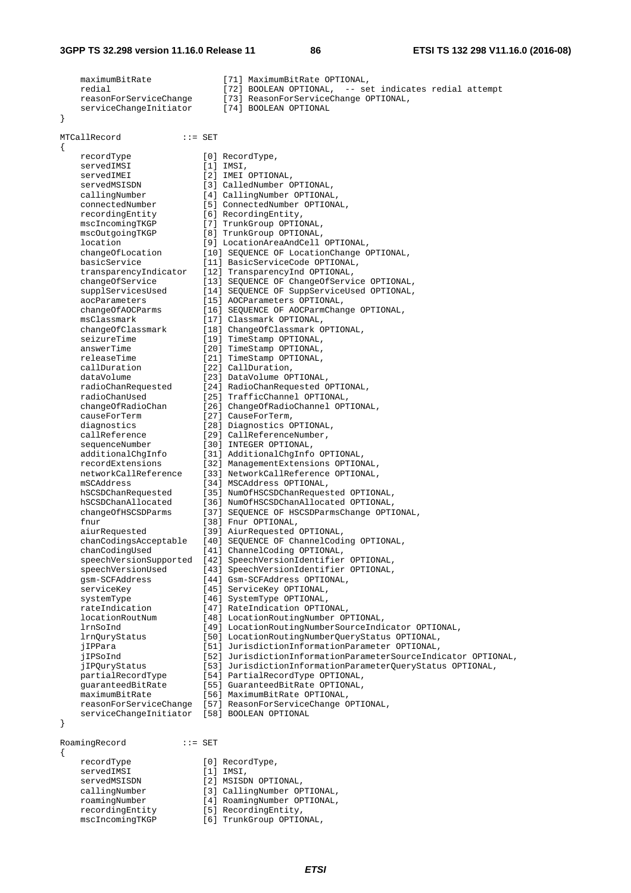```
    maximumBitRate              [71] MaximumBitRate OPTIONAL,
    redial                      [72] BOOLEAN OPTIONAL,  -- set indicates redial attempt
    reasonForServiceChange      [73] ReasonForServiceChange OPTIONAL,
    serviceChangeInitiator      [74] BOOLEAN OPTIONAL
}

MTCallRecord            ::= SET
{
    recordType                [0] RecordType,
    servedIMSI                [1] IMSI,
    servedIMEI                [2] IMEI OPTIONAL,
    servedMSISDN              [3] CalledNumber OPTIONAL,
    callingNumber             [4] CallingNumber OPTIONAL,
    connectedNumber           [5] ConnectedNumber OPTIONAL,
    recordingEntity           [6] RecordingEntity,
    mscIncomingTKGP           [7] TrunkGroup OPTIONAL,
    mscOutgoingTKGP           [8] TrunkGroup OPTIONAL,
    location                  [9] LocationAreaAndCell OPTIONAL,
    changeOfLocation          [10] SEQUENCE OF LocationChange OPTIONAL,
    basicService              [11] BasicServiceCode OPTIONAL,
    transparencyIndicator     [12] TransparencyInd OPTIONAL,
    changeOfService           [13] SEQUENCE OF ChangeOfService OPTIONAL,
    supplServicesUsed         [14] SEQUENCE OF SuppServiceUsed OPTIONAL,
    aocParameters             [15] AOCParameters OPTIONAL,
    changeOfAOCParms          [16] SEQUENCE OF AOCParmChange OPTIONAL,
    msClassmark               [17] Classmark OPTIONAL,
    changeOfClassmark         [18] ChangeOfClassmark OPTIONAL,
    seizureTime               [19] TimeStamp OPTIONAL,
    answerTime                [20] TimeStamp OPTIONAL,
    releaseTime               [21] TimeStamp OPTIONAL,
    callDuration              [22] CallDuration,
    dataVolume                [23] DataVolume OPTIONAL,
    radioChanRequested        [24] RadioChanRequested OPTIONAL,
    radioChanUsed             [25] TrafficChannel OPTIONAL,
    changeOfRadioChan         [26] ChangeOfRadioChannel OPTIONAL,
    causeForTerm              [27] CauseForTerm,
    diagnostics               [28] Diagnostics OPTIONAL,
    callReference             [29] CallReferenceNumber,
    sequenceNumber            [30] INTEGER OPTIONAL,
    additionalChgInfo         [31] AdditionalChgInfo OPTIONAL,
    recordExtensions          [32] ManagementExtensions OPTIONAL,
    networkCallReference      [33] NetworkCallReference OPTIONAL,
    mSCAddress                [34] MSCAddress OPTIONAL,
    hSCSDChanRequested        [35] NumOfHSCSDChanRequested OPTIONAL,
    hSCSDChanAllocated        [36] NumOfHSCSDChanAllocated OPTIONAL,
    changeOfHSCSDParms        [37] SEQUENCE OF HSCSDParmsChange OPTIONAL,
    fnur                      [38] Fnur OPTIONAL,
    aiurRequested             [39] AiurRequested OPTIONAL,
    chanCodingsAcceptable     [40] SEQUENCE OF ChannelCoding OPTIONAL,
    chanCodingUsed            [41] ChannelCoding OPTIONAL,
    speechVersionSupported    [42] SpeechVersionIdentifier OPTIONAL,
    speechVersionUsed         [43] SpeechVersionIdentifier OPTIONAL,
    gsm-SCFAddress            [44] Gsm-SCFAddress OPTIONAL,
    serviceKey                [45] ServiceKey OPTIONAL,
    systemType                [46] SystemType OPTIONAL,
    rateIndication            [47] RateIndication OPTIONAL,
    locationRoutNum           [48] LocationRoutingNumber OPTIONAL,
    lrnSoInd                  [49] LocationRoutingNumberSourceIndicator OPTIONAL,
    lrnQuryStatus             [50] LocationRoutingNumberQueryStatus OPTIONAL,
    jIPPara                   [51] JurisdictionInformationParameter OPTIONAL,
    jIPSoInd                  [52] JurisdictionInformationParameterSourceIndicator OPTIONAL,
    jIPQuryStatus             [53] JurisdictionInformationParameterQueryStatus OPTIONAL,
    partialRecordType         [54] PartialRecordType OPTIONAL,
    guaranteedBitRate         [55] GuaranteedBitRate OPTIONAL,
    maximumBitRate            [56] MaximumBitRate OPTIONAL,
    reasonForServiceChange    [57] ReasonForServiceChange OPTIONAL,
    serviceChangeInitiator    [58] BOOLEAN OPTIONAL
}

RoamingRecord           ::= SET
{
    recordType                [0] RecordType,
    servedIMSI                [1] IMSI,
    servedMSISDN              [2] MSISDN OPTIONAL,
    callingNumber             [3] CallingNumber OPTIONAL,
    roamingNumber             [4] RoamingNumber OPTIONAL,
    recordingEntity           [5] RecordingEntity,
    mscIncomingTKGP           [6] TrunkGroup OPTIONAL,
```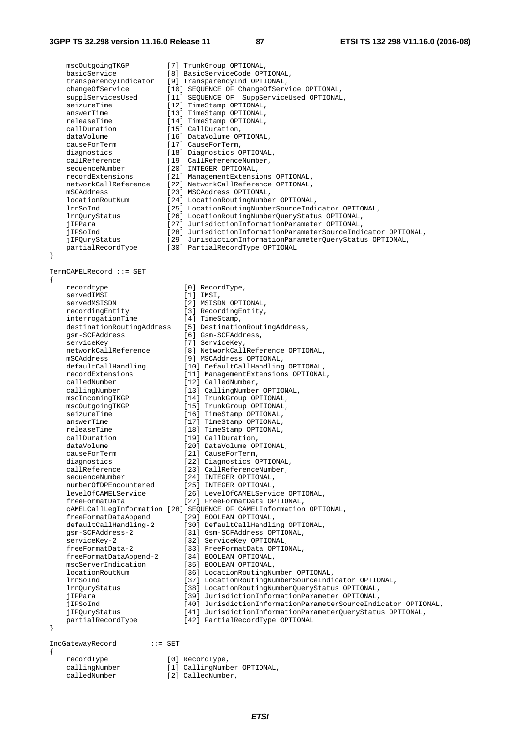```
    mscOutgoingTKGP         [7] TrunkGroup OPTIONAL,
    basicService            [8] BasicServiceCode OPTIONAL,
    transparencyIndicator   [9] TransparencyInd OPTIONAL,
    changeOfService         [10] SEQUENCE OF ChangeOfService OPTIONAL,
    supplServicesUsed       [11] SEQUENCE OF  SuppServiceUsed OPTIONAL,
    seizureTime             [12] TimeStamp OPTIONAL,
    answerTime              [13] TimeStamp OPTIONAL,
    releaseTime             [14] TimeStamp OPTIONAL,
    callDuration            [15] CallDuration,
    dataVolume              [16] DataVolume OPTIONAL,
    causeForTerm            [17] CauseForTerm,
    diagnostics             [18] Diagnostics OPTIONAL,
    callReference           [19] CallReferenceNumber,
    sequenceNumber          [20] INTEGER OPTIONAL,
    recordExtensions        [21] ManagementExtensions OPTIONAL,
    networkCallReference    [22] NetworkCallReference OPTIONAL,
    mSCAddress              [23] MSCAddress OPTIONAL,
    locationRoutNum         [24] LocationRoutingNumber OPTIONAL,
    lrnSoInd                [25] LocationRoutingNumberSourceIndicator OPTIONAL,
    lrnQuryStatus           [26] LocationRoutingNumberQueryStatus OPTIONAL,
    jIPPara                 [27] JurisdictionInformationParameter OPTIONAL,
    jIPSoInd                [28] JurisdictionInformationParameterSourceIndicator OPTIONAL,
    jIPQuryStatus           [29] JurisdictionInformationParameterQueryStatus OPTIONAL,
    partialRecordType       [30] PartialRecordType OPTIONAL
}

TermCAMELRecord ::= SET
{
    recordtype                  [0] RecordType,
    servedIMSI                  [1] IMSI,
    servedMSISDN                [2] MSISDN OPTIONAL,
    recordingEntity             [3] RecordingEntity,
    interrogationTime           [4] TimeStamp,
    destinationRoutingAddress   [5] DestinationRoutingAddress,
    gsm-SCFAddress              [6] Gsm-SCFAddress,
    serviceKey                  [7] ServiceKey,
    networkCallReference        [8] NetworkCallReference OPTIONAL,
    mSCAddress                  [9] MSCAddress OPTIONAL,
    defaultCallHandling         [10] DefaultCallHandling OPTIONAL,
    recordExtensions            [11] ManagementExtensions OPTIONAL,
    calledNumber                [12] CalledNumber,
    callingNumber               [13] CallingNumber OPTIONAL,
    mscIncomingTKGP             [14] TrunkGroup OPTIONAL,
    mscOutgoingTKGP             [15] TrunkGroup OPTIONAL,
    seizureTime                 [16] TimeStamp OPTIONAL,
    answerTime                  [17] TimeStamp OPTIONAL,
    releaseTime                 [18] TimeStamp OPTIONAL,
    callDuration                [19] CallDuration,
    dataVolume                  [20] DataVolume OPTIONAL,
    causeForTerm                [21] CauseForTerm,
    diagnostics                 [22] Diagnostics OPTIONAL,
    callReference               [23] CallReferenceNumber,
    sequenceNumber              [24] INTEGER OPTIONAL,
    numberOfDPEncountered       [25] INTEGER OPTIONAL,
    levelOfCAMELService         [26] LevelOfCAMELService OPTIONAL,
    freeFormatData              [27] FreeFormatData OPTIONAL,
    cAMELCallLegInformation [28] SEQUENCE OF CAMELInformation OPTIONAL,
    freeFormatDataAppend        [29] BOOLEAN OPTIONAL,
    defaultCallHandling-2       [30] DefaultCallHandling OPTIONAL,
    gsm-SCFAddress-2            [31] Gsm-SCFAddress OPTIONAL,
    serviceKey-2                [32] ServiceKey OPTIONAL,
    freeFormatData-2            [33] FreeFormatData OPTIONAL,
    freeFormatDataAppend-2      [34] BOOLEAN OPTIONAL,
    mscServerIndication         [35] BOOLEAN OPTIONAL,
    locationRoutNum             [36] LocationRoutingNumber OPTIONAL,
    lrnSoInd                    [37] LocationRoutingNumberSourceIndicator OPTIONAL,
    lrnQuryStatus               [38] LocationRoutingNumberQueryStatus OPTIONAL,
    jIPPara                     [39] JurisdictionInformationParameter OPTIONAL,
    jIPSoInd                    [40] JurisdictionInformationParameterSourceIndicator OPTIONAL,
    jIPQuryStatus               [41] JurisdictionInformationParameterQueryStatus OPTIONAL,
    partialRecordType           [42] PartialRecordType OPTIONAL
}

IncGatewayRecord        ::= SET
{
    recordType              [0] RecordType,
    callingNumber           [1] CallingNumber OPTIONAL,
    calledNumber            [2] CalledNumber,
```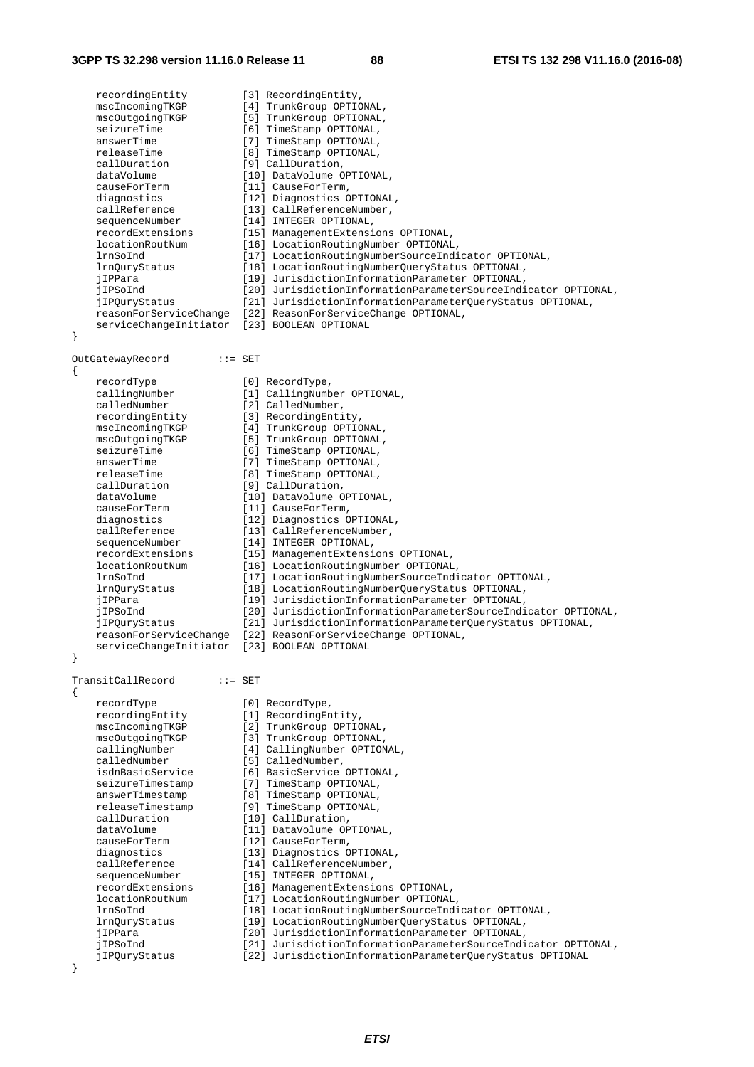```
    recordingEntity         [3] RecordingEntity,
    mscIncomingTKGP         [4] TrunkGroup OPTIONAL,
    mscOutgoingTKGP         [5] TrunkGroup OPTIONAL,
    seizureTime             [6] TimeStamp OPTIONAL,
    answerTime              [7] TimeStamp OPTIONAL,
    releaseTime             [8] TimeStamp OPTIONAL,
    callDuration            [9] CallDuration,
    dataVolume              [10] DataVolume OPTIONAL,
    causeForTerm            [11] CauseForTerm,
    diagnostics             [12] Diagnostics OPTIONAL,
    callReference           [13] CallReferenceNumber,
    sequenceNumber          [14] INTEGER OPTIONAL,
    recordExtensions        [15] ManagementExtensions OPTIONAL,
    locationRoutNum         [16] LocationRoutingNumber OPTIONAL,
    lrnSoInd                [17] LocationRoutingNumberSourceIndicator OPTIONAL,
    lrnQuryStatus           [18] LocationRoutingNumberQueryStatus OPTIONAL,
    jIPPara                 [19] JurisdictionInformationParameter OPTIONAL,
    jIPSoInd                [20] JurisdictionInformationParameterSourceIndicator OPTIONAL,
    jIPQuryStatus           [21] JurisdictionInformationParameterQueryStatus OPTIONAL,
    reasonForServiceChange  [22] ReasonForServiceChange OPTIONAL,
    serviceChangeInitiator  [23] BOOLEAN OPTIONAL
}

OutGatewayRecord        ::= SET
{
    recordType              [0] RecordType,
    callingNumber           [1] CallingNumber OPTIONAL,
    calledNumber            [2] CalledNumber,
    recordingEntity         [3] RecordingEntity,
    mscIncomingTKGP         [4] TrunkGroup OPTIONAL,
    mscOutgoingTKGP         [5] TrunkGroup OPTIONAL,
    seizureTime             [6] TimeStamp OPTIONAL,
    answerTime              [7] TimeStamp OPTIONAL,
    releaseTime             [8] TimeStamp OPTIONAL,
    callDuration            [9] CallDuration,
    dataVolume              [10] DataVolume OPTIONAL,
    causeForTerm            [11] CauseForTerm,
    diagnostics             [12] Diagnostics OPTIONAL,
    callReference           [13] CallReferenceNumber,
    sequenceNumber          [14] INTEGER OPTIONAL,
    recordExtensions        [15] ManagementExtensions OPTIONAL,
    locationRoutNum         [16] LocationRoutingNumber OPTIONAL,
    lrnSoInd                [17] LocationRoutingNumberSourceIndicator OPTIONAL,
    lrnQuryStatus           [18] LocationRoutingNumberQueryStatus OPTIONAL,
    jIPPara                 [19] JurisdictionInformationParameter OPTIONAL,
    jIPSoInd                [20] JurisdictionInformationParameterSourceIndicator OPTIONAL,
    jIPQuryStatus           [21] JurisdictionInformationParameterQueryStatus OPTIONAL,
    reasonForServiceChange  [22] ReasonForServiceChange OPTIONAL,
    serviceChangeInitiator  [23] BOOLEAN OPTIONAL
}

TransitCallRecord       ::= SET
{
    recordType              [0] RecordType,
    recordingEntity         [1] RecordingEntity,
    mscIncomingTKGP         [2] TrunkGroup OPTIONAL,
    mscOutgoingTKGP         [3] TrunkGroup OPTIONAL,
    callingNumber           [4] CallingNumber OPTIONAL,
    calledNumber            [5] CalledNumber,
    isdnBasicService        [6] BasicService OPTIONAL,
    seizureTimestamp        [7] TimeStamp OPTIONAL,
    answerTimestamp         [8] TimeStamp OPTIONAL,
    releaseTimestamp        [9] TimeStamp OPTIONAL,
    callDuration            [10] CallDuration,
    dataVolume              [11] DataVolume OPTIONAL,
    causeForTerm            [12] CauseForTerm,
    diagnostics             [13] Diagnostics OPTIONAL,
    callReference           [14] CallReferenceNumber,
    sequenceNumber          [15] INTEGER OPTIONAL,
    recordExtensions        [16] ManagementExtensions OPTIONAL,
    locationRoutNum         [17] LocationRoutingNumber OPTIONAL,
    lrnSoInd                [18] LocationRoutingNumberSourceIndicator OPTIONAL,
    lrnQuryStatus           [19] LocationRoutingNumberQueryStatus OPTIONAL,
    jIPPara                 [20] JurisdictionInformationParameter OPTIONAL,
    jIPSoInd                [21] JurisdictionInformationParameterSourceIndicator OPTIONAL,
    jIPQuryStatus           [22] JurisdictionInformationParameterQueryStatus OPTIONAL
}
```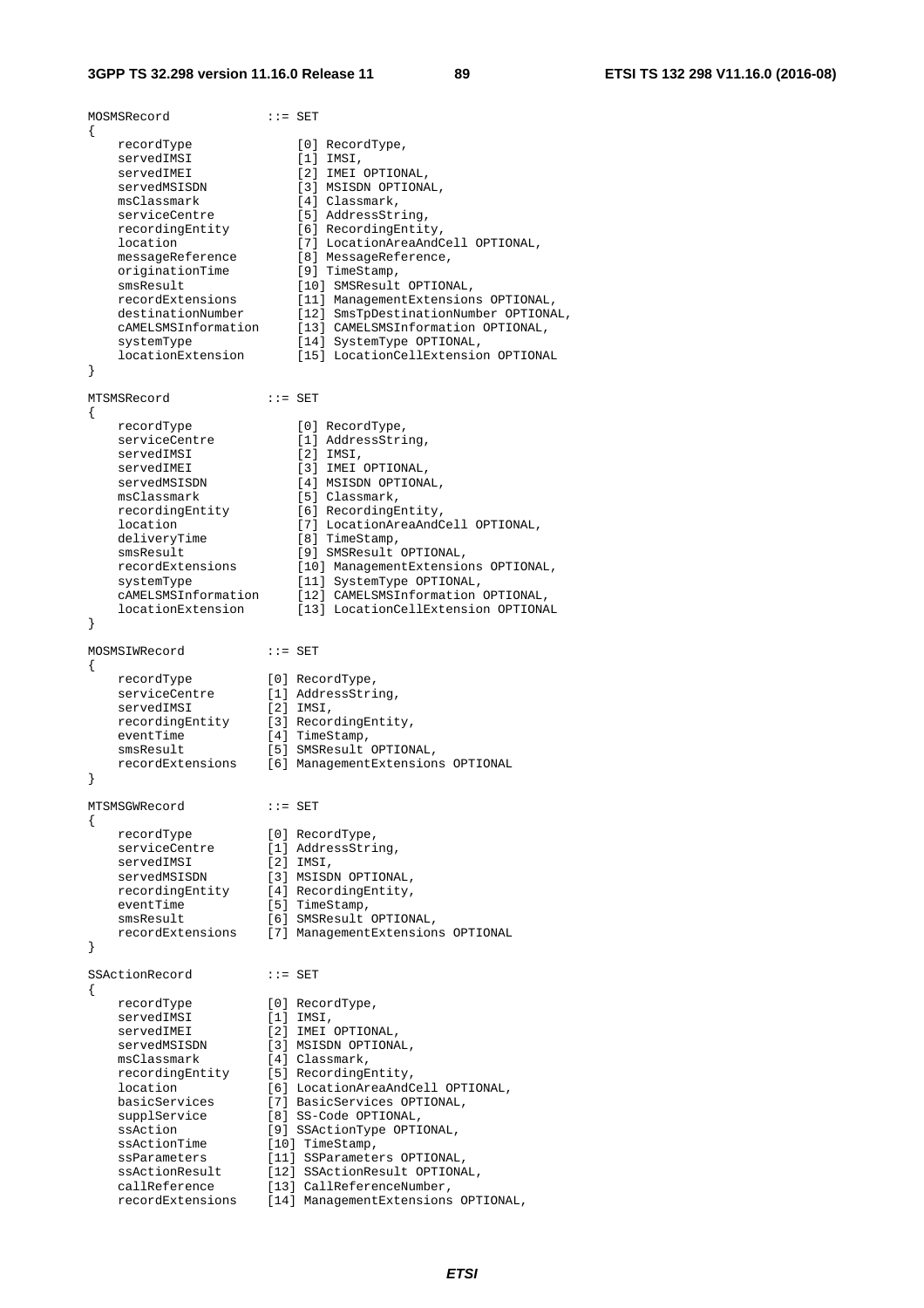```
MOSMSRecord             ::= SET
{
    recordType              [0] RecordType,
    servedIMSI              [1] IMSI,
    servedIMEI              [2] IMEI OPTIONAL,
    servedMSISDN            [3] MSISDN OPTIONAL,
    msClassmark             [4] Classmark,
    serviceCentre           [5] AddressString,
    recordingEntity         [6] RecordingEntity,
    location                [7] LocationAreaAndCell OPTIONAL,
    messageReference        [8] MessageReference,
    originationTime         [9] TimeStamp,
    smsResult               [10] SMSResult OPTIONAL,
    recordExtensions        [11] ManagementExtensions OPTIONAL,
    destinationNumber       [12] SmsTpDestinationNumber OPTIONAL,
    cAMELSMSInformation     [13] CAMELSMSInformation OPTIONAL,
    systemType              [14] SystemType OPTIONAL,
    locationExtension       [15] LocationCellExtension OPTIONAL
}

MTSMSRecord             ::= SET
{
    recordType              [0] RecordType,
    serviceCentre           [1] AddressString,
    servedIMSI              [2] IMSI,
    servedIMEI              [3] IMEI OPTIONAL,
    servedMSISDN            [4] MSISDN OPTIONAL,
    msClassmark             [5] Classmark,
    recordingEntity         [6] RecordingEntity,
    location                [7] LocationAreaAndCell OPTIONAL,
    deliveryTime            [8] TimeStamp,
    smsResult               [9] SMSResult OPTIONAL,
    recordExtensions        [10] ManagementExtensions OPTIONAL,
    systemType              [11] SystemType OPTIONAL,
    cAMELSMSInformation     [12] CAMELSMSInformation OPTIONAL,
    locationExtension       [13] LocationCellExtension OPTIONAL
}

MOSMSIWRecord           ::= SET
{
    recordType          [0] RecordType,
    serviceCentre       [1] AddressString,
    servedIMSI          [2] IMSI,
    recordingEntity     [3] RecordingEntity,
    eventTime           [4] TimeStamp,
    smsResult           [5] SMSResult OPTIONAL,
    recordExtensions    [6] ManagementExtensions OPTIONAL
}

MTSMSGWRecord           ::= SET
{
    recordType          [0] RecordType,
    serviceCentre       [1] AddressString,
    servedIMSI          [2] IMSI,
    servedMSISDN        [3] MSISDN OPTIONAL,
    recordingEntity     [4] RecordingEntity,
    eventTime           [5] TimeStamp,
    smsResult           [6] SMSResult OPTIONAL,
    recordExtensions    [7] ManagementExtensions OPTIONAL
}

SSActionRecord          ::= SET
{
    recordType          [0] RecordType,
    servedIMSI          [1] IMSI,
    servedIMEI          [2] IMEI OPTIONAL,
    servedMSISDN        [3] MSISDN OPTIONAL,
    msClassmark         [4] Classmark,
    recordingEntity     [5] RecordingEntity,
    location            [6] LocationAreaAndCell OPTIONAL,
    basicServices       [7] BasicServices OPTIONAL,
    supplService        [8] SS-Code OPTIONAL,
    ssAction            [9] SSActionType OPTIONAL,
    ssActionTime        [10] TimeStamp,
    ssParameters        [11] SSParameters OPTIONAL,
    ssActionResult      [12] SSActionResult OPTIONAL,
    callReference       [13] CallReferenceNumber,
    recordExtensions    [14] ManagementExtensions OPTIONAL,
```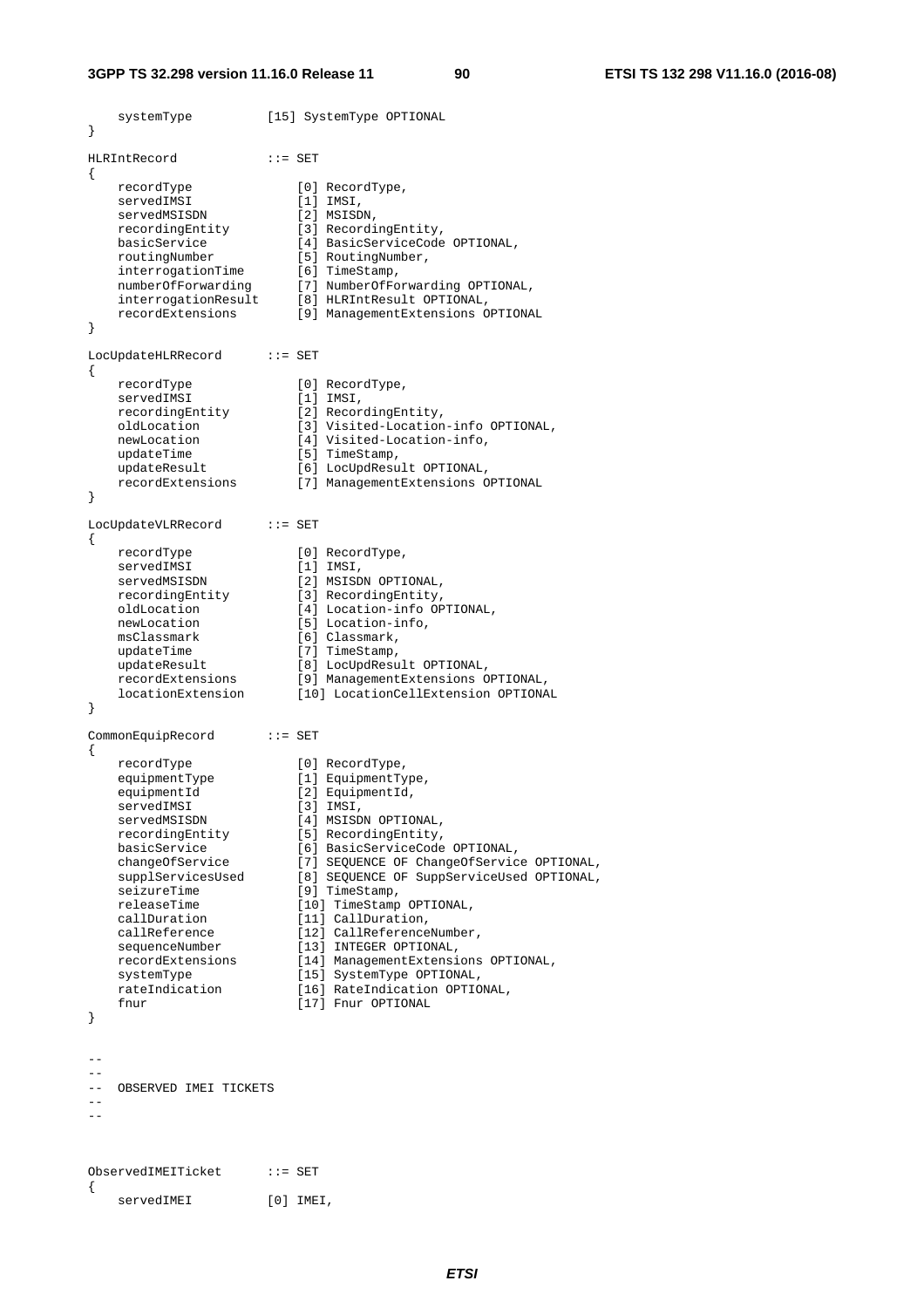```
    systemType          [15] SystemType OPTIONAL
}

HLRIntRecord            ::= SET
{
    recordType              [0] RecordType,
    servedIMSI              [1] IMSI,
    servedMSISDN            [2] MSISDN,
    recordingEntity         [3] RecordingEntity,
    basicService            [4] BasicServiceCode OPTIONAL,
    routingNumber           [5] RoutingNumber,
    interrogationTime       [6] TimeStamp,
    numberOfForwarding      [7] NumberOfForwarding OPTIONAL,
    interrogationResult     [8] HLRIntResult OPTIONAL,
    recordExtensions        [9] ManagementExtensions OPTIONAL
}

LocUpdateHLRRecord      ::= SET
{
    recordType              [0] RecordType,
    servedIMSI              [1] IMSI,
    recordingEntity         [2] RecordingEntity,
    oldLocation             [3] Visited-Location-info OPTIONAL,
    newLocation             [4] Visited-Location-info,
    updateTime              [5] TimeStamp,
    updateResult            [6] LocUpdResult OPTIONAL,
    recordExtensions        [7] ManagementExtensions OPTIONAL
}

LocUpdateVLRRecord      ::= SET
{
    recordType              [0] RecordType,
    servedIMSI              [1] IMSI,
    servedMSISDN            [2] MSISDN OPTIONAL,
    recordingEntity         [3] RecordingEntity,
    oldLocation             [4] Location-info OPTIONAL,
    newLocation             [5] Location-info,
    msClassmark             [6] Classmark,
    updateTime              [7] TimeStamp,
    updateResult            [8] LocUpdResult OPTIONAL,
    recordExtensions        [9] ManagementExtensions OPTIONAL,
    locationExtension       [10] LocationCellExtension OPTIONAL
}

CommonEquipRecord       ::= SET
{
    recordType              [0] RecordType,
    equipmentType           [1] EquipmentType,
    equipmentId             [2] EquipmentId,
    servedIMSI              [3] IMSI,
    servedMSISDN            [4] MSISDN OPTIONAL,
    recordingEntity         [5] RecordingEntity,
    basicService            [6] BasicServiceCode OPTIONAL,
    changeOfService         [7] SEQUENCE OF ChangeOfService OPTIONAL,
    supplServicesUsed       [8] SEQUENCE OF SuppServiceUsed OPTIONAL,
    seizureTime             [9] TimeStamp,
    releaseTime             [10] TimeStamp OPTIONAL,
    callDuration            [11] CallDuration,
    callReference           [12] CallReferenceNumber,
    sequenceNumber          [13] INTEGER OPTIONAL,
    recordExtensions        [14] ManagementExtensions OPTIONAL,
    systemType              [15] SystemType OPTIONAL,
    rateIndication          [16] RateIndication OPTIONAL,
    fnur                    [17] Fnur OPTIONAL
}


--
--
--  OBSERVED IMEI TICKETS
--
--


ObservedIMEITicket      ::= SET
{
    servedIMEI          [0] IMEI,
```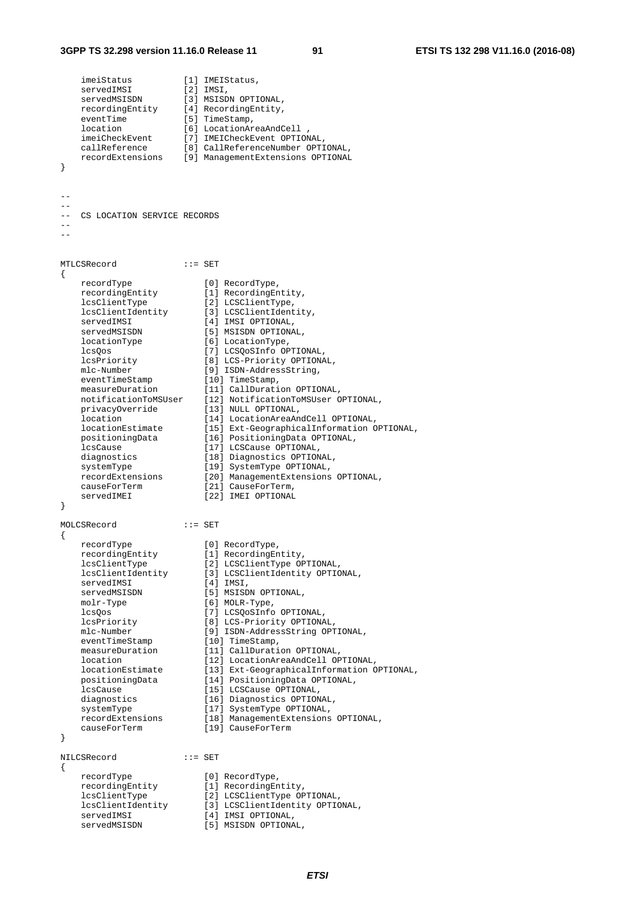```
    imeiStatus          [1] IMEIStatus,
    servedIMSI          [2] IMSI,
    servedMSISDN        [3] MSISDN OPTIONAL,
    recordingEntity     [4] RecordingEntity,
    eventTime           [5] TimeStamp,
    location            [6] LocationAreaAndCell ,
    imeiCheckEvent      [7] IMEICheckEvent OPTIONAL,
    callReference       [8] CallReferenceNumber OPTIONAL,
    recordExtensions    [9] ManagementExtensions OPTIONAL
}

--
--
--  CS LOCATION SERVICE RECORDS
--
--

MTLCSRecord             ::= SET
{
    recordType              [0] RecordType,
    recordingEntity         [1] RecordingEntity,
    lcsClientType           [2] LCSClientType,
    lcsClientIdentity       [3] LCSClientIdentity,
    servedIMSI              [4] IMSI OPTIONAL,
    servedMSISDN            [5] MSISDN OPTIONAL,
    locationType            [6] LocationType,
    lcsQos                  [7] LCSQoSInfo OPTIONAL,
    lcsPriority             [8] LCS-Priority OPTIONAL,
    mlc-Number              [9] ISDN-AddressString,
    eventTimeStamp          [10] TimeStamp,
    measureDuration         [11] CallDuration OPTIONAL,
    notificationToMSUser    [12] NotificationToMSUser OPTIONAL,
    privacyOverride         [13] NULL OPTIONAL,
    location                [14] LocationAreaAndCell OPTIONAL,
    locationEstimate        [15] Ext-GeographicalInformation OPTIONAL,
    positioningData         [16] PositioningData OPTIONAL,
    lcsCause                [17] LCSCause OPTIONAL,
    diagnostics             [18] Diagnostics OPTIONAL,
    systemType              [19] SystemType OPTIONAL,
    recordExtensions        [20] ManagementExtensions OPTIONAL,
    causeForTerm            [21] CauseForTerm,
    servedIMEI              [22] IMEI OPTIONAL
}

MOLCSRecord             ::= SET
{
    recordType              [0] RecordType,
    recordingEntity         [1] RecordingEntity,
    lcsClientType           [2] LCSClientType OPTIONAL,
    lcsClientIdentity       [3] LCSClientIdentity OPTIONAL,
    servedIMSI              [4] IMSI,
    servedMSISDN            [5] MSISDN OPTIONAL,
    molr-Type               [6] MOLR-Type,
    lcsQos                  [7] LCSQoSInfo OPTIONAL,
    lcsPriority             [8] LCS-Priority OPTIONAL,
    mlc-Number              [9] ISDN-AddressString OPTIONAL,
    eventTimeStamp          [10] TimeStamp,
    measureDuration         [11] CallDuration OPTIONAL,
    location                [12] LocationAreaAndCell OPTIONAL,
    locationEstimate        [13] Ext-GeographicalInformation OPTIONAL,
    positioningData         [14] PositioningData OPTIONAL,
    lcsCause                [15] LCSCause OPTIONAL,
    diagnostics             [16] Diagnostics OPTIONAL,
    systemType              [17] SystemType OPTIONAL,
    recordExtensions        [18] ManagementExtensions OPTIONAL,
    causeForTerm            [19] CauseForTerm
}

NILCSRecord             ::= SET
{
    recordType              [0] RecordType,
    recordingEntity         [1] RecordingEntity,
    lcsClientType           [2] LCSClientType OPTIONAL,
    lcsClientIdentity       [3] LCSClientIdentity OPTIONAL,
    servedIMSI              [4] IMSI OPTIONAL,
    servedMSISDN            [5] MSISDN OPTIONAL,
```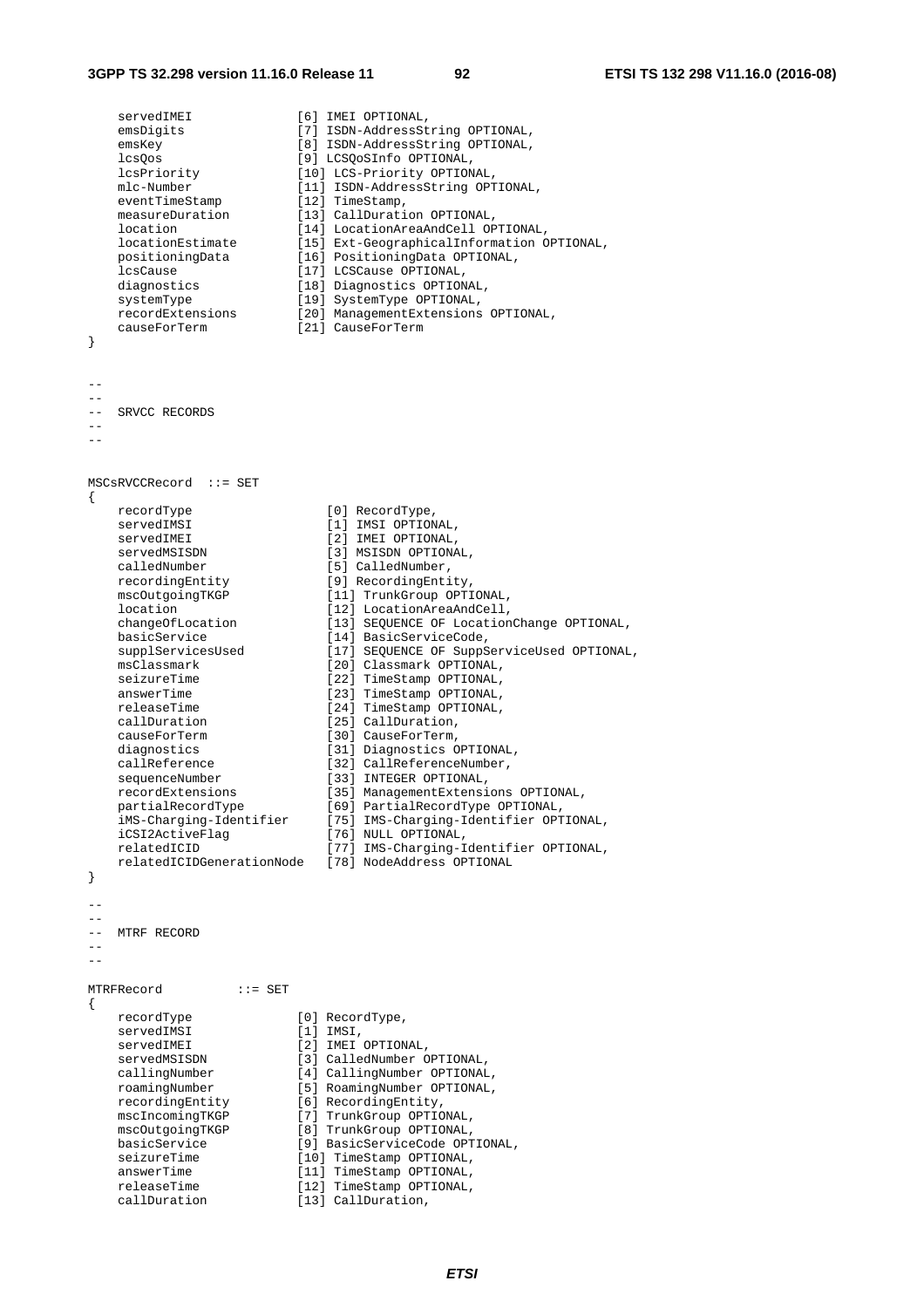```
    servedIMEI              [6] IMEI OPTIONAL,
    emsDigits               [7] ISDN-AddressString OPTIONAL,
    emsKey                  [8] ISDN-AddressString OPTIONAL,
    lcsQos                  [9] LCSQoSInfo OPTIONAL,
    lcsPriority             [10] LCS-Priority OPTIONAL,
    mlc-Number              [11] ISDN-AddressString OPTIONAL,
    eventTimeStamp          [12] TimeStamp,
    measureDuration         [13] CallDuration OPTIONAL,
    location                [14] LocationAreaAndCell OPTIONAL,
    locationEstimate        [15] Ext-GeographicalInformation OPTIONAL,
    positioningData         [16] PositioningData OPTIONAL,
    lcsCause                [17] LCSCause OPTIONAL,
    diagnostics             [18] Diagnostics OPTIONAL,
    systemType              [19] SystemType OPTIONAL,
    recordExtensions        [20] ManagementExtensions OPTIONAL,
    causeForTerm            [21] CauseForTerm
}


--
--
--  SRVCC RECORDS
--
--


MSCsRVCCRecord  ::= SET
{
    recordType                  [0] RecordType,
    servedIMSI                  [1] IMSI OPTIONAL,
    servedIMEI                  [2] IMEI OPTIONAL,
    servedMSISDN                [3] MSISDN OPTIONAL,
    calledNumber                [5] CalledNumber,
    recordingEntity             [9] RecordingEntity,
    mscOutgoingTKGP             [11] TrunkGroup OPTIONAL,
    location                    [12] LocationAreaAndCell,
    changeOfLocation            [13] SEQUENCE OF LocationChange OPTIONAL,
    basicService                [14] BasicServiceCode,
    supplServicesUsed           [17] SEQUENCE OF SuppServiceUsed OPTIONAL,
    msClassmark                 [20] Classmark OPTIONAL,
    seizureTime                 [22] TimeStamp OPTIONAL,
    answerTime                  [23] TimeStamp OPTIONAL,
    releaseTime                 [24] TimeStamp OPTIONAL,
    callDuration                [25] CallDuration,
    causeForTerm                [30] CauseForTerm,
    diagnostics                 [31] Diagnostics OPTIONAL,
    callReference               [32] CallReferenceNumber,
    sequenceNumber              [33] INTEGER OPTIONAL,
    recordExtensions            [35] ManagementExtensions OPTIONAL,
    partialRecordType           [69] PartialRecordType OPTIONAL,
    iMS-Charging-Identifier     [75] IMS-Charging-Identifier OPTIONAL,
    iCSI2ActiveFlag             [76] NULL OPTIONAL,
    relatedICID                 [77] IMS-Charging-Identifier OPTIONAL,
    relatedICIDGenerationNode   [78] NodeAddress OPTIONAL
}

--
--
--  MTRF RECORD
--
--

MTRFRecord          ::= SET
{
    recordType              [0] RecordType,
    servedIMSI              [1] IMSI,
    servedIMEI              [2] IMEI OPTIONAL,
    servedMSISDN            [3] CalledNumber OPTIONAL,
    callingNumber           [4] CallingNumber OPTIONAL,
    roamingNumber           [5] RoamingNumber OPTIONAL,
    recordingEntity         [6] RecordingEntity,
    mscIncomingTKGP         [7] TrunkGroup OPTIONAL,
    mscOutgoingTKGP         [8] TrunkGroup OPTIONAL,
    basicService            [9] BasicServiceCode OPTIONAL,
    seizureTime             [10] TimeStamp OPTIONAL,
    answerTime              [11] TimeStamp OPTIONAL,
    releaseTime             [12] TimeStamp OPTIONAL,
    callDuration            [13] CallDuration,
```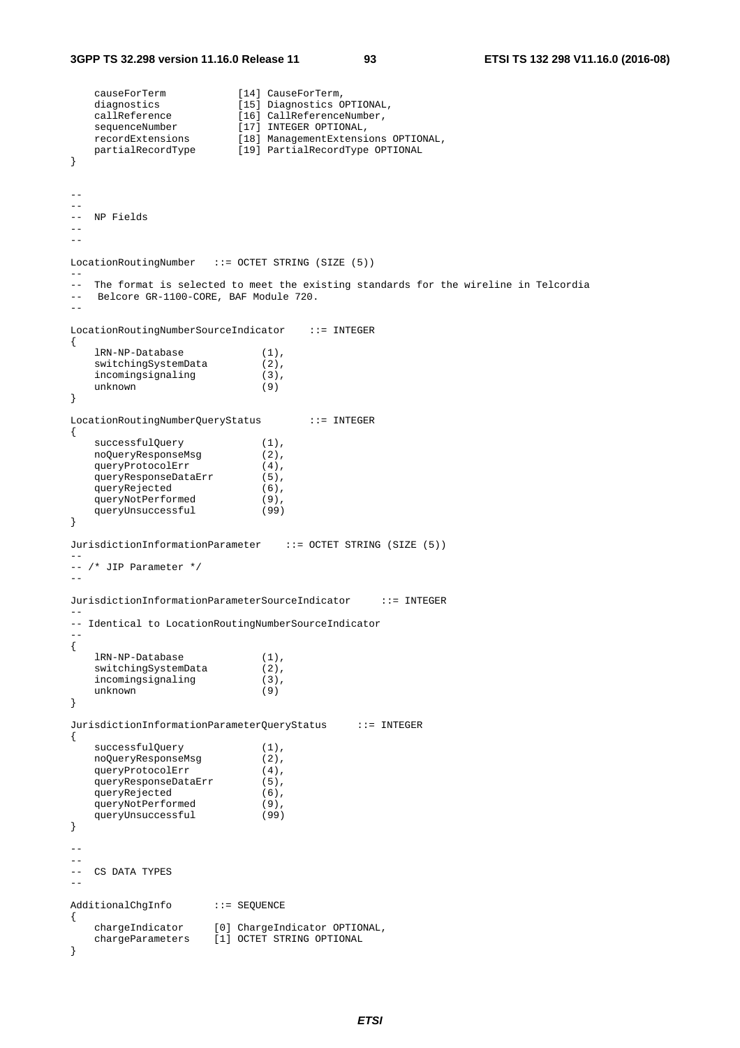```
    causeForTerm            [14] CauseForTerm,
    diagnostics             [15] Diagnostics OPTIONAL,
    callReference           [16] CallReferenceNumber,
    sequenceNumber          [17] INTEGER OPTIONAL,
    recordExtensions        [18] ManagementExtensions OPTIONAL,
    partialRecordType       [19] PartialRecordType OPTIONAL
}


--
--
--  NP Fields
--
--

LocationRoutingNumber   ::= OCTET STRING (SIZE (5))
--
--  The format is selected to meet the existing standards for the wireline in Telcordia
--   Belcore GR-1100-CORE, BAF Module 720.
--

LocationRoutingNumberSourceIndicator    ::= INTEGER
{
    lRN-NP-Database             (1),
    switchingSystemData         (2),
    incomingsignaling           (3),
    unknown                     (9)
}

LocationRoutingNumberQueryStatus        ::= INTEGER
{
    successfulQuery             (1),
    noQueryResponseMsg          (2),
    queryProtocolErr            (4),
    queryResponseDataErr        (5),
    queryRejected               (6),
    queryNotPerformed           (9),
    queryUnsuccessful           (99)
}

JurisdictionInformationParameter    ::= OCTET STRING (SIZE (5))
--
-- /* JIP Parameter */
--

JurisdictionInformationParameterSourceIndicator     ::= INTEGER
--
-- Identical to LocationRoutingNumberSourceIndicator
--
{
    lRN-NP-Database             (1),
    switchingSystemData         (2),
    incomingsignaling           (3),
    unknown                     (9)
}

JurisdictionInformationParameterQueryStatus     ::= INTEGER
{
    successfulQuery             (1),
    noQueryResponseMsg          (2),
    queryProtocolErr            (4),
    queryResponseDataErr        (5),
    queryRejected               (6),
    queryNotPerformed           (9),
    queryUnsuccessful           (99)
}

--
--
--  CS DATA TYPES
--

AdditionalChgInfo       ::= SEQUENCE
{
    chargeIndicator     [0] ChargeIndicator OPTIONAL,
    chargeParameters    [1] OCTET STRING OPTIONAL
}
```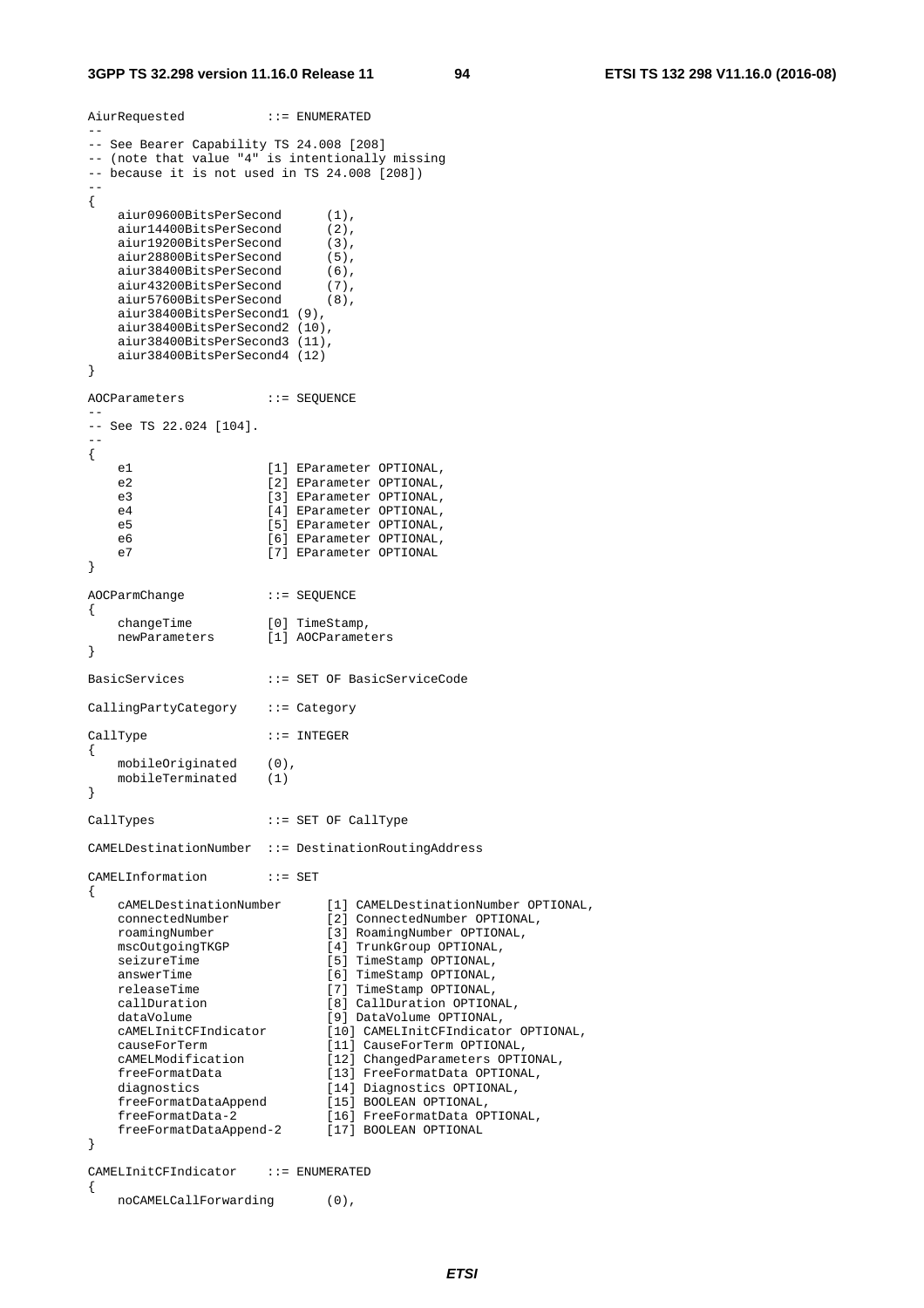```
AiurRequested           ::= ENUMERATED
--
-- See Bearer Capability TS 24.008 [208]
-- (note that value "4" is intentionally missing
-- because it is not used in TS 24.008 [208])
--
{
    aiur09600BitsPerSecond      (1),
    aiur14400BitsPerSecond      (2),
    aiur19200BitsPerSecond      (3),
    aiur28800BitsPerSecond      (5),
    aiur38400BitsPerSecond      (6),
    aiur43200BitsPerSecond      (7),
    aiur57600BitsPerSecond      (8),
    aiur38400BitsPerSecond1 (9),
    aiur38400BitsPerSecond2 (10),
    aiur38400BitsPerSecond3 (11),
    aiur38400BitsPerSecond4 (12)
}

AOCParameters           ::= SEQUENCE
--
-- See TS 22.024 [104].
--
{
    e1                  [1] EParameter OPTIONAL,
    e2                  [2] EParameter OPTIONAL,
    e3                  [3] EParameter OPTIONAL,
    e4                  [4] EParameter OPTIONAL,
    e5                  [5] EParameter OPTIONAL,
    e6                  [6] EParameter OPTIONAL,
    e7                  [7] EParameter OPTIONAL
}

AOCParmChange           ::= SEQUENCE
{
    changeTime          [0] TimeStamp,
    newParameters       [1] AOCParameters
}

BasicServices           ::= SET OF BasicServiceCode

CallingPartyCategory    ::= Category

CallType                ::= INTEGER
{
    mobileOriginated    (0),
    mobileTerminated    (1)
}

CallTypes               ::= SET OF CallType

CAMELDestinationNumber  ::= DestinationRoutingAddress

CAMELInformation        ::= SET
{
    cAMELDestinationNumber      [1] CAMELDestinationNumber OPTIONAL,
    connectedNumber             [2] ConnectedNumber OPTIONAL,
    roamingNumber               [3] RoamingNumber OPTIONAL,
    mscOutgoingTKGP             [4] TrunkGroup OPTIONAL,
    seizureTime                 [5] TimeStamp OPTIONAL,
    answerTime                  [6] TimeStamp OPTIONAL,
    releaseTime                 [7] TimeStamp OPTIONAL,
    callDuration                [8] CallDuration OPTIONAL,
    dataVolume                  [9] DataVolume OPTIONAL,
    cAMELInitCFIndicator        [10] CAMELInitCFIndicator OPTIONAL,
    causeForTerm                [11] CauseForTerm OPTIONAL,
    cAMELModification           [12] ChangedParameters OPTIONAL,
    freeFormatData              [13] FreeFormatData OPTIONAL,
    diagnostics                 [14] Diagnostics OPTIONAL,
    freeFormatDataAppend        [15] BOOLEAN OPTIONAL,
    freeFormatData-2            [16] FreeFormatData OPTIONAL,
    freeFormatDataAppend-2      [17] BOOLEAN OPTIONAL
}

CAMELInitCFIndicator    ::= ENUMERATED
{
    noCAMELCallForwarding       (0),
```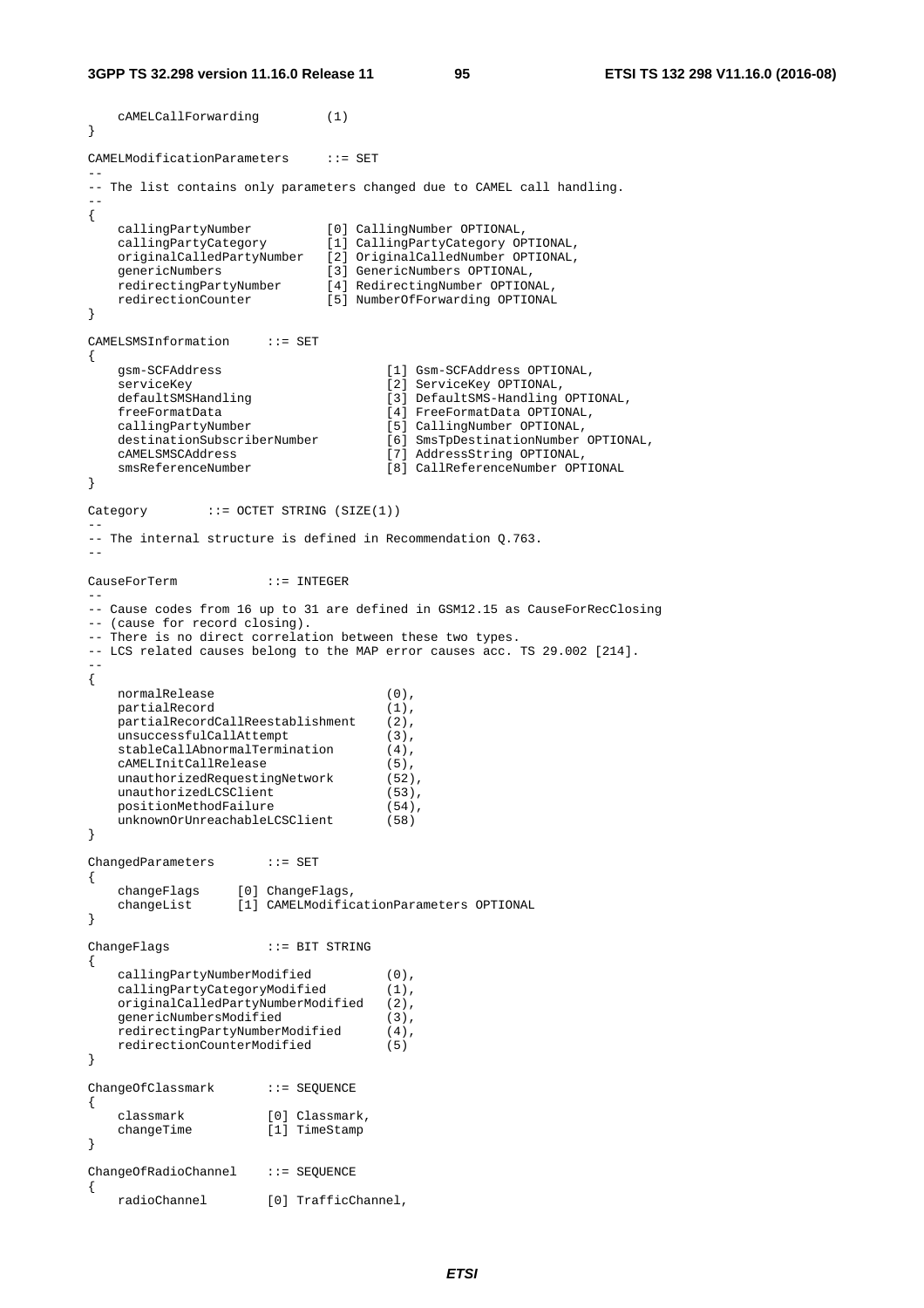```
    cAMELCallForwarding         (1)
}

CAMELModificationParameters     ::= SET
--
-- The list contains only parameters changed due to CAMEL call handling.
--
{
    callingPartyNumber          [0] CallingNumber OPTIONAL,
    callingPartyCategory        [1] CallingPartyCategory OPTIONAL,
    originalCalledPartyNumber   [2] OriginalCalledNumber OPTIONAL,
    genericNumbers              [3] GenericNumbers OPTIONAL,
    redirectingPartyNumber      [4] RedirectingNumber OPTIONAL,
    redirectionCounter          [5] NumberOfForwarding OPTIONAL
}

CAMELSMSInformation     ::= SET
{
    gsm-SCFAddress                      [1] Gsm-SCFAddress OPTIONAL,
    serviceKey                          [2] ServiceKey OPTIONAL,
    defaultSMSHandling                  [3] DefaultSMS-Handling OPTIONAL,
    freeFormatData                      [4] FreeFormatData OPTIONAL,
    callingPartyNumber                  [5] CallingNumber OPTIONAL,
    destinationSubscriberNumber         [6] SmsTpDestinationNumber OPTIONAL,
    cAMELSMSCAddress                    [7] AddressString OPTIONAL,
    smsReferenceNumber                  [8] CallReferenceNumber OPTIONAL
}

Category        ::= OCTET STRING (SIZE(1))
--
-- The internal structure is defined in Recommendation Q.763.
--

CauseForTerm            ::= INTEGER
--
-- Cause codes from 16 up to 31 are defined in GSM12.15 as CauseForRecClosing
-- (cause for record closing).
-- There is no direct correlation between these two types.
-- LCS related causes belong to the MAP error causes acc. TS 29.002 [214].
--
{
    normalRelease                       (0),
    partialRecord                       (1),
    partialRecordCallReestablishment    (2),
    unsuccessfulCallAttempt             (3),
    stableCallAbnormalTermination       (4),
    cAMELInitCallRelease                (5),
    unauthorizedRequestingNetwork       (52),
    unauthorizedLCSClient               (53),
    positionMethodFailure               (54),
    unknownOrUnreachableLCSClient       (58)
}

ChangedParameters       ::= SET
{
    changeFlags     [0] ChangeFlags,
    changeList      [1] CAMELModificationParameters OPTIONAL
}

ChangeFlags             ::= BIT STRING
{
    callingPartyNumberModified          (0),
    callingPartyCategoryModified        (1),
    originalCalledPartyNumberModified   (2),
    genericNumbersModified              (3),
    redirectingPartyNumberModified      (4),
    redirectionCounterModified          (5)
}

ChangeOfClassmark       ::= SEQUENCE
{
    classmark           [0] Classmark,
    changeTime          [1] TimeStamp
}

ChangeOfRadioChannel    ::= SEQUENCE
{
    radioChannel        [0] TrafficChannel,
```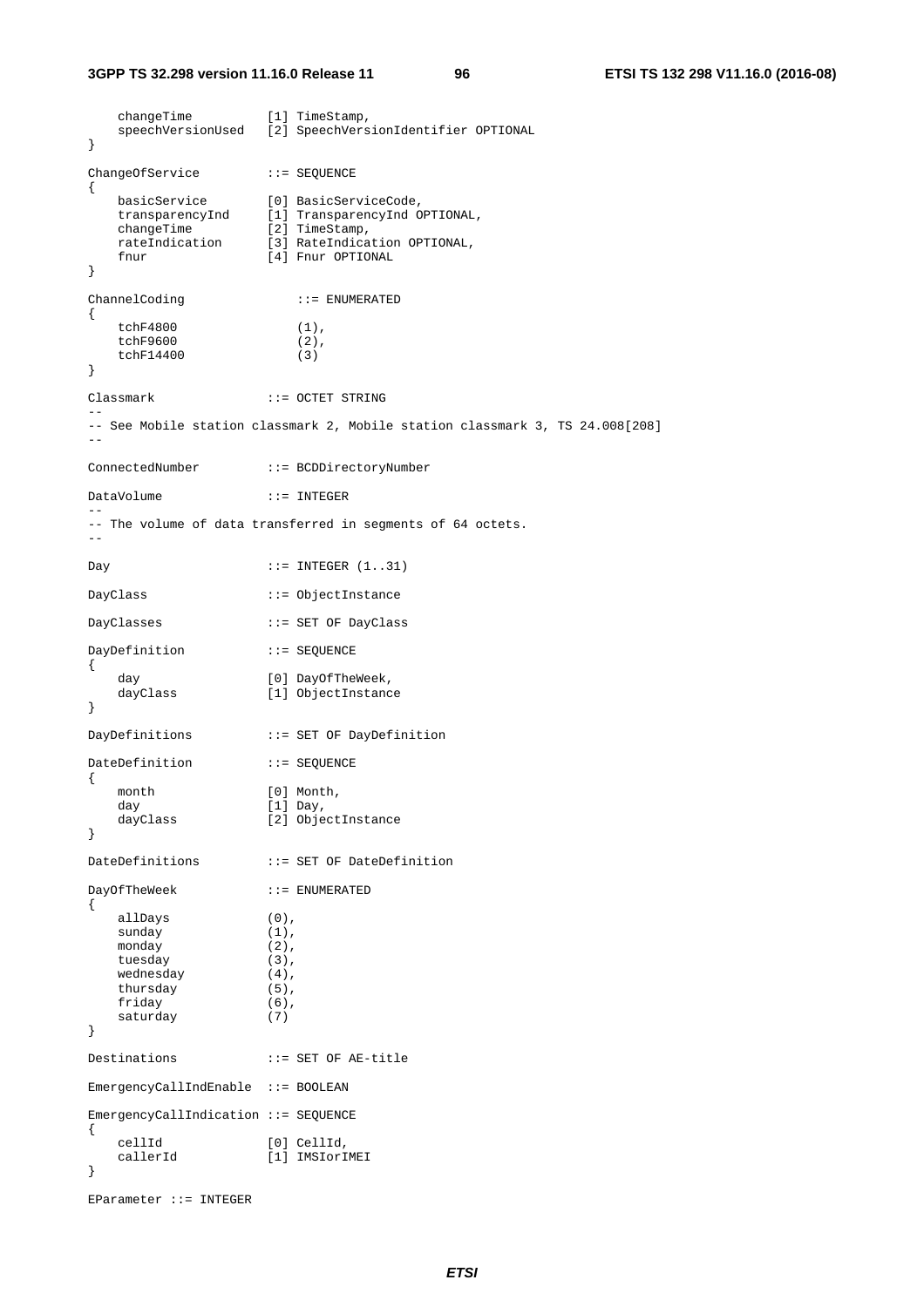```
    changeTime          [1] TimeStamp,
    speechVersionUsed   [2] SpeechVersionIdentifier OPTIONAL
}

ChangeOfService         ::= SEQUENCE
{
    basicService        [0] BasicServiceCode,
    transparencyInd     [1] TransparencyInd OPTIONAL,
    changeTime          [2] TimeStamp,
    rateIndication      [3] RateIndication OPTIONAL,
    fnur                [4] Fnur OPTIONAL
}

ChannelCoding               ::= ENUMERATED
{
    tchF4800                (1),
    tchF9600                (2),
    tchF14400               (3)
}

Classmark               ::= OCTET STRING
--
-- See Mobile station classmark 2, Mobile station classmark 3, TS 24.008[208]
--

ConnectedNumber         ::= BCDDirectoryNumber

DataVolume              ::= INTEGER
--
-- The volume of data transferred in segments of 64 octets.
--

Day                     ::= INTEGER (1..31)

DayClass                ::= ObjectInstance

DayClasses              ::= SET OF DayClass

DayDefinition           ::= SEQUENCE
{
    day                 [0] DayOfTheWeek,
    dayClass            [1] ObjectInstance
}

DayDefinitions          ::= SET OF DayDefinition

DateDefinition          ::= SEQUENCE
{
    month               [0] Month,
    day                 [1] Day,
    dayClass            [2] ObjectInstance
}

DateDefinitions         ::= SET OF DateDefinition

DayOfTheWeek            ::= ENUMERATED
{
    allDays             (0),
    sunday              (1),
    monday              (2),
    tuesday             (3),
    wednesday           (4),
    thursday            (5),
    friday              (6),
    saturday            (7)
}

Destinations            ::= SET OF AE-title

EmergencyCallIndEnable  ::= BOOLEAN

EmergencyCallIndication ::= SEQUENCE
{
    cellId              [0] CellId,
    callerId            [1] IMSIorIMEI
}

EParameter ::= INTEGER
```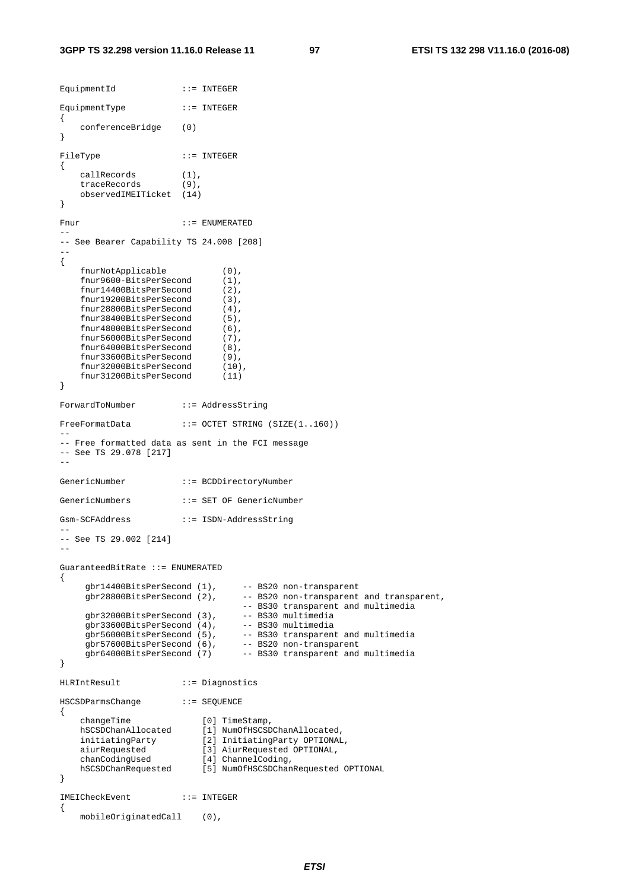```
EquipmentId             ::= INTEGER

EquipmentType           ::= INTEGER
{
    conferenceBridge    (0)
}

FileType                ::= INTEGER
{
    callRecords         (1),
    traceRecords        (9),
    observedIMEITicket  (14)
}

Fnur                    ::= ENUMERATED
--
-- See Bearer Capability TS 24.008 [208]
--
{
    fnurNotApplicable           (0),
    fnur9600-BitsPerSecond      (1),
    fnur14400BitsPerSecond      (2),
    fnur19200BitsPerSecond      (3),
    fnur28800BitsPerSecond      (4),
    fnur38400BitsPerSecond      (5),
    fnur48000BitsPerSecond      (6),
    fnur56000BitsPerSecond      (7),
    fnur64000BitsPerSecond      (8),
    fnur33600BitsPerSecond      (9),
    fnur32000BitsPerSecond      (10),
    fnur31200BitsPerSecond      (11)
}

ForwardToNumber         ::= AddressString

FreeFormatData          ::= OCTET STRING (SIZE(1..160))
--
-- Free formatted data as sent in the FCI message
-- See TS 29.078 [217]
--

GenericNumber           ::= BCDDirectoryNumber

GenericNumbers          ::= SET OF GenericNumber

Gsm-SCFAddress          ::= ISDN-AddressString
--
-- See TS 29.002 [214]
--

GuaranteedBitRate ::= ENUMERATED
{
     gbr14400BitsPerSecond (1),     -- BS20 non-transparent
     gbr28800BitsPerSecond (2),     -- BS20 non-transparent and transparent,
                                    -- BS30 transparent and multimedia
     gbr32000BitsPerSecond (3),     -- BS30 multimedia
     gbr33600BitsPerSecond (4),     -- BS30 multimedia
     gbr56000BitsPerSecond (5),     -- BS30 transparent and multimedia
     gbr57600BitsPerSecond (6),     -- BS20 non-transparent
     gbr64000BitsPerSecond (7)      -- BS30 transparent and multimedia
}

HLRIntResult            ::= Diagnostics

HSCSDParmsChange        ::= SEQUENCE
{
    changeTime              [0] TimeStamp,
    hSCSDChanAllocated      [1] NumOfHSCSDChanAllocated,
    initiatingParty         [2] InitiatingParty OPTIONAL,
    aiurRequested           [3] AiurRequested OPTIONAL,
    chanCodingUsed          [4] ChannelCoding,
    hSCSDChanRequested      [5] NumOfHSCSDChanRequested OPTIONAL
}

IMEICheckEvent          ::= INTEGER
{
    mobileOriginatedCall    (0),
```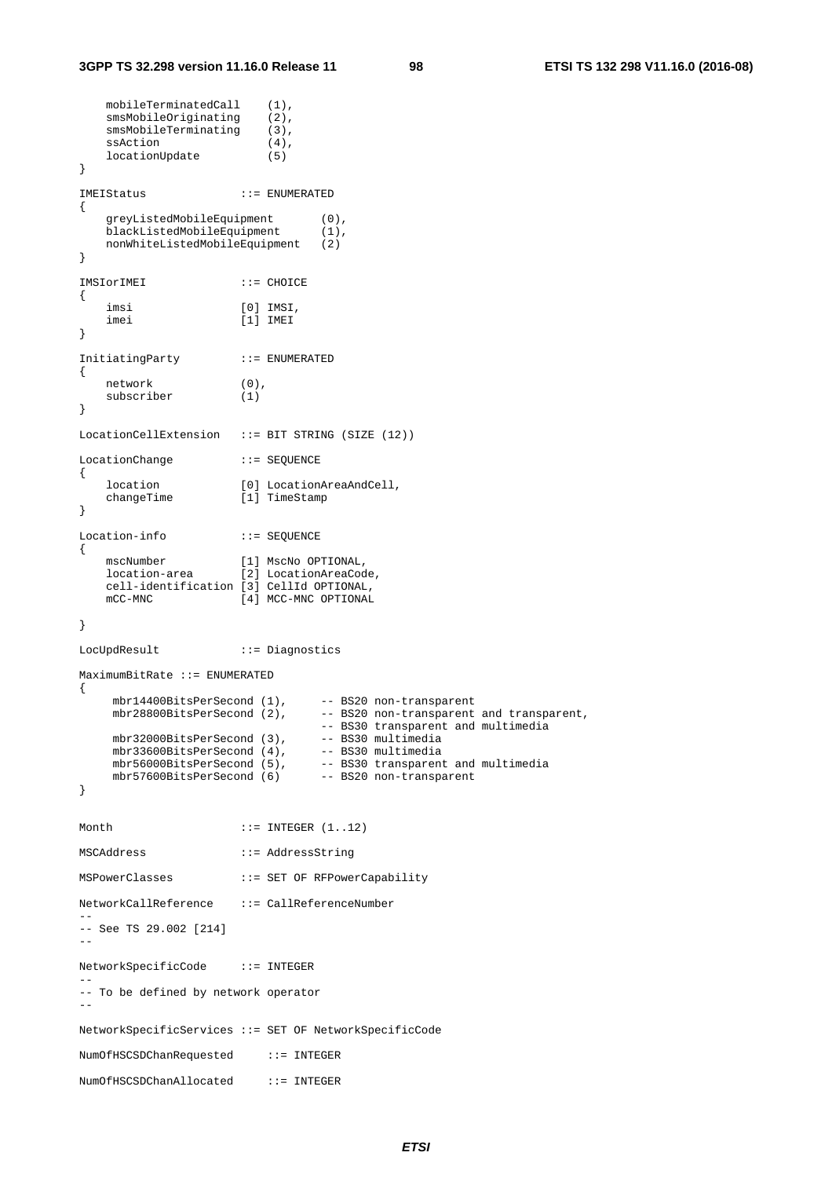```
    mobileTerminatedCall    (1),
    smsMobileOriginating    (2),
    smsMobileTerminating    (3),
    ssAction                (4),
    locationUpdate          (5)
}

IMEIStatus              ::= ENUMERATED
{
    greyListedMobileEquipment       (0),
    blackListedMobileEquipment      (1),
    nonWhiteListedMobileEquipment   (2)
}

IMSIorIMEI              ::= CHOICE
{
    imsi                [0] IMSI,
    imei                [1] IMEI
}

InitiatingParty         ::= ENUMERATED
{
    network             (0),
    subscriber          (1)
}

LocationCellExtension   ::= BIT STRING (SIZE (12))

LocationChange          ::= SEQUENCE
{
    location            [0] LocationAreaAndCell,
    changeTime          [1] TimeStamp
}

Location-info           ::= SEQUENCE
{
    mscNumber           [1] MscNo OPTIONAL,
    location-area       [2] LocationAreaCode,
    cell-identification [3] CellId OPTIONAL,
    mCC-MNC             [4] MCC-MNC OPTIONAL

}

LocUpdResult            ::= Diagnostics

MaximumBitRate ::= ENUMERATED
{
     mbr14400BitsPerSecond (1),     -- BS20 non-transparent
     mbr28800BitsPerSecond (2),     -- BS20 non-transparent and transparent,
                                    -- BS30 transparent and multimedia
     mbr32000BitsPerSecond (3),     -- BS30 multimedia
     mbr33600BitsPerSecond (4),     -- BS30 multimedia
     mbr56000BitsPerSecond (5),     -- BS30 transparent and multimedia
     mbr57600BitsPerSecond (6)      -- BS20 non-transparent
}

Month                   ::= INTEGER (1..12)

MSCAddress              ::= AddressString

MSPowerClasses          ::= SET OF RFPowerCapability

NetworkCallReference    ::= CallReferenceNumber
--
-- See TS 29.002 [214]
--

NetworkSpecificCode     ::= INTEGER
--
-- To be defined by network operator
--

NetworkSpecificServices ::= SET OF NetworkSpecificCode

NumOfHSCSDChanRequested     ::= INTEGER

NumOfHSCSDChanAllocated     ::= INTEGER
```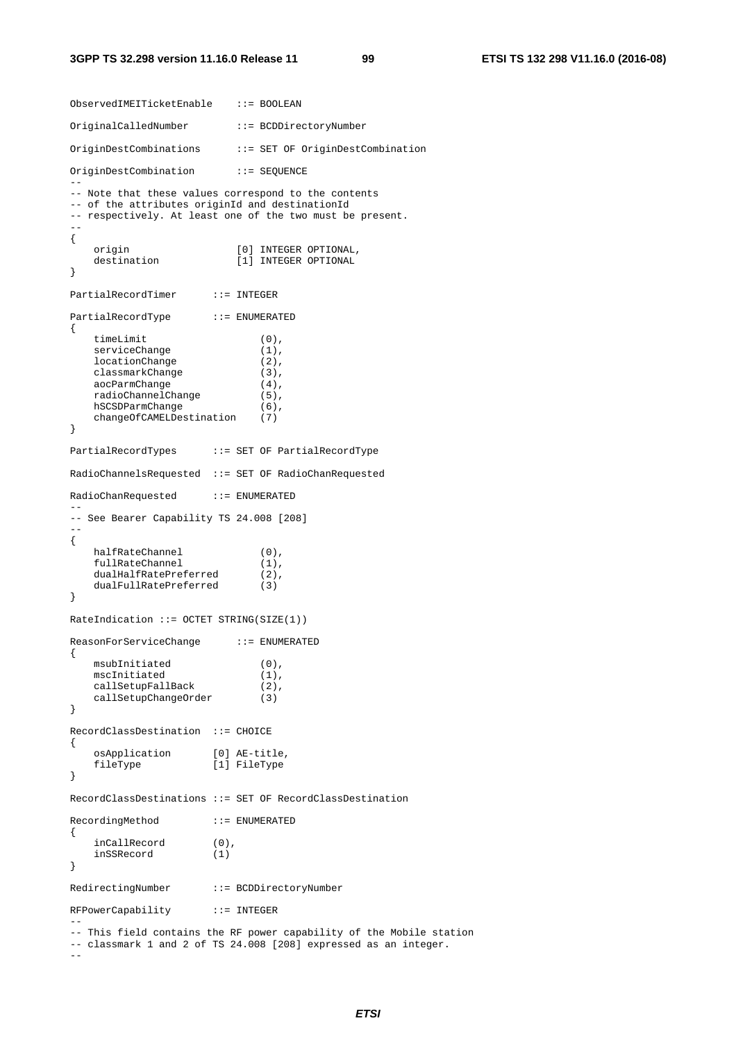```
ObservedIMEITicketEnable    ::= BOOLEAN

OriginalCalledNumber        ::= BCDDirectoryNumber

OriginDestCombinations      ::= SET OF OriginDestCombination

OriginDestCombination       ::= SEQUENCE
--
-- Note that these values correspond to the contents
-- of the attributes originId and destinationId
-- respectively. At least one of the two must be present.
--
{
    origin                  [0] INTEGER OPTIONAL,
    destination             [1] INTEGER OPTIONAL
}

PartialRecordTimer      ::= INTEGER

PartialRecordType       ::= ENUMERATED
{
    timeLimit                   (0),
    serviceChange               (1),
    locationChange              (2),
    classmarkChange             (3),
    aocParmChange               (4),
    radioChannelChange          (5),
    hSCSDParmChange             (6),
    changeOfCAMELDestination    (7)
}

PartialRecordTypes      ::= SET OF PartialRecordType

RadioChannelsRequested  ::= SET OF RadioChanRequested

RadioChanRequested      ::= ENUMERATED
--
-- See Bearer Capability TS 24.008 [208]
--
{
    halfRateChannel             (0),
    fullRateChannel             (1),
    dualHalfRatePreferred       (2),
    dualFullRatePreferred       (3)
}

RateIndication ::= OCTET STRING(SIZE(1))

ReasonForServiceChange      ::= ENUMERATED
{
    msubInitiated               (0),
    mscInitiated                (1),
    callSetupFallBack           (2),
    callSetupChangeOrder        (3)
}

RecordClassDestination  ::= CHOICE
{
    osApplication       [0] AE-title,
    fileType            [1] FileType
}

RecordClassDestinations ::= SET OF RecordClassDestination

RecordingMethod         ::= ENUMERATED
{
    inCallRecord        (0),
    inSSRecord          (1)
}

RedirectingNumber       ::= BCDDirectoryNumber

RFPowerCapability       ::= INTEGER
--
-- This field contains the RF power capability of the Mobile station
-- classmark 1 and 2 of TS 24.008 [208] expressed as an integer.
--
```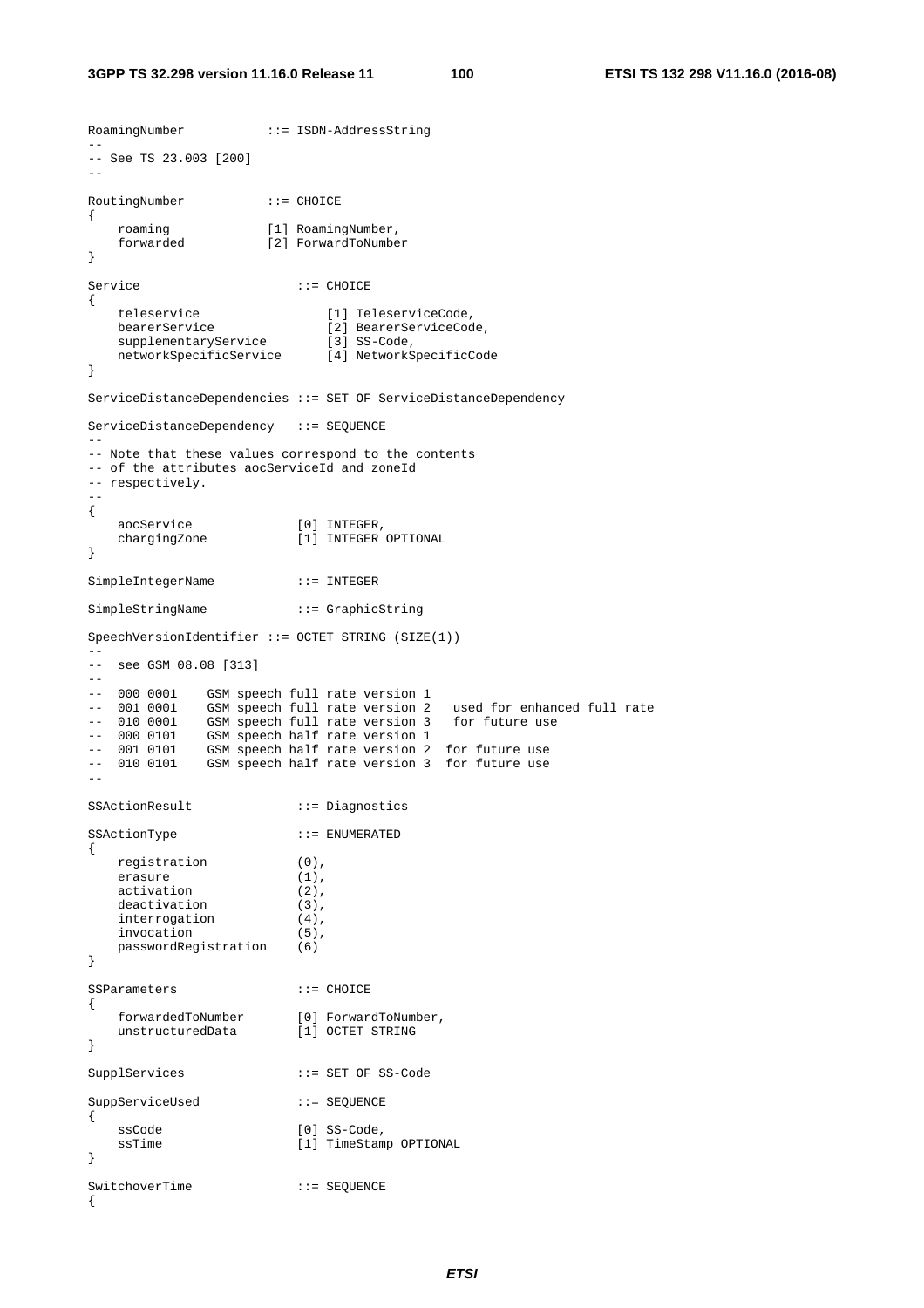```
RoamingNumber           ::= ISDN-AddressString
--
-- See TS 23.003 [200]
--

RoutingNumber           ::= CHOICE
{
    roaming             [1] RoamingNumber,
    forwarded           [2] ForwardToNumber
}

Service                     ::= CHOICE
{
    teleservice                 [1] TeleserviceCode,
    bearerService               [2] BearerServiceCode,
    supplementaryService        [3] SS-Code,
    networkSpecificService      [4] NetworkSpecificCode
}

ServiceDistanceDependencies ::= SET OF ServiceDistanceDependency

ServiceDistanceDependency   ::= SEQUENCE
--
-- Note that these values correspond to the contents
-- of the attributes aocServiceId and zoneId
-- respectively.
--
{
    aocService              [0] INTEGER,
    chargingZone            [1] INTEGER OPTIONAL
}

SimpleIntegerName           ::= INTEGER

SimpleStringName            ::= GraphicString

SpeechVersionIdentifier ::= OCTET STRING (SIZE(1))
--
--  see GSM 08.08 [313]
--
--  000 0001    GSM speech full rate version 1
--  001 0001    GSM speech full rate version 2   used for enhanced full rate
--  010 0001    GSM speech full rate version 3   for future use
--  000 0101    GSM speech half rate version 1
--  001 0101    GSM speech half rate version 2  for future use
--  010 0101    GSM speech half rate version 3  for future use
--

SSActionResult              ::= Diagnostics

SSActionType                ::= ENUMERATED
{
    registration            (0),
    erasure                 (1),
    activation              (2),
    deactivation            (3),
    interrogation           (4),
    invocation              (5),
    passwordRegistration    (6)
}

SSParameters                ::= CHOICE
{
    forwardedToNumber       [0] ForwardToNumber,
    unstructuredData        [1] OCTET STRING
}

SupplServices               ::= SET OF SS-Code

SuppServiceUsed             ::= SEQUENCE
{
    ssCode                  [0] SS-Code,
    ssTime                  [1] TimeStamp OPTIONAL
}

SwitchoverTime              ::= SEQUENCE
{
```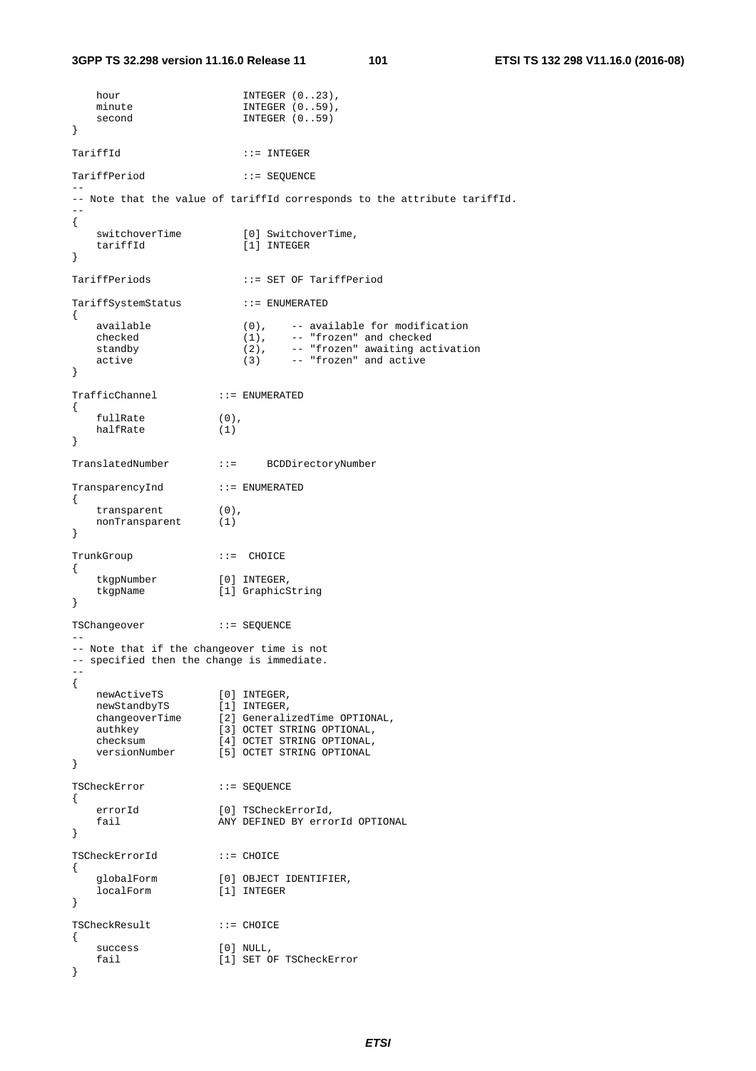```
    hour                    INTEGER (0..23),
    minute                  INTEGER (0..59),
    second                  INTEGER (0..59)
}

TariffId                    ::= INTEGER

TariffPeriod                ::= SEQUENCE
--
-- Note that the value of tariffId corresponds to the attribute tariffId.
--
{
    switchoverTime          [0] SwitchoverTime,
    tariffId                [1] INTEGER
}

TariffPeriods               ::= SET OF TariffPeriod

TariffSystemStatus          ::= ENUMERATED
{
    available               (0),    -- available for modification
    checked                 (1),    -- "frozen" and checked
    standby                 (2),    -- "frozen" awaiting activation
    active                  (3)     -- "frozen" and active
}

TrafficChannel          ::= ENUMERATED
{
    fullRate            (0),
    halfRate            (1)
}

TranslatedNumber        ::=     BCDDirectoryNumber

TransparencyInd         ::= ENUMERATED
{
    transparent         (0),
    nonTransparent      (1)
}

TrunkGroup              ::=  CHOICE
{
    tkgpNumber          [0] INTEGER,
    tkgpName            [1] GraphicString
}

TSChangeover            ::= SEQUENCE
--
-- Note that if the changeover time is not
-- specified then the change is immediate.
--
{
    newActiveTS         [0] INTEGER,
    newStandbyTS        [1] INTEGER,
    changeoverTime      [2] GeneralizedTime OPTIONAL,
    authkey             [3] OCTET STRING OPTIONAL,
    checksum            [4] OCTET STRING OPTIONAL,
    versionNumber       [5] OCTET STRING OPTIONAL
}

TSCheckError            ::= SEQUENCE
{
    errorId             [0] TSCheckErrorId,
    fail                ANY DEFINED BY errorId OPTIONAL
}

TSCheckErrorId          ::= CHOICE
{
    globalForm          [0] OBJECT IDENTIFIER,
    localForm           [1] INTEGER
}

TSCheckResult           ::= CHOICE
{
    success             [0] NULL,
    fail                [1] SET OF TSCheckError
}
```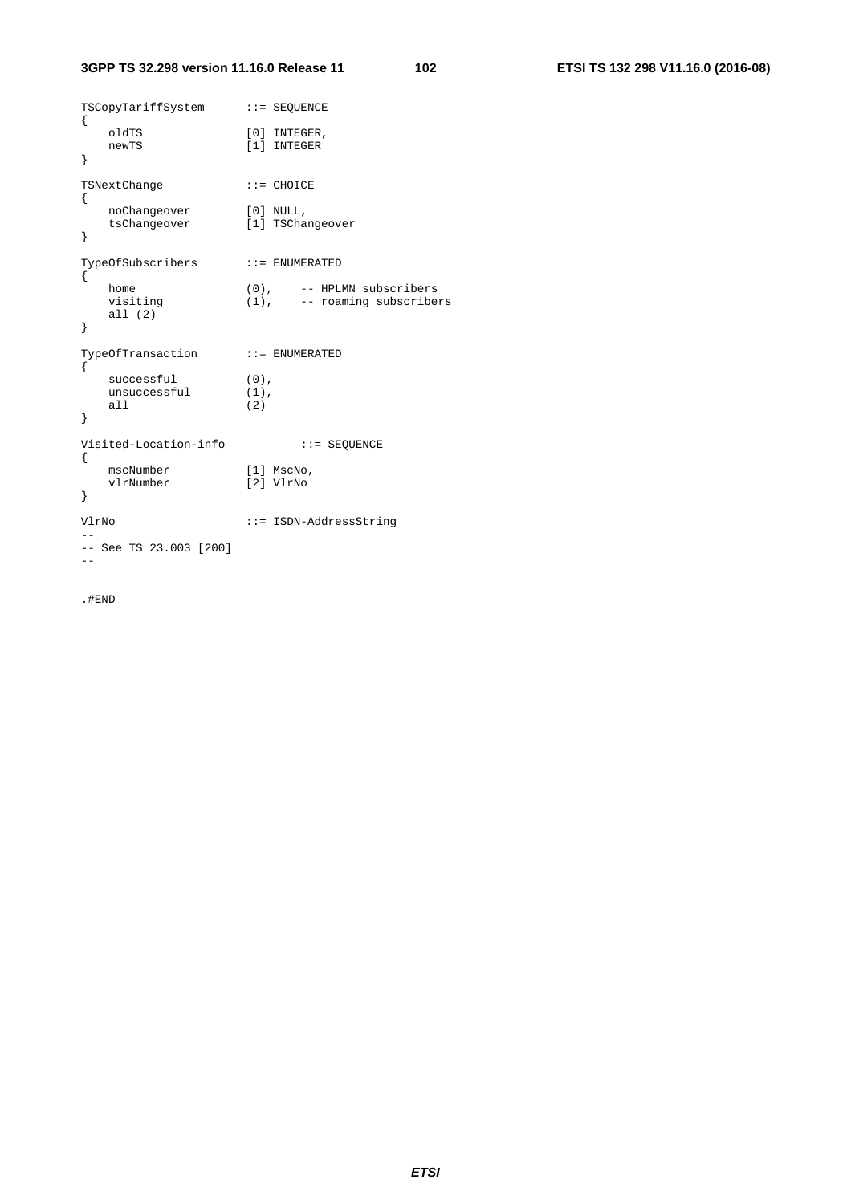```
TSCopyTariffSystem      ::= SEQUENCE
{
    oldTS               [0] INTEGER,
    newTS               [1] INTEGER
}

TSNextChange            ::= CHOICE
{
    noChangeover        [0] NULL,
    tsChangeover        [1] TSChangeover
}

TypeOfSubscribers       ::= ENUMERATED
{
    home                (0),     -- HPLMN subscribers
    visiting            (1),     -- roaming subscribers
    all (2)
}

TypeOfTransaction       ::= ENUMERATED
{
    successful          (0),
    unsuccessful        (1),
    all                 (2)
}

Visited-Location-info           ::= SEQUENCE
{
    mscNumber           [1] MscNo,
    vlrNumber           [2] VlrNo
}

VlrNo                   ::= ISDN-AddressString
--
-- See TS 23.003 [200]
--

.#END
```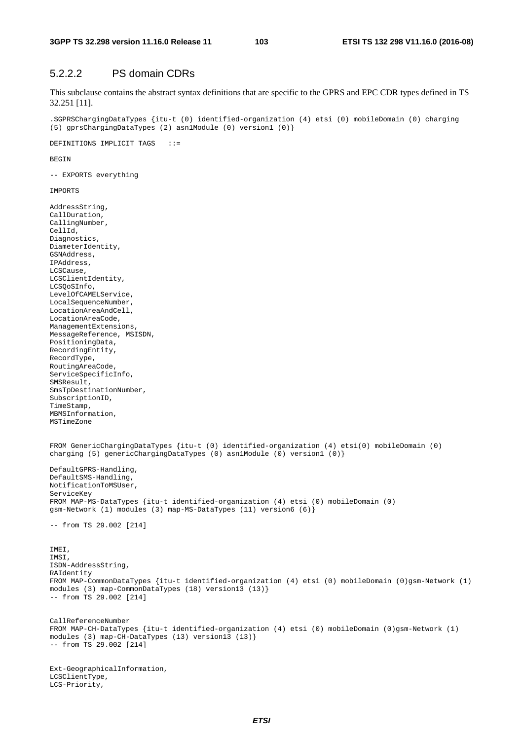### 5.2.2.2 PS domain CDRs

This subclause contains the abstract syntax definitions that are specific to the GPRS and EPC CDR types defined in TS 32.251 [11].

```
.$GPRSChargingDataTypes {itu-t (0) identified-organization (4) etsi (0) mobileDomain (0) charging
(5) gprsChargingDataTypes (2) asn1Module (0) version1 (0)}

DEFINITIONS IMPLICIT TAGS   ::=

BEGIN

-- EXPORTS everything

IMPORTS

AddressString,
CallDuration,
CallingNumber,
CellId,
Diagnostics,
DiameterIdentity,
GSNAddress,
IPAddress,
LCSCause,
LCSClientIdentity,
LCSQoSInfo,
LevelOfCAMELService,
LocalSequenceNumber,
LocationAreaAndCell,
LocationAreaCode,
ManagementExtensions,
MessageReference, MSISDN,
PositioningData,
RecordingEntity,
RecordType,
RoutingAreaCode,
ServiceSpecificInfo,
SMSResult,
SmsTpDestinationNumber,
SubscriptionID,
TimeStamp,
MBMSInformation,
MSTimeZone


FROM GenericChargingDataTypes {itu-t (0) identified-organization (4) etsi(0) mobileDomain (0)
charging (5) genericChargingDataTypes (0) asn1Module (0) version1 (0)}

DefaultGPRS-Handling,
DefaultSMS-Handling,
NotificationToMSUser,
ServiceKey
FROM MAP-MS-DataTypes {itu-t identified-organization (4) etsi (0) mobileDomain (0)
gsm-Network (1) modules (3) map-MS-DataTypes (11) version6 (6)}

-- from TS 29.002 [214]


IMEI,
IMSI,
ISDN-AddressString,
RAIdentity
FROM MAP-CommonDataTypes {itu-t identified-organization (4) etsi (0) mobileDomain (0)gsm-Network (1)
modules (3) map-CommonDataTypes (18) version13 (13)}
-- from TS 29.002 [214]


CallReferenceNumber
FROM MAP-CH-DataTypes {itu-t identified-organization (4) etsi (0) mobileDomain (0)gsm-Network (1)
modules (3) map-CH-DataTypes (13) version13 (13)}
-- from TS 29.002 [214]


Ext-GeographicalInformation,
LCSClientType,
LCS-Priority,
```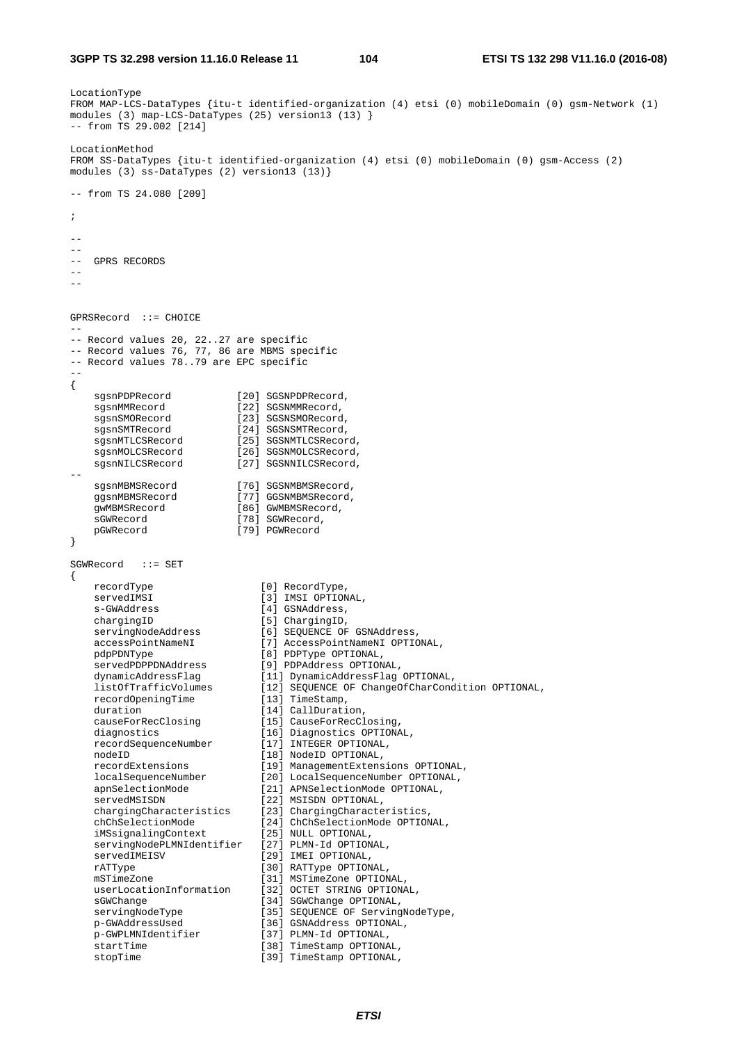```
LocationType
FROM MAP-LCS-DataTypes {itu-t identified-organization (4) etsi (0) mobileDomain (0) gsm-Network (1)
modules (3) map-LCS-DataTypes (25) version13 (13) }
-- from TS 29.002 [214]

LocationMethod
FROM SS-DataTypes {itu-t identified-organization (4) etsi (0) mobileDomain (0) gsm-Access (2)
modules (3) ss-DataTypes (2) version13 (13)}

-- from TS 24.080 [209]

;

--
--
--  GPRS RECORDS
--
--


GPRSRecord  ::= CHOICE
--
-- Record values 20, 22..27 are specific
-- Record values 76, 77, 86 are MBMS specific
-- Record values 78..79 are EPC specific
--
{
    sgsnPDPRecord           [20] SGSNPDPRecord,
    sgsnMMRecord            [22] SGSNMMRecord,
    sgsnSMORecord           [23] SGSNSMORecord,
    sgsnSMTRecord           [24] SGSNSMTRecord,
    sgsnMTLCSRecord         [25] SGSNMTLCSRecord,
    sgsnMOLCSRecord         [26] SGSNMOLCSRecord,
    sgsnNILCSRecord         [27] SGSNNILCSRecord,
--
    sgsnMBMSRecord          [76] SGSNMBMSRecord,
    ggsnMBMSRecord          [77] GGSNMBMSRecord,
    gwMBMSRecord            [86] GWMBMSRecord,
    sGWRecord               [78] SGWRecord,
    pGWRecord               [79] PGWRecord
}

SGWRecord   ::= SET
{
    recordType                  [0] RecordType,
    servedIMSI                  [3] IMSI OPTIONAL,
    s-GWAddress                 [4] GSNAddress,
    chargingID                  [5] ChargingID,
    servingNodeAddress          [6] SEQUENCE OF GSNAddress,
    accessPointNameNI           [7] AccessPointNameNI OPTIONAL,
    pdpPDNType                  [8] PDPType OPTIONAL,
    servedPDPPDNAddress         [9] PDPAddress OPTIONAL,
    dynamicAddressFlag          [11] DynamicAddressFlag OPTIONAL,
    listOfTrafficVolumes        [12] SEQUENCE OF ChangeOfCharCondition OPTIONAL,
    recordOpeningTime           [13] TimeStamp,
    duration                    [14] CallDuration,
    causeForRecClosing          [15] CauseForRecClosing,
    diagnostics                 [16] Diagnostics OPTIONAL,
    recordSequenceNumber        [17] INTEGER OPTIONAL,
    nodeID                      [18] NodeID OPTIONAL,
    recordExtensions            [19] ManagementExtensions OPTIONAL,
    localSequenceNumber         [20] LocalSequenceNumber OPTIONAL,
    apnSelectionMode            [21] APNSelectionMode OPTIONAL,
    servedMSISDN                [22] MSISDN OPTIONAL,
    chargingCharacteristics     [23] ChargingCharacteristics,
    chChSelectionMode           [24] ChChSelectionMode OPTIONAL,
    iMSsignalingContext         [25] NULL OPTIONAL,
    servingNodePLMNIdentifier   [27] PLMN-Id OPTIONAL,
    servedIMEISV                [29] IMEI OPTIONAL,
    rATType                     [30] RATType OPTIONAL,
    mSTimeZone                  [31] MSTimeZone OPTIONAL,
    userLocationInformation     [32] OCTET STRING OPTIONAL,
    sGWChange                   [34] SGWChange OPTIONAL,
    servingNodeType             [35] SEQUENCE OF ServingNodeType,
    p-GWAddressUsed             [36] GSNAddress OPTIONAL,
    p-GWPLMNIdentifier          [37] PLMN-Id OPTIONAL,
    startTime                   [38] TimeStamp OPTIONAL,
    stopTime                    [39] TimeStamp OPTIONAL,
```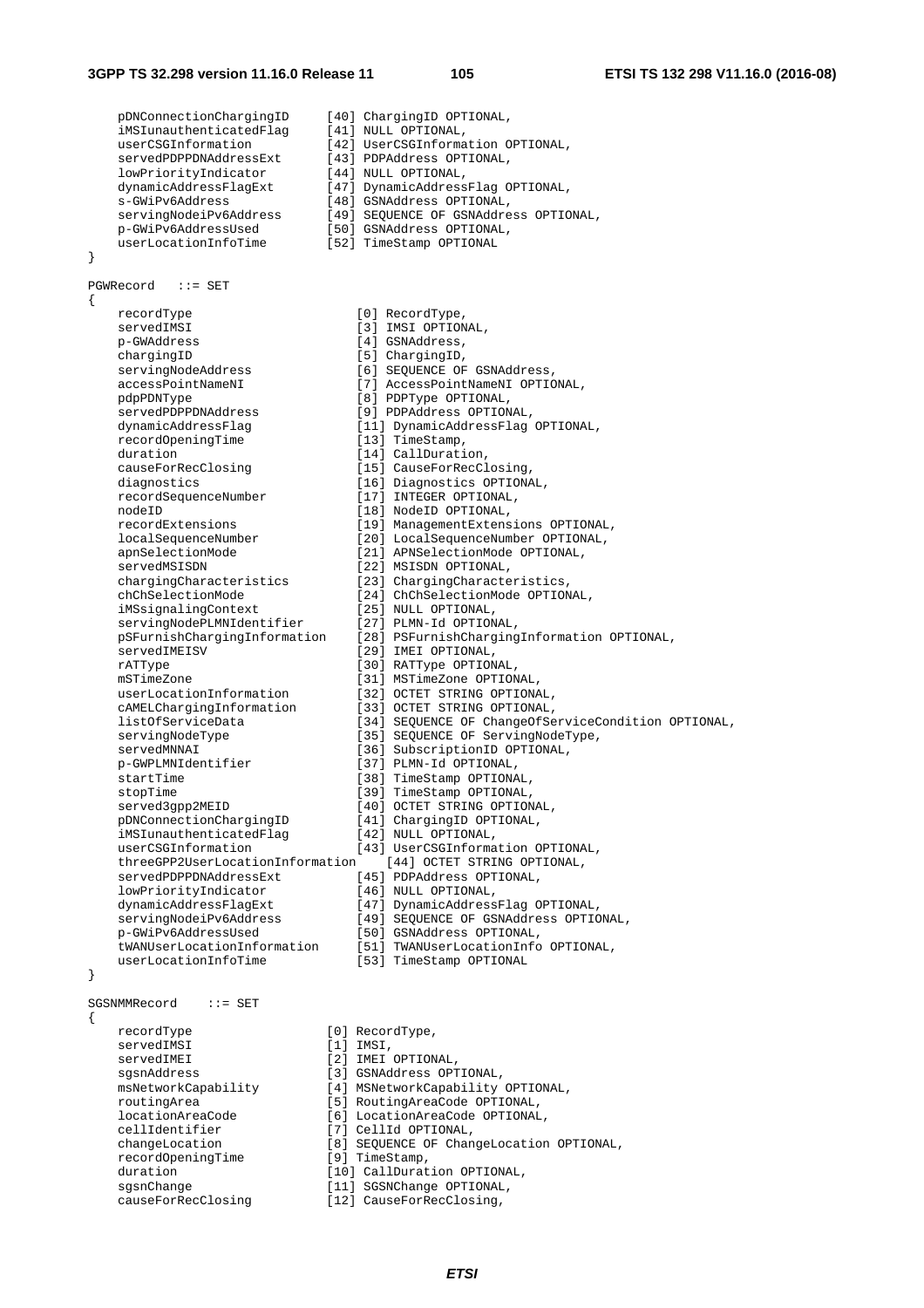```
    pDNConnectionChargingID     [40] ChargingID OPTIONAL,
    iMSIunauthenticatedFlag     [41] NULL OPTIONAL,
    userCSGInformation          [42] UserCSGInformation OPTIONAL,
    servedPDPPDNAddressExt      [43] PDPAddress OPTIONAL,
    lowPriorityIndicator        [44] NULL OPTIONAL,
    dynamicAddressFlagExt       [47] DynamicAddressFlag OPTIONAL,
    s-GWiPv6Address             [48] GSNAddress OPTIONAL,
    servingNodeiPv6Address      [49] SEQUENCE OF GSNAddress OPTIONAL,
    p-GWiPv6AddressUsed         [50] GSNAddress OPTIONAL,
    userLocationInfoTime        [52] TimeStamp OPTIONAL
}

PGWRecord   ::= SET
{
    recordType                      [0] RecordType,
    servedIMSI                      [3] IMSI OPTIONAL,
    p-GWAddress                     [4] GSNAddress,
    chargingID                      [5] ChargingID,
    servingNodeAddress              [6] SEQUENCE OF GSNAddress,
    accessPointNameNI               [7] AccessPointNameNI OPTIONAL,
    pdpPDNType                      [8] PDPType OPTIONAL,
    servedPDPPDNAddress             [9] PDPAddress OPTIONAL,
    dynamicAddressFlag              [11] DynamicAddressFlag OPTIONAL,
    recordOpeningTime               [13] TimeStamp,
    duration                        [14] CallDuration,
    causeForRecClosing              [15] CauseForRecClosing,
    diagnostics                     [16] Diagnostics OPTIONAL,
    recordSequenceNumber            [17] INTEGER OPTIONAL,
    nodeID                          [18] NodeID OPTIONAL,
    recordExtensions                [19] ManagementExtensions OPTIONAL,
    localSequenceNumber             [20] LocalSequenceNumber OPTIONAL,
    apnSelectionMode                [21] APNSelectionMode OPTIONAL,
    servedMSISDN                    [22] MSISDN OPTIONAL,
    chargingCharacteristics         [23] ChargingCharacteristics,
    chChSelectionMode               [24] ChChSelectionMode OPTIONAL,
    iMSsignalingContext             [25] NULL OPTIONAL,
    servingNodePLMNIdentifier       [27] PLMN-Id OPTIONAL,
    pSFurnishChargingInformation    [28] PSFurnishChargingInformation OPTIONAL,
    servedIMEISV                    [29] IMEI OPTIONAL,
    rATType                         [30] RATType OPTIONAL,
    mSTimeZone                      [31] MSTimeZone OPTIONAL,
    userLocationInformation         [32] OCTET STRING OPTIONAL,
    cAMELChargingInformation        [33] OCTET STRING OPTIONAL,
    listOfServiceData               [34] SEQUENCE OF ChangeOfServiceCondition OPTIONAL,
    servingNodeType                 [35] SEQUENCE OF ServingNodeType,
    servedMNNAI                     [36] SubscriptionID OPTIONAL,
    p-GWPLMNIdentifier              [37] PLMN-Id OPTIONAL,
    startTime                       [38] TimeStamp OPTIONAL,
    stopTime                        [39] TimeStamp OPTIONAL,
    served3gpp2MEID                 [40] OCTET STRING OPTIONAL,
    pDNConnectionChargingID         [41] ChargingID OPTIONAL,
    iMSIunauthenticatedFlag         [42] NULL OPTIONAL,
    userCSGInformation              [43] UserCSGInformation OPTIONAL,
    threeGPP2UserLocationInformation    [44] OCTET STRING OPTIONAL,
    servedPDPPDNAddressExt          [45] PDPAddress OPTIONAL,
    lowPriorityIndicator            [46] NULL OPTIONAL,
    dynamicAddressFlagExt           [47] DynamicAddressFlag OPTIONAL,
    servingNodeiPv6Address          [49] SEQUENCE OF GSNAddress OPTIONAL,
    p-GWiPv6AddressUsed             [50] GSNAddress OPTIONAL,
    tWANUserLocationInformation     [51] TWANUserLocationInfo OPTIONAL,
    userLocationInfoTime            [53] TimeStamp OPTIONAL
}

SGSNMMRecord    ::= SET
{
    recordType                  [0] RecordType,
    servedIMSI                  [1] IMSI,
    servedIMEI                  [2] IMEI OPTIONAL,
    sgsnAddress                 [3] GSNAddress OPTIONAL,
    msNetworkCapability         [4] MSNetworkCapability OPTIONAL,
    routingArea                 [5] RoutingAreaCode OPTIONAL,
    locationAreaCode            [6] LocationAreaCode OPTIONAL,
    cellIdentifier              [7] CellId OPTIONAL,
    changeLocation              [8] SEQUENCE OF ChangeLocation OPTIONAL,
    recordOpeningTime           [9] TimeStamp,
    duration                    [10] CallDuration OPTIONAL,
    sgsnChange                  [11] SGSNChange OPTIONAL,
    causeForRecClosing          [12] CauseForRecClosing,
```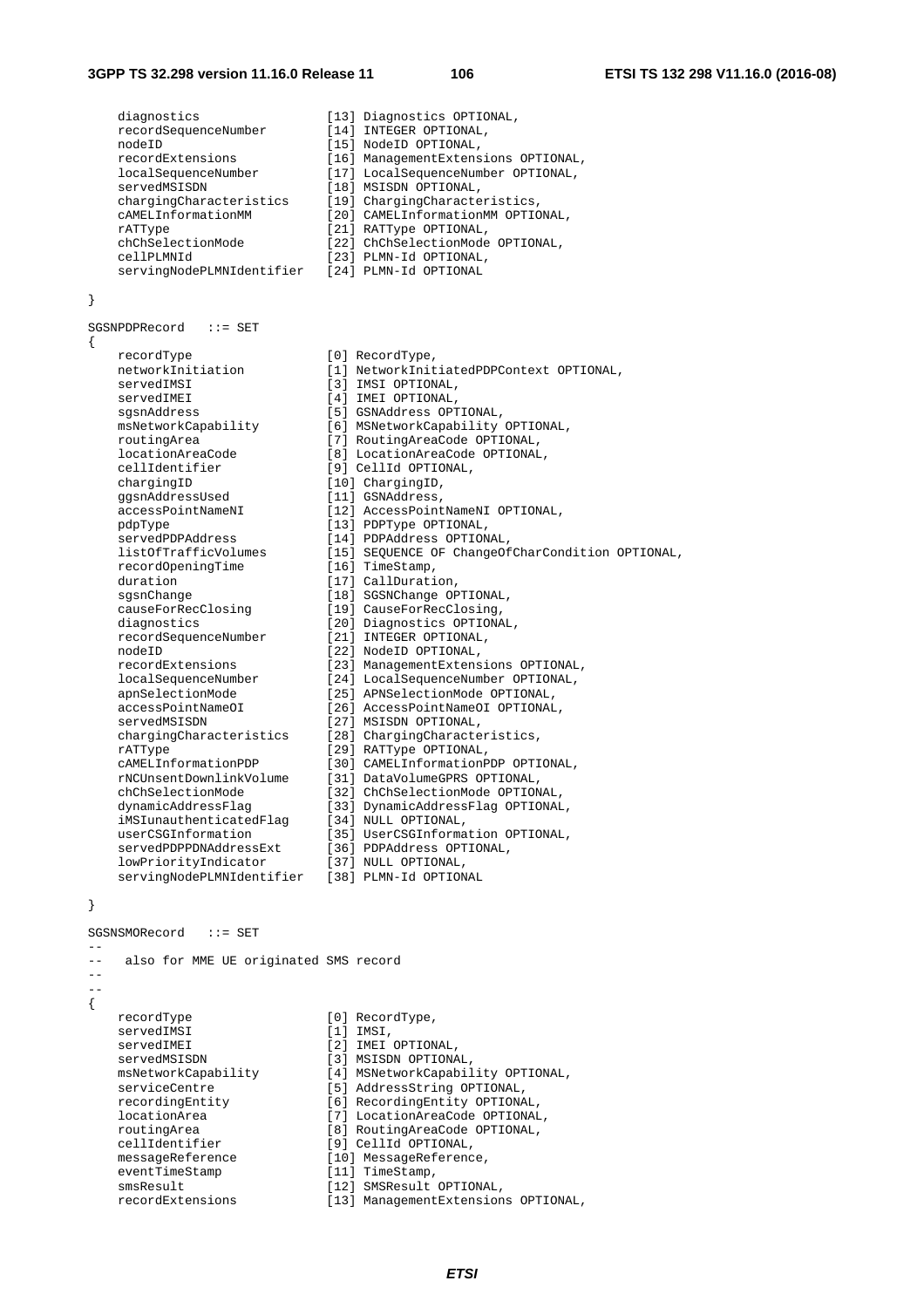```
    diagnostics                 [13] Diagnostics OPTIONAL,
    recordSequenceNumber        [14] INTEGER OPTIONAL,
    nodeID                      [15] NodeID OPTIONAL,
    recordExtensions            [16] ManagementExtensions OPTIONAL,
    localSequenceNumber         [17] LocalSequenceNumber OPTIONAL,
    servedMSISDN                [18] MSISDN OPTIONAL,
    chargingCharacteristics     [19] ChargingCharacteristics,
    cAMELInformationMM          [20] CAMELInformationMM OPTIONAL,
    rATType                     [21] RATType OPTIONAL,
    chChSelectionMode           [22] ChChSelectionMode OPTIONAL,
    cellPLMNId                  [23] PLMN-Id OPTIONAL,
    servingNodePLMNIdentifier   [24] PLMN-Id OPTIONAL

}

SGSNPDPRecord   ::= SET
{
    recordType                  [0] RecordType,
    networkInitiation           [1] NetworkInitiatedPDPContext OPTIONAL,
    servedIMSI                  [3] IMSI OPTIONAL,
    servedIMEI                  [4] IMEI OPTIONAL,
    sgsnAddress                 [5] GSNAddress OPTIONAL,
    msNetworkCapability         [6] MSNetworkCapability OPTIONAL,
    routingArea                 [7] RoutingAreaCode OPTIONAL,
    locationAreaCode            [8] LocationAreaCode OPTIONAL,
    cellIdentifier              [9] CellId OPTIONAL,
    chargingID                  [10] ChargingID,
    ggsnAddressUsed             [11] GSNAddress,
    accessPointNameNI           [12] AccessPointNameNI OPTIONAL,
    pdpType                     [13] PDPType OPTIONAL,
    servedPDPAddress            [14] PDPAddress OPTIONAL,
    listOfTrafficVolumes        [15] SEQUENCE OF ChangeOfCharCondition OPTIONAL,
    recordOpeningTime           [16] TimeStamp,
    duration                    [17] CallDuration,
    sgsnChange                  [18] SGSNChange OPTIONAL,
    causeForRecClosing          [19] CauseForRecClosing,
    diagnostics                 [20] Diagnostics OPTIONAL,
    recordSequenceNumber        [21] INTEGER OPTIONAL,
    nodeID                      [22] NodeID OPTIONAL,
    recordExtensions            [23] ManagementExtensions OPTIONAL,
    localSequenceNumber         [24] LocalSequenceNumber OPTIONAL,
    apnSelectionMode            [25] APNSelectionMode OPTIONAL,
    accessPointNameOI           [26] AccessPointNameOI OPTIONAL,
    servedMSISDN                [27] MSISDN OPTIONAL,
    chargingCharacteristics     [28] ChargingCharacteristics,
    rATType                     [29] RATType OPTIONAL,
    cAMELInformationPDP         [30] CAMELInformationPDP OPTIONAL,
    rNCUnsentDownlinkVolume     [31] DataVolumeGPRS OPTIONAL,
    chChSelectionMode           [32] ChChSelectionMode OPTIONAL,
    dynamicAddressFlag          [33] DynamicAddressFlag OPTIONAL,
    iMSIunauthenticatedFlag     [34] NULL OPTIONAL,
    userCSGInformation          [35] UserCSGInformation OPTIONAL,
    servedPDPPDNAddressExt      [36] PDPAddress OPTIONAL,
    lowPriorityIndicator        [37] NULL OPTIONAL,
    servingNodePLMNIdentifier   [38] PLMN-Id OPTIONAL

}

SGSNSMORecord   ::= SET
--
--   also for MME UE originated SMS record
--
--
{
    recordType                  [0] RecordType,
    servedIMSI                  [1] IMSI,
    servedIMEI                  [2] IMEI OPTIONAL,
    servedMSISDN                [3] MSISDN OPTIONAL,
    msNetworkCapability         [4] MSNetworkCapability OPTIONAL,
    serviceCentre               [5] AddressString OPTIONAL,
    recordingEntity             [6] RecordingEntity OPTIONAL,
    locationArea                [7] LocationAreaCode OPTIONAL,
    routingArea                 [8] RoutingAreaCode OPTIONAL,
    cellIdentifier              [9] CellId OPTIONAL,
    messageReference            [10] MessageReference,
    eventTimeStamp              [11] TimeStamp,
    smsResult                   [12] SMSResult OPTIONAL,
    recordExtensions            [13] ManagementExtensions OPTIONAL,
```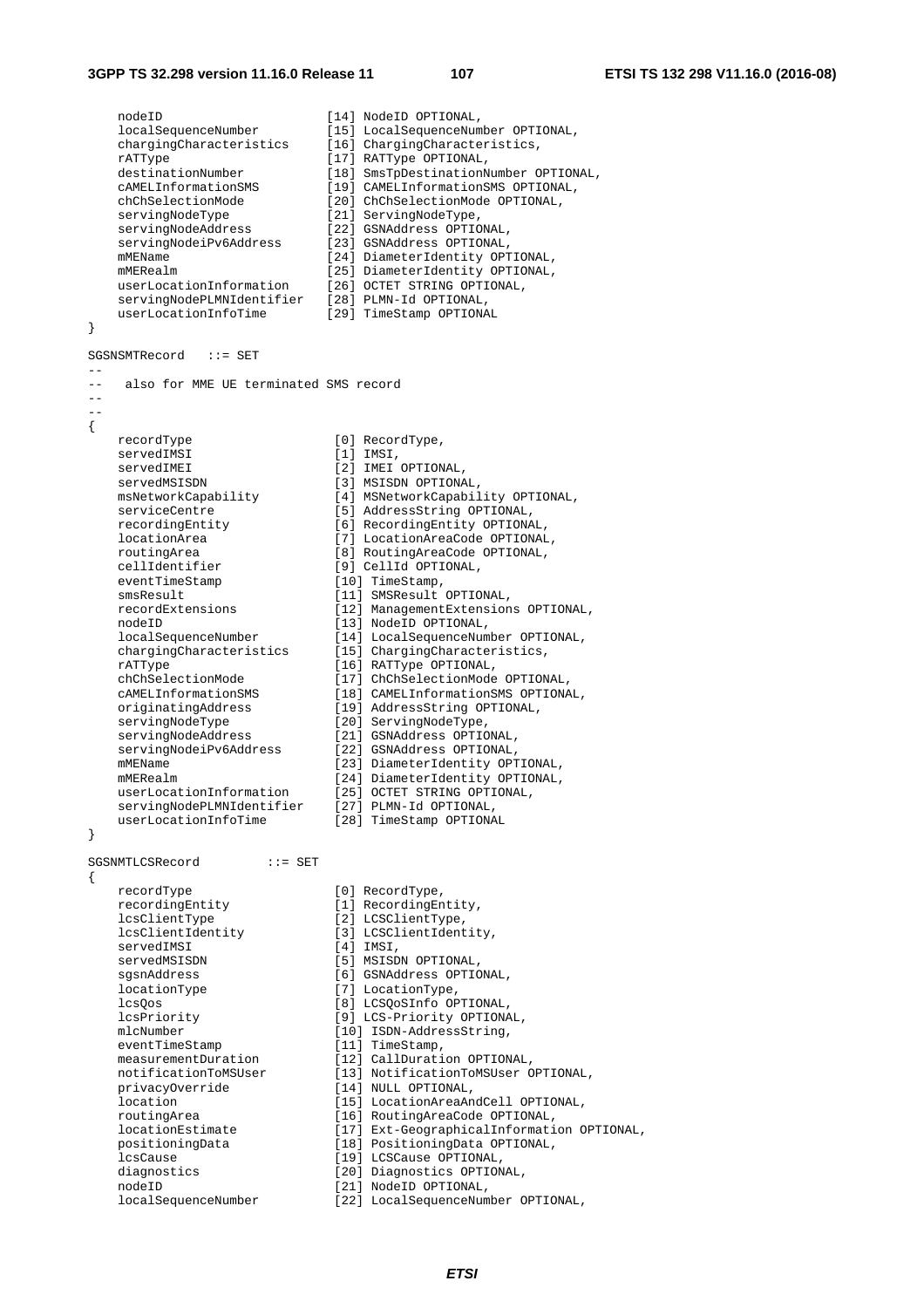```
    nodeID                        [14] NodeID OPTIONAL,
    localSequenceNumber           [15] LocalSequenceNumber OPTIONAL,
    chargingCharacteristics       [16] ChargingCharacteristics,
    rATType                       [17] RATType OPTIONAL,
    destinationNumber             [18] SmsTpDestinationNumber OPTIONAL,
    cAMELInformationSMS           [19] CAMELInformationSMS OPTIONAL,
    chChSelectionMode             [20] ChChSelectionMode OPTIONAL,
    servingNodeType               [21] ServingNodeType,
    servingNodeAddress            [22] GSNAddress OPTIONAL,
    servingNodeiPv6Address        [23] GSNAddress OPTIONAL,
    mMEName                       [24] DiameterIdentity OPTIONAL,
    mMERealm                      [25] DiameterIdentity OPTIONAL,
    userLocationInformation       [26] OCTET STRING OPTIONAL,
    servingNodePLMNIdentifier     [28] PLMN-Id OPTIONAL,
    userLocationInfoTime          [29] TimeStamp OPTIONAL
}

SGSNSMTRecord   ::= SET
--
--   also for MME UE terminated SMS record
--
--
{
    recordType                    [0] RecordType,
    servedIMSI                    [1] IMSI,
    servedIMEI                    [2] IMEI OPTIONAL,
    servedMSISDN                  [3] MSISDN OPTIONAL,
    msNetworkCapability           [4] MSNetworkCapability OPTIONAL,
    serviceCentre                 [5] AddressString OPTIONAL,
    recordingEntity               [6] RecordingEntity OPTIONAL,
    locationArea                  [7] LocationAreaCode OPTIONAL,
    routingArea                   [8] RoutingAreaCode OPTIONAL,
    cellIdentifier                [9] CellId OPTIONAL,
    eventTimeStamp                [10] TimeStamp,
    smsResult                     [11] SMSResult OPTIONAL,
    recordExtensions              [12] ManagementExtensions OPTIONAL,
    nodeID                        [13] NodeID OPTIONAL,
    localSequenceNumber           [14] LocalSequenceNumber OPTIONAL,
    chargingCharacteristics       [15] ChargingCharacteristics,
    rATType                       [16] RATType OPTIONAL,
    chChSelectionMode             [17] ChChSelectionMode OPTIONAL,
    cAMELInformationSMS           [18] CAMELInformationSMS OPTIONAL,
    originatingAddress            [19] AddressString OPTIONAL,
    servingNodeType               [20] ServingNodeType,
    servingNodeAddress            [21] GSNAddress OPTIONAL,
    servingNodeiPv6Address        [22] GSNAddress OPTIONAL,
    mMEName                       [23] DiameterIdentity OPTIONAL,
    mMERealm                      [24] DiameterIdentity OPTIONAL,
    userLocationInformation       [25] OCTET STRING OPTIONAL,
    servingNodePLMNIdentifier     [27] PLMN-Id OPTIONAL,
    userLocationInfoTime          [28] TimeStamp OPTIONAL
}

SGSNMTLCSRecord         ::= SET
{
    recordType                    [0] RecordType,
    recordingEntity               [1] RecordingEntity,
    lcsClientType                 [2] LCSClientType,
    lcsClientIdentity             [3] LCSClientIdentity,
    servedIMSI                    [4] IMSI,
    servedMSISDN                  [5] MSISDN OPTIONAL,
    sgsnAddress                   [6] GSNAddress OPTIONAL,
    locationType                  [7] LocationType,
    lcsQos                        [8] LCSQoSInfo OPTIONAL,
    lcsPriority                   [9] LCS-Priority OPTIONAL,
    mlcNumber                     [10] ISDN-AddressString,
    eventTimeStamp                [11] TimeStamp,
    measurementDuration           [12] CallDuration OPTIONAL,
    notificationToMSUser          [13] NotificationToMSUser OPTIONAL,
    privacyOverride               [14] NULL OPTIONAL,
    location                      [15] LocationAreaAndCell OPTIONAL,
    routingArea                   [16] RoutingAreaCode OPTIONAL,
    locationEstimate              [17] Ext-GeographicalInformation OPTIONAL,
    positioningData               [18] PositioningData OPTIONAL,
    lcsCause                      [19] LCSCause OPTIONAL,
    diagnostics                   [20] Diagnostics OPTIONAL,
    nodeID                        [21] NodeID OPTIONAL,
    localSequenceNumber           [22] LocalSequenceNumber OPTIONAL,
```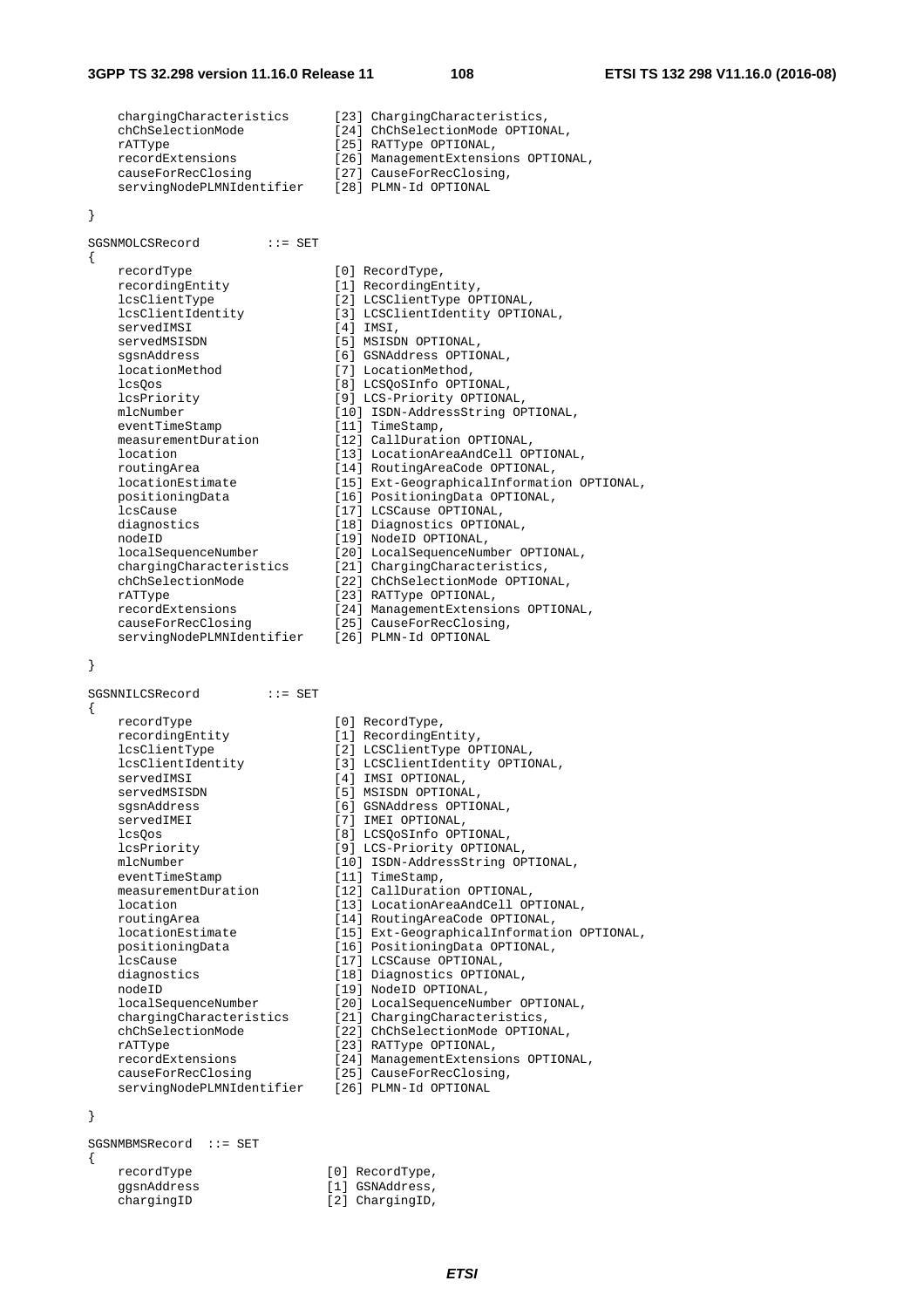```
    chargingCharacteristics      [23] ChargingCharacteristics,
    chChSelectionMode            [24] ChChSelectionMode OPTIONAL,
    rATType                      [25] RATType OPTIONAL,
    recordExtensions             [26] ManagementExtensions OPTIONAL,
    causeForRecClosing           [27] CauseForRecClosing,
    servingNodePLMNIdentifier    [28] PLMN-Id OPTIONAL

}

SGSNMOLCSRecord         ::= SET
{
    recordType                   [0] RecordType,
    recordingEntity              [1] RecordingEntity,
    lcsClientType                [2] LCSClientType OPTIONAL,
    lcsClientIdentity            [3] LCSClientIdentity OPTIONAL,
    servedIMSI                   [4] IMSI,
    servedMSISDN                 [5] MSISDN OPTIONAL,
    sgsnAddress                  [6] GSNAddress OPTIONAL,
    locationMethod               [7] LocationMethod,
    lcsQos                       [8] LCSQoSInfo OPTIONAL,
    lcsPriority                  [9] LCS-Priority OPTIONAL,
    mlcNumber                    [10] ISDN-AddressString OPTIONAL,
    eventTimeStamp               [11] TimeStamp,
    measurementDuration          [12] CallDuration OPTIONAL,
    location                     [13] LocationAreaAndCell OPTIONAL,
    routingArea                  [14] RoutingAreaCode OPTIONAL,
    locationEstimate             [15] Ext-GeographicalInformation OPTIONAL,
    positioningData              [16] PositioningData OPTIONAL,
    lcsCause                     [17] LCSCause OPTIONAL,
    diagnostics                  [18] Diagnostics OPTIONAL,
    nodeID                       [19] NodeID OPTIONAL,
    localSequenceNumber          [20] LocalSequenceNumber OPTIONAL,
    chargingCharacteristics      [21] ChargingCharacteristics,
    chChSelectionMode            [22] ChChSelectionMode OPTIONAL,
    rATType                      [23] RATType OPTIONAL,
    recordExtensions             [24] ManagementExtensions OPTIONAL,
    causeForRecClosing           [25] CauseForRecClosing,
    servingNodePLMNIdentifier    [26] PLMN-Id OPTIONAL

}

SGSNNILCSRecord         ::= SET
{
    recordType                   [0] RecordType,
    recordingEntity              [1] RecordingEntity,
    lcsClientType                [2] LCSClientType OPTIONAL,
    lcsClientIdentity            [3] LCSClientIdentity OPTIONAL,
    servedIMSI                   [4] IMSI OPTIONAL,
    servedMSISDN                 [5] MSISDN OPTIONAL,
    sgsnAddress                  [6] GSNAddress OPTIONAL,
    servedIMEI                   [7] IMEI OPTIONAL,
    lcsQos                       [8] LCSQoSInfo OPTIONAL,
    lcsPriority                  [9] LCS-Priority OPTIONAL,
    mlcNumber                    [10] ISDN-AddressString OPTIONAL,
    eventTimeStamp               [11] TimeStamp,
    measurementDuration          [12] CallDuration OPTIONAL,
    location                     [13] LocationAreaAndCell OPTIONAL,
    routingArea                  [14] RoutingAreaCode OPTIONAL,
    locationEstimate             [15] Ext-GeographicalInformation OPTIONAL,
    positioningData              [16] PositioningData OPTIONAL,
    lcsCause                     [17] LCSCause OPTIONAL,
    diagnostics                  [18] Diagnostics OPTIONAL,
    nodeID                       [19] NodeID OPTIONAL,
    localSequenceNumber          [20] LocalSequenceNumber OPTIONAL,
    chargingCharacteristics      [21] ChargingCharacteristics,
    chChSelectionMode            [22] ChChSelectionMode OPTIONAL,
    rATType                      [23] RATType OPTIONAL,
    recordExtensions             [24] ManagementExtensions OPTIONAL,
    causeForRecClosing           [25] CauseForRecClosing,
    servingNodePLMNIdentifier    [26] PLMN-Id OPTIONAL

}

SGSNMBMSRecord  ::= SET
{
    recordType                   [0] RecordType,
    ggsnAddress                  [1] GSNAddress,
    chargingID                   [2] ChargingID,
```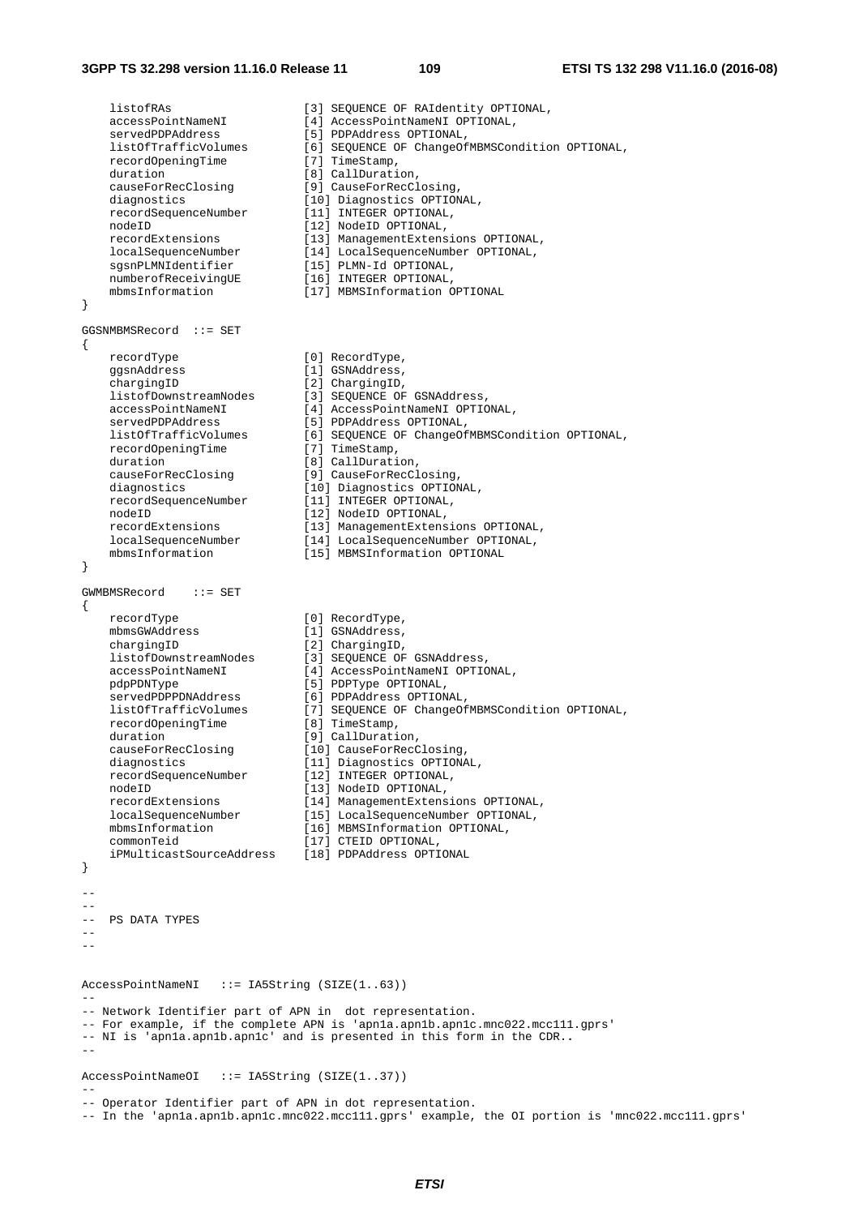```
    listofRAs                   [3] SEQUENCE OF RAIdentity OPTIONAL,
    accessPointNameNI           [4] AccessPointNameNI OPTIONAL,
    servedPDPAddress            [5] PDPAddress OPTIONAL,
    listOfTrafficVolumes        [6] SEQUENCE OF ChangeOfMBMSCondition OPTIONAL,
    recordOpeningTime           [7] TimeStamp,
    duration                    [8] CallDuration,
    causeForRecClosing          [9] CauseForRecClosing,
    diagnostics                 [10] Diagnostics OPTIONAL,
    recordSequenceNumber        [11] INTEGER OPTIONAL,
    nodeID                      [12] NodeID OPTIONAL,
    recordExtensions            [13] ManagementExtensions OPTIONAL,
    localSequenceNumber         [14] LocalSequenceNumber OPTIONAL,
    sgsnPLMNIdentifier          [15] PLMN-Id OPTIONAL,
    numberofReceivingUE         [16] INTEGER OPTIONAL,
    mbmsInformation             [17] MBMSInformation OPTIONAL
}

GGSNMBMSRecord  ::= SET
{
    recordType                  [0] RecordType,
    ggsnAddress                 [1] GSNAddress,
    chargingID                  [2] ChargingID,
    listofDownstreamNodes       [3] SEQUENCE OF GSNAddress,
    accessPointNameNI           [4] AccessPointNameNI OPTIONAL,
    servedPDPAddress            [5] PDPAddress OPTIONAL,
    listOfTrafficVolumes        [6] SEQUENCE OF ChangeOfMBMSCondition OPTIONAL,
    recordOpeningTime           [7] TimeStamp,
    duration                    [8] CallDuration,
    causeForRecClosing          [9] CauseForRecClosing,
    diagnostics                 [10] Diagnostics OPTIONAL,
    recordSequenceNumber        [11] INTEGER OPTIONAL,
    nodeID                      [12] NodeID OPTIONAL,
    recordExtensions            [13] ManagementExtensions OPTIONAL,
    localSequenceNumber         [14] LocalSequenceNumber OPTIONAL,
    mbmsInformation             [15] MBMSInformation OPTIONAL
}

GWMBMSRecord    ::= SET
{
    recordType                  [0] RecordType,
    mbmsGWAddress               [1] GSNAddress,
    chargingID                  [2] ChargingID,
    listofDownstreamNodes       [3] SEQUENCE OF GSNAddress,
    accessPointNameNI           [4] AccessPointNameNI OPTIONAL,
    pdpPDNType                  [5] PDPType OPTIONAL,
    servedPDPPDNAddress         [6] PDPAddress OPTIONAL,
    listOfTrafficVolumes        [7] SEQUENCE OF ChangeOfMBMSCondition OPTIONAL,
    recordOpeningTime           [8] TimeStamp,
    duration                    [9] CallDuration,
    causeForRecClosing          [10] CauseForRecClosing,
    diagnostics                 [11] Diagnostics OPTIONAL,
    recordSequenceNumber        [12] INTEGER OPTIONAL,
    nodeID                      [13] NodeID OPTIONAL,
    recordExtensions            [14] ManagementExtensions OPTIONAL,
    localSequenceNumber         [15] LocalSequenceNumber OPTIONAL,
    mbmsInformation             [16] MBMSInformation OPTIONAL,
    commonTeid                  [17] CTEID OPTIONAL,
    iPMulticastSourceAddress    [18] PDPAddress OPTIONAL
}

--
--
--  PS DATA TYPES
--
--

AccessPointNameNI   ::= IA5String (SIZE(1..63))
--
-- Network Identifier part of APN in  dot representation.
-- For example, if the complete APN is 'apn1a.apn1b.apn1c.mnc022.mcc111.gprs'
-- NI is 'apn1a.apn1b.apn1c' and is presented in this form in the CDR..
--

AccessPointNameOI   ::= IA5String (SIZE(1..37))
--
-- Operator Identifier part of APN in dot representation.
-- In the 'apn1a.apn1b.apn1c.mnc022.mcc111.gprs' example, the OI portion is 'mnc022.mcc111.gprs'
```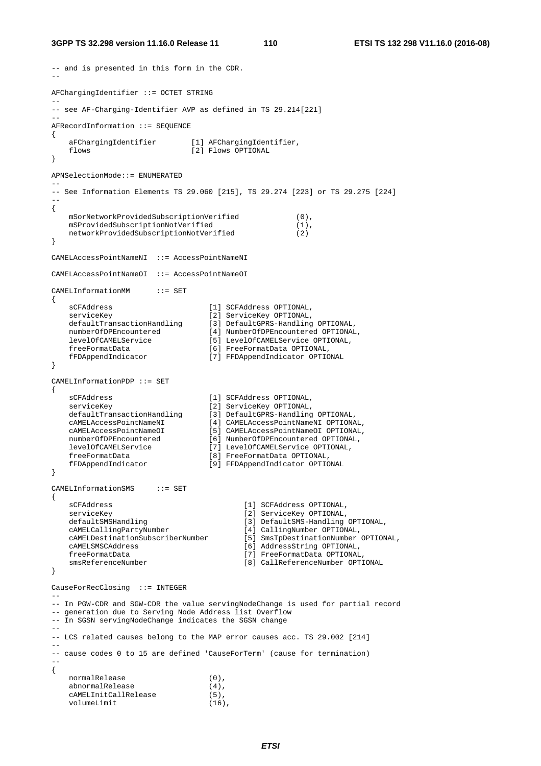```
-- and is presented in this form in the CDR.
--

AFChargingIdentifier ::= OCTET STRING
--
-- see AF-Charging-Identifier AVP as defined in TS 29.214[221]
--
AFRecordInformation ::= SEQUENCE
{
    aFChargingIdentifier        [1] AFChargingIdentifier,
    flows                       [2] Flows OPTIONAL
}

APNSelectionMode::= ENUMERATED
--
-- See Information Elements TS 29.060 [215], TS 29.274 [223] or TS 29.275 [224]
--
{
    mSorNetworkProvidedSubscriptionVerified             (0),
    mSProvidedSubscriptionNotVerified                   (1),
    networkProvidedSubscriptionNotVerified              (2)
}

CAMELAccessPointNameNI  ::= AccessPointNameNI

CAMELAccessPointNameOI  ::= AccessPointNameOI

CAMELInformationMM      ::= SET
{
    sCFAddress                      [1] SCFAddress OPTIONAL,
    serviceKey                      [2] ServiceKey OPTIONAL,
    defaultTransactionHandling      [3] DefaultGPRS-Handling OPTIONAL,
    numberOfDPEncountered           [4] NumberOfDPEncountered OPTIONAL,
    levelOfCAMELService             [5] LevelOfCAMELService OPTIONAL,
    freeFormatData                  [6] FreeFormatData OPTIONAL,
    fFDAppendIndicator              [7] FFDAppendIndicator OPTIONAL
}

CAMELInformationPDP ::= SET
{
    sCFAddress                      [1] SCFAddress OPTIONAL,
    serviceKey                      [2] ServiceKey OPTIONAL,
    defaultTransactionHandling      [3] DefaultGPRS-Handling OPTIONAL,
    cAMELAccessPointNameNI          [4] CAMELAccessPointNameNI OPTIONAL,
    cAMELAccessPointNameOI          [5] CAMELAccessPointNameOI OPTIONAL,
    numberOfDPEncountered           [6] NumberOfDPEncountered OPTIONAL,
    levelOfCAMELService             [7] LevelOfCAMELService OPTIONAL,
    freeFormatData                  [8] FreeFormatData OPTIONAL,
    fFDAppendIndicator              [9] FFDAppendIndicator OPTIONAL
}

CAMELInformationSMS     ::= SET
{
    sCFAddress                              [1] SCFAddress OPTIONAL,
    serviceKey                              [2] ServiceKey OPTIONAL,
    defaultSMSHandling                      [3] DefaultSMS-Handling OPTIONAL,
    cAMELCallingPartyNumber                 [4] CallingNumber OPTIONAL,
    cAMELDestinationSubscriberNumber        [5] SmsTpDestinationNumber OPTIONAL,
    cAMELSMSCAddress                        [6] AddressString OPTIONAL,
    freeFormatData                          [7] FreeFormatData OPTIONAL,
    smsReferenceNumber                      [8] CallReferenceNumber OPTIONAL
}

CauseForRecClosing  ::= INTEGER
--
-- In PGW-CDR and SGW-CDR the value servingNodeChange is used for partial record
-- generation due to Serving Node Address list Overflow
-- In SGSN servingNodeChange indicates the SGSN change
--
-- LCS related causes belong to the MAP error causes acc. TS 29.002 [214]
--
-- cause codes 0 to 15 are defined 'CauseForTerm' (cause for termination)
--
{
    normalRelease                   (0),
    abnormalRelease                 (4),
    cAMELInitCallRelease            (5),
    volumeLimit                     (16),
```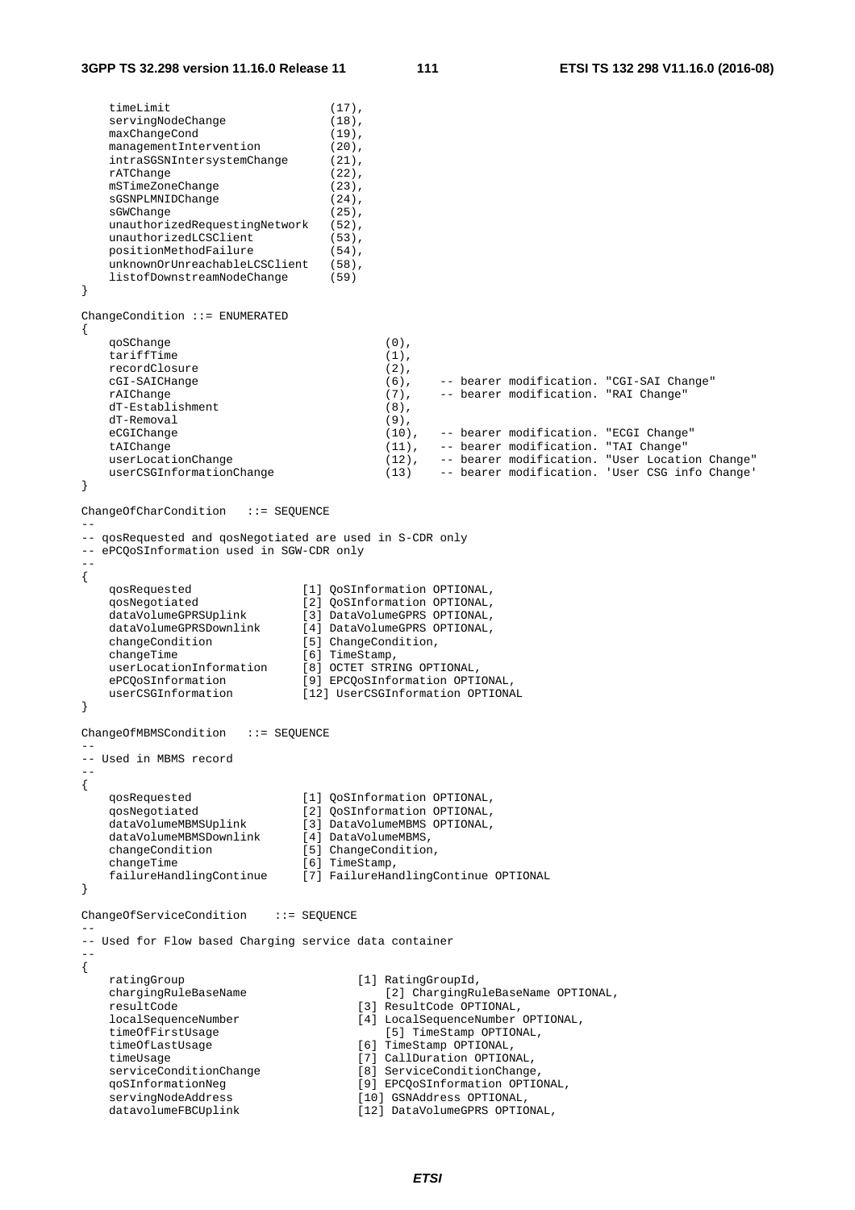```
    timeLimit                        (17),
    servingNodeChange                (18),
    maxChangeCond                    (19),
    managementIntervention           (20),
    intraSGSNIntersystemChange       (21),
    rATChange                        (22),
    mSTimeZoneChange                 (23),
    sGSNPLMNIDChange                 (24),
    sGWChange                        (25),
    unauthorizedRequestingNetwork    (52),
    unauthorizedLCSClient            (53),
    positionMethodFailure            (54),
    unknownOrUnreachableLCSClient    (58),
    listofDownstreamNodeChange       (59)
}

ChangeCondition ::= ENUMERATED
{
    qoSChange                               (0),
    tariffTime                              (1),
    recordClosure                           (2),
    cGI-SAICHange                           (6),    -- bearer modification. "CGI-SAI Change"
    rAIChange                               (7),    -- bearer modification. "RAI Change"
    dT-Establishment                        (8),
    dT-Removal                              (9),
    eCGIChange                              (10),   -- bearer modification. "ECGI Change"
    tAIChange                               (11),   -- bearer modification. "TAI Change"
    userLocationChange                      (12),   -- bearer modification. "User Location Change"
    userCSGInformationChange                (13)    -- bearer modification. 'User CSG info Change'
}

ChangeOfCharCondition   ::= SEQUENCE
--
-- qosRequested and qosNegotiated are used in S-CDR only
-- ePCQoSInformation used in SGW-CDR only
--
{
    qosRequested                [1] QoSInformation OPTIONAL,
    qosNegotiated               [2] QoSInformation OPTIONAL,
    dataVolumeGPRSUplink        [3] DataVolumeGPRS OPTIONAL,
    dataVolumeGPRSDownlink      [4] DataVolumeGPRS OPTIONAL,
    changeCondition             [5] ChangeCondition,
    changeTime                  [6] TimeStamp,
    userLocationInformation     [8] OCTET STRING OPTIONAL,
    ePCQoSInformation           [9] EPCQoSInformation OPTIONAL,
    userCSGInformation          [12] UserCSGInformation OPTIONAL
}

ChangeOfMBMSCondition   ::= SEQUENCE
--
-- Used in MBMS record
--
{
    qosRequested                [1] QoSInformation OPTIONAL,
    qosNegotiated               [2] QoSInformation OPTIONAL,
    dataVolumeMBMSUplink        [3] DataVolumeMBMS OPTIONAL,
    dataVolumeMBMSDownlink      [4] DataVolumeMBMS,
    changeCondition             [5] ChangeCondition,
    changeTime                  [6] TimeStamp,
    failureHandlingContinue     [7] FailureHandlingContinue OPTIONAL
}

ChangeOfServiceCondition    ::= SEQUENCE
--
-- Used for Flow based Charging service data container
--
{
    ratingGroup                         [1] RatingGroupId,
    chargingRuleBaseName                    [2] ChargingRuleBaseName OPTIONAL,
    resultCode                          [3] ResultCode OPTIONAL,
    localSequenceNumber                 [4] LocalSequenceNumber OPTIONAL,
    timeOfFirstUsage                        [5] TimeStamp OPTIONAL,
    timeOfLastUsage                     [6] TimeStamp OPTIONAL,
    timeUsage                           [7] CallDuration OPTIONAL,
    serviceConditionChange              [8] ServiceConditionChange,
    qoSInformationNeg                   [9] EPCQoSInformation OPTIONAL,
    servingNodeAddress                  [10] GSNAddress OPTIONAL,
    datavolumeFBCUplink                 [12] DataVolumeGPRS OPTIONAL,
```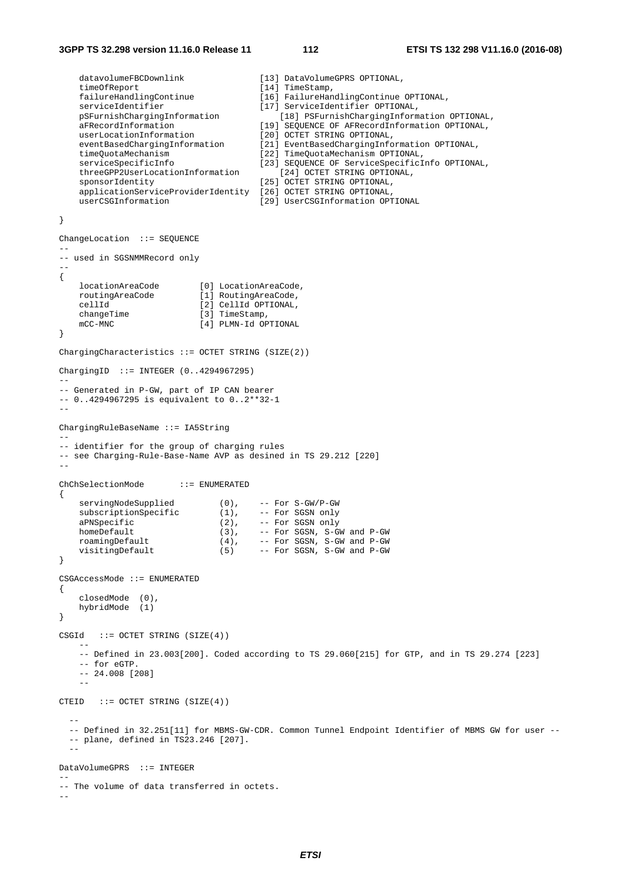```
    datavolumeFBCDownlink               [13] DataVolumeGPRS OPTIONAL,
    timeOfReport                        [14] TimeStamp,
    failureHandlingContinue             [16] FailureHandlingContinue OPTIONAL,
    serviceIdentifier                   [17] ServiceIdentifier OPTIONAL,
    pSFurnishChargingInformation            [18] PSFurnishChargingInformation OPTIONAL,
    aFRecordInformation                 [19] SEQUENCE OF AFRecordInformation OPTIONAL,
    userLocationInformation             [20] OCTET STRING OPTIONAL,
    eventBasedChargingInformation       [21] EventBasedChargingInformation OPTIONAL,
    timeQuotaMechanism                  [22] TimeQuotaMechanism OPTIONAL,
    serviceSpecificInfo                 [23] SEQUENCE OF ServiceSpecificInfo OPTIONAL,
    threeGPP2UserLocationInformation        [24] OCTET STRING OPTIONAL,
    sponsorIdentity                     [25] OCTET STRING OPTIONAL,
    applicationServiceProviderIdentity  [26] OCTET STRING OPTIONAL,
    userCSGInformation                  [29] UserCSGInformation OPTIONAL

}

ChangeLocation  ::= SEQUENCE
--
-- used in SGSNMMRecord only
--
{
    locationAreaCode        [0] LocationAreaCode,
    routingAreaCode         [1] RoutingAreaCode,
    cellId                  [2] CellId OPTIONAL,
    changeTime              [3] TimeStamp,
    mCC-MNC                 [4] PLMN-Id OPTIONAL
}

ChargingCharacteristics ::= OCTET STRING (SIZE(2))

ChargingID  ::= INTEGER (0..4294967295)
--
-- Generated in P-GW, part of IP CAN bearer
-- 0..4294967295 is equivalent to 0..2**32-1
--

ChargingRuleBaseName ::= IA5String
--
-- identifier for the group of charging rules
-- see Charging-Rule-Base-Name AVP as desined in TS 29.212 [220]
--

ChChSelectionMode       ::= ENUMERATED
{
    servingNodeSupplied         (0),    -- For S-GW/P-GW
    subscriptionSpecific        (1),    -- For SGSN only
    aPNSpecific                 (2),    -- For SGSN only
    homeDefault                 (3),    -- For SGSN, S-GW and P-GW
    roamingDefault              (4),    -- For SGSN, S-GW and P-GW
    visitingDefault             (5)     -- For SGSN, S-GW and P-GW
}

CSGAccessMode ::= ENUMERATED
{
    closedMode  (0),
    hybridMode  (1)
}

CSGId   ::= OCTET STRING (SIZE(4))
    --
    -- Defined in 23.003[200]. Coded according to TS 29.060[215] for GTP, and in TS 29.274 [223]
    -- for eGTP.
    -- 24.008 [208]
    --

CTEID   ::= OCTET STRING (SIZE(4))

  --
  -- Defined in 32.251[11] for MBMS-GW-CDR. Common Tunnel Endpoint Identifier of MBMS GW for user --
  -- plane, defined in TS23.246 [207].
  --

DataVolumeGPRS  ::= INTEGER
--
-- The volume of data transferred in octets.
--
```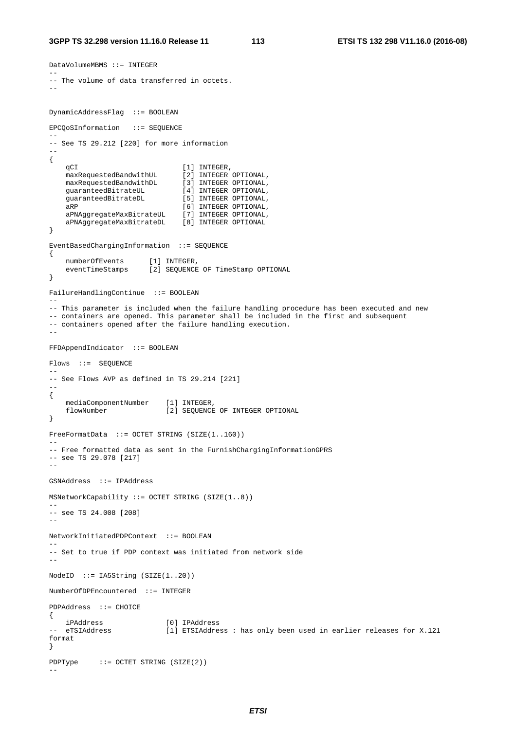```
DataVolumeMBMS ::= INTEGER
--
-- The volume of data transferred in octets.
--

DynamicAddressFlag  ::= BOOLEAN

EPCQoSInformation   ::= SEQUENCE
--
-- See TS 29.212 [220] for more information
--
{
    qCI                         [1] INTEGER,
    maxRequestedBandwithUL      [2] INTEGER OPTIONAL,
    maxRequestedBandwithDL      [3] INTEGER OPTIONAL,
    guaranteedBitrateUL         [4] INTEGER OPTIONAL,
    guaranteedBitrateDL         [5] INTEGER OPTIONAL,
    aRP                         [6] INTEGER OPTIONAL,
    aPNAggregateMaxBitrateUL    [7] INTEGER OPTIONAL,
    aPNAggregateMaxBitrateDL    [8] INTEGER OPTIONAL
}

EventBasedChargingInformation  ::= SEQUENCE
{
    numberOfEvents      [1] INTEGER,
    eventTimeStamps     [2] SEQUENCE OF TimeStamp OPTIONAL
}

FailureHandlingContinue  ::= BOOLEAN
--
-- This parameter is included when the failure handling procedure has been executed and new
-- containers are opened. This parameter shall be included in the first and subsequent
-- containers opened after the failure handling execution.
--

FFDAppendIndicator  ::= BOOLEAN

Flows  ::=  SEQUENCE
--
-- See Flows AVP as defined in TS 29.214 [221]
--
{
    mediaComponentNumber    [1] INTEGER,
    flowNumber              [2] SEQUENCE OF INTEGER OPTIONAL
}

FreeFormatData  ::= OCTET STRING (SIZE(1..160))
--
-- Free formatted data as sent in the FurnishChargingInformationGPRS
-- see TS 29.078 [217]
--

GSNAddress  ::= IPAddress

MSNetworkCapability ::= OCTET STRING (SIZE(1..8))
--
-- see TS 24.008 [208]
--

NetworkInitiatedPDPContext  ::= BOOLEAN
--
-- Set to true if PDP context was initiated from network side
--

NodeID  ::= IA5String (SIZE(1..20))

NumberOfDPEncountered  ::= INTEGER

PDPAddress  ::= CHOICE
{
    iPAddress               [0] IPAddress
--  eTSIAddress             [1] ETSIAddress : has only been used in earlier releases for X.121
format
}

PDPType     ::= OCTET STRING (SIZE(2))
--
```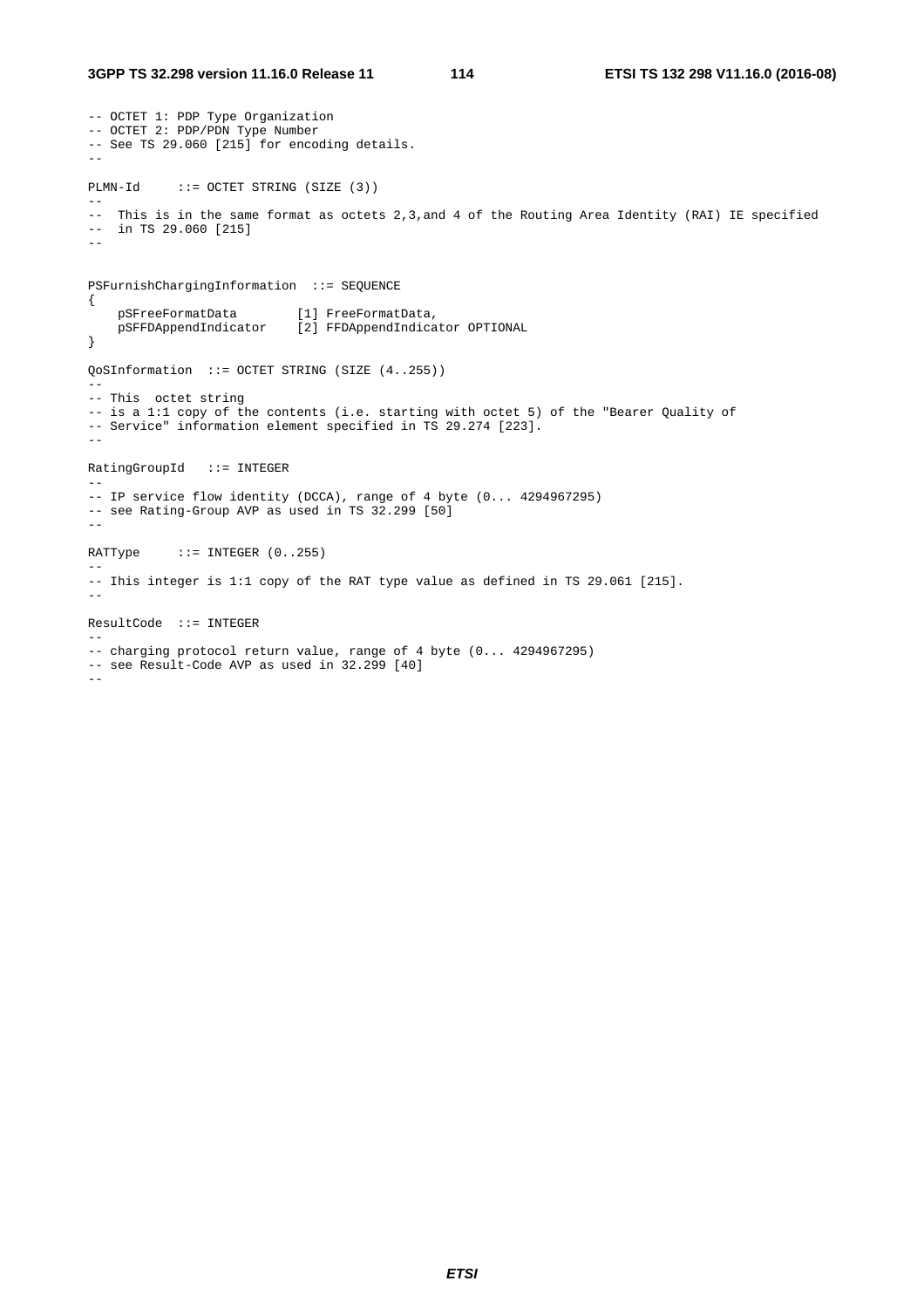```
-- OCTET 1: PDP Type Organization
-- OCTET 2: PDP/PDN Type Number
-- See TS 29.060 [215] for encoding details.
--

PLMN-Id     ::= OCTET STRING (SIZE (3))
--
--  This is in the same format as octets 2,3,and 4 of the Routing Area Identity (RAI) IE specified
--  in TS 29.060 [215]
--


PSFurnishChargingInformation  ::= SEQUENCE
{
    pSFreeFormatData        [1] FreeFormatData,
    pSFFDAppendIndicator    [2] FFDAppendIndicator OPTIONAL
}

QoSInformation  ::= OCTET STRING (SIZE (4..255))
--
-- This  octet string
-- is a 1:1 copy of the contents (i.e. starting with octet 5) of the "Bearer Quality of
-- Service" information element specified in TS 29.274 [223].
--

RatingGroupId   ::= INTEGER
--
-- IP service flow identity (DCCA), range of 4 byte (0... 4294967295)
-- see Rating-Group AVP as used in TS 32.299 [50]
--

RATType     ::= INTEGER (0..255)
--
-- Ihis integer is 1:1 copy of the RAT type value as defined in TS 29.061 [215].
--

ResultCode  ::= INTEGER
--
-- charging protocol return value, range of 4 byte (0... 4294967295)
-- see Result-Code AVP as used in 32.299 [40]
--
```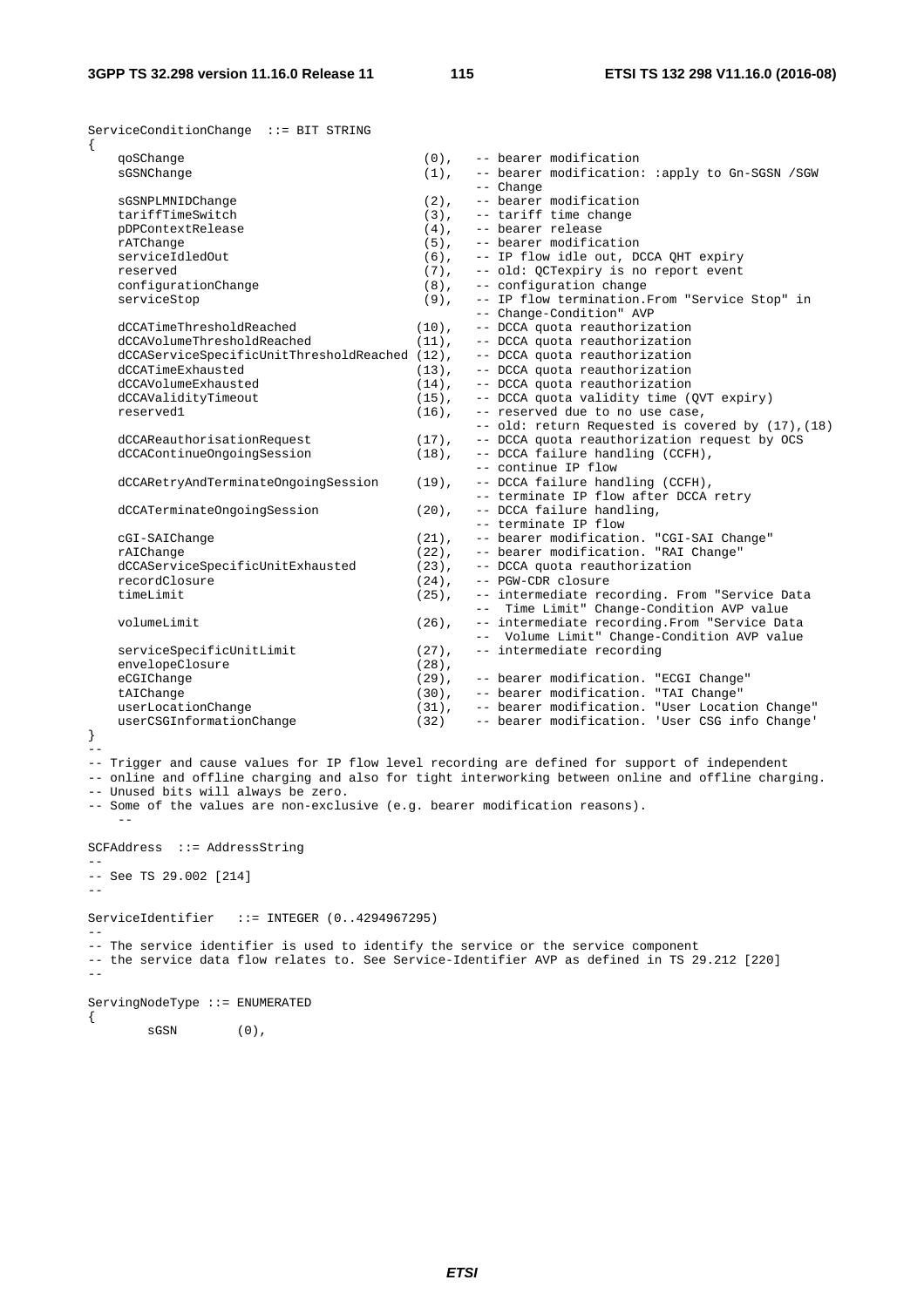```
ServiceConditionChange  ::= BIT STRING
{
    qoSChange                              (0),    -- bearer modification
    sGSNChange                             (1),    -- bearer modification: :apply to Gn-SGSN /SGW
                                                   -- Change
    sGSNPLMNIDChange                       (2),    -- bearer modification
    tariffTimeSwitch                       (3),    -- tariff time change
    pDPContextRelease                      (4),    -- bearer release
    rATChange                              (5),    -- bearer modification
    serviceIdledOut                        (6),    -- IP flow idle out, DCCA QHT expiry
    reserved                               (7),    -- old: QCTexpiry is no report event
    configurationChange                    (8),    -- configuration change
    serviceStop                            (9),    -- IP flow termination.From "Service Stop" in
                                                   -- Change-Condition" AVP
    dCCATimeThresholdReached              (10),    -- DCCA quota reauthorization
    dCCAVolumeThresholdReached            (11),    -- DCCA quota reauthorization
    dCCAServiceSpecificUnitThresholdReached (12),  -- DCCA quota reauthorization
    dCCATimeExhausted                     (13),    -- DCCA quota reauthorization
    dCCAVolumeExhausted                   (14),    -- DCCA quota reauthorization
    dCCAValidityTimeout                   (15),    -- DCCA quota validity time (QVT expiry)
    reserved1                             (16),    -- reserved due to no use case,
                                                   -- old: return Requested is covered by (17),(18)
    dCCAReauthorisationRequest            (17),    -- DCCA quota reauthorization request by OCS
    dCCAContinueOngoingSession            (18),    -- DCCA failure handling (CCFH),
                                                   -- continue IP flow
    dCCARetryAndTerminateOngoingSession   (19),    -- DCCA failure handling (CCFH),
                                                   -- terminate IP flow after DCCA retry
    dCCATerminateOngoingSession           (20),    -- DCCA failure handling,
                                                   -- terminate IP flow
    cGI-SAIChange                         (21),    -- bearer modification. "CGI-SAI Change"
    rAIChange                             (22),    -- bearer modification. "RAI Change"
    dCCAServiceSpecificUnitExhausted      (23),    -- DCCA quota reauthorization
    recordClosure                         (24),    -- PGW-CDR closure
    timeLimit                             (25),    -- intermediate recording. From "Service Data
                                                   --  Time Limit" Change-Condition AVP value
    volumeLimit                           (26),    -- intermediate recording.From "Service Data
                                                   --  Volume Limit" Change-Condition AVP value
    serviceSpecificUnitLimit              (27),    -- intermediate recording
    envelopeClosure                       (28),
    eCGIChange                            (29),    -- bearer modification. "ECGI Change"
    tAIChange                             (30),    -- bearer modification. "TAI Change"
    userLocationChange                    (31),    -- bearer modification. "User Location Change"
    userCSGInformationChange              (32)     -- bearer modification. 'User CSG info Change'
}
--
-- Trigger and cause values for IP flow level recording are defined for support of independent
-- online and offline charging and also for tight interworking between online and offline charging.
-- Unused bits will always be zero.
-- Some of the values are non-exclusive (e.g. bearer modification reasons).
    --

SCFAddress  ::= AddressString
--
-- See TS 29.002 [214]
--

ServiceIdentifier   ::= INTEGER (0..4294967295)
--
-- The service identifier is used to identify the service or the service component
-- the service data flow relates to. See Service-Identifier AVP as defined in TS 29.212 [220]
--

ServingNodeType ::= ENUMERATED
{
        sGSN        (0),
```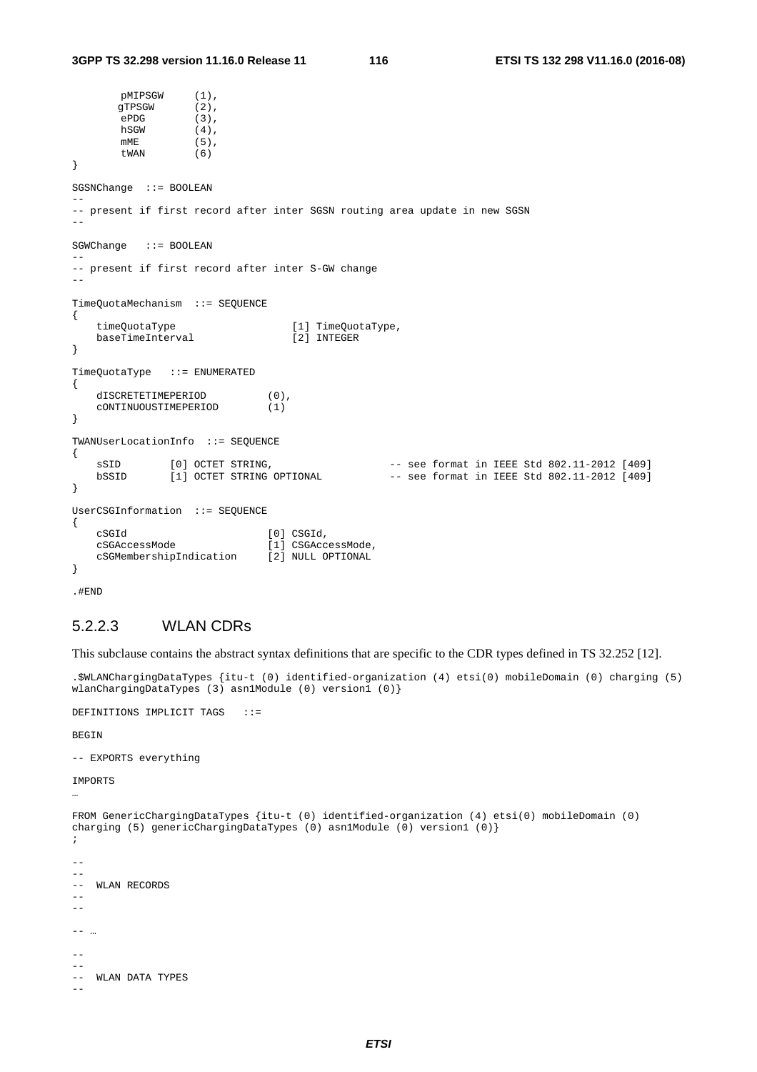```
        pMIPSGW     (1),
        gTPSGW      (2),
        ePDG        (3),
        hSGW        (4),
        mME         (5),
        tWAN        (6)
}

SGSNChange  ::= BOOLEAN
--
-- present if first record after inter SGSN routing area update in new SGSN
--

SGWChange   ::= BOOLEAN
--
-- present if first record after inter S-GW change
--

TimeQuotaMechanism  ::= SEQUENCE
{
    timeQuotaType                   [1] TimeQuotaType,
    baseTimeInterval                [2] INTEGER
}

TimeQuotaType   ::= ENUMERATED
{
    dISCRETETIMEPERIOD          (0),
    cONTINUOUSTIMEPERIOD        (1)
}

TWANUserLocationInfo  ::= SEQUENCE
{
    sSID        [0] OCTET STRING,                   -- see format in IEEE Std 802.11-2012 [409]
    bSSID       [1] OCTET STRING OPTIONAL           -- see format in IEEE Std 802.11-2012 [409]
}

UserCSGInformation  ::= SEQUENCE
{
    cSGId                       [0] CSGId,
    cSGAccessMode               [1] CSGAccessMode,
    cSGMembershipIndication     [2] NULL OPTIONAL
}

.#END
```

### 5.2.2.3 WLAN CDRs

This subclause contains the abstract syntax definitions that are specific to the CDR types defined in TS 32.252 [12].

```
.$WLANChargingDataTypes {itu-t (0) identified-organization (4) etsi(0) mobileDomain (0) charging (5)
wlanChargingDataTypes (3) asn1Module (0) version1 (0)}

DEFINITIONS IMPLICIT TAGS   ::=

BEGIN

-- EXPORTS everything

IMPORTS
…

FROM GenericChargingDataTypes {itu-t (0) identified-organization (4) etsi(0) mobileDomain (0)
charging (5) genericChargingDataTypes (0) asn1Module (0) version1 (0)}
;

--
--
--  WLAN RECORDS
--
--

-- …

--
--
--  WLAN DATA TYPES
--
```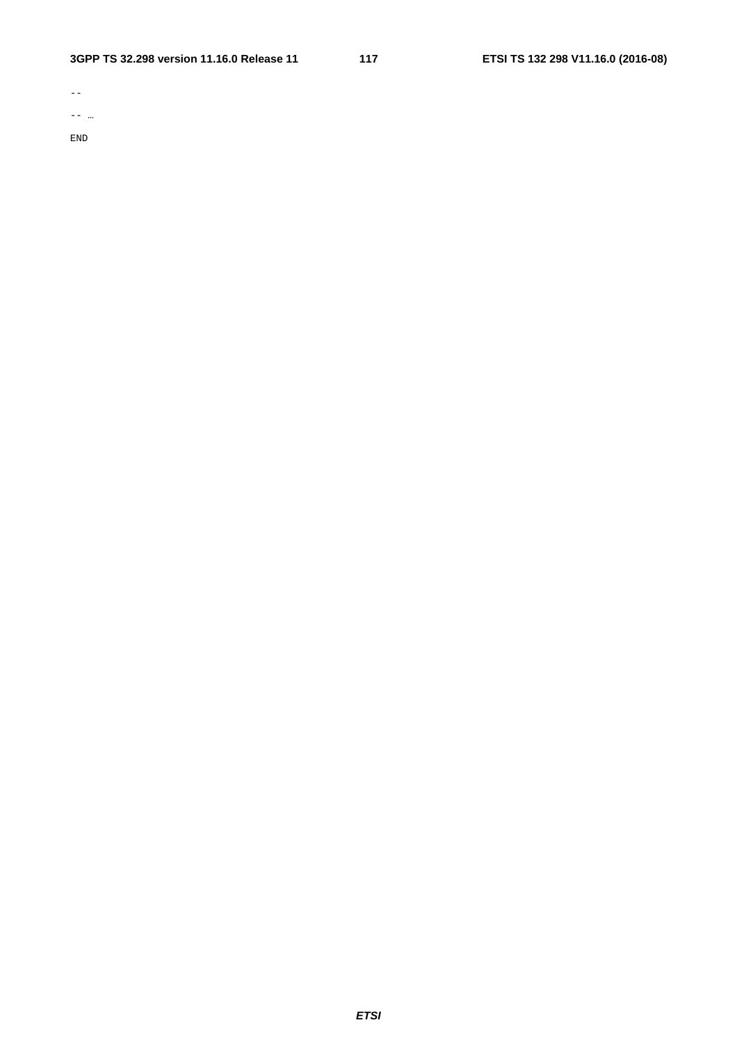```
--
-- …
END
```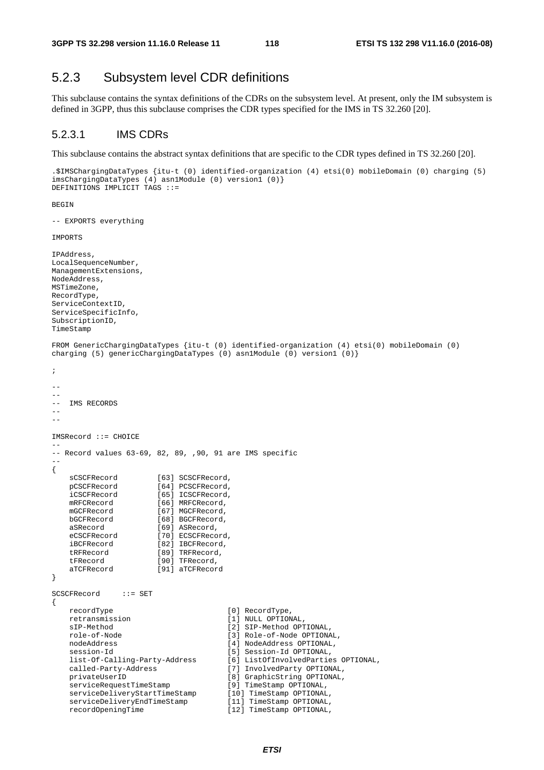## 5.2.3 Subsystem level CDR definitions

This subclause contains the syntax definitions of the CDRs on the subsystem level. At present, only the IM subsystem is defined in 3GPP, thus this subclause comprises the CDR types specified for the IMS in TS 32.260 [20].

### 5.2.3.1 IMS CDRs

This subclause contains the abstract syntax definitions that are specific to the CDR types defined in TS 32.260 [20].

```
.$IMSChargingDataTypes {itu-t (0) identified-organization (4) etsi(0) mobileDomain (0) charging (5)
imsChargingDataTypes (4) asn1Module (0) version1 (0)}
DEFINITIONS IMPLICIT TAGS ::=

BEGIN

-- EXPORTS everything

IMPORTS

IPAddress,
LocalSequenceNumber,
ManagementExtensions,
NodeAddress,
MSTimeZone,
RecordType,
ServiceContextID,
ServiceSpecificInfo,
SubscriptionID,
TimeStamp

FROM GenericChargingDataTypes {itu-t (0) identified-organization (4) etsi(0) mobileDomain (0)
charging (5) genericChargingDataTypes (0) asn1Module (0) version1 (0)}

;

--
--
--  IMS RECORDS
--
--

IMSRecord ::= CHOICE
--
-- Record values 63-69, 82, 89, ,90, 91 are IMS specific
--
{
    sCSCFRecord         [63] SCSCFRecord,
    pCSCFRecord         [64] PCSCFRecord,
    iCSCFRecord         [65] ICSCFRecord,
    mRFCRecord          [66] MRFCRecord,
    mGCFRecord          [67] MGCFRecord,
    bGCFRecord          [68] BGCFRecord,
    aSRecord            [69] ASRecord,
    eCSCFRecord         [70] ECSCFRecord,
    iBCFRecord          [82] IBCFRecord,
    tRFRecord           [89] TRFRecord,
    tFRecord            [90] TFRecord,
    aTCFRecord          [91] aTCFRecord
}

SCSCFRecord     ::= SET
{
    recordType                          [0] RecordType,
    retransmission                      [1] NULL OPTIONAL,
    sIP-Method                          [2] SIP-Method OPTIONAL,
    role-of-Node                        [3] Role-of-Node OPTIONAL,
    nodeAddress                         [4] NodeAddress OPTIONAL,
    session-Id                          [5] Session-Id OPTIONAL,
    list-Of-Calling-Party-Address       [6] ListOfInvolvedParties OPTIONAL,
    called-Party-Address                [7] InvolvedParty OPTIONAL,
    privateUserID                       [8] GraphicString OPTIONAL,
    serviceRequestTimeStamp             [9] TimeStamp OPTIONAL,
    serviceDeliveryStartTimeStamp       [10] TimeStamp OPTIONAL,
    serviceDeliveryEndTimeStamp         [11] TimeStamp OPTIONAL,
    recordOpeningTime                   [12] TimeStamp OPTIONAL,
```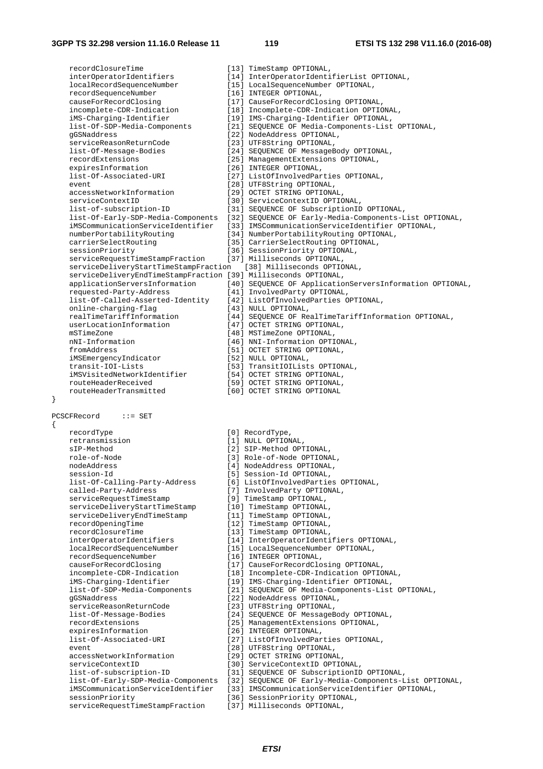```
    recordClosureTime                   [13] TimeStamp OPTIONAL,
    interOperatorIdentifiers            [14] InterOperatorIdentifierList OPTIONAL,
    localRecordSequenceNumber           [15] LocalSequenceNumber OPTIONAL,
    recordSequenceNumber                [16] INTEGER OPTIONAL,
    causeForRecordClosing               [17] CauseForRecordClosing OPTIONAL,
    incomplete-CDR-Indication           [18] Incomplete-CDR-Indication OPTIONAL,
    iMS-Charging-Identifier             [19] IMS-Charging-Identifier OPTIONAL,
    list-Of-SDP-Media-Components        [21] SEQUENCE OF Media-Components-List OPTIONAL,
    gGSNaddress                         [22] NodeAddress OPTIONAL,
    serviceReasonReturnCode             [23] UTF8String OPTIONAL,
    list-Of-Message-Bodies              [24] SEQUENCE OF MessageBody OPTIONAL,
    recordExtensions                    [25] ManagementExtensions OPTIONAL,
    expiresInformation                  [26] INTEGER OPTIONAL,
    list-Of-Associated-URI              [27] ListOfInvolvedParties OPTIONAL,
    event                               [28] UTF8String OPTIONAL,
    accessNetworkInformation            [29] OCTET STRING OPTIONAL,
    serviceContextID                    [30] ServiceContextID OPTIONAL,
    list-of-subscription-ID             [31] SEQUENCE OF SubscriptionID OPTIONAL,
    list-Of-Early-SDP-Media-Components  [32] SEQUENCE OF Early-Media-Components-List OPTIONAL,
    iMSCommunicationServiceIdentifier   [33] IMSCommunicationServiceIdentifier OPTIONAL,
    numberPortabilityRouting            [34] NumberPortabilityRouting OPTIONAL,
    carrierSelectRouting                [35] CarrierSelectRouting OPTIONAL,
    sessionPriority                     [36] SessionPriority OPTIONAL,
    serviceRequestTimeStampFraction     [37] Milliseconds OPTIONAL,
    serviceDeliveryStartTimeStampFraction    [38] Milliseconds OPTIONAL,
    serviceDeliveryEndTimeStampFraction [39] Milliseconds OPTIONAL,
    applicationServersInformation       [40] SEQUENCE OF ApplicationServersInformation OPTIONAL,
    requested-Party-Address             [41] InvolvedParty OPTIONAL,
    list-Of-Called-Asserted-Identity    [42] ListOfInvolvedParties OPTIONAL,
    online-charging-flag                [43] NULL OPTIONAL,
    realTimeTariffInformation           [44] SEQUENCE OF RealTimeTariffInformation OPTIONAL,
    userLocationInformation             [47] OCTET STRING OPTIONAL,
    mSTimeZone                          [48] MSTimeZone OPTIONAL,
    nNI-Information                     [46] NNI-Information OPTIONAL,
    fromAddress                         [51] OCTET STRING OPTIONAL,
    iMSEmergencyIndicator               [52] NULL OPTIONAL,
    transit-IOI-Lists                   [53] TransitIOILists OPTIONAL,
    iMSVisitedNetworkIdentifier         [54] OCTET STRING OPTIONAL,
    routeHeaderReceived                 [59] OCTET STRING OPTIONAL,
    routeHeaderTransmitted              [60] OCTET STRING OPTIONAL
}

PCSCFRecord     ::= SET
{
    recordType                          [0] RecordType,
    retransmission                      [1] NULL OPTIONAL,
    sIP-Method                          [2] SIP-Method OPTIONAL,
    role-of-Node                        [3] Role-of-Node OPTIONAL,
    nodeAddress                         [4] NodeAddress OPTIONAL,
    session-Id                          [5] Session-Id OPTIONAL,
    list-Of-Calling-Party-Address       [6] ListOfInvolvedParties OPTIONAL,
    called-Party-Address                [7] InvolvedParty OPTIONAL,
    serviceRequestTimeStamp             [9] TimeStamp OPTIONAL,
    serviceDeliveryStartTimeStamp       [10] TimeStamp OPTIONAL,
    serviceDeliveryEndTimeStamp         [11] TimeStamp OPTIONAL,
    recordOpeningTime                   [12] TimeStamp OPTIONAL,
    recordClosureTime                   [13] TimeStamp OPTIONAL,
    interOperatorIdentifiers            [14] InterOperatorIdentifiers OPTIONAL,
    localRecordSequenceNumber           [15] LocalSequenceNumber OPTIONAL,
    recordSequenceNumber                [16] INTEGER OPTIONAL,
    causeForRecordClosing               [17] CauseForRecordClosing OPTIONAL,
    incomplete-CDR-Indication           [18] Incomplete-CDR-Indication OPTIONAL,
    iMS-Charging-Identifier             [19] IMS-Charging-Identifier OPTIONAL,
    list-Of-SDP-Media-Components        [21] SEQUENCE OF Media-Components-List OPTIONAL,
    gGSNaddress                         [22] NodeAddress OPTIONAL,
    serviceReasonReturnCode             [23] UTF8String OPTIONAL,
    list-Of-Message-Bodies              [24] SEQUENCE OF MessageBody OPTIONAL,
    recordExtensions                    [25] ManagementExtensions OPTIONAL,
    expiresInformation                  [26] INTEGER OPTIONAL,
    list-Of-Associated-URI              [27] ListOfInvolvedParties OPTIONAL,
    event                               [28] UTF8String OPTIONAL,
    accessNetworkInformation            [29] OCTET STRING OPTIONAL,
    serviceContextID                    [30] ServiceContextID OPTIONAL,
    list-of-subscription-ID             [31] SEQUENCE OF SubscriptionID OPTIONAL,
    list-Of-Early-SDP-Media-Components  [32] SEQUENCE OF Early-Media-Components-List OPTIONAL,
    iMSCommunicationServiceIdentifier   [33] IMSCommunicationServiceIdentifier OPTIONAL,
    sessionPriority                     [36] SessionPriority OPTIONAL,
    serviceRequestTimeStampFraction     [37] Milliseconds OPTIONAL,
```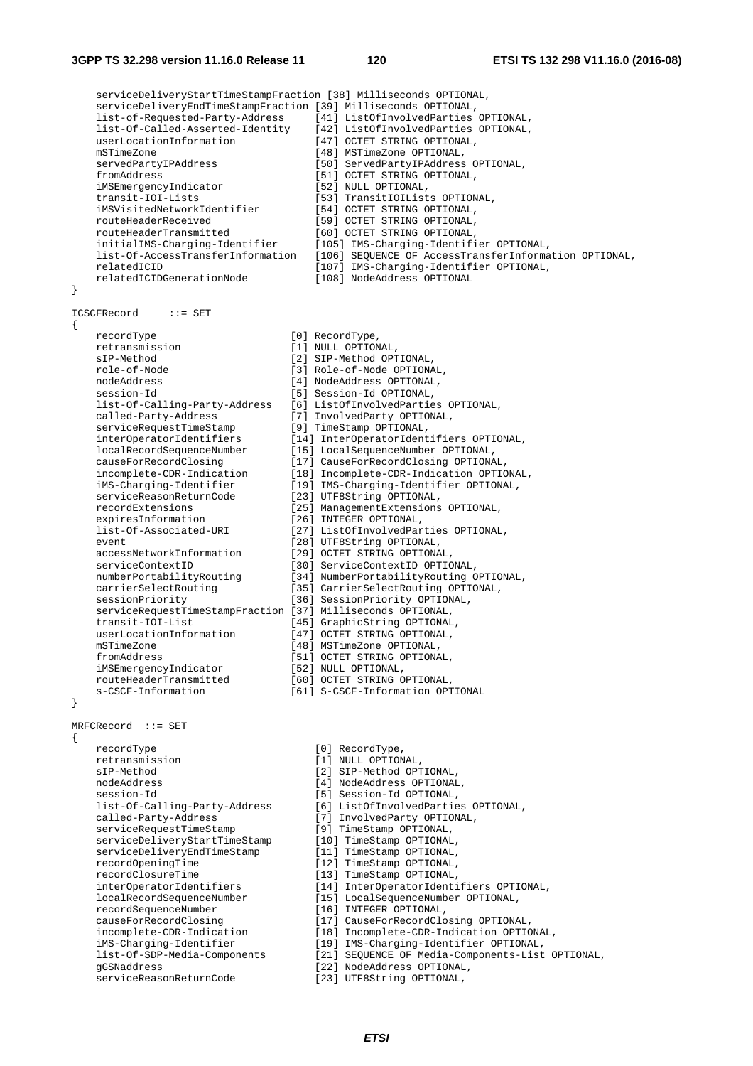```
    serviceDeliveryStartTimeStampFraction [38] Milliseconds OPTIONAL,
    serviceDeliveryEndTimeStampFraction [39] Milliseconds OPTIONAL,
    list-of-Requested-Party-Address     [41] ListOfInvolvedParties OPTIONAL,
    list-Of-Called-Asserted-Identity    [42] ListOfInvolvedParties OPTIONAL,
    userLocationInformation             [47] OCTET STRING OPTIONAL,
    mSTimeZone                          [48] MSTimeZone OPTIONAL,
    servedPartyIPAddress                [50] ServedPartyIPAddress OPTIONAL,
    fromAddress                         [51] OCTET STRING OPTIONAL,
    iMSEmergencyIndicator               [52] NULL OPTIONAL,
    transit-IOI-Lists                   [53] TransitIOILists OPTIONAL,
    iMSVisitedNetworkIdentifier         [54] OCTET STRING OPTIONAL,
    routeHeaderReceived                 [59] OCTET STRING OPTIONAL,
    routeHeaderTransmitted              [60] OCTET STRING OPTIONAL,
    initialIMS-Charging-Identifier      [105] IMS-Charging-Identifier OPTIONAL,
    list-Of-AccessTransferInformation   [106] SEQUENCE OF AccessTransferInformation OPTIONAL,
    relatedICID                         [107] IMS-Charging-Identifier OPTIONAL,
    relatedICIDGenerationNode           [108] NodeAddress OPTIONAL
}

ICSCFRecord     ::= SET
{
    recordType                      [0] RecordType,
    retransmission                  [1] NULL OPTIONAL,
    sIP-Method                      [2] SIP-Method OPTIONAL,
    role-of-Node                    [3] Role-of-Node OPTIONAL,
    nodeAddress                     [4] NodeAddress OPTIONAL,
    session-Id                      [5] Session-Id OPTIONAL,
    list-Of-Calling-Party-Address   [6] ListOfInvolvedParties OPTIONAL,
    called-Party-Address            [7] InvolvedParty OPTIONAL,
    serviceRequestTimeStamp         [9] TimeStamp OPTIONAL,
    interOperatorIdentifiers        [14] InterOperatorIdentifiers OPTIONAL,
    localRecordSequenceNumber       [15] LocalSequenceNumber OPTIONAL,
    causeForRecordClosing           [17] CauseForRecordClosing OPTIONAL,
    incomplete-CDR-Indication       [18] Incomplete-CDR-Indication OPTIONAL,
    iMS-Charging-Identifier         [19] IMS-Charging-Identifier OPTIONAL,
    serviceReasonReturnCode         [23] UTF8String OPTIONAL,
    recordExtensions                [25] ManagementExtensions OPTIONAL,
    expiresInformation              [26] INTEGER OPTIONAL,
    list-Of-Associated-URI          [27] ListOfInvolvedParties OPTIONAL,
    event                           [28] UTF8String OPTIONAL,
    accessNetworkInformation        [29] OCTET STRING OPTIONAL,
    serviceContextID                [30] ServiceContextID OPTIONAL,
    numberPortabilityRouting        [34] NumberPortabilityRouting OPTIONAL,
    carrierSelectRouting            [35] CarrierSelectRouting OPTIONAL,
    sessionPriority                 [36] SessionPriority OPTIONAL,
    serviceRequestTimeStampFraction [37] Milliseconds OPTIONAL,
    transit-IOI-List                [45] GraphicString OPTIONAL,
    userLocationInformation         [47] OCTET STRING OPTIONAL,
    mSTimeZone                      [48] MSTimeZone OPTIONAL,
    fromAddress                     [51] OCTET STRING OPTIONAL,
    iMSEmergencyIndicator           [52] NULL OPTIONAL,
    routeHeaderTransmitted          [60] OCTET STRING OPTIONAL,
    s-CSCF-Information              [61] S-CSCF-Information OPTIONAL
}

MRFCRecord  ::= SET
{
    recordType                          [0] RecordType,
    retransmission                      [1] NULL OPTIONAL,
    sIP-Method                          [2] SIP-Method OPTIONAL,
    nodeAddress                         [4] NodeAddress OPTIONAL,
    session-Id                          [5] Session-Id OPTIONAL,
    list-Of-Calling-Party-Address       [6] ListOfInvolvedParties OPTIONAL,
    called-Party-Address                [7] InvolvedParty OPTIONAL,
    serviceRequestTimeStamp             [9] TimeStamp OPTIONAL,
    serviceDeliveryStartTimeStamp       [10] TimeStamp OPTIONAL,
    serviceDeliveryEndTimeStamp         [11] TimeStamp OPTIONAL,
    recordOpeningTime                   [12] TimeStamp OPTIONAL,
    recordClosureTime                   [13] TimeStamp OPTIONAL,
    interOperatorIdentifiers            [14] InterOperatorIdentifiers OPTIONAL,
    localRecordSequenceNumber           [15] LocalSequenceNumber OPTIONAL,
    recordSequenceNumber                [16] INTEGER OPTIONAL,
    causeForRecordClosing               [17] CauseForRecordClosing OPTIONAL,
    incomplete-CDR-Indication           [18] Incomplete-CDR-Indication OPTIONAL,
    iMS-Charging-Identifier             [19] IMS-Charging-Identifier OPTIONAL,
    list-Of-SDP-Media-Components        [21] SEQUENCE OF Media-Components-List OPTIONAL,
    gGSNaddress                         [22] NodeAddress OPTIONAL,
    serviceReasonReturnCode             [23] UTF8String OPTIONAL,
```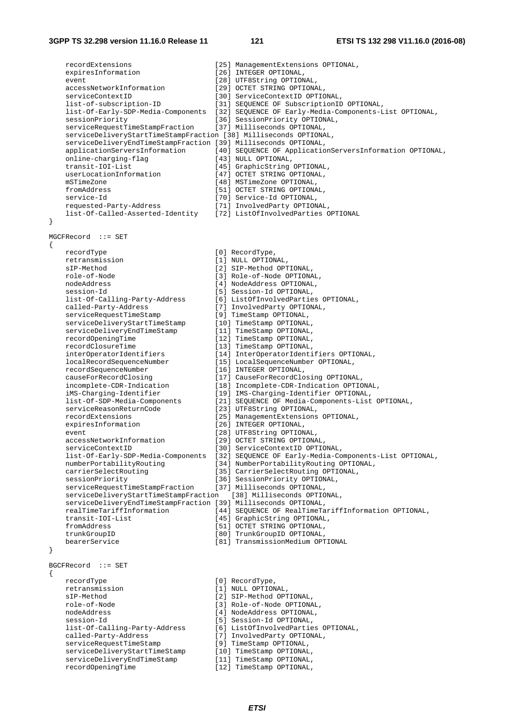```
    recordExtensions                   [25] ManagementExtensions OPTIONAL,
    expiresInformation                 [26] INTEGER OPTIONAL,
    event                              [28] UTF8String OPTIONAL,
    accessNetworkInformation           [29] OCTET STRING OPTIONAL,
    serviceContextID                   [30] ServiceContextID OPTIONAL,
    list-of-subscription-ID            [31] SEQUENCE OF SubscriptionID OPTIONAL,
    list-Of-Early-SDP-Media-Components [32] SEQUENCE OF Early-Media-Components-List OPTIONAL,
    sessionPriority                    [36] SessionPriority OPTIONAL,
    serviceRequestTimeStampFraction    [37] Milliseconds OPTIONAL,
    serviceDeliveryStartTimeStampFraction [38] Milliseconds OPTIONAL,
    serviceDeliveryEndTimeStampFraction [39] Milliseconds OPTIONAL,
    applicationServersInformation      [40] SEQUENCE OF ApplicationServersInformation OPTIONAL,
    online-charging-flag               [43] NULL OPTIONAL,
    transit-IOI-List                   [45] GraphicString OPTIONAL,
    userLocationInformation            [47] OCTET STRING OPTIONAL,
    mSTimeZone                         [48] MSTimeZone OPTIONAL,
    fromAddress                        [51] OCTET STRING OPTIONAL,
    service-Id                         [70] Service-Id OPTIONAL,
    requested-Party-Address            [71] InvolvedParty OPTIONAL,
    list-Of-Called-Asserted-Identity   [72] ListOfInvolvedParties OPTIONAL
}

MGCFRecord  ::= SET
{
    recordType                         [0] RecordType,
    retransmission                     [1] NULL OPTIONAL,
    sIP-Method                         [2] SIP-Method OPTIONAL,
    role-of-Node                       [3] Role-of-Node OPTIONAL,
    nodeAddress                        [4] NodeAddress OPTIONAL,
    session-Id                         [5] Session-Id OPTIONAL,
    list-Of-Calling-Party-Address      [6] ListOfInvolvedParties OPTIONAL,
    called-Party-Address               [7] InvolvedParty OPTIONAL,
    serviceRequestTimeStamp            [9] TimeStamp OPTIONAL,
    serviceDeliveryStartTimeStamp      [10] TimeStamp OPTIONAL,
    serviceDeliveryEndTimeStamp        [11] TimeStamp OPTIONAL,
    recordOpeningTime                  [12] TimeStamp OPTIONAL,
    recordClosureTime                  [13] TimeStamp OPTIONAL,
    interOperatorIdentifiers           [14] InterOperatorIdentifiers OPTIONAL,
    localRecordSequenceNumber          [15] LocalSequenceNumber OPTIONAL,
    recordSequenceNumber               [16] INTEGER OPTIONAL,
    causeForRecordClosing              [17] CauseForRecordClosing OPTIONAL,
    incomplete-CDR-Indication          [18] Incomplete-CDR-Indication OPTIONAL,
    iMS-Charging-Identifier            [19] IMS-Charging-Identifier OPTIONAL,
    list-Of-SDP-Media-Components       [21] SEQUENCE OF Media-Components-List OPTIONAL,
    serviceReasonReturnCode            [23] UTF8String OPTIONAL,
    recordExtensions                   [25] ManagementExtensions OPTIONAL,
    expiresInformation                 [26] INTEGER OPTIONAL,
    event                              [28] UTF8String OPTIONAL,
    accessNetworkInformation           [29] OCTET STRING OPTIONAL,
    serviceContextID                   [30] ServiceContextID OPTIONAL,
    list-Of-Early-SDP-Media-Components [32] SEQUENCE OF Early-Media-Components-List OPTIONAL,
    numberPortabilityRouting           [34] NumberPortabilityRouting OPTIONAL,
    carrierSelectRouting               [35] CarrierSelectRouting OPTIONAL,
    sessionPriority                    [36] SessionPriority OPTIONAL,
    serviceRequestTimeStampFraction    [37] Milliseconds OPTIONAL,
    serviceDeliveryStartTimeStampFraction   [38] Milliseconds OPTIONAL,
    serviceDeliveryEndTimeStampFraction [39] Milliseconds OPTIONAL,
    realTimeTariffInformation          [44] SEQUENCE OF RealTimeTariffInformation OPTIONAL,
    transit-IOI-List                   [45] GraphicString OPTIONAL,
    fromAddress                        [51] OCTET STRING OPTIONAL,
    trunkGroupID                       [80] TrunkGroupID OPTIONAL,
    bearerService                      [81] TransmissionMedium OPTIONAL
}

BGCFRecord  ::= SET
{
    recordType                         [0] RecordType,
    retransmission                     [1] NULL OPTIONAL,
    sIP-Method                         [2] SIP-Method OPTIONAL,
    role-of-Node                       [3] Role-of-Node OPTIONAL,
    nodeAddress                        [4] NodeAddress OPTIONAL,
    session-Id                         [5] Session-Id OPTIONAL,
    list-Of-Calling-Party-Address      [6] ListOfInvolvedParties OPTIONAL,
    called-Party-Address               [7] InvolvedParty OPTIONAL,
    serviceRequestTimeStamp            [9] TimeStamp OPTIONAL,
    serviceDeliveryStartTimeStamp      [10] TimeStamp OPTIONAL,
    serviceDeliveryEndTimeStamp        [11] TimeStamp OPTIONAL,
    recordOpeningTime                  [12] TimeStamp OPTIONAL,
```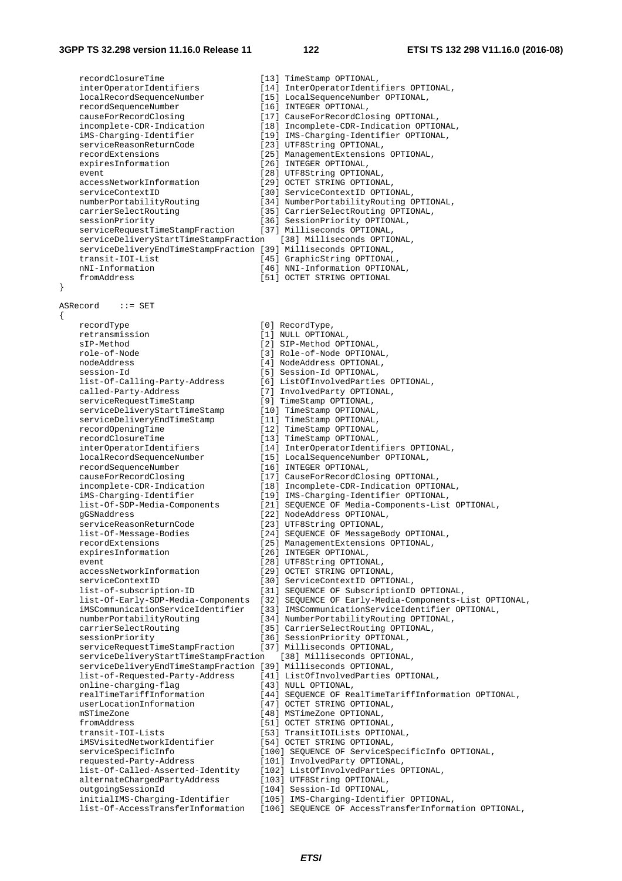```
    recordClosureTime                [13] TimeStamp OPTIONAL,
    interOperatorIdentifiers         [14] InterOperatorIdentifiers OPTIONAL,
    localRecordSequenceNumber        [15] LocalSequenceNumber OPTIONAL,
    recordSequenceNumber             [16] INTEGER OPTIONAL,
    causeForRecordClosing            [17] CauseForRecordClosing OPTIONAL,
    incomplete-CDR-Indication        [18] Incomplete-CDR-Indication OPTIONAL,
    iMS-Charging-Identifier          [19] IMS-Charging-Identifier OPTIONAL,
    serviceReasonReturnCode          [23] UTF8String OPTIONAL,
    recordExtensions                 [25] ManagementExtensions OPTIONAL,
    expiresInformation               [26] INTEGER OPTIONAL,
    event                            [28] UTF8String OPTIONAL,
    accessNetworkInformation         [29] OCTET STRING OPTIONAL,
    serviceContextID                 [30] ServiceContextID OPTIONAL,
    numberPortabilityRouting         [34] NumberPortabilityRouting OPTIONAL,
    carrierSelectRouting             [35] CarrierSelectRouting OPTIONAL,
    sessionPriority                  [36] SessionPriority OPTIONAL,
    serviceRequestTimeStampFraction  [37] Milliseconds OPTIONAL,
    serviceDeliveryStartTimeStampFraction   [38] Milliseconds OPTIONAL,
    serviceDeliveryEndTimeStampFraction [39] Milliseconds OPTIONAL,
    transit-IOI-List                 [45] GraphicString OPTIONAL,
    nNI-Information                  [46] NNI-Information OPTIONAL,
    fromAddress                      [51] OCTET STRING OPTIONAL
}

ASRecord    ::= SET
{
    recordType                       [0] RecordType,
    retransmission                   [1] NULL OPTIONAL,
    sIP-Method                       [2] SIP-Method OPTIONAL,
    role-of-Node                     [3] Role-of-Node OPTIONAL,
    nodeAddress                      [4] NodeAddress OPTIONAL,
    session-Id                       [5] Session-Id OPTIONAL,
    list-Of-Calling-Party-Address    [6] ListOfInvolvedParties OPTIONAL,
    called-Party-Address             [7] InvolvedParty OPTIONAL,
    serviceRequestTimeStamp          [9] TimeStamp OPTIONAL,
    serviceDeliveryStartTimeStamp    [10] TimeStamp OPTIONAL,
    serviceDeliveryEndTimeStamp      [11] TimeStamp OPTIONAL,
    recordOpeningTime                [12] TimeStamp OPTIONAL,
    recordClosureTime                [13] TimeStamp OPTIONAL,
    interOperatorIdentifiers         [14] InterOperatorIdentifiers OPTIONAL,
    localRecordSequenceNumber        [15] LocalSequenceNumber OPTIONAL,
    recordSequenceNumber             [16] INTEGER OPTIONAL,
    causeForRecordClosing            [17] CauseForRecordClosing OPTIONAL,
    incomplete-CDR-Indication        [18] Incomplete-CDR-Indication OPTIONAL,
    iMS-Charging-Identifier          [19] IMS-Charging-Identifier OPTIONAL,
    list-Of-SDP-Media-Components     [21] SEQUENCE OF Media-Components-List OPTIONAL,
    gGSNaddress                      [22] NodeAddress OPTIONAL,
    serviceReasonReturnCode          [23] UTF8String OPTIONAL,
    list-Of-Message-Bodies           [24] SEQUENCE OF MessageBody OPTIONAL,
    recordExtensions                 [25] ManagementExtensions OPTIONAL,
    expiresInformation               [26] INTEGER OPTIONAL,
    event                            [28] UTF8String OPTIONAL,
    accessNetworkInformation         [29] OCTET STRING OPTIONAL,
    serviceContextID                 [30] ServiceContextID OPTIONAL,
    list-of-subscription-ID          [31] SEQUENCE OF SubscriptionID OPTIONAL,
    list-Of-Early-SDP-Media-Components  [32] SEQUENCE OF Early-Media-Components-List OPTIONAL,
    iMSCommunicationServiceIdentifier   [33] IMSCommunicationServiceIdentifier OPTIONAL,
    numberPortabilityRouting         [34] NumberPortabilityRouting OPTIONAL,
    carrierSelectRouting             [35] CarrierSelectRouting OPTIONAL,
    sessionPriority                  [36] SessionPriority OPTIONAL,
    serviceRequestTimeStampFraction  [37] Milliseconds OPTIONAL,
    serviceDeliveryStartTimeStampFraction   [38] Milliseconds OPTIONAL,
    serviceDeliveryEndTimeStampFraction [39] Milliseconds OPTIONAL,
    list-of-Requested-Party-Address  [41] ListOfInvolvedParties OPTIONAL,
    online-charging-flag             [43] NULL OPTIONAL,
    realTimeTariffInformation        [44] SEQUENCE OF RealTimeTariffInformation OPTIONAL,
    userLocationInformation          [47] OCTET STRING OPTIONAL,
    mSTimeZone                       [48] MSTimeZone OPTIONAL,
    fromAddress                      [51] OCTET STRING OPTIONAL,
    transit-IOI-Lists                [53] TransitIOILists OPTIONAL,
    iMSVisitedNetworkIdentifier      [54] OCTET STRING OPTIONAL,
    serviceSpecificInfo              [100] SEQUENCE OF ServiceSpecificInfo OPTIONAL,
    requested-Party-Address          [101] InvolvedParty OPTIONAL,
    list-Of-Called-Asserted-Identity [102] ListOfInvolvedParties OPTIONAL,
    alternateChargedPartyAddress     [103] UTF8String OPTIONAL,
    outgoingSessionId                [104] Session-Id OPTIONAL,
    initialIMS-Charging-Identifier   [105] IMS-Charging-Identifier OPTIONAL,
    list-Of-AccessTransferInformation   [106] SEQUENCE OF AccessTransferInformation OPTIONAL,
```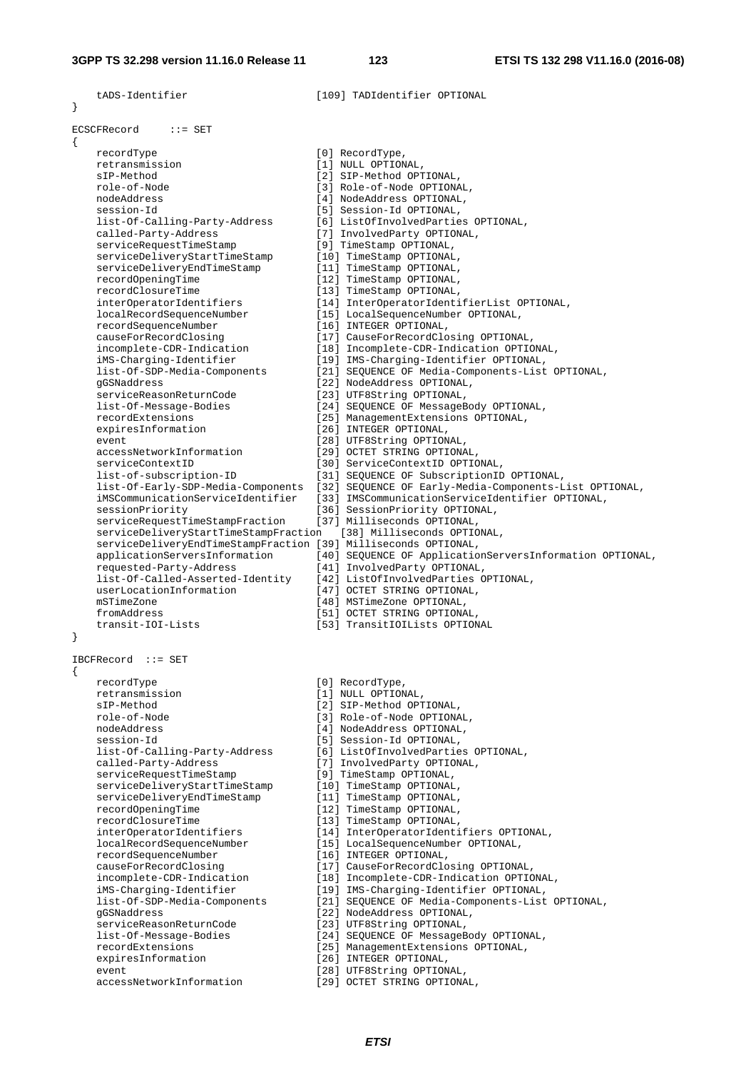```
    tADS-Identifier                     [109] TADIdentifier OPTIONAL
}

ECSCFRecord     ::= SET
{
    recordType                          [0] RecordType,
    retransmission                      [1] NULL OPTIONAL,
    sIP-Method                          [2] SIP-Method OPTIONAL,
    role-of-Node                        [3] Role-of-Node OPTIONAL,
    nodeAddress                         [4] NodeAddress OPTIONAL,
    session-Id                          [5] Session-Id OPTIONAL,
    list-Of-Calling-Party-Address       [6] ListOfInvolvedParties OPTIONAL,
    called-Party-Address                [7] InvolvedParty OPTIONAL,
    serviceRequestTimeStamp             [9] TimeStamp OPTIONAL,
    serviceDeliveryStartTimeStamp       [10] TimeStamp OPTIONAL,
    serviceDeliveryEndTimeStamp         [11] TimeStamp OPTIONAL,
    recordOpeningTime                   [12] TimeStamp OPTIONAL,
    recordClosureTime                   [13] TimeStamp OPTIONAL,
    interOperatorIdentifiers            [14] InterOperatorIdentifierList OPTIONAL,
    localRecordSequenceNumber           [15] LocalSequenceNumber OPTIONAL,
    recordSequenceNumber                [16] INTEGER OPTIONAL,
    causeForRecordClosing               [17] CauseForRecordClosing OPTIONAL,
    incomplete-CDR-Indication           [18] Incomplete-CDR-Indication OPTIONAL,
    iMS-Charging-Identifier             [19] IMS-Charging-Identifier OPTIONAL,
    list-Of-SDP-Media-Components        [21] SEQUENCE OF Media-Components-List OPTIONAL,
    gGSNaddress                         [22] NodeAddress OPTIONAL,
    serviceReasonReturnCode             [23] UTF8String OPTIONAL,
    list-Of-Message-Bodies              [24] SEQUENCE OF MessageBody OPTIONAL,
    recordExtensions                    [25] ManagementExtensions OPTIONAL,
    expiresInformation                  [26] INTEGER OPTIONAL,
    event                               [28] UTF8String OPTIONAL,
    accessNetworkInformation            [29] OCTET STRING OPTIONAL,
    serviceContextID                    [30] ServiceContextID OPTIONAL,
    list-of-subscription-ID             [31] SEQUENCE OF SubscriptionID OPTIONAL,
    list-Of-Early-SDP-Media-Components  [32] SEQUENCE OF Early-Media-Components-List OPTIONAL,
    iMSCommunicationServiceIdentifier   [33] IMSCommunicationServiceIdentifier OPTIONAL,
    sessionPriority                     [36] SessionPriority OPTIONAL,
    serviceRequestTimeStampFraction     [37] Milliseconds OPTIONAL,
    serviceDeliveryStartTimeStampFraction   [38] Milliseconds OPTIONAL,
    serviceDeliveryEndTimeStampFraction [39] Milliseconds OPTIONAL,
    applicationServersInformation       [40] SEQUENCE OF ApplicationServersInformation OPTIONAL,
    requested-Party-Address             [41] InvolvedParty OPTIONAL,
    list-Of-Called-Asserted-Identity    [42] ListOfInvolvedParties OPTIONAL,
    userLocationInformation             [47] OCTET STRING OPTIONAL,
    mSTimeZone                          [48] MSTimeZone OPTIONAL,
    fromAddress                         [51] OCTET STRING OPTIONAL,
    transit-IOI-Lists                   [53] TransitIOILists OPTIONAL
}

IBCFRecord  ::= SET
{
    recordType                          [0] RecordType,
    retransmission                      [1] NULL OPTIONAL,
    sIP-Method                          [2] SIP-Method OPTIONAL,
    role-of-Node                        [3] Role-of-Node OPTIONAL,
    nodeAddress                         [4] NodeAddress OPTIONAL,
    session-Id                          [5] Session-Id OPTIONAL,
    list-Of-Calling-Party-Address       [6] ListOfInvolvedParties OPTIONAL,
    called-Party-Address                [7] InvolvedParty OPTIONAL,
    serviceRequestTimeStamp             [9] TimeStamp OPTIONAL,
    serviceDeliveryStartTimeStamp       [10] TimeStamp OPTIONAL,
    serviceDeliveryEndTimeStamp         [11] TimeStamp OPTIONAL,
    recordOpeningTime                   [12] TimeStamp OPTIONAL,
    recordClosureTime                   [13] TimeStamp OPTIONAL,
    interOperatorIdentifiers            [14] InterOperatorIdentifiers OPTIONAL,
    localRecordSequenceNumber           [15] LocalSequenceNumber OPTIONAL,
    recordSequenceNumber                [16] INTEGER OPTIONAL,
    causeForRecordClosing               [17] CauseForRecordClosing OPTIONAL,
    incomplete-CDR-Indication           [18] Incomplete-CDR-Indication OPTIONAL,
    iMS-Charging-Identifier             [19] IMS-Charging-Identifier OPTIONAL,
    list-Of-SDP-Media-Components        [21] SEQUENCE OF Media-Components-List OPTIONAL,
    gGSNaddress                         [22] NodeAddress OPTIONAL,
    serviceReasonReturnCode             [23] UTF8String OPTIONAL,
    list-Of-Message-Bodies              [24] SEQUENCE OF MessageBody OPTIONAL,
    recordExtensions                    [25] ManagementExtensions OPTIONAL,
    expiresInformation                  [26] INTEGER OPTIONAL,
    event                               [28] UTF8String OPTIONAL,
    accessNetworkInformation            [29] OCTET STRING OPTIONAL,
```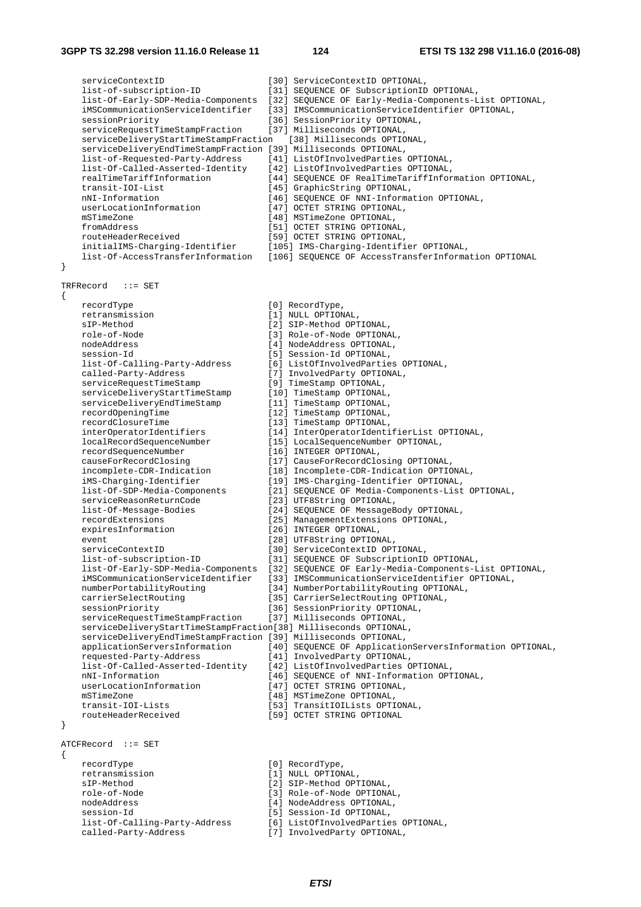```
    serviceContextID                    [30] ServiceContextID OPTIONAL,
    list-of-subscription-ID             [31] SEQUENCE OF SubscriptionID OPTIONAL,
    list-Of-Early-SDP-Media-Components  [32] SEQUENCE OF Early-Media-Components-List OPTIONAL,
    iMSCommunicationServiceIdentifier   [33] IMSCommunicationServiceIdentifier OPTIONAL,
    sessionPriority                     [36] SessionPriority OPTIONAL,
    serviceRequestTimeStampFraction     [37] Milliseconds OPTIONAL,
    serviceDeliveryStartTimeStampFraction    [38] Milliseconds OPTIONAL,
    serviceDeliveryEndTimeStampFraction [39] Milliseconds OPTIONAL,
    list-of-Requested-Party-Address     [41] ListOfInvolvedParties OPTIONAL,
    list-Of-Called-Asserted-Identity    [42] ListOfInvolvedParties OPTIONAL,
    realTimeTariffInformation           [44] SEQUENCE OF RealTimeTariffInformation OPTIONAL,
    transit-IOI-List                    [45] GraphicString OPTIONAL,
    nNI-Information                     [46] SEQUENCE OF NNI-Information OPTIONAL,
    userLocationInformation             [47] OCTET STRING OPTIONAL,
    mSTimeZone                          [48] MSTimeZone OPTIONAL,
    fromAddress                         [51] OCTET STRING OPTIONAL,
    routeHeaderReceived                 [59] OCTET STRING OPTIONAL,
    initialIMS-Charging-Identifier      [105] IMS-Charging-Identifier OPTIONAL,
    list-Of-AccessTransferInformation   [106] SEQUENCE OF AccessTransferInformation OPTIONAL
}

TRFRecord   ::= SET
{
    recordType                          [0] RecordType,
    retransmission                      [1] NULL OPTIONAL,
    sIP-Method                          [2] SIP-Method OPTIONAL,
    role-of-Node                        [3] Role-of-Node OPTIONAL,
    nodeAddress                         [4] NodeAddress OPTIONAL,
    session-Id                          [5] Session-Id OPTIONAL,
    list-Of-Calling-Party-Address       [6] ListOfInvolvedParties OPTIONAL,
    called-Party-Address                [7] InvolvedParty OPTIONAL,
    serviceRequestTimeStamp             [9] TimeStamp OPTIONAL,
    serviceDeliveryStartTimeStamp       [10] TimeStamp OPTIONAL,
    serviceDeliveryEndTimeStamp         [11] TimeStamp OPTIONAL,
    recordOpeningTime                   [12] TimeStamp OPTIONAL,
    recordClosureTime                   [13] TimeStamp OPTIONAL,
    interOperatorIdentifiers            [14] InterOperatorIdentifierList OPTIONAL,
    localRecordSequenceNumber           [15] LocalSequenceNumber OPTIONAL,
    recordSequenceNumber                [16] INTEGER OPTIONAL,
    causeForRecordClosing               [17] CauseForRecordClosing OPTIONAL,
    incomplete-CDR-Indication           [18] Incomplete-CDR-Indication OPTIONAL,
    iMS-Charging-Identifier             [19] IMS-Charging-Identifier OPTIONAL,
    list-Of-SDP-Media-Components        [21] SEQUENCE OF Media-Components-List OPTIONAL,
    serviceReasonReturnCode             [23] UTF8String OPTIONAL,
    list-Of-Message-Bodies              [24] SEQUENCE OF MessageBody OPTIONAL,
    recordExtensions                    [25] ManagementExtensions OPTIONAL,
    expiresInformation                  [26] INTEGER OPTIONAL,
    event                               [28] UTF8String OPTIONAL,
    serviceContextID                    [30] ServiceContextID OPTIONAL,
    list-of-subscription-ID             [31] SEQUENCE OF SubscriptionID OPTIONAL,
    list-Of-Early-SDP-Media-Components  [32] SEQUENCE OF Early-Media-Components-List OPTIONAL,
    iMSCommunicationServiceIdentifier   [33] IMSCommunicationServiceIdentifier OPTIONAL,
    numberPortabilityRouting            [34] NumberPortabilityRouting OPTIONAL,
    carrierSelectRouting                [35] CarrierSelectRouting OPTIONAL,
    sessionPriority                     [36] SessionPriority OPTIONAL,
    serviceRequestTimeStampFraction     [37] Milliseconds OPTIONAL,
    serviceDeliveryStartTimeStampFraction[38] Milliseconds OPTIONAL,
    serviceDeliveryEndTimeStampFraction [39] Milliseconds OPTIONAL,
    applicationServersInformation       [40] SEQUENCE OF ApplicationServersInformation OPTIONAL,
    requested-Party-Address             [41] InvolvedParty OPTIONAL,
    list-Of-Called-Asserted-Identity    [42] ListOfInvolvedParties OPTIONAL,
    nNI-Information                     [46] SEQUENCE of NNI-Information OPTIONAL,
    userLocationInformation             [47] OCTET STRING OPTIONAL,
    mSTimeZone                          [48] MSTimeZone OPTIONAL,
    transit-IOI-Lists                   [53] TransitIOILists OPTIONAL,
    routeHeaderReceived                 [59] OCTET STRING OPTIONAL
}

ATCFRecord  ::= SET
{
    recordType                          [0] RecordType,
    retransmission                      [1] NULL OPTIONAL,
    sIP-Method                          [2] SIP-Method OPTIONAL,
    role-of-Node                        [3] Role-of-Node OPTIONAL,
    nodeAddress                         [4] NodeAddress OPTIONAL,
    session-Id                          [5] Session-Id OPTIONAL,
    list-Of-Calling-Party-Address       [6] ListOfInvolvedParties OPTIONAL,
    called-Party-Address                [7] InvolvedParty OPTIONAL,
```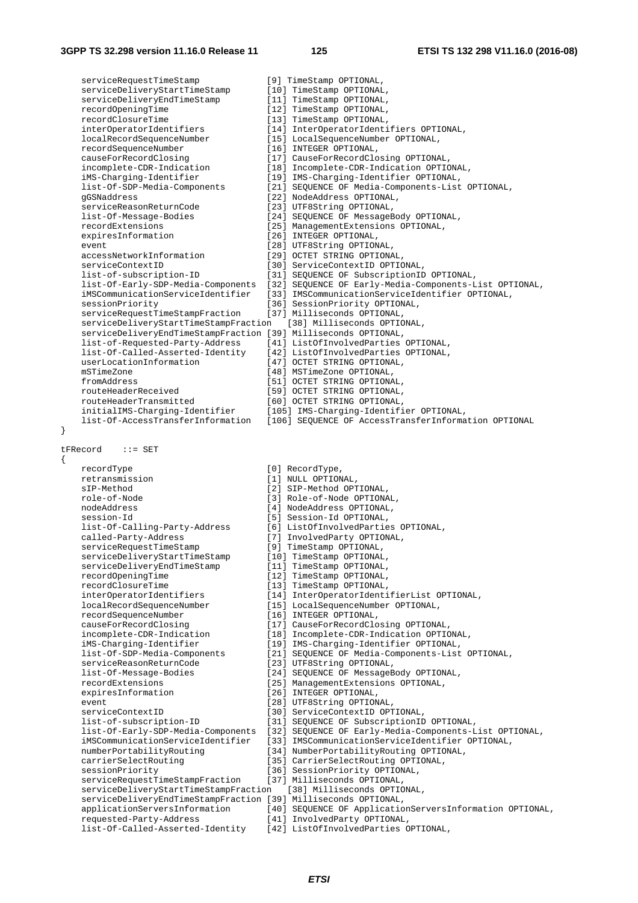```
    serviceRequestTimeStamp             [9] TimeStamp OPTIONAL,
    serviceDeliveryStartTimeStamp       [10] TimeStamp OPTIONAL,
    serviceDeliveryEndTimeStamp         [11] TimeStamp OPTIONAL,
    recordOpeningTime                   [12] TimeStamp OPTIONAL,
    recordClosureTime                   [13] TimeStamp OPTIONAL,
    interOperatorIdentifiers            [14] InterOperatorIdentifiers OPTIONAL,
    localRecordSequenceNumber           [15] LocalSequenceNumber OPTIONAL,
    recordSequenceNumber                [16] INTEGER OPTIONAL,
    causeForRecordClosing               [17] CauseForRecordClosing OPTIONAL,
    incomplete-CDR-Indication           [18] Incomplete-CDR-Indication OPTIONAL,
    iMS-Charging-Identifier             [19] IMS-Charging-Identifier OPTIONAL,
    list-Of-SDP-Media-Components        [21] SEQUENCE OF Media-Components-List OPTIONAL,
    gGSNaddress                         [22] NodeAddress OPTIONAL,
    serviceReasonReturnCode             [23] UTF8String OPTIONAL,
    list-Of-Message-Bodies              [24] SEQUENCE OF MessageBody OPTIONAL,
    recordExtensions                    [25] ManagementExtensions OPTIONAL,
    expiresInformation                  [26] INTEGER OPTIONAL,
    event                               [28] UTF8String OPTIONAL,
    accessNetworkInformation            [29] OCTET STRING OPTIONAL,
    serviceContextID                    [30] ServiceContextID OPTIONAL,
    list-of-subscription-ID             [31] SEQUENCE OF SubscriptionID OPTIONAL,
    list-Of-Early-SDP-Media-Components  [32] SEQUENCE OF Early-Media-Components-List OPTIONAL,
    iMSCommunicationServiceIdentifier   [33] IMSCommunicationServiceIdentifier OPTIONAL,
    sessionPriority                     [36] SessionPriority OPTIONAL,
    serviceRequestTimeStampFraction     [37] Milliseconds OPTIONAL,
    serviceDeliveryStartTimeStampFraction   [38] Milliseconds OPTIONAL,
    serviceDeliveryEndTimeStampFraction [39] Milliseconds OPTIONAL,
    list-of-Requested-Party-Address     [41] ListOfInvolvedParties OPTIONAL,
    list-Of-Called-Asserted-Identity    [42] ListOfInvolvedParties OPTIONAL,
    userLocationInformation             [47] OCTET STRING OPTIONAL,
    mSTimeZone                          [48] MSTimeZone OPTIONAL,
    fromAddress                         [51] OCTET STRING OPTIONAL,
    routeHeaderReceived                 [59] OCTET STRING OPTIONAL,
    routeHeaderTransmitted              [60] OCTET STRING OPTIONAL,
    initialIMS-Charging-Identifier      [105] IMS-Charging-Identifier OPTIONAL,
    list-Of-AccessTransferInformation   [106] SEQUENCE OF AccessTransferInformation OPTIONAL
}

tFRecord    ::= SET
{
    recordType                          [0] RecordType,
    retransmission                      [1] NULL OPTIONAL,
    sIP-Method                          [2] SIP-Method OPTIONAL,
    role-of-Node                        [3] Role-of-Node OPTIONAL,
    nodeAddress                         [4] NodeAddress OPTIONAL,
    session-Id                          [5] Session-Id OPTIONAL,
    list-Of-Calling-Party-Address       [6] ListOfInvolvedParties OPTIONAL,
    called-Party-Address                [7] InvolvedParty OPTIONAL,
    serviceRequestTimeStamp             [9] TimeStamp OPTIONAL,
    serviceDeliveryStartTimeStamp       [10] TimeStamp OPTIONAL,
    serviceDeliveryEndTimeStamp         [11] TimeStamp OPTIONAL,
    recordOpeningTime                   [12] TimeStamp OPTIONAL,
    recordClosureTime                   [13] TimeStamp OPTIONAL,
    interOperatorIdentifiers            [14] InterOperatorIdentifierList OPTIONAL,
    localRecordSequenceNumber           [15] LocalSequenceNumber OPTIONAL,
    recordSequenceNumber                [16] INTEGER OPTIONAL,
    causeForRecordClosing               [17] CauseForRecordClosing OPTIONAL,
    incomplete-CDR-Indication           [18] Incomplete-CDR-Indication OPTIONAL,
    iMS-Charging-Identifier             [19] IMS-Charging-Identifier OPTIONAL,
    list-Of-SDP-Media-Components        [21] SEQUENCE OF Media-Components-List OPTIONAL,
    serviceReasonReturnCode             [23] UTF8String OPTIONAL,
    list-Of-Message-Bodies              [24] SEQUENCE OF MessageBody OPTIONAL,
    recordExtensions                    [25] ManagementExtensions OPTIONAL,
    expiresInformation                  [26] INTEGER OPTIONAL,
    event                               [28] UTF8String OPTIONAL,
    serviceContextID                    [30] ServiceContextID OPTIONAL,
    list-of-subscription-ID             [31] SEQUENCE OF SubscriptionID OPTIONAL,
    list-Of-Early-SDP-Media-Components  [32] SEQUENCE OF Early-Media-Components-List OPTIONAL,
    iMSCommunicationServiceIdentifier   [33] IMSCommunicationServiceIdentifier OPTIONAL,
    numberPortabilityRouting            [34] NumberPortabilityRouting OPTIONAL,
    carrierSelectRouting                [35] CarrierSelectRouting OPTIONAL,
    sessionPriority                     [36] SessionPriority OPTIONAL,
    serviceRequestTimeStampFraction     [37] Milliseconds OPTIONAL,
    serviceDeliveryStartTimeStampFraction   [38] Milliseconds OPTIONAL,
    serviceDeliveryEndTimeStampFraction [39] Milliseconds OPTIONAL,
    applicationServersInformation       [40] SEQUENCE OF ApplicationServersInformation OPTIONAL,
    requested-Party-Address             [41] InvolvedParty OPTIONAL,
    list-Of-Called-Asserted-Identity    [42] ListOfInvolvedParties OPTIONAL,
```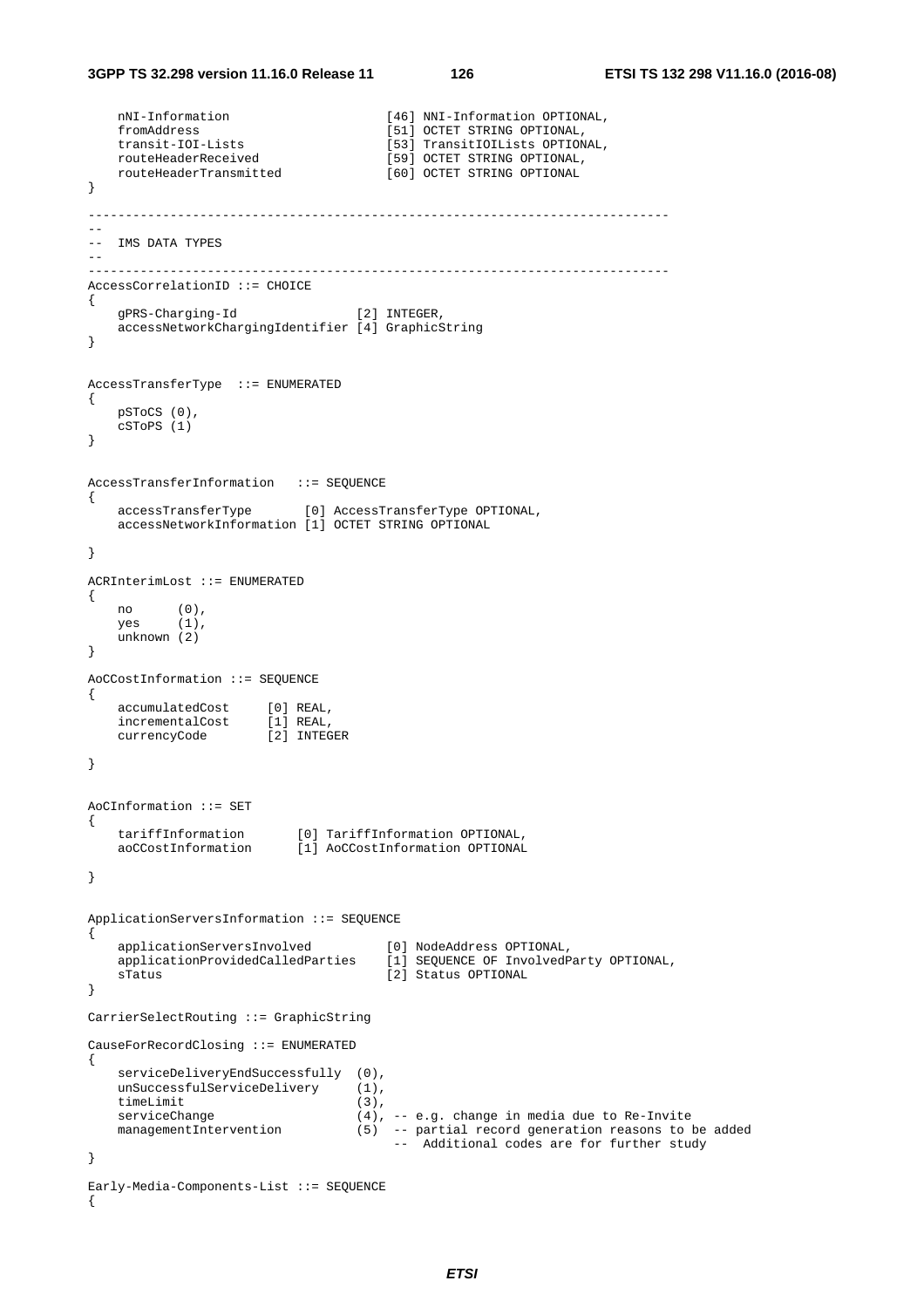```
    nNI-Information                     [46] NNI-Information OPTIONAL,
    fromAddress                         [51] OCTET STRING OPTIONAL,
    transit-IOI-Lists                   [53] TransitIOILists OPTIONAL,
    routeHeaderReceived                 [59] OCTET STRING OPTIONAL,
    routeHeaderTransmitted              [60] OCTET STRING OPTIONAL
}

------------------------------------------------------------------------------
--
--  IMS DATA TYPES
--
------------------------------------------------------------------------------
AccessCorrelationID ::= CHOICE
{
    gPRS-Charging-Id                [2] INTEGER,
    accessNetworkChargingIdentifier [4] GraphicString
}


AccessTransferType  ::= ENUMERATED
{
    pSToCS (0),
    cSToPS (1)
}


AccessTransferInformation   ::= SEQUENCE
{
    accessTransferType       [0] AccessTransferType OPTIONAL,
    accessNetworkInformation [1] OCTET STRING OPTIONAL

}

ACRInterimLost ::= ENUMERATED
{
    no      (0),
    yes     (1),
    unknown (2)
}

AoCCostInformation ::= SEQUENCE
{
    accumulatedCost     [0] REAL,
    incrementalCost     [1] REAL,
    currencyCode        [2] INTEGER

}


AoCInformation ::= SET
{
    tariffInformation       [0] TariffInformation OPTIONAL,
    aoCCostInformation      [1] AoCCostInformation OPTIONAL

}


ApplicationServersInformation ::= SEQUENCE
{
    applicationServersInvolved          [0] NodeAddress OPTIONAL,
    applicationProvidedCalledParties    [1] SEQUENCE OF InvolvedParty OPTIONAL,
    sTatus                              [2] Status OPTIONAL
}

CarrierSelectRouting ::= GraphicString

CauseForRecordClosing ::= ENUMERATED
{
    serviceDeliveryEndSuccessfully  (0),
    unSuccessfulServiceDelivery     (1),
    timeLimit                       (3),
    serviceChange                   (4), -- e.g. change in media due to Re-Invite
    managementIntervention          (5)  -- partial record generation reasons to be added
                                         --  Additional codes are for further study
}

Early-Media-Components-List ::= SEQUENCE
{
```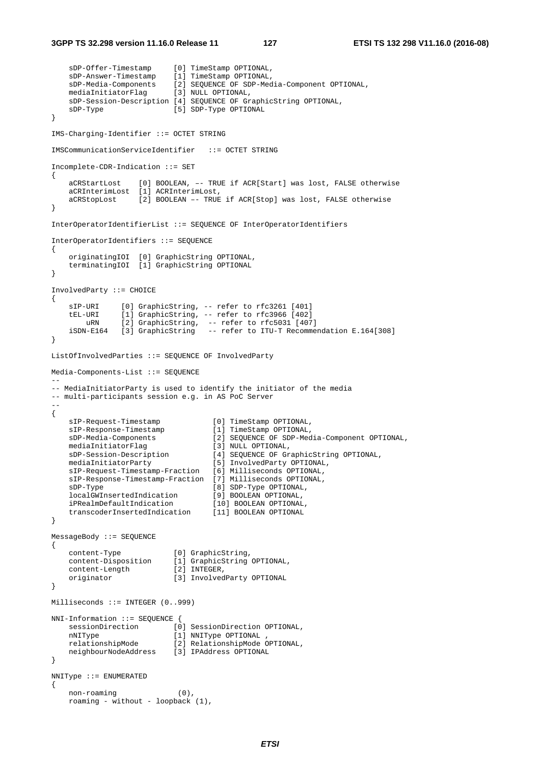```
    sDP-Offer-Timestamp     [0] TimeStamp OPTIONAL,
    sDP-Answer-Timestamp    [1] TimeStamp OPTIONAL,
    sDP-Media-Components    [2] SEQUENCE OF SDP-Media-Component OPTIONAL,
    mediaInitiatorFlag      [3] NULL OPTIONAL,
    sDP-Session-Description [4] SEQUENCE OF GraphicString OPTIONAL,
    sDP-Type                [5] SDP-Type OPTIONAL
}

IMS-Charging-Identifier ::= OCTET STRING

IMSCommunicationServiceIdentifier   ::= OCTET STRING

Incomplete-CDR-Indication ::= SET
{
    aCRStartLost    [0] BOOLEAN, –– TRUE if ACR[Start] was lost, FALSE otherwise
    aCRInterimLost  [1] ACRInterimLost,
    aCRStopLost     [2] BOOLEAN –– TRUE if ACR[Stop] was lost, FALSE otherwise
}

InterOperatorIdentifierList ::= SEQUENCE OF InterOperatorIdentifiers

InterOperatorIdentifiers ::= SEQUENCE
{
    originatingIOI  [0] GraphicString OPTIONAL,
    terminatingIOI  [1] GraphicString OPTIONAL
}

InvolvedParty ::= CHOICE
{
    sIP-URI     [0] GraphicString, -- refer to rfc3261 [401]
    tEL-URI     [1] GraphicString, -- refer to rfc3966 [402]
        uRN     [2] GraphicString,  -- refer to rfc5031 [407]
    iSDN-E164   [3] GraphicString   -- refer to ITU-T Recommendation E.164[308]
}

ListOfInvolvedParties ::= SEQUENCE OF InvolvedParty

Media-Components-List ::= SEQUENCE
--
-- MediaInitiatorParty is used to identify the initiator of the media
-- multi-participants session e.g. in AS PoC Server
--
{
    sIP-Request-Timestamp            [0] TimeStamp OPTIONAL,
    sIP-Response-Timestamp           [1] TimeStamp OPTIONAL,
    sDP-Media-Components             [2] SEQUENCE OF SDP-Media-Component OPTIONAL,
    mediaInitiatorFlag               [3] NULL OPTIONAL,
    sDP-Session-Description          [4] SEQUENCE OF GraphicString OPTIONAL,
    mediaInitiatorParty              [5] InvolvedParty OPTIONAL,
    sIP-Request-Timestamp-Fraction   [6] Milliseconds OPTIONAL,
    sIP-Response-Timestamp-Fraction  [7] Milliseconds OPTIONAL,
    sDP-Type                         [8] SDP-Type OPTIONAL,
    localGWInsertedIndication        [9] BOOLEAN OPTIONAL,
    iPRealmDefaultIndication         [10] BOOLEAN OPTIONAL,
    transcoderInsertedIndication     [11] BOOLEAN OPTIONAL
}

MessageBody ::= SEQUENCE
{
    content-Type            [0] GraphicString,
    content-Disposition     [1] GraphicString OPTIONAL,
    content-Length          [2] INTEGER,
    originator              [3] InvolvedParty OPTIONAL
}

Milliseconds ::= INTEGER (0..999)

NNI-Information ::= SEQUENCE {
    sessionDirection        [0] SessionDirection OPTIONAL,
    nNIType                 [1] NNIType OPTIONAL ,
    relationshipMode        [2] RelationshipMode OPTIONAL,
    neighbourNodeAddress    [3] IPAddress OPTIONAL
}

NNIType ::= ENUMERATED
{
    non-roaming              (0),
    roaming - without - loopback (1),
```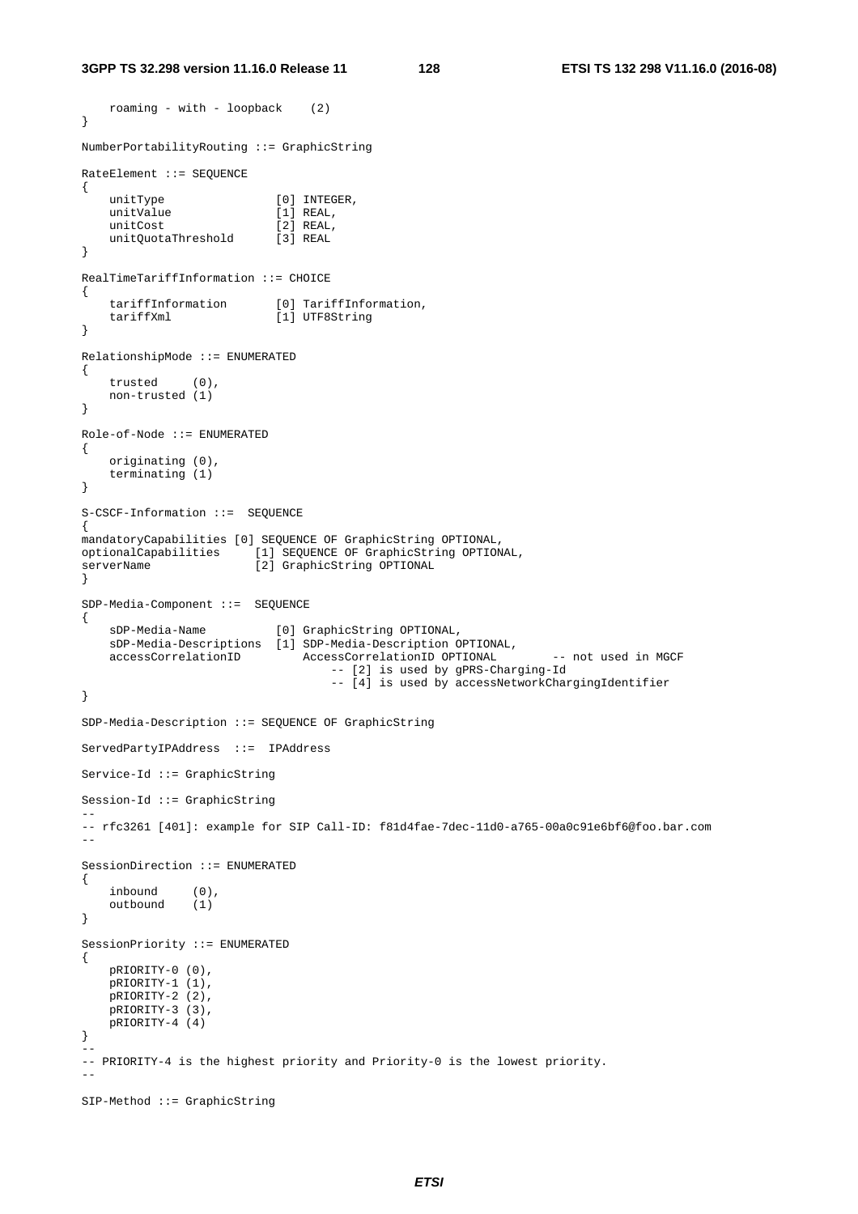```
    roaming - with - loopback    (2)
}

NumberPortabilityRouting ::= GraphicString

RateElement ::= SEQUENCE
{
    unitType                [0] INTEGER,
    unitValue               [1] REAL,
    unitCost                [2] REAL,
    unitQuotaThreshold      [3] REAL
}

RealTimeTariffInformation ::= CHOICE
{
    tariffInformation       [0] TariffInformation,
    tariffXml               [1] UTF8String
}

RelationshipMode ::= ENUMERATED
{
    trusted     (0),
    non-trusted (1)
}

Role-of-Node ::= ENUMERATED
{
    originating (0),
    terminating (1)
}

S-CSCF-Information ::=  SEQUENCE
{
mandatoryCapabilities [0] SEQUENCE OF GraphicString OPTIONAL,
optionalCapabilities     [1] SEQUENCE OF GraphicString OPTIONAL,
serverName               [2] GraphicString OPTIONAL
}

SDP-Media-Component ::=  SEQUENCE
{
    sDP-Media-Name          [0] GraphicString OPTIONAL,
    sDP-Media-Descriptions  [1] SDP-Media-Description OPTIONAL,
    accessCorrelationID         AccessCorrelationID OPTIONAL        -- not used in MGCF
                                    -- [2] is used by gPRS-Charging-Id
                                    -- [4] is used by accessNetworkChargingIdentifier
}

SDP-Media-Description ::= SEQUENCE OF GraphicString

ServedPartyIPAddress  ::=  IPAddress

Service-Id ::= GraphicString

Session-Id ::= GraphicString
--
-- rfc3261 [401]: example for SIP Call-ID: f81d4fae-7dec-11d0-a765-00a0c91e6bf6@foo.bar.com
--

SessionDirection ::= ENUMERATED
{
    inbound     (0),
    outbound    (1)
}

SessionPriority ::= ENUMERATED
{
    pRIORITY-0 (0),
    pRIORITY-1 (1),
    pRIORITY-2 (2),
    pRIORITY-3 (3),
    pRIORITY-4 (4)
}
--
-- PRIORITY-4 is the highest priority and Priority-0 is the lowest priority.
--

SIP-Method ::= GraphicString
```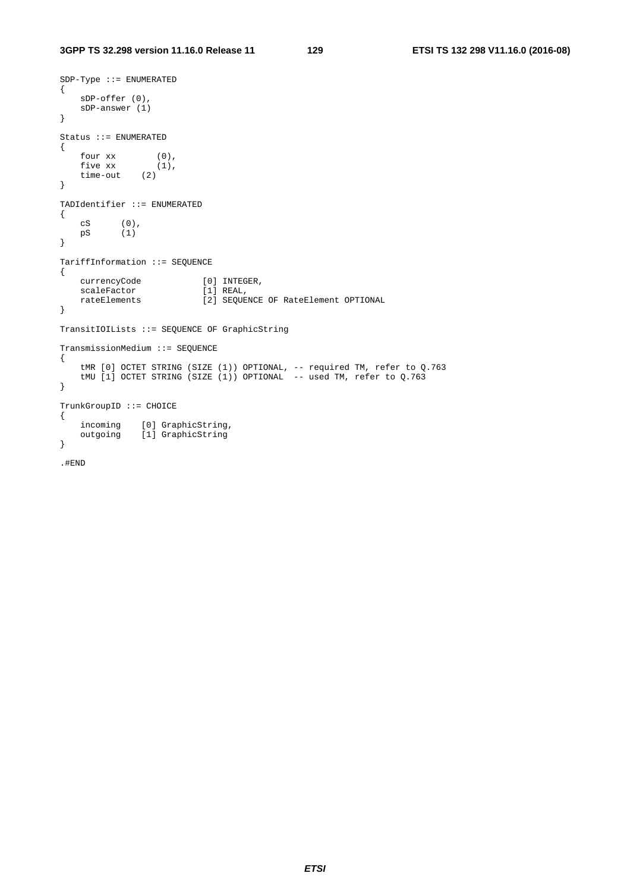```
SDP-Type ::= ENUMERATED
{
    sDP-offer (0),
    sDP-answer (1)
}

Status ::= ENUMERATED
{
    four xx         (0),
    five xx         (1),
    time-out    (2)
}

TADIdentifier ::= ENUMERATED
{
    cS      (0),
    pS      (1)
}

TariffInformation ::= SEQUENCE
{
    currencyCode            [0] INTEGER,
    scaleFactor             [1] REAL,
    rateElements            [2] SEQUENCE OF RateElement OPTIONAL
}

TransitIOILists ::= SEQUENCE OF GraphicString

TransmissionMedium ::= SEQUENCE
{
    tMR [0] OCTET STRING (SIZE (1)) OPTIONAL, -- required TM, refer to Q.763
    tMU [1] OCTET STRING (SIZE (1)) OPTIONAL  -- used TM, refer to Q.763
}

TrunkGroupID ::= CHOICE
{
    incoming    [0] GraphicString,
    outgoing    [1] GraphicString
}

.#END
```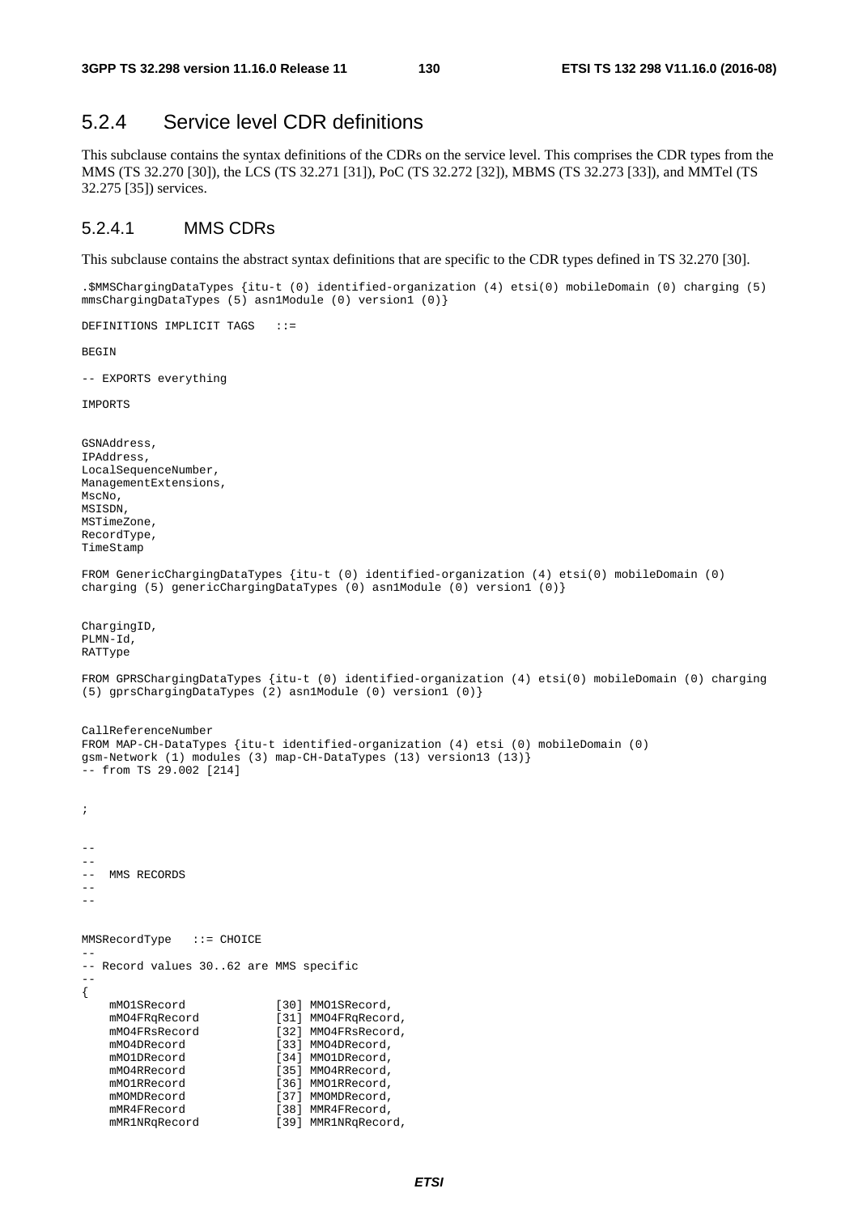## 5.2.4 Service level CDR definitions

This subclause contains the syntax definitions of the CDRs on the service level. This comprises the CDR types from the MMS (TS 32.270 [30]), the LCS (TS 32.271 [31]), PoC (TS 32.272 [32]), MBMS (TS 32.273 [33]), and MMTel (TS 32.275 [35]) services.

### 5.2.4.1 MMS CDRs

This subclause contains the abstract syntax definitions that are specific to the CDR types defined in TS 32.270 [30].

```
.$MMSChargingDataTypes {itu-t (0) identified-organization (4) etsi(0) mobileDomain (0) charging (5)
mmsChargingDataTypes (5) asn1Module (0) version1 (0)}

DEFINITIONS IMPLICIT TAGS   ::=

BEGIN

-- EXPORTS everything

IMPORTS


GSNAddress,
IPAddress,
LocalSequenceNumber,
ManagementExtensions,
MscNo,
MSISDN,
MSTimeZone,
RecordType,
TimeStamp

FROM GenericChargingDataTypes {itu-t (0) identified-organization (4) etsi(0) mobileDomain (0)
charging (5) genericChargingDataTypes (0) asn1Module (0) version1 (0)}


ChargingID,
PLMN-Id,
RATType

FROM GPRSChargingDataTypes {itu-t (0) identified-organization (4) etsi(0) mobileDomain (0) charging
(5) gprsChargingDataTypes (2) asn1Module (0) version1 (0)}


CallReferenceNumber
FROM MAP-CH-DataTypes {itu-t identified-organization (4) etsi (0) mobileDomain (0)
gsm-Network (1) modules (3) map-CH-DataTypes (13) version13 (13)}
-- from TS 29.002 [214]


;


--
--
--  MMS RECORDS
--
--


MMSRecordType   ::= CHOICE
--
-- Record values 30..62 are MMS specific
--
{
    mMO1SRecord             [30] MMO1SRecord,
    mMO4FRqRecord           [31] MMO4FRqRecord,
    mMO4FRsRecord           [32] MMO4FRsRecord,
    mMO4DRecord             [33] MMO4DRecord,
    mMO1DRecord             [34] MMO1DRecord,
    mMO4RRecord             [35] MMO4RRecord,
    mMO1RRecord             [36] MMO1RRecord,
    mMOMDRecord             [37] MMOMDRecord,
    mMR4FRecord             [38] MMR4FRecord,
    mMR1NRqRecord           [39] MMR1NRqRecord,
```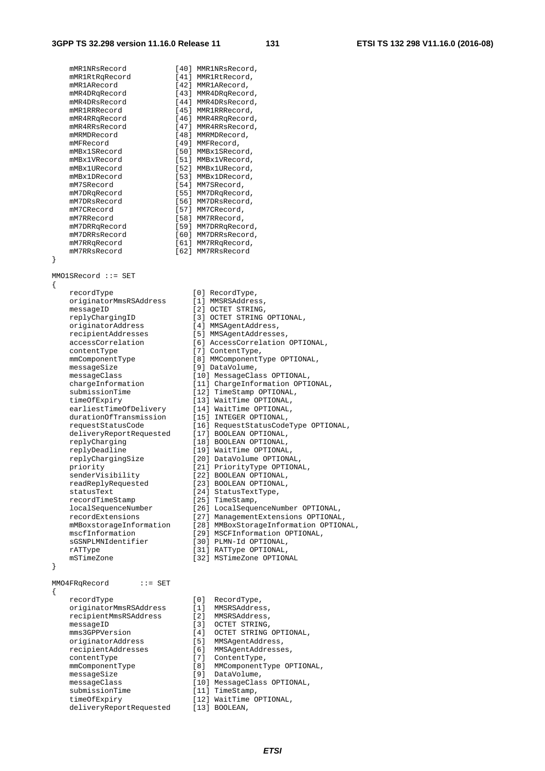```
    mMR1NRsRecord           [40] MMR1NRsRecord,
    mMR1RtRqRecord          [41] MMR1RtRecord,
    mMR1ARecord             [42] MMR1ARecord,
    mMR4DRqRecord           [43] MMR4DRqRecord,
    mMR4DRsRecord           [44] MMR4DRsRecord,
    mMR1RRRecord            [45] MMR1RRRecord,
    mMR4RRqRecord           [46] MMR4RRqRecord,
    mMR4RRsRecord           [47] MMR4RRsRecord,
    mMRMDRecord             [48] MMRMDRecord,
    mMFRecord               [49] MMFRecord,
    mMBx1SRecord            [50] MMBx1SRecord,
    mMBx1VRecord            [51] MMBx1VRecord,
    mMBx1URecord            [52] MMBx1URecord,
    mMBx1DRecord            [53] MMBx1DRecord,
    mM7SRecord              [54] MM7SRecord,
    mM7DRqRecord            [55] MM7DRqRecord,
    mM7DRsRecord            [56] MM7DRsRecord,
    mM7CRecord              [57] MM7CRecord,
    mM7RRecord              [58] MM7RRecord,
    mM7DRRqRecord           [59] MM7DRRqRecord,
    mM7DRRsRecord           [60] MM7DRRsRecord,
    mM7RRqRecord            [61] MM7RRqRecord,
    mM7RRsRecord            [62] MM7RRsRecord
}

MMO1SRecord ::= SET
{
    recordType                  [0] RecordType,
    originatorMmsRSAddress      [1] MMSRSAddress,
    messageID                   [2] OCTET STRING,
    replyChargingID             [3] OCTET STRING OPTIONAL,
    originatorAddress           [4] MMSAgentAddress,
    recipientAddresses          [5] MMSAgentAddresses,
    accessCorrelation           [6] AccessCorrelation OPTIONAL,
    contentType                 [7] ContentType,
    mmComponentType             [8] MMComponentType OPTIONAL,
    messageSize                 [9] DataVolume,
    messageClass                [10] MessageClass OPTIONAL,
    chargeInformation           [11] ChargeInformation OPTIONAL,
    submissionTime              [12] TimeStamp OPTIONAL,
    timeOfExpiry                [13] WaitTime OPTIONAL,
    earliestTimeOfDelivery      [14] WaitTime OPTIONAL,
    durationOfTransmission      [15] INTEGER OPTIONAL,
    requestStatusCode           [16] RequestStatusCodeType OPTIONAL,
    deliveryReportRequested     [17] BOOLEAN OPTIONAL,
    replyCharging               [18] BOOLEAN OPTIONAL,
    replyDeadline               [19] WaitTime OPTIONAL,
    replyChargingSize           [20] DataVolume OPTIONAL,
    priority                    [21] PriorityType OPTIONAL,
    senderVisibility            [22] BOOLEAN OPTIONAL,
    readReplyRequested          [23] BOOLEAN OPTIONAL,
    statusText                  [24] StatusTextType,
    recordTimeStamp             [25] TimeStamp,
    localSequenceNumber         [26] LocalSequenceNumber OPTIONAL,
    recordExtensions            [27] ManagementExtensions OPTIONAL,
    mMBoxstorageInformation     [28] MMBoxStorageInformation OPTIONAL,
    mscfInformation             [29] MSCFInformation OPTIONAL,
    sGSNPLMNIdentifier          [30] PLMN-Id OPTIONAL,
    rATType                     [31] RATType OPTIONAL,
    mSTimeZone                  [32] MSTimeZone OPTIONAL
}

MMO4FRqRecord       ::= SET
{
    recordType                  [0]  RecordType,
    originatorMmsRSAddress      [1]  MMSRSAddress,
    recipientMmsRSAddress       [2]  MMSRSAddress,
    messageID                   [3]  OCTET STRING,
    mms3GPPVersion              [4]  OCTET STRING OPTIONAL,
    originatorAddress           [5]  MMSAgentAddress,
    recipientAddresses          [6]  MMSAgentAddresses,
    contentType                 [7]  ContentType,
    mmComponentType             [8]  MMComponentType OPTIONAL,
    messageSize                 [9]  DataVolume,
    messageClass                [10] MessageClass OPTIONAL,
    submissionTime              [11] TimeStamp,
    timeOfExpiry                [12] WaitTime OPTIONAL,
    deliveryReportRequested     [13] BOOLEAN,
```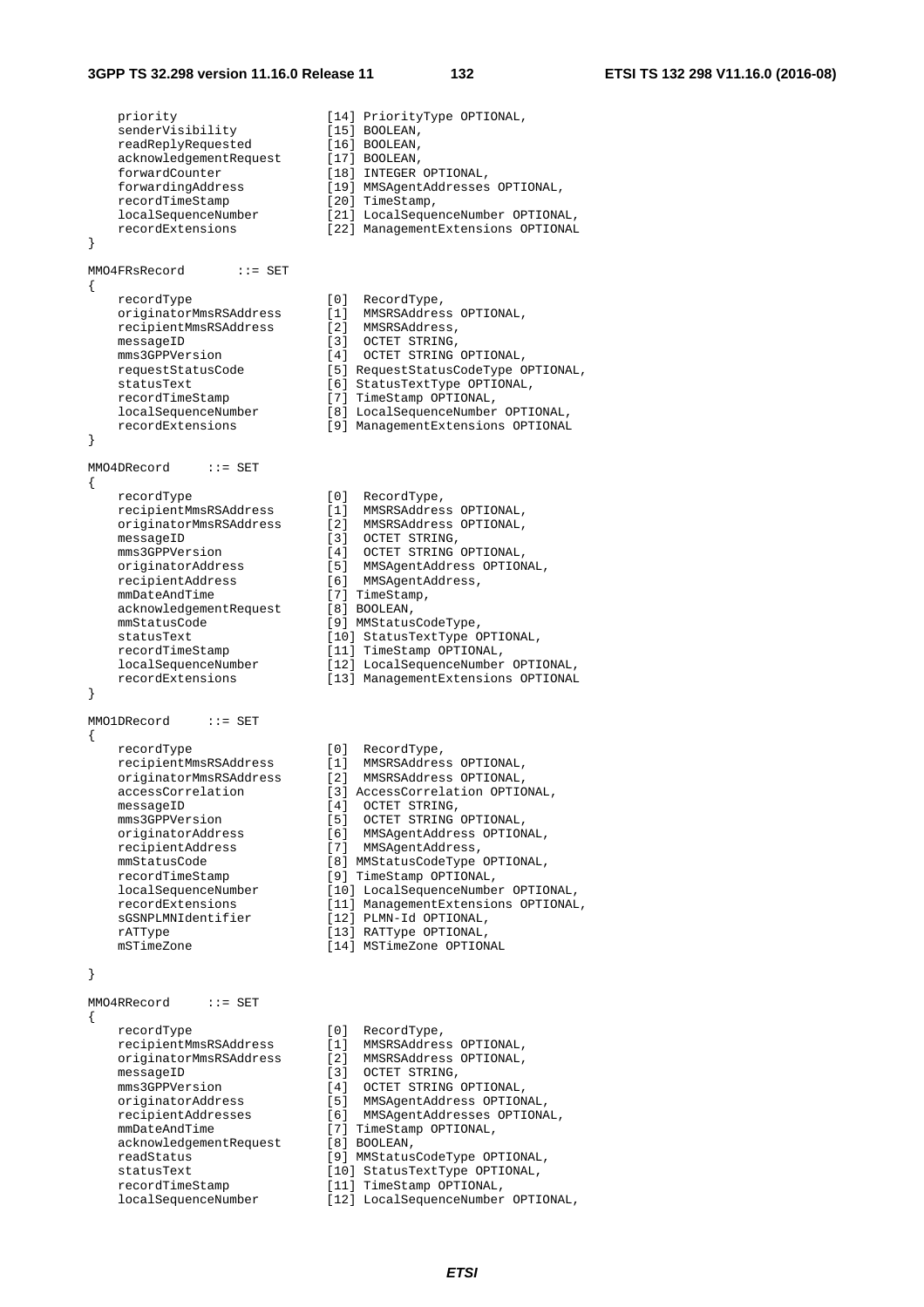```
    priority                    [14] PriorityType OPTIONAL,
    senderVisibility            [15] BOOLEAN,
    readReplyRequested          [16] BOOLEAN,
    acknowledgementRequest      [17] BOOLEAN,
    forwardCounter              [18] INTEGER OPTIONAL,
    forwardingAddress           [19] MMSAgentAddresses OPTIONAL,
    recordTimeStamp             [20] TimeStamp,
    localSequenceNumber         [21] LocalSequenceNumber OPTIONAL,
    recordExtensions            [22] ManagementExtensions OPTIONAL
}

MMO4FRsRecord       ::= SET
{
    recordType                  [0]  RecordType,
    originatorMmsRSAddress      [1]  MMSRSAddress OPTIONAL,
    recipientMmsRSAddress       [2]  MMSRSAddress,
    messageID                   [3]  OCTET STRING,
    mms3GPPVersion              [4]  OCTET STRING OPTIONAL,
    requestStatusCode           [5] RequestStatusCodeType OPTIONAL,
    statusText                  [6] StatusTextType OPTIONAL,
    recordTimeStamp             [7] TimeStamp OPTIONAL,
    localSequenceNumber         [8] LocalSequenceNumber OPTIONAL,
    recordExtensions            [9] ManagementExtensions OPTIONAL
}

MMO4DRecord     ::= SET
{
    recordType                  [0]  RecordType,
    recipientMmsRSAddress       [1]  MMSRSAddress OPTIONAL,
    originatorMmsRSAddress      [2]  MMSRSAddress OPTIONAL,
    messageID                   [3]  OCTET STRING,
    mms3GPPVersion              [4]  OCTET STRING OPTIONAL,
    originatorAddress           [5]  MMSAgentAddress OPTIONAL,
    recipientAddress            [6]  MMSAgentAddress,
    mmDateAndTime               [7] TimeStamp,
    acknowledgementRequest      [8] BOOLEAN,
    mmStatusCode                [9] MMStatusCodeType,
    statusText                  [10] StatusTextType OPTIONAL,
    recordTimeStamp             [11] TimeStamp OPTIONAL,
    localSequenceNumber         [12] LocalSequenceNumber OPTIONAL,
    recordExtensions            [13] ManagementExtensions OPTIONAL
}

MMO1DRecord     ::= SET
{
    recordType                  [0]  RecordType,
    recipientMmsRSAddress       [1]  MMSRSAddress OPTIONAL,
    originatorMmsRSAddress      [2]  MMSRSAddress OPTIONAL,
    accessCorrelation           [3] AccessCorrelation OPTIONAL,
    messageID                   [4]  OCTET STRING,
    mms3GPPVersion              [5]  OCTET STRING OPTIONAL,
    originatorAddress           [6]  MMSAgentAddress OPTIONAL,
    recipientAddress            [7]  MMSAgentAddress,
    mmStatusCode                [8] MMStatusCodeType OPTIONAL,
    recordTimeStamp             [9] TimeStamp OPTIONAL,
    localSequenceNumber         [10] LocalSequenceNumber OPTIONAL,
    recordExtensions            [11] ManagementExtensions OPTIONAL,
    sGSNPLMNIdentifier          [12] PLMN-Id OPTIONAL,
    rATType                     [13] RATType OPTIONAL,
    mSTimeZone                  [14] MSTimeZone OPTIONAL

}

MMO4RRecord     ::= SET
{
    recordType                  [0]  RecordType,
    recipientMmsRSAddress       [1]  MMSRSAddress OPTIONAL,
    originatorMmsRSAddress      [2]  MMSRSAddress OPTIONAL,
    messageID                   [3]  OCTET STRING,
    mms3GPPVersion              [4]  OCTET STRING OPTIONAL,
    originatorAddress           [5]  MMSAgentAddress OPTIONAL,
    recipientAddresses          [6]  MMSAgentAddresses OPTIONAL,
    mmDateAndTime               [7] TimeStamp OPTIONAL,
    acknowledgementRequest      [8] BOOLEAN,
    readStatus                  [9] MMStatusCodeType OPTIONAL,
    statusText                  [10] StatusTextType OPTIONAL,
    recordTimeStamp             [11] TimeStamp OPTIONAL,
    localSequenceNumber         [12] LocalSequenceNumber OPTIONAL,
```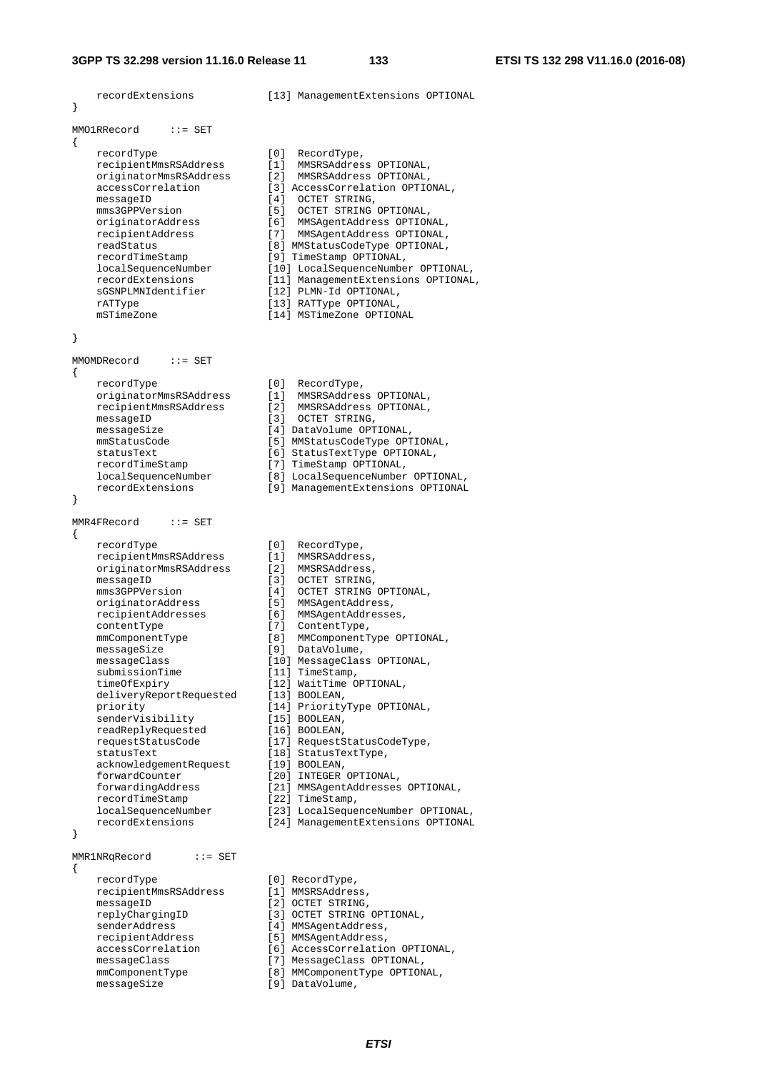```
    recordExtensions            [13] ManagementExtensions OPTIONAL
}

MMO1RRecord     ::= SET
{
    recordType                  [0]  RecordType,
    recipientMmsRSAddress       [1]  MMSRSAddress OPTIONAL,
    originatorMmsRSAddress      [2]  MMSRSAddress OPTIONAL,
    accessCorrelation           [3] AccessCorrelation OPTIONAL,
    messageID                   [4]  OCTET STRING,
    mms3GPPVersion              [5]  OCTET STRING OPTIONAL,
    originatorAddress           [6]  MMSAgentAddress OPTIONAL,
    recipientAddress            [7]  MMSAgentAddress OPTIONAL,
    readStatus                  [8] MMStatusCodeType OPTIONAL,
    recordTimeStamp             [9] TimeStamp OPTIONAL,
    localSequenceNumber         [10] LocalSequenceNumber OPTIONAL,
    recordExtensions            [11] ManagementExtensions OPTIONAL,
    sGSNPLMNIdentifier          [12] PLMN-Id OPTIONAL,
    rATType                     [13] RATType OPTIONAL,
    mSTimeZone                  [14] MSTimeZone OPTIONAL

}

MMOMDRecord     ::= SET
{
    recordType                  [0]  RecordType,
    originatorMmsRSAddress      [1]  MMSRSAddress OPTIONAL,
    recipientMmsRSAddress       [2]  MMSRSAddress OPTIONAL,
    messageID                   [3]  OCTET STRING,
    messageSize                 [4] DataVolume OPTIONAL,
    mmStatusCode                [5] MMStatusCodeType OPTIONAL,
    statusText                  [6] StatusTextType OPTIONAL,
    recordTimeStamp             [7] TimeStamp OPTIONAL,
    localSequenceNumber         [8] LocalSequenceNumber OPTIONAL,
    recordExtensions            [9] ManagementExtensions OPTIONAL
}

MMR4FRecord     ::= SET
{
    recordType                  [0]  RecordType,
    recipientMmsRSAddress       [1]  MMSRSAddress,
    originatorMmsRSAddress      [2]  MMSRSAddress,
    messageID                   [3]  OCTET STRING,
    mms3GPPVersion              [4]  OCTET STRING OPTIONAL,
    originatorAddress           [5]  MMSAgentAddress,
    recipientAddresses          [6]  MMSAgentAddresses,
    contentType                 [7]  ContentType,
    mmComponentType             [8]  MMComponentType OPTIONAL,
    messageSize                 [9]  DataVolume,
    messageClass                [10] MessageClass OPTIONAL,
    submissionTime              [11] TimeStamp,
    timeOfExpiry                [12] WaitTime OPTIONAL,
    deliveryReportRequested     [13] BOOLEAN,
    priority                    [14] PriorityType OPTIONAL,
    senderVisibility            [15] BOOLEAN,
    readReplyRequested          [16] BOOLEAN,
    requestStatusCode           [17] RequestStatusCodeType,
    statusText                  [18] StatusTextType,
    acknowledgementRequest      [19] BOOLEAN,
    forwardCounter              [20] INTEGER OPTIONAL,
    forwardingAddress           [21] MMSAgentAddresses OPTIONAL,
    recordTimeStamp             [22] TimeStamp,
    localSequenceNumber         [23] LocalSequenceNumber OPTIONAL,
    recordExtensions            [24] ManagementExtensions OPTIONAL
}

MMR1NRqRecord       ::= SET
{
    recordType                  [0] RecordType,
    recipientMmsRSAddress       [1] MMSRSAddress,
    messageID                   [2] OCTET STRING,
    replyChargingID             [3] OCTET STRING OPTIONAL,
    senderAddress               [4] MMSAgentAddress,
    recipientAddress            [5] MMSAgentAddress,
    accessCorrelation           [6] AccessCorrelation OPTIONAL,
    messageClass                [7] MessageClass OPTIONAL,
    mmComponentType             [8] MMComponentType OPTIONAL,
    messageSize                 [9] DataVolume,
```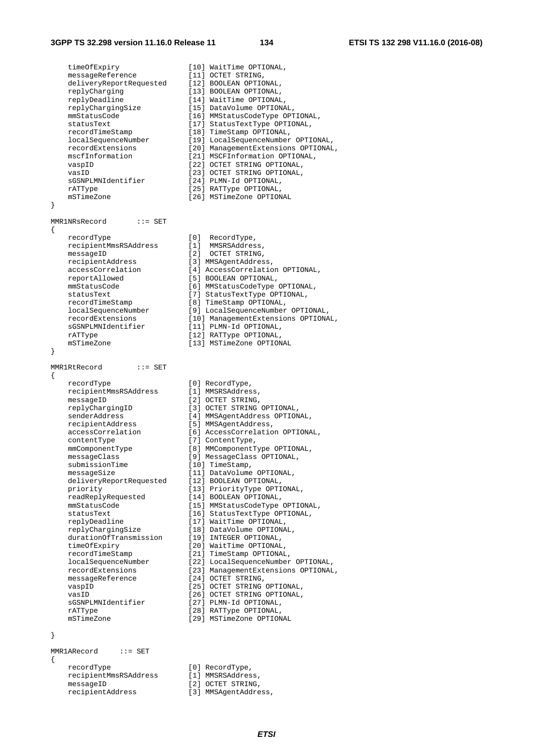```
    timeOfExpiry                [10] WaitTime OPTIONAL,
    messageReference            [11] OCTET STRING,
    deliveryReportRequested     [12] BOOLEAN OPTIONAL,
    replyCharging               [13] BOOLEAN OPTIONAL,
    replyDeadline               [14] WaitTime OPTIONAL,
    replyChargingSize           [15] DataVolume OPTIONAL,
    mmStatusCode                [16] MMStatusCodeType OPTIONAL,
    statusText                  [17] StatusTextType OPTIONAL,
    recordTimeStamp             [18] TimeStamp OPTIONAL,
    localSequenceNumber         [19] LocalSequenceNumber OPTIONAL,
    recordExtensions            [20] ManagementExtensions OPTIONAL,
    mscfInformation             [21] MSCFInformation OPTIONAL,
    vaspID                      [22] OCTET STRING OPTIONAL,
    vasID                       [23] OCTET STRING OPTIONAL,
    sGSNPLMNIdentifier          [24] PLMN-Id OPTIONAL,
    rATType                     [25] RATType OPTIONAL,
    mSTimeZone                  [26] MSTimeZone OPTIONAL
}

MMR1NRsRecord       ::= SET
{
    recordType                  [0]  RecordType,
    recipientMmsRSAddress       [1]  MMSRSAddress,
    messageID                   [2]  OCTET STRING,
    recipientAddress            [3] MMSAgentAddress,
    accessCorrelation           [4] AccessCorrelation OPTIONAL,
    reportAllowed               [5] BOOLEAN OPTIONAL,
    mmStatusCode                [6] MMStatusCodeType OPTIONAL,
    statusText                  [7] StatusTextType OPTIONAL,
    recordTimeStamp             [8] TimeStamp OPTIONAL,
    localSequenceNumber         [9] LocalSequenceNumber OPTIONAL,
    recordExtensions            [10] ManagementExtensions OPTIONAL,
    sGSNPLMNIdentifier          [11] PLMN-Id OPTIONAL,
    rATType                     [12] RATType OPTIONAL,
    mSTimeZone                  [13] MSTimeZone OPTIONAL
}

MMR1RtRecord        ::= SET
{
    recordType                  [0] RecordType,
    recipientMmsRSAddress       [1] MMSRSAddress,
    messageID                   [2] OCTET STRING,
    replyChargingID             [3] OCTET STRING OPTIONAL,
    senderAddress               [4] MMSAgentAddress OPTIONAL,
    recipientAddress            [5] MMSAgentAddress,
    accessCorrelation           [6] AccessCorrelation OPTIONAL,
    contentType                 [7] ContentType,
    mmComponentType             [8] MMComponentType OPTIONAL,
    messageClass                [9] MessageClass OPTIONAL,
    submissionTime              [10] TimeStamp,
    messageSize                 [11] DataVolume OPTIONAL,
    deliveryReportRequested     [12] BOOLEAN OPTIONAL,
    priority                    [13] PriorityType OPTIONAL,
    readReplyRequested          [14] BOOLEAN OPTIONAL,
    mmStatusCode                [15] MMStatusCodeType OPTIONAL,
    statusText                  [16] StatusTextType OPTIONAL,
    replyDeadline               [17] WaitTime OPTIONAL,
    replyChargingSize           [18] DataVolume OPTIONAL,
    durationOfTransmission      [19] INTEGER OPTIONAL,
    timeOfExpiry                [20] WaitTime OPTIONAL,
    recordTimeStamp             [21] TimeStamp OPTIONAL,
    localSequenceNumber         [22] LocalSequenceNumber OPTIONAL,
    recordExtensions            [23] ManagementExtensions OPTIONAL,
    messageReference            [24] OCTET STRING,
    vaspID                      [25] OCTET STRING OPTIONAL,
    vasID                       [26] OCTET STRING OPTIONAL,
    sGSNPLMNIdentifier          [27] PLMN-Id OPTIONAL,
    rATType                     [28] RATType OPTIONAL,
    mSTimeZone                  [29] MSTimeZone OPTIONAL

}

MMR1ARecord     ::= SET
{
    recordType                  [0] RecordType,
    recipientMmsRSAddress       [1] MMSRSAddress,
    messageID                   [2] OCTET STRING,
    recipientAddress            [3] MMSAgentAddress,
```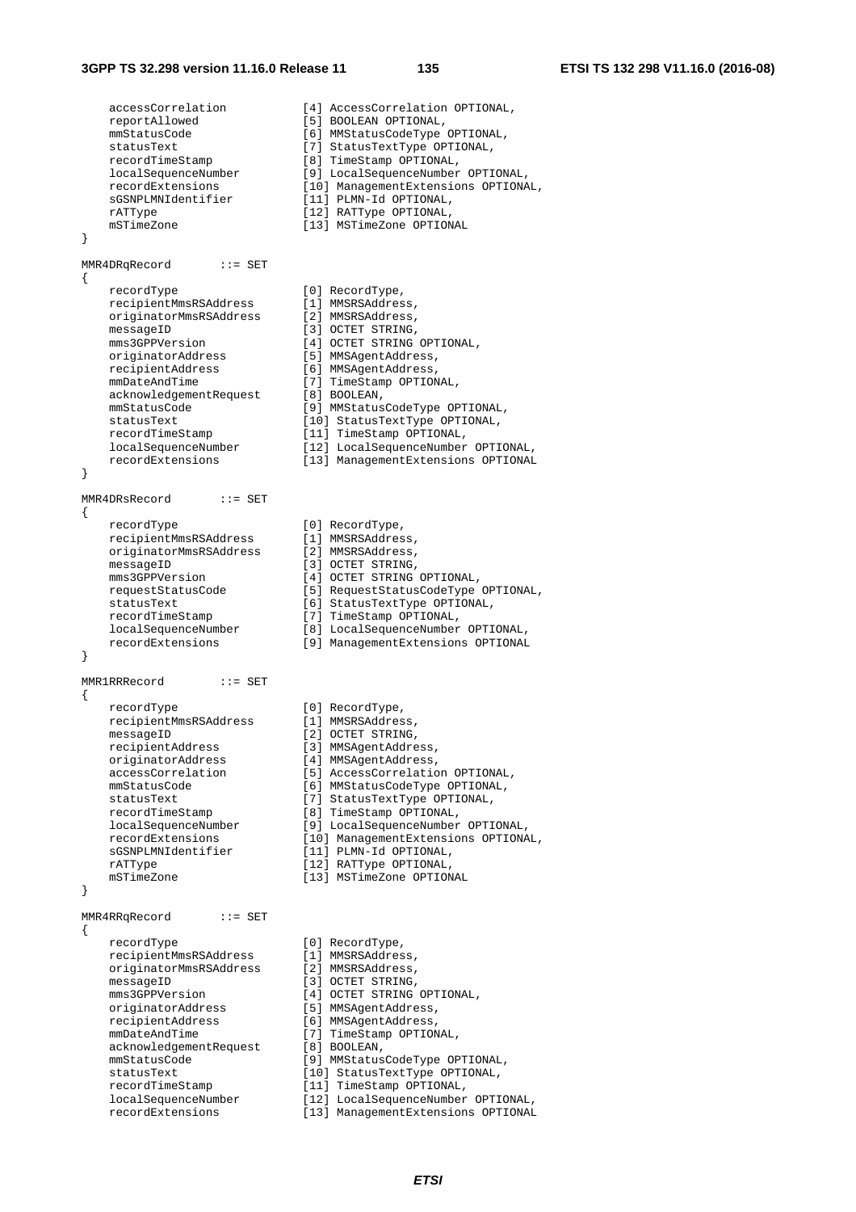```
    accessCorrelation           [4] AccessCorrelation OPTIONAL,
    reportAllowed               [5] BOOLEAN OPTIONAL,
    mmStatusCode                [6] MMStatusCodeType OPTIONAL,
    statusText                  [7] StatusTextType OPTIONAL,
    recordTimeStamp             [8] TimeStamp OPTIONAL,
    localSequenceNumber         [9] LocalSequenceNumber OPTIONAL,
    recordExtensions            [10] ManagementExtensions OPTIONAL,
    sGSNPLMNIdentifier          [11] PLMN-Id OPTIONAL,
    rATType                     [12] RATType OPTIONAL,
    mSTimeZone                  [13] MSTimeZone OPTIONAL
}

MMR4DRqRecord       ::= SET
{
    recordType                  [0] RecordType,
    recipientMmsRSAddress       [1] MMSRSAddress,
    originatorMmsRSAddress      [2] MMSRSAddress,
    messageID                   [3] OCTET STRING,
    mms3GPPVersion              [4] OCTET STRING OPTIONAL,
    originatorAddress           [5] MMSAgentAddress,
    recipientAddress            [6] MMSAgentAddress,
    mmDateAndTime               [7] TimeStamp OPTIONAL,
    acknowledgementRequest      [8] BOOLEAN,
    mmStatusCode                [9] MMStatusCodeType OPTIONAL,
    statusText                  [10] StatusTextType OPTIONAL,
    recordTimeStamp             [11] TimeStamp OPTIONAL,
    localSequenceNumber         [12] LocalSequenceNumber OPTIONAL,
    recordExtensions            [13] ManagementExtensions OPTIONAL
}

MMR4DRsRecord       ::= SET
{
    recordType                  [0] RecordType,
    recipientMmsRSAddress       [1] MMSRSAddress,
    originatorMmsRSAddress      [2] MMSRSAddress,
    messageID                   [3] OCTET STRING,
    mms3GPPVersion              [4] OCTET STRING OPTIONAL,
    requestStatusCode           [5] RequestStatusCodeType OPTIONAL,
    statusText                  [6] StatusTextType OPTIONAL,
    recordTimeStamp             [7] TimeStamp OPTIONAL,
    localSequenceNumber         [8] LocalSequenceNumber OPTIONAL,
    recordExtensions            [9] ManagementExtensions OPTIONAL
}

MMR1RRRecord        ::= SET
{
    recordType                  [0] RecordType,
    recipientMmsRSAddress       [1] MMSRSAddress,
    messageID                   [2] OCTET STRING,
    recipientAddress            [3] MMSAgentAddress,
    originatorAddress           [4] MMSAgentAddress,
    accessCorrelation           [5] AccessCorrelation OPTIONAL,
    mmStatusCode                [6] MMStatusCodeType OPTIONAL,
    statusText                  [7] StatusTextType OPTIONAL,
    recordTimeStamp             [8] TimeStamp OPTIONAL,
    localSequenceNumber         [9] LocalSequenceNumber OPTIONAL,
    recordExtensions            [10] ManagementExtensions OPTIONAL,
    sGSNPLMNIdentifier          [11] PLMN-Id OPTIONAL,
    rATType                     [12] RATType OPTIONAL,
    mSTimeZone                  [13] MSTimeZone OPTIONAL
}

MMR4RRqRecord       ::= SET
{
    recordType                  [0] RecordType,
    recipientMmsRSAddress       [1] MMSRSAddress,
    originatorMmsRSAddress      [2] MMSRSAddress,
    messageID                   [3] OCTET STRING,
    mms3GPPVersion              [4] OCTET STRING OPTIONAL,
    originatorAddress           [5] MMSAgentAddress,
    recipientAddress            [6] MMSAgentAddress,
    mmDateAndTime               [7] TimeStamp OPTIONAL,
    acknowledgementRequest      [8] BOOLEAN,
    mmStatusCode                [9] MMStatusCodeType OPTIONAL,
    statusText                  [10] StatusTextType OPTIONAL,
    recordTimeStamp             [11] TimeStamp OPTIONAL,
    localSequenceNumber         [12] LocalSequenceNumber OPTIONAL,
    recordExtensions            [13] ManagementExtensions OPTIONAL
```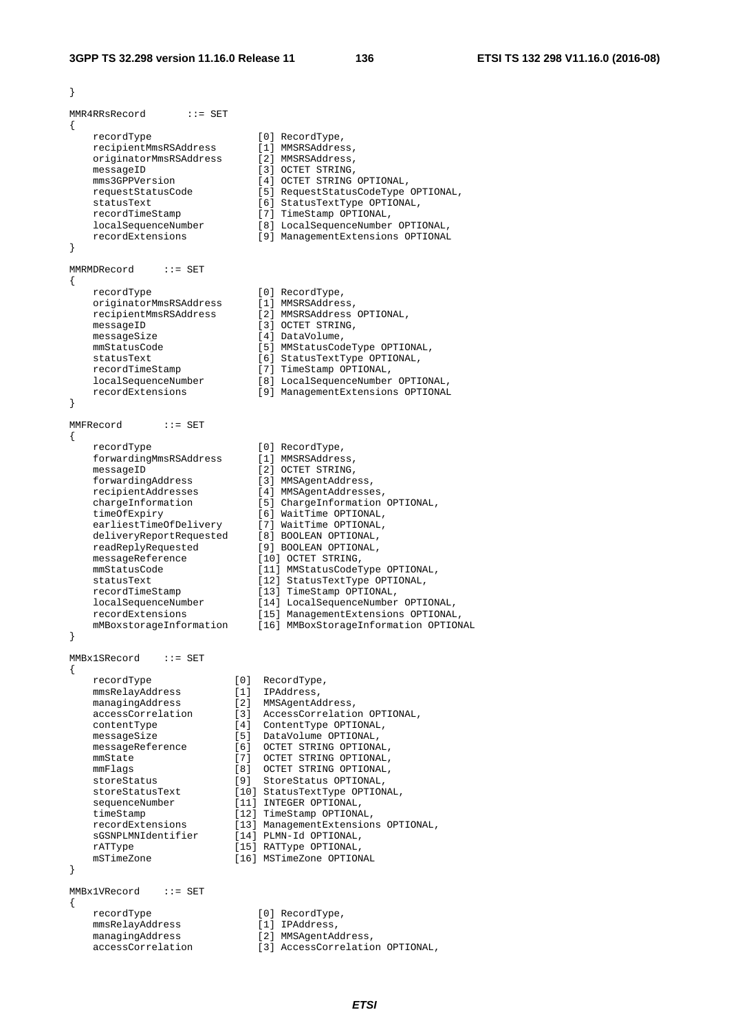```
}

MMR4RRsRecord       ::= SET
{
    recordType                  [0] RecordType,
    recipientMmsRSAddress       [1] MMSRSAddress,
    originatorMmsRSAddress      [2] MMSRSAddress,
    messageID                   [3] OCTET STRING,
    mms3GPPVersion              [4] OCTET STRING OPTIONAL,
    requestStatusCode           [5] RequestStatusCodeType OPTIONAL,
    statusText                  [6] StatusTextType OPTIONAL,
    recordTimeStamp             [7] TimeStamp OPTIONAL,
    localSequenceNumber         [8] LocalSequenceNumber OPTIONAL,
    recordExtensions            [9] ManagementExtensions OPTIONAL
}

MMRMDRecord     ::= SET
{
    recordType                  [0] RecordType,
    originatorMmsRSAddress      [1] MMSRSAddress,
    recipientMmsRSAddress       [2] MMSRSAddress OPTIONAL,
    messageID                   [3] OCTET STRING,
    messageSize                 [4] DataVolume,
    mmStatusCode                [5] MMStatusCodeType OPTIONAL,
    statusText                  [6] StatusTextType OPTIONAL,
    recordTimeStamp             [7] TimeStamp OPTIONAL,
    localSequenceNumber         [8] LocalSequenceNumber OPTIONAL,
    recordExtensions            [9] ManagementExtensions OPTIONAL
}

MMFRecord       ::= SET
{
    recordType                  [0] RecordType,
    forwardingMmsRSAddress      [1] MMSRSAddress,
    messageID                   [2] OCTET STRING,
    forwardingAddress           [3] MMSAgentAddress,
    recipientAddresses          [4] MMSAgentAddresses,
    chargeInformation           [5] ChargeInformation OPTIONAL,
    timeOfExpiry                [6] WaitTime OPTIONAL,
    earliestTimeOfDelivery      [7] WaitTime OPTIONAL,
    deliveryReportRequested     [8] BOOLEAN OPTIONAL,
    readReplyRequested          [9] BOOLEAN OPTIONAL,
    messageReference            [10] OCTET STRING,
    mmStatusCode                [11] MMStatusCodeType OPTIONAL,
    statusText                  [12] StatusTextType OPTIONAL,
    recordTimeStamp             [13] TimeStamp OPTIONAL,
    localSequenceNumber         [14] LocalSequenceNumber OPTIONAL,
    recordExtensions            [15] ManagementExtensions OPTIONAL,
    mMBoxstorageInformation     [16] MMBoxStorageInformation OPTIONAL
}

MMBx1SRecord    ::= SET
{
    recordType              [0]  RecordType,
    mmsRelayAddress         [1]  IPAddress,
    managingAddress         [2]  MMSAgentAddress,
    accessCorrelation       [3]  AccessCorrelation OPTIONAL,
    contentType             [4]  ContentType OPTIONAL,
    messageSize             [5]  DataVolume OPTIONAL,
    messageReference        [6]  OCTET STRING OPTIONAL,
    mmState                 [7]  OCTET STRING OPTIONAL,
    mmFlags                 [8]  OCTET STRING OPTIONAL,
    storeStatus             [9]  StoreStatus OPTIONAL,
    storeStatusText         [10] StatusTextType OPTIONAL,
    sequenceNumber          [11] INTEGER OPTIONAL,
    timeStamp               [12] TimeStamp OPTIONAL,
    recordExtensions        [13] ManagementExtensions OPTIONAL,
    sGSNPLMNIdentifier      [14] PLMN-Id OPTIONAL,
    rATType                 [15] RATType OPTIONAL,
    mSTimeZone              [16] MSTimeZone OPTIONAL
}

MMBx1VRecord    ::= SET
{
    recordType                  [0] RecordType,
    mmsRelayAddress             [1] IPAddress,
    managingAddress             [2] MMSAgentAddress,
    accessCorrelation           [3] AccessCorrelation OPTIONAL,
```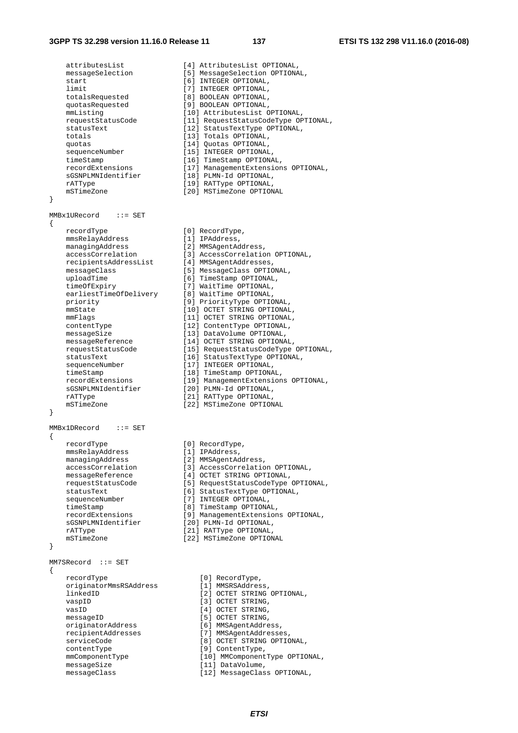```
    attributesList              [4] AttributesList OPTIONAL,
    messageSelection            [5] MessageSelection OPTIONAL,
    start                       [6] INTEGER OPTIONAL,
    limit                       [7] INTEGER OPTIONAL,
    totalsRequested             [8] BOOLEAN OPTIONAL,
    quotasRequested             [9] BOOLEAN OPTIONAL,
    mmListing                   [10] AttributesList OPTIONAL,
    requestStatusCode           [11] RequestStatusCodeType OPTIONAL,
    statusText                  [12] StatusTextType OPTIONAL,
    totals                      [13] Totals OPTIONAL,
    quotas                      [14] Quotas OPTIONAL,
    sequenceNumber              [15] INTEGER OPTIONAL,
    timeStamp                   [16] TimeStamp OPTIONAL,
    recordExtensions            [17] ManagementExtensions OPTIONAL,
    sGSNPLMNIdentifier          [18] PLMN-Id OPTIONAL,
    rATType                     [19] RATType OPTIONAL,
    mSTimeZone                  [20] MSTimeZone OPTIONAL
}

MMBx1URecord    ::= SET
{
    recordType                  [0] RecordType,
    mmsRelayAddress             [1] IPAddress,
    managingAddress             [2] MMSAgentAddress,
    accessCorrelation           [3] AccessCorrelation OPTIONAL,
    recipientsAddressList       [4] MMSAgentAddresses,
    messageClass                [5] MessageClass OPTIONAL,
    uploadTime                  [6] TimeStamp OPTIONAL,
    timeOfExpiry                [7] WaitTime OPTIONAL,
    earliestTimeOfDelivery      [8] WaitTime OPTIONAL,
    priority                    [9] PriorityType OPTIONAL,
    mmState                     [10] OCTET STRING OPTIONAL,
    mmFlags                     [11] OCTET STRING OPTIONAL,
    contentType                 [12] ContentType OPTIONAL,
    messageSize                 [13] DataVolume OPTIONAL,
    messageReference            [14] OCTET STRING OPTIONAL,
    requestStatusCode           [15] RequestStatusCodeType OPTIONAL,
    statusText                  [16] StatusTextType OPTIONAL,
    sequenceNumber              [17] INTEGER OPTIONAL,
    timeStamp                   [18] TimeStamp OPTIONAL,
    recordExtensions            [19] ManagementExtensions OPTIONAL,
    sGSNPLMNIdentifier          [20] PLMN-Id OPTIONAL,
    rATType                     [21] RATType OPTIONAL,
    mSTimeZone                  [22] MSTimeZone OPTIONAL
}

MMBx1DRecord    ::= SET
{
    recordType                  [0] RecordType,
    mmsRelayAddress             [1] IPAddress,
    managingAddress             [2] MMSAgentAddress,
    accessCorrelation           [3] AccessCorrelation OPTIONAL,
    messageReference            [4] OCTET STRING OPTIONAL,
    requestStatusCode           [5] RequestStatusCodeType OPTIONAL,
    statusText                  [6] StatusTextType OPTIONAL,
    sequenceNumber              [7] INTEGER OPTIONAL,
    timeStamp                   [8] TimeStamp OPTIONAL,
    recordExtensions            [9] ManagementExtensions OPTIONAL,
    sGSNPLMNIdentifier          [20] PLMN-Id OPTIONAL,
    rATType                     [21] RATType OPTIONAL,
    mSTimeZone                  [22] MSTimeZone OPTIONAL
}

MM7SRecord  ::= SET
{
    recordType                      [0] RecordType,
    originatorMmsRSAddress          [1] MMSRSAddress,
    linkedID                        [2] OCTET STRING OPTIONAL,
    vaspID                          [3] OCTET STRING,
    vasID                           [4] OCTET STRING,
    messageID                       [5] OCTET STRING,
    originatorAddress               [6] MMSAgentAddress,
    recipientAddresses              [7] MMSAgentAddresses,
    serviceCode                     [8] OCTET STRING OPTIONAL,
    contentType                     [9] ContentType,
    mmComponentType                 [10] MMComponentType OPTIONAL,
    messageSize                     [11] DataVolume,
    messageClass                    [12] MessageClass OPTIONAL,
```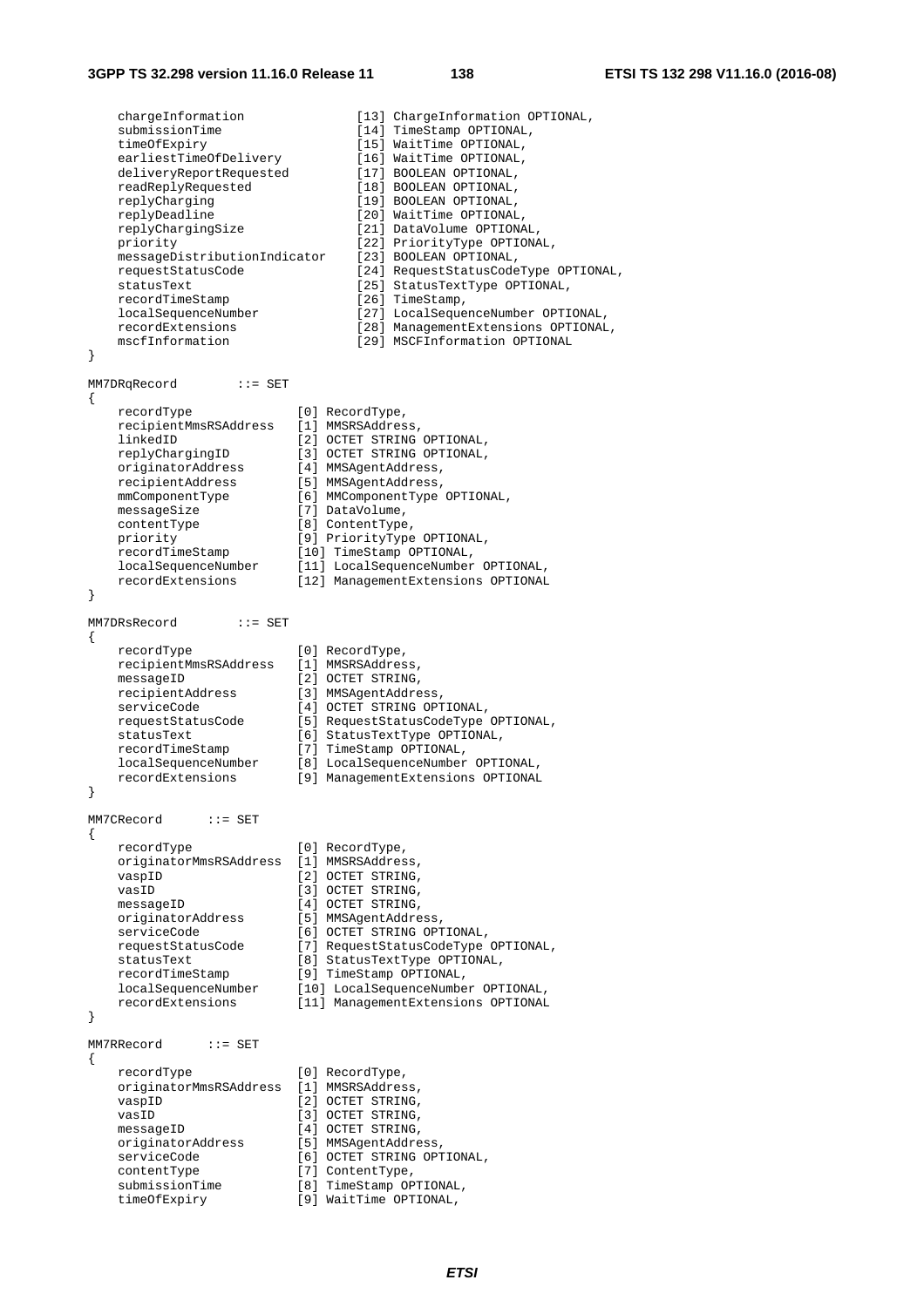```
    chargeInformation               [13] ChargeInformation OPTIONAL,
    submissionTime                  [14] TimeStamp OPTIONAL,
    timeOfExpiry                    [15] WaitTime OPTIONAL,
    earliestTimeOfDelivery          [16] WaitTime OPTIONAL,
    deliveryReportRequested         [17] BOOLEAN OPTIONAL,
    readReplyRequested              [18] BOOLEAN OPTIONAL,
    replyCharging                   [19] BOOLEAN OPTIONAL,
    replyDeadline                   [20] WaitTime OPTIONAL,
    replyChargingSize               [21] DataVolume OPTIONAL,
    priority                        [22] PriorityType OPTIONAL,
    messageDistributionIndicator    [23] BOOLEAN OPTIONAL,
    requestStatusCode               [24] RequestStatusCodeType OPTIONAL,
    statusText                      [25] StatusTextType OPTIONAL,
    recordTimeStamp                 [26] TimeStamp,
    localSequenceNumber             [27] LocalSequenceNumber OPTIONAL,
    recordExtensions                [28] ManagementExtensions OPTIONAL,
    mscfInformation                 [29] MSCFInformation OPTIONAL
}

MM7DRqRecord        ::= SET
{
    recordType              [0] RecordType,
    recipientMmsRSAddress   [1] MMSRSAddress,
    linkedID                [2] OCTET STRING OPTIONAL,
    replyChargingID         [3] OCTET STRING OPTIONAL,
    originatorAddress       [4] MMSAgentAddress,
    recipientAddress        [5] MMSAgentAddress,
    mmComponentType         [6] MMComponentType OPTIONAL,
    messageSize             [7] DataVolume,
    contentType             [8] ContentType,
    priority                [9] PriorityType OPTIONAL,
    recordTimeStamp         [10] TimeStamp OPTIONAL,
    localSequenceNumber     [11] LocalSequenceNumber OPTIONAL,
    recordExtensions        [12] ManagementExtensions OPTIONAL
}

MM7DRsRecord        ::= SET
{
    recordType              [0] RecordType,
    recipientMmsRSAddress   [1] MMSRSAddress,
    messageID               [2] OCTET STRING,
    recipientAddress        [3] MMSAgentAddress,
    serviceCode             [4] OCTET STRING OPTIONAL,
    requestStatusCode       [5] RequestStatusCodeType OPTIONAL,
    statusText              [6] StatusTextType OPTIONAL,
    recordTimeStamp         [7] TimeStamp OPTIONAL,
    localSequenceNumber     [8] LocalSequenceNumber OPTIONAL,
    recordExtensions        [9] ManagementExtensions OPTIONAL
}

MM7CRecord      ::= SET
{
    recordType              [0] RecordType,
    originatorMmsRSAddress  [1] MMSRSAddress,
    vaspID                  [2] OCTET STRING,
    vasID                   [3] OCTET STRING,
    messageID               [4] OCTET STRING,
    originatorAddress       [5] MMSAgentAddress,
    serviceCode             [6] OCTET STRING OPTIONAL,
    requestStatusCode       [7] RequestStatusCodeType OPTIONAL,
    statusText              [8] StatusTextType OPTIONAL,
    recordTimeStamp         [9] TimeStamp OPTIONAL,
    localSequenceNumber     [10] LocalSequenceNumber OPTIONAL,
    recordExtensions        [11] ManagementExtensions OPTIONAL
}

MM7RRecord      ::= SET
{
    recordType              [0] RecordType,
    originatorMmsRSAddress  [1] MMSRSAddress,
    vaspID                  [2] OCTET STRING,
    vasID                   [3] OCTET STRING,
    messageID               [4] OCTET STRING,
    originatorAddress       [5] MMSAgentAddress,
    serviceCode             [6] OCTET STRING OPTIONAL,
    contentType             [7] ContentType,
    submissionTime          [8] TimeStamp OPTIONAL,
    timeOfExpiry            [9] WaitTime OPTIONAL,
```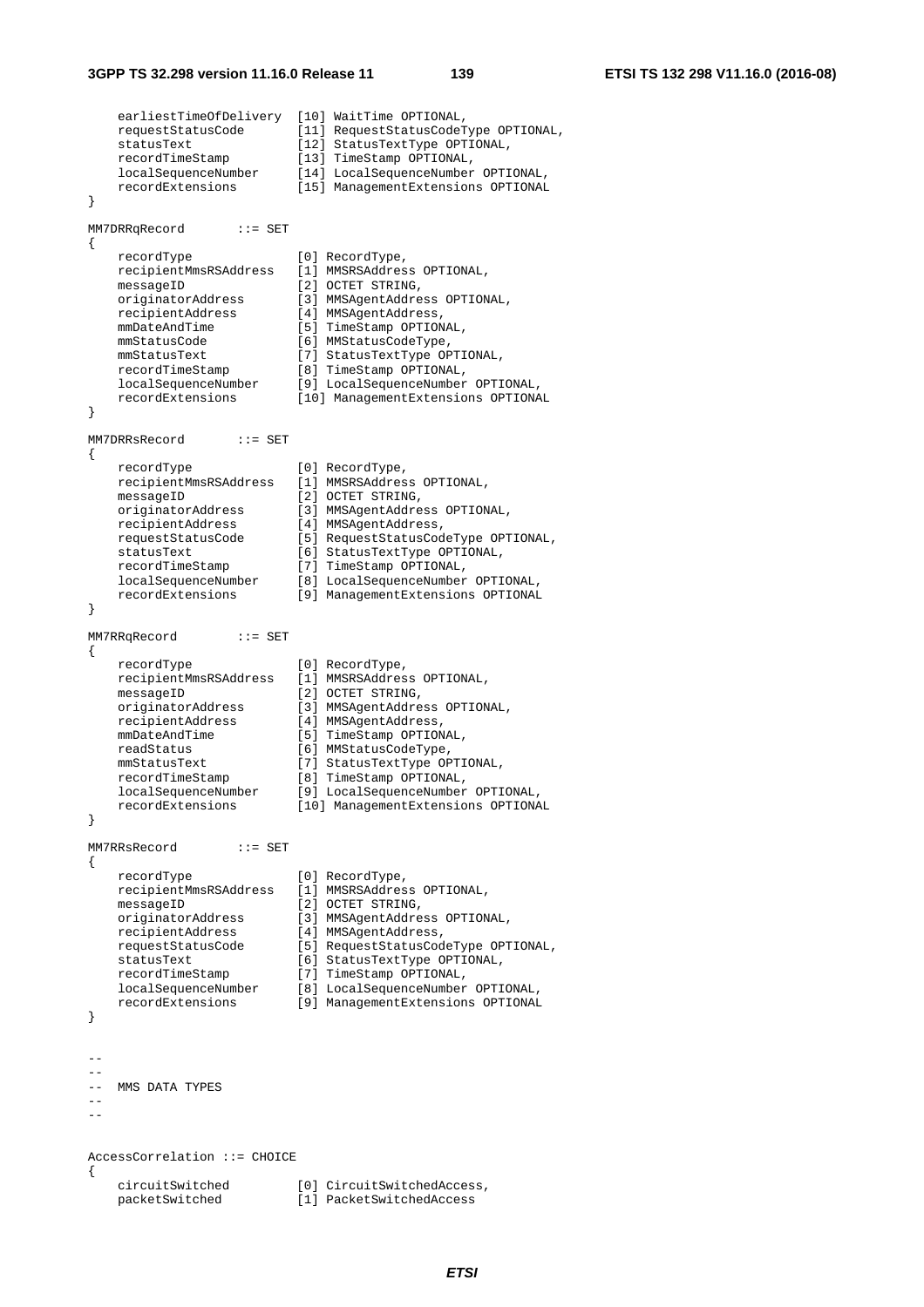```
    earliestTimeOfDelivery  [10] WaitTime OPTIONAL,
    requestStatusCode       [11] RequestStatusCodeType OPTIONAL,
    statusText              [12] StatusTextType OPTIONAL,
    recordTimeStamp         [13] TimeStamp OPTIONAL,
    localSequenceNumber     [14] LocalSequenceNumber OPTIONAL,
    recordExtensions        [15] ManagementExtensions OPTIONAL
}

MM7DRRqRecord       ::= SET
{
    recordType              [0] RecordType,
    recipientMmsRSAddress   [1] MMSRSAddress OPTIONAL,
    messageID               [2] OCTET STRING,
    originatorAddress       [3] MMSAgentAddress OPTIONAL,
    recipientAddress        [4] MMSAgentAddress,
    mmDateAndTime           [5] TimeStamp OPTIONAL,
    mmStatusCode            [6] MMStatusCodeType,
    mmStatusText            [7] StatusTextType OPTIONAL,
    recordTimeStamp         [8] TimeStamp OPTIONAL,
    localSequenceNumber     [9] LocalSequenceNumber OPTIONAL,
    recordExtensions        [10] ManagementExtensions OPTIONAL
}

MM7DRRsRecord       ::= SET
{
    recordType              [0] RecordType,
    recipientMmsRSAddress   [1] MMSRSAddress OPTIONAL,
    messageID               [2] OCTET STRING,
    originatorAddress       [3] MMSAgentAddress OPTIONAL,
    recipientAddress        [4] MMSAgentAddress,
    requestStatusCode       [5] RequestStatusCodeType OPTIONAL,
    statusText              [6] StatusTextType OPTIONAL,
    recordTimeStamp         [7] TimeStamp OPTIONAL,
    localSequenceNumber     [8] LocalSequenceNumber OPTIONAL,
    recordExtensions        [9] ManagementExtensions OPTIONAL
}

MM7RRqRecord        ::= SET
{
    recordType              [0] RecordType,
    recipientMmsRSAddress   [1] MMSRSAddress OPTIONAL,
    messageID               [2] OCTET STRING,
    originatorAddress       [3] MMSAgentAddress OPTIONAL,
    recipientAddress        [4] MMSAgentAddress,
    mmDateAndTime           [5] TimeStamp OPTIONAL,
    readStatus              [6] MMStatusCodeType,
    mmStatusText            [7] StatusTextType OPTIONAL,
    recordTimeStamp         [8] TimeStamp OPTIONAL,
    localSequenceNumber     [9] LocalSequenceNumber OPTIONAL,
    recordExtensions        [10] ManagementExtensions OPTIONAL
}

MM7RRsRecord        ::= SET
{
    recordType              [0] RecordType,
    recipientMmsRSAddress   [1] MMSRSAddress OPTIONAL,
    messageID               [2] OCTET STRING,
    originatorAddress       [3] MMSAgentAddress OPTIONAL,
    recipientAddress        [4] MMSAgentAddress,
    requestStatusCode       [5] RequestStatusCodeType OPTIONAL,
    statusText              [6] StatusTextType OPTIONAL,
    recordTimeStamp         [7] TimeStamp OPTIONAL,
    localSequenceNumber     [8] LocalSequenceNumber OPTIONAL,
    recordExtensions        [9] ManagementExtensions OPTIONAL
}


--
--
--  MMS DATA TYPES
--
--


AccessCorrelation ::= CHOICE
{
    circuitSwitched         [0] CircuitSwitchedAccess,
    packetSwitched          [1] PacketSwitchedAccess
```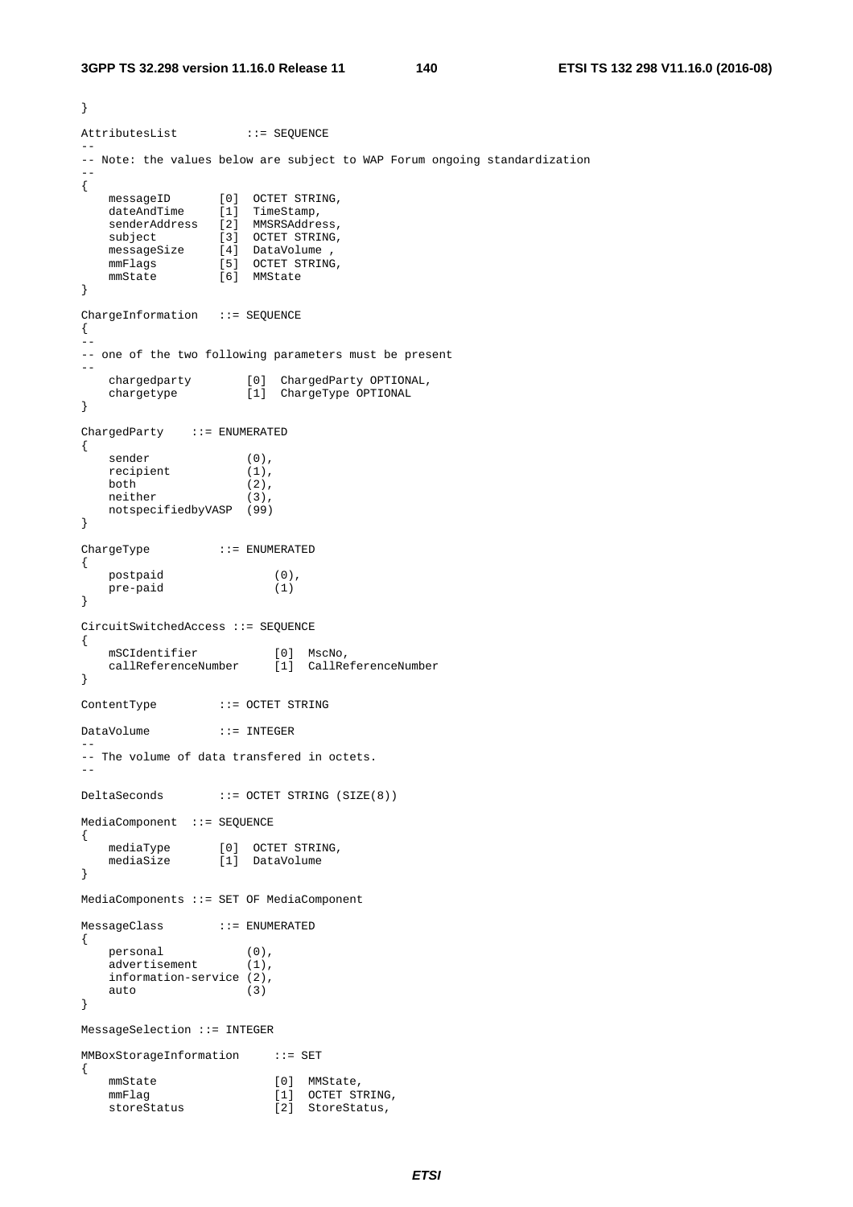```
}

AttributesList          ::= SEQUENCE
--
-- Note: the values below are subject to WAP Forum ongoing standardization
--
{
    messageID       [0]  OCTET STRING,
    dateAndTime     [1]  TimeStamp,
    senderAddress   [2]  MMSRSAddress,
    subject         [3]  OCTET STRING,
    messageSize     [4]  DataVolume ,
    mmFlags         [5]  OCTET STRING,
    mmState         [6]  MMState
}

ChargeInformation   ::= SEQUENCE
{
--
-- one of the two following parameters must be present
--
    chargedparty        [0]  ChargedParty OPTIONAL,
    chargetype          [1]  ChargeType OPTIONAL
}

ChargedParty    ::= ENUMERATED
{
    sender              (0),
    recipient           (1),
    both                (2),
    neither             (3),
    notspecifiedbyVASP  (99)
}

ChargeType          ::= ENUMERATED
{
    postpaid                (0),
    pre-paid                (1)
}

CircuitSwitchedAccess ::= SEQUENCE
{
    mSCIdentifier           [0]  MscNo,
    callReferenceNumber     [1]  CallReferenceNumber
}

ContentType         ::= OCTET STRING

DataVolume          ::= INTEGER
--
-- The volume of data transfered in octets.
--

DeltaSeconds        ::= OCTET STRING (SIZE(8))

MediaComponent  ::= SEQUENCE
{
    mediaType       [0]  OCTET STRING,
    mediaSize       [1]  DataVolume
}

MediaComponents ::= SET OF MediaComponent

MessageClass        ::= ENUMERATED
{
    personal            (0),
    advertisement       (1),
    information-service (2),
    auto                (3)
}

MessageSelection ::= INTEGER

MMBoxStorageInformation     ::= SET
{
    mmState                 [0]  MMState,
    mmFlag                  [1]  OCTET STRING,
    storeStatus             [2]  StoreStatus,
```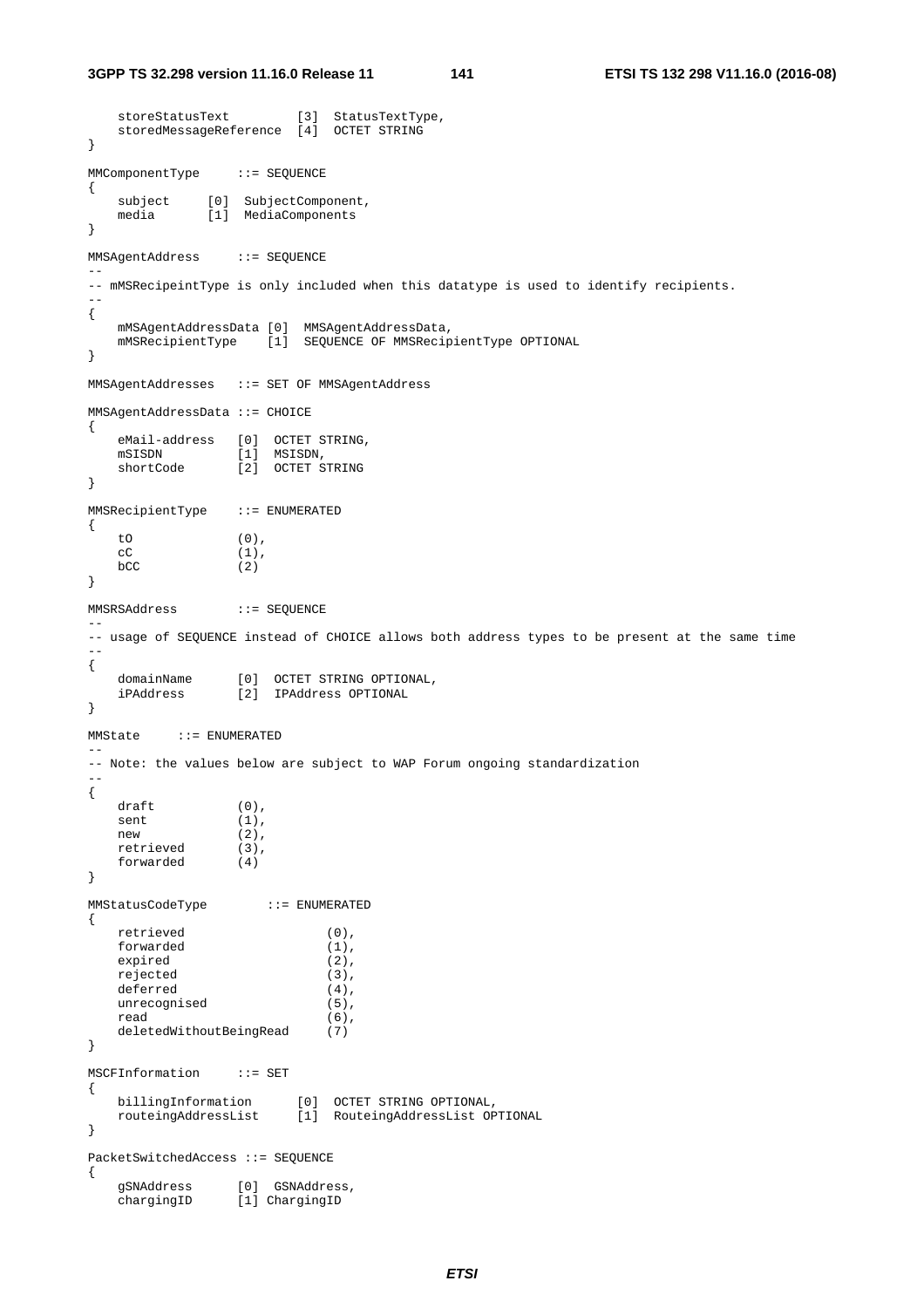```
    storeStatusText         [3]  StatusTextType,
    storedMessageReference  [4]  OCTET STRING
}

MMComponentType     ::= SEQUENCE
{
    subject     [0]  SubjectComponent,
    media       [1]  MediaComponents
}

MMSAgentAddress     ::= SEQUENCE
--
-- mMSRecipeintType is only included when this datatype is used to identify recipients.
--
{
    mMSAgentAddressData [0]  MMSAgentAddressData,
    mMSRecipientType    [1]  SEQUENCE OF MMSRecipientType OPTIONAL
}

MMSAgentAddresses   ::= SET OF MMSAgentAddress

MMSAgentAddressData ::= CHOICE
{
    eMail-address   [0]  OCTET STRING,
    mSISDN          [1]  MSISDN,
    shortCode       [2]  OCTET STRING
}

MMSRecipientType    ::= ENUMERATED
{
    tO              (0),
    cC              (1),
    bCC             (2)
}

MMSRSAddress        ::= SEQUENCE
--
-- usage of SEQUENCE instead of CHOICE allows both address types to be present at the same time
--
{
    domainName      [0]  OCTET STRING OPTIONAL,
    iPAddress       [2]  IPAddress OPTIONAL
}

MMState     ::= ENUMERATED
--
-- Note: the values below are subject to WAP Forum ongoing standardization
--
{
    draft           (0),
    sent            (1),
    new             (2),
    retrieved       (3),
    forwarded       (4)
}

MMStatusCodeType        ::= ENUMERATED
{
    retrieved                   (0),
    forwarded                   (1),
    expired                     (2),
    rejected                    (3),
    deferred                    (4),
    unrecognised                (5),
    read                        (6),
    deletedWithoutBeingRead     (7)
}

MSCFInformation     ::= SET
{
    billingInformation      [0]  OCTET STRING OPTIONAL,
    routeingAddressList     [1]  RouteingAddressList OPTIONAL
}

PacketSwitchedAccess ::= SEQUENCE
{
    gSNAddress      [0]  GSNAddress,
    chargingID      [1] ChargingID
```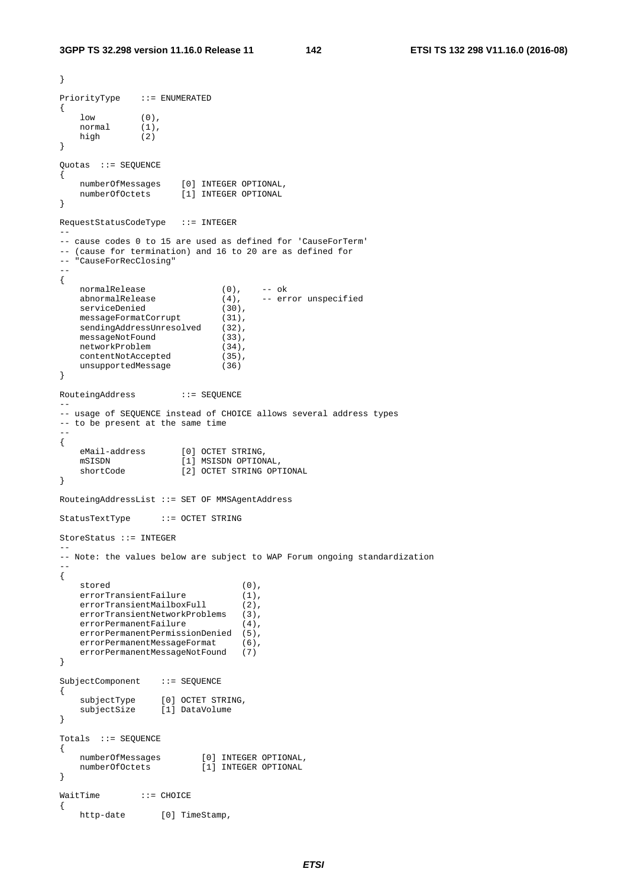```
}

PriorityType    ::= ENUMERATED
{
    low         (0),
    normal      (1),
    high        (2)
}

Quotas  ::= SEQUENCE
{
    numberOfMessages    [0] INTEGER OPTIONAL,
    numberOfOctets      [1] INTEGER OPTIONAL
}

RequestStatusCodeType   ::= INTEGER
--
-- cause codes 0 to 15 are used as defined for 'CauseForTerm'
-- (cause for termination) and 16 to 20 are as defined for
-- "CauseForRecClosing"
--
{
    normalRelease               (0),    -- ok
    abnormalRelease             (4),    -- error unspecified
    serviceDenied               (30),
    messageFormatCorrupt        (31),
    sendingAddressUnresolved    (32),
    messageNotFound             (33),
    networkProblem              (34),
    contentNotAccepted          (35),
    unsupportedMessage          (36)
}

RouteingAddress         ::= SEQUENCE
--
-- usage of SEQUENCE instead of CHOICE allows several address types
-- to be present at the same time
--
{
    eMail-address       [0] OCTET STRING,
    mSISDN              [1] MSISDN OPTIONAL,
    shortCode           [2] OCTET STRING OPTIONAL
}

RouteingAddressList ::= SET OF MMSAgentAddress

StatusTextType      ::= OCTET STRING

StoreStatus ::= INTEGER
--
-- Note: the values below are subject to WAP Forum ongoing standardization
--
{
    stored                          (0),
    errorTransientFailure           (1),
    errorTransientMailboxFull       (2),
    errorTransientNetworkProblems   (3),
    errorPermanentFailure           (4),
    errorPermanentPermissionDenied  (5),
    errorPermanentMessageFormat     (6),
    errorPermanentMessageNotFound   (7)
}

SubjectComponent    ::= SEQUENCE
{
    subjectType     [0] OCTET STRING,
    subjectSize     [1] DataVolume
}

Totals  ::= SEQUENCE
{
    numberOfMessages        [0] INTEGER OPTIONAL,
    numberOfOctets          [1] INTEGER OPTIONAL
}

WaitTime        ::= CHOICE
{
    http-date       [0] TimeStamp,
```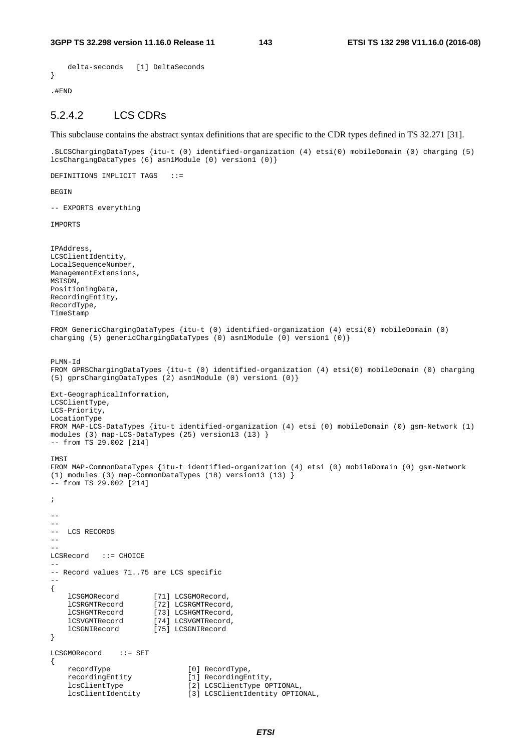```
    delta-seconds   [1] DeltaSeconds
}

.#END
```

### 5.2.4.2 LCS CDRs

This subclause contains the abstract syntax definitions that are specific to the CDR types defined in TS 32.271 [31].

```
.$LCSChargingDataTypes {itu-t (0) identified-organization (4) etsi(0) mobileDomain (0) charging (5)
lcsChargingDataTypes (6) asn1Module (0) version1 (0)}

DEFINITIONS IMPLICIT TAGS   ::=

BEGIN

-- EXPORTS everything

IMPORTS


IPAddress,
LCSClientIdentity,
LocalSequenceNumber,
ManagementExtensions,
MSISDN,
PositioningData,
RecordingEntity,
RecordType,
TimeStamp

FROM GenericChargingDataTypes {itu-t (0) identified-organization (4) etsi(0) mobileDomain (0)
charging (5) genericChargingDataTypes (0) asn1Module (0) version1 (0)}


PLMN-Id
FROM GPRSChargingDataTypes {itu-t (0) identified-organization (4) etsi(0) mobileDomain (0) charging
(5) gprsChargingDataTypes (2) asn1Module (0) version1 (0)}

Ext-GeographicalInformation,
LCSClientType,
LCS-Priority,
LocationType
FROM MAP-LCS-DataTypes {itu-t identified-organization (4) etsi (0) mobileDomain (0) gsm-Network (1)
modules (3) map-LCS-DataTypes (25) version13 (13) }
-- from TS 29.002 [214]

IMSI
FROM MAP-CommonDataTypes {itu-t identified-organization (4) etsi (0) mobileDomain (0) gsm-Network
(1) modules (3) map-CommonDataTypes (18) version13 (13) }
-- from TS 29.002 [214]

;

--
--
--  LCS RECORDS
--
--
LCSRecord   ::= CHOICE
--
-- Record values 71..75 are LCS specific
--
{
    lCSGMORecord        [71] LCSGMORecord,
    lCSRGMTRecord       [72] LCSRGMTRecord,
    lCSHGMTRecord       [73] LCSHGMTRecord,
    lCSVGMTRecord       [74] LCSVGMTRecord,
    lCSGNIRecord        [75] LCSGNIRecord
}

LCSGMORecord    ::= SET
{
    recordType                  [0] RecordType,
    recordingEntity             [1] RecordingEntity,
    lcsClientType               [2] LCSClientType OPTIONAL,
    lcsClientIdentity           [3] LCSClientIdentity OPTIONAL,
```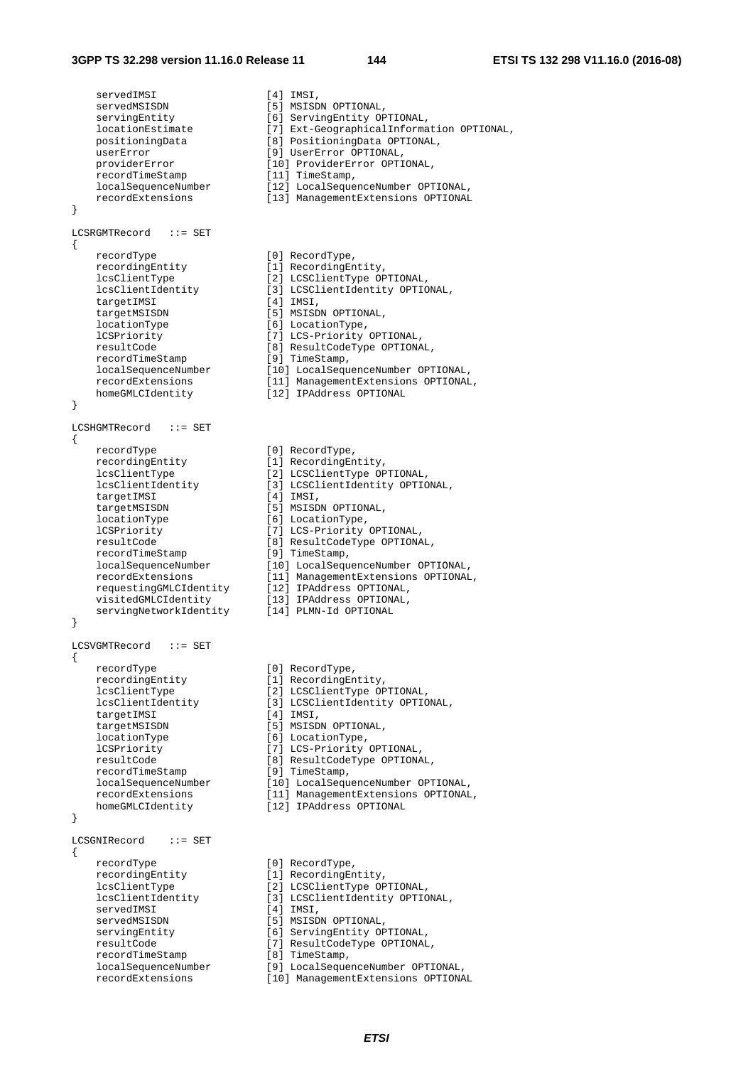```
    servedIMSI                  [4] IMSI,
    servedMSISDN                [5] MSISDN OPTIONAL,
    servingEntity               [6] ServingEntity OPTIONAL,
    locationEstimate            [7] Ext-GeographicalInformation OPTIONAL,
    positioningData             [8] PositioningData OPTIONAL,
    userError                   [9] UserError OPTIONAL,
    providerError               [10] ProviderError OPTIONAL,
    recordTimeStamp             [11] TimeStamp,
    localSequenceNumber         [12] LocalSequenceNumber OPTIONAL,
    recordExtensions            [13] ManagementExtensions OPTIONAL
}

LCSRGMTRecord   ::= SET
{
    recordType                  [0] RecordType,
    recordingEntity             [1] RecordingEntity,
    lcsClientType               [2] LCSClientType OPTIONAL,
    lcsClientIdentity           [3] LCSClientIdentity OPTIONAL,
    targetIMSI                  [4] IMSI,
    targetMSISDN                [5] MSISDN OPTIONAL,
    locationType                [6] LocationType,
    lCSPriority                 [7] LCS-Priority OPTIONAL,
    resultCode                  [8] ResultCodeType OPTIONAL,
    recordTimeStamp             [9] TimeStamp,
    localSequenceNumber         [10] LocalSequenceNumber OPTIONAL,
    recordExtensions            [11] ManagementExtensions OPTIONAL,
    homeGMLCIdentity            [12] IPAddress OPTIONAL
}

LCSHGMTRecord   ::= SET
{
    recordType                  [0] RecordType,
    recordingEntity             [1] RecordingEntity,
    lcsClientType               [2] LCSClientType OPTIONAL,
    lcsClientIdentity           [3] LCSClientIdentity OPTIONAL,
    targetIMSI                  [4] IMSI,
    targetMSISDN                [5] MSISDN OPTIONAL,
    locationType                [6] LocationType,
    lCSPriority                 [7] LCS-Priority OPTIONAL,
    resultCode                  [8] ResultCodeType OPTIONAL,
    recordTimeStamp             [9] TimeStamp,
    localSequenceNumber         [10] LocalSequenceNumber OPTIONAL,
    recordExtensions            [11] ManagementExtensions OPTIONAL,
    requestingGMLCIdentity      [12] IPAddress OPTIONAL,
    visitedGMLCIdentity         [13] IPAddress OPTIONAL,
    servingNetworkIdentity      [14] PLMN-Id OPTIONAL
}

LCSVGMTRecord   ::= SET
{
    recordType                  [0] RecordType,
    recordingEntity             [1] RecordingEntity,
    lcsClientType               [2] LCSClientType OPTIONAL,
    lcsClientIdentity           [3] LCSClientIdentity OPTIONAL,
    targetIMSI                  [4] IMSI,
    targetMSISDN                [5] MSISDN OPTIONAL,
    locationType                [6] LocationType,
    lCSPriority                 [7] LCS-Priority OPTIONAL,
    resultCode                  [8] ResultCodeType OPTIONAL,
    recordTimeStamp             [9] TimeStamp,
    localSequenceNumber         [10] LocalSequenceNumber OPTIONAL,
    recordExtensions            [11] ManagementExtensions OPTIONAL,
    homeGMLCIdentity            [12] IPAddress OPTIONAL
}

LCSGNIRecord    ::= SET
{
    recordType                  [0] RecordType,
    recordingEntity             [1] RecordingEntity,
    lcsClientType               [2] LCSClientType OPTIONAL,
    lcsClientIdentity           [3] LCSClientIdentity OPTIONAL,
    servedIMSI                  [4] IMSI,
    servedMSISDN                [5] MSISDN OPTIONAL,
    servingEntity               [6] ServingEntity OPTIONAL,
    resultCode                  [7] ResultCodeType OPTIONAL,
    recordTimeStamp             [8] TimeStamp,
    localSequenceNumber         [9] LocalSequenceNumber OPTIONAL,
    recordExtensions            [10] ManagementExtensions OPTIONAL
```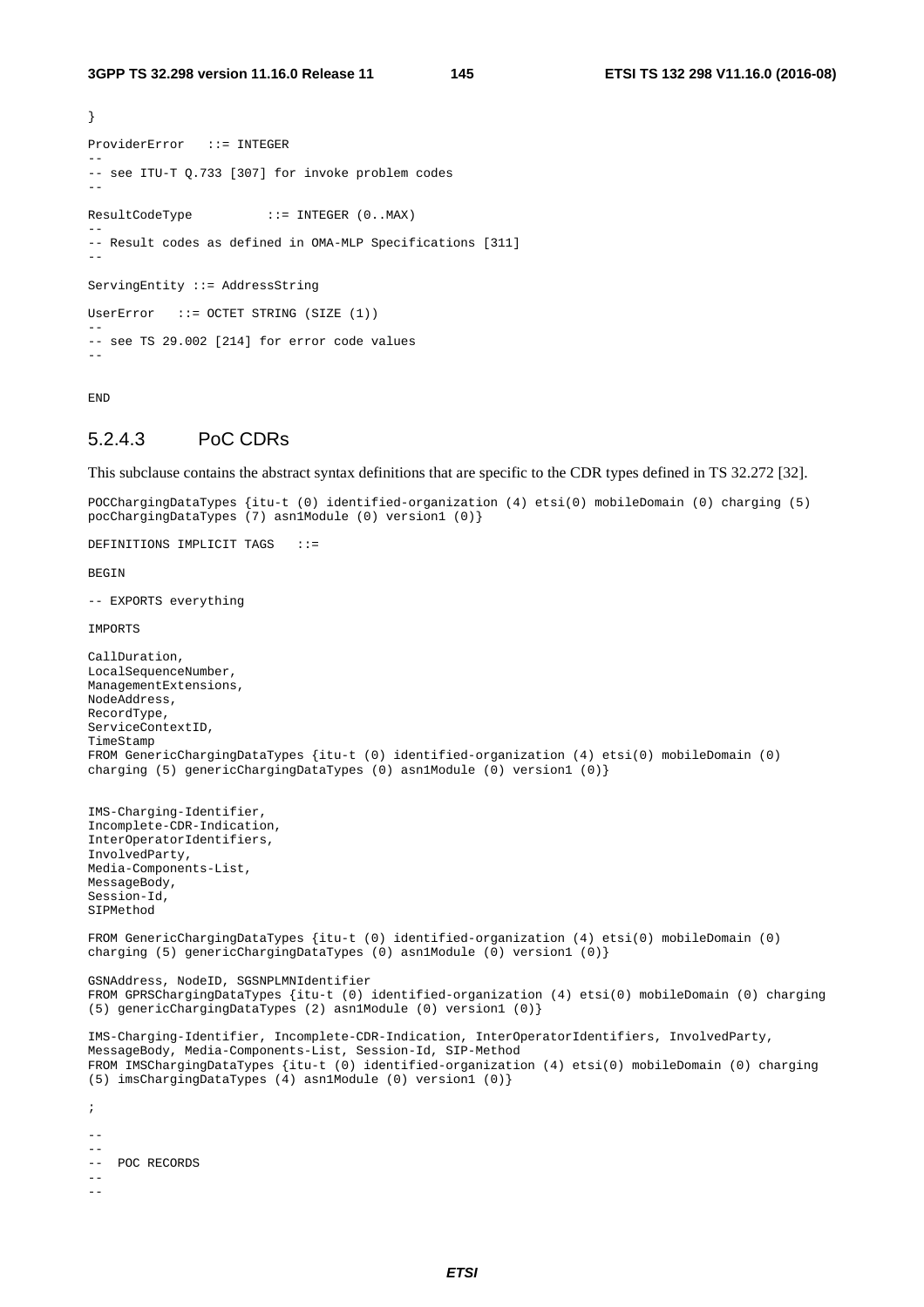```
}

ProviderError   ::= INTEGER
--
-- see ITU-T Q.733 [307] for invoke problem codes
--

ResultCodeType          ::= INTEGER (0..MAX)
--
-- Result codes as defined in OMA-MLP Specifications [311]
--

ServingEntity ::= AddressString

UserError   ::= OCTET STRING (SIZE (1))
--
-- see TS 29.002 [214] for error code values
--

END
```

### 5.2.4.3 PoC CDRs

This subclause contains the abstract syntax definitions that are specific to the CDR types defined in TS 32.272 [32].

```
POCChargingDataTypes {itu-t (0) identified-organization (4) etsi(0) mobileDomain (0) charging (5)
pocChargingDataTypes (7) asn1Module (0) version1 (0)}

DEFINITIONS IMPLICIT TAGS   ::=

BEGIN

-- EXPORTS everything

IMPORTS

CallDuration,
LocalSequenceNumber,
ManagementExtensions,
NodeAddress,
RecordType,
ServiceContextID,
TimeStamp
FROM GenericChargingDataTypes {itu-t (0) identified-organization (4) etsi(0) mobileDomain (0)
charging (5) genericChargingDataTypes (0) asn1Module (0) version1 (0)}


IMS-Charging-Identifier,
Incomplete-CDR-Indication,
InterOperatorIdentifiers,
InvolvedParty,
Media-Components-List,
MessageBody,
Session-Id,
SIPMethod

FROM GenericChargingDataTypes {itu-t (0) identified-organization (4) etsi(0) mobileDomain (0)
charging (5) genericChargingDataTypes (0) asn1Module (0) version1 (0)}

GSNAddress, NodeID, SGSNPLMNIdentifier
FROM GPRSChargingDataTypes {itu-t (0) identified-organization (4) etsi(0) mobileDomain (0) charging
(5) genericChargingDataTypes (2) asn1Module (0) version1 (0)}

IMS-Charging-Identifier, Incomplete-CDR-Indication, InterOperatorIdentifiers, InvolvedParty,
MessageBody, Media-Components-List, Session-Id, SIP-Method
FROM IMSChargingDataTypes {itu-t (0) identified-organization (4) etsi(0) mobileDomain (0) charging
(5) imsChargingDataTypes (4) asn1Module (0) version1 (0)}

;

--
--
--  POC RECORDS
--
--
```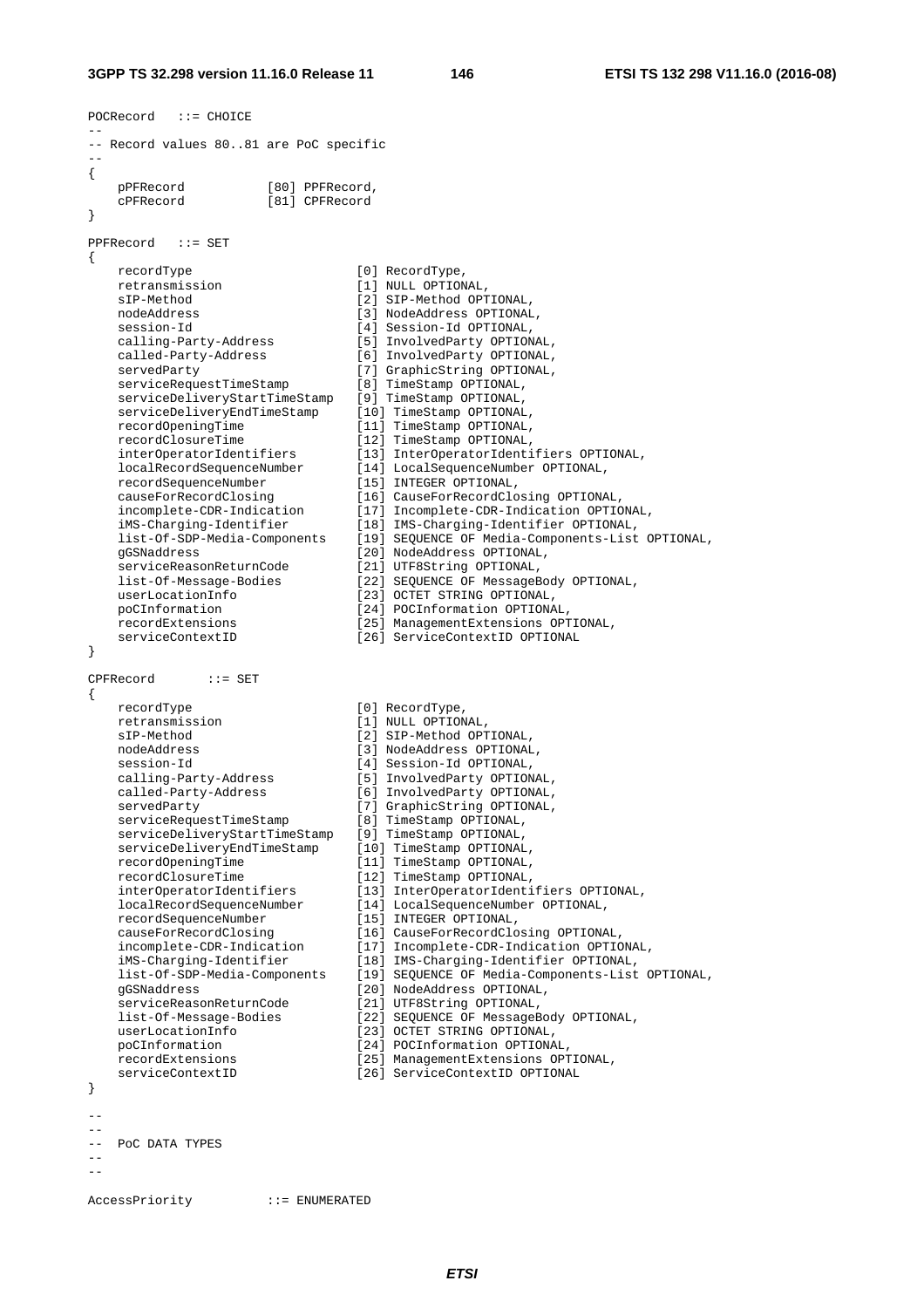```
POCRecord   ::= CHOICE
--
-- Record values 80..81 are PoC specific
--
{
    pPFRecord           [80] PPFRecord,
    cPFRecord           [81] CPFRecord
}

PPFRecord   ::= SET
{
    recordType                      [0] RecordType,
    retransmission                  [1] NULL OPTIONAL,
    sIP-Method                      [2] SIP-Method OPTIONAL,
    nodeAddress                     [3] NodeAddress OPTIONAL,
    session-Id                      [4] Session-Id OPTIONAL,
    calling-Party-Address           [5] InvolvedParty OPTIONAL,
    called-Party-Address            [6] InvolvedParty OPTIONAL,
    servedParty                     [7] GraphicString OPTIONAL,
    serviceRequestTimeStamp         [8] TimeStamp OPTIONAL,
    serviceDeliveryStartTimeStamp   [9] TimeStamp OPTIONAL,
    serviceDeliveryEndTimeStamp     [10] TimeStamp OPTIONAL,
    recordOpeningTime               [11] TimeStamp OPTIONAL,
    recordClosureTime               [12] TimeStamp OPTIONAL,
    interOperatorIdentifiers        [13] InterOperatorIdentifiers OPTIONAL,
    localRecordSequenceNumber       [14] LocalSequenceNumber OPTIONAL,
    recordSequenceNumber            [15] INTEGER OPTIONAL,
    causeForRecordClosing           [16] CauseForRecordClosing OPTIONAL,
    incomplete-CDR-Indication       [17] Incomplete-CDR-Indication OPTIONAL,
    iMS-Charging-Identifier         [18] IMS-Charging-Identifier OPTIONAL,
    list-Of-SDP-Media-Components    [19] SEQUENCE OF Media-Components-List OPTIONAL,
    gGSNaddress                     [20] NodeAddress OPTIONAL,
    serviceReasonReturnCode         [21] UTF8String OPTIONAL,
    list-Of-Message-Bodies          [22] SEQUENCE OF MessageBody OPTIONAL,
    userLocationInfo                [23] OCTET STRING OPTIONAL,
    poCInformation                  [24] POCInformation OPTIONAL,
    recordExtensions                [25] ManagementExtensions OPTIONAL,
    serviceContextID                [26] ServiceContextID OPTIONAL
}

CPFRecord       ::= SET
{
    recordType                      [0] RecordType,
    retransmission                  [1] NULL OPTIONAL,
    sIP-Method                      [2] SIP-Method OPTIONAL,
    nodeAddress                     [3] NodeAddress OPTIONAL,
    session-Id                      [4] Session-Id OPTIONAL,
    calling-Party-Address           [5] InvolvedParty OPTIONAL,
    called-Party-Address            [6] InvolvedParty OPTIONAL,
    servedParty                     [7] GraphicString OPTIONAL,
    serviceRequestTimeStamp         [8] TimeStamp OPTIONAL,
    serviceDeliveryStartTimeStamp   [9] TimeStamp OPTIONAL,
    serviceDeliveryEndTimeStamp     [10] TimeStamp OPTIONAL,
    recordOpeningTime               [11] TimeStamp OPTIONAL,
    recordClosureTime               [12] TimeStamp OPTIONAL,
    interOperatorIdentifiers        [13] InterOperatorIdentifiers OPTIONAL,
    localRecordSequenceNumber       [14] LocalSequenceNumber OPTIONAL,
    recordSequenceNumber            [15] INTEGER OPTIONAL,
    causeForRecordClosing           [16] CauseForRecordClosing OPTIONAL,
    incomplete-CDR-Indication       [17] Incomplete-CDR-Indication OPTIONAL,
    iMS-Charging-Identifier         [18] IMS-Charging-Identifier OPTIONAL,
    list-Of-SDP-Media-Components    [19] SEQUENCE OF Media-Components-List OPTIONAL,
    gGSNaddress                     [20] NodeAddress OPTIONAL,
    serviceReasonReturnCode         [21] UTF8String OPTIONAL,
    list-Of-Message-Bodies          [22] SEQUENCE OF MessageBody OPTIONAL,
    userLocationInfo                [23] OCTET STRING OPTIONAL,
    poCInformation                  [24] POCInformation OPTIONAL,
    recordExtensions                [25] ManagementExtensions OPTIONAL,
    serviceContextID                [26] ServiceContextID OPTIONAL
}

--
--
--  PoC DATA TYPES
--
--

AccessPriority          ::= ENUMERATED
```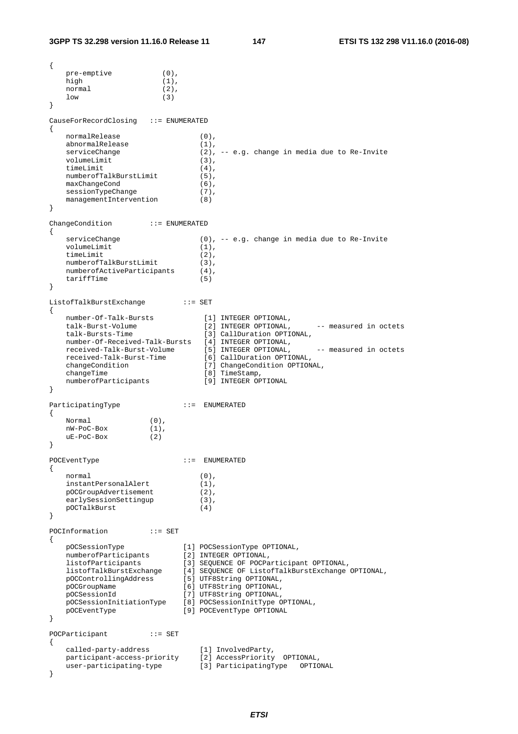```
{
    pre-emptive            (0),
    high                   (1),
    normal                 (2),
    low                    (3)
}

CauseForRecordClosing   ::= ENUMERATED
{
    normalRelease                   (0),
    abnormalRelease                 (1),
    serviceChange                   (2), -- e.g. change in media due to Re-Invite
    volumeLimit                     (3),
    timeLimit                       (4),
    numberofTalkBurstLimit          (5),
    maxChangeCond                   (6),
    sessionTypeChange               (7),
    managementIntervention          (8)
}

ChangeCondition         ::= ENUMERATED
{
    serviceChange                   (0), -- e.g. change in media due to Re-Invite
    volumeLimit                     (1),
    timeLimit                       (2),
    numberofTalkBurstLimit          (3),
    numberofActiveParticipants      (4),
    tariffTime                      (5)
}

ListofTalkBurstExchange         ::= SET
{
    number-Of-Talk-Bursts            [1] INTEGER OPTIONAL,
    talk-Burst-Volume                [2] INTEGER OPTIONAL,      -- measured in octets
    talk-Bursts-Time                 [3] CallDuration OPTIONAL,
    number-Of-Received-Talk-Bursts   [4] INTEGER OPTIONAL,
    received-Talk-Burst-Volume       [5] INTEGER OPTIONAL,      -- measured in octets
    received-Talk-Burst-Time         [6] CallDuration OPTIONAL,
    changeCondition                  [7] ChangeCondition OPTIONAL,
    changeTime                       [8] TimeStamp,
    numberofParticipants             [9] INTEGER OPTIONAL
}

ParticipatingType               ::=  ENUMERATED
{
    Normal              (0),
    nW-PoC-Box          (1),
    uE-PoC-Box          (2)
}

POCEventType                    ::=  ENUMERATED
{
    normal                          (0),
    instantPersonalAlert            (1),
    pOCGroupAdvertisement           (2),
    earlySessionSettingup           (3),
    pOCTalkBurst                    (4)
}

POCInformation          ::= SET
{
    pOCSessionType              [1] POCSessionType OPTIONAL,
    numberofParticipants        [2] INTEGER OPTIONAL,
    listofParticipants          [3] SEQUENCE OF POCParticipant OPTIONAL,
    listofTalkBurstExchange     [4] SEQUENCE OF ListofTalkBurstExchange OPTIONAL,
    pOCControllingAddress       [5] UTF8String OPTIONAL,
    pOCGroupName                [6] UTF8String OPTIONAL,
    pOCSessionId                [7] UTF8String OPTIONAL,
    pOCSessionInitiationType    [8] POCSessionInitType OPTIONAL,
    pOCEventType                [9] POCEventType OPTIONAL
}

POCParticipant          ::= SET
{
    called-party-address            [1] InvolvedParty,
    participant-access-priority     [2] AccessPriority  OPTIONAL,
    user-participating-type         [3] ParticipatingType   OPTIONAL
}
```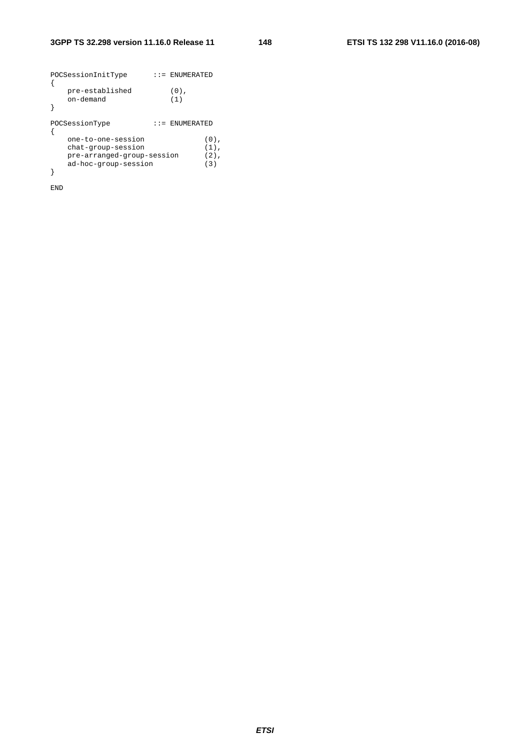```
POCSessionInitType      ::= ENUMERATED
{
    pre-established         (0),
    on-demand               (1)
}

POCSessionType          ::= ENUMERATED
{
    one-to-one-session              (0),
    chat-group-session              (1),
    pre-arranged-group-session      (2),
    ad-hoc-group-session            (3)
}

END
```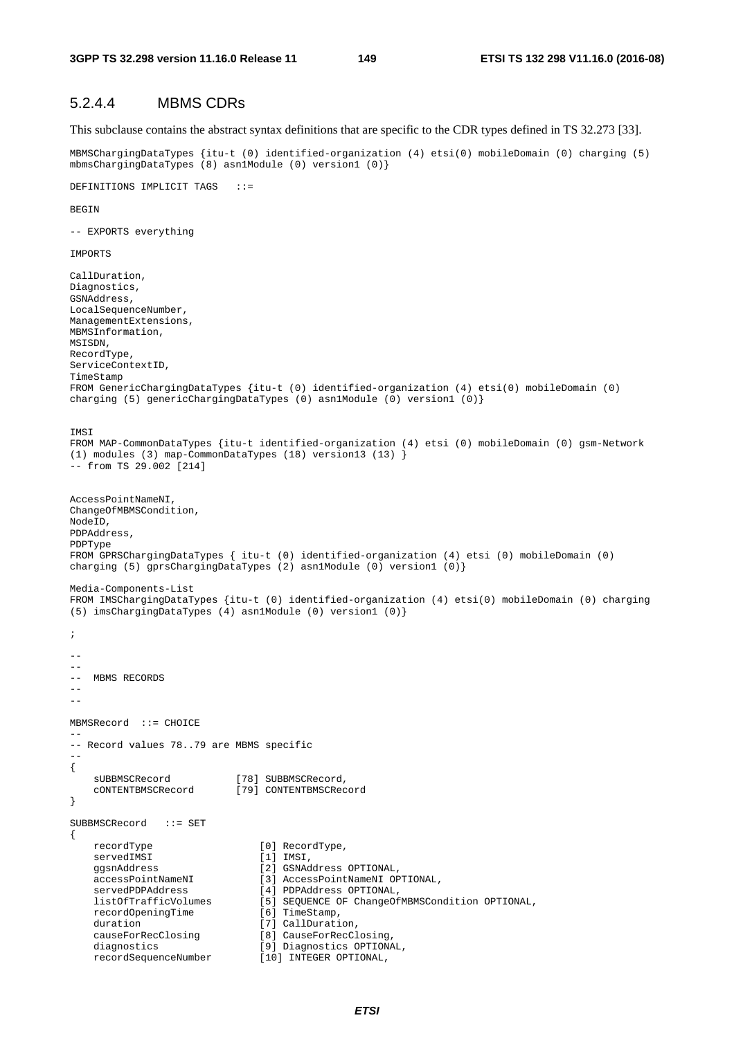### 5.2.4.4 MBMS CDRs

This subclause contains the abstract syntax definitions that are specific to the CDR types defined in TS 32.273 [33].

```
MBMSChargingDataTypes {itu-t (0) identified-organization (4) etsi(0) mobileDomain (0) charging (5)
mbmsChargingDataTypes (8) asn1Module (0) version1 (0)}

DEFINITIONS IMPLICIT TAGS   ::=

BEGIN

-- EXPORTS everything

IMPORTS

CallDuration,
Diagnostics,
GSNAddress,
LocalSequenceNumber,
ManagementExtensions,
MBMSInformation,
MSISDN,
RecordType,
ServiceContextID,
TimeStamp
FROM GenericChargingDataTypes {itu-t (0) identified-organization (4) etsi(0) mobileDomain (0)
charging (5) genericChargingDataTypes (0) asn1Module (0) version1 (0)}


IMSI
FROM MAP-CommonDataTypes {itu-t identified-organization (4) etsi (0) mobileDomain (0) gsm-Network
(1) modules (3) map-CommonDataTypes (18) version13 (13) }
-- from TS 29.002 [214]


AccessPointNameNI,
ChangeOfMBMSCondition,
NodeID,
PDPAddress,
PDPType
FROM GPRSChargingDataTypes { itu-t (0) identified-organization (4) etsi (0) mobileDomain (0)
charging (5) gprsChargingDataTypes (2) asn1Module (0) version1 (0)}

Media-Components-List
FROM IMSChargingDataTypes {itu-t (0) identified-organization (4) etsi(0) mobileDomain (0) charging
(5) imsChargingDataTypes (4) asn1Module (0) version1 (0)}

;

--
--
--  MBMS RECORDS
--
--

MBMSRecord  ::= CHOICE
--
-- Record values 78..79 are MBMS specific
--
{
    sUBBMSCRecord           [78] SUBBMSCRecord,
    cONTENTBMSCRecord       [79] CONTENTBMSCRecord
}

SUBBMSCRecord   ::= SET
{
    recordType                  [0] RecordType,
    servedIMSI                  [1] IMSI,
    ggsnAddress                 [2] GSNAddress OPTIONAL,
    accessPointNameNI           [3] AccessPointNameNI OPTIONAL,
    servedPDPAddress            [4] PDPAddress OPTIONAL,
    listOfTrafficVolumes        [5] SEQUENCE OF ChangeOfMBMSCondition OPTIONAL,
    recordOpeningTime           [6] TimeStamp,
    duration                    [7] CallDuration,
    causeForRecClosing          [8] CauseForRecClosing,
    diagnostics                 [9] Diagnostics OPTIONAL,
    recordSequenceNumber        [10] INTEGER OPTIONAL,
```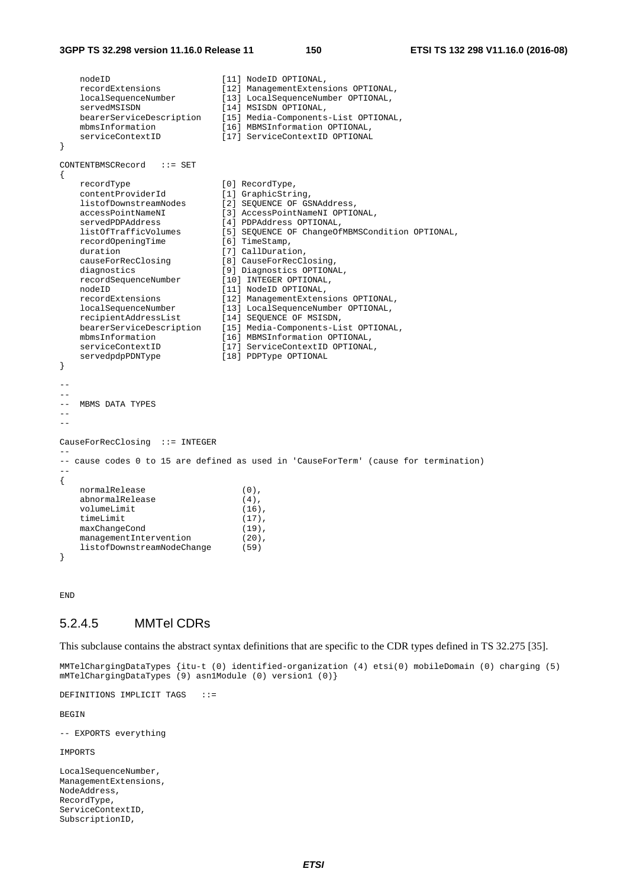```
    nodeID                      [11] NodeID OPTIONAL,
    recordExtensions            [12] ManagementExtensions OPTIONAL,
    localSequenceNumber         [13] LocalSequenceNumber OPTIONAL,
    servedMSISDN                [14] MSISDN OPTIONAL,
    bearerServiceDescription    [15] Media-Components-List OPTIONAL,
    mbmsInformation             [16] MBMSInformation OPTIONAL,
    serviceContextID            [17] ServiceContextID OPTIONAL
}

CONTENTBMSCRecord   ::= SET
{
    recordType                  [0] RecordType,
    contentProviderId           [1] GraphicString,
    listofDownstreamNodes       [2] SEQUENCE OF GSNAddress,
    accessPointNameNI           [3] AccessPointNameNI OPTIONAL,
    servedPDPAddress            [4] PDPAddress OPTIONAL,
    listOfTrafficVolumes        [5] SEQUENCE OF ChangeOfMBMSCondition OPTIONAL,
    recordOpeningTime           [6] TimeStamp,
    duration                    [7] CallDuration,
    causeForRecClosing          [8] CauseForRecClosing,
    diagnostics                 [9] Diagnostics OPTIONAL,
    recordSequenceNumber        [10] INTEGER OPTIONAL,
    nodeID                      [11] NodeID OPTIONAL,
    recordExtensions            [12] ManagementExtensions OPTIONAL,
    localSequenceNumber         [13] LocalSequenceNumber OPTIONAL,
    recipientAddressList        [14] SEQUENCE OF MSISDN,
    bearerServiceDescription    [15] Media-Components-List OPTIONAL,
    mbmsInformation             [16] MBMSInformation OPTIONAL,
    serviceContextID            [17] ServiceContextID OPTIONAL,
    servedpdpPDNType            [18] PDPType OPTIONAL
}

--
--
--  MBMS DATA TYPES
--
--

CauseForRecClosing  ::= INTEGER
--
-- cause codes 0 to 15 are defined as used in 'CauseForTerm' (cause for termination)
--
{
    normalRelease                   (0),
    abnormalRelease                 (4),
    volumeLimit                     (16),
    timeLimit                       (17),
    maxChangeCond                   (19),
    managementIntervention          (20),
    listofDownstreamNodeChange      (59)
}


END
```

### 5.2.4.5 MMTel CDRs

This subclause contains the abstract syntax definitions that are specific to the CDR types defined in TS 32.275 [35].

```
MMTelChargingDataTypes {itu-t (0) identified-organization (4) etsi(0) mobileDomain (0) charging (5)
mMTelChargingDataTypes (9) asn1Module (0) version1 (0)}

DEFINITIONS IMPLICIT TAGS   ::=

BEGIN

-- EXPORTS everything

IMPORTS

LocalSequenceNumber,
ManagementExtensions,
NodeAddress,
RecordType,
ServiceContextID,
SubscriptionID,
```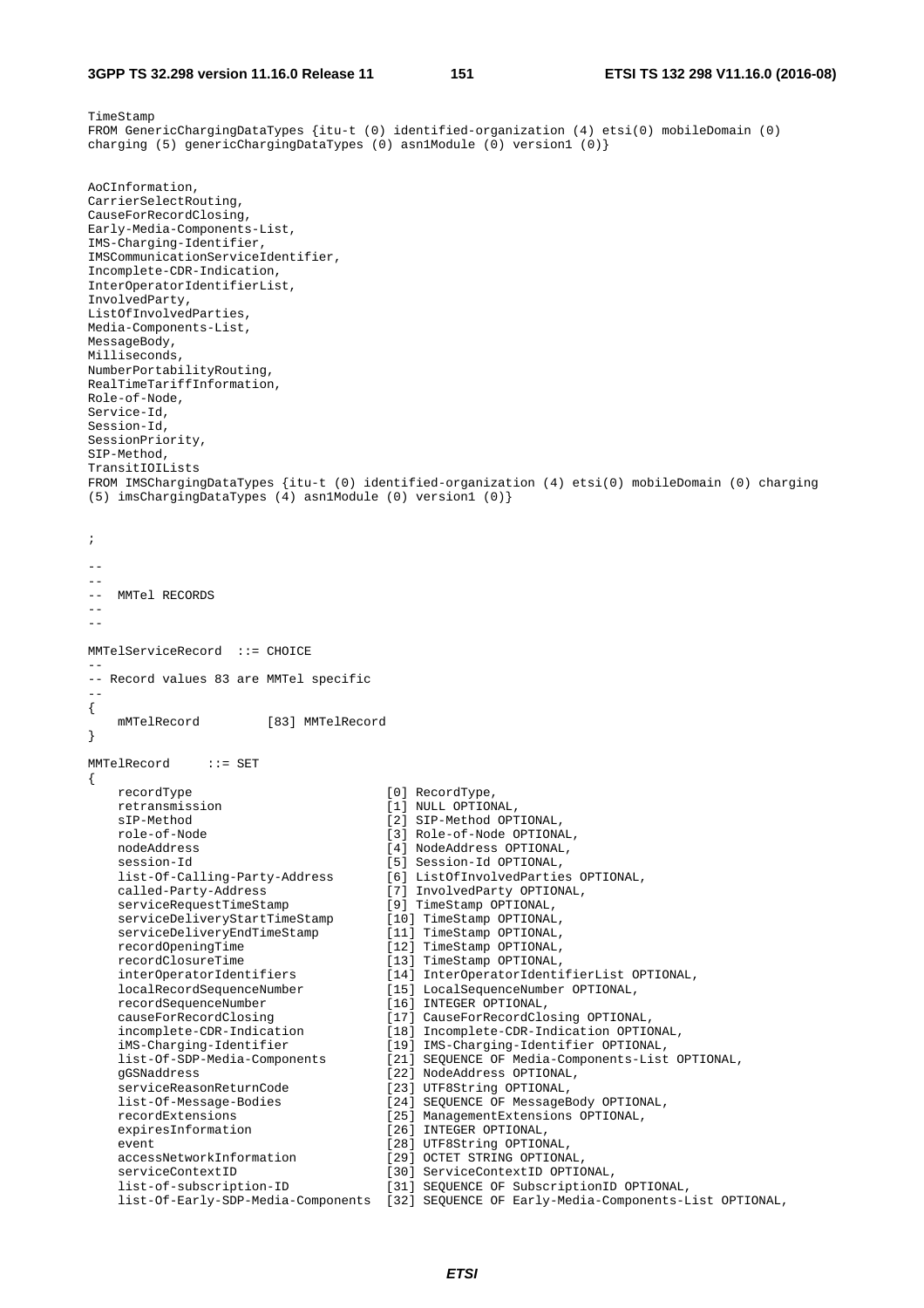```
TimeStamp
FROM GenericChargingDataTypes {itu-t (0) identified-organization (4) etsi(0) mobileDomain (0)
charging (5) genericChargingDataTypes (0) asn1Module (0) version1 (0)}


AoCInformation,
CarrierSelectRouting,
CauseForRecordClosing,
Early-Media-Components-List,
IMS-Charging-Identifier,
IMSCommunicationServiceIdentifier,
Incomplete-CDR-Indication,
InterOperatorIdentifierList,
InvolvedParty,
ListOfInvolvedParties,
Media-Components-List,
MessageBody,
Milliseconds,
NumberPortabilityRouting,
RealTimeTariffInformation,
Role-of-Node,
Service-Id,
Session-Id,
SessionPriority,
SIP-Method,
TransitIOILists
FROM IMSChargingDataTypes {itu-t (0) identified-organization (4) etsi(0) mobileDomain (0) charging
(5) imsChargingDataTypes (4) asn1Module (0) version1 (0)}


;

--
--
--  MMTel RECORDS
--
--

MMTelServiceRecord  ::= CHOICE
--
-- Record values 83 are MMTel specific
--
{
    mMTelRecord         [83] MMTelRecord
}

MMTelRecord     ::= SET
{
    recordType                          [0] RecordType,
    retransmission                      [1] NULL OPTIONAL,
    sIP-Method                          [2] SIP-Method OPTIONAL,
    role-of-Node                        [3] Role-of-Node OPTIONAL,
    nodeAddress                         [4] NodeAddress OPTIONAL,
    session-Id                          [5] Session-Id OPTIONAL,
    list-Of-Calling-Party-Address       [6] ListOfInvolvedParties OPTIONAL,
    called-Party-Address                [7] InvolvedParty OPTIONAL,
    serviceRequestTimeStamp             [9] TimeStamp OPTIONAL,
    serviceDeliveryStartTimeStamp       [10] TimeStamp OPTIONAL,
    serviceDeliveryEndTimeStamp         [11] TimeStamp OPTIONAL,
    recordOpeningTime                   [12] TimeStamp OPTIONAL,
    recordClosureTime                   [13] TimeStamp OPTIONAL,
    interOperatorIdentifiers            [14] InterOperatorIdentifierList OPTIONAL,
    localRecordSequenceNumber           [15] LocalSequenceNumber OPTIONAL,
    recordSequenceNumber                [16] INTEGER OPTIONAL,
    causeForRecordClosing               [17] CauseForRecordClosing OPTIONAL,
    incomplete-CDR-Indication           [18] Incomplete-CDR-Indication OPTIONAL,
    iMS-Charging-Identifier             [19] IMS-Charging-Identifier OPTIONAL,
    list-Of-SDP-Media-Components        [21] SEQUENCE OF Media-Components-List OPTIONAL,
    gGSNaddress                         [22] NodeAddress OPTIONAL,
    serviceReasonReturnCode             [23] UTF8String OPTIONAL,
    list-Of-Message-Bodies              [24] SEQUENCE OF MessageBody OPTIONAL,
    recordExtensions                    [25] ManagementExtensions OPTIONAL,
    expiresInformation                  [26] INTEGER OPTIONAL,
    event                               [28] UTF8String OPTIONAL,
    accessNetworkInformation            [29] OCTET STRING OPTIONAL,
    serviceContextID                    [30] ServiceContextID OPTIONAL,
    list-of-subscription-ID             [31] SEQUENCE OF SubscriptionID OPTIONAL,
    list-Of-Early-SDP-Media-Components  [32] SEQUENCE OF Early-Media-Components-List OPTIONAL,
```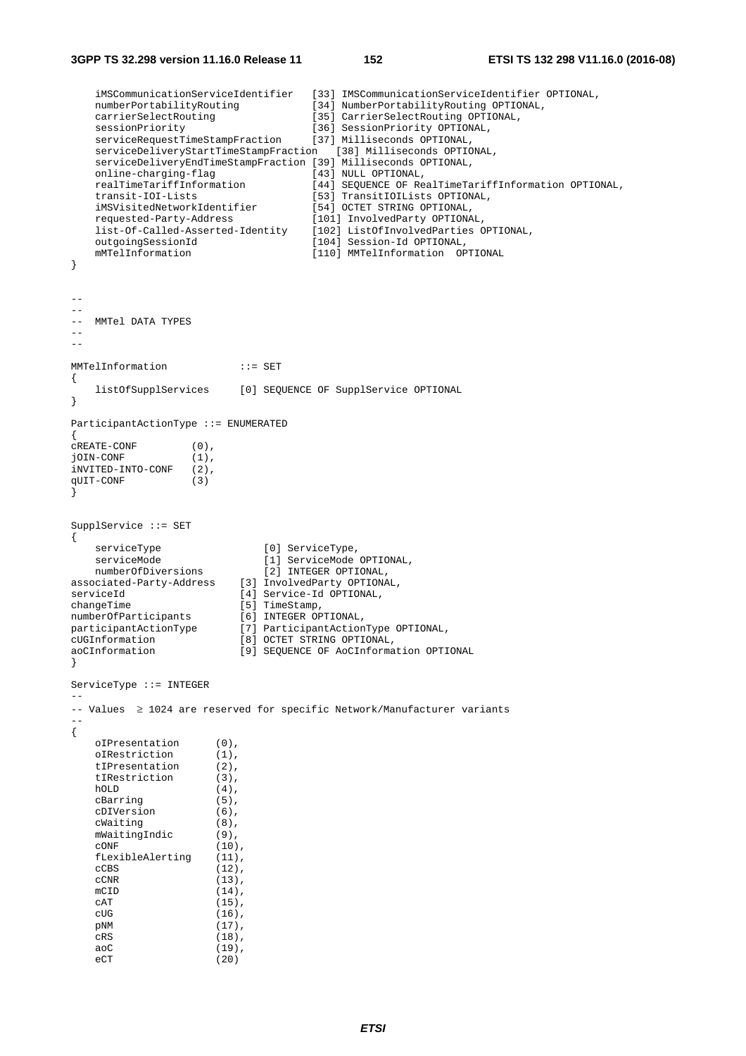```
    iMSCommunicationServiceIdentifier   [33] IMSCommunicationServiceIdentifier OPTIONAL,
    numberPortabilityRouting            [34] NumberPortabilityRouting OPTIONAL,
    carrierSelectRouting                [35] CarrierSelectRouting OPTIONAL,
    sessionPriority                     [36] SessionPriority OPTIONAL,
    serviceRequestTimeStampFraction     [37] Milliseconds OPTIONAL,
    serviceDeliveryStartTimeStampFraction   [38] Milliseconds OPTIONAL,
    serviceDeliveryEndTimeStampFraction [39] Milliseconds OPTIONAL,
    online-charging-flag                [43] NULL OPTIONAL,
    realTimeTariffInformation           [44] SEQUENCE OF RealTimeTariffInformation OPTIONAL,
    transit-IOI-Lists                   [53] TransitIOILists OPTIONAL,
    iMSVisitedNetworkIdentifier         [54] OCTET STRING OPTIONAL,
    requested-Party-Address             [101] InvolvedParty OPTIONAL,
    list-Of-Called-Asserted-Identity    [102] ListOfInvolvedParties OPTIONAL,
    outgoingSessionId                   [104] Session-Id OPTIONAL,
    mMTelInformation                    [110] MMTelInformation  OPTIONAL
}


--
--
--  MMTel DATA TYPES
--
--

MMTelInformation            ::= SET
{
    listOfSupplServices     [0] SEQUENCE OF SupplService OPTIONAL
}

ParticipantActionType ::= ENUMERATED
{
cREATE-CONF         (0),
jOIN-CONF           (1),
iNVITED-INTO-CONF   (2),
qUIT-CONF           (3)
}


SupplService ::= SET
{
    serviceType                 [0] ServiceType,
    serviceMode                 [1] ServiceMode OPTIONAL,
    numberOfDiversions          [2] INTEGER OPTIONAL,
associated-Party-Address    [3] InvolvedParty OPTIONAL,
serviceId                   [4] Service-Id OPTIONAL,
changeTime                  [5] TimeStamp,
numberOfParticipants        [6] INTEGER OPTIONAL,
participantActionType       [7] ParticipantActionType OPTIONAL,
cUGInformation              [8] OCTET STRING OPTIONAL,
aoCInformation              [9] SEQUENCE OF AoCInformation OPTIONAL
}

ServiceType ::= INTEGER
--
-- Values  ≥ 1024 are reserved for specific Network/Manufacturer variants
--
{
    oIPresentation      (0),
    oIRestriction       (1),
    tIPresentation      (2),
    tIRestriction       (3),
    hOLD                (4),
    cBarring            (5),
    cDIVersion          (6),
    cWaiting            (8),
    mWaitingIndic       (9),
    cONF                (10),
    fLexibleAlerting    (11),
    cCBS                (12),
    cCNR                (13),
    mCID                (14),
    cAT                 (15),
    cUG                 (16),
    pNM                 (17),
    cRS                 (18),
    aoC                 (19),
    eCT                 (20)
```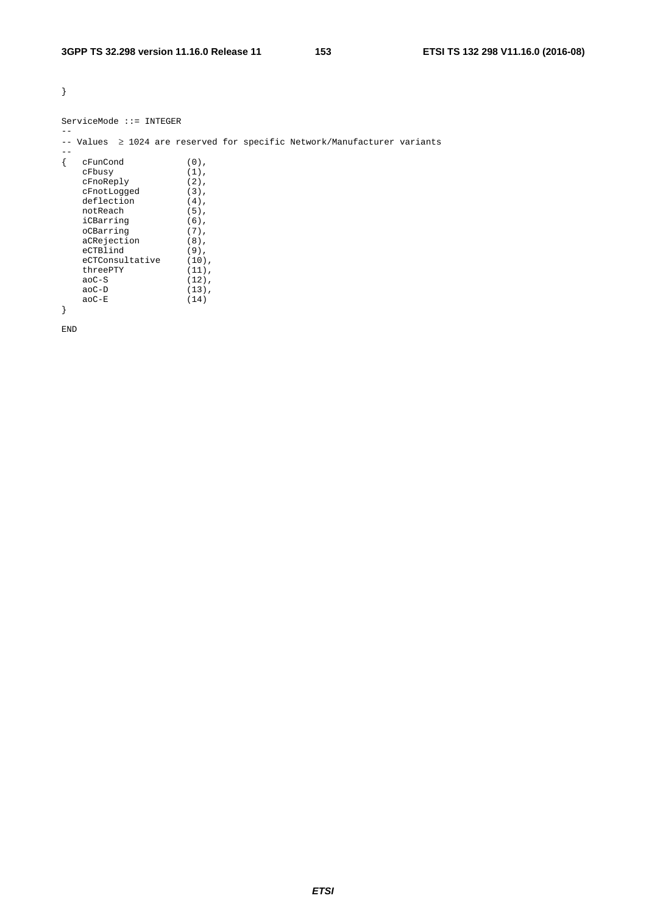```
}

ServiceMode ::= INTEGER
--
-- Values  ≥ 1024 are reserved for specific Network/Manufacturer variants
--
{   cFunCond            (0),
    cFbusy              (1),
    cFnoReply           (2),
    cFnotLogged         (3),
    deflection          (4),
    notReach            (5),
    iCBarring           (6),
    oCBarring           (7),
    aCRejection         (8),
    eCTBlind            (9),
    eCTConsultative     (10),
    threePTY            (11),
    aoC-S               (12),
    aoC-D               (13),
    aoC-E               (14)
}

END
```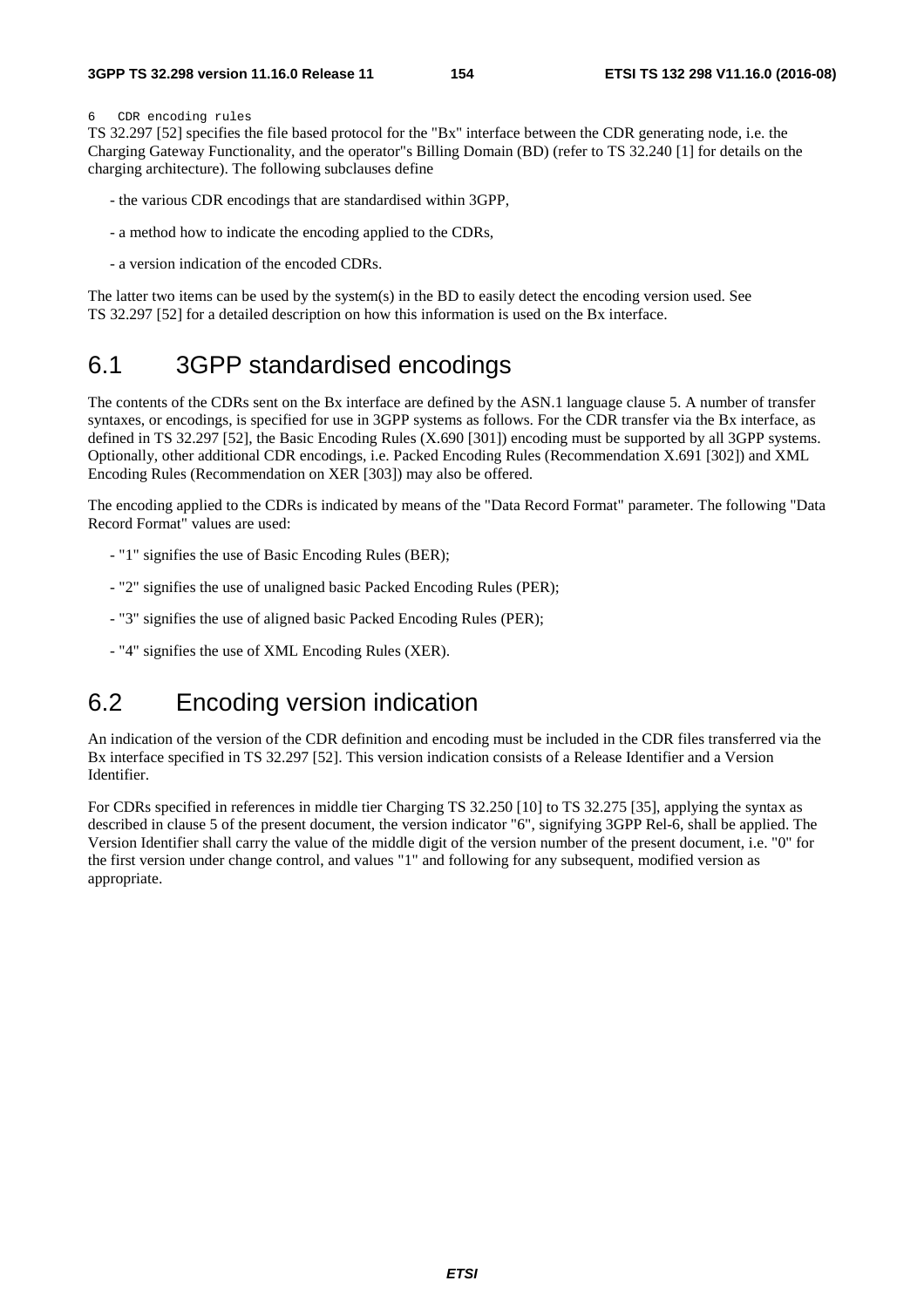# 6 CDR encoding rules

TS 32.297 [52] specifies the file based protocol for the "Bx" interface between the CDR generating node, i.e. the Charging Gateway Functionality, and the operator"s Billing Domain (BD) (refer to TS 32.240 [1] for details on the charging architecture). The following subclauses define

- the various CDR encodings that are standardised within 3GPP,
- a method how to indicate the encoding applied to the CDRs,
- a version indication of the encoded CDRs.

The latter two items can be used by the system(s) in the BD to easily detect the encoding version used. See TS 32.297 [52] for a detailed description on how this information is used on the Bx interface.

## 6.1 3GPP standardised encodings

The contents of the CDRs sent on the Bx interface are defined by the ASN.1 language clause 5. A number of transfer syntaxes, or encodings, is specified for use in 3GPP systems as follows. For the CDR transfer via the Bx interface, as defined in TS 32.297 [52], the Basic Encoding Rules (X.690 [301]) encoding must be supported by all 3GPP systems. Optionally, other additional CDR encodings, i.e. Packed Encoding Rules (Recommendation X.691 [302]) and XML Encoding Rules (Recommendation on XER [303]) may also be offered.

The encoding applied to the CDRs is indicated by means of the "Data Record Format" parameter. The following "Data Record Format" values are used:

- "1" signifies the use of Basic Encoding Rules (BER);
- "2" signifies the use of unaligned basic Packed Encoding Rules (PER);
- "3" signifies the use of aligned basic Packed Encoding Rules (PER);
- "4" signifies the use of XML Encoding Rules (XER).

## 6.2 Encoding version indication

An indication of the version of the CDR definition and encoding must be included in the CDR files transferred via the Bx interface specified in TS 32.297 [52]. This version indication consists of a Release Identifier and a Version Identifier.

For CDRs specified in references in middle tier Charging TS 32.250 [10] to TS 32.275 [35], applying the syntax as described in clause 5 of the present document, the version indicator "6", signifying 3GPP Rel-6, shall be applied. The Version Identifier shall carry the value of the middle digit of the version number of the present document, i.e. "0" for the first version under change control, and values "1" and following for any subsequent, modified version as appropriate.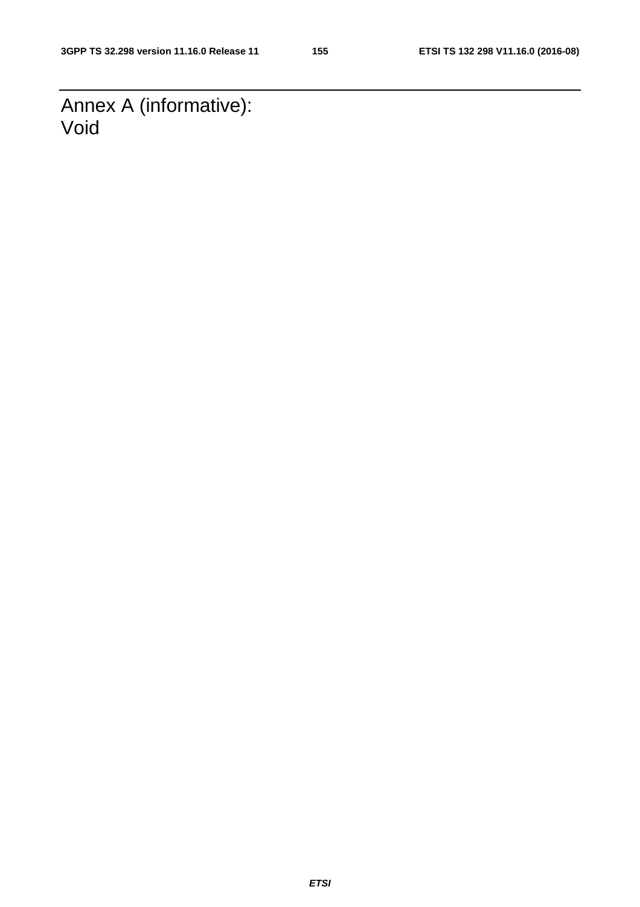# Annex A (informative): Void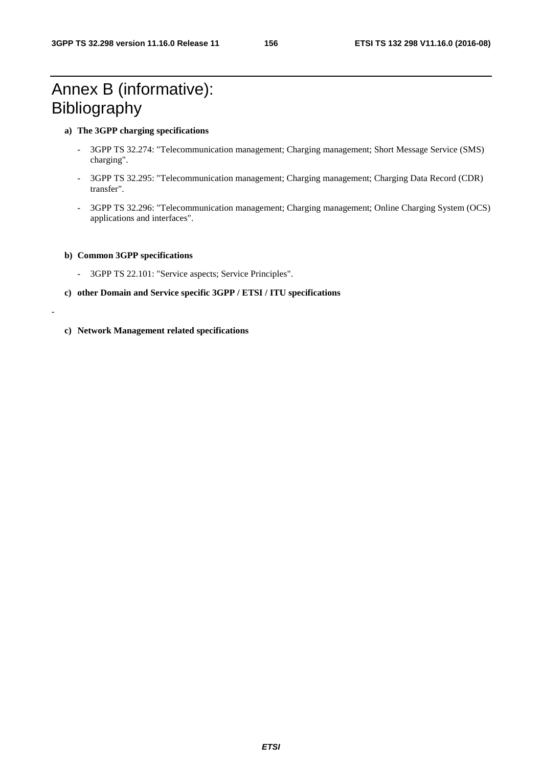# Annex B (informative): Bibliography

**a) The 3GPP charging specifications**

- 3GPP TS 32.274: "Telecommunication management; Charging management; Short Message Service (SMS) charging".
- 3GPP TS 32.295: "Telecommunication management; Charging management; Charging Data Record (CDR) transfer".
- 3GPP TS 32.296: "Telecommunication management; Charging management; Online Charging System (OCS) applications and interfaces".

**b) Common 3GPP specifications**

- 3GPP TS 22.101: "Service aspects; Service Principles".

**c) other Domain and Service specific 3GPP / ETSI / ITU specifications**

-

**c) Network Management related specifications**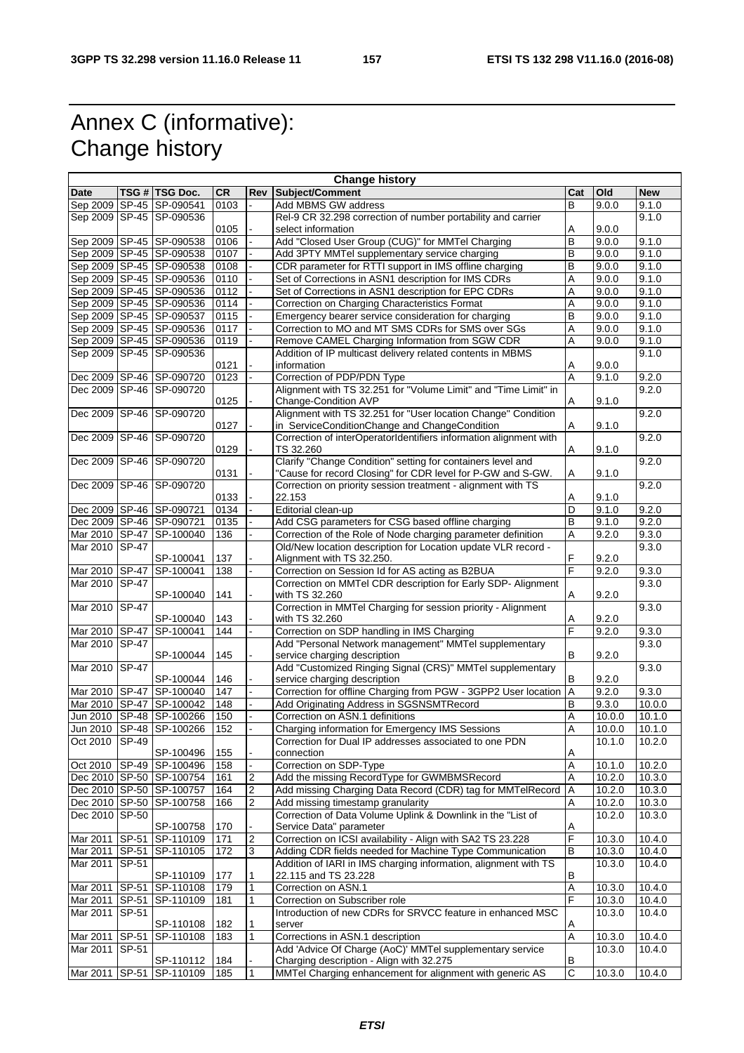# Annex C (informative): Change history

| Change history | | | | | | | | |
|---|---|---|---|---|---|---|---|---|
| **Date** | **TSG #** | **TSG Doc.** | **CR** | **Rev** | **Subject/Comment** | **Cat** | **Old** | **New** |
| Sep 2009 | SP-45 | SP-090541 | 0103 | - | Add MBMS GW address | B | 9.0.0 | 9.1.0 |
| Sep 2009 | SP-45 | SP-090536 | 0105 | - | Rel-9 CR 32.298 correction of number portability and carrier select information | A | 9.0.0 | 9.1.0 |
| Sep 2009 | SP-45 | SP-090538 | 0106 | - | Add "Closed User Group (CUG)" for MMTel Charging | B | 9.0.0 | 9.1.0 |
| Sep 2009 | SP-45 | SP-090538 | 0107 | - | Add 3PTY MMTel supplementary service charging | B | 9.0.0 | 9.1.0 |
| Sep 2009 | SP-45 | SP-090538 | 0108 | - | CDR parameter for RTTI support in IMS offline charging | B | 9.0.0 | 9.1.0 |
| Sep 2009 | SP-45 | SP-090536 | 0110 | - | Set of Corrections in ASN1 description for IMS CDRs | A | 9.0.0 | 9.1.0 |
| Sep 2009 | SP-45 | SP-090536 | 0112 | - | Set of Corrections in ASN1 description for EPC CDRs | A | 9.0.0 | 9.1.0 |
| Sep 2009 | SP-45 | SP-090536 | 0114 | - | Correction on Charging Characteristics Format | A | 9.0.0 | 9.1.0 |
| Sep 2009 | SP-45 | SP-090537 | 0115 | - | Emergency bearer service consideration for charging | B | 9.0.0 | 9.1.0 |
| Sep 2009 | SP-45 | SP-090536 | 0117 | - | Correction to MO and MT SMS CDRs for SMS over SGs | A | 9.0.0 | 9.1.0 |
| Sep 2009 | SP-45 | SP-090536 | 0119 | - | Remove CAMEL Charging Information from SGW CDR | A | 9.0.0 | 9.1.0 |
| Sep 2009 | SP-45 | SP-090536 | 0121 | - | Addition of IP multicast delivery related contents in MBMS information | A | 9.0.0 | 9.1.0 |
| Dec 2009 | SP-46 | SP-090720 | 0123 | - | Correction of PDP/PDN Type | A | 9.1.0 | 9.2.0 |
| Dec 2009 | SP-46 | SP-090720 | 0125 | - | Alignment with TS 32.251 for "Volume Limit" and "Time Limit" in Change-Condition AVP | A | 9.1.0 | 9.2.0 |
| Dec 2009 | SP-46 | SP-090720 | 0127 | - | Alignment with TS 32.251 for "User location Change" Condition in ServiceConditionChange and ChangeCondition | A | 9.1.0 | 9.2.0 |
| Dec 2009 | SP-46 | SP-090720 | 0129 | - | Correction of interOperatorIdentifiers information alignment with TS 32.260 | A | 9.1.0 | 9.2.0 |
| Dec 2009 | SP-46 | SP-090720 | 0131 | - | Clarify "Change Condition" setting for containers level and "Cause for record Closing" for CDR level for P-GW and S-GW. | A | 9.1.0 | 9.2.0 |
| Dec 2009 | SP-46 | SP-090720 | 0133 | - | Correction on priority session treatment - alignment with TS 22.153 | A | 9.1.0 | 9.2.0 |
| Dec 2009 | SP-46 | SP-090721 | 0134 | - | Editorial clean-up | D | 9.1.0 | 9.2.0 |
| Dec 2009 | SP-46 | SP-090721 | 0135 | - | Add CSG parameters for CSG based offline charging | B | 9.1.0 | 9.2.0 |
| Mar 2010 | SP-47 | SP-100040 | 136 | - | Correction of the Role of Node charging parameter definition | A | 9.2.0 | 9.3.0 |
| Mar 2010 | SP-47 | SP-100041 | 137 | - | Old/New location description for Location update VLR record - Alignment with TS 32.250. | F | 9.2.0 | 9.3.0 |
| Mar 2010 | SP-47 | SP-100041 | 138 | - | Correction on Session Id for AS acting as B2BUA | F | 9.2.0 | 9.3.0 |
| Mar 2010 | SP-47 | SP-100040 | 141 | - | Correction on MMTel CDR description for Early SDP- Alignment with TS 32.260 | A | 9.2.0 | 9.3.0 |
| Mar 2010 | SP-47 | SP-100040 | 143 | - | Correction in MMTel Charging for session priority - Alignment with TS 32.260 | A | 9.2.0 | 9.3.0 |
| Mar 2010 | SP-47 | SP-100041 | 144 | - | Correction on SDP handling in IMS Charging | F | 9.2.0 | 9.3.0 |
| Mar 2010 | SP-47 | SP-100044 | 145 | - | Add "Personal Network management" MMTel supplementary service charging description | B | 9.2.0 | 9.3.0 |
| Mar 2010 | SP-47 | SP-100044 | 146 | - | Add "Customized Ringing Signal (CRS)" MMTel supplementary service charging description | B | 9.2.0 | 9.3.0 |
| Mar 2010 | SP-47 | SP-100040 | 147 | - | Correction for offline Charging from PGW - 3GPP2 User location | A | 9.2.0 | 9.3.0 |
| Mar 2010 | SP-47 | SP-100042 | 148 | - | Add Originating Address in SGSNSMTRecord | B | 9.3.0 | 10.0.0 |
| Jun 2010 | SP-48 | SP-100266 | 150 | - | Correction on ASN.1 definitions | A | 10.0.0 | 10.1.0 |
| Jun 2010 | SP-48 | SP-100266 | 152 | - | Charging information for Emergency IMS Sessions | A | 10.0.0 | 10.1.0 |
| Oct 2010 | SP-49 | SP-100496 | 155 | - | Correction for Dual IP addresses associated to one PDN connection | A | 10.1.0 | 10.2.0 |
| Oct 2010 | SP-49 | SP-100496 | 158 | - | Correction on SDP-Type | A | 10.1.0 | 10.2.0 |
| Dec 2010 | SP-50 | SP-100754 | 161 | 2 | Add the missing RecordType for GWMBMSRecord | A | 10.2.0 | 10.3.0 |
| Dec 2010 | SP-50 | SP-100757 | 164 | 2 | Add missing Charging Data Record (CDR) tag for MMTelRecord | A | 10.2.0 | 10.3.0 |
| Dec 2010 | SP-50 | SP-100758 | 166 | 2 | Add missing timestamp granularity | A | 10.2.0 | 10.3.0 |
| Dec 2010 | SP-50 | SP-100758 | 170 | - | Correction of Data Volume Uplink & Downlink in the "List of Service Data" parameter | A | 10.2.0 | 10.3.0 |
| Mar 2011 | SP-51 | SP-110109 | 171 | 2 | Correction on ICSI availability - Align with SA2 TS 23.228 | F | 10.3.0 | 10.4.0 |
| Mar 2011 | SP-51 | SP-110105 | 172 | 3 | Adding CDR fields needed for Machine Type Communication | B | 10.3.0 | 10.4.0 |
| Mar 2011 | SP-51 | SP-110109 | 177 | 1 | Addition of IARI in IMS charging information, alignment with TS 22.115 and TS 23.228 | B | 10.3.0 | 10.4.0 |
| Mar 2011 | SP-51 | SP-110108 | 179 | 1 | Correction on ASN.1 | A | 10.3.0 | 10.4.0 |
| Mar 2011 | SP-51 | SP-110109 | 181 | 1 | Correction on Subscriber role | F | 10.3.0 | 10.4.0 |
| Mar 2011 | SP-51 | SP-110108 | 182 | 1 | Introduction of new CDRs for SRVCC feature in enhanced MSC server | A | 10.3.0 | 10.4.0 |
| Mar 2011 | SP-51 | SP-110108 | 183 | 1 | Corrections in ASN.1 description | A | 10.3.0 | 10.4.0 |
| Mar 2011 | SP-51 | SP-110112 | 184 | - | Add 'Advice Of Charge (AoC)' MMTel supplementary service Charging description - Align with 32.275 | B | 10.3.0 | 10.4.0 |
| Mar 2011 | SP-51 | SP-110109 | 185 | 1 | MMTel Charging enhancement for alignment with generic AS | C | 10.3.0 | 10.4.0 |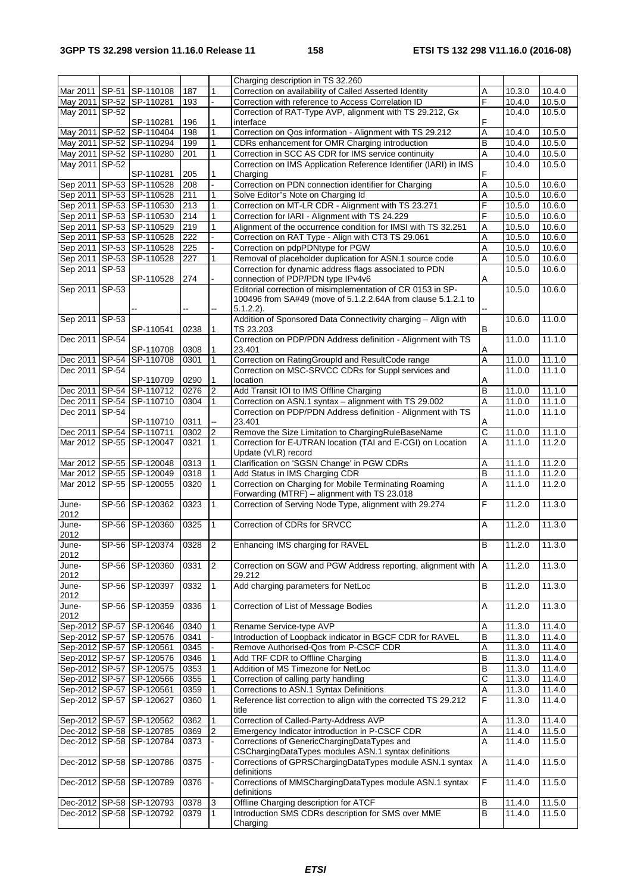| | | | | | Charging description in TS 32.260 | | | |
|---|---|---|---|---|---|---|---|---|
| Mar 2011 | SP-51 | SP-110108 | 187 | 1 | Correction on availability of Called Asserted Identity | A | 10.3.0 | 10.4.0 |
| May 2011 | SP-52 | SP-110281 | 193 | - | Correction with reference to Access Correlation ID | F | 10.4.0 | 10.5.0 |
| May 2011 | SP-52 | SP-110281 | 196 | 1 | Correction of RAT-Type AVP, alignment with TS 29.212, Gx interface | F | 10.4.0 | 10.5.0 |
| May 2011 | SP-52 | SP-110404 | 198 | 1 | Correction on Qos information - Alignment with TS 29.212 | A | 10.4.0 | 10.5.0 |
| May 2011 | SP-52 | SP-110294 | 199 | 1 | CDRs enhancement for OMR Charging introduction | B | 10.4.0 | 10.5.0 |
| May 2011 | SP-52 | SP-110280 | 201 | 1 | Correction in SCC AS CDR for IMS service continuity | A | 10.4.0 | 10.5.0 |
| May 2011 | SP-52 | SP-110281 | 205 | 1 | Correction on IMS Application Reference Identifier (IARI) in IMS Charging | F | 10.4.0 | 10.5.0 |
| Sep 2011 | SP-53 | SP-110528 | 208 | - | Correction on PDN connection identifier for Charging | A | 10.5.0 | 10.6.0 |
| Sep 2011 | SP-53 | SP-110528 | 211 | 1 | Solve Editor"s Note on Charging Id | A | 10.5.0 | 10.6.0 |
| Sep 2011 | SP-53 | SP-110530 | 213 | 1 | Correction on MT-LR CDR - Alignment with TS 23.271 | F | 10.5.0 | 10.6.0 |
| Sep 2011 | SP-53 | SP-110530 | 214 | 1 | Correction for IARI - Alignment with TS 24.229 | F | 10.5.0 | 10.6.0 |
| Sep 2011 | SP-53 | SP-110529 | 219 | 1 | Alignment of the occurrence condition for IMSI with TS 32.251 | A | 10.5.0 | 10.6.0 |
| Sep 2011 | SP-53 | SP-110528 | 222 | - | Correction on RAT Type - Align with CT3 TS 29.061 | A | 10.5.0 | 10.6.0 |
| Sep 2011 | SP-53 | SP-110528 | 225 | - | Correction on pdpPDNtype for PGW | A | 10.5.0 | 10.6.0 |
| Sep 2011 | SP-53 | SP-110528 | 227 | 1 | Removal of placeholder duplication for ASN.1 source code | A | 10.5.0 | 10.6.0 |
| Sep 2011 | SP-53 | SP-110528 | 274 | - | Correction for dynamic address flags associated to PDN connection of PDP/PDN type IPv4v6 | A | 10.5.0 | 10.6.0 |
| Sep 2011 | SP-53 | -- | -- | -- | Editorial correction of misimplementation of CR 0153 in SP-100496 from SA#49 (move of 5.1.2.2.64A from clause 5.1.2.1 to 5.1.2.2). | -- | 10.5.0 | 10.6.0 |
| Sep 2011 | SP-53 | SP-110541 | 0238 | 1 | Addition of Sponsored Data Connectivity charging – Align with TS 23.203 | B | 10.6.0 | 11.0.0 |
| Dec 2011 | SP-54 | SP-110708 | 0308 | 1 | Correction on PDP/PDN Address definition - Alignment with TS 23.401 | A | 11.0.0 | 11.1.0 |
| Dec 2011 | SP-54 | SP-110708 | 0301 | 1 | Correction on RatingGroupId and ResultCode range | A | 11.0.0 | 11.1.0 |
| Dec 2011 | SP-54 | SP-110709 | 0290 | 1 | Correction on MSC-SRVCC CDRs for Suppl services and location | A | 11.0.0 | 11.1.0 |
| Dec 2011 | SP-54 | SP-110712 | 0276 | 2 | Add Transit IOI to IMS Offline Charging | B | 11.0.0 | 11.1.0 |
| Dec 2011 | SP-54 | SP-110710 | 0304 | 1 | Correction on ASN.1 syntax – alignment with TS 29.002 | A | 11.0.0 | 11.1.0 |
| Dec 2011 | SP-54 | SP-110710 | 0311 | -- | Correction on PDP/PDN Address definition - Alignment with TS 23.401 | A | 11.0.0 | 11.1.0 |
| Dec 2011 | SP-54 | SP-110711 | 0302 | 2 | Remove the Size Limitation to ChargingRuleBaseName | C | 11.0.0 | 11.1.0 |
| Mar 2012 | SP-55 | SP-120047 | 0321 | 1 | Correction for E-UTRAN location (TAI and E-CGI) on Location Update (VLR) record | A | 11.1.0 | 11.2.0 |
| Mar 2012 | SP-55 | SP-120048 | 0313 | 1 | Clarification on 'SGSN Change' in PGW CDRs | A | 11.1.0 | 11.2.0 |
| Mar 2012 | SP-55 | SP-120049 | 0318 | 1 | Add Status in IMS Charging CDR | B | 11.1.0 | 11.2.0 |
| Mar 2012 | SP-55 | SP-120055 | 0320 | 1 | Correction on Charging for Mobile Terminating Roaming Forwarding (MTRF) – alignment with TS 23.018 | A | 11.1.0 | 11.2.0 |
| June-2012 | SP-56 | SP-120362 | 0323 | 1 | Correction of Serving Node Type, alignment with 29.274 | F | 11.2.0 | 11.3.0 |
| June-2012 | SP-56 | SP-120360 | 0325 | 1 | Correction of CDRs for SRVCC | A | 11.2.0 | 11.3.0 |
| June-2012 | SP-56 | SP-120374 | 0328 | 2 | Enhancing IMS charging for RAVEL | B | 11.2.0 | 11.3.0 |
| June-2012 | SP-56 | SP-120360 | 0331 | 2 | Correction on SGW and PGW Address reporting, alignment with 29.212 | A | 11.2.0 | 11.3.0 |
| June-2012 | SP-56 | SP-120397 | 0332 | 1 | Add charging parameters for NetLoc | B | 11.2.0 | 11.3.0 |
| June-2012 | SP-56 | SP-120359 | 0336 | 1 | Correction of List of Message Bodies | A | 11.2.0 | 11.3.0 |
| Sep-2012 | SP-57 | SP-120646 | 0340 | 1 | Rename Service-type AVP | A | 11.3.0 | 11.4.0 |
| Sep-2012 | SP-57 | SP-120576 | 0341 | - | Introduction of Loopback indicator in BGCF CDR for RAVEL | B | 11.3.0 | 11.4.0 |
| Sep-2012 | SP-57 | SP-120561 | 0345 | - | Remove Authorised-Qos from P-CSCF CDR | A | 11.3.0 | 11.4.0 |
| Sep-2012 | SP-57 | SP-120576 | 0346 | 1 | Add TRF CDR to Offline Charging | B | 11.3.0 | 11.4.0 |
| Sep-2012 | SP-57 | SP-120575 | 0353 | 1 | Addition of MS Timezone for NetLoc | B | 11.3.0 | 11.4.0 |
| Sep-2012 | SP-57 | SP-120566 | 0355 | 1 | Correction of calling party handling | C | 11.3.0 | 11.4.0 |
| Sep-2012 | SP-57 | SP-120561 | 0359 | 1 | Corrections to ASN.1 Syntax Definitions | A | 11.3.0 | 11.4.0 |
| Sep-2012 | SP-57 | SP-120627 | 0360 | 1 | Reference list correction to align with the corrected TS 29.212 title | F | 11.3.0 | 11.4.0 |
| Sep-2012 | SP-57 | SP-120562 | 0362 | 1 | Correction of Called-Party-Address AVP | A | 11.3.0 | 11.4.0 |
| Dec-2012 | SP-58 | SP-120785 | 0369 | 2 | Emergency Indicator introduction in P-CSCF CDR | A | 11.4.0 | 11.5.0 |
| Dec-2012 | SP-58 | SP-120784 | 0373 | - | Corrections of GenericChargingDataTypes and CSChargingDataTypes modules ASN.1 syntax definitions | A | 11.4.0 | 11.5.0 |
| Dec-2012 | SP-58 | SP-120786 | 0375 | - | Corrections of GPRSChargingDataTypes module ASN.1 syntax definitions | A | 11.4.0 | 11.5.0 |
| Dec-2012 | SP-58 | SP-120789 | 0376 | - | Corrections of MMSChargingDataTypes module ASN.1 syntax definitions | F | 11.4.0 | 11.5.0 |
| Dec-2012 | SP-58 | SP-120793 | 0378 | 3 | Offline Charging description for ATCF | B | 11.4.0 | 11.5.0 |
| Dec-2012 | SP-58 | SP-120792 | 0379 | 1 | Introduction SMS CDRs description for SMS over MME Charging | B | 11.4.0 | 11.5.0 |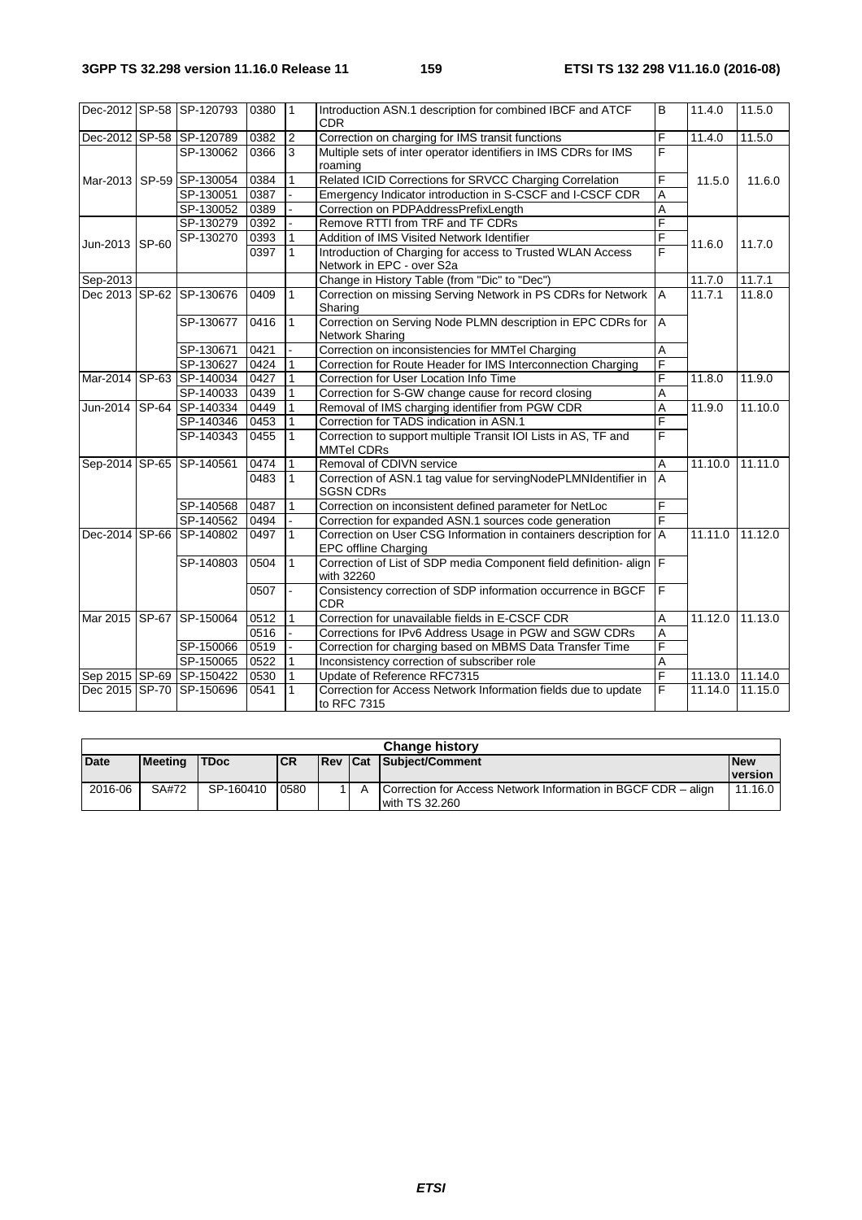| Dec-2012 | SP-58 | SP-120793 | 0380 | 1 | Introduction ASN.1 description for combined IBCF and ATCF CDR | B | 11.4.0 | 11.5.0 |
|---|---|---|---|---|---|---|---|---|
| Dec-2012 | SP-58 | SP-120789 | 0382 | 2 | Correction on charging for IMS transit functions | F | 11.4.0 | 11.5.0 |
| Mar-2013 | SP-59 | SP-130062 | 0366 | 3 | Multiple sets of inter operator identifiers in IMS CDRs for IMS roaming | F | 11.5.0 | 11.6.0 |
| | | SP-130054 | 0384 | 1 | Related ICID Corrections for SRVCC Charging Correlation | F | | |
| | | SP-130051 | 0387 | - | Emergency Indicator introduction in S-CSCF and I-CSCF CDR | A | | |
| | | SP-130052 | 0389 | - | Correction on PDPAddressPrefixLength | A | | |
| Jun-2013 | SP-60 | SP-130279 | 0392 | - | Remove RTTI from TRF and TF CDRs | F | 11.6.0 | 11.7.0 |
| | | SP-130270 | 0393 | 1 | Addition of IMS Visited Network Identifier | F | | |
| | | | 0397 | 1 | Introduction of Charging for access to Trusted WLAN Access Network in EPC - over S2a | F | | |
| Sep-2013 | | | | | Change in History Table (from "Dic" to "Dec") | | 11.7.0 | 11.7.1 |
| Dec 2013 | SP-62 | SP-130676 | 0409 | 1 | Correction on missing Serving Network in PS CDRs for Network Sharing | A | 11.7.1 | 11.8.0 |
| | | SP-130677 | 0416 | 1 | Correction on Serving Node PLMN description in EPC CDRs for Network Sharing | A | | |
| | | SP-130671 | 0421 | - | Correction on inconsistencies for MMTel Charging | A | | |
| | | SP-130627 | 0424 | 1 | Correction for Route Header for IMS Interconnection Charging | F | | |
| Mar-2014 | SP-63 | SP-140034 | 0427 | 1 | Correction for User Location Info Time | F | 11.8.0 | 11.9.0 |
| | | SP-140033 | 0439 | 1 | Correction for S-GW change cause for record closing | A | | |
| Jun-2014 | SP-64 | SP-140334 | 0449 | 1 | Removal of IMS charging identifier from PGW CDR | A | 11.9.0 | 11.10.0 |
| | | SP-140346 | 0453 | 1 | Correction for TADS indication in ASN.1 | F | | |
| | | SP-140343 | 0455 | 1 | Correction to support multiple Transit IOI Lists in AS, TF and MMTel CDRs | F | | |
| Sep-2014 | SP-65 | SP-140561 | 0474 | 1 | Removal of CDIVN service | A | 11.10.0 | 11.11.0 |
| | | | 0483 | 1 | Correction of ASN.1 tag value for servingNodePLMNIdentifier in SGSN CDRs | A | | |
| | | SP-140568 | 0487 | 1 | Correction on inconsistent defined parameter for NetLoc | F | | |
| | | SP-140562 | 0494 | - | Correction for expanded ASN.1 sources code generation | F | | |
| Dec-2014 | SP-66 | SP-140802 | 0497 | 1 | Correction on User CSG Information in containers description for EPC offline Charging | A | 11.11.0 | 11.12.0 |
| | | SP-140803 | 0504 | 1 | Correction of List of SDP media Component field definition- align with 32260 | F | | |
| | | | 0507 | - | Consistency correction of SDP information occurrence in BGCF CDR | F | | |
| Mar 2015 | SP-67 | SP-150064 | 0512 | 1 | Correction for unavailable fields in E-CSCF CDR | A | 11.12.0 | 11.13.0 |
| | | | 0516 | - | Corrections for IPv6 Address Usage in PGW and SGW CDRs | A | | |
| | | SP-150066 | 0519 | - | Correction for charging based on MBMS Data Transfer Time | F | | |
| | | SP-150065 | 0522 | 1 | Inconsistency correction of subscriber role | A | | |
| Sep 2015 | SP-69 | SP-150422 | 0530 | 1 | Update of Reference RFC7315 | F | 11.13.0 | 11.14.0 |
| Dec 2015 | SP-70 | SP-150696 | 0541 | 1 | Correction for Access Network Information fields due to update to RFC 7315 | F | 11.14.0 | 11.15.0 |

| Change history | | | | | | | |
|---|---|---|---|---|---|---|---|
| **Date** | **Meeting** | **TDoc** | **CR** | **Rev** | **Cat** | **Subject/Comment** | **New version** |
| 2016-06 | SA#72 | SP-160410 | 0580 | 1 | A | Correction for Access Network Information in BGCF CDR – align with TS 32.260 | 11.16.0 |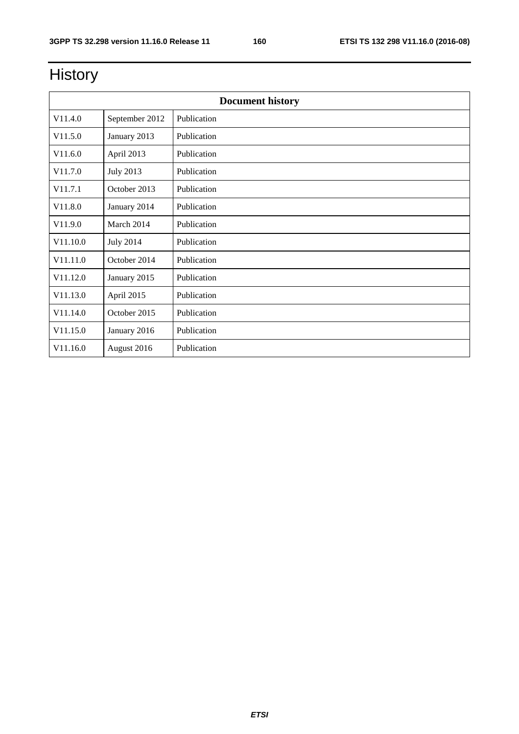# History

| Document history | | |
|---|---|---|
| V11.4.0 | September 2012 | Publication |
| V11.5.0 | January 2013 | Publication |
| V11.6.0 | April 2013 | Publication |
| V11.7.0 | July 2013 | Publication |
| V11.7.1 | October 2013 | Publication |
| V11.8.0 | January 2014 | Publication |
| V11.9.0 | March 2014 | Publication |
| V11.10.0 | July 2014 | Publication |
| V11.11.0 | October 2014 | Publication |
| V11.12.0 | January 2015 | Publication |
| V11.13.0 | April 2015 | Publication |
| V11.14.0 | October 2015 | Publication |
| V11.15.0 | January 2016 | Publication |
| V11.16.0 | August 2016 | Publication |